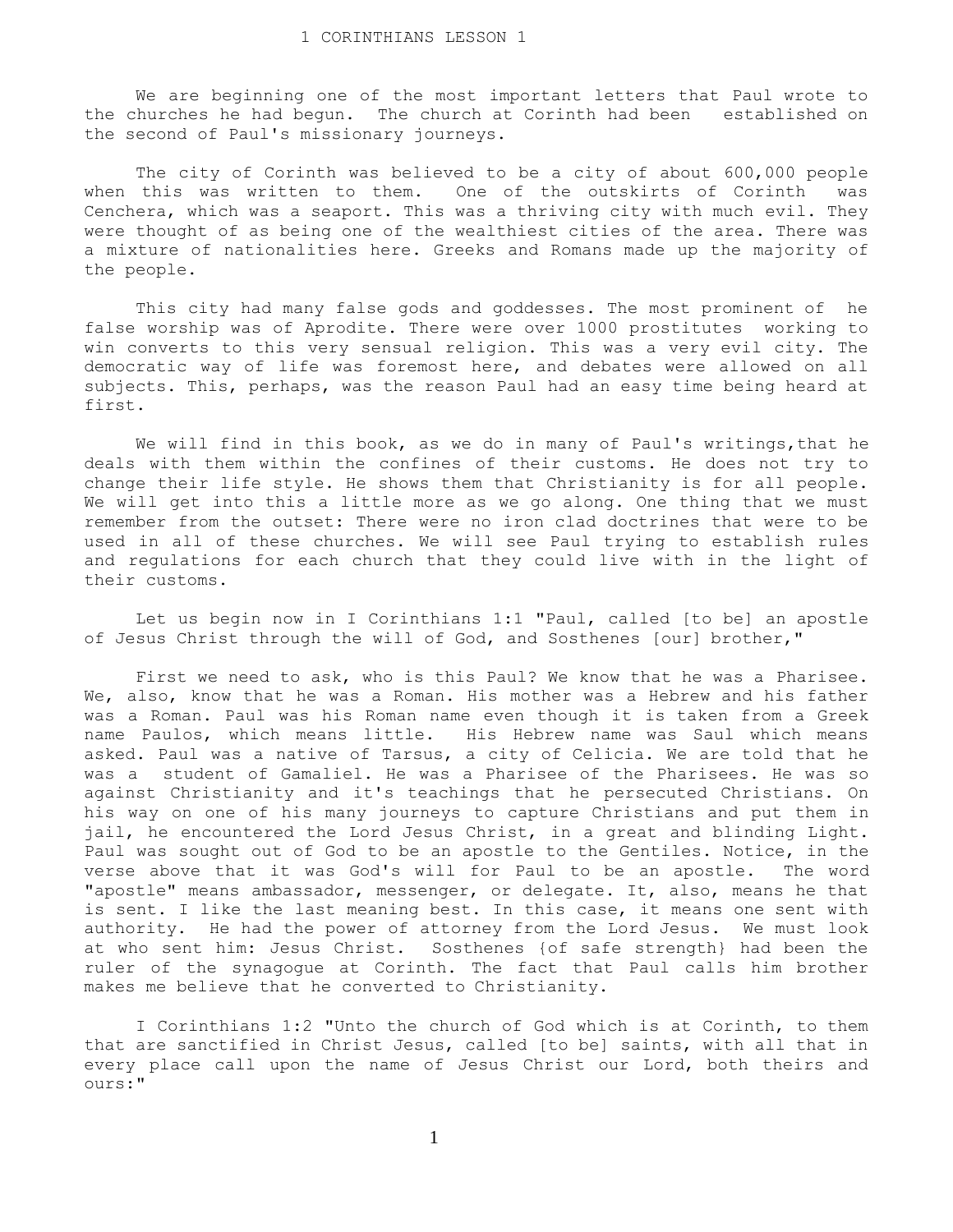# 1 CORINTHIANS LESSON 1

We are beginning one of the most important letters that Paul wrote to the churches he had begun. The church at Corinth had been established on the second of Paul's missionary journeys.

The city of Corinth was believed to be a city of about 600,000 people when this was written to them. One of the outskirts of Corinth was Cenchera, which was a seaport. This was a thriving city with much evil. They were thought of as being one of the wealthiest cities of the area. There was a mixture of nationalities here. Greeks and Romans made up the majority of the people.

This city had many false gods and goddesses. The most prominent of he false worship was of Aprodite. There were over 1000 prostitutes working to win converts to this very sensual religion. This was a very evil city. The democratic way of life was foremost here, and debates were allowed on all subjects. This, perhaps, was the reason Paul had an easy time being heard at first.

We will find in this book, as we do in many of Paul's writings,that he deals with them within the confines of their customs. He does not try to change their life style. He shows them that Christianity is for all people. We will get into this a little more as we go along. One thing that we must remember from the outset: There were no iron clad doctrines that were to be used in all of these churches. We will see Paul trying to establish rules and regulations for each church that they could live with in the light of their customs.

Let us begin now in I Corinthians 1:1 "Paul, called [to be] an apostle of Jesus Christ through the will of God, and Sosthenes [our] brother,"

First we need to ask, who is this Paul? We know that he was a Pharisee. We, also, know that he was a Roman. His mother was a Hebrew and his father was a Roman. Paul was his Roman name even though it is taken from a Greek name Paulos, which means little. His Hebrew name was Saul which means asked. Paul was a native of Tarsus, a city of Celicia. We are told that he was a student of Gamaliel. He was a Pharisee of the Pharisees. He was so against Christianity and it's teachings that he persecuted Christians. On his way on one of his many journeys to capture Christians and put them in jail, he encountered the Lord Jesus Christ, in a great and blinding Light. Paul was sought out of God to be an apostle to the Gentiles. Notice, in the verse above that it was God's will for Paul to be an apostle. The word "apostle" means ambassador, messenger, or delegate. It, also, means he that is sent. I like the last meaning best. In this case, it means one sent with authority. He had the power of attorney from the Lord Jesus. We must look at who sent him: Jesus Christ. Sosthenes {of safe strength} had been the ruler of the synagogue at Corinth. The fact that Paul calls him brother makes me believe that he converted to Christianity.

I Corinthians 1:2 "Unto the church of God which is at Corinth, to them that are sanctified in Christ Jesus, called [to be] saints, with all that in every place call upon the name of Jesus Christ our Lord, both theirs and ours:"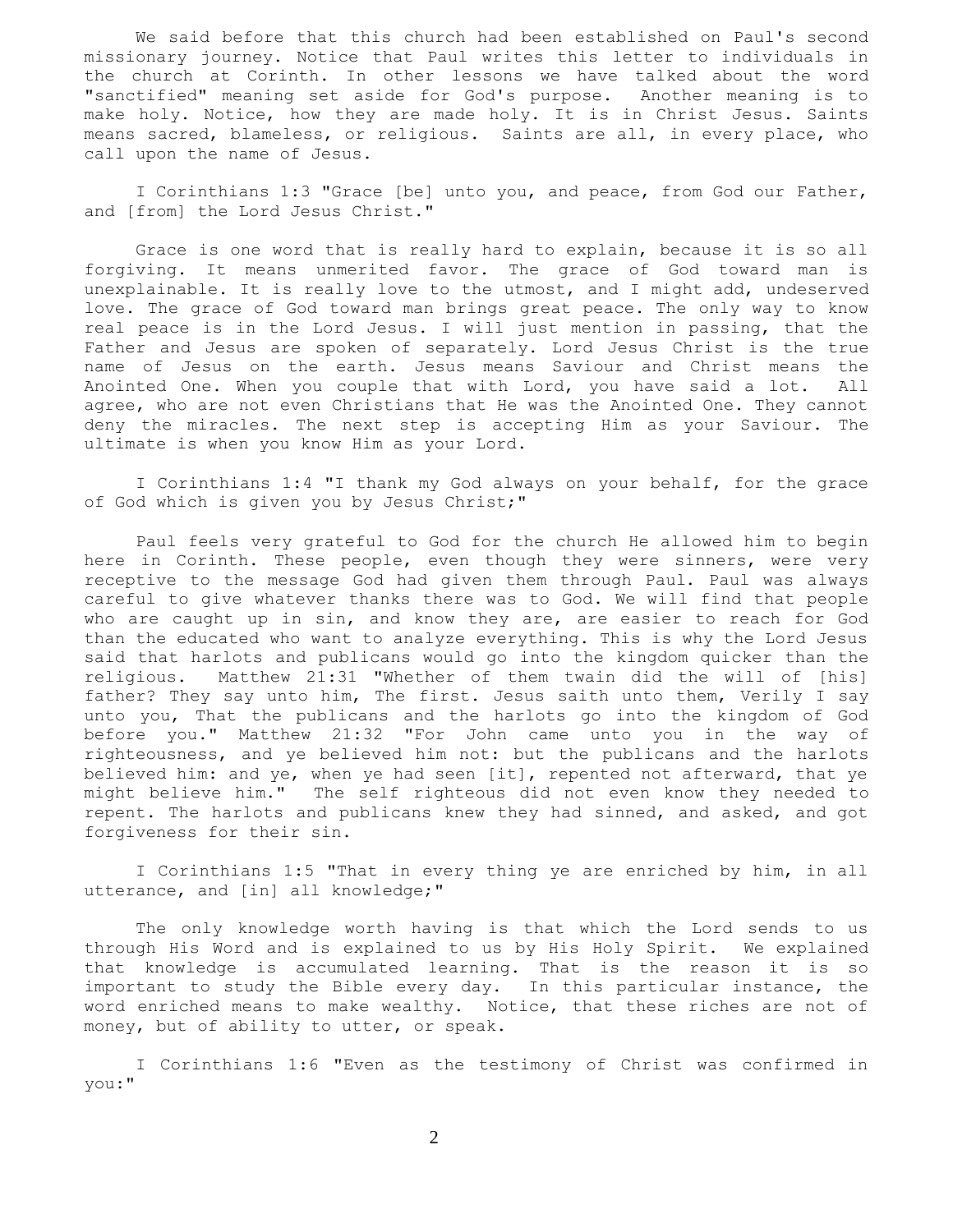We said before that this church had been established on Paul's second missionary journey. Notice that Paul writes this letter to individuals in the church at Corinth. In other lessons we have talked about the word "sanctified" meaning set aside for God's purpose. Another meaning is to make holy. Notice, how they are made holy. It is in Christ Jesus. Saints means sacred, blameless, or religious. Saints are all, in every place, who call upon the name of Jesus.

I Corinthians 1:3 "Grace [be] unto you, and peace, from God our Father, and [from] the Lord Jesus Christ."

Grace is one word that is really hard to explain, because it is so all forgiving. It means unmerited favor. The grace of God toward man is unexplainable. It is really love to the utmost, and I might add, undeserved love. The grace of God toward man brings great peace. The only way to know real peace is in the Lord Jesus. I will just mention in passing, that the Father and Jesus are spoken of separately. Lord Jesus Christ is the true name of Jesus on the earth. Jesus means Saviour and Christ means the Anointed One. When you couple that with Lord, you have said a lot. All agree, who are not even Christians that He was the Anointed One. They cannot deny the miracles. The next step is accepting Him as your Saviour. The ultimate is when you know Him as your Lord.

I Corinthians 1:4 "I thank my God always on your behalf, for the grace of God which is given you by Jesus Christ;"

Paul feels very grateful to God for the church He allowed him to begin here in Corinth. These people, even though they were sinners, were very receptive to the message God had given them through Paul. Paul was always careful to give whatever thanks there was to God. We will find that people who are caught up in sin, and know they are, are easier to reach for God than the educated who want to analyze everything. This is why the Lord Jesus said that harlots and publicans would go into the kingdom quicker than the religious. Matthew 21:31 "Whether of them twain did the will of [his] father? They say unto him, The first. Jesus saith unto them, Verily I say unto you, That the publicans and the harlots go into the kingdom of God before you." Matthew 21:32 "For John came unto you in the way of righteousness, and ye believed him not: but the publicans and the harlots believed him: and ye, when ye had seen [it], repented not afterward, that ye might believe him." The self righteous did not even know they needed to repent. The harlots and publicans knew they had sinned, and asked, and got forgiveness for their sin.

I Corinthians 1:5 "That in every thing ye are enriched by him, in all utterance, and [in] all knowledge;"

The only knowledge worth having is that which the Lord sends to us through His Word and is explained to us by His Holy Spirit. We explained that knowledge is accumulated learning. That is the reason it is so important to study the Bible every day. In this particular instance, the word enriched means to make wealthy. Notice, that these riches are not of money, but of ability to utter, or speak.

I Corinthians 1:6 "Even as the testimony of Christ was confirmed in you:"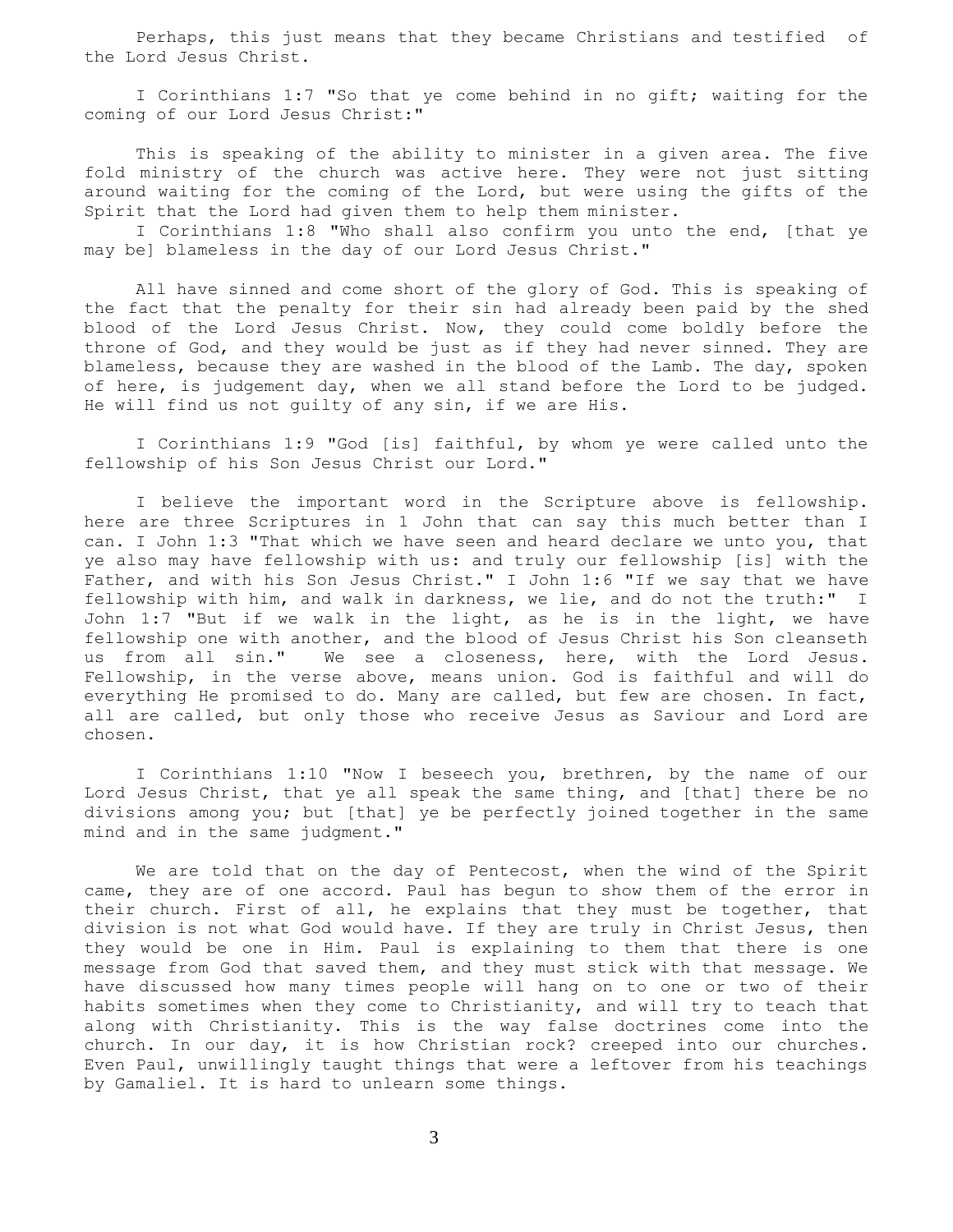Perhaps, this just means that they became Christians and testified of the Lord Jesus Christ.

I Corinthians 1:7 "So that ye come behind in no gift; waiting for the coming of our Lord Jesus Christ:"

This is speaking of the ability to minister in a given area. The five fold ministry of the church was active here. They were not just sitting around waiting for the coming of the Lord, but were using the gifts of the Spirit that the Lord had given them to help them minister.

I Corinthians 1:8 "Who shall also confirm you unto the end, [that ye may be] blameless in the day of our Lord Jesus Christ."

All have sinned and come short of the glory of God. This is speaking of the fact that the penalty for their sin had already been paid by the shed blood of the Lord Jesus Christ. Now, they could come boldly before the throne of God, and they would be just as if they had never sinned. They are blameless, because they are washed in the blood of the Lamb. The day, spoken of here, is judgement day, when we all stand before the Lord to be judged. He will find us not guilty of any sin, if we are His.

I Corinthians 1:9 "God [is] faithful, by whom ye were called unto the fellowship of his Son Jesus Christ our Lord."

I believe the important word in the Scripture above is fellowship. here are three Scriptures in 1 John that can say this much better than I can. I John 1:3 "That which we have seen and heard declare we unto you, that ye also may have fellowship with us: and truly our fellowship [is] with the Father, and with his Son Jesus Christ." I John 1:6 "If we say that we have fellowship with him, and walk in darkness, we lie, and do not the truth:" I John 1:7 "But if we walk in the light, as he is in the light, we have fellowship one with another, and the blood of Jesus Christ his Son cleanseth us from all sin." We see a closeness, here, with the Lord Jesus. Fellowship, in the verse above, means union. God is faithful and will do everything He promised to do. Many are called, but few are chosen. In fact, all are called, but only those who receive Jesus as Saviour and Lord are chosen.

I Corinthians 1:10 "Now I beseech you, brethren, by the name of our Lord Jesus Christ, that ye all speak the same thing, and [that] there be no divisions among you; but [that] ye be perfectly joined together in the same mind and in the same judgment."

We are told that on the day of Pentecost, when the wind of the Spirit came, they are of one accord. Paul has begun to show them of the error in their church. First of all, he explains that they must be together, that division is not what God would have. If they are truly in Christ Jesus, then they would be one in Him. Paul is explaining to them that there is one message from God that saved them, and they must stick with that message. We have discussed how many times people will hang on to one or two of their habits sometimes when they come to Christianity, and will try to teach that along with Christianity. This is the way false doctrines come into the church. In our day, it is how Christian rock? creeped into our churches. Even Paul, unwillingly taught things that were a leftover from his teachings by Gamaliel. It is hard to unlearn some things.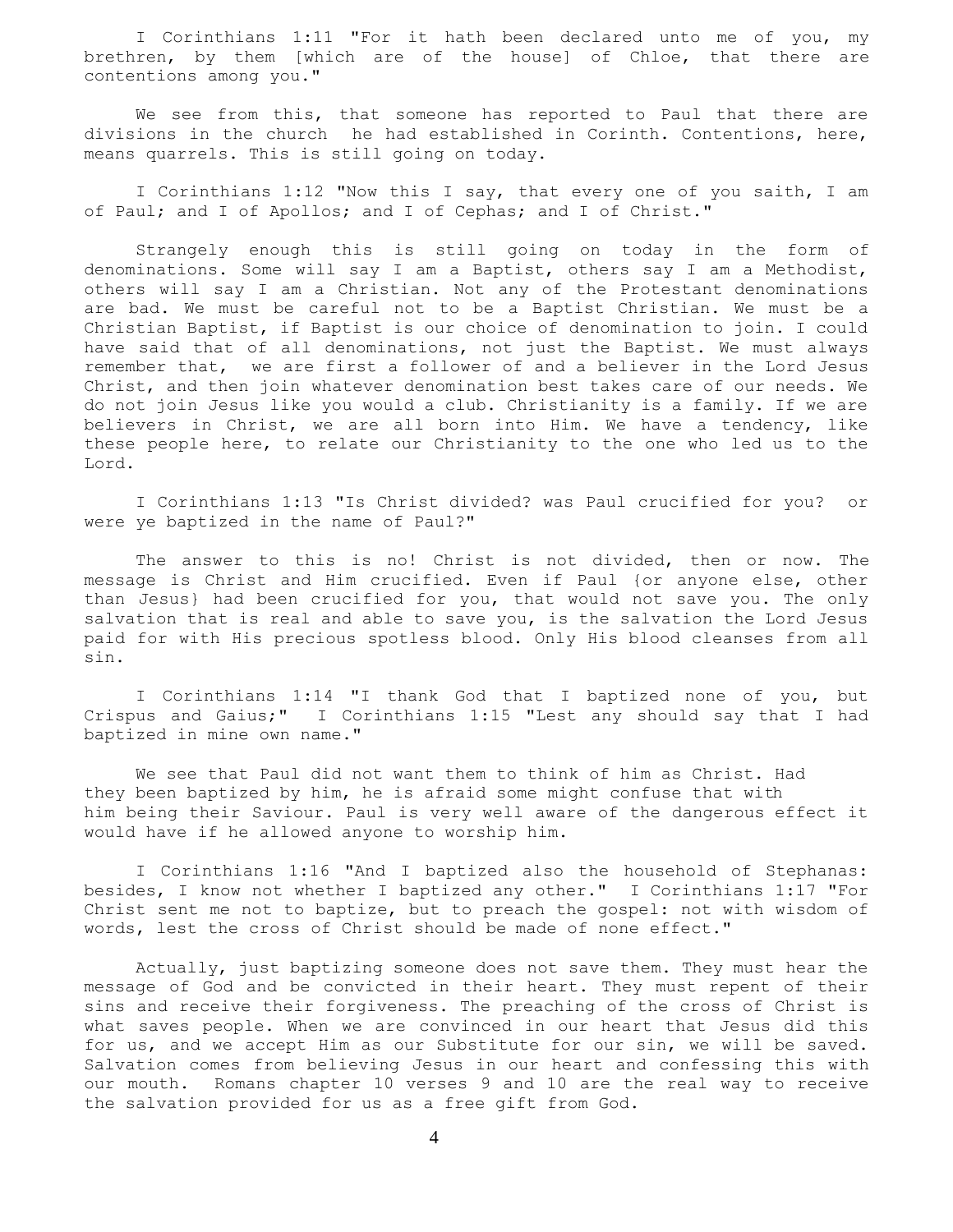I Corinthians 1:11 "For it hath been declared unto me of you, my brethren, by them [which are of the house] of Chloe, that there are contentions among you."

We see from this, that someone has reported to Paul that there are divisions in the church he had established in Corinth. Contentions, here, means quarrels. This is still going on today.

I Corinthians 1:12 "Now this I say, that every one of you saith, I am of Paul; and I of Apollos; and I of Cephas; and I of Christ."

Strangely enough this is still going on today in the form of denominations. Some will say I am a Baptist, others say I am a Methodist, others will say I am a Christian. Not any of the Protestant denominations are bad. We must be careful not to be a Baptist Christian. We must be a Christian Baptist, if Baptist is our choice of denomination to join. I could have said that of all denominations, not just the Baptist. We must always remember that, we are first a follower of and a believer in the Lord Jesus Christ, and then join whatever denomination best takes care of our needs. We do not join Jesus like you would a club. Christianity is a family. If we are believers in Christ, we are all born into Him. We have a tendency, like these people here, to relate our Christianity to the one who led us to the Lord.

I Corinthians 1:13 "Is Christ divided? was Paul crucified for you? or were ye baptized in the name of Paul?"

The answer to this is no! Christ is not divided, then or now. The message is Christ and Him crucified. Even if Paul {or anyone else, other than Jesus} had been crucified for you, that would not save you. The only salvation that is real and able to save you, is the salvation the Lord Jesus paid for with His precious spotless blood. Only His blood cleanses from all sin.

I Corinthians 1:14 "I thank God that I baptized none of you, but Crispus and Gaius;" I Corinthians 1:15 "Lest any should say that I had baptized in mine own name."

We see that Paul did not want them to think of him as Christ. Had they been baptized by him, he is afraid some might confuse that with him being their Saviour. Paul is very well aware of the dangerous effect it would have if he allowed anyone to worship him.

I Corinthians 1:16 "And I baptized also the household of Stephanas: besides, I know not whether I baptized any other." I Corinthians 1:17 "For Christ sent me not to baptize, but to preach the gospel: not with wisdom of words, lest the cross of Christ should be made of none effect."

Actually, just baptizing someone does not save them. They must hear the message of God and be convicted in their heart. They must repent of their sins and receive their forgiveness. The preaching of the cross of Christ is what saves people. When we are convinced in our heart that Jesus did this for us, and we accept Him as our Substitute for our sin, we will be saved. Salvation comes from believing Jesus in our heart and confessing this with our mouth. Romans chapter 10 verses 9 and 10 are the real way to receive the salvation provided for us as a free gift from God.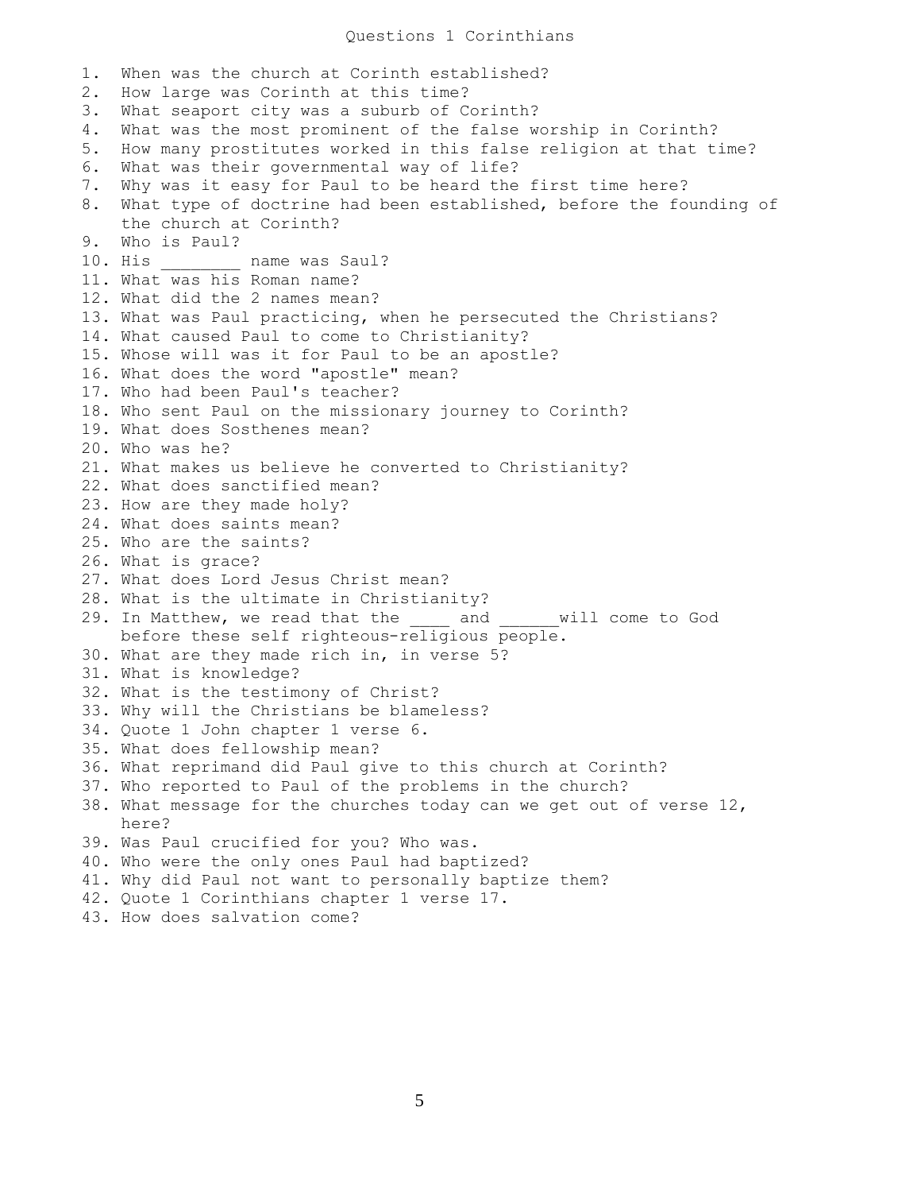# Questions 1 Corinthians

1. When was the church at Corinth established?
2. How large was Corinth at this time?
3. What seaport city was a suburb of Corinth?
4. What was the most prominent of the false worship in Corinth?
5. How many prostitutes worked in this false religion at that time?
6. What was their governmental way of life?
7. Why was it easy for Paul to be heard the first time here?
8. What type of doctrine had been established, before the founding of the church at Corinth?
9. Who is Paul?
10. His ________ name was Saul?
11. What was his Roman name?
12. What did the 2 names mean?
13. What was Paul practicing, when he persecuted the Christians?
14. What caused Paul to come to Christianity?
15. Whose will was it for Paul to be an apostle?
16. What does the word "apostle" mean?
17. Who had been Paul's teacher?
18. Who sent Paul on the missionary journey to Corinth?
19. What does Sosthenes mean?
20. Who was he?
21. What makes us believe he converted to Christianity?
22. What does sanctified mean?
23. How are they made holy?
24. What does saints mean?
25. Who are the saints?
26. What is grace?
27. What does Lord Jesus Christ mean?
28. What is the ultimate in Christianity?
29. In Matthew, we read that the ____ and ______will come to God before these self righteous-religious people.
30. What are they made rich in, in verse 5?
31. What is knowledge?
32. What is the testimony of Christ?
33. Why will the Christians be blameless?
34. Quote 1 John chapter 1 verse 6.
35. What does fellowship mean?
36. What reprimand did Paul give to this church at Corinth?
37. Who reported to Paul of the problems in the church?
38. What message for the churches today can we get out of verse 12, here?
39. Was Paul crucified for you? Who was.
40. Who were the only ones Paul had baptized?
41. Why did Paul not want to personally baptize them?
42. Quote 1 Corinthians chapter 1 verse 17.
43. How does salvation come?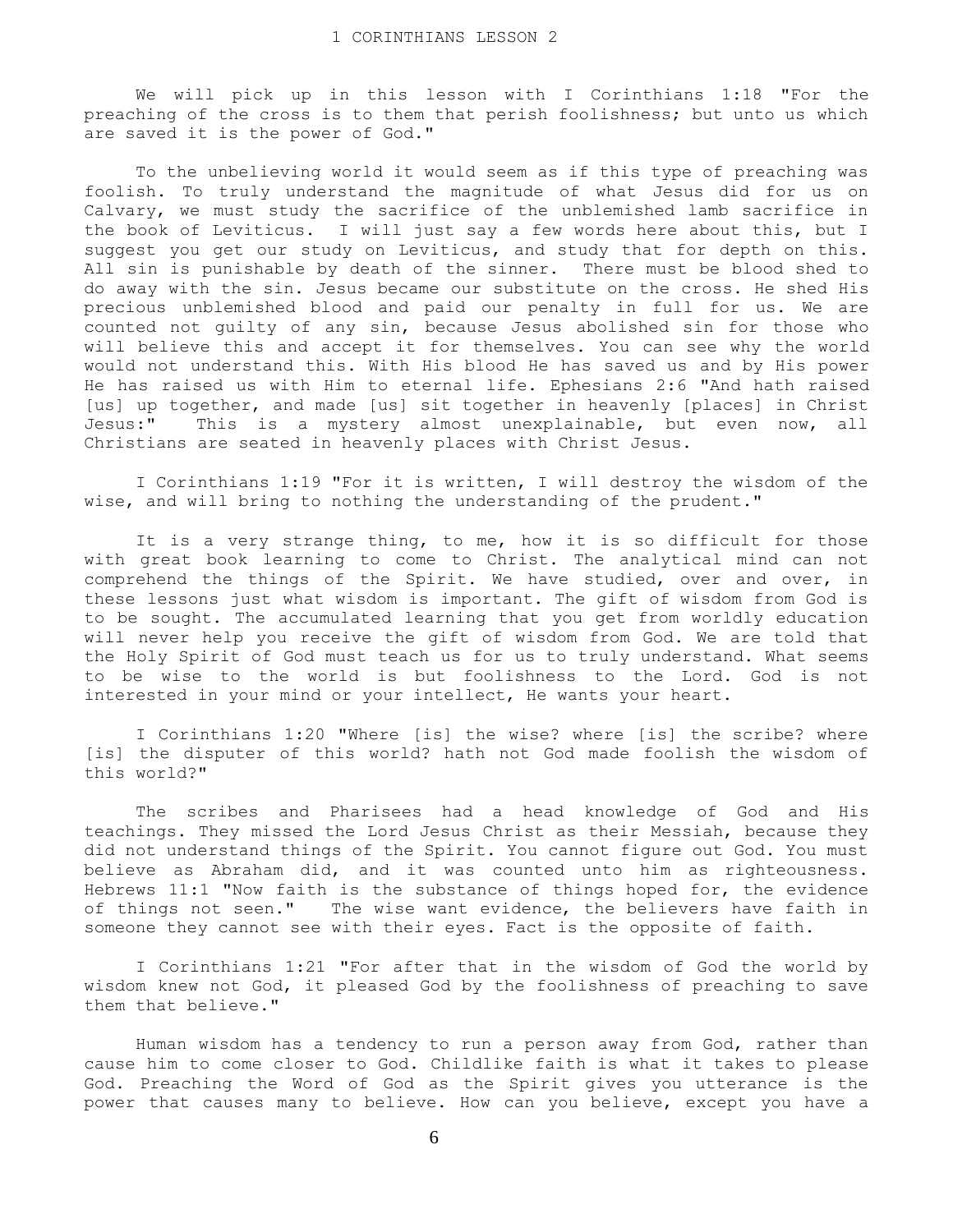# 1 CORINTHIANS LESSON 2

We will pick up in this lesson with I Corinthians 1:18 "For the preaching of the cross is to them that perish foolishness; but unto us which are saved it is the power of God."

To the unbelieving world it would seem as if this type of preaching was foolish. To truly understand the magnitude of what Jesus did for us on Calvary, we must study the sacrifice of the unblemished lamb sacrifice in the book of Leviticus. I will just say a few words here about this, but I suggest you get our study on Leviticus, and study that for depth on this. All sin is punishable by death of the sinner. There must be blood shed to do away with the sin. Jesus became our substitute on the cross. He shed His precious unblemished blood and paid our penalty in full for us. We are counted not guilty of any sin, because Jesus abolished sin for those who will believe this and accept it for themselves. You can see why the world would not understand this. With His blood He has saved us and by His power He has raised us with Him to eternal life. Ephesians 2:6 "And hath raised [us] up together, and made [us] sit together in heavenly [places] in Christ Jesus:" This is a mystery almost unexplainable, but even now, all Christians are seated in heavenly places with Christ Jesus.

I Corinthians 1:19 "For it is written, I will destroy the wisdom of the wise, and will bring to nothing the understanding of the prudent."

It is a very strange thing, to me, how it is so difficult for those with great book learning to come to Christ. The analytical mind can not comprehend the things of the Spirit. We have studied, over and over, in these lessons just what wisdom is important. The gift of wisdom from God is to be sought. The accumulated learning that you get from worldly education will never help you receive the gift of wisdom from God. We are told that the Holy Spirit of God must teach us for us to truly understand. What seems to be wise to the world is but foolishness to the Lord. God is not interested in your mind or your intellect, He wants your heart.

I Corinthians 1:20 "Where [is] the wise? where [is] the scribe? where [is] the disputer of this world? hath not God made foolish the wisdom of this world?"

The scribes and Pharisees had a head knowledge of God and His teachings. They missed the Lord Jesus Christ as their Messiah, because they did not understand things of the Spirit. You cannot figure out God. You must believe as Abraham did, and it was counted unto him as righteousness. Hebrews 11:1 "Now faith is the substance of things hoped for, the evidence of things not seen." The wise want evidence, the believers have faith in someone they cannot see with their eyes. Fact is the opposite of faith.

I Corinthians 1:21 "For after that in the wisdom of God the world by wisdom knew not God, it pleased God by the foolishness of preaching to save them that believe."

Human wisdom has a tendency to run a person away from God, rather than cause him to come closer to God. Childlike faith is what it takes to please God. Preaching the Word of God as the Spirit gives you utterance is the power that causes many to believe. How can you believe, except you have a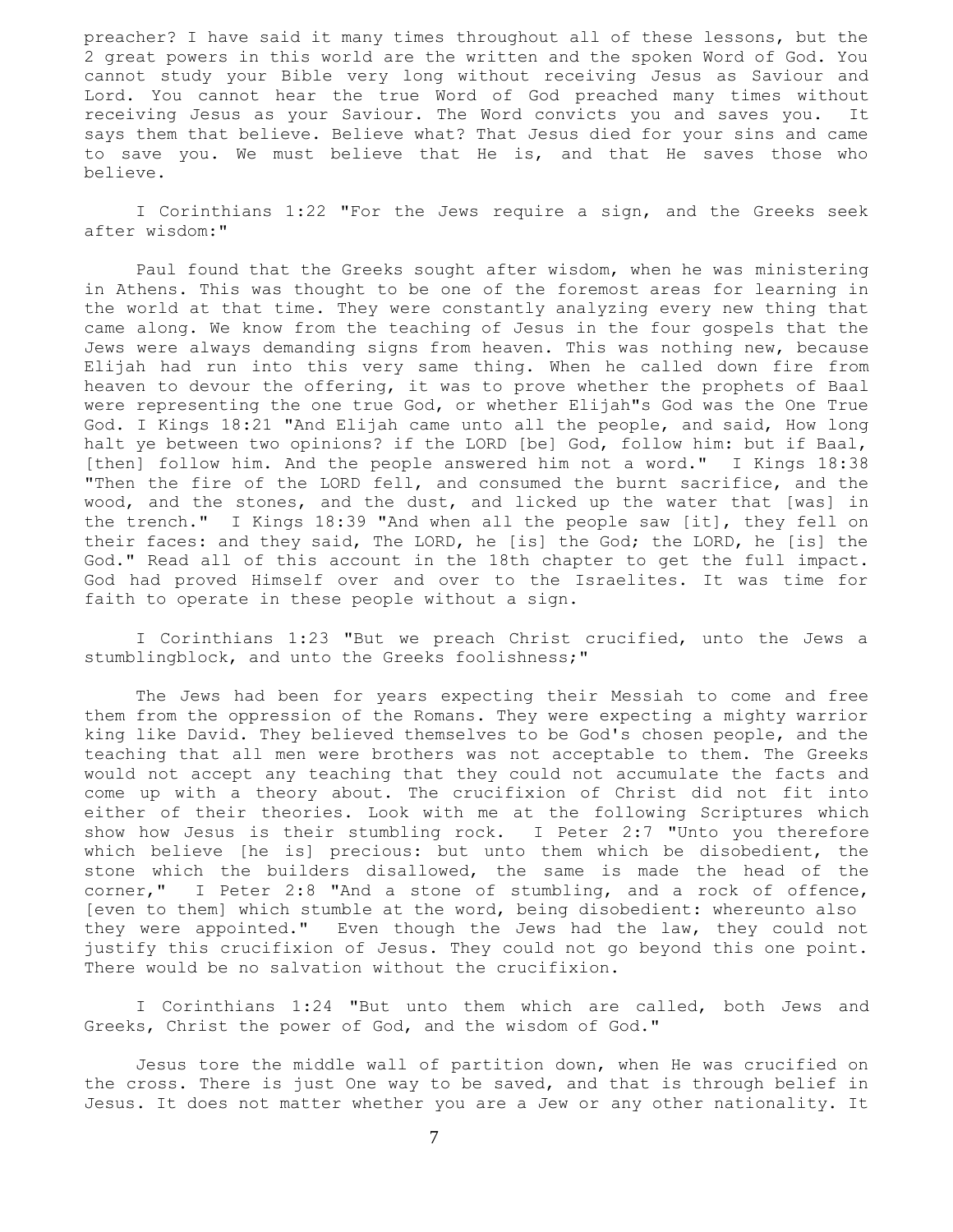preacher? I have said it many times throughout all of these lessons, but the 2 great powers in this world are the written and the spoken Word of God. You cannot study your Bible very long without receiving Jesus as Saviour and Lord. You cannot hear the true Word of God preached many times without receiving Jesus as your Saviour. The Word convicts you and saves you. It says them that believe. Believe what? That Jesus died for your sins and came to save you. We must believe that He is, and that He saves those who believe.

I Corinthians 1:22 "For the Jews require a sign, and the Greeks seek after wisdom:"

Paul found that the Greeks sought after wisdom, when he was ministering in Athens. This was thought to be one of the foremost areas for learning in the world at that time. They were constantly analyzing every new thing that came along. We know from the teaching of Jesus in the four gospels that the Jews were always demanding signs from heaven. This was nothing new, because Elijah had run into this very same thing. When he called down fire from heaven to devour the offering, it was to prove whether the prophets of Baal were representing the one true God, or whether Elijah"s God was the One True God. I Kings 18:21 "And Elijah came unto all the people, and said, How long halt ye between two opinions? if the LORD [be] God, follow him: but if Baal, [then] follow him. And the people answered him not a word." I Kings 18:38 "Then the fire of the LORD fell, and consumed the burnt sacrifice, and the wood, and the stones, and the dust, and licked up the water that [was] in the trench." I Kings 18:39 "And when all the people saw [it], they fell on their faces: and they said, The LORD, he [is] the God; the LORD, he [is] the God." Read all of this account in the 18th chapter to get the full impact. God had proved Himself over and over to the Israelites. It was time for faith to operate in these people without a sign.

I Corinthians 1:23 "But we preach Christ crucified, unto the Jews a stumblingblock, and unto the Greeks foolishness;"

The Jews had been for years expecting their Messiah to come and free them from the oppression of the Romans. They were expecting a mighty warrior king like David. They believed themselves to be God's chosen people, and the teaching that all men were brothers was not acceptable to them. The Greeks would not accept any teaching that they could not accumulate the facts and come up with a theory about. The crucifixion of Christ did not fit into either of their theories. Look with me at the following Scriptures which show how Jesus is their stumbling rock. I Peter 2:7 "Unto you therefore which believe [he is] precious: but unto them which be disobedient, the stone which the builders disallowed, the same is made the head of the corner," I Peter 2:8 "And a stone of stumbling, and a rock of offence, [even to them] which stumble at the word, being disobedient: whereunto also they were appointed." Even though the Jews had the law, they could not justify this crucifixion of Jesus. They could not go beyond this one point. There would be no salvation without the crucifixion.

I Corinthians 1:24 "But unto them which are called, both Jews and Greeks, Christ the power of God, and the wisdom of God."

Jesus tore the middle wall of partition down, when He was crucified on the cross. There is just One way to be saved, and that is through belief in Jesus. It does not matter whether you are a Jew or any other nationality. It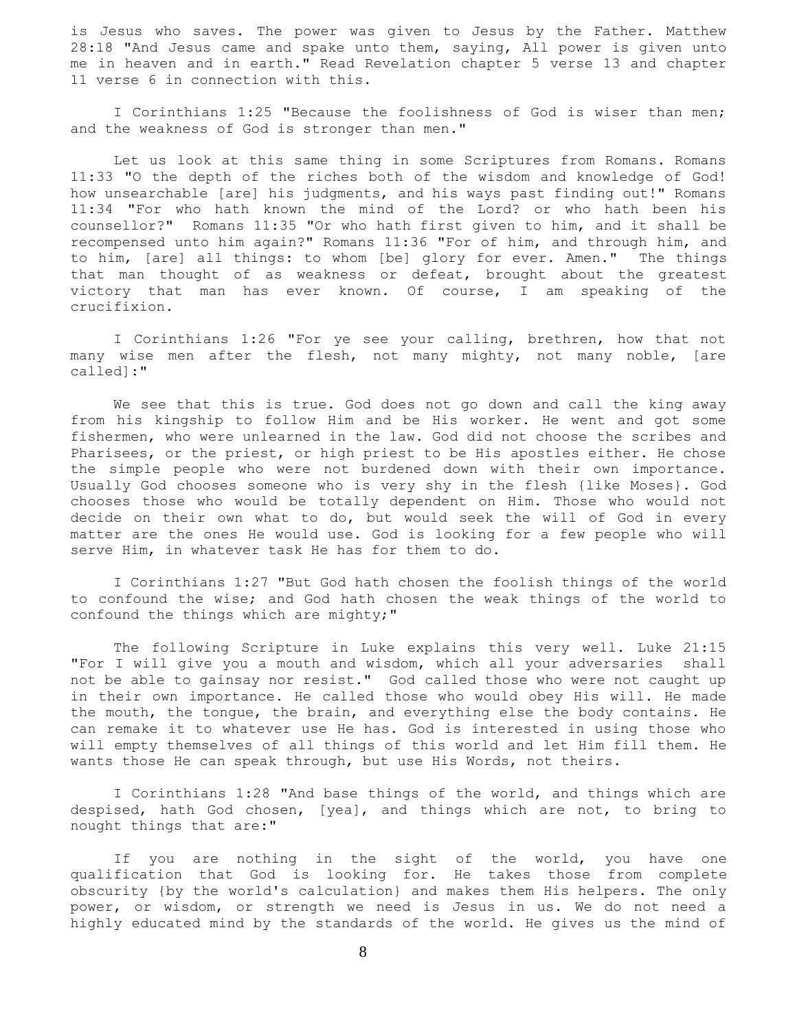is Jesus who saves. The power was given to Jesus by the Father. Matthew 28:18 "And Jesus came and spake unto them, saying, All power is given unto me in heaven and in earth." Read Revelation chapter 5 verse 13 and chapter 11 verse 6 in connection with this.

I Corinthians 1:25 "Because the foolishness of God is wiser than men; and the weakness of God is stronger than men."

Let us look at this same thing in some Scriptures from Romans. Romans 11:33 "O the depth of the riches both of the wisdom and knowledge of God! how unsearchable [are] his judgments, and his ways past finding out!" Romans 11:34 "For who hath known the mind of the Lord? or who hath been his counsellor?" Romans 11:35 "Or who hath first given to him, and it shall be recompensed unto him again?" Romans 11:36 "For of him, and through him, and to him, [are] all things: to whom [be] glory for ever. Amen." The things that man thought of as weakness or defeat, brought about the greatest victory that man has ever known. Of course, I am speaking of the crucifixion.

I Corinthians 1:26 "For ye see your calling, brethren, how that not many wise men after the flesh, not many mighty, not many noble, [are called]:"

We see that this is true. God does not go down and call the king away from his kingship to follow Him and be His worker. He went and got some fishermen, who were unlearned in the law. God did not choose the scribes and Pharisees, or the priest, or high priest to be His apostles either. He chose the simple people who were not burdened down with their own importance. Usually God chooses someone who is very shy in the flesh {like Moses}. God chooses those who would be totally dependent on Him. Those who would not decide on their own what to do, but would seek the will of God in every matter are the ones He would use. God is looking for a few people who will serve Him, in whatever task He has for them to do.

I Corinthians 1:27 "But God hath chosen the foolish things of the world to confound the wise; and God hath chosen the weak things of the world to confound the things which are mighty;"

The following Scripture in Luke explains this very well. Luke 21:15 "For I will give you a mouth and wisdom, which all your adversaries shall not be able to gainsay nor resist." God called those who were not caught up in their own importance. He called those who would obey His will. He made the mouth, the tongue, the brain, and everything else the body contains. He can remake it to whatever use He has. God is interested in using those who will empty themselves of all things of this world and let Him fill them. He wants those He can speak through, but use His Words, not theirs.

I Corinthians 1:28 "And base things of the world, and things which are despised, hath God chosen, [yea], and things which are not, to bring to nought things that are:"

If you are nothing in the sight of the world, you have one qualification that God is looking for. He takes those from complete obscurity {by the world's calculation} and makes them His helpers. The only power, or wisdom, or strength we need is Jesus in us. We do not need a highly educated mind by the standards of the world. He gives us the mind of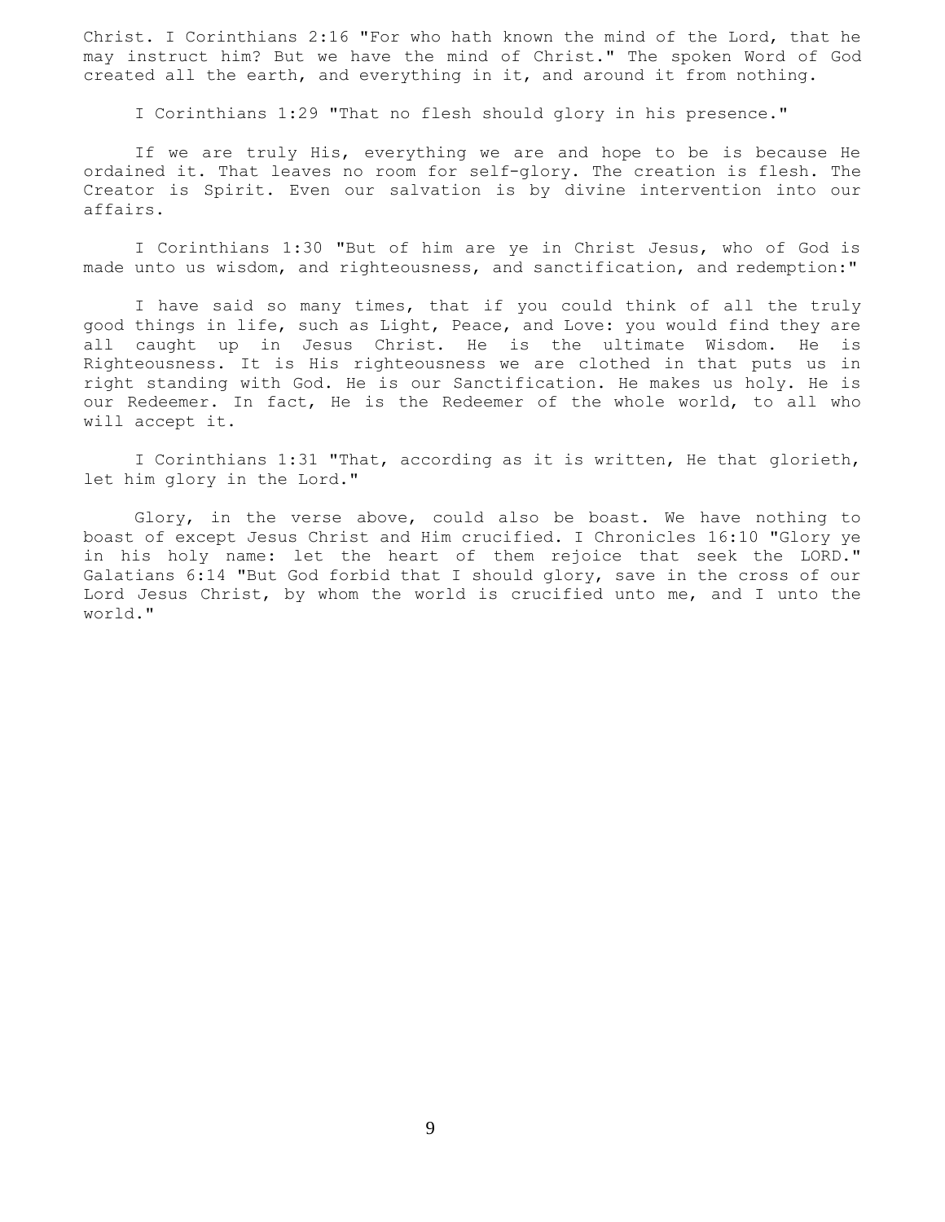Christ. I Corinthians 2:16 "For who hath known the mind of the Lord, that he may instruct him? But we have the mind of Christ." The spoken Word of God created all the earth, and everything in it, and around it from nothing.

I Corinthians 1:29 "That no flesh should glory in his presence."

If we are truly His, everything we are and hope to be is because He ordained it. That leaves no room for self-glory. The creation is flesh. The Creator is Spirit. Even our salvation is by divine intervention into our affairs.

I Corinthians 1:30 "But of him are ye in Christ Jesus, who of God is made unto us wisdom, and righteousness, and sanctification, and redemption:"

I have said so many times, that if you could think of all the truly good things in life, such as Light, Peace, and Love: you would find they are all caught up in Jesus Christ. He is the ultimate Wisdom. He is Righteousness. It is His righteousness we are clothed in that puts us in right standing with God. He is our Sanctification. He makes us holy. He is our Redeemer. In fact, He is the Redeemer of the whole world, to all who will accept it.

I Corinthians 1:31 "That, according as it is written, He that glorieth, let him glory in the Lord."

Glory, in the verse above, could also be boast. We have nothing to boast of except Jesus Christ and Him crucified. I Chronicles 16:10 "Glory ye in his holy name: let the heart of them rejoice that seek the LORD." Galatians 6:14 "But God forbid that I should glory, save in the cross of our Lord Jesus Christ, by whom the world is crucified unto me, and I unto the world."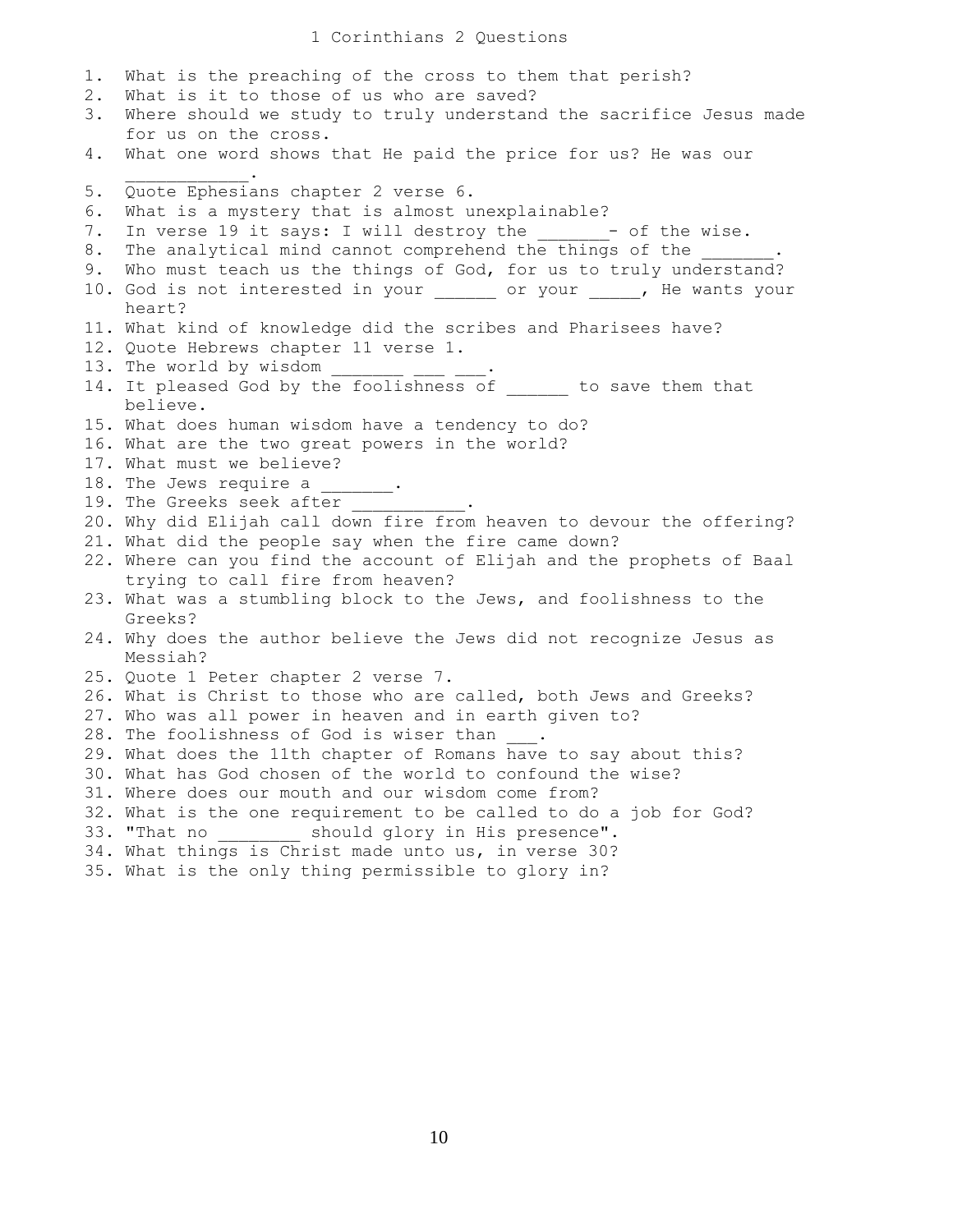# 1 Corinthians 2 Questions

1. What is the preaching of the cross to them that perish?
2. What is it to those of us who are saved?
3. Where should we study to truly understand the sacrifice Jesus made for us on the cross.
4. What one word shows that He paid the price for us? He was our ____________.
5. Quote Ephesians chapter 2 verse 6.
6. What is a mystery that is almost unexplainable?
7. In verse 19 it says: I will destroy the _______- of the wise.
8. The analytical mind cannot comprehend the things of the _______.
9. Who must teach us the things of God, for us to truly understand?
10. God is not interested in your ______ or your _____, He wants your heart?
11. What kind of knowledge did the scribes and Pharisees have?
12. Quote Hebrews chapter 11 verse 1.
13. The world by wisdom _______ ___ ___.
14. It pleased God by the foolishness of ______ to save them that believe.
15. What does human wisdom have a tendency to do?
16. What are the two great powers in the world?
17. What must we believe?
18. The Jews require a _______.
19. The Greeks seek after ___________.
20. Why did Elijah call down fire from heaven to devour the offering?
21. What did the people say when the fire came down?
22. Where can you find the account of Elijah and the prophets of Baal trying to call fire from heaven?
23. What was a stumbling block to the Jews, and foolishness to the Greeks?
24. Why does the author believe the Jews did not recognize Jesus as Messiah?
25. Quote 1 Peter chapter 2 verse 7.
26. What is Christ to those who are called, both Jews and Greeks?
27. Who was all power in heaven and in earth given to?
28. The foolishness of God is wiser than ___.
29. What does the 11th chapter of Romans have to say about this?
30. What has God chosen of the world to confound the wise?
31. Where does our mouth and our wisdom come from?
32. What is the one requirement to be called to do a job for God?
33. "That no ________ should glory in His presence".
34. What things is Christ made unto us, in verse 30?
35. What is the only thing permissible to glory in?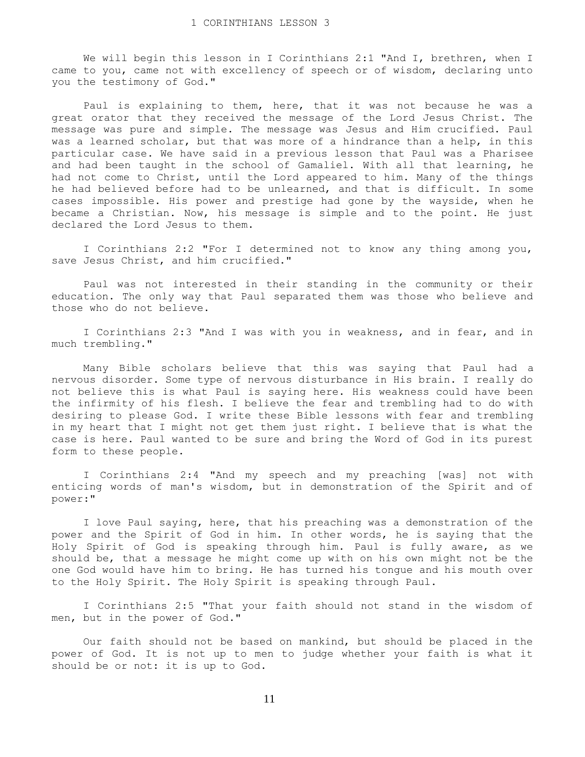# 1 CORINTHIANS LESSON 3

We will begin this lesson in I Corinthians 2:1 "And I, brethren, when I came to you, came not with excellency of speech or of wisdom, declaring unto you the testimony of God."

Paul is explaining to them, here, that it was not because he was a great orator that they received the message of the Lord Jesus Christ. The message was pure and simple. The message was Jesus and Him crucified. Paul was a learned scholar, but that was more of a hindrance than a help, in this particular case. We have said in a previous lesson that Paul was a Pharisee and had been taught in the school of Gamaliel. With all that learning, he had not come to Christ, until the Lord appeared to him. Many of the things he had believed before had to be unlearned, and that is difficult. In some cases impossible. His power and prestige had gone by the wayside, when he became a Christian. Now, his message is simple and to the point. He just declared the Lord Jesus to them.

I Corinthians 2:2 "For I determined not to know any thing among you, save Jesus Christ, and him crucified."

Paul was not interested in their standing in the community or their education. The only way that Paul separated them was those who believe and those who do not believe.

I Corinthians 2:3 "And I was with you in weakness, and in fear, and in much trembling."

Many Bible scholars believe that this was saying that Paul had a nervous disorder. Some type of nervous disturbance in His brain. I really do not believe this is what Paul is saying here. His weakness could have been the infirmity of his flesh. I believe the fear and trembling had to do with desiring to please God. I write these Bible lessons with fear and trembling in my heart that I might not get them just right. I believe that is what the case is here. Paul wanted to be sure and bring the Word of God in its purest form to these people.

I Corinthians 2:4 "And my speech and my preaching [was] not with enticing words of man's wisdom, but in demonstration of the Spirit and of power:"

I love Paul saying, here, that his preaching was a demonstration of the power and the Spirit of God in him. In other words, he is saying that the Holy Spirit of God is speaking through him. Paul is fully aware, as we should be, that a message he might come up with on his own might not be the one God would have him to bring. He has turned his tongue and his mouth over to the Holy Spirit. The Holy Spirit is speaking through Paul.

I Corinthians 2:5 "That your faith should not stand in the wisdom of men, but in the power of God."

Our faith should not be based on mankind, but should be placed in the power of God. It is not up to men to judge whether your faith is what it should be or not: it is up to God.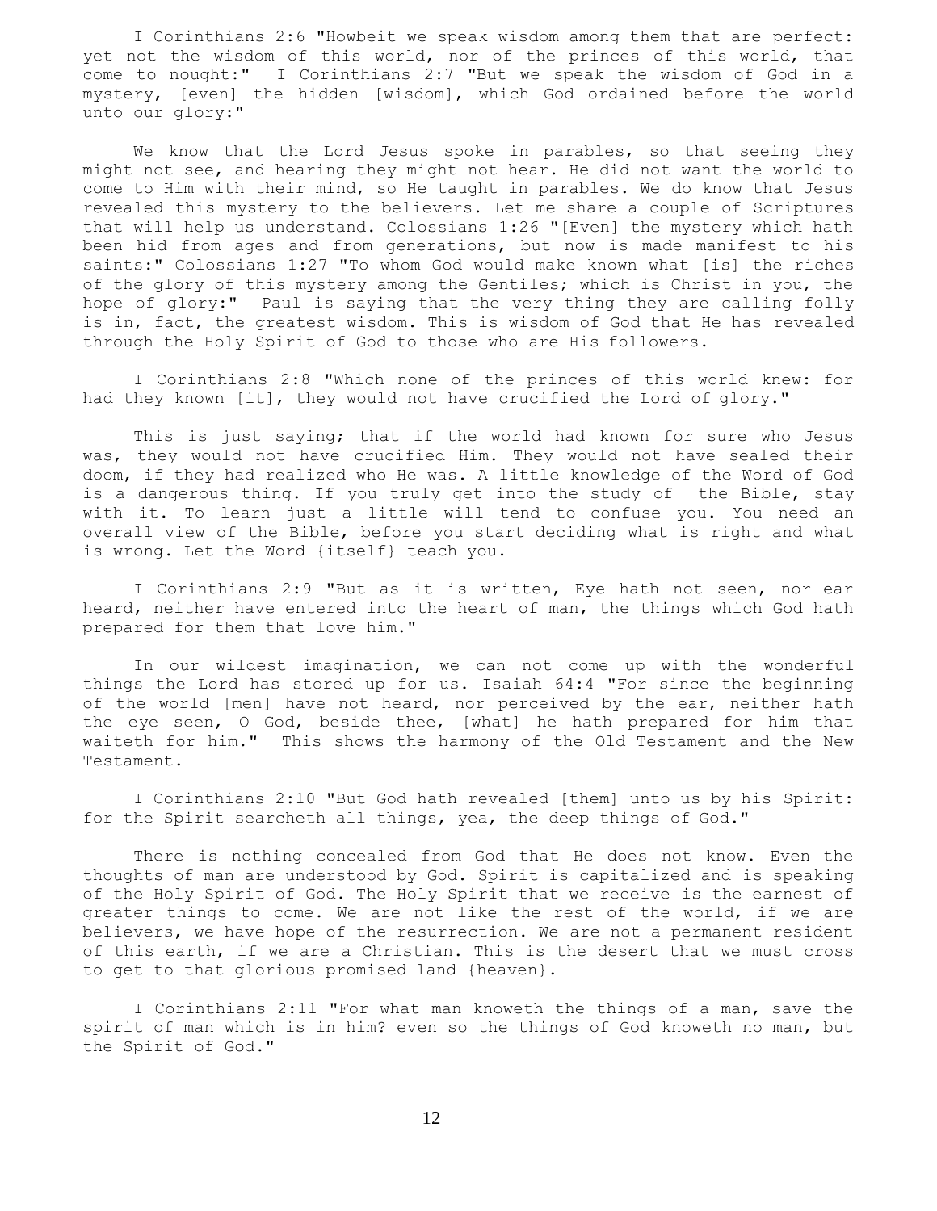I Corinthians 2:6 "Howbeit we speak wisdom among them that are perfect: yet not the wisdom of this world, nor of the princes of this world, that come to nought:" I Corinthians 2:7 "But we speak the wisdom of God in a mystery, [even] the hidden [wisdom], which God ordained before the world unto our glory:"

We know that the Lord Jesus spoke in parables, so that seeing they might not see, and hearing they might not hear. He did not want the world to come to Him with their mind, so He taught in parables. We do know that Jesus revealed this mystery to the believers. Let me share a couple of Scriptures that will help us understand. Colossians 1:26 "[Even] the mystery which hath been hid from ages and from generations, but now is made manifest to his saints:" Colossians 1:27 "To whom God would make known what [is] the riches of the glory of this mystery among the Gentiles; which is Christ in you, the hope of glory:" Paul is saying that the very thing they are calling folly is in, fact, the greatest wisdom. This is wisdom of God that He has revealed through the Holy Spirit of God to those who are His followers.

I Corinthians 2:8 "Which none of the princes of this world knew: for had they known [it], they would not have crucified the Lord of glory."

This is just saying; that if the world had known for sure who Jesus was, they would not have crucified Him. They would not have sealed their doom, if they had realized who He was. A little knowledge of the Word of God is a dangerous thing. If you truly get into the study of the Bible, stay with it. To learn just a little will tend to confuse you. You need an overall view of the Bible, before you start deciding what is right and what is wrong. Let the Word {itself} teach you.

I Corinthians 2:9 "But as it is written, Eye hath not seen, nor ear heard, neither have entered into the heart of man, the things which God hath prepared for them that love him."

In our wildest imagination, we can not come up with the wonderful things the Lord has stored up for us. Isaiah 64:4 "For since the beginning of the world [men] have not heard, nor perceived by the ear, neither hath the eye seen, O God, beside thee, [what] he hath prepared for him that waiteth for him." This shows the harmony of the Old Testament and the New Testament.

I Corinthians 2:10 "But God hath revealed [them] unto us by his Spirit: for the Spirit searcheth all things, yea, the deep things of God."

There is nothing concealed from God that He does not know. Even the thoughts of man are understood by God. Spirit is capitalized and is speaking of the Holy Spirit of God. The Holy Spirit that we receive is the earnest of greater things to come. We are not like the rest of the world, if we are believers, we have hope of the resurrection. We are not a permanent resident of this earth, if we are a Christian. This is the desert that we must cross to get to that glorious promised land {heaven}.

I Corinthians 2:11 "For what man knoweth the things of a man, save the spirit of man which is in him? even so the things of God knoweth no man, but the Spirit of God."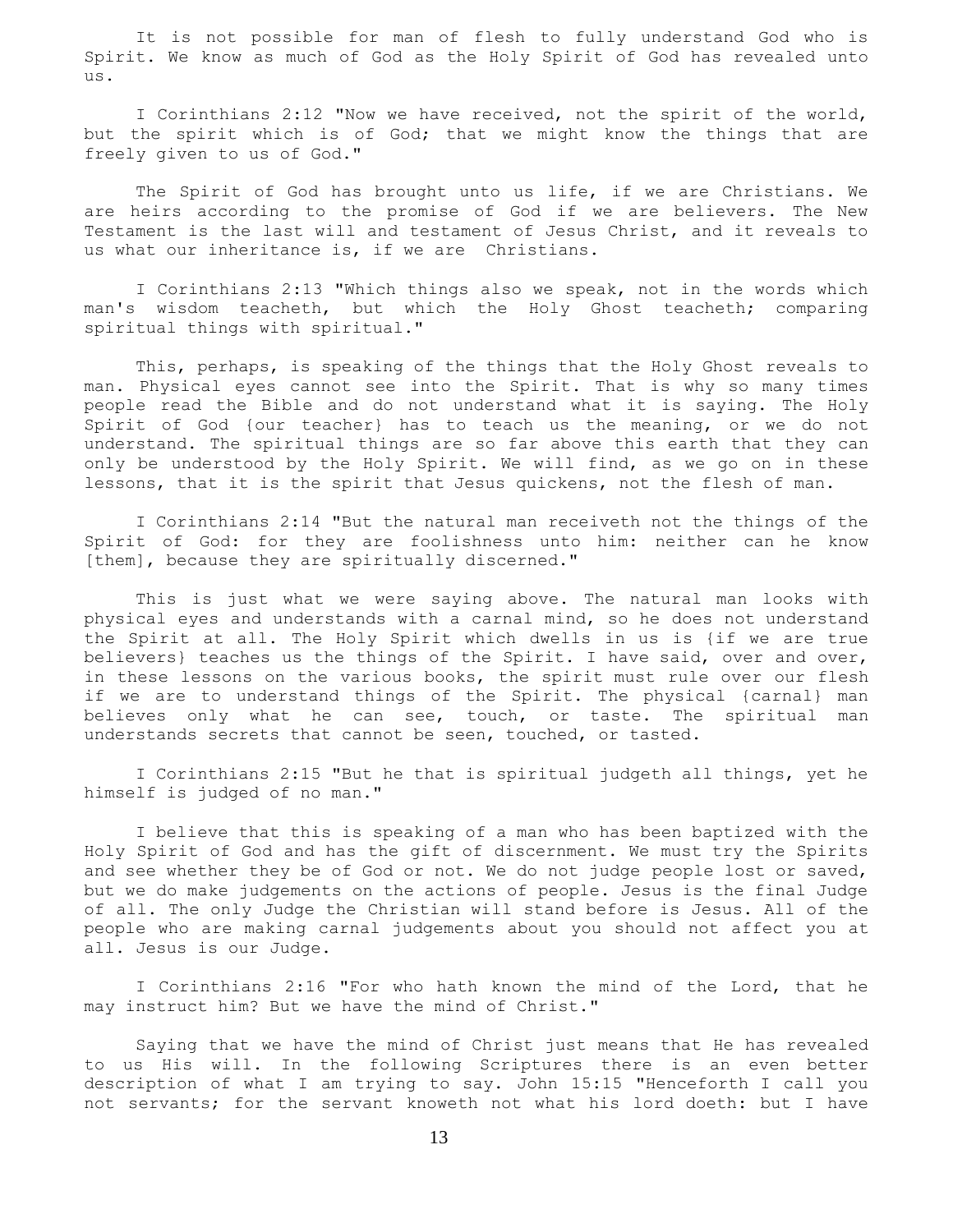It is not possible for man of flesh to fully understand God who is Spirit. We know as much of God as the Holy Spirit of God has revealed unto us.

I Corinthians 2:12 "Now we have received, not the spirit of the world, but the spirit which is of God; that we might know the things that are freely given to us of God."

The Spirit of God has brought unto us life, if we are Christians. We are heirs according to the promise of God if we are believers. The New Testament is the last will and testament of Jesus Christ, and it reveals to us what our inheritance is, if we are Christians.

I Corinthians 2:13 "Which things also we speak, not in the words which man's wisdom teacheth, but which the Holy Ghost teacheth; comparing spiritual things with spiritual."

This, perhaps, is speaking of the things that the Holy Ghost reveals to man. Physical eyes cannot see into the Spirit. That is why so many times people read the Bible and do not understand what it is saying. The Holy Spirit of God {our teacher} has to teach us the meaning, or we do not understand. The spiritual things are so far above this earth that they can only be understood by the Holy Spirit. We will find, as we go on in these lessons, that it is the spirit that Jesus quickens, not the flesh of man.

I Corinthians 2:14 "But the natural man receiveth not the things of the Spirit of God: for they are foolishness unto him: neither can he know [them], because they are spiritually discerned."

This is just what we were saying above. The natural man looks with physical eyes and understands with a carnal mind, so he does not understand the Spirit at all. The Holy Spirit which dwells in us is {if we are true believers} teaches us the things of the Spirit. I have said, over and over, in these lessons on the various books, the spirit must rule over our flesh if we are to understand things of the Spirit. The physical {carnal} man believes only what he can see, touch, or taste. The spiritual man understands secrets that cannot be seen, touched, or tasted.

I Corinthians 2:15 "But he that is spiritual judgeth all things, yet he himself is judged of no man."

I believe that this is speaking of a man who has been baptized with the Holy Spirit of God and has the gift of discernment. We must try the Spirits and see whether they be of God or not. We do not judge people lost or saved, but we do make judgements on the actions of people. Jesus is the final Judge of all. The only Judge the Christian will stand before is Jesus. All of the people who are making carnal judgements about you should not affect you at all. Jesus is our Judge.

I Corinthians 2:16 "For who hath known the mind of the Lord, that he may instruct him? But we have the mind of Christ."

Saying that we have the mind of Christ just means that He has revealed to us His will. In the following Scriptures there is an even better description of what I am trying to say. John 15:15 "Henceforth I call you not servants; for the servant knoweth not what his lord doeth: but I have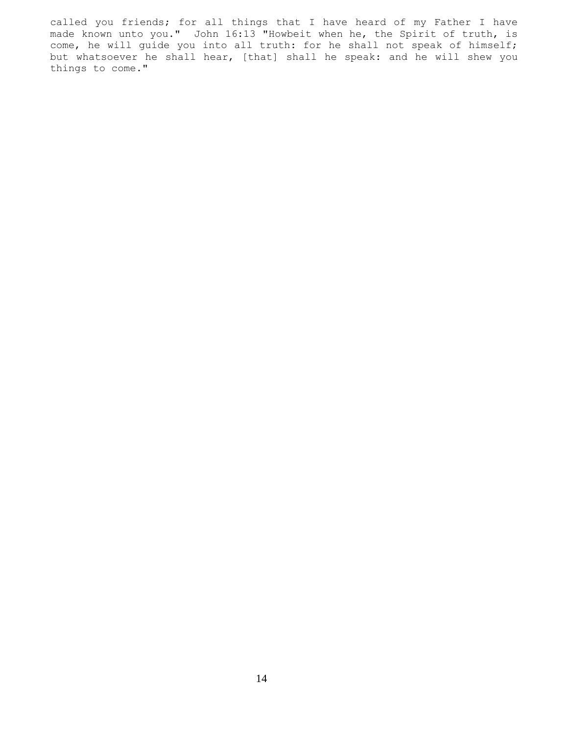called you friends; for all things that I have heard of my Father I have made known unto you." John 16:13 "Howbeit when he, the Spirit of truth, is come, he will guide you into all truth: for he shall not speak of himself; but whatsoever he shall hear, [that] shall he speak: and he will shew you things to come."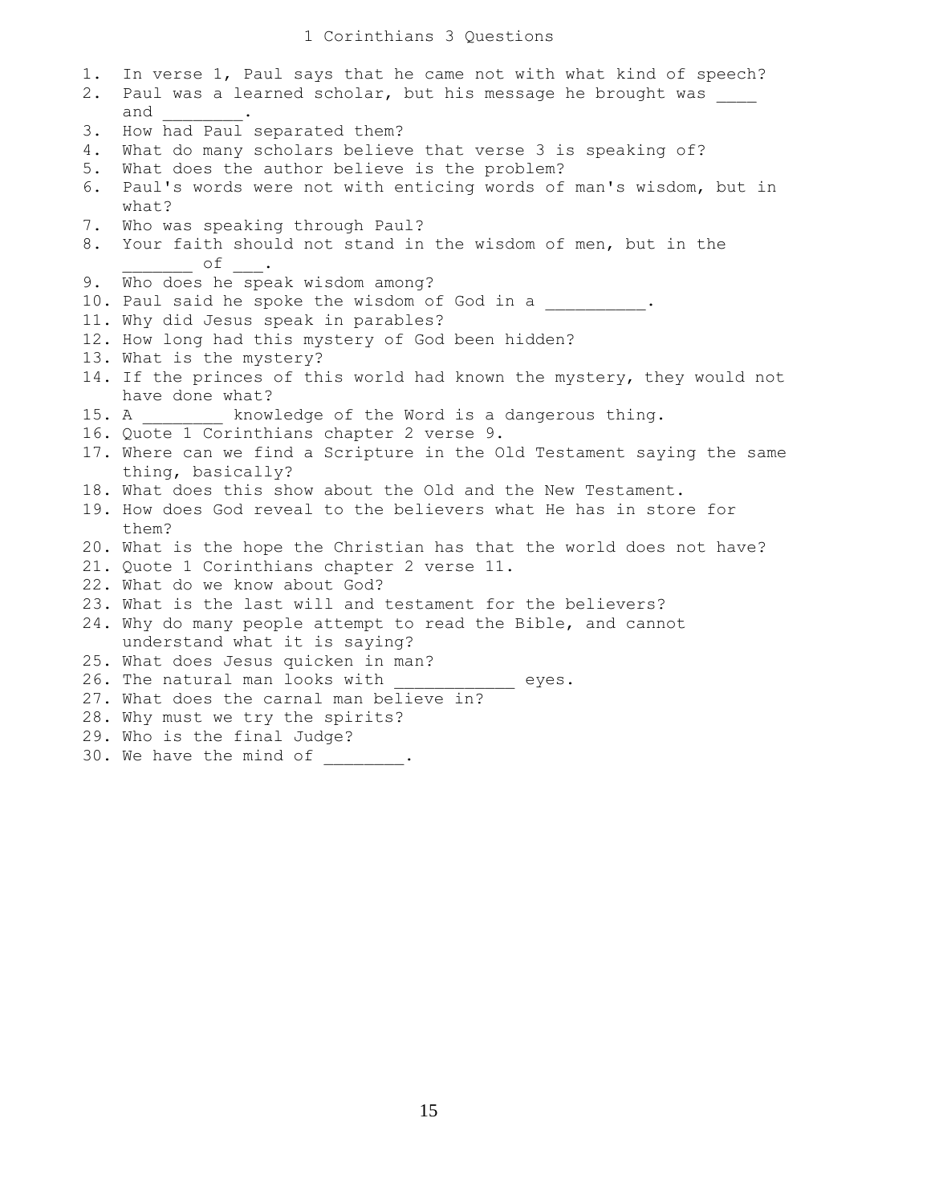# 1 Corinthians 3 Questions

1. In verse 1, Paul says that he came not with what kind of speech?
2. Paul was a learned scholar, but his message he brought was ____ and ________.
3. How had Paul separated them?
4. What do many scholars believe that verse 3 is speaking of?
5. What does the author believe is the problem?
6. Paul's words were not with enticing words of man's wisdom, but in what?
7. Who was speaking through Paul?
8. Your faith should not stand in the wisdom of men, but in the _______ of ___.
9. Who does he speak wisdom among?
10. Paul said he spoke the wisdom of God in a __________.
11. Why did Jesus speak in parables?
12. How long had this mystery of God been hidden?
13. What is the mystery?
14. If the princes of this world had known the mystery, they would not have done what?
15. A ________ knowledge of the Word is a dangerous thing.
16. Quote 1 Corinthians chapter 2 verse 9.
17. Where can we find a Scripture in the Old Testament saying the same thing, basically?
18. What does this show about the Old and the New Testament.
19. How does God reveal to the believers what He has in store for them?
20. What is the hope the Christian has that the world does not have?
21. Quote 1 Corinthians chapter 2 verse 11.
22. What do we know about God?
23. What is the last will and testament for the believers?
24. Why do many people attempt to read the Bible, and cannot understand what it is saying?
25. What does Jesus quicken in man?
26. The natural man looks with ____________ eyes.
27. What does the carnal man believe in?
28. Why must we try the spirits?
29. Who is the final Judge?
30. We have the mind of ________.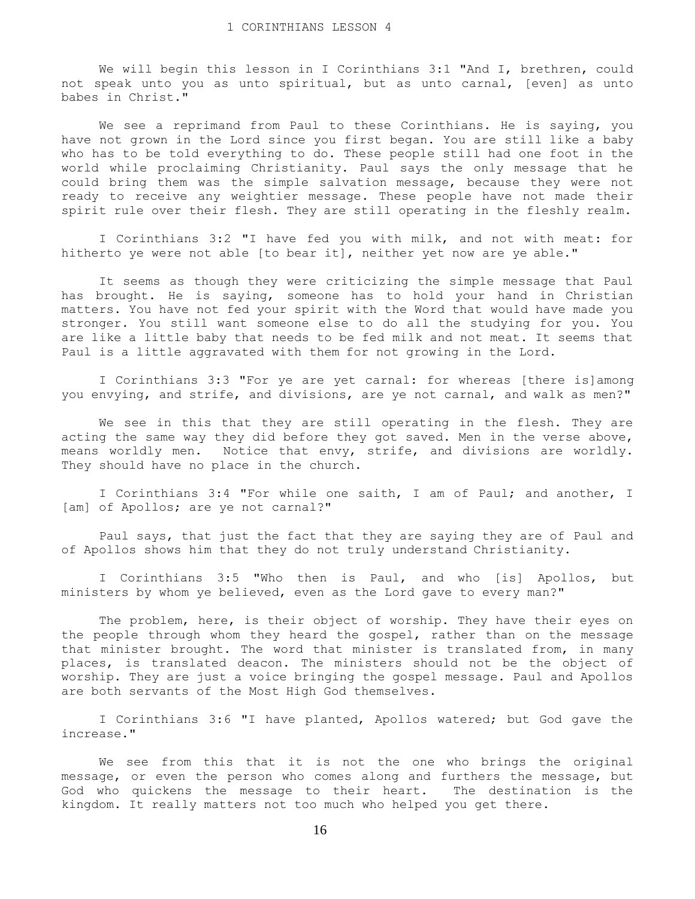# 1 CORINTHIANS LESSON 4

We will begin this lesson in I Corinthians 3:1 "And I, brethren, could not speak unto you as unto spiritual, but as unto carnal, [even] as unto babes in Christ."

We see a reprimand from Paul to these Corinthians. He is saying, you have not grown in the Lord since you first began. You are still like a baby who has to be told everything to do. These people still had one foot in the world while proclaiming Christianity. Paul says the only message that he could bring them was the simple salvation message, because they were not ready to receive any weightier message. These people have not made their spirit rule over their flesh. They are still operating in the fleshly realm.

I Corinthians 3:2 "I have fed you with milk, and not with meat: for hitherto ye were not able [to bear it], neither yet now are ye able."

It seems as though they were criticizing the simple message that Paul has brought. He is saying, someone has to hold your hand in Christian matters. You have not fed your spirit with the Word that would have made you stronger. You still want someone else to do all the studying for you. You are like a little baby that needs to be fed milk and not meat. It seems that Paul is a little aggravated with them for not growing in the Lord.

I Corinthians 3:3 "For ye are yet carnal: for whereas [there is]among you envying, and strife, and divisions, are ye not carnal, and walk as men?"

We see in this that they are still operating in the flesh. They are acting the same way they did before they got saved. Men in the verse above, means worldly men. Notice that envy, strife, and divisions are worldly. They should have no place in the church.

I Corinthians 3:4 "For while one saith, I am of Paul; and another, I [am] of Apollos; are ye not carnal?"

Paul says, that just the fact that they are saying they are of Paul and of Apollos shows him that they do not truly understand Christianity.

I Corinthians 3:5 "Who then is Paul, and who [is] Apollos, but ministers by whom ye believed, even as the Lord gave to every man?"

The problem, here, is their object of worship. They have their eyes on the people through whom they heard the gospel, rather than on the message that minister brought. The word that minister is translated from, in many places, is translated deacon. The ministers should not be the object of worship. They are just a voice bringing the gospel message. Paul and Apollos are both servants of the Most High God themselves.

I Corinthians 3:6 "I have planted, Apollos watered; but God gave the increase."

We see from this that it is not the one who brings the original message, or even the person who comes along and furthers the message, but God who quickens the message to their heart. The destination is the kingdom. It really matters not too much who helped you get there.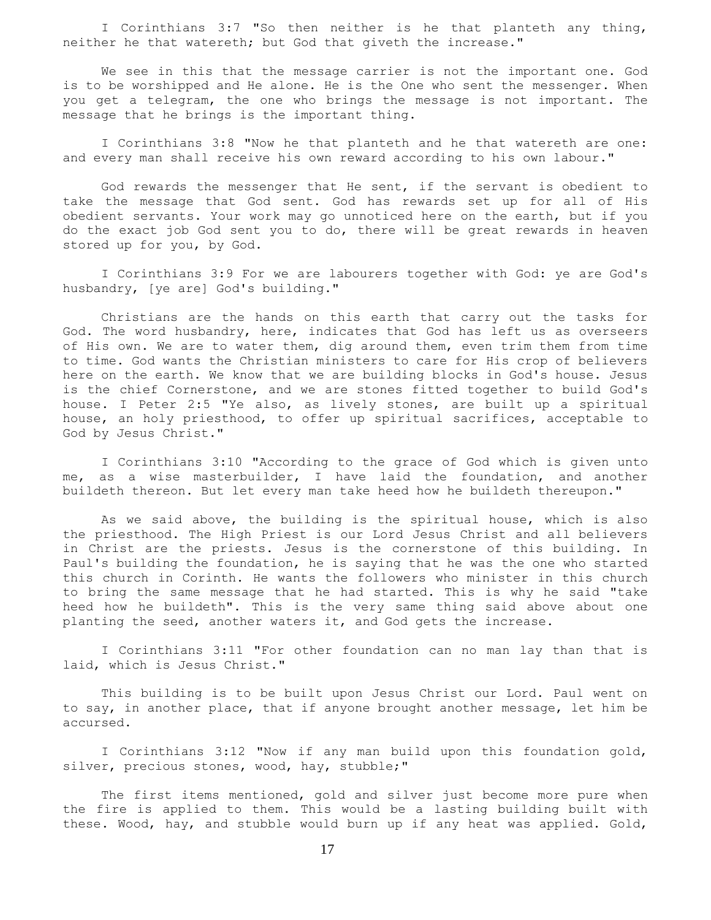I Corinthians 3:7 "So then neither is he that planteth any thing, neither he that watereth; but God that giveth the increase."

We see in this that the message carrier is not the important one. God is to be worshipped and He alone. He is the One who sent the messenger. When you get a telegram, the one who brings the message is not important. The message that he brings is the important thing.

I Corinthians 3:8 "Now he that planteth and he that watereth are one: and every man shall receive his own reward according to his own labour."

God rewards the messenger that He sent, if the servant is obedient to take the message that God sent. God has rewards set up for all of His obedient servants. Your work may go unnoticed here on the earth, but if you do the exact job God sent you to do, there will be great rewards in heaven stored up for you, by God.

I Corinthians 3:9 For we are labourers together with God: ye are God's husbandry, [ye are] God's building."

Christians are the hands on this earth that carry out the tasks for God. The word husbandry, here, indicates that God has left us as overseers of His own. We are to water them, dig around them, even trim them from time to time. God wants the Christian ministers to care for His crop of believers here on the earth. We know that we are building blocks in God's house. Jesus is the chief Cornerstone, and we are stones fitted together to build God's house. I Peter 2:5 "Ye also, as lively stones, are built up a spiritual house, an holy priesthood, to offer up spiritual sacrifices, acceptable to God by Jesus Christ."

I Corinthians 3:10 "According to the grace of God which is given unto me, as a wise masterbuilder, I have laid the foundation, and another buildeth thereon. But let every man take heed how he buildeth thereupon."

As we said above, the building is the spiritual house, which is also the priesthood. The High Priest is our Lord Jesus Christ and all believers in Christ are the priests. Jesus is the cornerstone of this building. In Paul's building the foundation, he is saying that he was the one who started this church in Corinth. He wants the followers who minister in this church to bring the same message that he had started. This is why he said "take heed how he buildeth". This is the very same thing said above about one planting the seed, another waters it, and God gets the increase.

I Corinthians 3:11 "For other foundation can no man lay than that is laid, which is Jesus Christ."

This building is to be built upon Jesus Christ our Lord. Paul went on to say, in another place, that if anyone brought another message, let him be accursed.

I Corinthians 3:12 "Now if any man build upon this foundation gold, silver, precious stones, wood, hay, stubble;"

The first items mentioned, gold and silver just become more pure when the fire is applied to them. This would be a lasting building built with these. Wood, hay, and stubble would burn up if any heat was applied. Gold,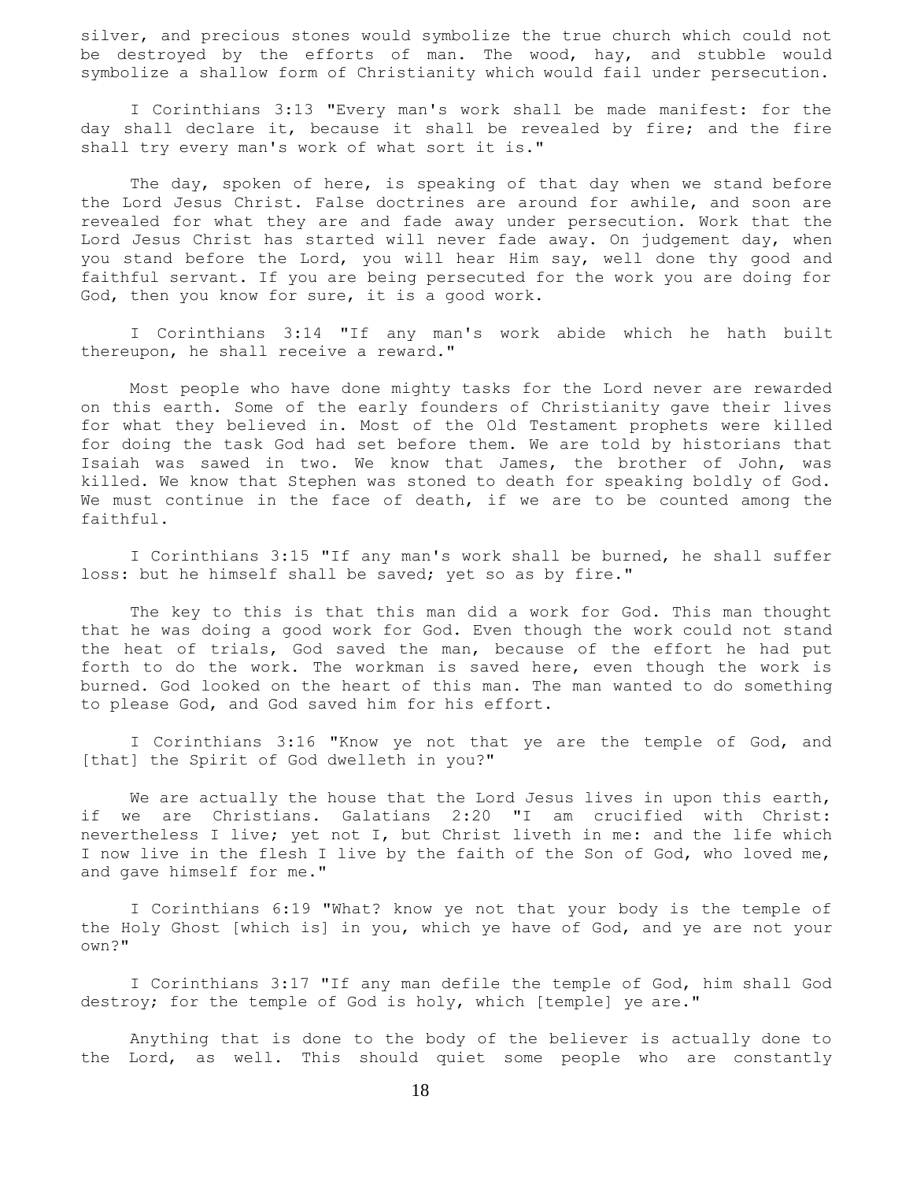silver, and precious stones would symbolize the true church which could not be destroyed by the efforts of man. The wood, hay, and stubble would symbolize a shallow form of Christianity which would fail under persecution.

I Corinthians 3:13 "Every man's work shall be made manifest: for the day shall declare it, because it shall be revealed by fire; and the fire shall try every man's work of what sort it is."

The day, spoken of here, is speaking of that day when we stand before the Lord Jesus Christ. False doctrines are around for awhile, and soon are revealed for what they are and fade away under persecution. Work that the Lord Jesus Christ has started will never fade away. On judgement day, when you stand before the Lord, you will hear Him say, well done thy good and faithful servant. If you are being persecuted for the work you are doing for God, then you know for sure, it is a good work.

I Corinthians 3:14 "If any man's work abide which he hath built thereupon, he shall receive a reward."

Most people who have done mighty tasks for the Lord never are rewarded on this earth. Some of the early founders of Christianity gave their lives for what they believed in. Most of the Old Testament prophets were killed for doing the task God had set before them. We are told by historians that Isaiah was sawed in two. We know that James, the brother of John, was killed. We know that Stephen was stoned to death for speaking boldly of God. We must continue in the face of death, if we are to be counted among the faithful.

I Corinthians 3:15 "If any man's work shall be burned, he shall suffer loss: but he himself shall be saved; yet so as by fire."

The key to this is that this man did a work for God. This man thought that he was doing a good work for God. Even though the work could not stand the heat of trials, God saved the man, because of the effort he had put forth to do the work. The workman is saved here, even though the work is burned. God looked on the heart of this man. The man wanted to do something to please God, and God saved him for his effort.

I Corinthians 3:16 "Know ye not that ye are the temple of God, and [that] the Spirit of God dwelleth in you?"

We are actually the house that the Lord Jesus lives in upon this earth, if we are Christians. Galatians 2:20 "I am crucified with Christ: nevertheless I live; yet not I, but Christ liveth in me: and the life which I now live in the flesh I live by the faith of the Son of God, who loved me, and gave himself for me."

I Corinthians 6:19 "What? know ye not that your body is the temple of the Holy Ghost [which is] in you, which ye have of God, and ye are not your own?"

I Corinthians 3:17 "If any man defile the temple of God, him shall God destroy; for the temple of God is holy, which [temple] ye are."

Anything that is done to the body of the believer is actually done to the Lord, as well. This should quiet some people who are constantly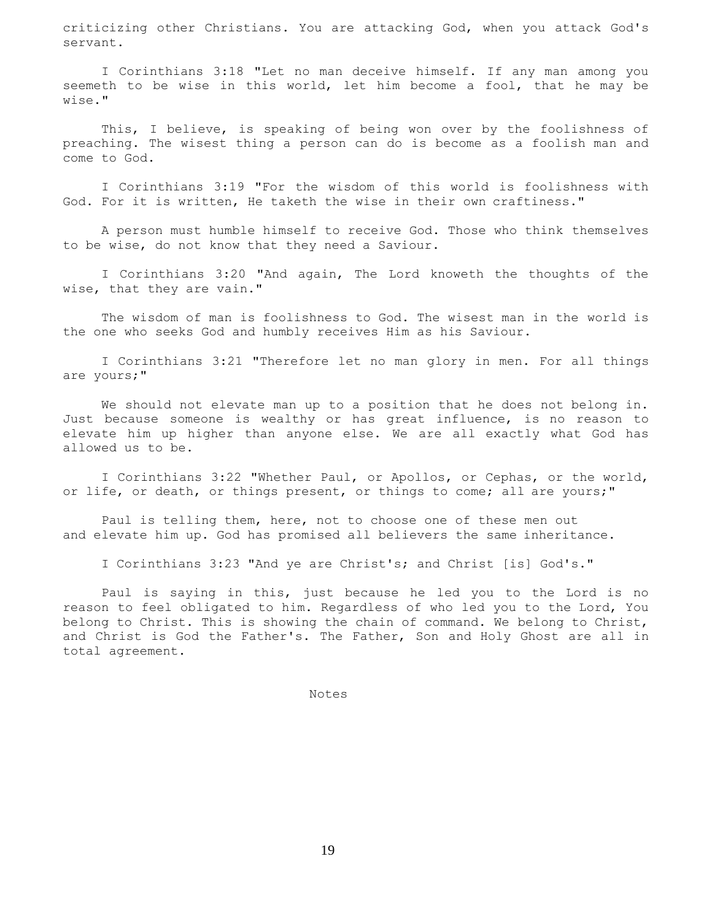criticizing other Christians. You are attacking God, when you attack God's servant.

I Corinthians 3:18 "Let no man deceive himself. If any man among you seemeth to be wise in this world, let him become a fool, that he may be wise."

This, I believe, is speaking of being won over by the foolishness of preaching. The wisest thing a person can do is become as a foolish man and come to God.

I Corinthians 3:19 "For the wisdom of this world is foolishness with God. For it is written, He taketh the wise in their own craftiness."

A person must humble himself to receive God. Those who think themselves to be wise, do not know that they need a Saviour.

I Corinthians 3:20 "And again, The Lord knoweth the thoughts of the wise, that they are vain."

The wisdom of man is foolishness to God. The wisest man in the world is the one who seeks God and humbly receives Him as his Saviour.

I Corinthians 3:21 "Therefore let no man glory in men. For all things are yours;"

We should not elevate man up to a position that he does not belong in. Just because someone is wealthy or has great influence, is no reason to elevate him up higher than anyone else. We are all exactly what God has allowed us to be.

I Corinthians 3:22 "Whether Paul, or Apollos, or Cephas, or the world, or life, or death, or things present, or things to come; all are yours;"

Paul is telling them, here, not to choose one of these men out and elevate him up. God has promised all believers the same inheritance.

I Corinthians 3:23 "And ye are Christ's; and Christ [is] God's."

Paul is saying in this, just because he led you to the Lord is no reason to feel obligated to him. Regardless of who led you to the Lord, You belong to Christ. This is showing the chain of command. We belong to Christ, and Christ is God the Father's. The Father, Son and Holy Ghost are all in total agreement.

Notes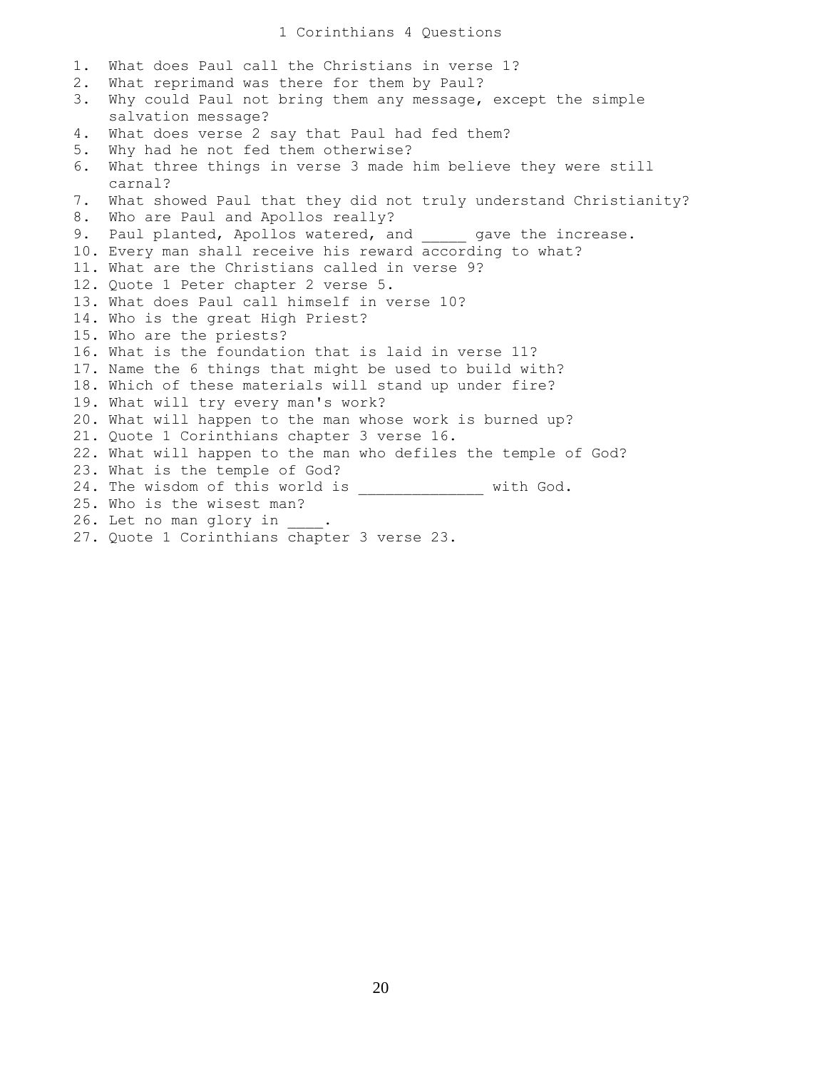# 1 Corinthians 4 Questions

1. What does Paul call the Christians in verse 1?
2. What reprimand was there for them by Paul?
3. Why could Paul not bring them any message, except the simple salvation message?
4. What does verse 2 say that Paul had fed them?
5. Why had he not fed them otherwise?
6. What three things in verse 3 made him believe they were still carnal?
7. What showed Paul that they did not truly understand Christianity?
8. Who are Paul and Apollos really?
9. Paul planted, Apollos watered, and _____ gave the increase.
10. Every man shall receive his reward according to what?
11. What are the Christians called in verse 9?
12. Quote 1 Peter chapter 2 verse 5.
13. What does Paul call himself in verse 10?
14. Who is the great High Priest?
15. Who are the priests?
16. What is the foundation that is laid in verse 11?
17. Name the 6 things that might be used to build with?
18. Which of these materials will stand up under fire?
19. What will try every man's work?
20. What will happen to the man whose work is burned up?
21. Quote 1 Corinthians chapter 3 verse 16.
22. What will happen to the man who defiles the temple of God?
23. What is the temple of God?
24. The wisdom of this world is ______________ with God.
25. Who is the wisest man?
26. Let no man glory in ____.
27. Quote 1 Corinthians chapter 3 verse 23.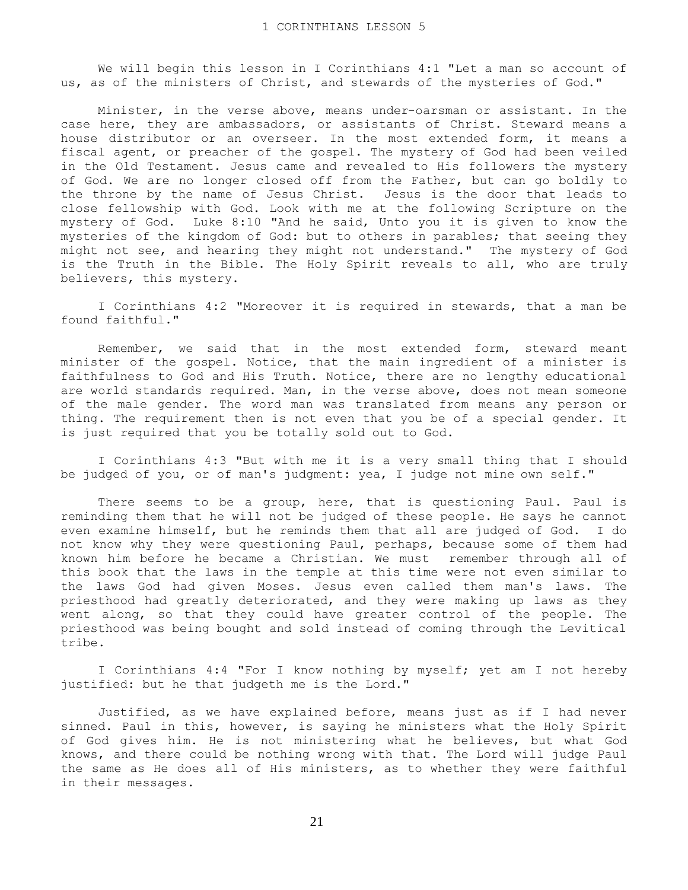# 1 CORINTHIANS LESSON 5

We will begin this lesson in I Corinthians 4:1 "Let a man so account of us, as of the ministers of Christ, and stewards of the mysteries of God."

Minister, in the verse above, means under-oarsman or assistant. In the case here, they are ambassadors, or assistants of Christ. Steward means a house distributor or an overseer. In the most extended form, it means a fiscal agent, or preacher of the gospel. The mystery of God had been veiled in the Old Testament. Jesus came and revealed to His followers the mystery of God. We are no longer closed off from the Father, but can go boldly to the throne by the name of Jesus Christ. Jesus is the door that leads to close fellowship with God. Look with me at the following Scripture on the mystery of God. Luke 8:10 "And he said, Unto you it is given to know the mysteries of the kingdom of God: but to others in parables; that seeing they might not see, and hearing they might not understand." The mystery of God is the Truth in the Bible. The Holy Spirit reveals to all, who are truly believers, this mystery.

I Corinthians 4:2 "Moreover it is required in stewards, that a man be found faithful."

Remember, we said that in the most extended form, steward meant minister of the gospel. Notice, that the main ingredient of a minister is faithfulness to God and His Truth. Notice, there are no lengthy educational are world standards required. Man, in the verse above, does not mean someone of the male gender. The word man was translated from means any person or thing. The requirement then is not even that you be of a special gender. It is just required that you be totally sold out to God.

I Corinthians 4:3 "But with me it is a very small thing that I should be judged of you, or of man's judgment: yea, I judge not mine own self."

There seems to be a group, here, that is questioning Paul. Paul is reminding them that he will not be judged of these people. He says he cannot even examine himself, but he reminds them that all are judged of God. I do not know why they were questioning Paul, perhaps, because some of them had known him before he became a Christian. We must remember through all of this book that the laws in the temple at this time were not even similar to the laws God had given Moses. Jesus even called them man's laws. The priesthood had greatly deteriorated, and they were making up laws as they went along, so that they could have greater control of the people. The priesthood was being bought and sold instead of coming through the Levitical tribe.

I Corinthians 4:4 "For I know nothing by myself; yet am I not hereby justified: but he that judgeth me is the Lord."

Justified, as we have explained before, means just as if I had never sinned. Paul in this, however, is saying he ministers what the Holy Spirit of God gives him. He is not ministering what he believes, but what God knows, and there could be nothing wrong with that. The Lord will judge Paul the same as He does all of His ministers, as to whether they were faithful in their messages.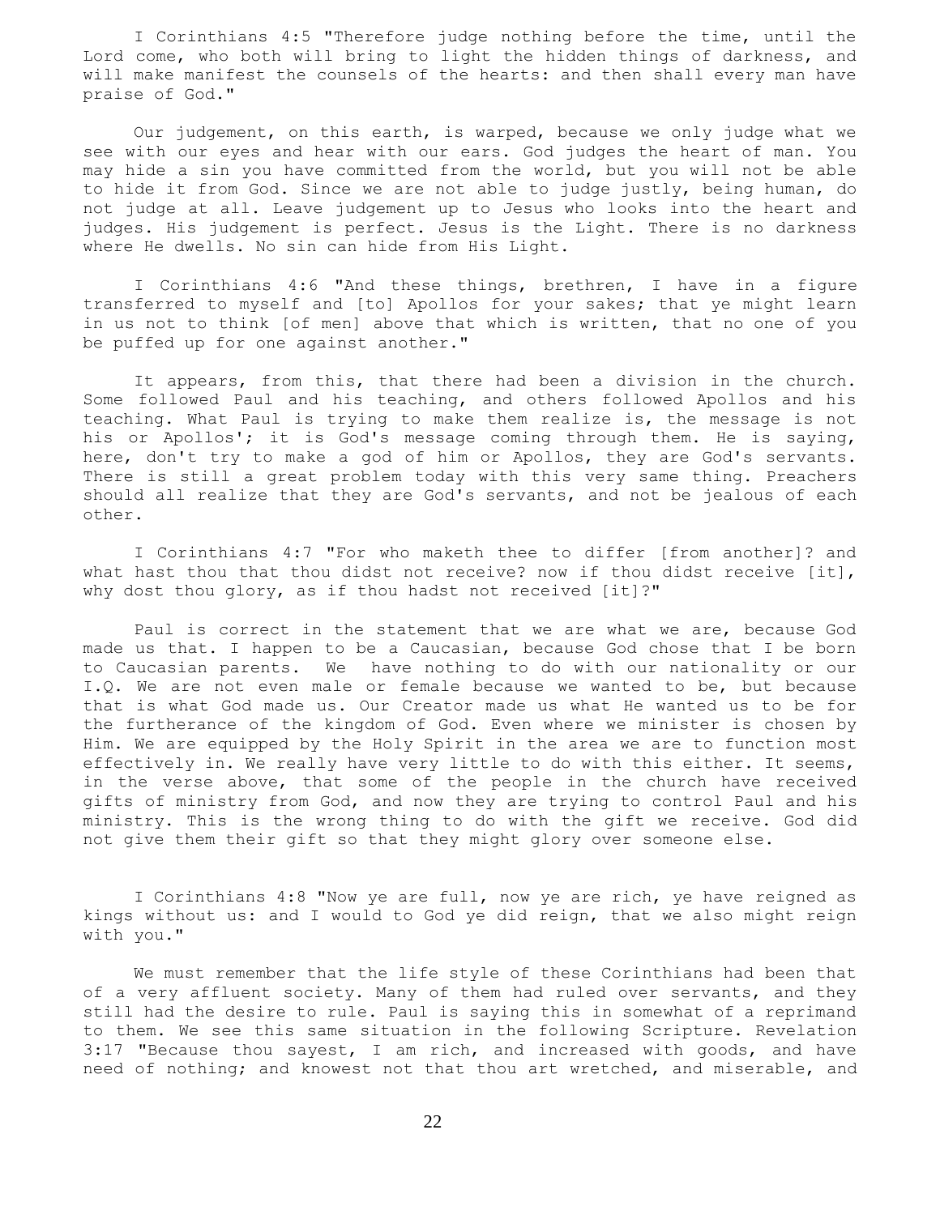I Corinthians 4:5 "Therefore judge nothing before the time, until the Lord come, who both will bring to light the hidden things of darkness, and will make manifest the counsels of the hearts: and then shall every man have praise of God."

Our judgement, on this earth, is warped, because we only judge what we see with our eyes and hear with our ears. God judges the heart of man. You may hide a sin you have committed from the world, but you will not be able to hide it from God. Since we are not able to judge justly, being human, do not judge at all. Leave judgement up to Jesus who looks into the heart and judges. His judgement is perfect. Jesus is the Light. There is no darkness where He dwells. No sin can hide from His Light.

I Corinthians 4:6 "And these things, brethren, I have in a figure transferred to myself and [to] Apollos for your sakes; that ye might learn in us not to think [of men] above that which is written, that no one of you be puffed up for one against another."

It appears, from this, that there had been a division in the church. Some followed Paul and his teaching, and others followed Apollos and his teaching. What Paul is trying to make them realize is, the message is not his or Apollos'; it is God's message coming through them. He is saying, here, don't try to make a god of him or Apollos, they are God's servants. There is still a great problem today with this very same thing. Preachers should all realize that they are God's servants, and not be jealous of each other.

I Corinthians 4:7 "For who maketh thee to differ [from another]? and what hast thou that thou didst not receive? now if thou didst receive [it], why dost thou glory, as if thou hadst not received [it]?"

Paul is correct in the statement that we are what we are, because God made us that. I happen to be a Caucasian, because God chose that I be born to Caucasian parents. We have nothing to do with our nationality or our I.Q. We are not even male or female because we wanted to be, but because that is what God made us. Our Creator made us what He wanted us to be for the furtherance of the kingdom of God. Even where we minister is chosen by Him. We are equipped by the Holy Spirit in the area we are to function most effectively in. We really have very little to do with this either. It seems, in the verse above, that some of the people in the church have received gifts of ministry from God, and now they are trying to control Paul and his ministry. This is the wrong thing to do with the gift we receive. God did not give them their gift so that they might glory over someone else.

I Corinthians 4:8 "Now ye are full, now ye are rich, ye have reigned as kings without us: and I would to God ye did reign, that we also might reign with you."

We must remember that the life style of these Corinthians had been that of a very affluent society. Many of them had ruled over servants, and they still had the desire to rule. Paul is saying this in somewhat of a reprimand to them. We see this same situation in the following Scripture. Revelation 3:17 "Because thou sayest, I am rich, and increased with goods, and have need of nothing; and knowest not that thou art wretched, and miserable, and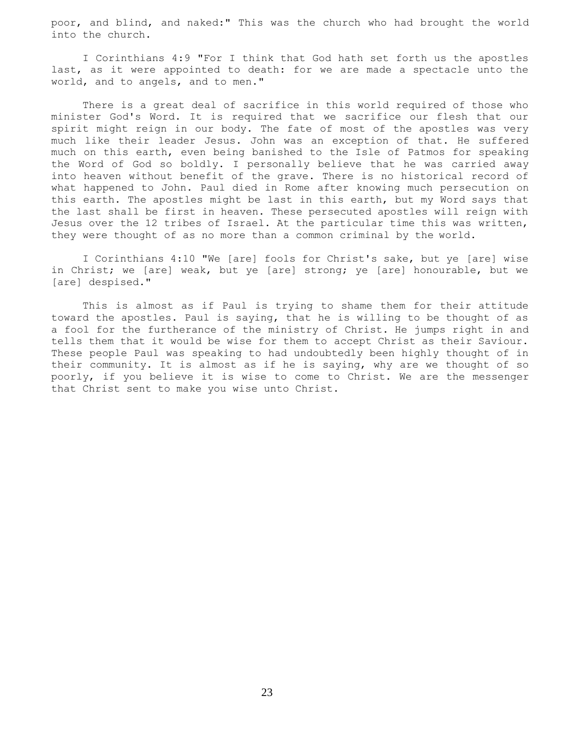poor, and blind, and naked:" This was the church who had brought the world into the church.

I Corinthians 4:9 "For I think that God hath set forth us the apostles last, as it were appointed to death: for we are made a spectacle unto the world, and to angels, and to men."

There is a great deal of sacrifice in this world required of those who minister God's Word. It is required that we sacrifice our flesh that our spirit might reign in our body. The fate of most of the apostles was very much like their leader Jesus. John was an exception of that. He suffered much on this earth, even being banished to the Isle of Patmos for speaking the Word of God so boldly. I personally believe that he was carried away into heaven without benefit of the grave. There is no historical record of what happened to John. Paul died in Rome after knowing much persecution on this earth. The apostles might be last in this earth, but my Word says that the last shall be first in heaven. These persecuted apostles will reign with Jesus over the 12 tribes of Israel. At the particular time this was written, they were thought of as no more than a common criminal by the world.

I Corinthians 4:10 "We [are] fools for Christ's sake, but ye [are] wise in Christ; we [are] weak, but ye [are] strong; ye [are] honourable, but we [are] despised."

This is almost as if Paul is trying to shame them for their attitude toward the apostles. Paul is saying, that he is willing to be thought of as a fool for the furtherance of the ministry of Christ. He jumps right in and tells them that it would be wise for them to accept Christ as their Saviour. These people Paul was speaking to had undoubtedly been highly thought of in their community. It is almost as if he is saying, why are we thought of so poorly, if you believe it is wise to come to Christ. We are the messenger that Christ sent to make you wise unto Christ.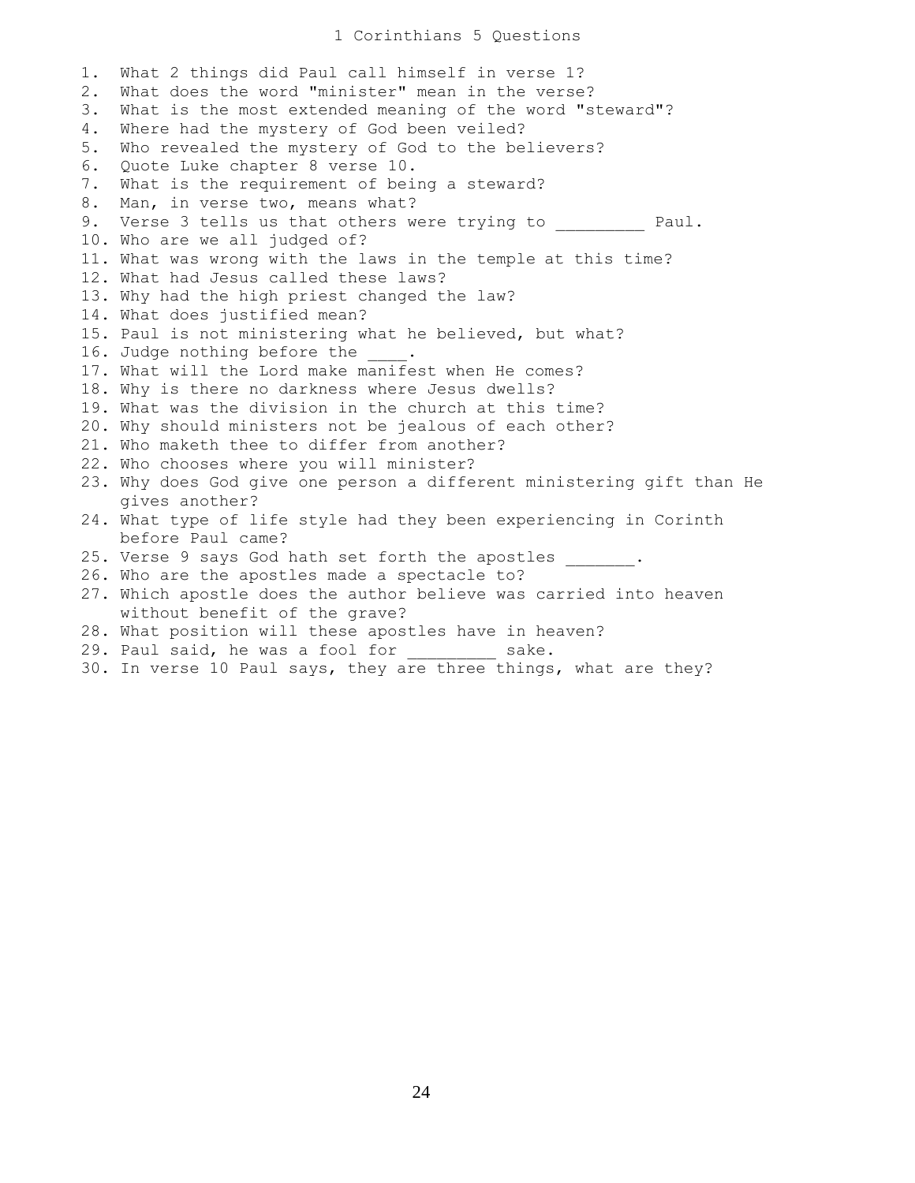# 1 Corinthians 5 Questions

1. What 2 things did Paul call himself in verse 1?
2. What does the word "minister" mean in the verse?
3. What is the most extended meaning of the word "steward"?
4. Where had the mystery of God been veiled?
5. Who revealed the mystery of God to the believers?
6. Quote Luke chapter 8 verse 10.
7. What is the requirement of being a steward?
8. Man, in verse two, means what?
9. Verse 3 tells us that others were trying to _________ Paul.
10. Who are we all judged of?
11. What was wrong with the laws in the temple at this time?
12. What had Jesus called these laws?
13. Why had the high priest changed the law?
14. What does justified mean?
15. Paul is not ministering what he believed, but what?
16. Judge nothing before the ____.
17. What will the Lord make manifest when He comes?
18. Why is there no darkness where Jesus dwells?
19. What was the division in the church at this time?
20. Why should ministers not be jealous of each other?
21. Who maketh thee to differ from another?
22. Who chooses where you will minister?
23. Why does God give one person a different ministering gift than He gives another?
24. What type of life style had they been experiencing in Corinth before Paul came?
25. Verse 9 says God hath set forth the apostles _______.
26. Who are the apostles made a spectacle to?
27. Which apostle does the author believe was carried into heaven without benefit of the grave?
28. What position will these apostles have in heaven?
29. Paul said, he was a fool for _________ sake.
30. In verse 10 Paul says, they are three things, what are they?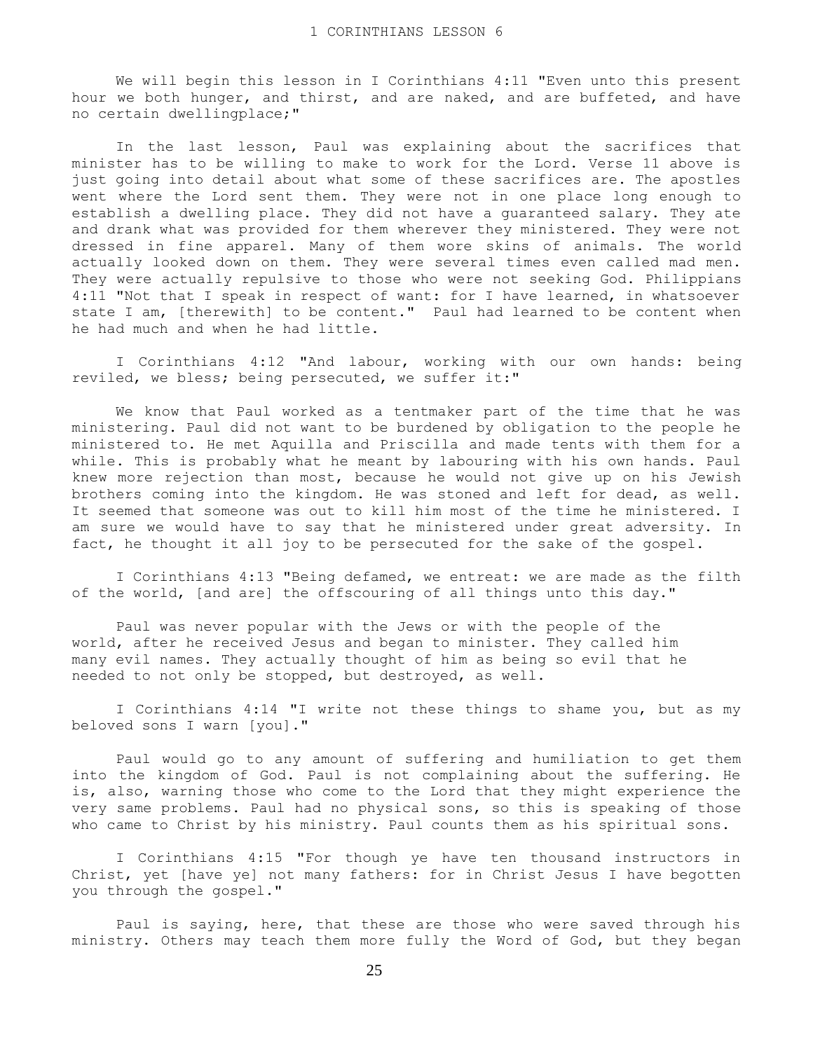# 1 CORINTHIANS LESSON 6

We will begin this lesson in I Corinthians 4:11 "Even unto this present hour we both hunger, and thirst, and are naked, and are buffeted, and have no certain dwellingplace;"

In the last lesson, Paul was explaining about the sacrifices that minister has to be willing to make to work for the Lord. Verse 11 above is just going into detail about what some of these sacrifices are. The apostles went where the Lord sent them. They were not in one place long enough to establish a dwelling place. They did not have a guaranteed salary. They ate and drank what was provided for them wherever they ministered. They were not dressed in fine apparel. Many of them wore skins of animals. The world actually looked down on them. They were several times even called mad men. They were actually repulsive to those who were not seeking God. Philippians 4:11 "Not that I speak in respect of want: for I have learned, in whatsoever state I am, [therewith] to be content." Paul had learned to be content when he had much and when he had little.

I Corinthians 4:12 "And labour, working with our own hands: being reviled, we bless; being persecuted, we suffer it:"

We know that Paul worked as a tentmaker part of the time that he was ministering. Paul did not want to be burdened by obligation to the people he ministered to. He met Aquilla and Priscilla and made tents with them for a while. This is probably what he meant by labouring with his own hands. Paul knew more rejection than most, because he would not give up on his Jewish brothers coming into the kingdom. He was stoned and left for dead, as well. It seemed that someone was out to kill him most of the time he ministered. I am sure we would have to say that he ministered under great adversity. In fact, he thought it all joy to be persecuted for the sake of the gospel.

I Corinthians 4:13 "Being defamed, we entreat: we are made as the filth of the world, [and are] the offscouring of all things unto this day."

Paul was never popular with the Jews or with the people of the world, after he received Jesus and began to minister. They called him many evil names. They actually thought of him as being so evil that he needed to not only be stopped, but destroyed, as well.

I Corinthians 4:14 "I write not these things to shame you, but as my beloved sons I warn [you]."

Paul would go to any amount of suffering and humiliation to get them into the kingdom of God. Paul is not complaining about the suffering. He is, also, warning those who come to the Lord that they might experience the very same problems. Paul had no physical sons, so this is speaking of those who came to Christ by his ministry. Paul counts them as his spiritual sons.

I Corinthians 4:15 "For though ye have ten thousand instructors in Christ, yet [have ye] not many fathers: for in Christ Jesus I have begotten you through the gospel."

Paul is saying, here, that these are those who were saved through his ministry. Others may teach them more fully the Word of God, but they began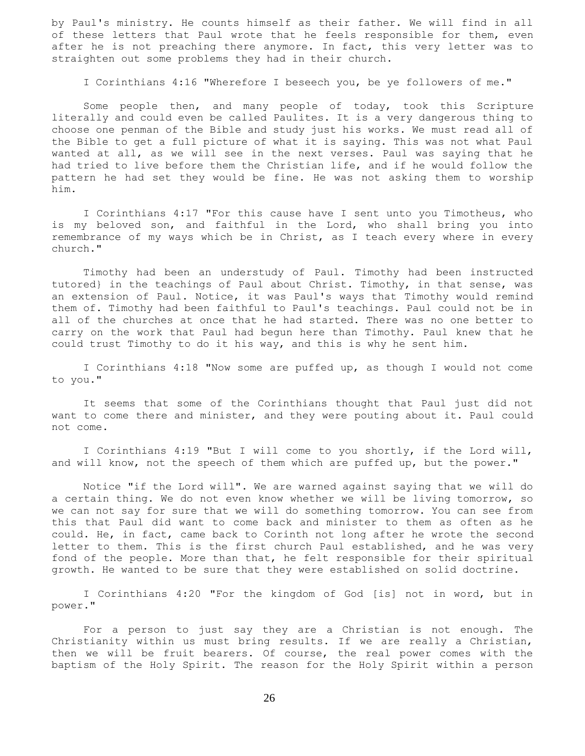by Paul's ministry. He counts himself as their father. We will find in all of these letters that Paul wrote that he feels responsible for them, even after he is not preaching there anymore. In fact, this very letter was to straighten out some problems they had in their church.

I Corinthians 4:16 "Wherefore I beseech you, be ye followers of me."

Some people then, and many people of today, took this Scripture literally and could even be called Paulites. It is a very dangerous thing to choose one penman of the Bible and study just his works. We must read all of the Bible to get a full picture of what it is saying. This was not what Paul wanted at all, as we will see in the next verses. Paul was saying that he had tried to live before them the Christian life, and if he would follow the pattern he had set they would be fine. He was not asking them to worship him.

I Corinthians 4:17 "For this cause have I sent unto you Timotheus, who is my beloved son, and faithful in the Lord, who shall bring you into remembrance of my ways which be in Christ, as I teach every where in every church."

Timothy had been an understudy of Paul. Timothy had been instructed tutored} in the teachings of Paul about Christ. Timothy, in that sense, was an extension of Paul. Notice, it was Paul's ways that Timothy would remind them of. Timothy had been faithful to Paul's teachings. Paul could not be in all of the churches at once that he had started. There was no one better to carry on the work that Paul had begun here than Timothy. Paul knew that he could trust Timothy to do it his way, and this is why he sent him.

I Corinthians 4:18 "Now some are puffed up, as though I would not come to you."

It seems that some of the Corinthians thought that Paul just did not want to come there and minister, and they were pouting about it. Paul could not come.

I Corinthians 4:19 "But I will come to you shortly, if the Lord will, and will know, not the speech of them which are puffed up, but the power."

Notice "if the Lord will". We are warned against saying that we will do a certain thing. We do not even know whether we will be living tomorrow, so we can not say for sure that we will do something tomorrow. You can see from this that Paul did want to come back and minister to them as often as he could. He, in fact, came back to Corinth not long after he wrote the second letter to them. This is the first church Paul established, and he was very fond of the people. More than that, he felt responsible for their spiritual growth. He wanted to be sure that they were established on solid doctrine.

I Corinthians 4:20 "For the kingdom of God [is] not in word, but in power."

For a person to just say they are a Christian is not enough. The Christianity within us must bring results. If we are really a Christian, then we will be fruit bearers. Of course, the real power comes with the baptism of the Holy Spirit. The reason for the Holy Spirit within a person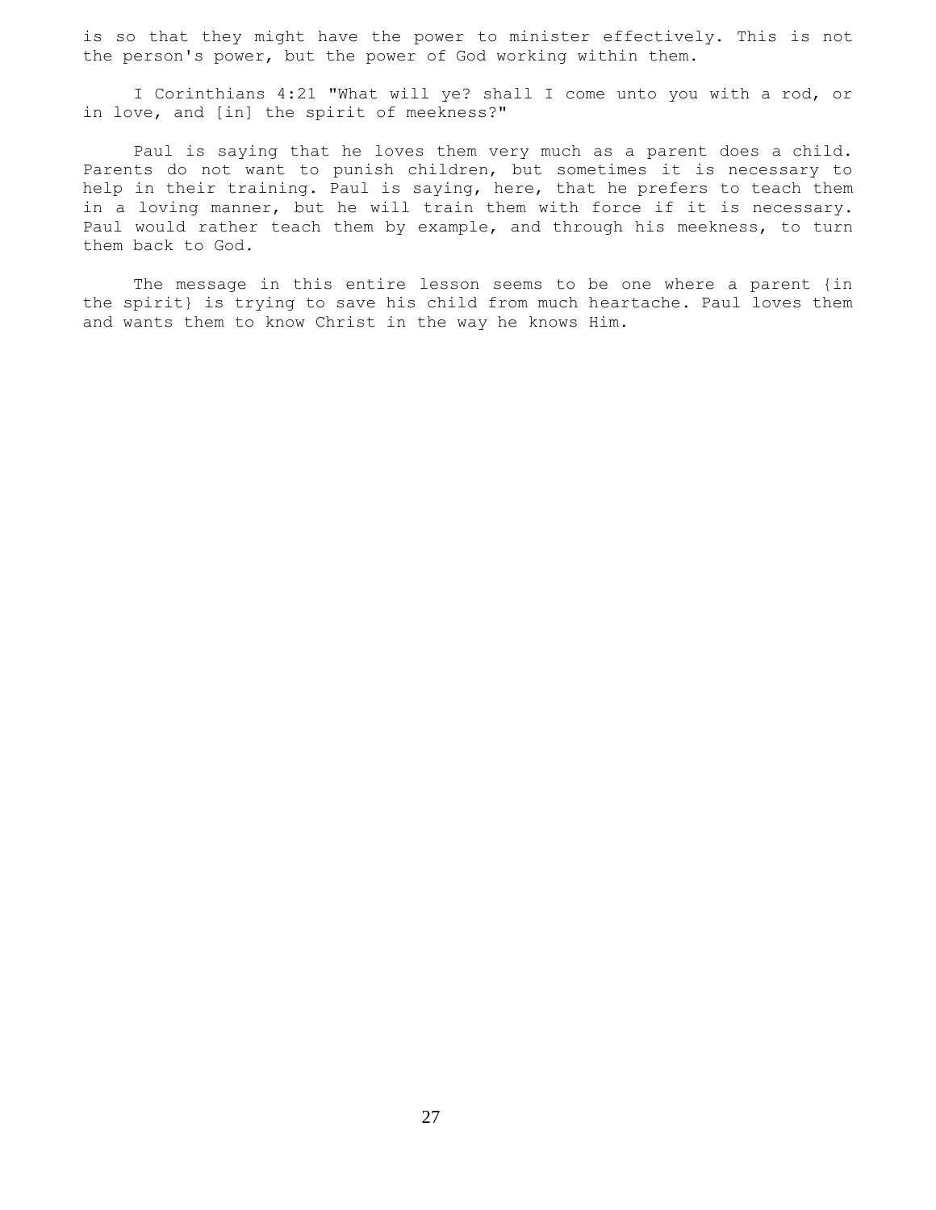is so that they might have the power to minister effectively. This is not the person's power, but the power of God working within them.

I Corinthians 4:21 "What will ye? shall I come unto you with a rod, or in love, and [in] the spirit of meekness?"

Paul is saying that he loves them very much as a parent does a child. Parents do not want to punish children, but sometimes it is necessary to help in their training. Paul is saying, here, that he prefers to teach them in a loving manner, but he will train them with force if it is necessary. Paul would rather teach them by example, and through his meekness, to turn them back to God.

The message in this entire lesson seems to be one where a parent {in the spirit} is trying to save his child from much heartache. Paul loves them and wants them to know Christ in the way he knows Him.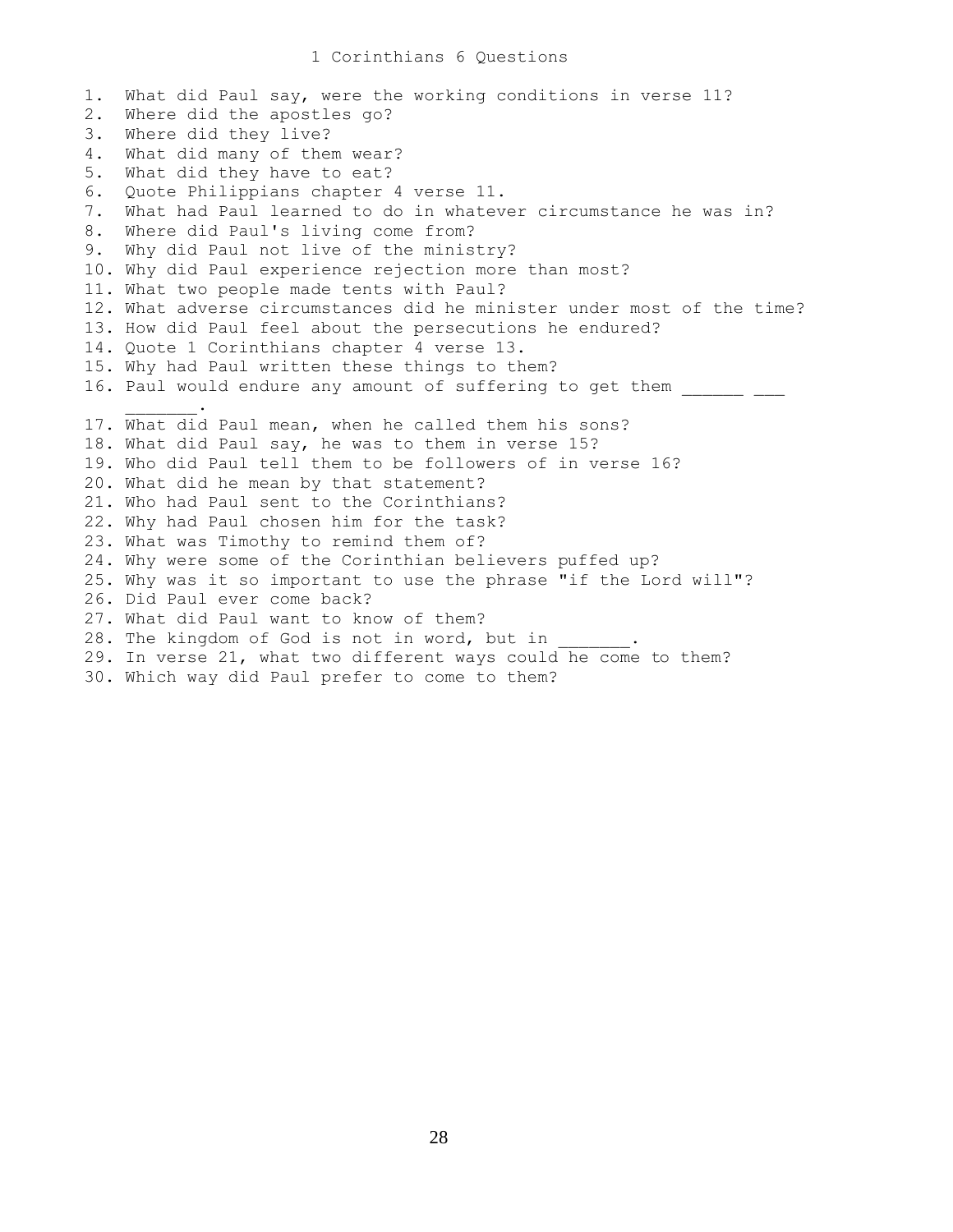# 1 Corinthians 6 Questions

1. What did Paul say, were the working conditions in verse 11?
2. Where did the apostles go?
3. Where did they live?
4. What did many of them wear?
5. What did they have to eat?
6. Quote Philippians chapter 4 verse 11.
7. What had Paul learned to do in whatever circumstance he was in?
8. Where did Paul's living come from?
9. Why did Paul not live of the ministry?
10. Why did Paul experience rejection more than most?
11. What two people made tents with Paul?
12. What adverse circumstances did he minister under most of the time?
13. How did Paul feel about the persecutions he endured?
14. Quote 1 Corinthians chapter 4 verse 13.
15. Why had Paul written these things to them?
16. Paul would endure any amount of suffering to get them ______ ___ _______.
17. What did Paul mean, when he called them his sons?
18. What did Paul say, he was to them in verse 15?
19. Who did Paul tell them to be followers of in verse 16?
20. What did he mean by that statement?
21. Who had Paul sent to the Corinthians?
22. Why had Paul chosen him for the task?
23. What was Timothy to remind them of?
24. Why were some of the Corinthian believers puffed up?
25. Why was it so important to use the phrase "if the Lord will"?
26. Did Paul ever come back?
27. What did Paul want to know of them?
28. The kingdom of God is not in word, but in _______.
29. In verse 21, what two different ways could he come to them?
30. Which way did Paul prefer to come to them?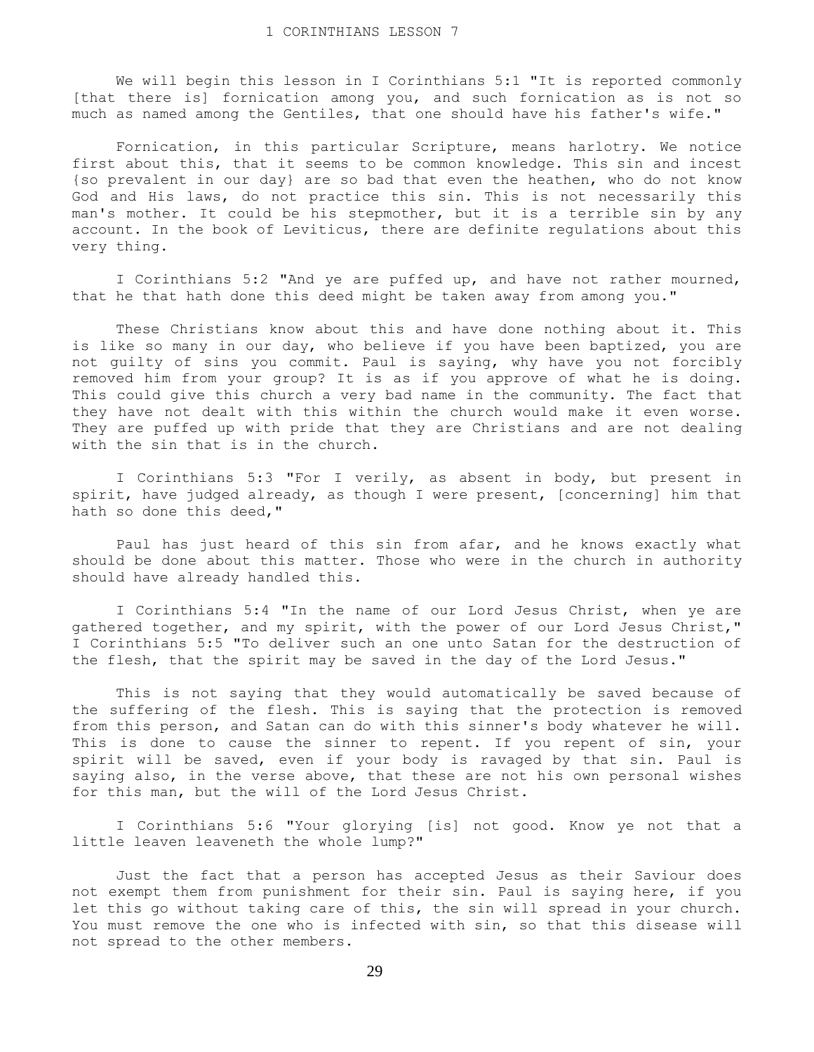# 1 CORINTHIANS LESSON 7

We will begin this lesson in I Corinthians 5:1 "It is reported commonly [that there is] fornication among you, and such fornication as is not so much as named among the Gentiles, that one should have his father's wife."

Fornication, in this particular Scripture, means harlotry. We notice first about this, that it seems to be common knowledge. This sin and incest {so prevalent in our day} are so bad that even the heathen, who do not know God and His laws, do not practice this sin. This is not necessarily this man's mother. It could be his stepmother, but it is a terrible sin by any account. In the book of Leviticus, there are definite regulations about this very thing.

I Corinthians 5:2 "And ye are puffed up, and have not rather mourned, that he that hath done this deed might be taken away from among you."

These Christians know about this and have done nothing about it. This is like so many in our day, who believe if you have been baptized, you are not guilty of sins you commit. Paul is saying, why have you not forcibly removed him from your group? It is as if you approve of what he is doing. This could give this church a very bad name in the community. The fact that they have not dealt with this within the church would make it even worse. They are puffed up with pride that they are Christians and are not dealing with the sin that is in the church.

I Corinthians 5:3 "For I verily, as absent in body, but present in spirit, have judged already, as though I were present, [concerning] him that hath so done this deed,"

Paul has just heard of this sin from afar, and he knows exactly what should be done about this matter. Those who were in the church in authority should have already handled this.

I Corinthians 5:4 "In the name of our Lord Jesus Christ, when ye are gathered together, and my spirit, with the power of our Lord Jesus Christ,"
I Corinthians 5:5 "To deliver such an one unto Satan for the destruction of the flesh, that the spirit may be saved in the day of the Lord Jesus."

This is not saying that they would automatically be saved because of the suffering of the flesh. This is saying that the protection is removed from this person, and Satan can do with this sinner's body whatever he will. This is done to cause the sinner to repent. If you repent of sin, your spirit will be saved, even if your body is ravaged by that sin. Paul is saying also, in the verse above, that these are not his own personal wishes for this man, but the will of the Lord Jesus Christ.

I Corinthians 5:6 "Your glorying [is] not good. Know ye not that a little leaven leaveneth the whole lump?"

Just the fact that a person has accepted Jesus as their Saviour does not exempt them from punishment for their sin. Paul is saying here, if you let this go without taking care of this, the sin will spread in your church. You must remove the one who is infected with sin, so that this disease will not spread to the other members.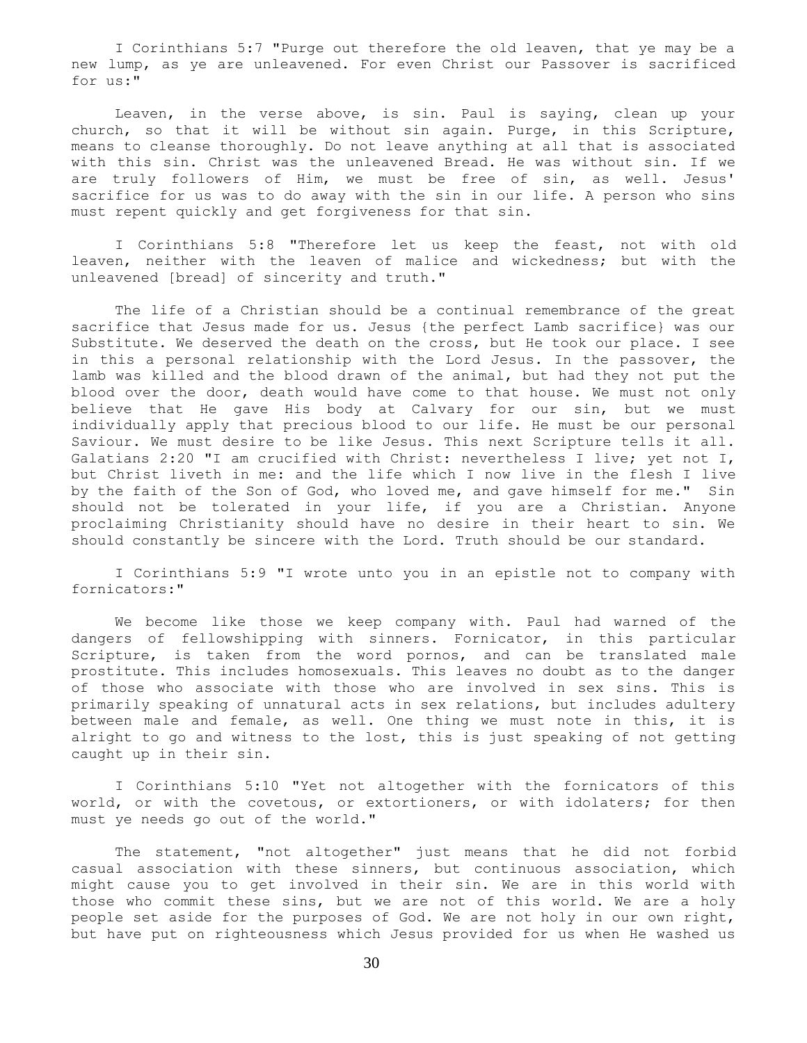I Corinthians 5:7 "Purge out therefore the old leaven, that ye may be a new lump, as ye are unleavened. For even Christ our Passover is sacrificed for us:"

Leaven, in the verse above, is sin. Paul is saying, clean up your church, so that it will be without sin again. Purge, in this Scripture, means to cleanse thoroughly. Do not leave anything at all that is associated with this sin. Christ was the unleavened Bread. He was without sin. If we are truly followers of Him, we must be free of sin, as well. Jesus' sacrifice for us was to do away with the sin in our life. A person who sins must repent quickly and get forgiveness for that sin.

I Corinthians 5:8 "Therefore let us keep the feast, not with old leaven, neither with the leaven of malice and wickedness; but with the unleavened [bread] of sincerity and truth."

The life of a Christian should be a continual remembrance of the great sacrifice that Jesus made for us. Jesus {the perfect Lamb sacrifice} was our Substitute. We deserved the death on the cross, but He took our place. I see in this a personal relationship with the Lord Jesus. In the passover, the lamb was killed and the blood drawn of the animal, but had they not put the blood over the door, death would have come to that house. We must not only believe that He gave His body at Calvary for our sin, but we must individually apply that precious blood to our life. He must be our personal Saviour. We must desire to be like Jesus. This next Scripture tells it all. Galatians 2:20 "I am crucified with Christ: nevertheless I live; yet not I, but Christ liveth in me: and the life which I now live in the flesh I live by the faith of the Son of God, who loved me, and gave himself for me." Sin should not be tolerated in your life, if you are a Christian. Anyone proclaiming Christianity should have no desire in their heart to sin. We should constantly be sincere with the Lord. Truth should be our standard.

I Corinthians 5:9 "I wrote unto you in an epistle not to company with fornicators:"

We become like those we keep company with. Paul had warned of the dangers of fellowshipping with sinners. Fornicator, in this particular Scripture, is taken from the word pornos, and can be translated male prostitute. This includes homosexuals. This leaves no doubt as to the danger of those who associate with those who are involved in sex sins. This is primarily speaking of unnatural acts in sex relations, but includes adultery between male and female, as well. One thing we must note in this, it is alright to go and witness to the lost, this is just speaking of not getting caught up in their sin.

I Corinthians 5:10 "Yet not altogether with the fornicators of this world, or with the covetous, or extortioners, or with idolaters; for then must ye needs go out of the world."

The statement, "not altogether" just means that he did not forbid casual association with these sinners, but continuous association, which might cause you to get involved in their sin. We are in this world with those who commit these sins, but we are not of this world. We are a holy people set aside for the purposes of God. We are not holy in our own right, but have put on righteousness which Jesus provided for us when He washed us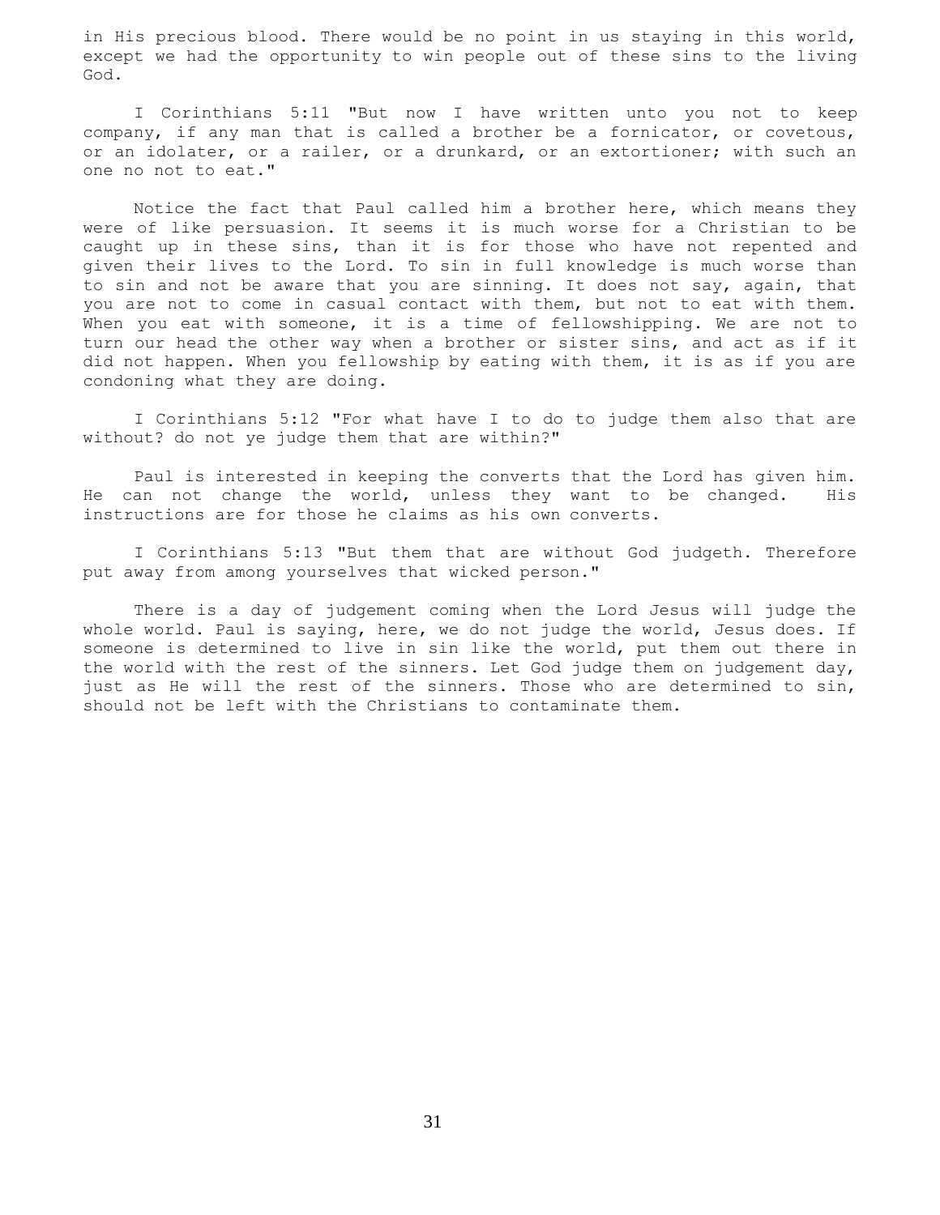in His precious blood. There would be no point in us staying in this world, except we had the opportunity to win people out of these sins to the living God.

I Corinthians 5:11 "But now I have written unto you not to keep company, if any man that is called a brother be a fornicator, or covetous, or an idolater, or a railer, or a drunkard, or an extortioner; with such an one no not to eat."

Notice the fact that Paul called him a brother here, which means they were of like persuasion. It seems it is much worse for a Christian to be caught up in these sins, than it is for those who have not repented and given their lives to the Lord. To sin in full knowledge is much worse than to sin and not be aware that you are sinning. It does not say, again, that you are not to come in casual contact with them, but not to eat with them. When you eat with someone, it is a time of fellowshipping. We are not to turn our head the other way when a brother or sister sins, and act as if it did not happen. When you fellowship by eating with them, it is as if you are condoning what they are doing.

I Corinthians 5:12 "For what have I to do to judge them also that are without? do not ye judge them that are within?"

Paul is interested in keeping the converts that the Lord has given him. He can not change the world, unless they want to be changed. His instructions are for those he claims as his own converts.

I Corinthians 5:13 "But them that are without God judgeth. Therefore put away from among yourselves that wicked person."

There is a day of judgement coming when the Lord Jesus will judge the whole world. Paul is saying, here, we do not judge the world, Jesus does. If someone is determined to live in sin like the world, put them out there in the world with the rest of the sinners. Let God judge them on judgement day, just as He will the rest of the sinners. Those who are determined to sin, should not be left with the Christians to contaminate them.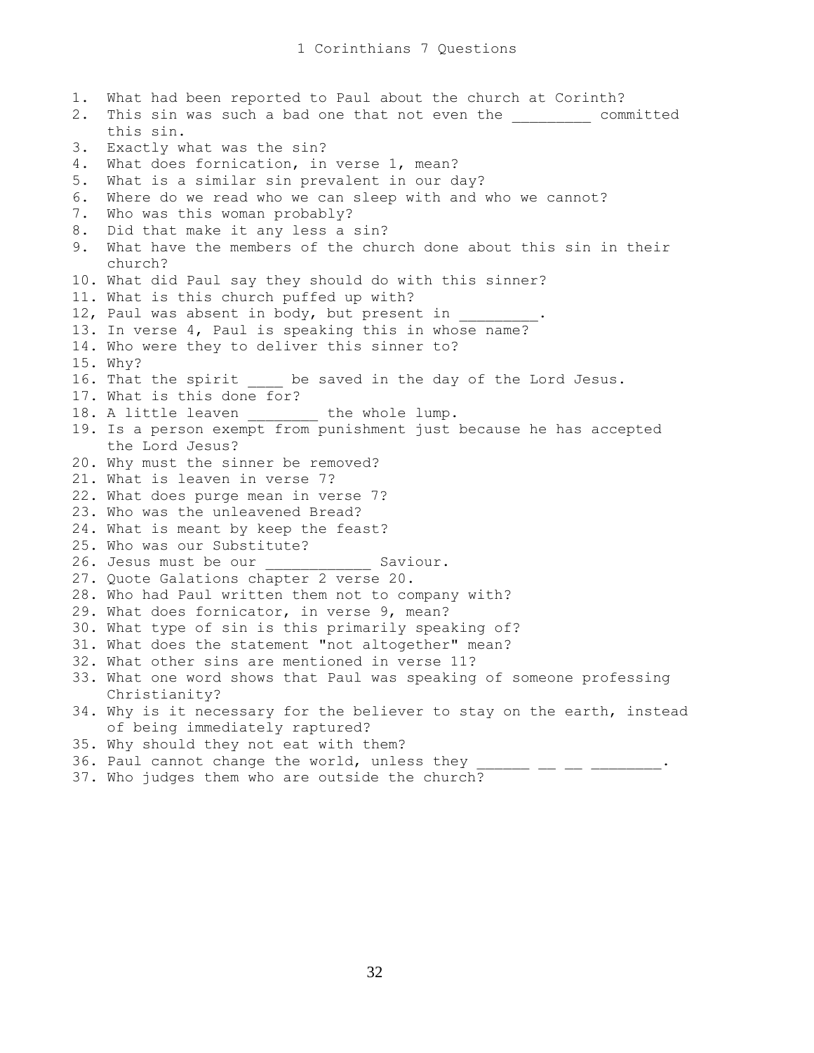# 1 Corinthians 7 Questions

1. What had been reported to Paul about the church at Corinth?
2. This sin was such a bad one that not even the _________ committed this sin.
3. Exactly what was the sin?
4. What does fornication, in verse 1, mean?
5. What is a similar sin prevalent in our day?
6. Where do we read who we can sleep with and who we cannot?
7. Who was this woman probably?
8. Did that make it any less a sin?
9. What have the members of the church done about this sin in their church?
10. What did Paul say they should do with this sinner?
11. What is this church puffed up with?
12, Paul was absent in body, but present in _________.
13. In verse 4, Paul is speaking this in whose name?
14. Who were they to deliver this sinner to?
15. Why?
16. That the spirit ____ be saved in the day of the Lord Jesus.
17. What is this done for?
18. A little leaven ________ the whole lump.
19. Is a person exempt from punishment just because he has accepted the Lord Jesus?
20. Why must the sinner be removed?
21. What is leaven in verse 7?
22. What does purge mean in verse 7?
23. Who was the unleavened Bread?
24. What is meant by keep the feast?
25. Who was our Substitute?
26. Jesus must be our ____________ Saviour.
27. Quote Galations chapter 2 verse 20.
28. Who had Paul written them not to company with?
29. What does fornicator, in verse 9, mean?
30. What type of sin is this primarily speaking of?
31. What does the statement "not altogether" mean?
32. What other sins are mentioned in verse 11?
33. What one word shows that Paul was speaking of someone professing Christianity?
34. Why is it necessary for the believer to stay on the earth, instead of being immediately raptured?
35. Why should they not eat with them?
36. Paul cannot change the world, unless they ______ __ __ ________.
37. Who judges them who are outside the church?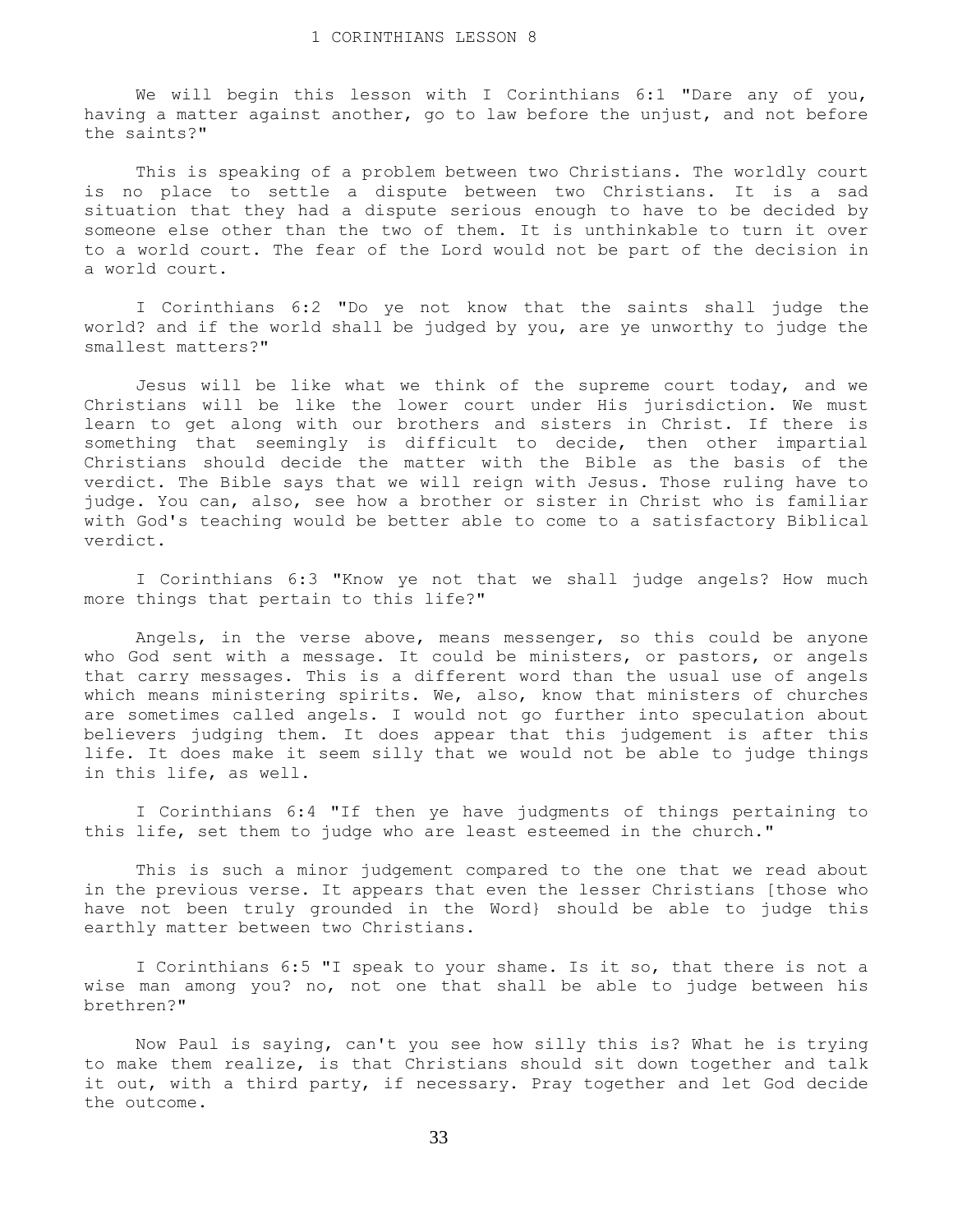# 1 CORINTHIANS LESSON 8

We will begin this lesson with I Corinthians 6:1 "Dare any of you, having a matter against another, go to law before the unjust, and not before the saints?"

This is speaking of a problem between two Christians. The worldly court is no place to settle a dispute between two Christians. It is a sad situation that they had a dispute serious enough to have to be decided by someone else other than the two of them. It is unthinkable to turn it over to a world court. The fear of the Lord would not be part of the decision in a world court.

I Corinthians 6:2 "Do ye not know that the saints shall judge the world? and if the world shall be judged by you, are ye unworthy to judge the smallest matters?"

Jesus will be like what we think of the supreme court today, and we Christians will be like the lower court under His jurisdiction. We must learn to get along with our brothers and sisters in Christ. If there is something that seemingly is difficult to decide, then other impartial Christians should decide the matter with the Bible as the basis of the verdict. The Bible says that we will reign with Jesus. Those ruling have to judge. You can, also, see how a brother or sister in Christ who is familiar with God's teaching would be better able to come to a satisfactory Biblical verdict.

I Corinthians 6:3 "Know ye not that we shall judge angels? How much more things that pertain to this life?"

Angels, in the verse above, means messenger, so this could be anyone who God sent with a message. It could be ministers, or pastors, or angels that carry messages. This is a different word than the usual use of angels which means ministering spirits. We, also, know that ministers of churches are sometimes called angels. I would not go further into speculation about believers judging them. It does appear that this judgement is after this life. It does make it seem silly that we would not be able to judge things in this life, as well.

I Corinthians 6:4 "If then ye have judgments of things pertaining to this life, set them to judge who are least esteemed in the church."

This is such a minor judgement compared to the one that we read about in the previous verse. It appears that even the lesser Christians [those who have not been truly grounded in the Word} should be able to judge this earthly matter between two Christians.

I Corinthians 6:5 "I speak to your shame. Is it so, that there is not a wise man among you? no, not one that shall be able to judge between his brethren?"

Now Paul is saying, can't you see how silly this is? What he is trying to make them realize, is that Christians should sit down together and talk it out, with a third party, if necessary. Pray together and let God decide the outcome.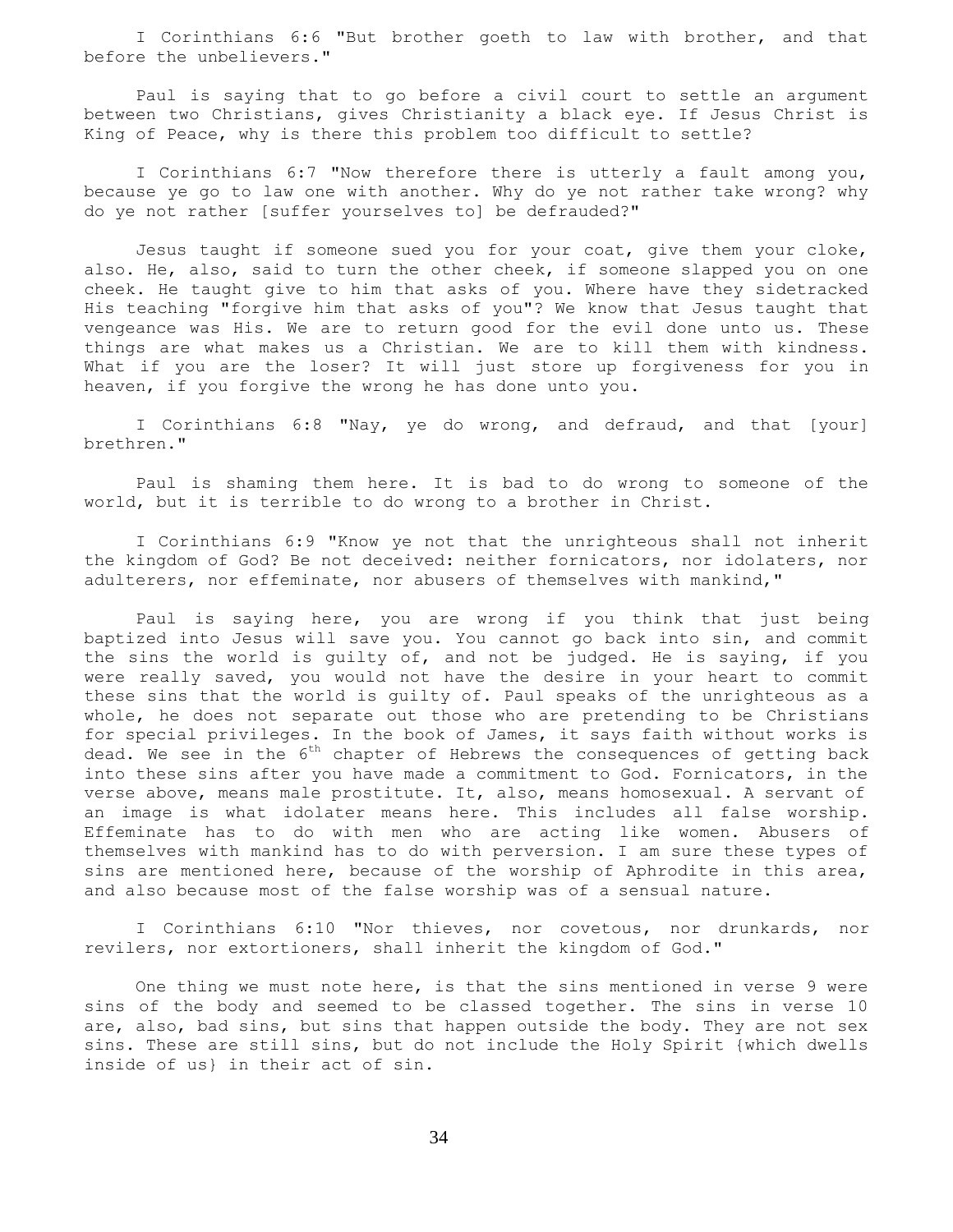I Corinthians 6:6 "But brother goeth to law with brother, and that before the unbelievers."

Paul is saying that to go before a civil court to settle an argument between two Christians, gives Christianity a black eye. If Jesus Christ is King of Peace, why is there this problem too difficult to settle?

I Corinthians 6:7 "Now therefore there is utterly a fault among you, because ye go to law one with another. Why do ye not rather take wrong? why do ye not rather [suffer yourselves to] be defrauded?"

Jesus taught if someone sued you for your coat, give them your cloke, also. He, also, said to turn the other cheek, if someone slapped you on one cheek. He taught give to him that asks of you. Where have they sidetracked His teaching "forgive him that asks of you"? We know that Jesus taught that vengeance was His. We are to return good for the evil done unto us. These things are what makes us a Christian. We are to kill them with kindness. What if you are the loser? It will just store up forgiveness for you in heaven, if you forgive the wrong he has done unto you.

I Corinthians 6:8 "Nay, ye do wrong, and defraud, and that [your] brethren."

Paul is shaming them here. It is bad to do wrong to someone of the world, but it is terrible to do wrong to a brother in Christ.

I Corinthians 6:9 "Know ye not that the unrighteous shall not inherit the kingdom of God? Be not deceived: neither fornicators, nor idolaters, nor adulterers, nor effeminate, nor abusers of themselves with mankind,"

Paul is saying here, you are wrong if you think that just being baptized into Jesus will save you. You cannot go back into sin, and commit the sins the world is guilty of, and not be judged. He is saying, if you were really saved, you would not have the desire in your heart to commit these sins that the world is guilty of. Paul speaks of the unrighteous as a whole, he does not separate out those who are pretending to be Christians for special privileges. In the book of James, it says faith without works is dead. We see in the 6th chapter of Hebrews the consequences of getting back into these sins after you have made a commitment to God. Fornicators, in the verse above, means male prostitute. It, also, means homosexual. A servant of an image is what idolater means here. This includes all false worship. Effeminate has to do with men who are acting like women. Abusers of themselves with mankind has to do with perversion. I am sure these types of sins are mentioned here, because of the worship of Aphrodite in this area, and also because most of the false worship was of a sensual nature.

I Corinthians 6:10 "Nor thieves, nor covetous, nor drunkards, nor revilers, nor extortioners, shall inherit the kingdom of God."

One thing we must note here, is that the sins mentioned in verse 9 were sins of the body and seemed to be classed together. The sins in verse 10 are, also, bad sins, but sins that happen outside the body. They are not sex sins. These are still sins, but do not include the Holy Spirit {which dwells inside of us} in their act of sin.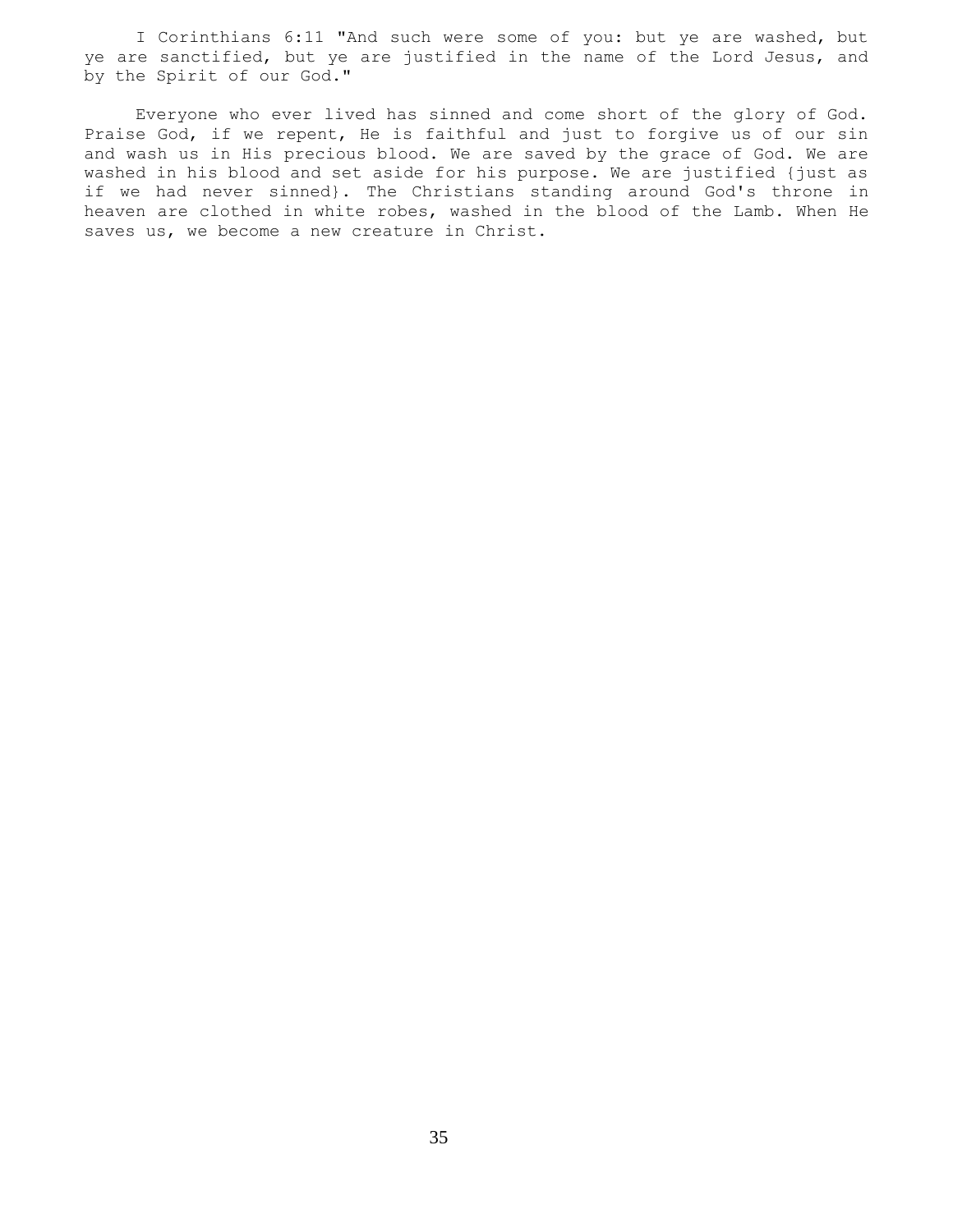I Corinthians 6:11 "And such were some of you: but ye are washed, but ye are sanctified, but ye are justified in the name of the Lord Jesus, and by the Spirit of our God."

Everyone who ever lived has sinned and come short of the glory of God. Praise God, if we repent, He is faithful and just to forgive us of our sin and wash us in His precious blood. We are saved by the grace of God. We are washed in his blood and set aside for his purpose. We are justified {just as if we had never sinned}. The Christians standing around God's throne in heaven are clothed in white robes, washed in the blood of the Lamb. When He saves us, we become a new creature in Christ.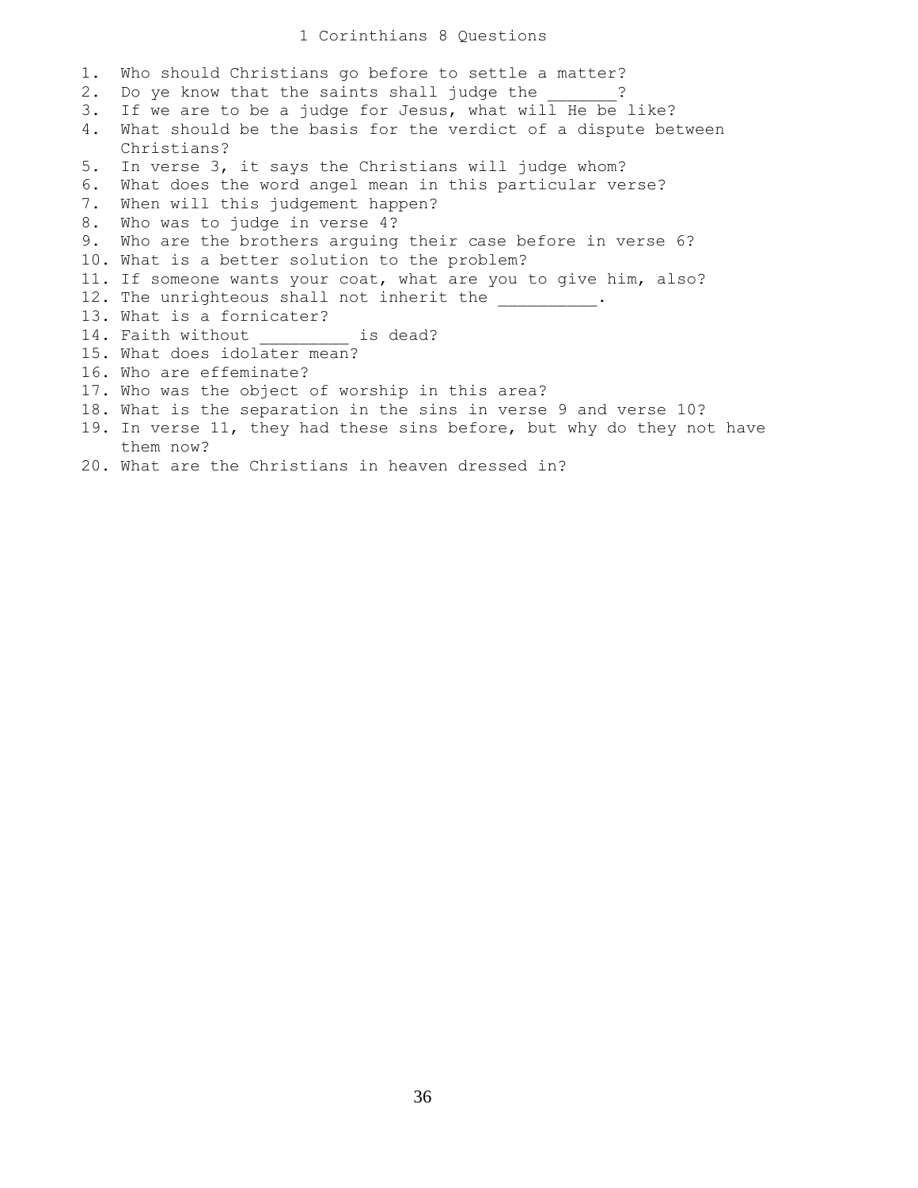# 1 Corinthians 8 Questions

1. Who should Christians go before to settle a matter?
2. Do ye know that the saints shall judge the _______?
3. If we are to be a judge for Jesus, what will He be like?
4. What should be the basis for the verdict of a dispute between Christians?
5. In verse 3, it says the Christians will judge whom?
6. What does the word angel mean in this particular verse?
7. When will this judgement happen?
8. Who was to judge in verse 4?
9. Who are the brothers arguing their case before in verse 6?
10. What is a better solution to the problem?
11. If someone wants your coat, what are you to give him, also?
12. The unrighteous shall not inherit the __________.
13. What is a fornicater?
14. Faith without _________ is dead?
15. What does idolater mean?
16. Who are effeminate?
17. Who was the object of worship in this area?
18. What is the separation in the sins in verse 9 and verse 10?
19. In verse 11, they had these sins before, but why do they not have them now?
20. What are the Christians in heaven dressed in?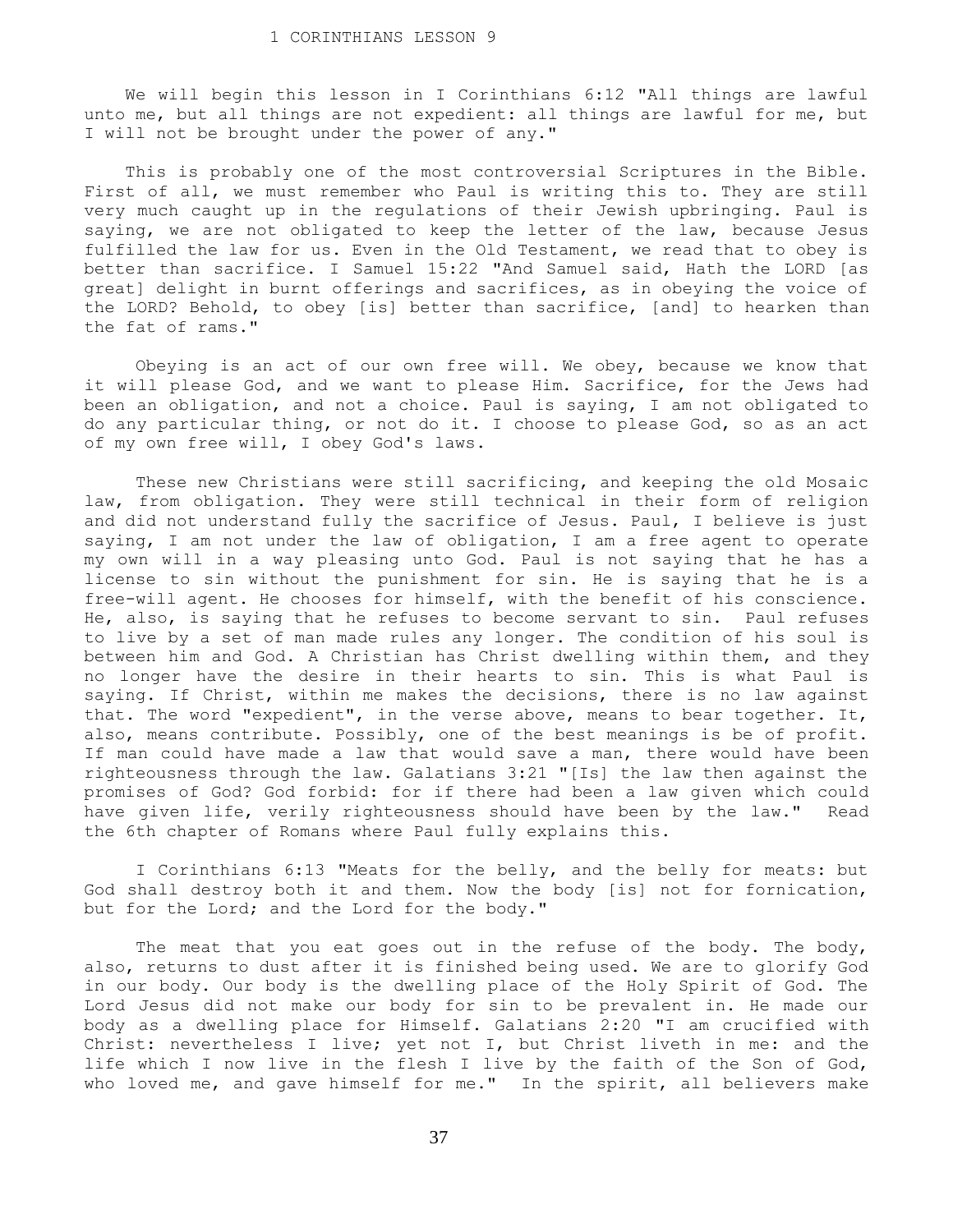# 1 CORINTHIANS LESSON 9

We will begin this lesson in I Corinthians 6:12 "All things are lawful unto me, but all things are not expedient: all things are lawful for me, but I will not be brought under the power of any."

This is probably one of the most controversial Scriptures in the Bible. First of all, we must remember who Paul is writing this to. They are still very much caught up in the regulations of their Jewish upbringing. Paul is saying, we are not obligated to keep the letter of the law, because Jesus fulfilled the law for us. Even in the Old Testament, we read that to obey is better than sacrifice. I Samuel 15:22 "And Samuel said, Hath the LORD [as great] delight in burnt offerings and sacrifices, as in obeying the voice of the LORD? Behold, to obey [is] better than sacrifice, [and] to hearken than the fat of rams."

Obeying is an act of our own free will. We obey, because we know that it will please God, and we want to please Him. Sacrifice, for the Jews had been an obligation, and not a choice. Paul is saying, I am not obligated to do any particular thing, or not do it. I choose to please God, so as an act of my own free will, I obey God's laws.

These new Christians were still sacrificing, and keeping the old Mosaic law, from obligation. They were still technical in their form of religion and did not understand fully the sacrifice of Jesus. Paul, I believe is just saying, I am not under the law of obligation, I am a free agent to operate my own will in a way pleasing unto God. Paul is not saying that he has a license to sin without the punishment for sin. He is saying that he is a free-will agent. He chooses for himself, with the benefit of his conscience. He, also, is saying that he refuses to become servant to sin. Paul refuses to live by a set of man made rules any longer. The condition of his soul is between him and God. A Christian has Christ dwelling within them, and they no longer have the desire in their hearts to sin. This is what Paul is saying. If Christ, within me makes the decisions, there is no law against that. The word "expedient", in the verse above, means to bear together. It, also, means contribute. Possibly, one of the best meanings is be of profit. If man could have made a law that would save a man, there would have been righteousness through the law. Galatians 3:21 "[Is] the law then against the promises of God? God forbid: for if there had been a law given which could have given life, verily righteousness should have been by the law." Read the 6th chapter of Romans where Paul fully explains this.

I Corinthians 6:13 "Meats for the belly, and the belly for meats: but God shall destroy both it and them. Now the body [is] not for fornication, but for the Lord; and the Lord for the body."

The meat that you eat goes out in the refuse of the body. The body, also, returns to dust after it is finished being used. We are to glorify God in our body. Our body is the dwelling place of the Holy Spirit of God. The Lord Jesus did not make our body for sin to be prevalent in. He made our body as a dwelling place for Himself. Galatians 2:20 "I am crucified with Christ: nevertheless I live; yet not I, but Christ liveth in me: and the life which I now live in the flesh I live by the faith of the Son of God, who loved me, and gave himself for me." In the spirit, all believers make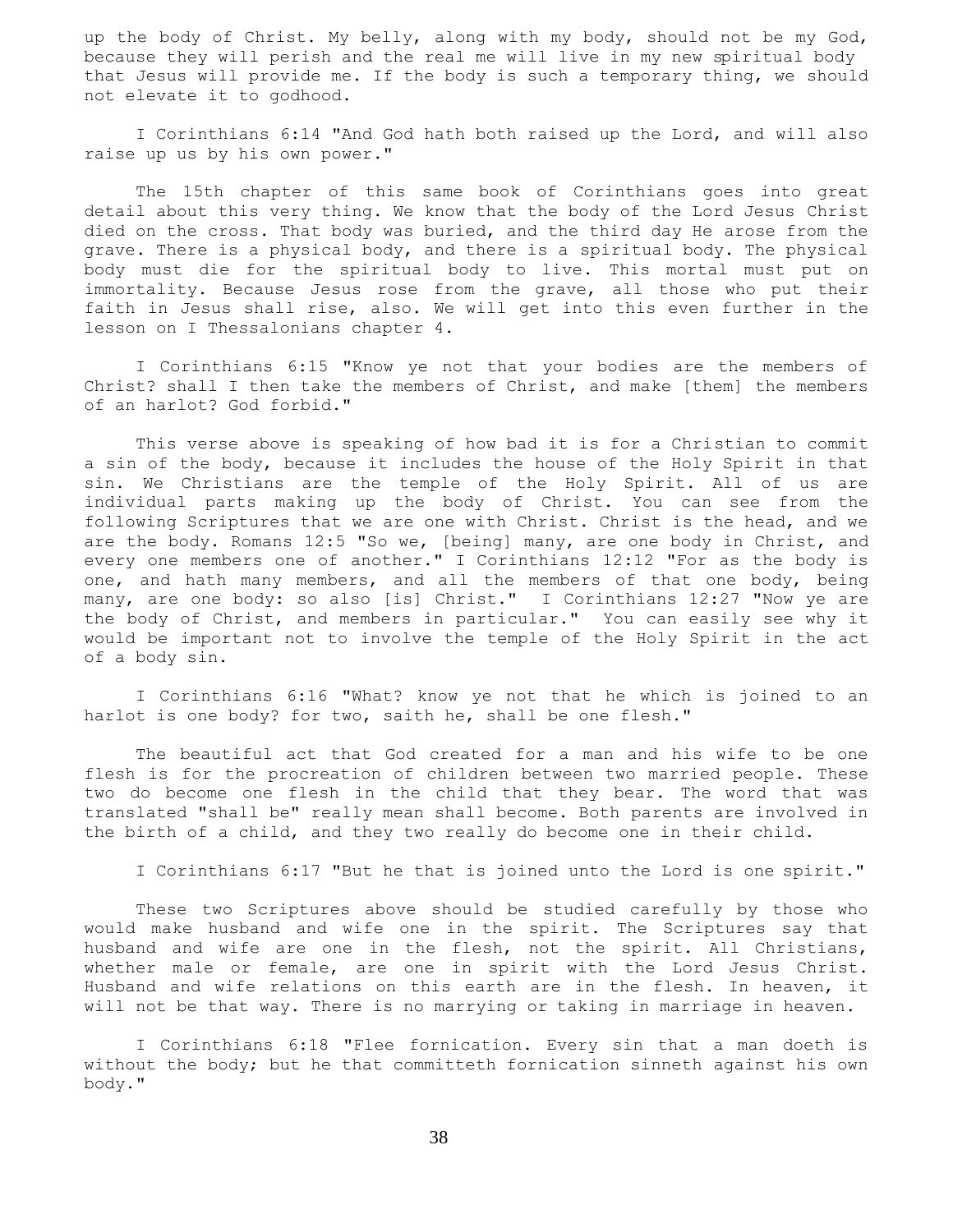up the body of Christ. My belly, along with my body, should not be my God, because they will perish and the real me will live in my new spiritual body that Jesus will provide me. If the body is such a temporary thing, we should not elevate it to godhood.

I Corinthians 6:14 "And God hath both raised up the Lord, and will also raise up us by his own power."

The 15th chapter of this same book of Corinthians goes into great detail about this very thing. We know that the body of the Lord Jesus Christ died on the cross. That body was buried, and the third day He arose from the grave. There is a physical body, and there is a spiritual body. The physical body must die for the spiritual body to live. This mortal must put on immortality. Because Jesus rose from the grave, all those who put their faith in Jesus shall rise, also. We will get into this even further in the lesson on I Thessalonians chapter 4.

I Corinthians 6:15 "Know ye not that your bodies are the members of Christ? shall I then take the members of Christ, and make [them] the members of an harlot? God forbid."

This verse above is speaking of how bad it is for a Christian to commit a sin of the body, because it includes the house of the Holy Spirit in that sin. We Christians are the temple of the Holy Spirit. All of us are individual parts making up the body of Christ. You can see from the following Scriptures that we are one with Christ. Christ is the head, and we are the body. Romans 12:5 "So we, [being] many, are one body in Christ, and every one members one of another." I Corinthians 12:12 "For as the body is one, and hath many members, and all the members of that one body, being many, are one body: so also [is] Christ." I Corinthians 12:27 "Now ye are the body of Christ, and members in particular." You can easily see why it would be important not to involve the temple of the Holy Spirit in the act of a body sin.

I Corinthians 6:16 "What? know ye not that he which is joined to an harlot is one body? for two, saith he, shall be one flesh."

The beautiful act that God created for a man and his wife to be one flesh is for the procreation of children between two married people. These two do become one flesh in the child that they bear. The word that was translated "shall be" really mean shall become. Both parents are involved in the birth of a child, and they two really do become one in their child.

I Corinthians 6:17 "But he that is joined unto the Lord is one spirit."

These two Scriptures above should be studied carefully by those who would make husband and wife one in the spirit. The Scriptures say that husband and wife are one in the flesh, not the spirit. All Christians, whether male or female, are one in spirit with the Lord Jesus Christ. Husband and wife relations on this earth are in the flesh. In heaven, it will not be that way. There is no marrying or taking in marriage in heaven.

I Corinthians 6:18 "Flee fornication. Every sin that a man doeth is without the body; but he that committeth fornication sinneth against his own body."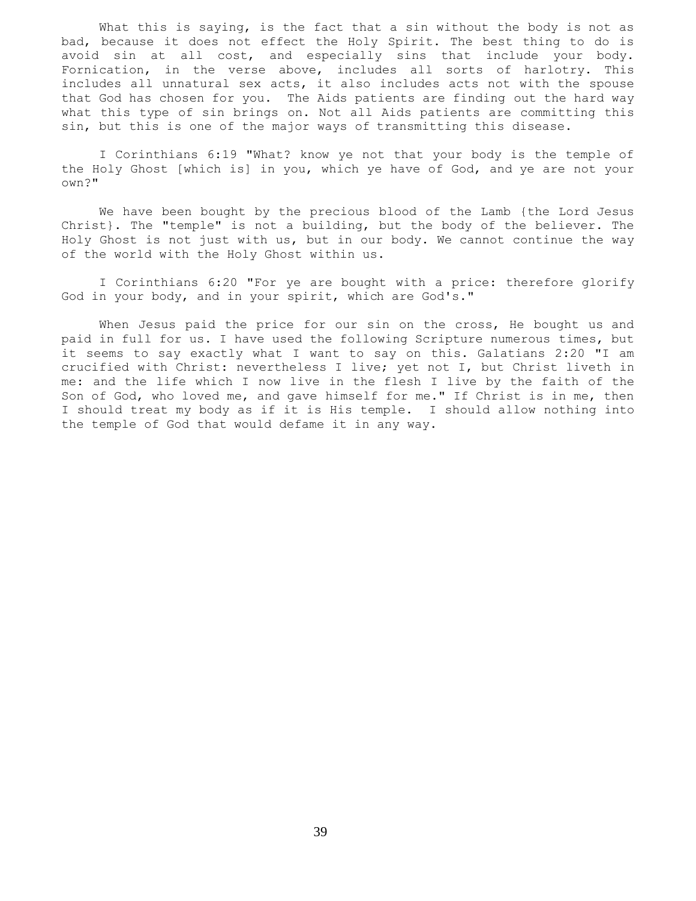What this is saying, is the fact that a sin without the body is not as bad, because it does not effect the Holy Spirit. The best thing to do is avoid sin at all cost, and especially sins that include your body. Fornication, in the verse above, includes all sorts of harlotry. This includes all unnatural sex acts, it also includes acts not with the spouse that God has chosen for you. The Aids patients are finding out the hard way what this type of sin brings on. Not all Aids patients are committing this sin, but this is one of the major ways of transmitting this disease.

I Corinthians 6:19 "What? know ye not that your body is the temple of the Holy Ghost [which is] in you, which ye have of God, and ye are not your own?"

We have been bought by the precious blood of the Lamb {the Lord Jesus Christ}. The "temple" is not a building, but the body of the believer. The Holy Ghost is not just with us, but in our body. We cannot continue the way of the world with the Holy Ghost within us.

I Corinthians 6:20 "For ye are bought with a price: therefore glorify God in your body, and in your spirit, which are God's."

When Jesus paid the price for our sin on the cross, He bought us and paid in full for us. I have used the following Scripture numerous times, but it seems to say exactly what I want to say on this. Galatians 2:20 "I am crucified with Christ: nevertheless I live; yet not I, but Christ liveth in me: and the life which I now live in the flesh I live by the faith of the Son of God, who loved me, and gave himself for me." If Christ is in me, then I should treat my body as if it is His temple. I should allow nothing into the temple of God that would defame it in any way.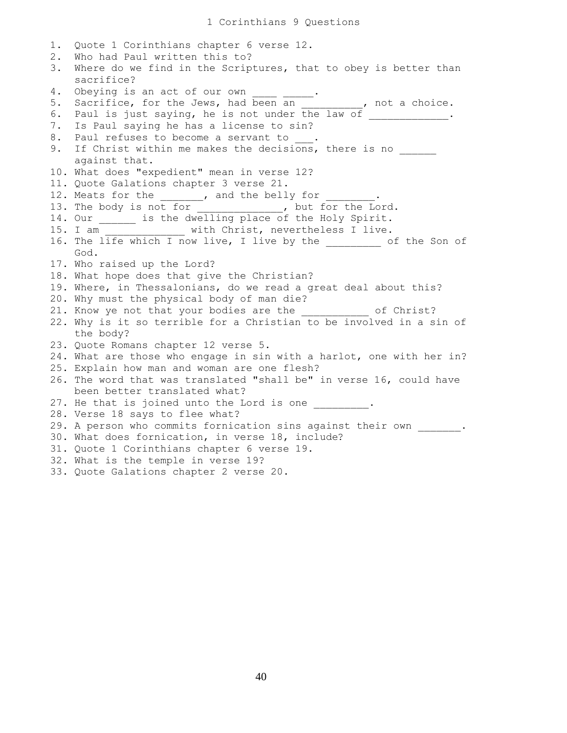# 1 Corinthians 9 Questions

1. Quote 1 Corinthians chapter 6 verse 12.
2. Who had Paul written this to?
3. Where do we find in the Scriptures, that to obey is better than sacrifice?
4. Obeying is an act of our own ____ _____.
5. Sacrifice, for the Jews, had been an __________, not a choice.
6. Paul is just saying, he is not under the law of _____________.
7. Is Paul saying he has a license to sin?
8. Paul refuses to become a servant to ___.
9. If Christ within me makes the decisions, there is no ______ against that.
10. What does "expedient" mean in verse 12?
11. Quote Galations chapter 3 verse 21.
12. Meats for the _______, and the belly for ________.
13. The body is not for ______________, but for the Lord.
14. Our ______ is the dwelling place of the Holy Spirit.
15. I am _____________ with Christ, nevertheless I live.
16. The life which I now live, I live by the _________ of the Son of God.
17. Who raised up the Lord?
18. What hope does that give the Christian?
19. Where, in Thessalonians, do we read a great deal about this?
20. Why must the physical body of man die?
21. Know ye not that your bodies are the ___________ of Christ?
22. Why is it so terrible for a Christian to be involved in a sin of the body?
23. Quote Romans chapter 12 verse 5.
24. What are those who engage in sin with a harlot, one with her in?
25. Explain how man and woman are one flesh?
26. The word that was translated "shall be" in verse 16, could have been better translated what?
27. He that is joined unto the Lord is one _________.
28. Verse 18 says to flee what?
29. A person who commits fornication sins against their own _______.
30. What does fornication, in verse 18, include?
31. Quote 1 Corinthians chapter 6 verse 19.
32. What is the temple in verse 19?
33. Quote Galations chapter 2 verse 20.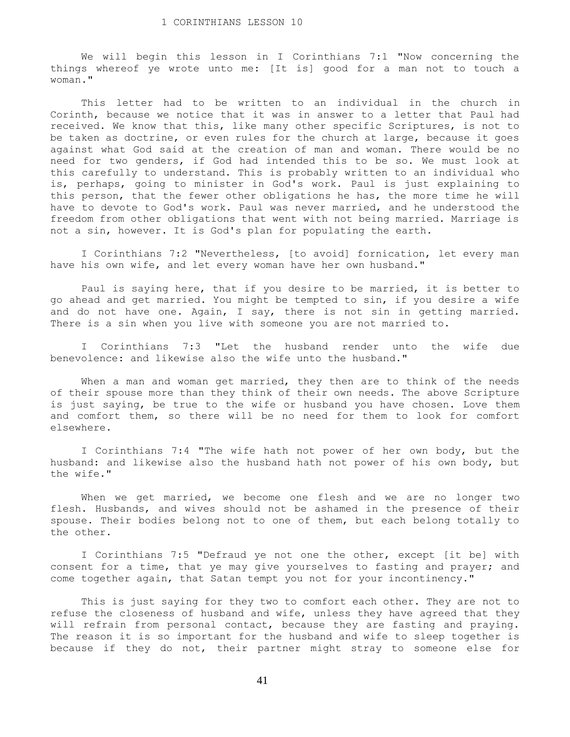# 1 CORINTHIANS LESSON 10

We will begin this lesson in I Corinthians 7:1 "Now concerning the things whereof ye wrote unto me: [It is] good for a man not to touch a woman."

This letter had to be written to an individual in the church in Corinth, because we notice that it was in answer to a letter that Paul had received. We know that this, like many other specific Scriptures, is not to be taken as doctrine, or even rules for the church at large, because it goes against what God said at the creation of man and woman. There would be no need for two genders, if God had intended this to be so. We must look at this carefully to understand. This is probably written to an individual who is, perhaps, going to minister in God's work. Paul is just explaining to this person, that the fewer other obligations he has, the more time he will have to devote to God's work. Paul was never married, and he understood the freedom from other obligations that went with not being married. Marriage is not a sin, however. It is God's plan for populating the earth.

I Corinthians 7:2 "Nevertheless, [to avoid] fornication, let every man have his own wife, and let every woman have her own husband."

Paul is saying here, that if you desire to be married, it is better to go ahead and get married. You might be tempted to sin, if you desire a wife and do not have one. Again, I say, there is not sin in getting married. There is a sin when you live with someone you are not married to.

I Corinthians 7:3 "Let the husband render unto the wife due benevolence: and likewise also the wife unto the husband."

When a man and woman get married, they then are to think of the needs of their spouse more than they think of their own needs. The above Scripture is just saying, be true to the wife or husband you have chosen. Love them and comfort them, so there will be no need for them to look for comfort elsewhere.

I Corinthians 7:4 "The wife hath not power of her own body, but the husband: and likewise also the husband hath not power of his own body, but the wife."

When we get married, we become one flesh and we are no longer two flesh. Husbands, and wives should not be ashamed in the presence of their spouse. Their bodies belong not to one of them, but each belong totally to the other.

I Corinthians 7:5 "Defraud ye not one the other, except [it be] with consent for a time, that ye may give yourselves to fasting and prayer; and come together again, that Satan tempt you not for your incontinency."

This is just saying for they two to comfort each other. They are not to refuse the closeness of husband and wife, unless they have agreed that they will refrain from personal contact, because they are fasting and praying. The reason it is so important for the husband and wife to sleep together is because if they do not, their partner might stray to someone else for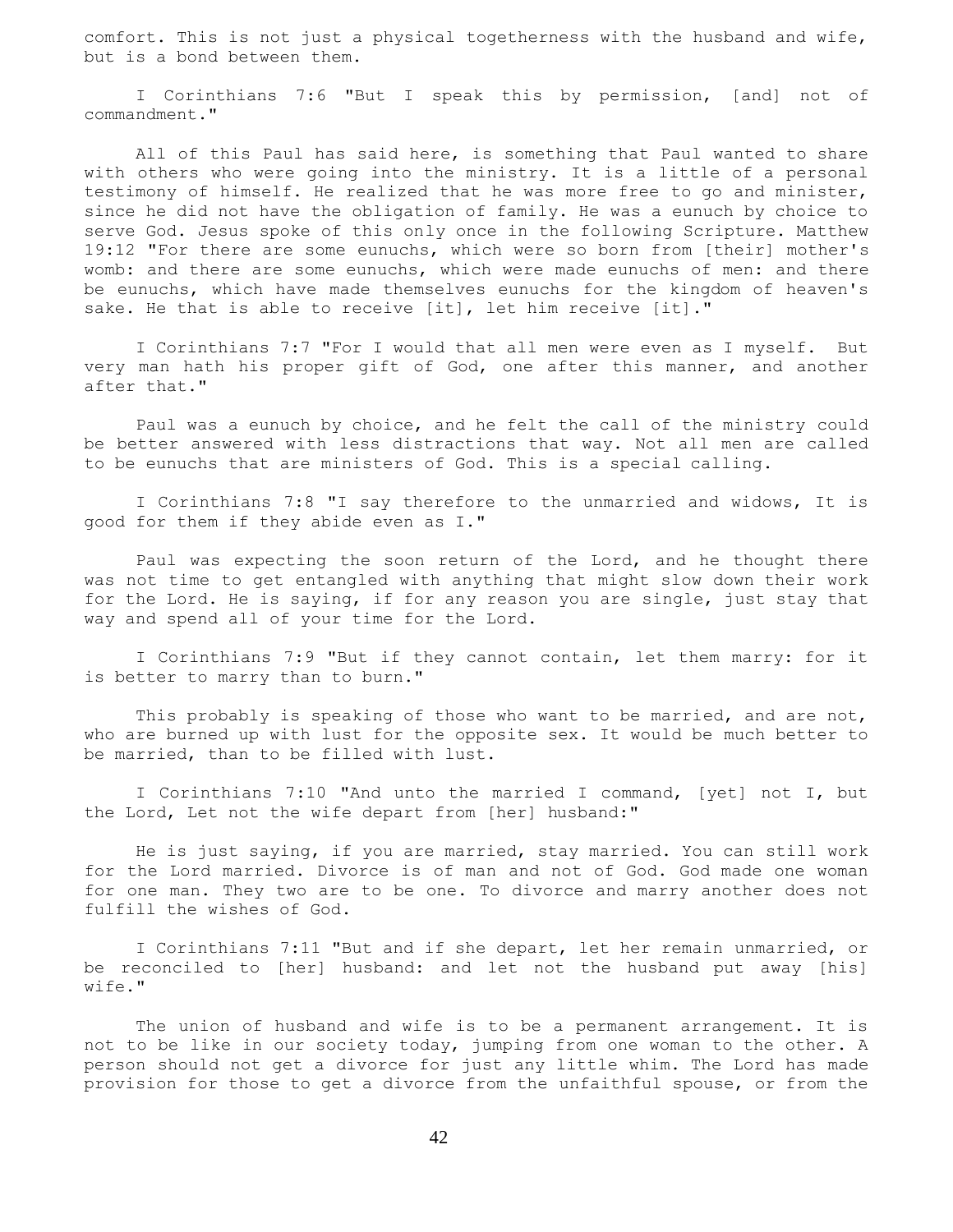comfort. This is not just a physical togetherness with the husband and wife, but is a bond between them.

I Corinthians 7:6 "But I speak this by permission, [and] not of commandment."

All of this Paul has said here, is something that Paul wanted to share with others who were going into the ministry. It is a little of a personal testimony of himself. He realized that he was more free to go and minister, since he did not have the obligation of family. He was a eunuch by choice to serve God. Jesus spoke of this only once in the following Scripture. Matthew 19:12 "For there are some eunuchs, which were so born from [their] mother's womb: and there are some eunuchs, which were made eunuchs of men: and there be eunuchs, which have made themselves eunuchs for the kingdom of heaven's sake. He that is able to receive [it], let him receive [it]."

I Corinthians 7:7 "For I would that all men were even as I myself. But very man hath his proper gift of God, one after this manner, and another after that."

Paul was a eunuch by choice, and he felt the call of the ministry could be better answered with less distractions that way. Not all men are called to be eunuchs that are ministers of God. This is a special calling.

I Corinthians 7:8 "I say therefore to the unmarried and widows, It is good for them if they abide even as I."

Paul was expecting the soon return of the Lord, and he thought there was not time to get entangled with anything that might slow down their work for the Lord. He is saying, if for any reason you are single, just stay that way and spend all of your time for the Lord.

I Corinthians 7:9 "But if they cannot contain, let them marry: for it is better to marry than to burn."

This probably is speaking of those who want to be married, and are not, who are burned up with lust for the opposite sex. It would be much better to be married, than to be filled with lust.

I Corinthians 7:10 "And unto the married I command, [yet] not I, but the Lord, Let not the wife depart from [her] husband:"

He is just saying, if you are married, stay married. You can still work for the Lord married. Divorce is of man and not of God. God made one woman for one man. They two are to be one. To divorce and marry another does not fulfill the wishes of God.

I Corinthians 7:11 "But and if she depart, let her remain unmarried, or be reconciled to [her] husband: and let not the husband put away [his] wife."

The union of husband and wife is to be a permanent arrangement. It is not to be like in our society today, jumping from one woman to the other. A person should not get a divorce for just any little whim. The Lord has made provision for those to get a divorce from the unfaithful spouse, or from the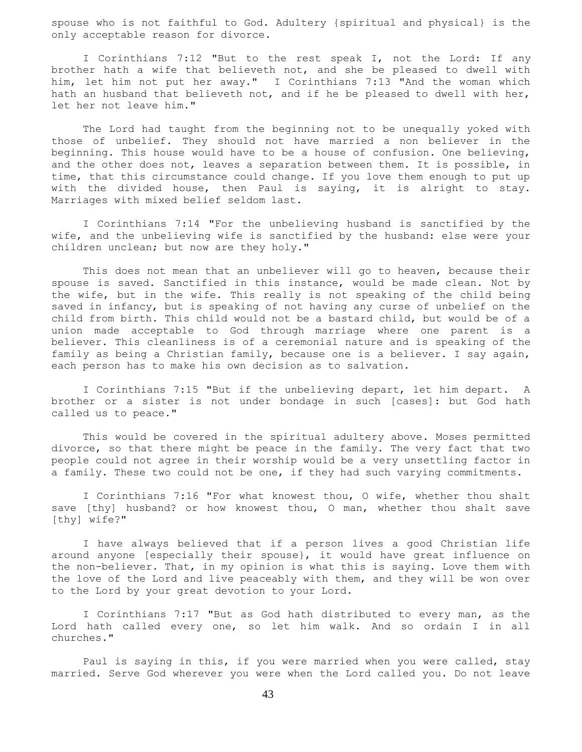spouse who is not faithful to God. Adultery {spiritual and physical} is the only acceptable reason for divorce.

I Corinthians 7:12 "But to the rest speak I, not the Lord: If any brother hath a wife that believeth not, and she be pleased to dwell with him, let him not put her away." I Corinthians 7:13 "And the woman which hath an husband that believeth not, and if he be pleased to dwell with her, let her not leave him."

The Lord had taught from the beginning not to be unequally yoked with those of unbelief. They should not have married a non believer in the beginning. This house would have to be a house of confusion. One believing, and the other does not, leaves a separation between them. It is possible, in time, that this circumstance could change. If you love them enough to put up with the divided house, then Paul is saying, it is alright to stay. Marriages with mixed belief seldom last.

I Corinthians 7:14 "For the unbelieving husband is sanctified by the wife, and the unbelieving wife is sanctified by the husband: else were your children unclean; but now are they holy."

This does not mean that an unbeliever will go to heaven, because their spouse is saved. Sanctified in this instance, would be made clean. Not by the wife, but in the wife. This really is not speaking of the child being saved in infancy, but is speaking of not having any curse of unbelief on the child from birth. This child would not be a bastard child, but would be of a union made acceptable to God through marriage where one parent is a believer. This cleanliness is of a ceremonial nature and is speaking of the family as being a Christian family, because one is a believer. I say again, each person has to make his own decision as to salvation.

I Corinthians 7:15 "But if the unbelieving depart, let him depart. A brother or a sister is not under bondage in such [cases]: but God hath called us to peace."

This would be covered in the spiritual adultery above. Moses permitted divorce, so that there might be peace in the family. The very fact that two people could not agree in their worship would be a very unsettling factor in a family. These two could not be one, if they had such varying commitments.

I Corinthians 7:16 "For what knowest thou, O wife, whether thou shalt save [thy] husband? or how knowest thou, O man, whether thou shalt save [thy] wife?"

I have always believed that if a person lives a good Christian life around anyone [especially their spouse}, it would have great influence on the non-believer. That, in my opinion is what this is saying. Love them with the love of the Lord and live peaceably with them, and they will be won over to the Lord by your great devotion to your Lord.

I Corinthians 7:17 "But as God hath distributed to every man, as the Lord hath called every one, so let him walk. And so ordain I in all churches."

Paul is saying in this, if you were married when you were called, stay married. Serve God wherever you were when the Lord called you. Do not leave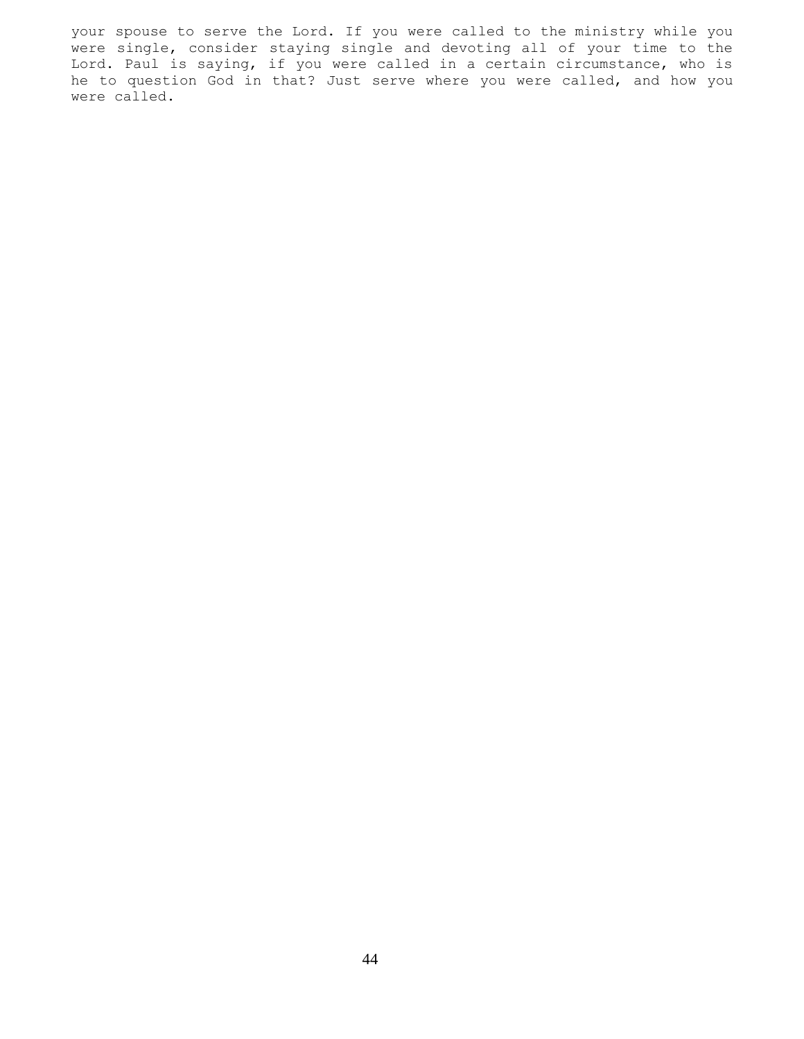your spouse to serve the Lord. If you were called to the ministry while you were single, consider staying single and devoting all of your time to the Lord. Paul is saying, if you were called in a certain circumstance, who is he to question God in that? Just serve where you were called, and how you were called.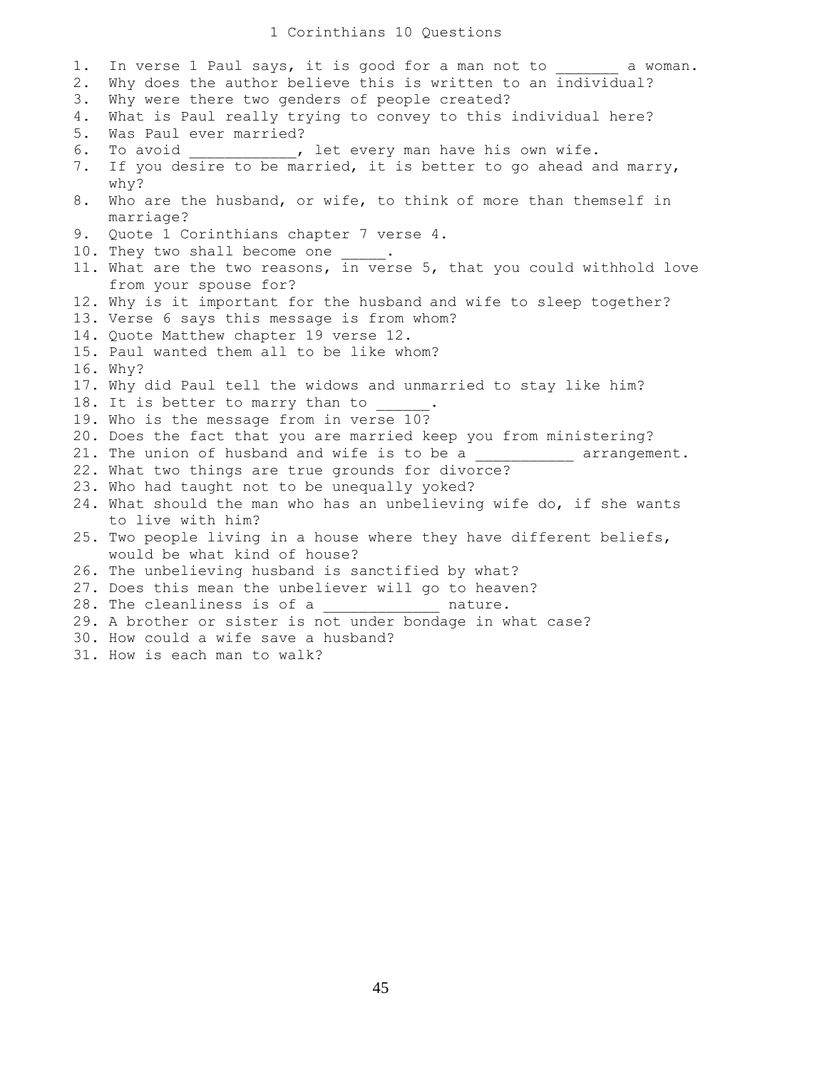# 1 Corinthians 10 Questions

1. In verse 1 Paul says, it is good for a man not to _______ a woman.
2. Why does the author believe this is written to an individual?
3. Why were there two genders of people created?
4. What is Paul really trying to convey to this individual here?
5. Was Paul ever married?
6. To avoid ____________, let every man have his own wife.
7. If you desire to be married, it is better to go ahead and marry, why?
8. Who are the husband, or wife, to think of more than themself in marriage?
9. Quote 1 Corinthians chapter 7 verse 4.
10. They two shall become one _____.
11. What are the two reasons, in verse 5, that you could withhold love from your spouse for?
12. Why is it important for the husband and wife to sleep together?
13. Verse 6 says this message is from whom?
14. Quote Matthew chapter 19 verse 12.
15. Paul wanted them all to be like whom?
16. Why?
17. Why did Paul tell the widows and unmarried to stay like him?
18. It is better to marry than to ______.
19. Who is the message from in verse 10?
20. Does the fact that you are married keep you from ministering?
21. The union of husband and wife is to be a ___________ arrangement.
22. What two things are true grounds for divorce?
23. Who had taught not to be unequally yoked?
24. What should the man who has an unbelieving wife do, if she wants to live with him?
25. Two people living in a house where they have different beliefs, would be what kind of house?
26. The unbelieving husband is sanctified by what?
27. Does this mean the unbeliever will go to heaven?
28. The cleanliness is of a _____________ nature.
29. A brother or sister is not under bondage in what case?
30. How could a wife save a husband?
31. How is each man to walk?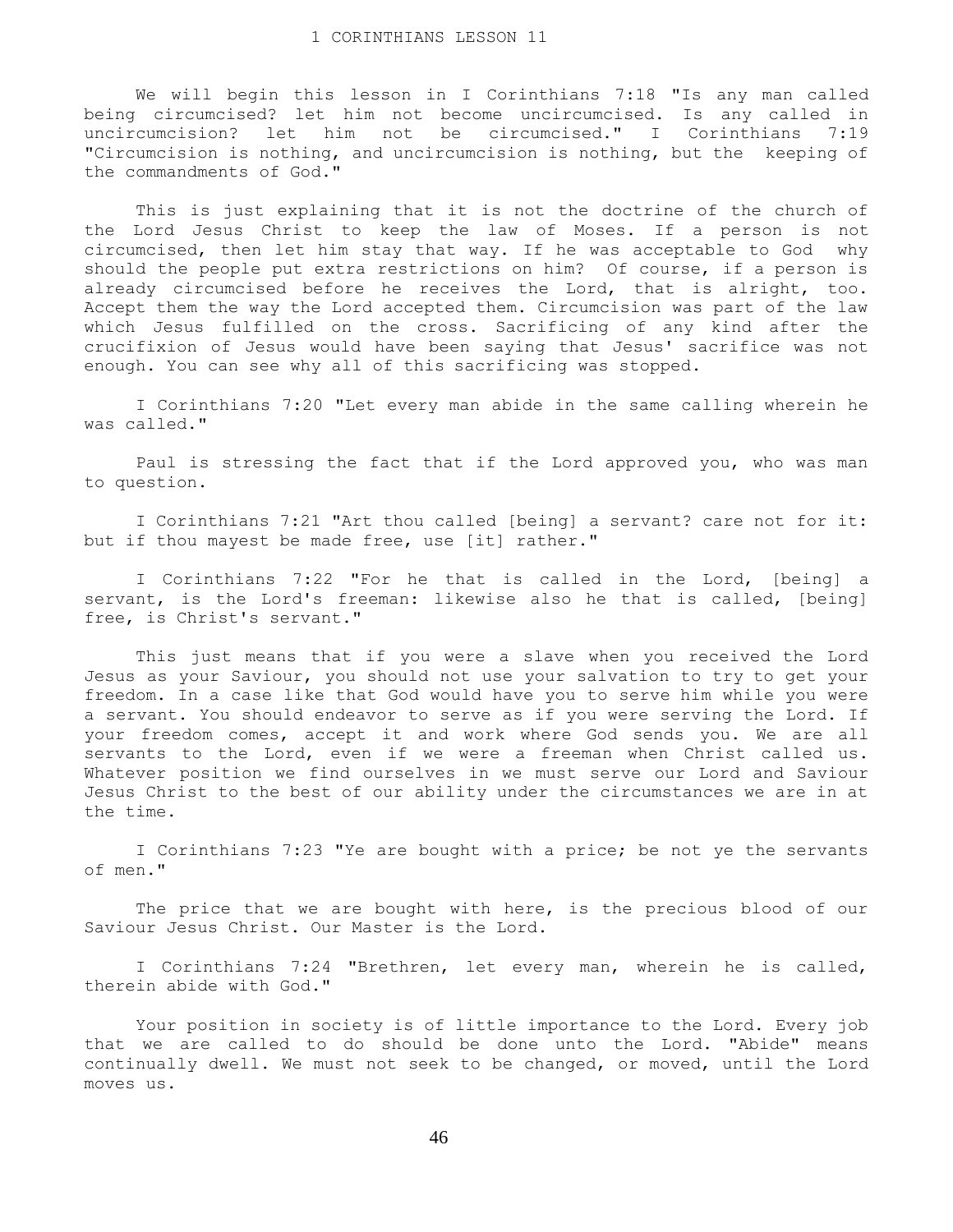# 1 CORINTHIANS LESSON 11

We will begin this lesson in I Corinthians 7:18 "Is any man called being circumcised? let him not become uncircumcised. Is any called in uncircumcision? let him not be circumcised." I Corinthians 7:19 "Circumcision is nothing, and uncircumcision is nothing, but the keeping of the commandments of God."

This is just explaining that it is not the doctrine of the church of the Lord Jesus Christ to keep the law of Moses. If a person is not circumcised, then let him stay that way. If he was acceptable to God why should the people put extra restrictions on him? Of course, if a person is already circumcised before he receives the Lord, that is alright, too. Accept them the way the Lord accepted them. Circumcision was part of the law which Jesus fulfilled on the cross. Sacrificing of any kind after the crucifixion of Jesus would have been saying that Jesus' sacrifice was not enough. You can see why all of this sacrificing was stopped.

I Corinthians 7:20 "Let every man abide in the same calling wherein he was called."

Paul is stressing the fact that if the Lord approved you, who was man to question.

I Corinthians 7:21 "Art thou called [being] a servant? care not for it: but if thou mayest be made free, use [it] rather."

I Corinthians 7:22 "For he that is called in the Lord, [being] a servant, is the Lord's freeman: likewise also he that is called, [being] free, is Christ's servant."

This just means that if you were a slave when you received the Lord Jesus as your Saviour, you should not use your salvation to try to get your freedom. In a case like that God would have you to serve him while you were a servant. You should endeavor to serve as if you were serving the Lord. If your freedom comes, accept it and work where God sends you. We are all servants to the Lord, even if we were a freeman when Christ called us. Whatever position we find ourselves in we must serve our Lord and Saviour Jesus Christ to the best of our ability under the circumstances we are in at the time.

I Corinthians 7:23 "Ye are bought with a price; be not ye the servants of men."

The price that we are bought with here, is the precious blood of our Saviour Jesus Christ. Our Master is the Lord.

I Corinthians 7:24 "Brethren, let every man, wherein he is called, therein abide with God."

Your position in society is of little importance to the Lord. Every job that we are called to do should be done unto the Lord. "Abide" means continually dwell. We must not seek to be changed, or moved, until the Lord moves us.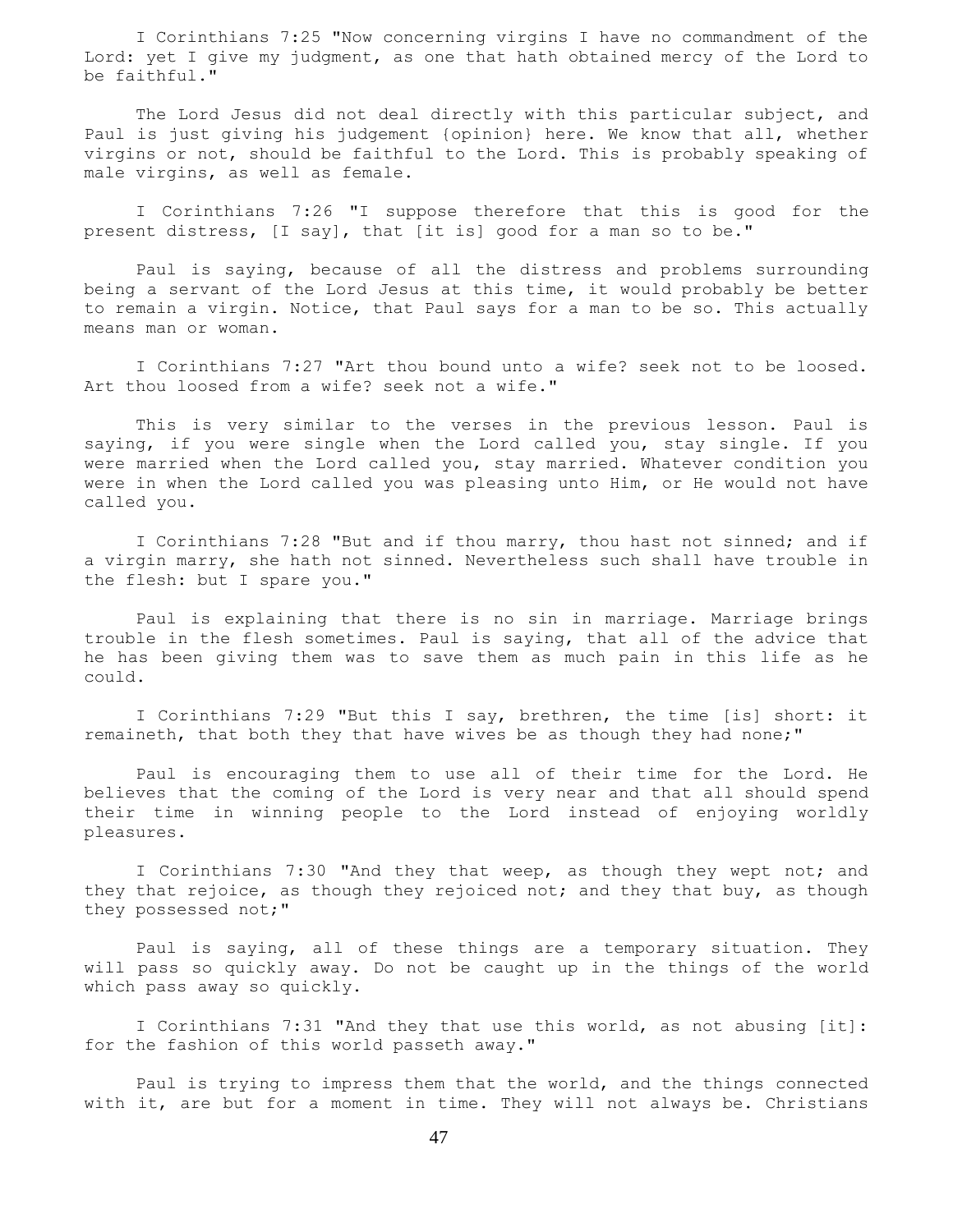I Corinthians 7:25 "Now concerning virgins I have no commandment of the Lord: yet I give my judgment, as one that hath obtained mercy of the Lord to be faithful."

The Lord Jesus did not deal directly with this particular subject, and Paul is just giving his judgement {opinion} here. We know that all, whether virgins or not, should be faithful to the Lord. This is probably speaking of male virgins, as well as female.

I Corinthians 7:26 "I suppose therefore that this is good for the present distress, [I say], that [it is] good for a man so to be."

Paul is saying, because of all the distress and problems surrounding being a servant of the Lord Jesus at this time, it would probably be better to remain a virgin. Notice, that Paul says for a man to be so. This actually means man or woman.

I Corinthians 7:27 "Art thou bound unto a wife? seek not to be loosed. Art thou loosed from a wife? seek not a wife."

This is very similar to the verses in the previous lesson. Paul is saying, if you were single when the Lord called you, stay single. If you were married when the Lord called you, stay married. Whatever condition you were in when the Lord called you was pleasing unto Him, or He would not have called you.

I Corinthians 7:28 "But and if thou marry, thou hast not sinned; and if a virgin marry, she hath not sinned. Nevertheless such shall have trouble in the flesh: but I spare you."

Paul is explaining that there is no sin in marriage. Marriage brings trouble in the flesh sometimes. Paul is saying, that all of the advice that he has been giving them was to save them as much pain in this life as he could.

I Corinthians 7:29 "But this I say, brethren, the time [is] short: it remaineth, that both they that have wives be as though they had none;"

Paul is encouraging them to use all of their time for the Lord. He believes that the coming of the Lord is very near and that all should spend their time in winning people to the Lord instead of enjoying worldly pleasures.

I Corinthians 7:30 "And they that weep, as though they wept not; and they that rejoice, as though they rejoiced not; and they that buy, as though they possessed not;"

Paul is saying, all of these things are a temporary situation. They will pass so quickly away. Do not be caught up in the things of the world which pass away so quickly.

I Corinthians 7:31 "And they that use this world, as not abusing [it]: for the fashion of this world passeth away."

Paul is trying to impress them that the world, and the things connected with it, are but for a moment in time. They will not always be. Christians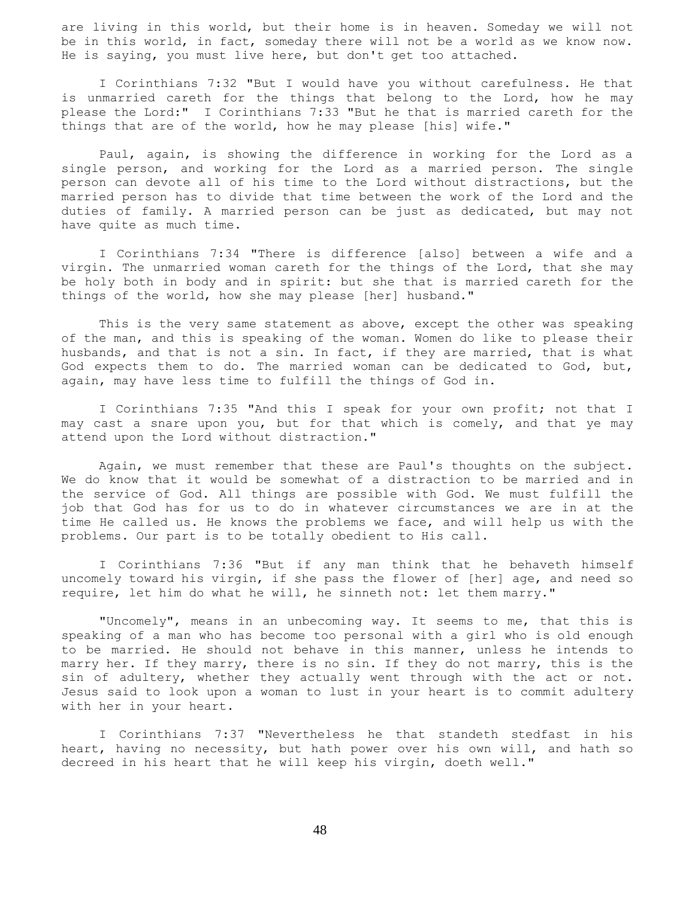are living in this world, but their home is in heaven. Someday we will not be in this world, in fact, someday there will not be a world as we know now. He is saying, you must live here, but don't get too attached.

I Corinthians 7:32 "But I would have you without carefulness. He that is unmarried careth for the things that belong to the Lord, how he may please the Lord:" I Corinthians 7:33 "But he that is married careth for the things that are of the world, how he may please [his] wife."

Paul, again, is showing the difference in working for the Lord as a single person, and working for the Lord as a married person. The single person can devote all of his time to the Lord without distractions, but the married person has to divide that time between the work of the Lord and the duties of family. A married person can be just as dedicated, but may not have quite as much time.

I Corinthians 7:34 "There is difference [also] between a wife and a virgin. The unmarried woman careth for the things of the Lord, that she may be holy both in body and in spirit: but she that is married careth for the things of the world, how she may please [her] husband."

This is the very same statement as above, except the other was speaking of the man, and this is speaking of the woman. Women do like to please their husbands, and that is not a sin. In fact, if they are married, that is what God expects them to do. The married woman can be dedicated to God, but, again, may have less time to fulfill the things of God in.

I Corinthians 7:35 "And this I speak for your own profit; not that I may cast a snare upon you, but for that which is comely, and that ye may attend upon the Lord without distraction."

Again, we must remember that these are Paul's thoughts on the subject. We do know that it would be somewhat of a distraction to be married and in the service of God. All things are possible with God. We must fulfill the job that God has for us to do in whatever circumstances we are in at the time He called us. He knows the problems we face, and will help us with the problems. Our part is to be totally obedient to His call.

I Corinthians 7:36 "But if any man think that he behaveth himself uncomely toward his virgin, if she pass the flower of [her] age, and need so require, let him do what he will, he sinneth not: let them marry."

"Uncomely", means in an unbecoming way. It seems to me, that this is speaking of a man who has become too personal with a girl who is old enough to be married. He should not behave in this manner, unless he intends to marry her. If they marry, there is no sin. If they do not marry, this is the sin of adultery, whether they actually went through with the act or not. Jesus said to look upon a woman to lust in your heart is to commit adultery with her in your heart.

I Corinthians 7:37 "Nevertheless he that standeth stedfast in his heart, having no necessity, but hath power over his own will, and hath so decreed in his heart that he will keep his virgin, doeth well."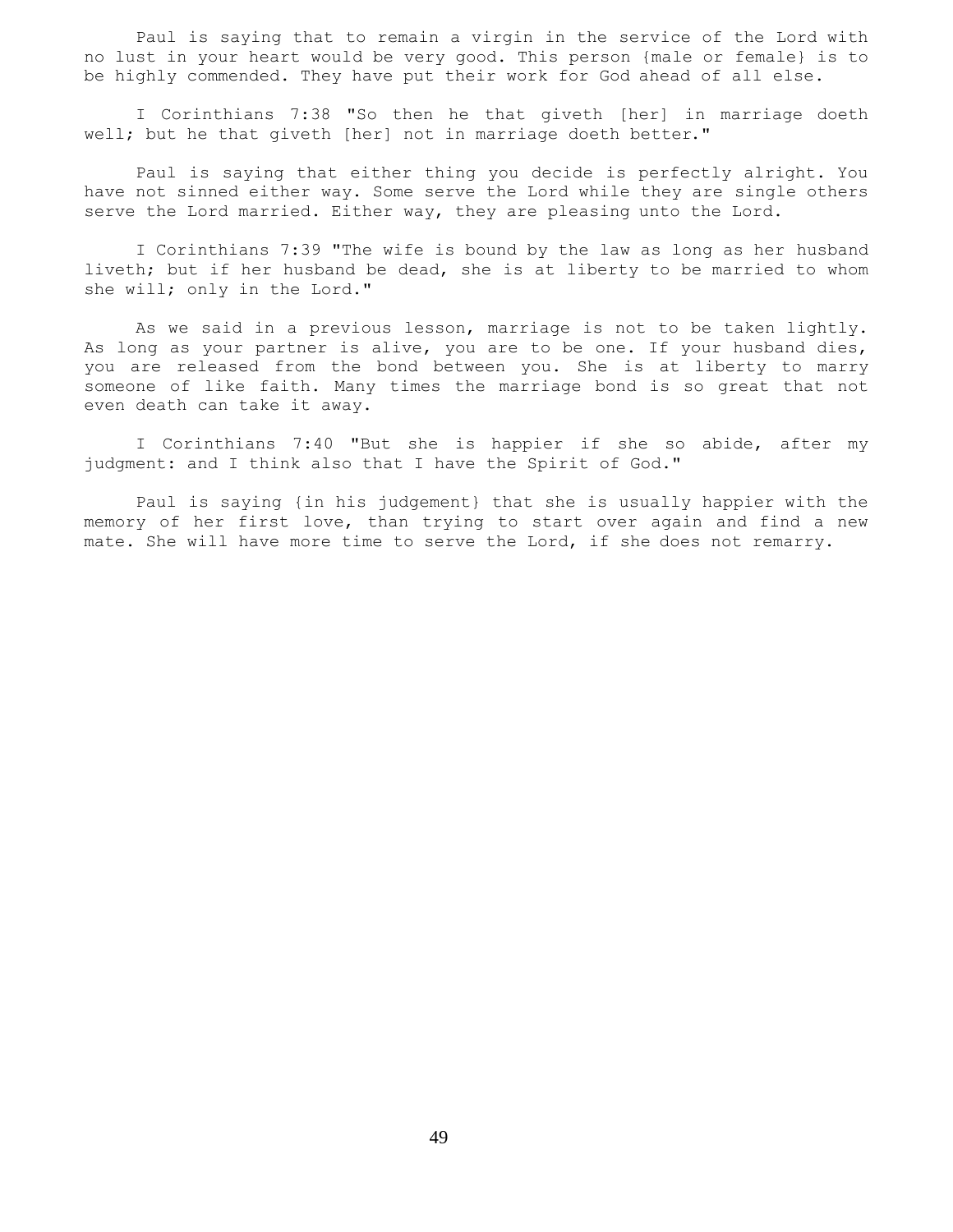Paul is saying that to remain a virgin in the service of the Lord with no lust in your heart would be very good. This person {male or female} is to be highly commended. They have put their work for God ahead of all else.

I Corinthians 7:38 "So then he that giveth [her] in marriage doeth well; but he that giveth [her] not in marriage doeth better."

Paul is saying that either thing you decide is perfectly alright. You have not sinned either way. Some serve the Lord while they are single others serve the Lord married. Either way, they are pleasing unto the Lord.

I Corinthians 7:39 "The wife is bound by the law as long as her husband liveth; but if her husband be dead, she is at liberty to be married to whom she will; only in the Lord."

As we said in a previous lesson, marriage is not to be taken lightly. As long as your partner is alive, you are to be one. If your husband dies, you are released from the bond between you. She is at liberty to marry someone of like faith. Many times the marriage bond is so great that not even death can take it away.

I Corinthians 7:40 "But she is happier if she so abide, after my judgment: and I think also that I have the Spirit of God."

Paul is saying {in his judgement} that she is usually happier with the memory of her first love, than trying to start over again and find a new mate. She will have more time to serve the Lord, if she does not remarry.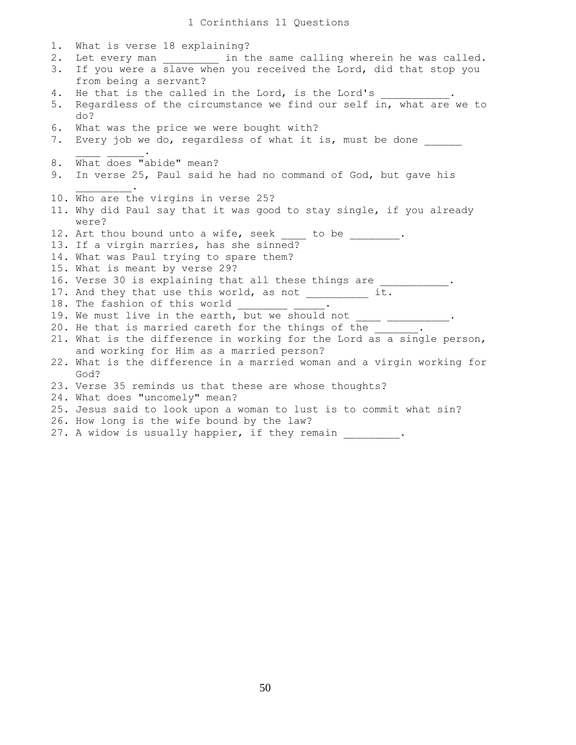# 1 Corinthians 11 Questions

1. What is verse 18 explaining?
2. Let every man _________ in the same calling wherein he was called.
3. If you were a slave when you received the Lord, did that stop you from being a servant?
4. He that is the called in the Lord, is the Lord's ___________.
5. Regardless of the circumstance we find our self in, what are we to do?
6. What was the price we were bought with?
7. Every job we do, regardless of what it is, must be done ______ ____ ______.
8. What does "abide" mean?
9. In verse 25, Paul said he had no command of God, but gave his _________.
10. Who are the virgins in verse 25?
11. Why did Paul say that it was good to stay single, if you already were?
12. Art thou bound unto a wife, seek ____ to be ________.
13. If a virgin marries, has she sinned?
14. What was Paul trying to spare them?
15. What is meant by verse 29?
16. Verse 30 is explaining that all these things are ___________.
17. And they that use this world, as not _________ it.
18. The fashion of this world ________ _____.
19. We must live in the earth, but we should not ____ __________.
20. He that is married careth for the things of the _______.
21. What is the difference in working for the Lord as a single person, and working for Him as a married person?
22. What is the difference in a married woman and a virgin working for God?
23. Verse 35 reminds us that these are whose thoughts?
24. What does "uncomely" mean?
25. Jesus said to look upon a woman to lust is to commit what sin?
26. How long is the wife bound by the law?
27. A widow is usually happier, if they remain _________.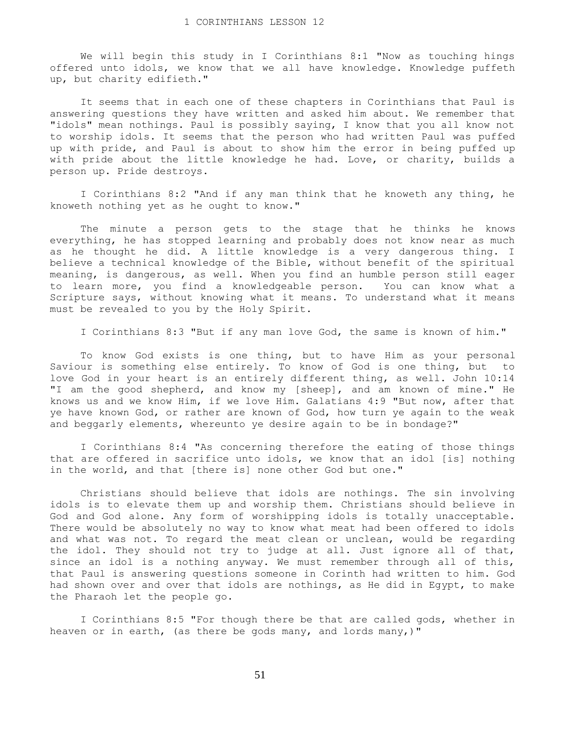# 1 CORINTHIANS LESSON 12

We will begin this study in I Corinthians 8:1 "Now as touching hings offered unto idols, we know that we all have knowledge. Knowledge puffeth up, but charity edifieth."

It seems that in each one of these chapters in Corinthians that Paul is answering questions they have written and asked him about. We remember that "idols" mean nothings. Paul is possibly saying, I know that you all know not to worship idols. It seems that the person who had written Paul was puffed up with pride, and Paul is about to show him the error in being puffed up with pride about the little knowledge he had. Love, or charity, builds a person up. Pride destroys.

I Corinthians 8:2 "And if any man think that he knoweth any thing, he knoweth nothing yet as he ought to know."

The minute a person gets to the stage that he thinks he knows everything, he has stopped learning and probably does not know near as much as he thought he did. A little knowledge is a very dangerous thing. I believe a technical knowledge of the Bible, without benefit of the spiritual meaning, is dangerous, as well. When you find an humble person still eager to learn more, you find a knowledgeable person. You can know what a Scripture says, without knowing what it means. To understand what it means must be revealed to you by the Holy Spirit.

I Corinthians 8:3 "But if any man love God, the same is known of him."

To know God exists is one thing, but to have Him as your personal Saviour is something else entirely. To know of God is one thing, but to love God in your heart is an entirely different thing, as well. John 10:14 "I am the good shepherd, and know my [sheep], and am known of mine." He knows us and we know Him, if we love Him. Galatians 4:9 "But now, after that ye have known God, or rather are known of God, how turn ye again to the weak and beggarly elements, whereunto ye desire again to be in bondage?"

I Corinthians 8:4 "As concerning therefore the eating of those things that are offered in sacrifice unto idols, we know that an idol [is] nothing in the world, and that [there is] none other God but one."

Christians should believe that idols are nothings. The sin involving idols is to elevate them up and worship them. Christians should believe in God and God alone. Any form of worshipping idols is totally unacceptable. There would be absolutely no way to know what meat had been offered to idols and what was not. To regard the meat clean or unclean, would be regarding the idol. They should not try to judge at all. Just ignore all of that, since an idol is a nothing anyway. We must remember through all of this, that Paul is answering questions someone in Corinth had written to him. God had shown over and over that idols are nothings, as He did in Egypt, to make the Pharaoh let the people go.

I Corinthians 8:5 "For though there be that are called gods, whether in heaven or in earth, (as there be gods many, and lords many,)"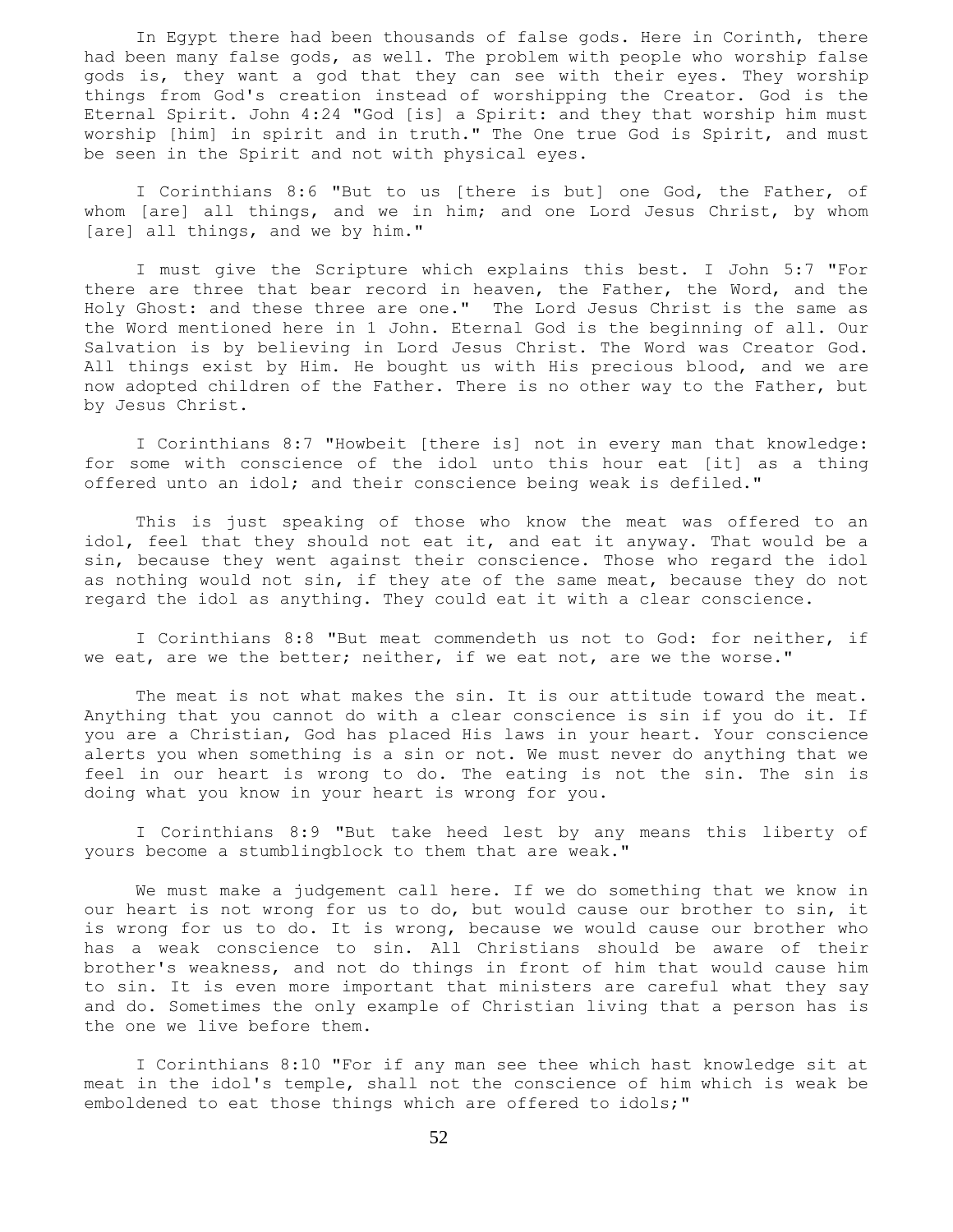In Egypt there had been thousands of false gods. Here in Corinth, there had been many false gods, as well. The problem with people who worship false gods is, they want a god that they can see with their eyes. They worship things from God's creation instead of worshipping the Creator. God is the Eternal Spirit. John 4:24 "God [is] a Spirit: and they that worship him must worship [him] in spirit and in truth." The One true God is Spirit, and must be seen in the Spirit and not with physical eyes.

I Corinthians 8:6 "But to us [there is but] one God, the Father, of whom [are] all things, and we in him; and one Lord Jesus Christ, by whom [are] all things, and we by him."

I must give the Scripture which explains this best. I John 5:7 "For there are three that bear record in heaven, the Father, the Word, and the Holy Ghost: and these three are one." The Lord Jesus Christ is the same as the Word mentioned here in 1 John. Eternal God is the beginning of all. Our Salvation is by believing in Lord Jesus Christ. The Word was Creator God. All things exist by Him. He bought us with His precious blood, and we are now adopted children of the Father. There is no other way to the Father, but by Jesus Christ.

I Corinthians 8:7 "Howbeit [there is] not in every man that knowledge: for some with conscience of the idol unto this hour eat [it] as a thing offered unto an idol; and their conscience being weak is defiled."

This is just speaking of those who know the meat was offered to an idol, feel that they should not eat it, and eat it anyway. That would be a sin, because they went against their conscience. Those who regard the idol as nothing would not sin, if they ate of the same meat, because they do not regard the idol as anything. They could eat it with a clear conscience.

I Corinthians 8:8 "But meat commendeth us not to God: for neither, if we eat, are we the better; neither, if we eat not, are we the worse."

The meat is not what makes the sin. It is our attitude toward the meat. Anything that you cannot do with a clear conscience is sin if you do it. If you are a Christian, God has placed His laws in your heart. Your conscience alerts you when something is a sin or not. We must never do anything that we feel in our heart is wrong to do. The eating is not the sin. The sin is doing what you know in your heart is wrong for you.

I Corinthians 8:9 "But take heed lest by any means this liberty of yours become a stumblingblock to them that are weak."

We must make a judgement call here. If we do something that we know in our heart is not wrong for us to do, but would cause our brother to sin, it is wrong for us to do. It is wrong, because we would cause our brother who has a weak conscience to sin. All Christians should be aware of their brother's weakness, and not do things in front of him that would cause him to sin. It is even more important that ministers are careful what they say and do. Sometimes the only example of Christian living that a person has is the one we live before them.

I Corinthians 8:10 "For if any man see thee which hast knowledge sit at meat in the idol's temple, shall not the conscience of him which is weak be emboldened to eat those things which are offered to idols;"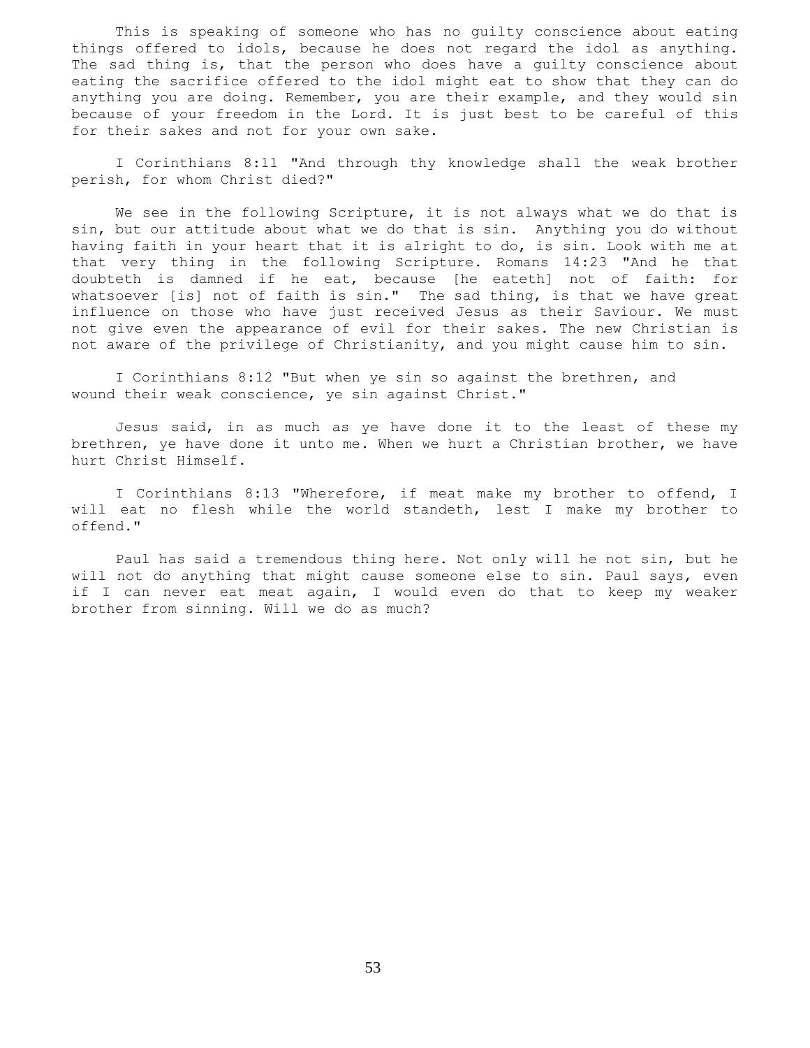This is speaking of someone who has no guilty conscience about eating things offered to idols, because he does not regard the idol as anything. The sad thing is, that the person who does have a guilty conscience about eating the sacrifice offered to the idol might eat to show that they can do anything you are doing. Remember, you are their example, and they would sin because of your freedom in the Lord. It is just best to be careful of this for their sakes and not for your own sake.

I Corinthians 8:11 "And through thy knowledge shall the weak brother perish, for whom Christ died?"

We see in the following Scripture, it is not always what we do that is sin, but our attitude about what we do that is sin. Anything you do without having faith in your heart that it is alright to do, is sin. Look with me at that very thing in the following Scripture. Romans 14:23 "And he that doubteth is damned if he eat, because [he eateth] not of faith: for whatsoever [is] not of faith is sin." The sad thing, is that we have great influence on those who have just received Jesus as their Saviour. We must not give even the appearance of evil for their sakes. The new Christian is not aware of the privilege of Christianity, and you might cause him to sin.

I Corinthians 8:12 "But when ye sin so against the brethren, and wound their weak conscience, ye sin against Christ."

Jesus said, in as much as ye have done it to the least of these my brethren, ye have done it unto me. When we hurt a Christian brother, we have hurt Christ Himself.

I Corinthians 8:13 "Wherefore, if meat make my brother to offend, I will eat no flesh while the world standeth, lest I make my brother to offend."

Paul has said a tremendous thing here. Not only will he not sin, but he will not do anything that might cause someone else to sin. Paul says, even if I can never eat meat again, I would even do that to keep my weaker brother from sinning. Will we do as much?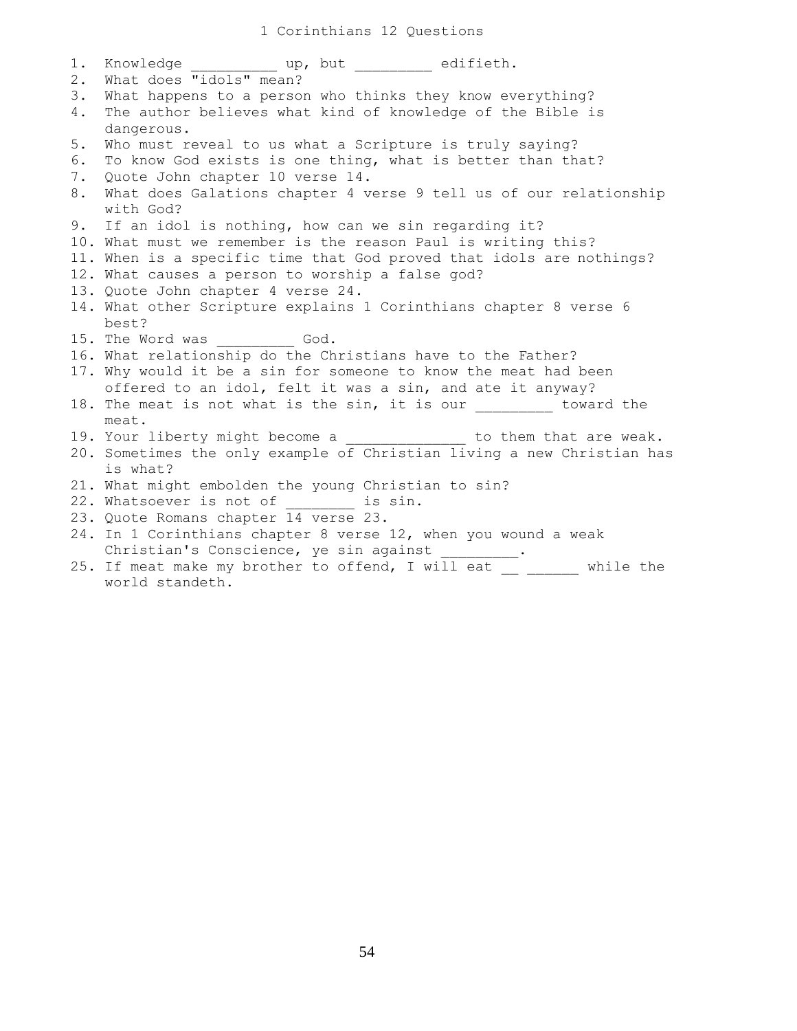# 1 Corinthians 12 Questions

1. Knowledge __________ up, but _________ edifieth.
2. What does "idols" mean?
3. What happens to a person who thinks they know everything?
4. The author believes what kind of knowledge of the Bible is dangerous.
5. Who must reveal to us what a Scripture is truly saying?
6. To know God exists is one thing, what is better than that?
7. Quote John chapter 10 verse 14.
8. What does Galations chapter 4 verse 9 tell us of our relationship with God?
9. If an idol is nothing, how can we sin regarding it?
10. What must we remember is the reason Paul is writing this?
11. When is a specific time that God proved that idols are nothings?
12. What causes a person to worship a false god?
13. Quote John chapter 4 verse 24.
14. What other Scripture explains 1 Corinthians chapter 8 verse 6 best?
15. The Word was _________ God.
16. What relationship do the Christians have to the Father?
17. Why would it be a sin for someone to know the meat had been offered to an idol, felt it was a sin, and ate it anyway?
18. The meat is not what is the sin, it is our ________ toward the meat.
19. Your liberty might become a ______________ to them that are weak.
20. Sometimes the only example of Christian living a new Christian has is what?
21. What might embolden the young Christian to sin?
22. Whatsoever is not of ________ is sin.
23. Quote Romans chapter 14 verse 23.
24. In 1 Corinthians chapter 8 verse 12, when you wound a weak Christian's Conscience, ye sin against _________.
25. If meat make my brother to offend, I will eat __ ______ while the world standeth.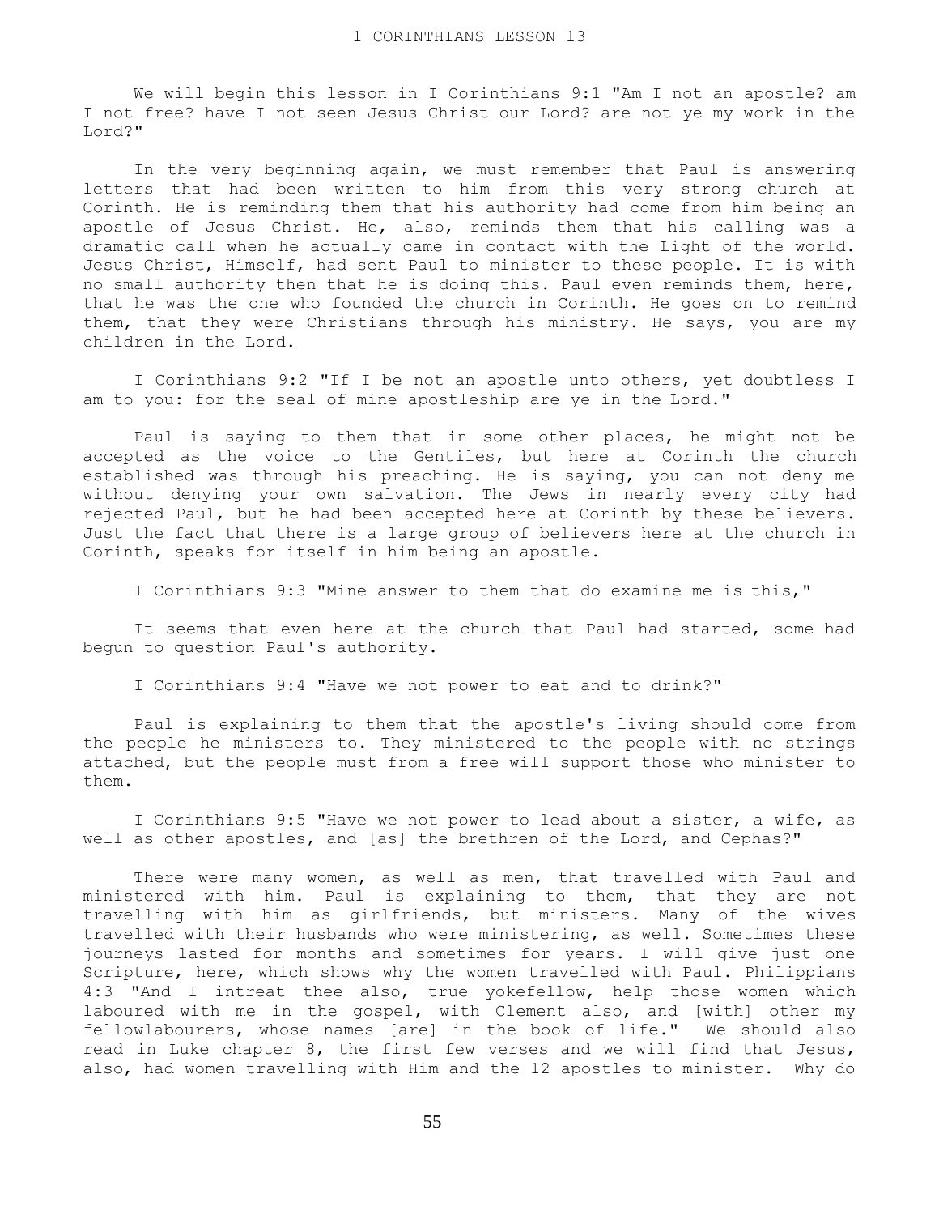# 1 CORINTHIANS LESSON 13

We will begin this lesson in I Corinthians 9:1 "Am I not an apostle? am I not free? have I not seen Jesus Christ our Lord? are not ye my work in the Lord?"

In the very beginning again, we must remember that Paul is answering letters that had been written to him from this very strong church at Corinth. He is reminding them that his authority had come from him being an apostle of Jesus Christ. He, also, reminds them that his calling was a dramatic call when he actually came in contact with the Light of the world. Jesus Christ, Himself, had sent Paul to minister to these people. It is with no small authority then that he is doing this. Paul even reminds them, here, that he was the one who founded the church in Corinth. He goes on to remind them, that they were Christians through his ministry. He says, you are my children in the Lord.

I Corinthians 9:2 "If I be not an apostle unto others, yet doubtless I am to you: for the seal of mine apostleship are ye in the Lord."

Paul is saying to them that in some other places, he might not be accepted as the voice to the Gentiles, but here at Corinth the church established was through his preaching. He is saying, you can not deny me without denying your own salvation. The Jews in nearly every city had rejected Paul, but he had been accepted here at Corinth by these believers. Just the fact that there is a large group of believers here at the church in Corinth, speaks for itself in him being an apostle.

I Corinthians 9:3 "Mine answer to them that do examine me is this,"

It seems that even here at the church that Paul had started, some had begun to question Paul's authority.

I Corinthians 9:4 "Have we not power to eat and to drink?"

Paul is explaining to them that the apostle's living should come from the people he ministers to. They ministered to the people with no strings attached, but the people must from a free will support those who minister to them.

I Corinthians 9:5 "Have we not power to lead about a sister, a wife, as well as other apostles, and [as] the brethren of the Lord, and Cephas?"

There were many women, as well as men, that travelled with Paul and ministered with him. Paul is explaining to them, that they are not travelling with him as girlfriends, but ministers. Many of the wives travelled with their husbands who were ministering, as well. Sometimes these journeys lasted for months and sometimes for years. I will give just one Scripture, here, which shows why the women travelled with Paul. Philippians 4:3 "And I intreat thee also, true yokefellow, help those women which laboured with me in the gospel, with Clement also, and [with] other my fellowlabourers, whose names [are] in the book of life." We should also read in Luke chapter 8, the first few verses and we will find that Jesus, also, had women travelling with Him and the 12 apostles to minister. Why do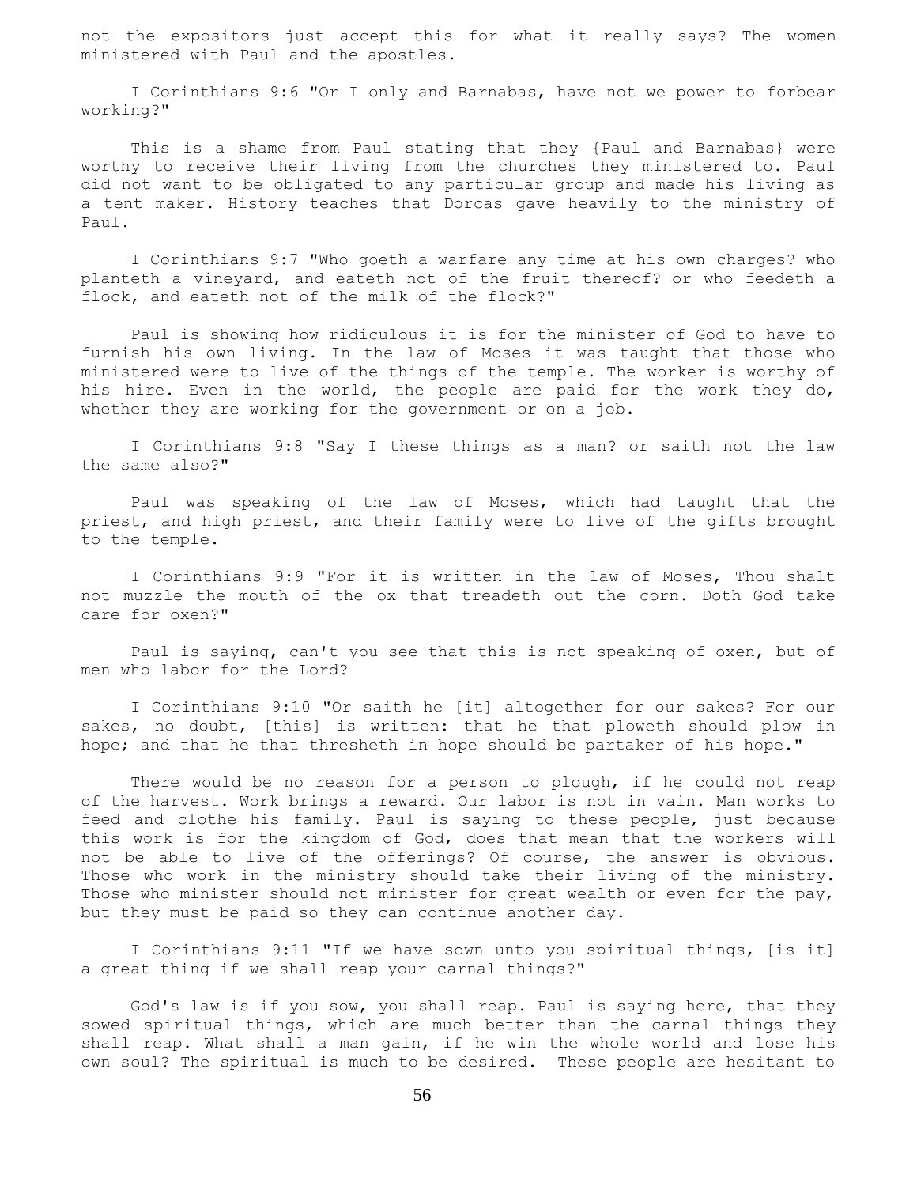not the expositors just accept this for what it really says? The women ministered with Paul and the apostles.

I Corinthians 9:6 "Or I only and Barnabas, have not we power to forbear working?"

This is a shame from Paul stating that they {Paul and Barnabas} were worthy to receive their living from the churches they ministered to. Paul did not want to be obligated to any particular group and made his living as a tent maker. History teaches that Dorcas gave heavily to the ministry of Paul.

I Corinthians 9:7 "Who goeth a warfare any time at his own charges? who planteth a vineyard, and eateth not of the fruit thereof? or who feedeth a flock, and eateth not of the milk of the flock?"

Paul is showing how ridiculous it is for the minister of God to have to furnish his own living. In the law of Moses it was taught that those who ministered were to live of the things of the temple. The worker is worthy of his hire. Even in the world, the people are paid for the work they do, whether they are working for the government or on a job.

I Corinthians 9:8 "Say I these things as a man? or saith not the law the same also?"

Paul was speaking of the law of Moses, which had taught that the priest, and high priest, and their family were to live of the gifts brought to the temple.

I Corinthians 9:9 "For it is written in the law of Moses, Thou shalt not muzzle the mouth of the ox that treadeth out the corn. Doth God take care for oxen?"

Paul is saying, can't you see that this is not speaking of oxen, but of men who labor for the Lord?

I Corinthians 9:10 "Or saith he [it] altogether for our sakes? For our sakes, no doubt, [this] is written: that he that ploweth should plow in hope; and that he that thresheth in hope should be partaker of his hope."

There would be no reason for a person to plough, if he could not reap of the harvest. Work brings a reward. Our labor is not in vain. Man works to feed and clothe his family. Paul is saying to these people, just because this work is for the kingdom of God, does that mean that the workers will not be able to live of the offerings? Of course, the answer is obvious. Those who work in the ministry should take their living of the ministry. Those who minister should not minister for great wealth or even for the pay, but they must be paid so they can continue another day.

I Corinthians 9:11 "If we have sown unto you spiritual things, [is it] a great thing if we shall reap your carnal things?"

God's law is if you sow, you shall reap. Paul is saying here, that they sowed spiritual things, which are much better than the carnal things they shall reap. What shall a man gain, if he win the whole world and lose his own soul? The spiritual is much to be desired. These people are hesitant to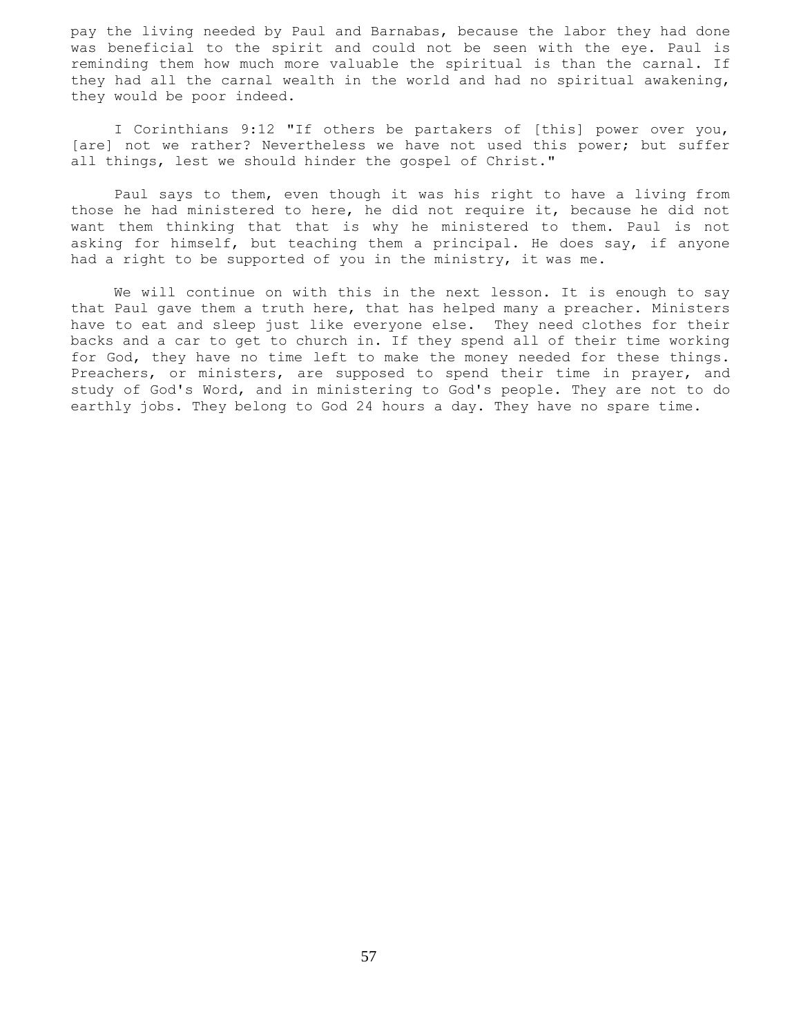pay the living needed by Paul and Barnabas, because the labor they had done was beneficial to the spirit and could not be seen with the eye. Paul is reminding them how much more valuable the spiritual is than the carnal. If they had all the carnal wealth in the world and had no spiritual awakening, they would be poor indeed.

I Corinthians 9:12 "If others be partakers of [this] power over you, [are] not we rather? Nevertheless we have not used this power; but suffer all things, lest we should hinder the gospel of Christ."

Paul says to them, even though it was his right to have a living from those he had ministered to here, he did not require it, because he did not want them thinking that that is why he ministered to them. Paul is not asking for himself, but teaching them a principal. He does say, if anyone had a right to be supported of you in the ministry, it was me.

We will continue on with this in the next lesson. It is enough to say that Paul gave them a truth here, that has helped many a preacher. Ministers have to eat and sleep just like everyone else. They need clothes for their backs and a car to get to church in. If they spend all of their time working for God, they have no time left to make the money needed for these things. Preachers, or ministers, are supposed to spend their time in prayer, and study of God's Word, and in ministering to God's people. They are not to do earthly jobs. They belong to God 24 hours a day. They have no spare time.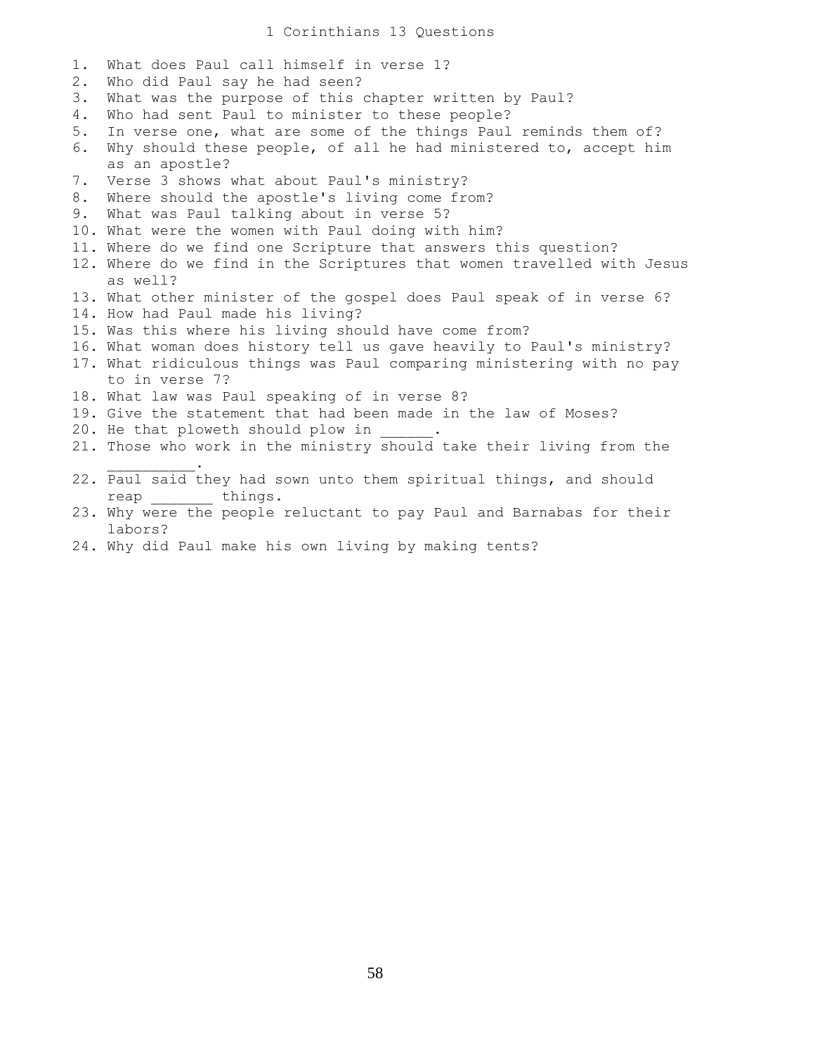# 1 Corinthians 13 Questions

1. What does Paul call himself in verse 1?
2. Who did Paul say he had seen?
3. What was the purpose of this chapter written by Paul?
4. Who had sent Paul to minister to these people?
5. In verse one, what are some of the things Paul reminds them of?
6. Why should these people, of all he had ministered to, accept him as an apostle?
7. Verse 3 shows what about Paul's ministry?
8. Where should the apostle's living come from?
9. What was Paul talking about in verse 5?
10. What were the women with Paul doing with him?
11. Where do we find one Scripture that answers this question?
12. Where do we find in the Scriptures that women travelled with Jesus as well?
13. What other minister of the gospel does Paul speak of in verse 6?
14. How had Paul made his living?
15. Was this where his living should have come from?
16. What woman does history tell us gave heavily to Paul's ministry?
17. What ridiculous things was Paul comparing ministering with no pay to in verse 7?
18. What law was Paul speaking of in verse 8?
19. Give the statement that had been made in the law of Moses?
20. He that ploweth should plow in ______.
21. Those who work in the ministry should take their living from the __________.
22. Paul said they had sown unto them spiritual things, and should reap _______ things.
23. Why were the people reluctant to pay Paul and Barnabas for their labors?
24. Why did Paul make his own living by making tents?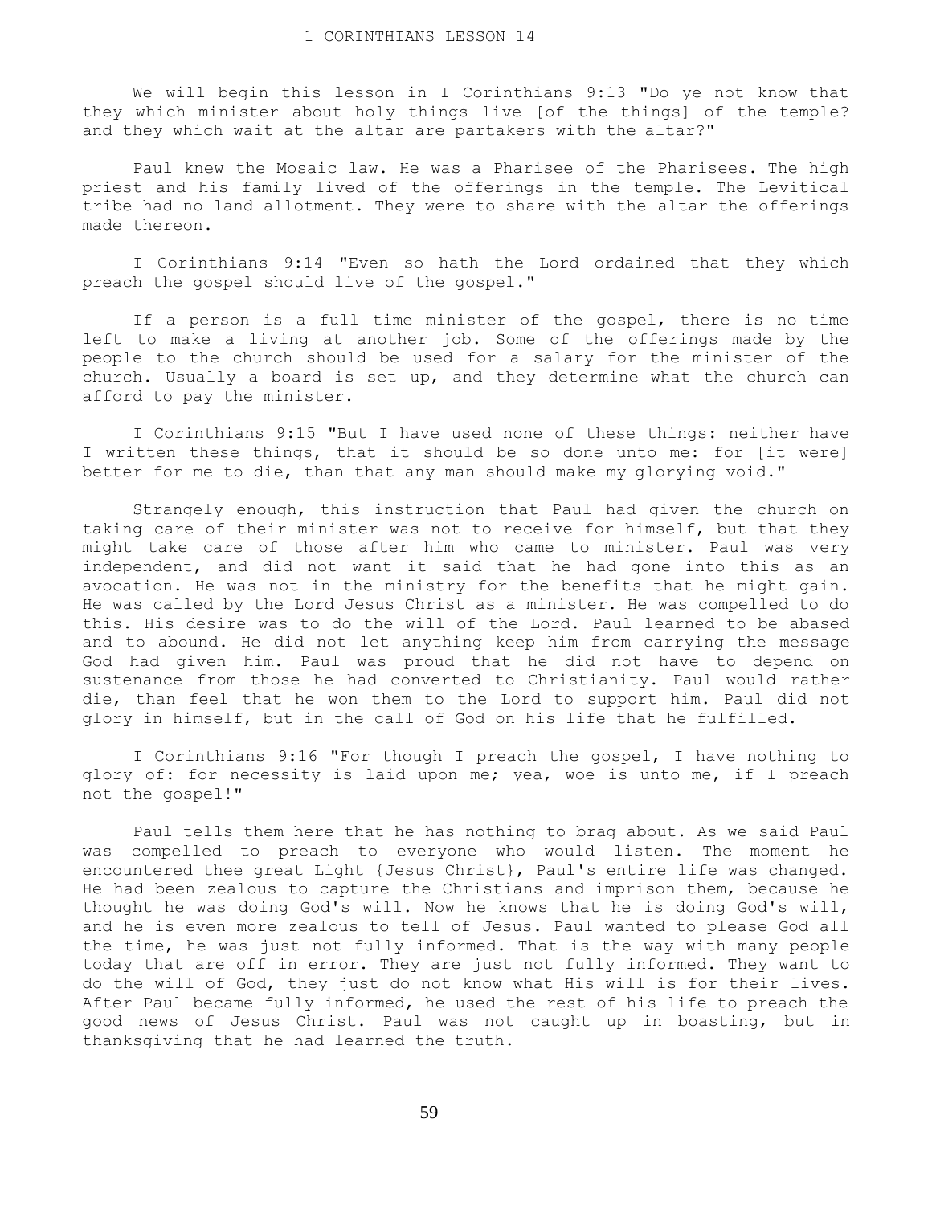# 1 CORINTHIANS LESSON 14

We will begin this lesson in I Corinthians 9:13 "Do ye not know that they which minister about holy things live [of the things] of the temple? and they which wait at the altar are partakers with the altar?"

Paul knew the Mosaic law. He was a Pharisee of the Pharisees. The high priest and his family lived of the offerings in the temple. The Levitical tribe had no land allotment. They were to share with the altar the offerings made thereon.

I Corinthians 9:14 "Even so hath the Lord ordained that they which preach the gospel should live of the gospel."

If a person is a full time minister of the gospel, there is no time left to make a living at another job. Some of the offerings made by the people to the church should be used for a salary for the minister of the church. Usually a board is set up, and they determine what the church can afford to pay the minister.

I Corinthians 9:15 "But I have used none of these things: neither have I written these things, that it should be so done unto me: for [it were] better for me to die, than that any man should make my glorying void."

Strangely enough, this instruction that Paul had given the church on taking care of their minister was not to receive for himself, but that they might take care of those after him who came to minister. Paul was very independent, and did not want it said that he had gone into this as an avocation. He was not in the ministry for the benefits that he might gain. He was called by the Lord Jesus Christ as a minister. He was compelled to do this. His desire was to do the will of the Lord. Paul learned to be abased and to abound. He did not let anything keep him from carrying the message God had given him. Paul was proud that he did not have to depend on sustenance from those he had converted to Christianity. Paul would rather die, than feel that he won them to the Lord to support him. Paul did not glory in himself, but in the call of God on his life that he fulfilled.

I Corinthians 9:16 "For though I preach the gospel, I have nothing to glory of: for necessity is laid upon me; yea, woe is unto me, if I preach not the gospel!"

Paul tells them here that he has nothing to brag about. As we said Paul was compelled to preach to everyone who would listen. The moment he encountered thee great Light {Jesus Christ}, Paul's entire life was changed. He had been zealous to capture the Christians and imprison them, because he thought he was doing God's will. Now he knows that he is doing God's will, and he is even more zealous to tell of Jesus. Paul wanted to please God all the time, he was just not fully informed. That is the way with many people today that are off in error. They are just not fully informed. They want to do the will of God, they just do not know what His will is for their lives. After Paul became fully informed, he used the rest of his life to preach the good news of Jesus Christ. Paul was not caught up in boasting, but in thanksgiving that he had learned the truth.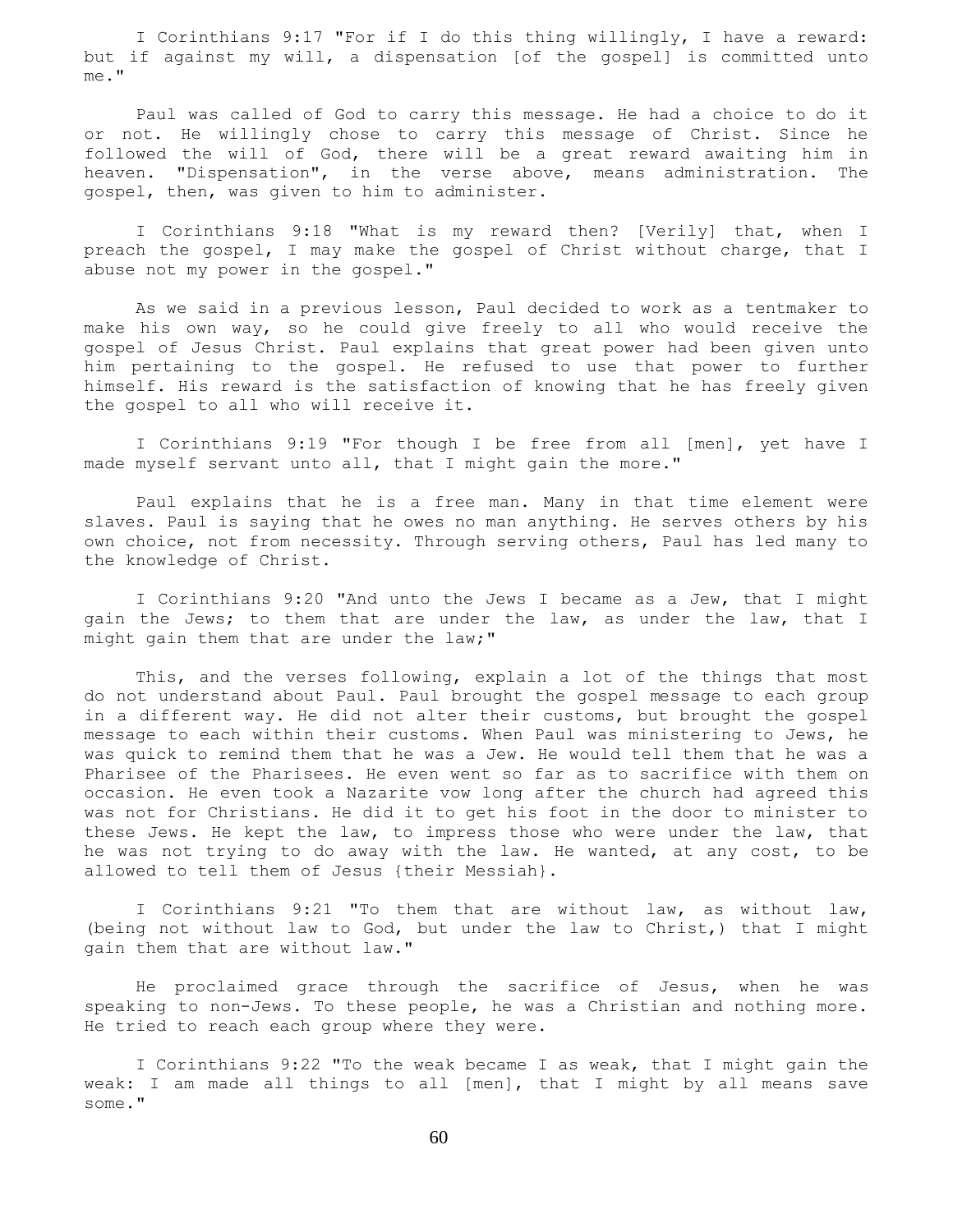I Corinthians 9:17 "For if I do this thing willingly, I have a reward: but if against my will, a dispensation [of the gospel] is committed unto me."

Paul was called of God to carry this message. He had a choice to do it or not. He willingly chose to carry this message of Christ. Since he followed the will of God, there will be a great reward awaiting him in heaven. "Dispensation", in the verse above, means administration. The gospel, then, was given to him to administer.

I Corinthians 9:18 "What is my reward then? [Verily] that, when I preach the gospel, I may make the gospel of Christ without charge, that I abuse not my power in the gospel."

As we said in a previous lesson, Paul decided to work as a tentmaker to make his own way, so he could give freely to all who would receive the gospel of Jesus Christ. Paul explains that great power had been given unto him pertaining to the gospel. He refused to use that power to further himself. His reward is the satisfaction of knowing that he has freely given the gospel to all who will receive it.

I Corinthians 9:19 "For though I be free from all [men], yet have I made myself servant unto all, that I might gain the more."

Paul explains that he is a free man. Many in that time element were slaves. Paul is saying that he owes no man anything. He serves others by his own choice, not from necessity. Through serving others, Paul has led many to the knowledge of Christ.

I Corinthians 9:20 "And unto the Jews I became as a Jew, that I might gain the Jews; to them that are under the law, as under the law, that I might gain them that are under the law;"

This, and the verses following, explain a lot of the things that most do not understand about Paul. Paul brought the gospel message to each group in a different way. He did not alter their customs, but brought the gospel message to each within their customs. When Paul was ministering to Jews, he was quick to remind them that he was a Jew. He would tell them that he was a Pharisee of the Pharisees. He even went so far as to sacrifice with them on occasion. He even took a Nazarite vow long after the church had agreed this was not for Christians. He did it to get his foot in the door to minister to these Jews. He kept the law, to impress those who were under the law, that he was not trying to do away with the law. He wanted, at any cost, to be allowed to tell them of Jesus {their Messiah}.

I Corinthians 9:21 "To them that are without law, as without law, (being not without law to God, but under the law to Christ,) that I might gain them that are without law."

He proclaimed grace through the sacrifice of Jesus, when he was speaking to non-Jews. To these people, he was a Christian and nothing more. He tried to reach each group where they were.

I Corinthians 9:22 "To the weak became I as weak, that I might gain the weak: I am made all things to all [men], that I might by all means save some."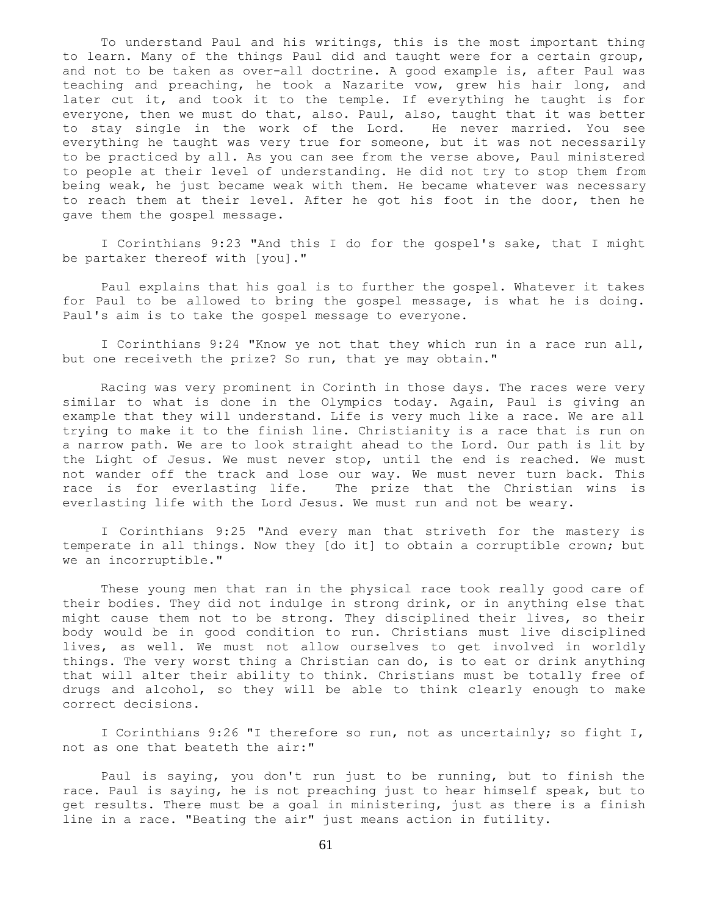To understand Paul and his writings, this is the most important thing to learn. Many of the things Paul did and taught were for a certain group, and not to be taken as over-all doctrine. A good example is, after Paul was teaching and preaching, he took a Nazarite vow, grew his hair long, and later cut it, and took it to the temple. If everything he taught is for everyone, then we must do that, also. Paul, also, taught that it was better to stay single in the work of the Lord. He never married. You see everything he taught was very true for someone, but it was not necessarily to be practiced by all. As you can see from the verse above, Paul ministered to people at their level of understanding. He did not try to stop them from being weak, he just became weak with them. He became whatever was necessary to reach them at their level. After he got his foot in the door, then he gave them the gospel message.

I Corinthians 9:23 "And this I do for the gospel's sake, that I might be partaker thereof with [you]."

Paul explains that his goal is to further the gospel. Whatever it takes for Paul to be allowed to bring the gospel message, is what he is doing. Paul's aim is to take the gospel message to everyone.

I Corinthians 9:24 "Know ye not that they which run in a race run all, but one receiveth the prize? So run, that ye may obtain."

Racing was very prominent in Corinth in those days. The races were very similar to what is done in the Olympics today. Again, Paul is giving an example that they will understand. Life is very much like a race. We are all trying to make it to the finish line. Christianity is a race that is run on a narrow path. We are to look straight ahead to the Lord. Our path is lit by the Light of Jesus. We must never stop, until the end is reached. We must not wander off the track and lose our way. We must never turn back. This race is for everlasting life. The prize that the Christian wins is everlasting life with the Lord Jesus. We must run and not be weary.

I Corinthians 9:25 "And every man that striveth for the mastery is temperate in all things. Now they [do it] to obtain a corruptible crown; but we an incorruptible."

These young men that ran in the physical race took really good care of their bodies. They did not indulge in strong drink, or in anything else that might cause them not to be strong. They disciplined their lives, so their body would be in good condition to run. Christians must live disciplined lives, as well. We must not allow ourselves to get involved in worldly things. The very worst thing a Christian can do, is to eat or drink anything that will alter their ability to think. Christians must be totally free of drugs and alcohol, so they will be able to think clearly enough to make correct decisions.

I Corinthians 9:26 "I therefore so run, not as uncertainly; so fight I, not as one that beateth the air:"

Paul is saying, you don't run just to be running, but to finish the race. Paul is saying, he is not preaching just to hear himself speak, but to get results. There must be a goal in ministering, just as there is a finish line in a race. "Beating the air" just means action in futility.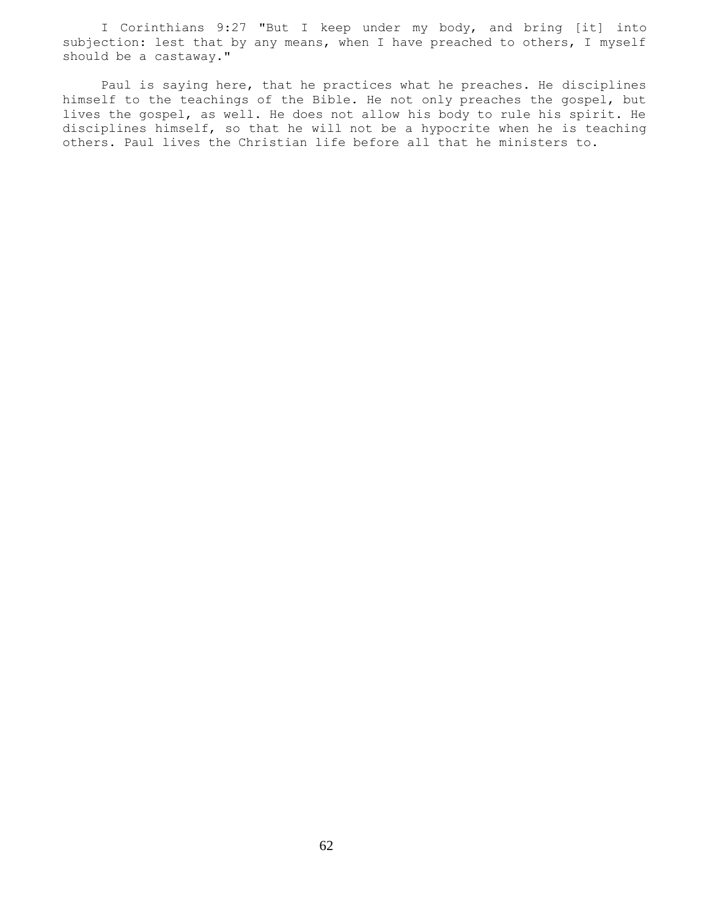I Corinthians 9:27 "But I keep under my body, and bring [it] into subjection: lest that by any means, when I have preached to others, I myself should be a castaway."

Paul is saying here, that he practices what he preaches. He disciplines himself to the teachings of the Bible. He not only preaches the gospel, but lives the gospel, as well. He does not allow his body to rule his spirit. He disciplines himself, so that he will not be a hypocrite when he is teaching others. Paul lives the Christian life before all that he ministers to.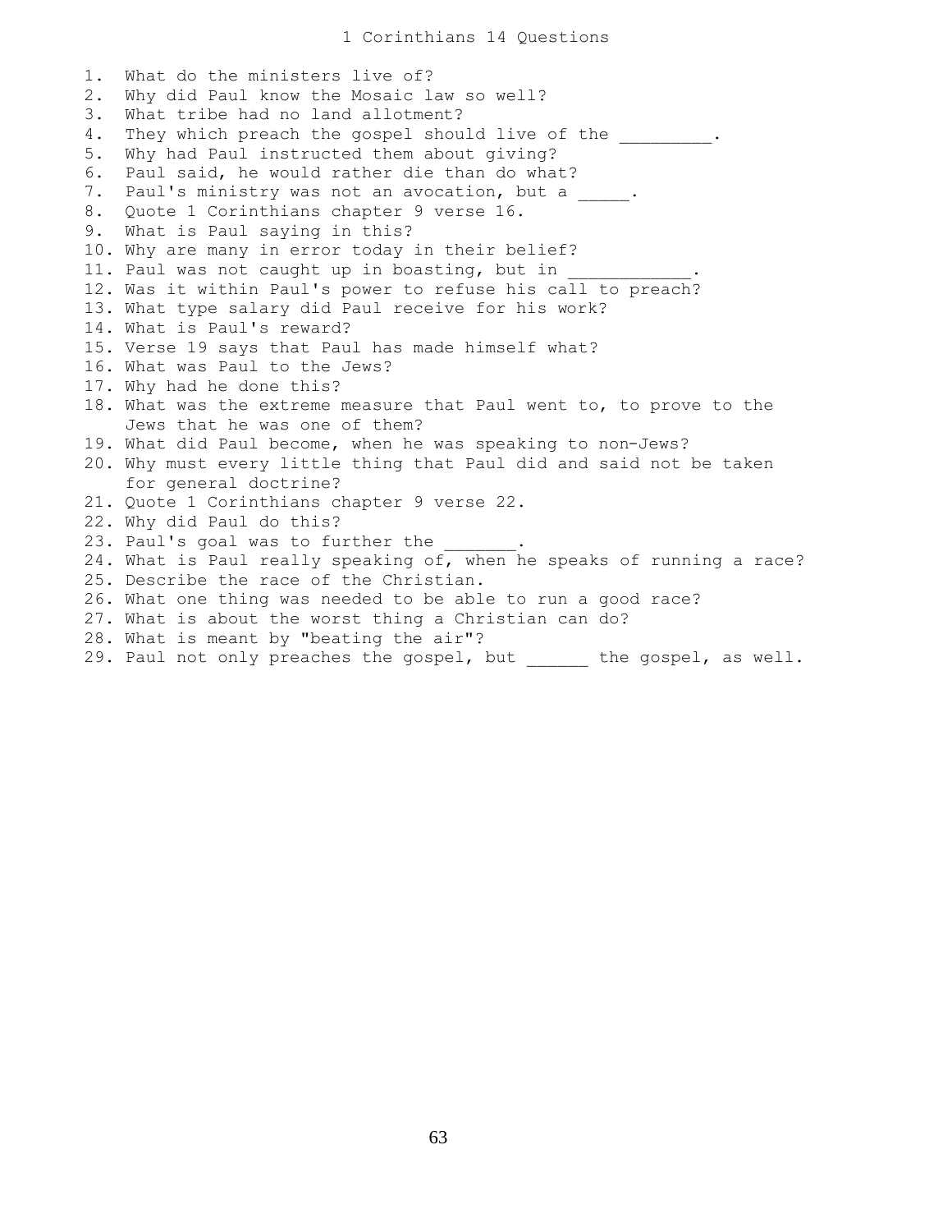# 1 Corinthians 14 Questions

1. What do the ministers live of?
2. Why did Paul know the Mosaic law so well?
3. What tribe had no land allotment?
4. They which preach the gospel should live of the _________.
5. Why had Paul instructed them about giving?
6. Paul said, he would rather die than do what?
7. Paul's ministry was not an avocation, but a _____.
8. Quote 1 Corinthians chapter 9 verse 16.
9. What is Paul saying in this?
10. Why are many in error today in their belief?
11. Paul was not caught up in boasting, but in ____________.
12. Was it within Paul's power to refuse his call to preach?
13. What type salary did Paul receive for his work?
14. What is Paul's reward?
15. Verse 19 says that Paul has made himself what?
16. What was Paul to the Jews?
17. Why had he done this?
18. What was the extreme measure that Paul went to, to prove to the Jews that he was one of them?
19. What did Paul become, when he was speaking to non-Jews?
20. Why must every little thing that Paul did and said not be taken for general doctrine?
21. Quote 1 Corinthians chapter 9 verse 22.
22. Why did Paul do this?
23. Paul's goal was to further the _______.
24. What is Paul really speaking of, when he speaks of running a race?
25. Describe the race of the Christian.
26. What one thing was needed to be able to run a good race?
27. What is about the worst thing a Christian can do?
28. What is meant by "beating the air"?
29. Paul not only preaches the gospel, but ______ the gospel, as well.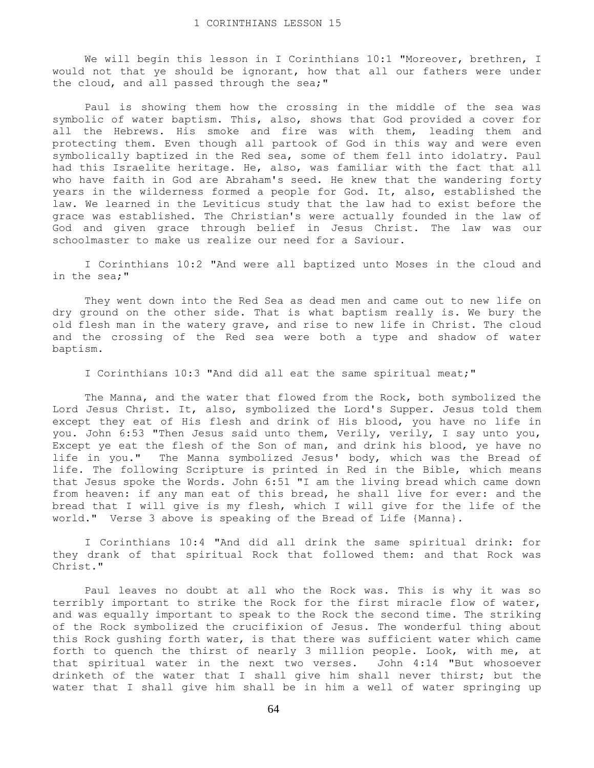# 1 CORINTHIANS LESSON 15

We will begin this lesson in I Corinthians 10:1 "Moreover, brethren, I would not that ye should be ignorant, how that all our fathers were under the cloud, and all passed through the sea;"

Paul is showing them how the crossing in the middle of the sea was symbolic of water baptism. This, also, shows that God provided a cover for all the Hebrews. His smoke and fire was with them, leading them and protecting them. Even though all partook of God in this way and were even symbolically baptized in the Red sea, some of them fell into idolatry. Paul had this Israelite heritage. He, also, was familiar with the fact that all who have faith in God are Abraham's seed. He knew that the wandering forty years in the wilderness formed a people for God. It, also, established the law. We learned in the Leviticus study that the law had to exist before the grace was established. The Christian's were actually founded in the law of God and given grace through belief in Jesus Christ. The law was our schoolmaster to make us realize our need for a Saviour.

I Corinthians 10:2 "And were all baptized unto Moses in the cloud and in the sea;"

They went down into the Red Sea as dead men and came out to new life on dry ground on the other side. That is what baptism really is. We bury the old flesh man in the watery grave, and rise to new life in Christ. The cloud and the crossing of the Red sea were both a type and shadow of water baptism.

I Corinthians 10:3 "And did all eat the same spiritual meat;"

The Manna, and the water that flowed from the Rock, both symbolized the Lord Jesus Christ. It, also, symbolized the Lord's Supper. Jesus told them except they eat of His flesh and drink of His blood, you have no life in you. John 6:53 "Then Jesus said unto them, Verily, verily, I say unto you, Except ye eat the flesh of the Son of man, and drink his blood, ye have no life in you." The Manna symbolized Jesus' body, which was the Bread of life. The following Scripture is printed in Red in the Bible, which means that Jesus spoke the Words. John 6:51 "I am the living bread which came down from heaven: if any man eat of this bread, he shall live for ever: and the bread that I will give is my flesh, which I will give for the life of the world." Verse 3 above is speaking of the Bread of Life {Manna}.

I Corinthians 10:4 "And did all drink the same spiritual drink: for they drank of that spiritual Rock that followed them: and that Rock was Christ."

Paul leaves no doubt at all who the Rock was. This is why it was so terribly important to strike the Rock for the first miracle flow of water, and was equally important to speak to the Rock the second time. The striking of the Rock symbolized the crucifixion of Jesus. The wonderful thing about this Rock gushing forth water, is that there was sufficient water which came forth to quench the thirst of nearly 3 million people. Look, with me, at that spiritual water in the next two verses. John 4:14 "But whosoever drinketh of the water that I shall give him shall never thirst; but the water that I shall give him shall be in him a well of water springing up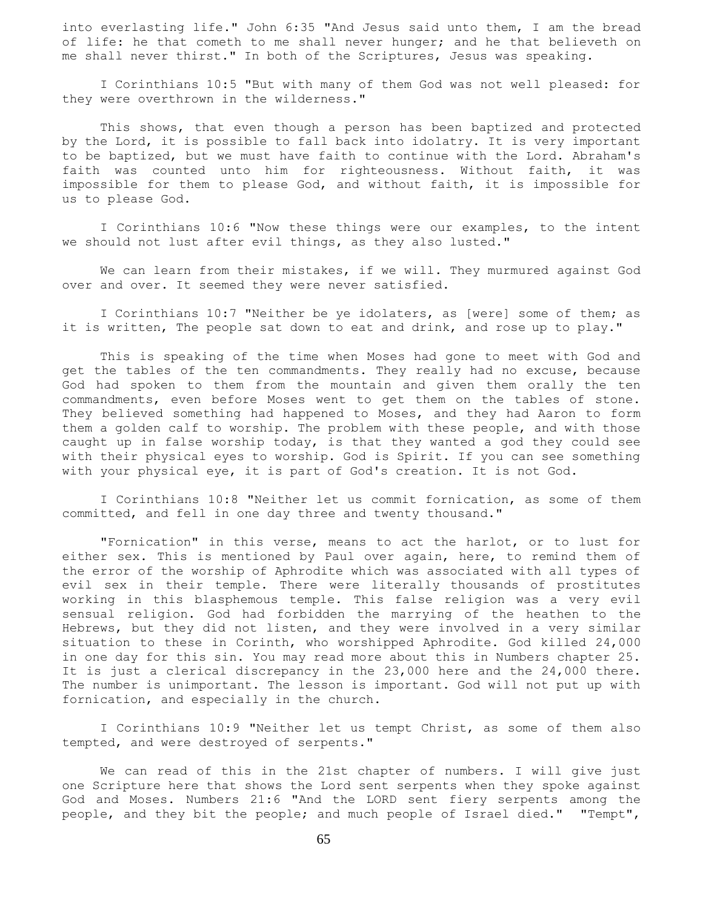into everlasting life." John 6:35 "And Jesus said unto them, I am the bread of life: he that cometh to me shall never hunger; and he that believeth on me shall never thirst." In both of the Scriptures, Jesus was speaking.

I Corinthians 10:5 "But with many of them God was not well pleased: for they were overthrown in the wilderness."

This shows, that even though a person has been baptized and protected by the Lord, it is possible to fall back into idolatry. It is very important to be baptized, but we must have faith to continue with the Lord. Abraham's faith was counted unto him for righteousness. Without faith, it was impossible for them to please God, and without faith, it is impossible for us to please God.

I Corinthians 10:6 "Now these things were our examples, to the intent we should not lust after evil things, as they also lusted."

We can learn from their mistakes, if we will. They murmured against God over and over. It seemed they were never satisfied.

I Corinthians 10:7 "Neither be ye idolaters, as [were] some of them; as it is written, The people sat down to eat and drink, and rose up to play."

This is speaking of the time when Moses had gone to meet with God and get the tables of the ten commandments. They really had no excuse, because God had spoken to them from the mountain and given them orally the ten commandments, even before Moses went to get them on the tables of stone. They believed something had happened to Moses, and they had Aaron to form them a golden calf to worship. The problem with these people, and with those caught up in false worship today, is that they wanted a god they could see with their physical eyes to worship. God is Spirit. If you can see something with your physical eye, it is part of God's creation. It is not God.

I Corinthians 10:8 "Neither let us commit fornication, as some of them committed, and fell in one day three and twenty thousand."

"Fornication" in this verse, means to act the harlot, or to lust for either sex. This is mentioned by Paul over again, here, to remind them of the error of the worship of Aphrodite which was associated with all types of evil sex in their temple. There were literally thousands of prostitutes working in this blasphemous temple. This false religion was a very evil sensual religion. God had forbidden the marrying of the heathen to the Hebrews, but they did not listen, and they were involved in a very similar situation to these in Corinth, who worshipped Aphrodite. God killed 24,000 in one day for this sin. You may read more about this in Numbers chapter 25. It is just a clerical discrepancy in the 23,000 here and the 24,000 there. The number is unimportant. The lesson is important. God will not put up with fornication, and especially in the church.

I Corinthians 10:9 "Neither let us tempt Christ, as some of them also tempted, and were destroyed of serpents."

We can read of this in the 21st chapter of numbers. I will give just one Scripture here that shows the Lord sent serpents when they spoke against God and Moses. Numbers 21:6 "And the LORD sent fiery serpents among the people, and they bit the people; and much people of Israel died." "Tempt",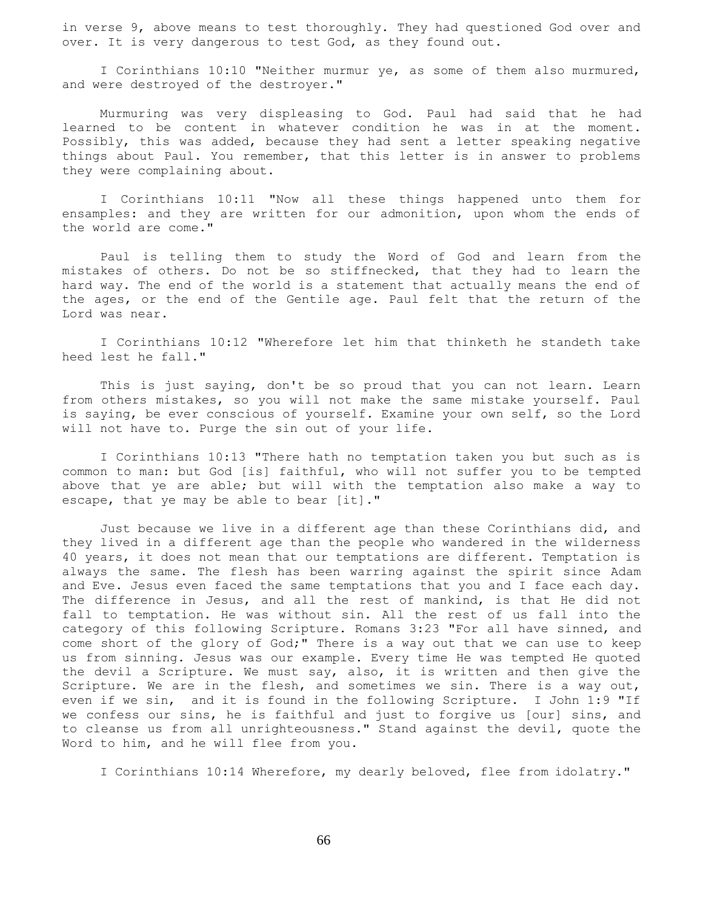in verse 9, above means to test thoroughly. They had questioned God over and over. It is very dangerous to test God, as they found out.

I Corinthians 10:10 "Neither murmur ye, as some of them also murmured, and were destroyed of the destroyer."

Murmuring was very displeasing to God. Paul had said that he had learned to be content in whatever condition he was in at the moment. Possibly, this was added, because they had sent a letter speaking negative things about Paul. You remember, that this letter is in answer to problems they were complaining about.

I Corinthians 10:11 "Now all these things happened unto them for ensamples: and they are written for our admonition, upon whom the ends of the world are come."

Paul is telling them to study the Word of God and learn from the mistakes of others. Do not be so stiffnecked, that they had to learn the hard way. The end of the world is a statement that actually means the end of the ages, or the end of the Gentile age. Paul felt that the return of the Lord was near.

I Corinthians 10:12 "Wherefore let him that thinketh he standeth take heed lest he fall."

This is just saying, don't be so proud that you can not learn. Learn from others mistakes, so you will not make the same mistake yourself. Paul is saying, be ever conscious of yourself. Examine your own self, so the Lord will not have to. Purge the sin out of your life.

I Corinthians 10:13 "There hath no temptation taken you but such as is common to man: but God [is] faithful, who will not suffer you to be tempted above that ye are able; but will with the temptation also make a way to escape, that ye may be able to bear [it]."

Just because we live in a different age than these Corinthians did, and they lived in a different age than the people who wandered in the wilderness 40 years, it does not mean that our temptations are different. Temptation is always the same. The flesh has been warring against the spirit since Adam and Eve. Jesus even faced the same temptations that you and I face each day. The difference in Jesus, and all the rest of mankind, is that He did not fall to temptation. He was without sin. All the rest of us fall into the category of this following Scripture. Romans 3:23 "For all have sinned, and come short of the glory of God;" There is a way out that we can use to keep us from sinning. Jesus was our example. Every time He was tempted He quoted the devil a Scripture. We must say, also, it is written and then give the Scripture. We are in the flesh, and sometimes we sin. There is a way out, even if we sin, and it is found in the following Scripture. I John 1:9 "If we confess our sins, he is faithful and just to forgive us [our] sins, and to cleanse us from all unrighteousness." Stand against the devil, quote the Word to him, and he will flee from you.

I Corinthians 10:14 Wherefore, my dearly beloved, flee from idolatry."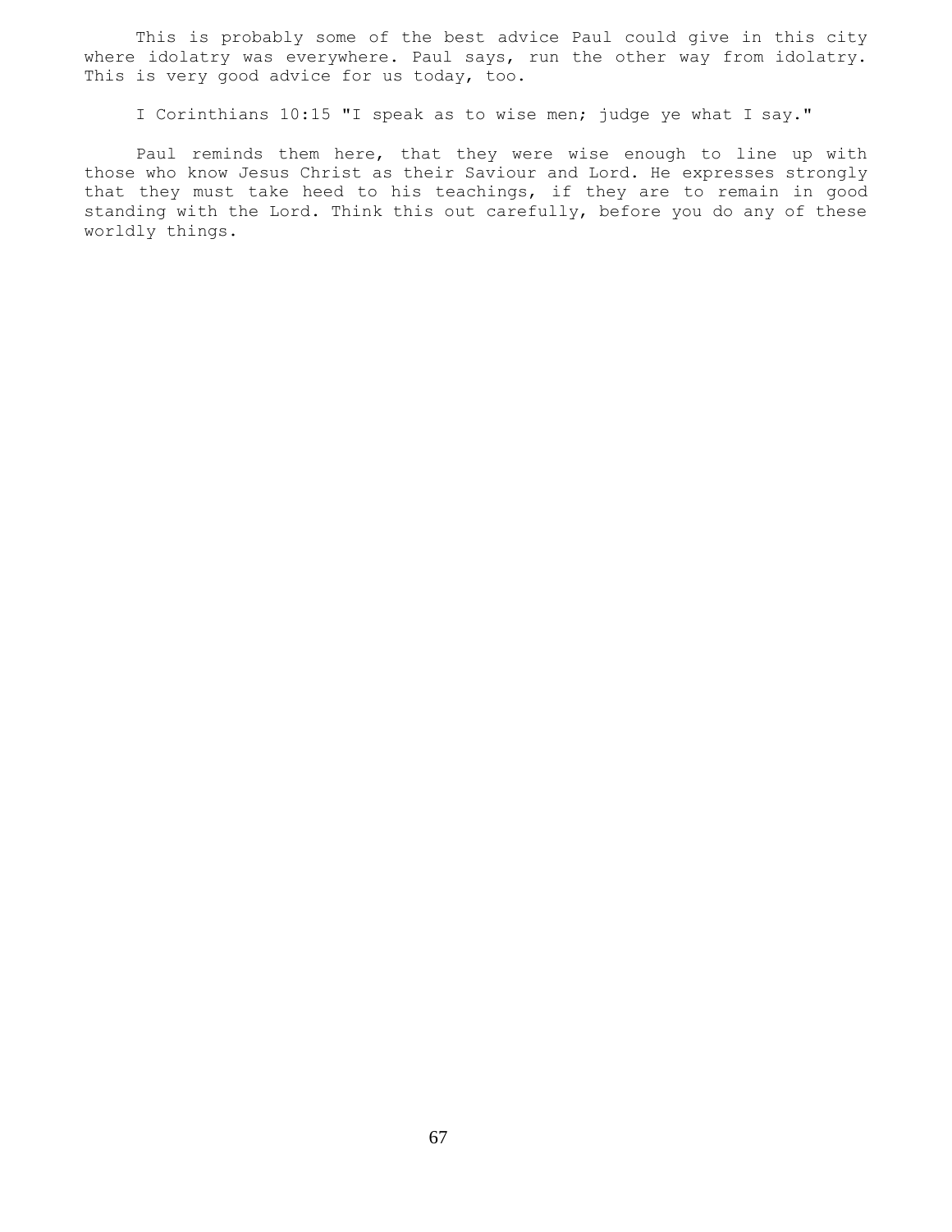This is probably some of the best advice Paul could give in this city where idolatry was everywhere. Paul says, run the other way from idolatry. This is very good advice for us today, too.

I Corinthians 10:15 "I speak as to wise men; judge ye what I say."

Paul reminds them here, that they were wise enough to line up with those who know Jesus Christ as their Saviour and Lord. He expresses strongly that they must take heed to his teachings, if they are to remain in good standing with the Lord. Think this out carefully, before you do any of these worldly things.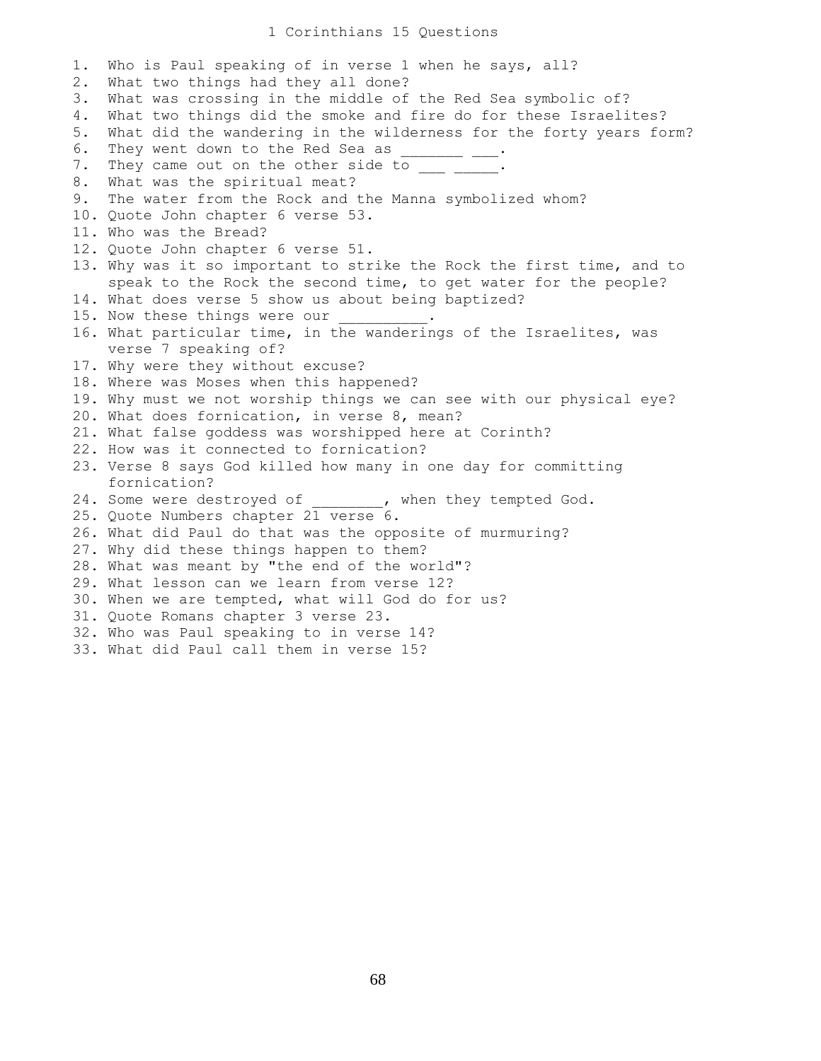# 1 Corinthians 15 Questions

1. Who is Paul speaking of in verse 1 when he says, all?
2. What two things had they all done?
3. What was crossing in the middle of the Red Sea symbolic of?
4. What two things did the smoke and fire do for these Israelites?
5. What did the wandering in the wilderness for the forty years form?
6. They went down to the Red Sea as _______ ___.
7. They came out on the other side to ___ _____.
8. What was the spiritual meat?
9. The water from the Rock and the Manna symbolized whom?
10. Quote John chapter 6 verse 53.
11. Who was the Bread?
12. Quote John chapter 6 verse 51.
13. Why was it so important to strike the Rock the first time, and to speak to the Rock the second time, to get water for the people?
14. What does verse 5 show us about being baptized?
15. Now these things were our __________.
16. What particular time, in the wanderings of the Israelites, was verse 7 speaking of?
17. Why were they without excuse?
18. Where was Moses when this happened?
19. Why must we not worship things we can see with our physical eye?
20. What does fornication, in verse 8, mean?
21. What false goddess was worshipped here at Corinth?
22. How was it connected to fornication?
23. Verse 8 says God killed how many in one day for committing fornication?
24. Some were destroyed of ________, when they tempted God.
25. Quote Numbers chapter 21 verse 6.
26. What did Paul do that was the opposite of murmuring?
27. Why did these things happen to them?
28. What was meant by "the end of the world"?
29. What lesson can we learn from verse 12?
30. When we are tempted, what will God do for us?
31. Quote Romans chapter 3 verse 23.
32. Who was Paul speaking to in verse 14?
33. What did Paul call them in verse 15?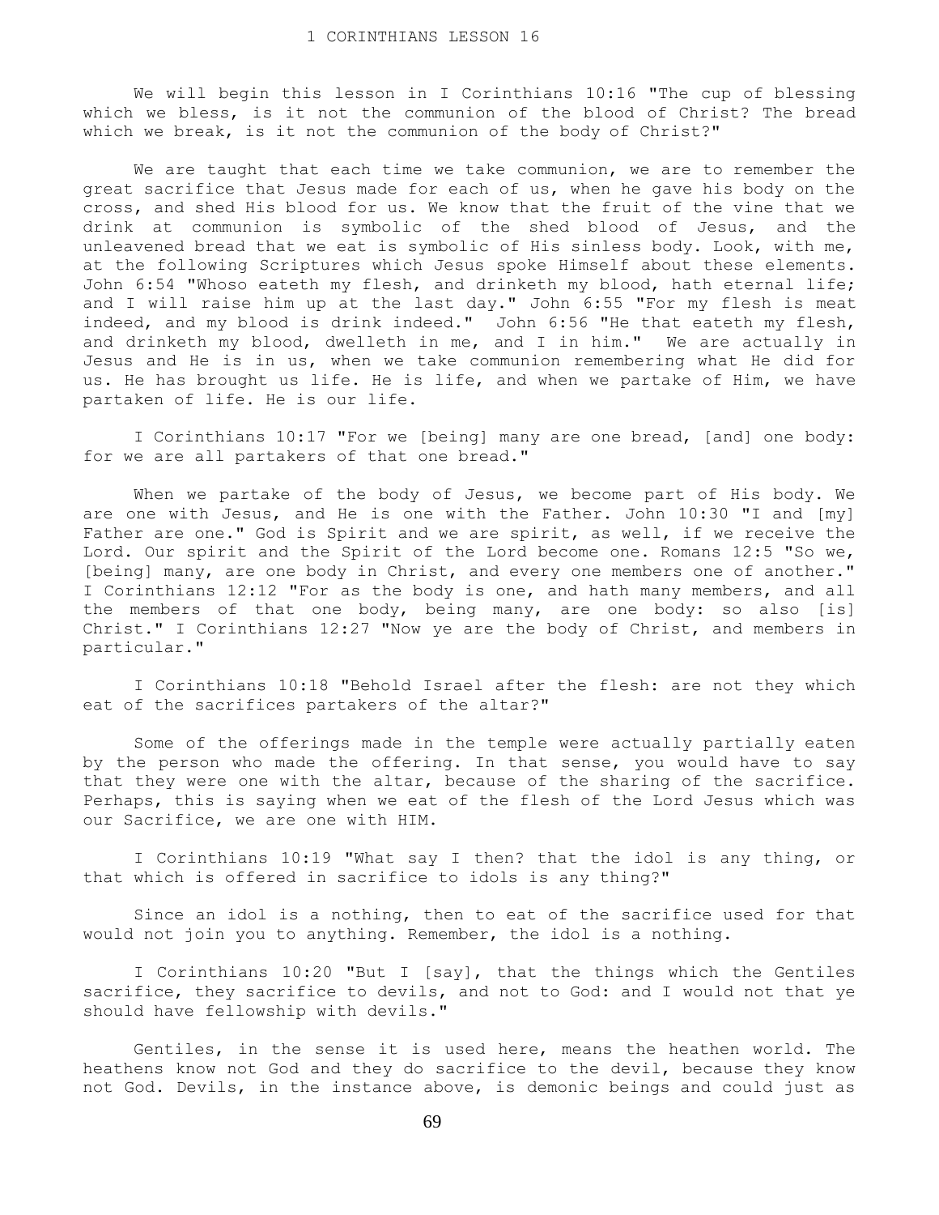# 1 CORINTHIANS LESSON 16

We will begin this lesson in I Corinthians 10:16 "The cup of blessing which we bless, is it not the communion of the blood of Christ? The bread which we break, is it not the communion of the body of Christ?"

We are taught that each time we take communion, we are to remember the great sacrifice that Jesus made for each of us, when he gave his body on the cross, and shed His blood for us. We know that the fruit of the vine that we drink at communion is symbolic of the shed blood of Jesus, and the unleavened bread that we eat is symbolic of His sinless body. Look, with me, at the following Scriptures which Jesus spoke Himself about these elements. John 6:54 "Whoso eateth my flesh, and drinketh my blood, hath eternal life; and I will raise him up at the last day." John 6:55 "For my flesh is meat indeed, and my blood is drink indeed." John 6:56 "He that eateth my flesh, and drinketh my blood, dwelleth in me, and I in him." We are actually in Jesus and He is in us, when we take communion remembering what He did for us. He has brought us life. He is life, and when we partake of Him, we have partaken of life. He is our life.

I Corinthians 10:17 "For we [being] many are one bread, [and] one body: for we are all partakers of that one bread."

When we partake of the body of Jesus, we become part of His body. We are one with Jesus, and He is one with the Father. John 10:30 "I and [my] Father are one." God is Spirit and we are spirit, as well, if we receive the Lord. Our spirit and the Spirit of the Lord become one. Romans 12:5 "So we, [being] many, are one body in Christ, and every one members one of another." I Corinthians 12:12 "For as the body is one, and hath many members, and all the members of that one body, being many, are one body: so also [is] Christ." I Corinthians 12:27 "Now ye are the body of Christ, and members in particular."

I Corinthians 10:18 "Behold Israel after the flesh: are not they which eat of the sacrifices partakers of the altar?"

Some of the offerings made in the temple were actually partially eaten by the person who made the offering. In that sense, you would have to say that they were one with the altar, because of the sharing of the sacrifice. Perhaps, this is saying when we eat of the flesh of the Lord Jesus which was our Sacrifice, we are one with HIM.

I Corinthians 10:19 "What say I then? that the idol is any thing, or that which is offered in sacrifice to idols is any thing?"

Since an idol is a nothing, then to eat of the sacrifice used for that would not join you to anything. Remember, the idol is a nothing.

I Corinthians 10:20 "But I [say], that the things which the Gentiles sacrifice, they sacrifice to devils, and not to God: and I would not that ye should have fellowship with devils."

Gentiles, in the sense it is used here, means the heathen world. The heathens know not God and they do sacrifice to the devil, because they know not God. Devils, in the instance above, is demonic beings and could just as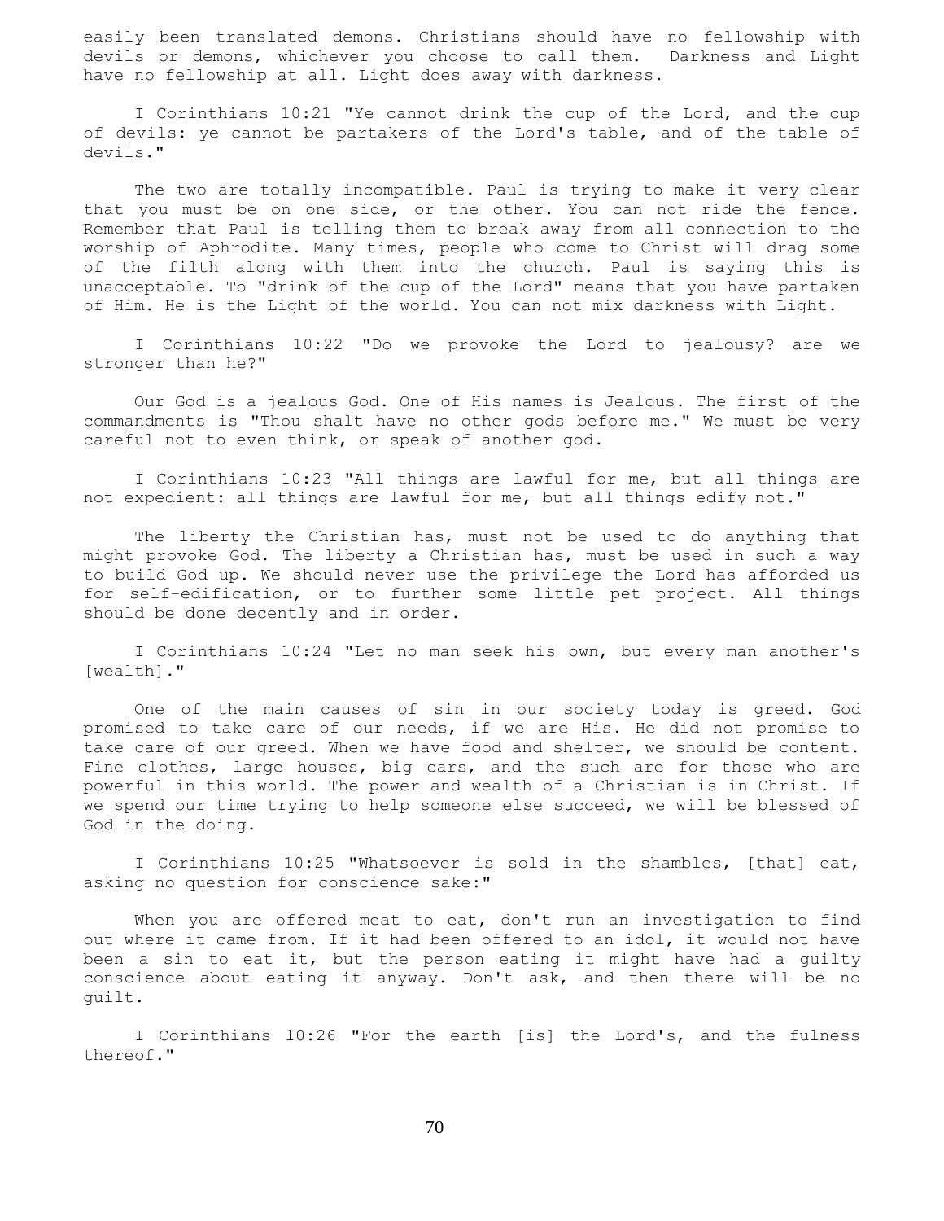easily been translated demons. Christians should have no fellowship with devils or demons, whichever you choose to call them. Darkness and Light have no fellowship at all. Light does away with darkness.

I Corinthians 10:21 "Ye cannot drink the cup of the Lord, and the cup of devils: ye cannot be partakers of the Lord's table, and of the table of devils."

The two are totally incompatible. Paul is trying to make it very clear that you must be on one side, or the other. You can not ride the fence. Remember that Paul is telling them to break away from all connection to the worship of Aphrodite. Many times, people who come to Christ will drag some of the filth along with them into the church. Paul is saying this is unacceptable. To "drink of the cup of the Lord" means that you have partaken of Him. He is the Light of the world. You can not mix darkness with Light.

I Corinthians 10:22 "Do we provoke the Lord to jealousy? are we stronger than he?"

Our God is a jealous God. One of His names is Jealous. The first of the commandments is "Thou shalt have no other gods before me." We must be very careful not to even think, or speak of another god.

I Corinthians 10:23 "All things are lawful for me, but all things are not expedient: all things are lawful for me, but all things edify not."

The liberty the Christian has, must not be used to do anything that might provoke God. The liberty a Christian has, must be used in such a way to build God up. We should never use the privilege the Lord has afforded us for self-edification, or to further some little pet project. All things should be done decently and in order.

I Corinthians 10:24 "Let no man seek his own, but every man another's [wealth]."

One of the main causes of sin in our society today is greed. God promised to take care of our needs, if we are His. He did not promise to take care of our greed. When we have food and shelter, we should be content. Fine clothes, large houses, big cars, and the such are for those who are powerful in this world. The power and wealth of a Christian is in Christ. If we spend our time trying to help someone else succeed, we will be blessed of God in the doing.

I Corinthians 10:25 "Whatsoever is sold in the shambles, [that] eat, asking no question for conscience sake:"

When you are offered meat to eat, don't run an investigation to find out where it came from. If it had been offered to an idol, it would not have been a sin to eat it, but the person eating it might have had a guilty conscience about eating it anyway. Don't ask, and then there will be no guilt.

I Corinthians 10:26 "For the earth [is] the Lord's, and the fulness thereof."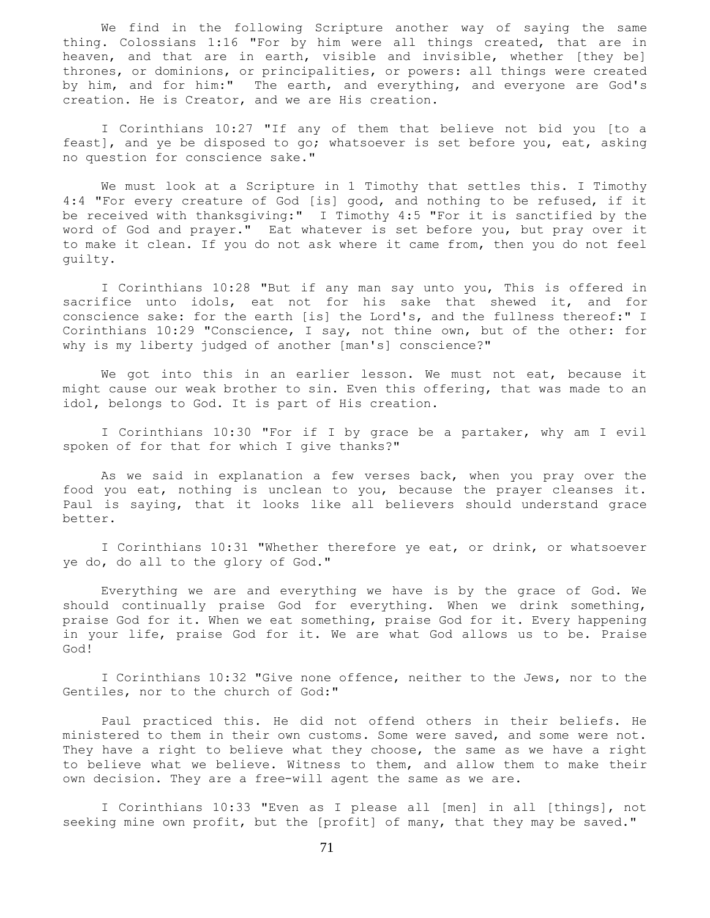We find in the following Scripture another way of saying the same thing. Colossians 1:16 "For by him were all things created, that are in heaven, and that are in earth, visible and invisible, whether [they be] thrones, or dominions, or principalities, or powers: all things were created by him, and for him:" The earth, and everything, and everyone are God's creation. He is Creator, and we are His creation.

I Corinthians 10:27 "If any of them that believe not bid you [to a feast], and ye be disposed to go; whatsoever is set before you, eat, asking no question for conscience sake."

We must look at a Scripture in 1 Timothy that settles this. I Timothy 4:4 "For every creature of God [is] good, and nothing to be refused, if it be received with thanksgiving:" I Timothy 4:5 "For it is sanctified by the word of God and prayer." Eat whatever is set before you, but pray over it to make it clean. If you do not ask where it came from, then you do not feel guilty.

I Corinthians 10:28 "But if any man say unto you, This is offered in sacrifice unto idols, eat not for his sake that shewed it, and for conscience sake: for the earth [is] the Lord's, and the fullness thereof:" I Corinthians 10:29 "Conscience, I say, not thine own, but of the other: for why is my liberty judged of another [man's] conscience?"

We got into this in an earlier lesson. We must not eat, because it might cause our weak brother to sin. Even this offering, that was made to an idol, belongs to God. It is part of His creation.

I Corinthians 10:30 "For if I by grace be a partaker, why am I evil spoken of for that for which I give thanks?"

As we said in explanation a few verses back, when you pray over the food you eat, nothing is unclean to you, because the prayer cleanses it. Paul is saying, that it looks like all believers should understand grace better.

I Corinthians 10:31 "Whether therefore ye eat, or drink, or whatsoever ye do, do all to the glory of God."

Everything we are and everything we have is by the grace of God. We should continually praise God for everything. When we drink something, praise God for it. When we eat something, praise God for it. Every happening in your life, praise God for it. We are what God allows us to be. Praise God!

I Corinthians 10:32 "Give none offence, neither to the Jews, nor to the Gentiles, nor to the church of God:"

Paul practiced this. He did not offend others in their beliefs. He ministered to them in their own customs. Some were saved, and some were not. They have a right to believe what they choose, the same as we have a right to believe what we believe. Witness to them, and allow them to make their own decision. They are a free-will agent the same as we are.

I Corinthians 10:33 "Even as I please all [men] in all [things], not seeking mine own profit, but the [profit] of many, that they may be saved."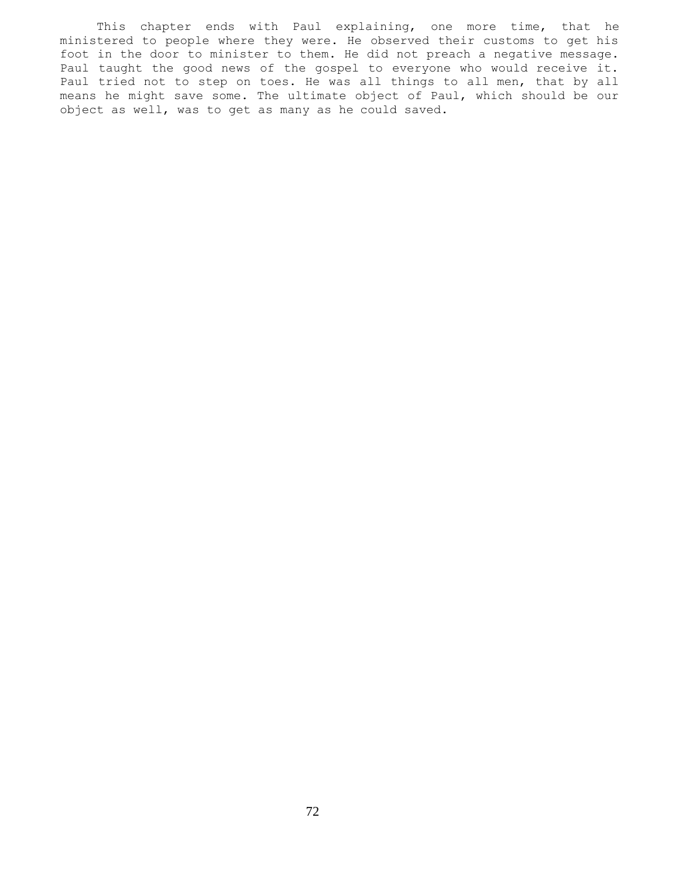This chapter ends with Paul explaining, one more time, that he ministered to people where they were. He observed their customs to get his foot in the door to minister to them. He did not preach a negative message. Paul taught the good news of the gospel to everyone who would receive it. Paul tried not to step on toes. He was all things to all men, that by all means he might save some. The ultimate object of Paul, which should be our object as well, was to get as many as he could saved.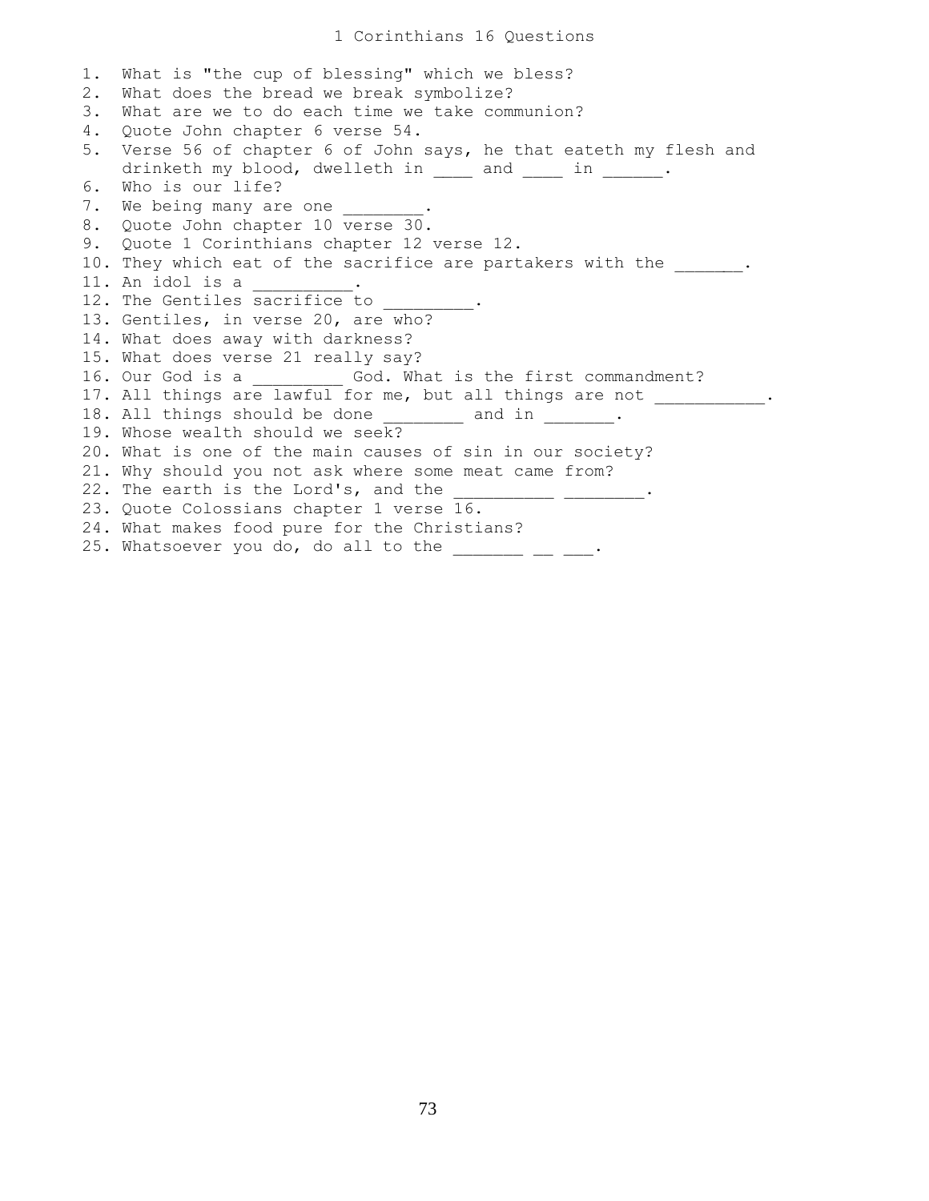# 1 Corinthians 16 Questions

1. What is "the cup of blessing" which we bless?
2. What does the bread we break symbolize?
3. What are we to do each time we take communion?
4. Quote John chapter 6 verse 54.
5. Verse 56 of chapter 6 of John says, he that eateth my flesh and drinketh my blood, dwelleth in ____ and ____ in ______.
6. Who is our life?
7. We being many are one ________.
8. Quote John chapter 10 verse 30.
9. Quote 1 Corinthians chapter 12 verse 12.
10. They which eat of the sacrifice are partakers with the _______.
11. An idol is a __________.
12. The Gentiles sacrifice to _________.
13. Gentiles, in verse 20, are who?
14. What does away with darkness?
15. What does verse 21 really say?
16. Our God is a _________ God. What is the first commandment?
17. All things are lawful for me, but all things are not ___________.
18. All things should be done ________ and in _______.
19. Whose wealth should we seek?
20. What is one of the main causes of sin in our society?
21. Why should you not ask where some meat came from?
22. The earth is the Lord's, and the __________ ________.
23. Quote Colossians chapter 1 verse 16.
24. What makes food pure for the Christians?
25. Whatsoever you do, do all to the _______ __ ___.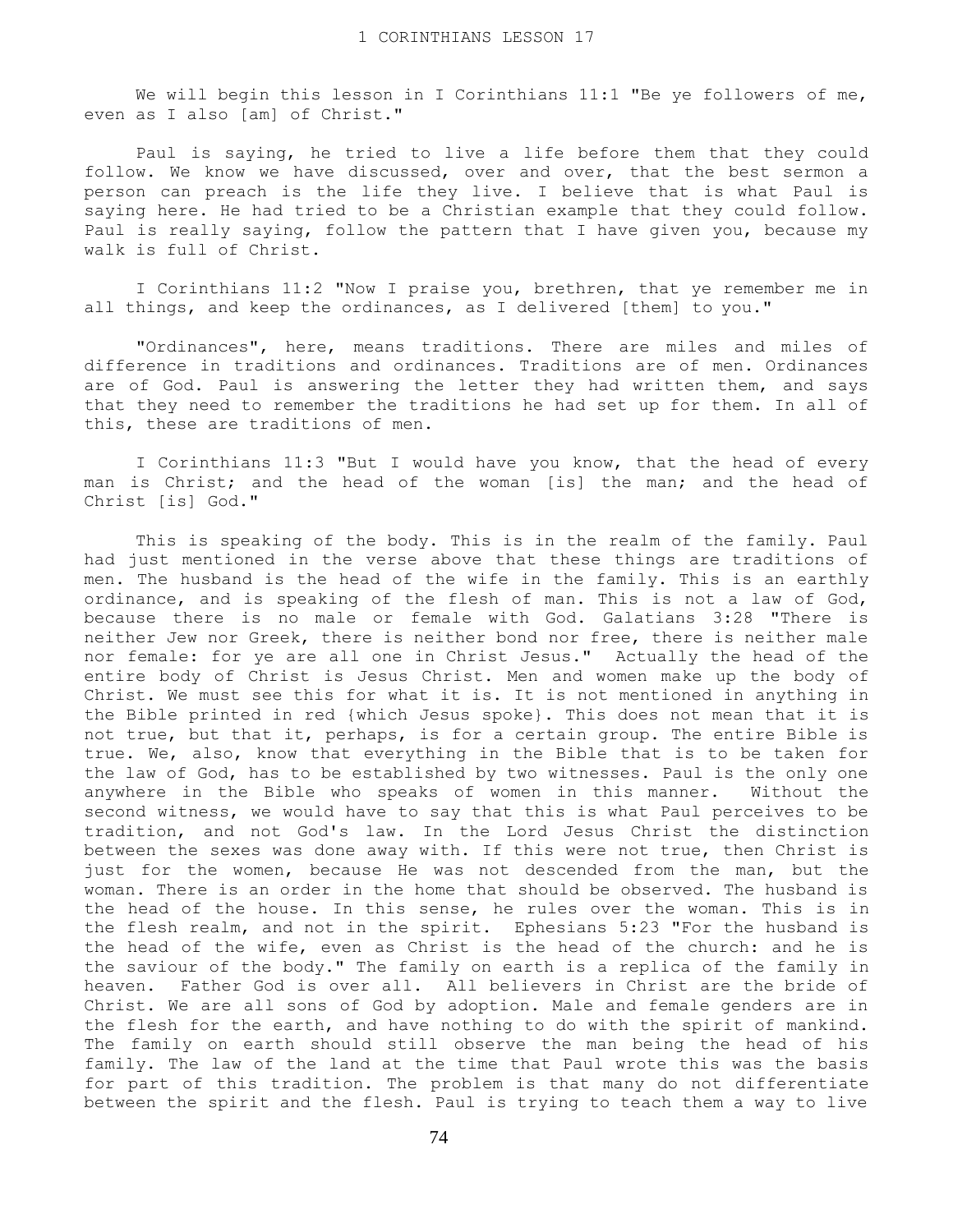# 1 CORINTHIANS LESSON 17

We will begin this lesson in I Corinthians 11:1 "Be ye followers of me, even as I also [am] of Christ."

Paul is saying, he tried to live a life before them that they could follow. We know we have discussed, over and over, that the best sermon a person can preach is the life they live. I believe that is what Paul is saying here. He had tried to be a Christian example that they could follow. Paul is really saying, follow the pattern that I have given you, because my walk is full of Christ.

I Corinthians 11:2 "Now I praise you, brethren, that ye remember me in all things, and keep the ordinances, as I delivered [them] to you."

"Ordinances", here, means traditions. There are miles and miles of difference in traditions and ordinances. Traditions are of men. Ordinances are of God. Paul is answering the letter they had written them, and says that they need to remember the traditions he had set up for them. In all of this, these are traditions of men.

I Corinthians 11:3 "But I would have you know, that the head of every man is Christ; and the head of the woman [is] the man; and the head of Christ [is] God."

This is speaking of the body. This is in the realm of the family. Paul had just mentioned in the verse above that these things are traditions of men. The husband is the head of the wife in the family. This is an earthly ordinance, and is speaking of the flesh of man. This is not a law of God, because there is no male or female with God. Galatians 3:28 "There is neither Jew nor Greek, there is neither bond nor free, there is neither male nor female: for ye are all one in Christ Jesus." Actually the head of the entire body of Christ is Jesus Christ. Men and women make up the body of Christ. We must see this for what it is. It is not mentioned in anything in the Bible printed in red {which Jesus spoke}. This does not mean that it is not true, but that it, perhaps, is for a certain group. The entire Bible is true. We, also, know that everything in the Bible that is to be taken for the law of God, has to be established by two witnesses. Paul is the only one anywhere in the Bible who speaks of women in this manner. Without the second witness, we would have to say that this is what Paul perceives to be tradition, and not God's law. In the Lord Jesus Christ the distinction between the sexes was done away with. If this were not true, then Christ is just for the women, because He was not descended from the man, but the woman. There is an order in the home that should be observed. The husband is the head of the house. In this sense, he rules over the woman. This is in the flesh realm, and not in the spirit. Ephesians 5:23 "For the husband is the head of the wife, even as Christ is the head of the church: and he is the saviour of the body." The family on earth is a replica of the family in heaven. Father God is over all. All believers in Christ are the bride of Christ. We are all sons of God by adoption. Male and female genders are in the flesh for the earth, and have nothing to do with the spirit of mankind. The family on earth should still observe the man being the head of his family. The law of the land at the time that Paul wrote this was the basis for part of this tradition. The problem is that many do not differentiate between the spirit and the flesh. Paul is trying to teach them a way to live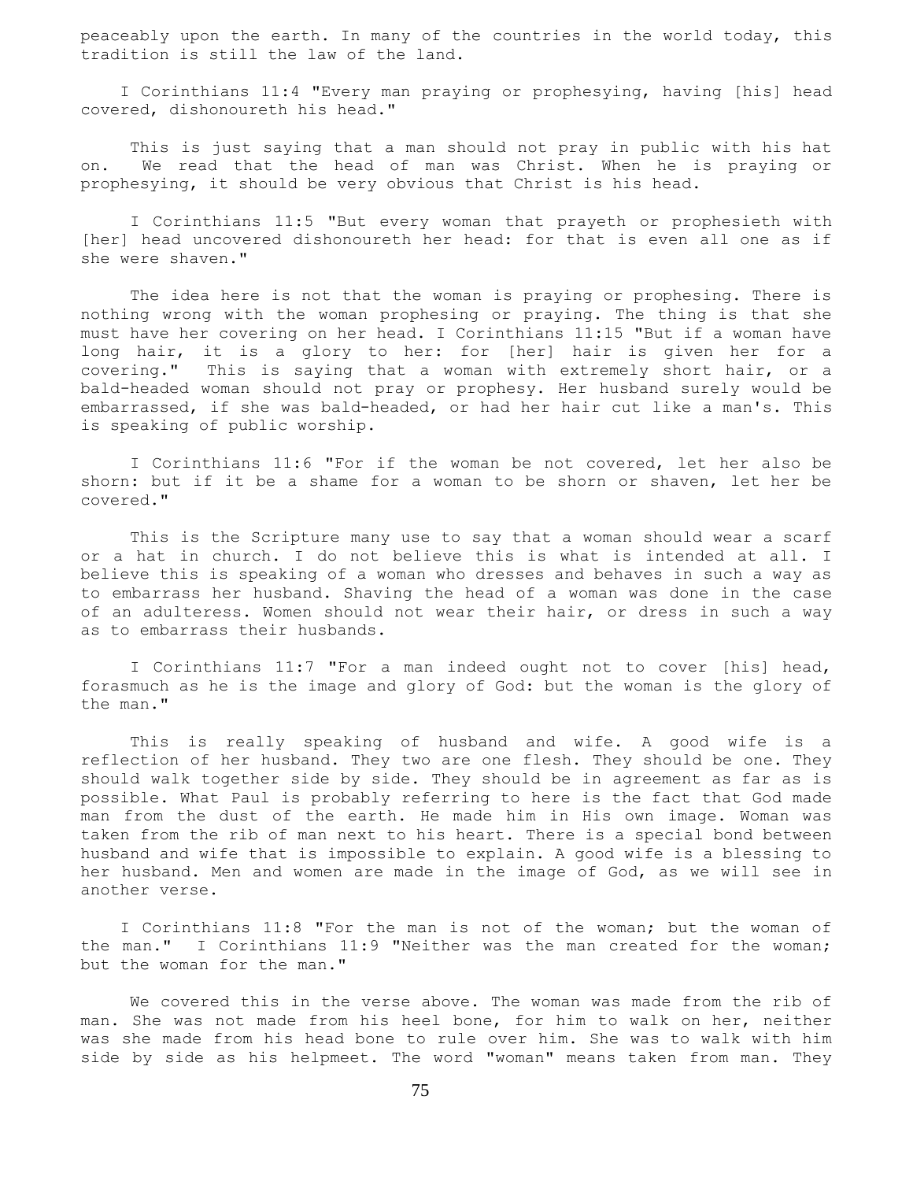peaceably upon the earth. In many of the countries in the world today, this tradition is still the law of the land.

I Corinthians 11:4 "Every man praying or prophesying, having [his] head covered, dishonoureth his head."

This is just saying that a man should not pray in public with his hat on. We read that the head of man was Christ. When he is praying or prophesying, it should be very obvious that Christ is his head.

I Corinthians 11:5 "But every woman that prayeth or prophesieth with [her] head uncovered dishonoureth her head: for that is even all one as if she were shaven."

The idea here is not that the woman is praying or prophesing. There is nothing wrong with the woman prophesing or praying. The thing is that she must have her covering on her head. I Corinthians 11:15 "But if a woman have long hair, it is a glory to her: for [her] hair is given her for a covering." This is saying that a woman with extremely short hair, or a bald-headed woman should not pray or prophesy. Her husband surely would be embarrassed, if she was bald-headed, or had her hair cut like a man's. This is speaking of public worship.

I Corinthians 11:6 "For if the woman be not covered, let her also be shorn: but if it be a shame for a woman to be shorn or shaven, let her be covered."

This is the Scripture many use to say that a woman should wear a scarf or a hat in church. I do not believe this is what is intended at all. I believe this is speaking of a woman who dresses and behaves in such a way as to embarrass her husband. Shaving the head of a woman was done in the case of an adulteress. Women should not wear their hair, or dress in such a way as to embarrass their husbands.

I Corinthians 11:7 "For a man indeed ought not to cover [his] head, forasmuch as he is the image and glory of God: but the woman is the glory of the man."

This is really speaking of husband and wife. A good wife is a reflection of her husband. They two are one flesh. They should be one. They should walk together side by side. They should be in agreement as far as is possible. What Paul is probably referring to here is the fact that God made man from the dust of the earth. He made him in His own image. Woman was taken from the rib of man next to his heart. There is a special bond between husband and wife that is impossible to explain. A good wife is a blessing to her husband. Men and women are made in the image of God, as we will see in another verse.

I Corinthians 11:8 "For the man is not of the woman; but the woman of the man." I Corinthians 11:9 "Neither was the man created for the woman; but the woman for the man."

We covered this in the verse above. The woman was made from the rib of man. She was not made from his heel bone, for him to walk on her, neither was she made from his head bone to rule over him. She was to walk with him side by side as his helpmeet. The word "woman" means taken from man. They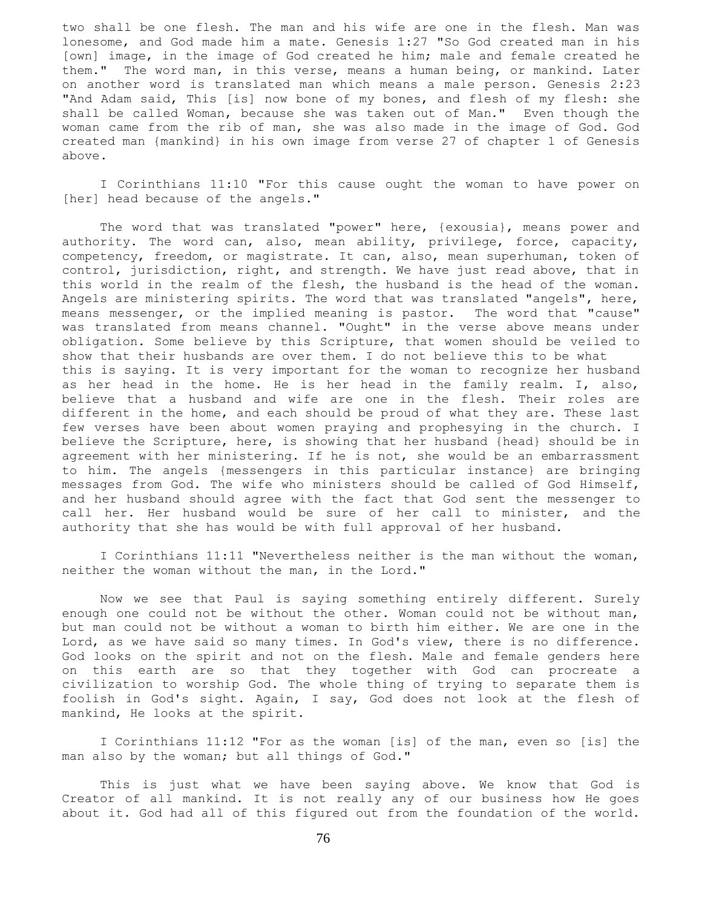two shall be one flesh. The man and his wife are one in the flesh. Man was lonesome, and God made him a mate. Genesis 1:27 "So God created man in his [own] image, in the image of God created he him; male and female created he them." The word man, in this verse, means a human being, or mankind. Later on another word is translated man which means a male person. Genesis 2:23 "And Adam said, This [is] now bone of my bones, and flesh of my flesh: she shall be called Woman, because she was taken out of Man." Even though the woman came from the rib of man, she was also made in the image of God. God created man {mankind} in his own image from verse 27 of chapter 1 of Genesis above.

I Corinthians 11:10 "For this cause ought the woman to have power on [her] head because of the angels."

The word that was translated "power" here, {exousia}, means power and authority. The word can, also, mean ability, privilege, force, capacity, competency, freedom, or magistrate. It can, also, mean superhuman, token of control, jurisdiction, right, and strength. We have just read above, that in this world in the realm of the flesh, the husband is the head of the woman. Angels are ministering spirits. The word that was translated "angels", here, means messenger, or the implied meaning is pastor. The word that "cause" was translated from means channel. "Ought" in the verse above means under obligation. Some believe by this Scripture, that women should be veiled to show that their husbands are over them. I do not believe this to be what this is saying. It is very important for the woman to recognize her husband as her head in the home. He is her head in the family realm. I, also, believe that a husband and wife are one in the flesh. Their roles are different in the home, and each should be proud of what they are. These last few verses have been about women praying and prophesying in the church. I believe the Scripture, here, is showing that her husband {head} should be in agreement with her ministering. If he is not, she would be an embarrassment to him. The angels {messengers in this particular instance} are bringing messages from God. The wife who ministers should be called of God Himself, and her husband should agree with the fact that God sent the messenger to call her. Her husband would be sure of her call to minister, and the authority that she has would be with full approval of her husband.

I Corinthians 11:11 "Nevertheless neither is the man without the woman, neither the woman without the man, in the Lord."

Now we see that Paul is saying something entirely different. Surely enough one could not be without the other. Woman could not be without man, but man could not be without a woman to birth him either. We are one in the Lord, as we have said so many times. In God's view, there is no difference. God looks on the spirit and not on the flesh. Male and female genders here on this earth are so that they together with God can procreate a civilization to worship God. The whole thing of trying to separate them is foolish in God's sight. Again, I say, God does not look at the flesh of mankind, He looks at the spirit.

I Corinthians 11:12 "For as the woman [is] of the man, even so [is] the man also by the woman; but all things of God."

This is just what we have been saying above. We know that God is Creator of all mankind. It is not really any of our business how He goes about it. God had all of this figured out from the foundation of the world.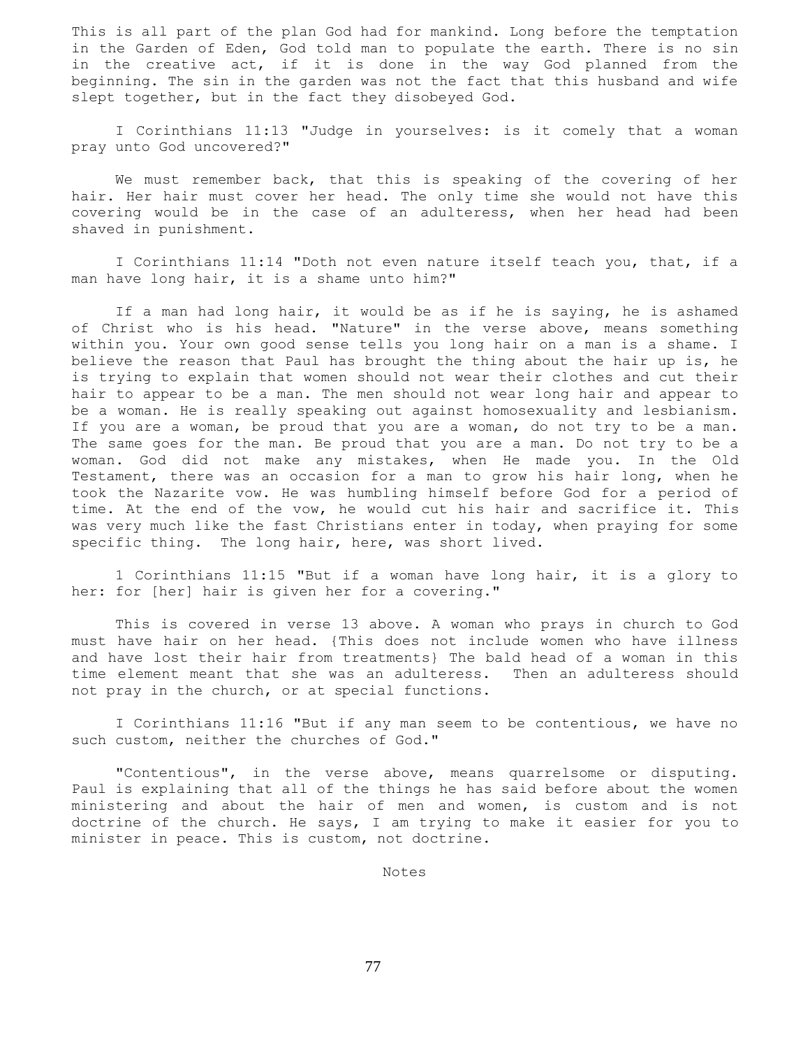This is all part of the plan God had for mankind. Long before the temptation in the Garden of Eden, God told man to populate the earth. There is no sin in the creative act, if it is done in the way God planned from the beginning. The sin in the garden was not the fact that this husband and wife slept together, but in the fact they disobeyed God.

I Corinthians 11:13 "Judge in yourselves: is it comely that a woman pray unto God uncovered?"

We must remember back, that this is speaking of the covering of her hair. Her hair must cover her head. The only time she would not have this covering would be in the case of an adulteress, when her head had been shaved in punishment.

I Corinthians 11:14 "Doth not even nature itself teach you, that, if a man have long hair, it is a shame unto him?"

If a man had long hair, it would be as if he is saying, he is ashamed of Christ who is his head. "Nature" in the verse above, means something within you. Your own good sense tells you long hair on a man is a shame. I believe the reason that Paul has brought the thing about the hair up is, he is trying to explain that women should not wear their clothes and cut their hair to appear to be a man. The men should not wear long hair and appear to be a woman. He is really speaking out against homosexuality and lesbianism. If you are a woman, be proud that you are a woman, do not try to be a man. The same goes for the man. Be proud that you are a man. Do not try to be a woman. God did not make any mistakes, when He made you. In the Old Testament, there was an occasion for a man to grow his hair long, when he took the Nazarite vow. He was humbling himself before God for a period of time. At the end of the vow, he would cut his hair and sacrifice it. This was very much like the fast Christians enter in today, when praying for some specific thing. The long hair, here, was short lived.

1 Corinthians 11:15 "But if a woman have long hair, it is a glory to her: for [her] hair is given her for a covering."

This is covered in verse 13 above. A woman who prays in church to God must have hair on her head. {This does not include women who have illness and have lost their hair from treatments} The bald head of a woman in this time element meant that she was an adulteress. Then an adulteress should not pray in the church, or at special functions.

I Corinthians 11:16 "But if any man seem to be contentious, we have no such custom, neither the churches of God."

"Contentious", in the verse above, means quarrelsome or disputing. Paul is explaining that all of the things he has said before about the women ministering and about the hair of men and women, is custom and is not doctrine of the church. He says, I am trying to make it easier for you to minister in peace. This is custom, not doctrine.

Notes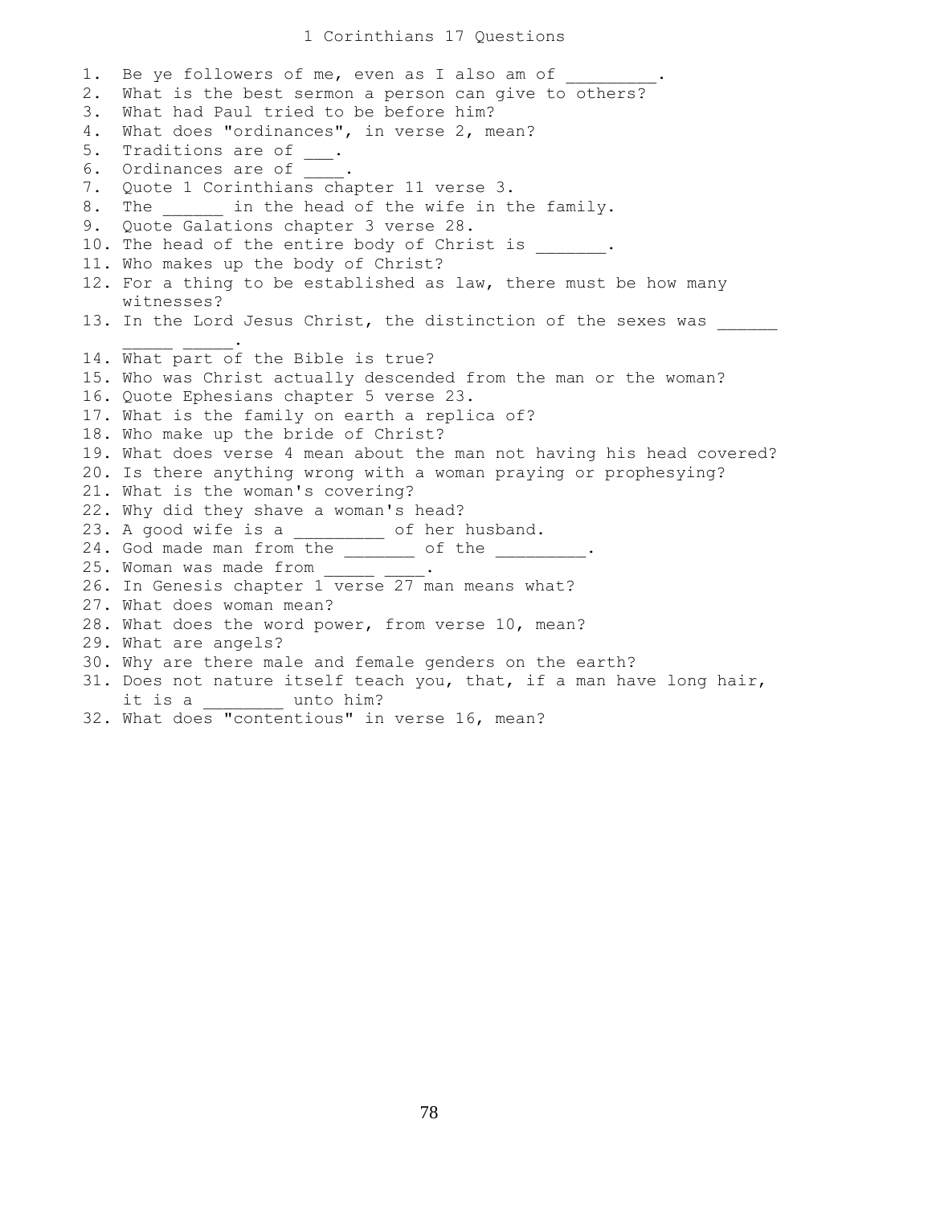# 1 Corinthians 17 Questions

1. Be ye followers of me, even as I also am of _________.
2. What is the best sermon a person can give to others?
3. What had Paul tried to be before him?
4. What does "ordinances", in verse 2, mean?
5. Traditions are of ___.
6. Ordinances are of ____.
7. Quote 1 Corinthians chapter 11 verse 3.
8. The ______ in the head of the wife in the family.
9. Quote Galations chapter 3 verse 28.
10. The head of the entire body of Christ is _______.
11. Who makes up the body of Christ?
12. For a thing to be established as law, there must be how many witnesses?
13. In the Lord Jesus Christ, the distinction of the sexes was ______ _____ _____.
14. What part of the Bible is true?
15. Who was Christ actually descended from the man or the woman?
16. Quote Ephesians chapter 5 verse 23.
17. What is the family on earth a replica of?
18. Who make up the bride of Christ?
19. What does verse 4 mean about the man not having his head covered?
20. Is there anything wrong with a woman praying or prophesying?
21. What is the woman's covering?
22. Why did they shave a woman's head?
23. A good wife is a _________ of her husband.
24. God made man from the _______ of the _________.
25. Woman was made from _____ ____.
26. In Genesis chapter 1 verse 27 man means what?
27. What does woman mean?
28. What does the word power, from verse 10, mean?
29. What are angels?
30. Why are there male and female genders on the earth?
31. Does not nature itself teach you, that, if a man have long hair, it is a ________ unto him?
32. What does "contentious" in verse 16, mean?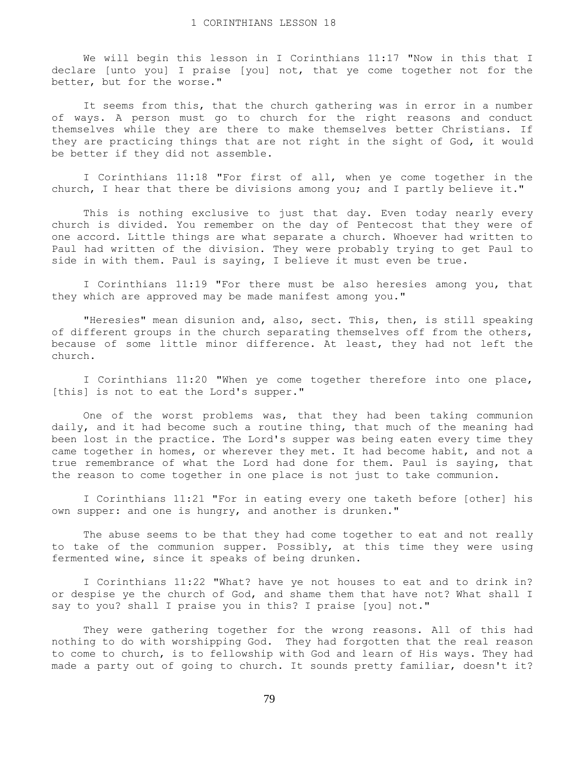# 1 CORINTHIANS LESSON 18

We will begin this lesson in I Corinthians 11:17 "Now in this that I declare [unto you] I praise [you] not, that ye come together not for the better, but for the worse."

It seems from this, that the church gathering was in error in a number of ways. A person must go to church for the right reasons and conduct themselves while they are there to make themselves better Christians. If they are practicing things that are not right in the sight of God, it would be better if they did not assemble.

I Corinthians 11:18 "For first of all, when ye come together in the church, I hear that there be divisions among you; and I partly believe it."

This is nothing exclusive to just that day. Even today nearly every church is divided. You remember on the day of Pentecost that they were of one accord. Little things are what separate a church. Whoever had written to Paul had written of the division. They were probably trying to get Paul to side in with them. Paul is saying, I believe it must even be true.

I Corinthians 11:19 "For there must be also heresies among you, that they which are approved may be made manifest among you."

"Heresies" mean disunion and, also, sect. This, then, is still speaking of different groups in the church separating themselves off from the others, because of some little minor difference. At least, they had not left the church.

I Corinthians 11:20 "When ye come together therefore into one place, [this] is not to eat the Lord's supper."

One of the worst problems was, that they had been taking communion daily, and it had become such a routine thing, that much of the meaning had been lost in the practice. The Lord's supper was being eaten every time they came together in homes, or wherever they met. It had become habit, and not a true remembrance of what the Lord had done for them. Paul is saying, that the reason to come together in one place is not just to take communion.

I Corinthians 11:21 "For in eating every one taketh before [other] his own supper: and one is hungry, and another is drunken."

The abuse seems to be that they had come together to eat and not really to take of the communion supper. Possibly, at this time they were using fermented wine, since it speaks of being drunken.

I Corinthians 11:22 "What? have ye not houses to eat and to drink in? or despise ye the church of God, and shame them that have not? What shall I say to you? shall I praise you in this? I praise [you] not."

They were gathering together for the wrong reasons. All of this had nothing to do with worshipping God. They had forgotten that the real reason to come to church, is to fellowship with God and learn of His ways. They had made a party out of going to church. It sounds pretty familiar, doesn't it?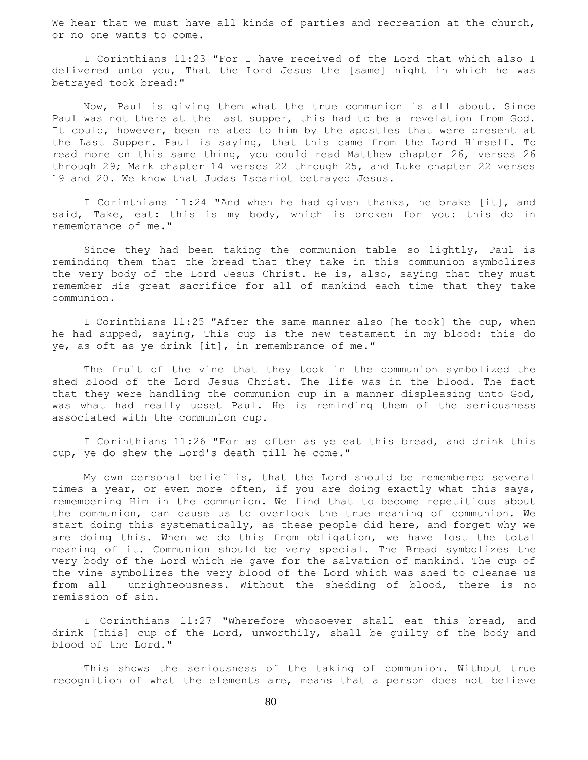We hear that we must have all kinds of parties and recreation at the church, or no one wants to come.

I Corinthians 11:23 "For I have received of the Lord that which also I delivered unto you, That the Lord Jesus the [same] night in which he was betrayed took bread:"

Now, Paul is giving them what the true communion is all about. Since Paul was not there at the last supper, this had to be a revelation from God. It could, however, been related to him by the apostles that were present at the Last Supper. Paul is saying, that this came from the Lord Himself. To read more on this same thing, you could read Matthew chapter 26, verses 26 through 29; Mark chapter 14 verses 22 through 25, and Luke chapter 22 verses 19 and 20. We know that Judas Iscariot betrayed Jesus.

I Corinthians 11:24 "And when he had given thanks, he brake [it], and said, Take, eat: this is my body, which is broken for you: this do in remembrance of me."

Since they had been taking the communion table so lightly, Paul is reminding them that the bread that they take in this communion symbolizes the very body of the Lord Jesus Christ. He is, also, saying that they must remember His great sacrifice for all of mankind each time that they take communion.

I Corinthians 11:25 "After the same manner also [he took] the cup, when he had supped, saying, This cup is the new testament in my blood: this do ye, as oft as ye drink [it], in remembrance of me."

The fruit of the vine that they took in the communion symbolized the shed blood of the Lord Jesus Christ. The life was in the blood. The fact that they were handling the communion cup in a manner displeasing unto God, was what had really upset Paul. He is reminding them of the seriousness associated with the communion cup.

I Corinthians 11:26 "For as often as ye eat this bread, and drink this cup, ye do shew the Lord's death till he come."

My own personal belief is, that the Lord should be remembered several times a year, or even more often, if you are doing exactly what this says, remembering Him in the communion. We find that to become repetitious about the communion, can cause us to overlook the true meaning of communion. We start doing this systematically, as these people did here, and forget why we are doing this. When we do this from obligation, we have lost the total meaning of it. Communion should be very special. The Bread symbolizes the very body of the Lord which He gave for the salvation of mankind. The cup of the vine symbolizes the very blood of the Lord which was shed to cleanse us from all unrighteousness. Without the shedding of blood, there is no remission of sin.

I Corinthians 11:27 "Wherefore whosoever shall eat this bread, and drink [this] cup of the Lord, unworthily, shall be guilty of the body and blood of the Lord."

This shows the seriousness of the taking of communion. Without true recognition of what the elements are, means that a person does not believe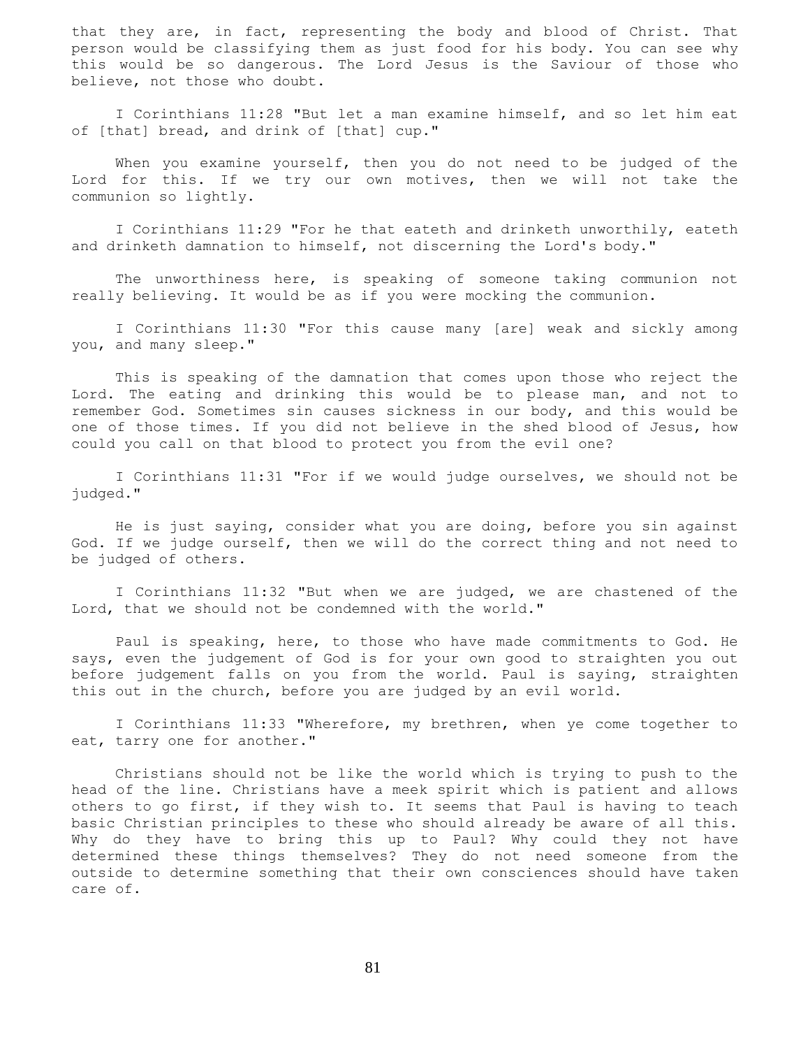that they are, in fact, representing the body and blood of Christ. That person would be classifying them as just food for his body. You can see why this would be so dangerous. The Lord Jesus is the Saviour of those who believe, not those who doubt.

I Corinthians 11:28 "But let a man examine himself, and so let him eat of [that] bread, and drink of [that] cup."

When you examine yourself, then you do not need to be judged of the Lord for this. If we try our own motives, then we will not take the communion so lightly.

I Corinthians 11:29 "For he that eateth and drinketh unworthily, eateth and drinketh damnation to himself, not discerning the Lord's body."

The unworthiness here, is speaking of someone taking communion not really believing. It would be as if you were mocking the communion.

I Corinthians 11:30 "For this cause many [are] weak and sickly among you, and many sleep."

This is speaking of the damnation that comes upon those who reject the Lord. The eating and drinking this would be to please man, and not to remember God. Sometimes sin causes sickness in our body, and this would be one of those times. If you did not believe in the shed blood of Jesus, how could you call on that blood to protect you from the evil one?

I Corinthians 11:31 "For if we would judge ourselves, we should not be judged."

He is just saying, consider what you are doing, before you sin against God. If we judge ourself, then we will do the correct thing and not need to be judged of others.

I Corinthians 11:32 "But when we are judged, we are chastened of the Lord, that we should not be condemned with the world."

Paul is speaking, here, to those who have made commitments to God. He says, even the judgement of God is for your own good to straighten you out before judgement falls on you from the world. Paul is saying, straighten this out in the church, before you are judged by an evil world.

I Corinthians 11:33 "Wherefore, my brethren, when ye come together to eat, tarry one for another."

Christians should not be like the world which is trying to push to the head of the line. Christians have a meek spirit which is patient and allows others to go first, if they wish to. It seems that Paul is having to teach basic Christian principles to these who should already be aware of all this. Why do they have to bring this up to Paul? Why could they not have determined these things themselves? They do not need someone from the outside to determine something that their own consciences should have taken care of.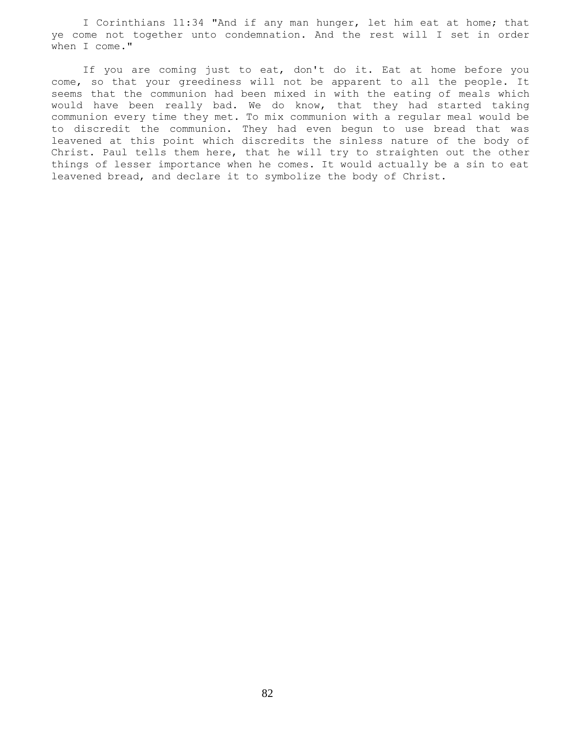I Corinthians 11:34 "And if any man hunger, let him eat at home; that ye come not together unto condemnation. And the rest will I set in order when I come."

If you are coming just to eat, don't do it. Eat at home before you come, so that your greediness will not be apparent to all the people. It seems that the communion had been mixed in with the eating of meals which would have been really bad. We do know, that they had started taking communion every time they met. To mix communion with a regular meal would be to discredit the communion. They had even begun to use bread that was leavened at this point which discredits the sinless nature of the body of Christ. Paul tells them here, that he will try to straighten out the other things of lesser importance when he comes. It would actually be a sin to eat leavened bread, and declare it to symbolize the body of Christ.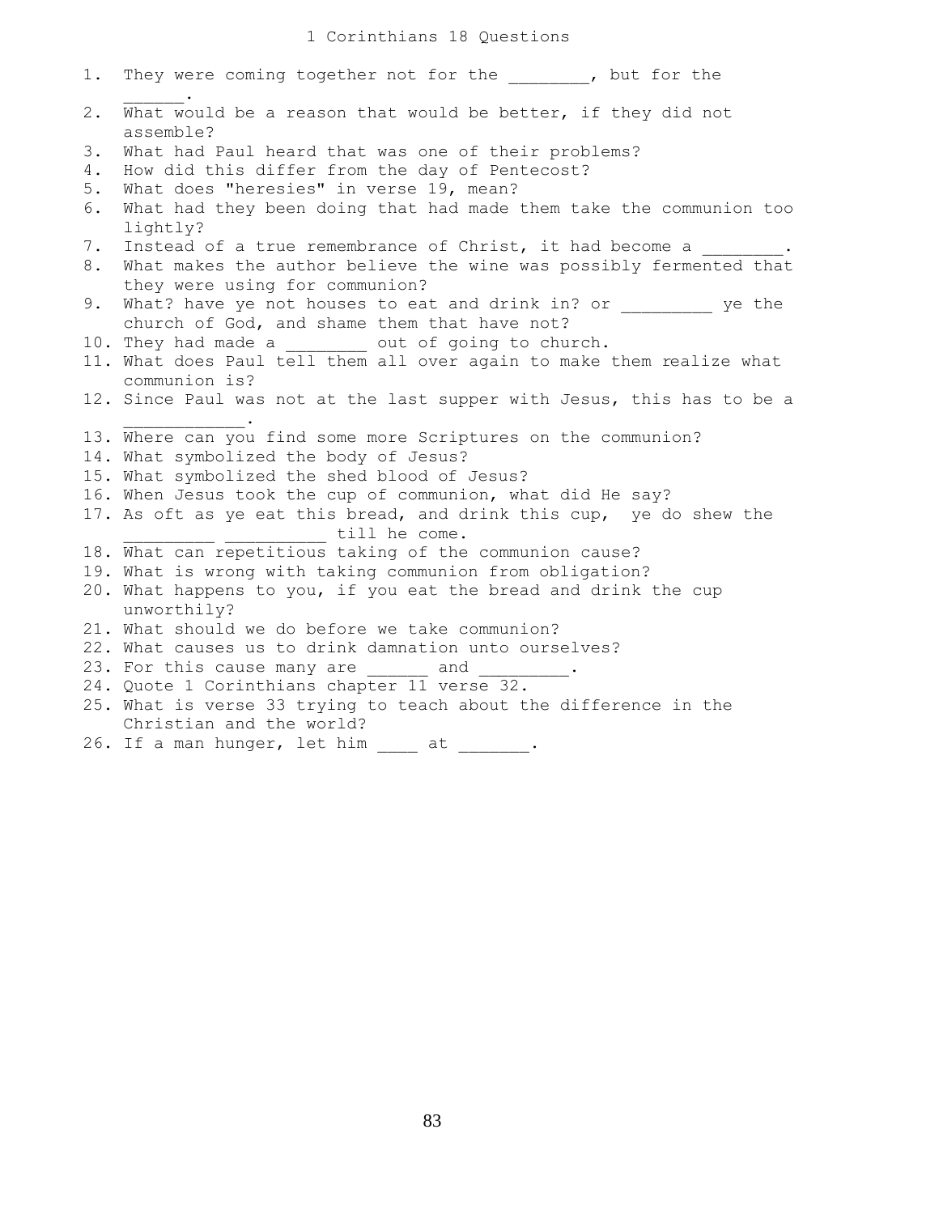# 1 Corinthians 18 Questions

1. They were coming together not for the ________, but for the ______.
2. What would be a reason that would be better, if they did not assemble?
3. What had Paul heard that was one of their problems?
4. How did this differ from the day of Pentecost?
5. What does "heresies" in verse 19, mean?
6. What had they been doing that had made them take the communion too lightly?
7. Instead of a true remembrance of Christ, it had become a ________.
8. What makes the author believe the wine was possibly fermented that they were using for communion?
9. What? have ye not houses to eat and drink in? or _________ ye the church of God, and shame them that have not?
10. They had made a ________ out of going to church.
11. What does Paul tell them all over again to make them realize what communion is?
12. Since Paul was not at the last supper with Jesus, this has to be a ____________.
13. Where can you find some more Scriptures on the communion?
14. What symbolized the body of Jesus?
15. What symbolized the shed blood of Jesus?
16. When Jesus took the cup of communion, what did He say?
17. As oft as ye eat this bread, and drink this cup, ye do shew the _________ __________ till he come.
18. What can repetitious taking of the communion cause?
19. What is wrong with taking communion from obligation?
20. What happens to you, if you eat the bread and drink the cup unworthily?
21. What should we do before we take communion?
22. What causes us to drink damnation unto ourselves?
23. For this cause many are ______ and _________.
24. Quote 1 Corinthians chapter 11 verse 32.
25. What is verse 33 trying to teach about the difference in the Christian and the world?
26. If a man hunger, let him ____ at _______.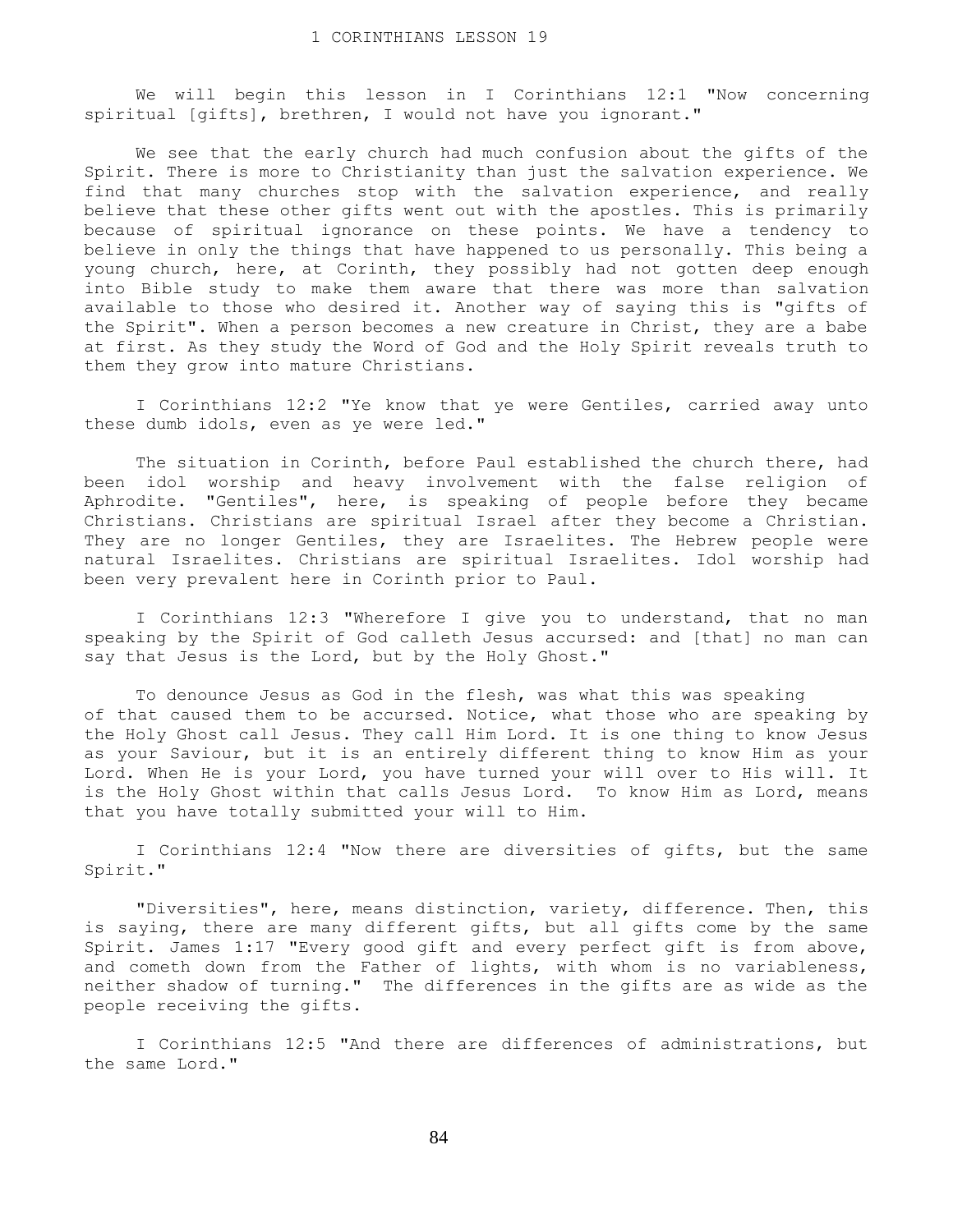# 1 CORINTHIANS LESSON 19

We will begin this lesson in I Corinthians 12:1 "Now concerning spiritual [gifts], brethren, I would not have you ignorant."

We see that the early church had much confusion about the gifts of the Spirit. There is more to Christianity than just the salvation experience. We find that many churches stop with the salvation experience, and really believe that these other gifts went out with the apostles. This is primarily because of spiritual ignorance on these points. We have a tendency to believe in only the things that have happened to us personally. This being a young church, here, at Corinth, they possibly had not gotten deep enough into Bible study to make them aware that there was more than salvation available to those who desired it. Another way of saying this is "gifts of the Spirit". When a person becomes a new creature in Christ, they are a babe at first. As they study the Word of God and the Holy Spirit reveals truth to them they grow into mature Christians.

I Corinthians 12:2 "Ye know that ye were Gentiles, carried away unto these dumb idols, even as ye were led."

The situation in Corinth, before Paul established the church there, had been idol worship and heavy involvement with the false religion of Aphrodite. "Gentiles", here, is speaking of people before they became Christians. Christians are spiritual Israel after they become a Christian. They are no longer Gentiles, they are Israelites. The Hebrew people were natural Israelites. Christians are spiritual Israelites. Idol worship had been very prevalent here in Corinth prior to Paul.

I Corinthians 12:3 "Wherefore I give you to understand, that no man speaking by the Spirit of God calleth Jesus accursed: and [that] no man can say that Jesus is the Lord, but by the Holy Ghost."

To denounce Jesus as God in the flesh, was what this was speaking of that caused them to be accursed. Notice, what those who are speaking by the Holy Ghost call Jesus. They call Him Lord. It is one thing to know Jesus as your Saviour, but it is an entirely different thing to know Him as your Lord. When He is your Lord, you have turned your will over to His will. It is the Holy Ghost within that calls Jesus Lord. To know Him as Lord, means that you have totally submitted your will to Him.

I Corinthians 12:4 "Now there are diversities of gifts, but the same Spirit."

"Diversities", here, means distinction, variety, difference. Then, this is saying, there are many different gifts, but all gifts come by the same Spirit. James 1:17 "Every good gift and every perfect gift is from above, and cometh down from the Father of lights, with whom is no variableness, neither shadow of turning." The differences in the gifts are as wide as the people receiving the gifts.

I Corinthians 12:5 "And there are differences of administrations, but the same Lord."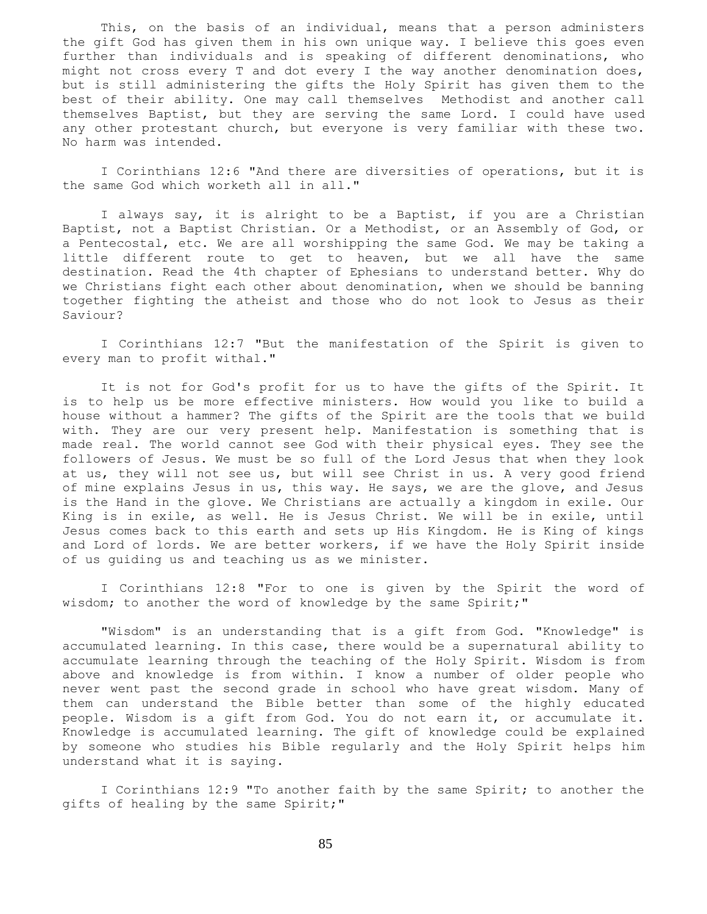This, on the basis of an individual, means that a person administers the gift God has given them in his own unique way. I believe this goes even further than individuals and is speaking of different denominations, who might not cross every T and dot every I the way another denomination does, but is still administering the gifts the Holy Spirit has given them to the best of their ability. One may call themselves Methodist and another call themselves Baptist, but they are serving the same Lord. I could have used any other protestant church, but everyone is very familiar with these two. No harm was intended.

I Corinthians 12:6 "And there are diversities of operations, but it is the same God which worketh all in all."

I always say, it is alright to be a Baptist, if you are a Christian Baptist, not a Baptist Christian. Or a Methodist, or an Assembly of God, or a Pentecostal, etc. We are all worshipping the same God. We may be taking a little different route to get to heaven, but we all have the same destination. Read the 4th chapter of Ephesians to understand better. Why do we Christians fight each other about denomination, when we should be banning together fighting the atheist and those who do not look to Jesus as their Saviour?

I Corinthians 12:7 "But the manifestation of the Spirit is given to every man to profit withal."

It is not for God's profit for us to have the gifts of the Spirit. It is to help us be more effective ministers. How would you like to build a house without a hammer? The gifts of the Spirit are the tools that we build with. They are our very present help. Manifestation is something that is made real. The world cannot see God with their physical eyes. They see the followers of Jesus. We must be so full of the Lord Jesus that when they look at us, they will not see us, but will see Christ in us. A very good friend of mine explains Jesus in us, this way. He says, we are the glove, and Jesus is the Hand in the glove. We Christians are actually a kingdom in exile. Our King is in exile, as well. He is Jesus Christ. We will be in exile, until Jesus comes back to this earth and sets up His Kingdom. He is King of kings and Lord of lords. We are better workers, if we have the Holy Spirit inside of us guiding us and teaching us as we minister.

I Corinthians 12:8 "For to one is given by the Spirit the word of wisdom; to another the word of knowledge by the same Spirit;"

"Wisdom" is an understanding that is a gift from God. "Knowledge" is accumulated learning. In this case, there would be a supernatural ability to accumulate learning through the teaching of the Holy Spirit. Wisdom is from above and knowledge is from within. I know a number of older people who never went past the second grade in school who have great wisdom. Many of them can understand the Bible better than some of the highly educated people. Wisdom is a gift from God. You do not earn it, or accumulate it. Knowledge is accumulated learning. The gift of knowledge could be explained by someone who studies his Bible regularly and the Holy Spirit helps him understand what it is saying.

I Corinthians 12:9 "To another faith by the same Spirit; to another the gifts of healing by the same Spirit;"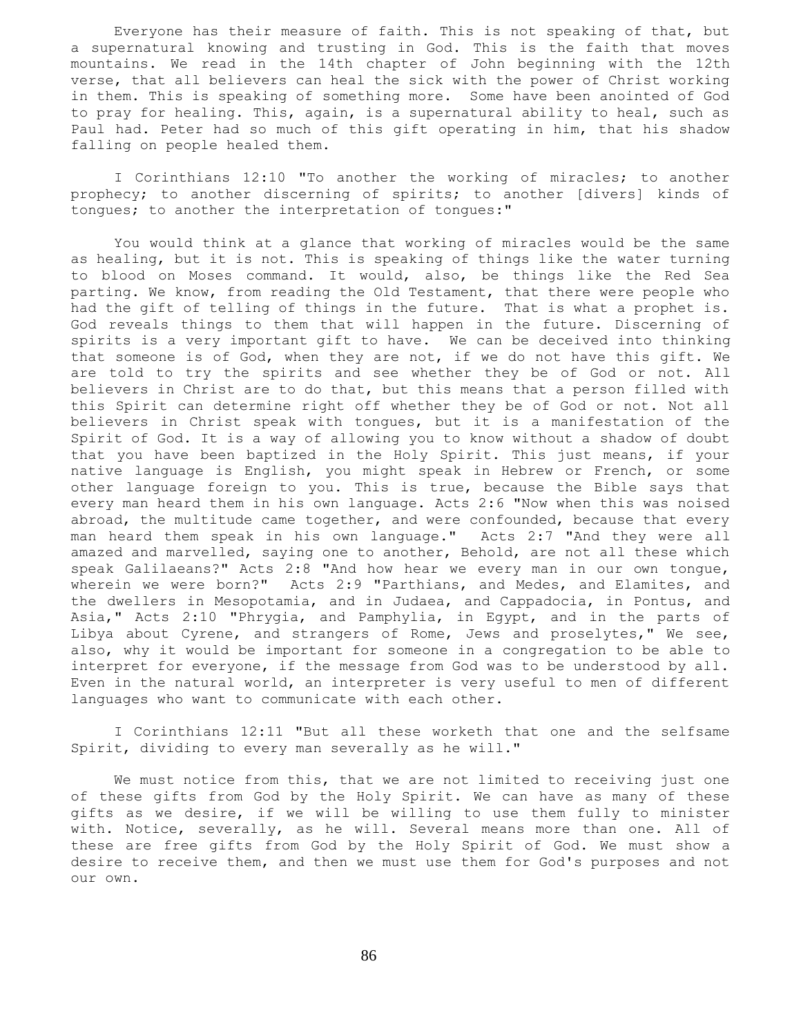Everyone has their measure of faith. This is not speaking of that, but a supernatural knowing and trusting in God. This is the faith that moves mountains. We read in the 14th chapter of John beginning with the 12th verse, that all believers can heal the sick with the power of Christ working in them. This is speaking of something more. Some have been anointed of God to pray for healing. This, again, is a supernatural ability to heal, such as Paul had. Peter had so much of this gift operating in him, that his shadow falling on people healed them.

I Corinthians 12:10 "To another the working of miracles; to another prophecy; to another discerning of spirits; to another [divers] kinds of tongues; to another the interpretation of tongues:"

You would think at a glance that working of miracles would be the same as healing, but it is not. This is speaking of things like the water turning to blood on Moses command. It would, also, be things like the Red Sea parting. We know, from reading the Old Testament, that there were people who had the gift of telling of things in the future. That is what a prophet is. God reveals things to them that will happen in the future. Discerning of spirits is a very important gift to have. We can be deceived into thinking that someone is of God, when they are not, if we do not have this gift. We are told to try the spirits and see whether they be of God or not. All believers in Christ are to do that, but this means that a person filled with this Spirit can determine right off whether they be of God or not. Not all believers in Christ speak with tongues, but it is a manifestation of the Spirit of God. It is a way of allowing you to know without a shadow of doubt that you have been baptized in the Holy Spirit. This just means, if your native language is English, you might speak in Hebrew or French, or some other language foreign to you. This is true, because the Bible says that every man heard them in his own language. Acts 2:6 "Now when this was noised abroad, the multitude came together, and were confounded, because that every man heard them speak in his own language." Acts 2:7 "And they were all amazed and marvelled, saying one to another, Behold, are not all these which speak Galilaeans?" Acts 2:8 "And how hear we every man in our own tongue, wherein we were born?" Acts 2:9 "Parthians, and Medes, and Elamites, and the dwellers in Mesopotamia, and in Judaea, and Cappadocia, in Pontus, and Asia," Acts 2:10 "Phrygia, and Pamphylia, in Egypt, and in the parts of Libya about Cyrene, and strangers of Rome, Jews and proselytes," We see, also, why it would be important for someone in a congregation to be able to interpret for everyone, if the message from God was to be understood by all. Even in the natural world, an interpreter is very useful to men of different languages who want to communicate with each other.

I Corinthians 12:11 "But all these worketh that one and the selfsame Spirit, dividing to every man severally as he will."

We must notice from this, that we are not limited to receiving just one of these gifts from God by the Holy Spirit. We can have as many of these gifts as we desire, if we will be willing to use them fully to minister with. Notice, severally, as he will. Several means more than one. All of these are free gifts from God by the Holy Spirit of God. We must show a desire to receive them, and then we must use them for God's purposes and not our own.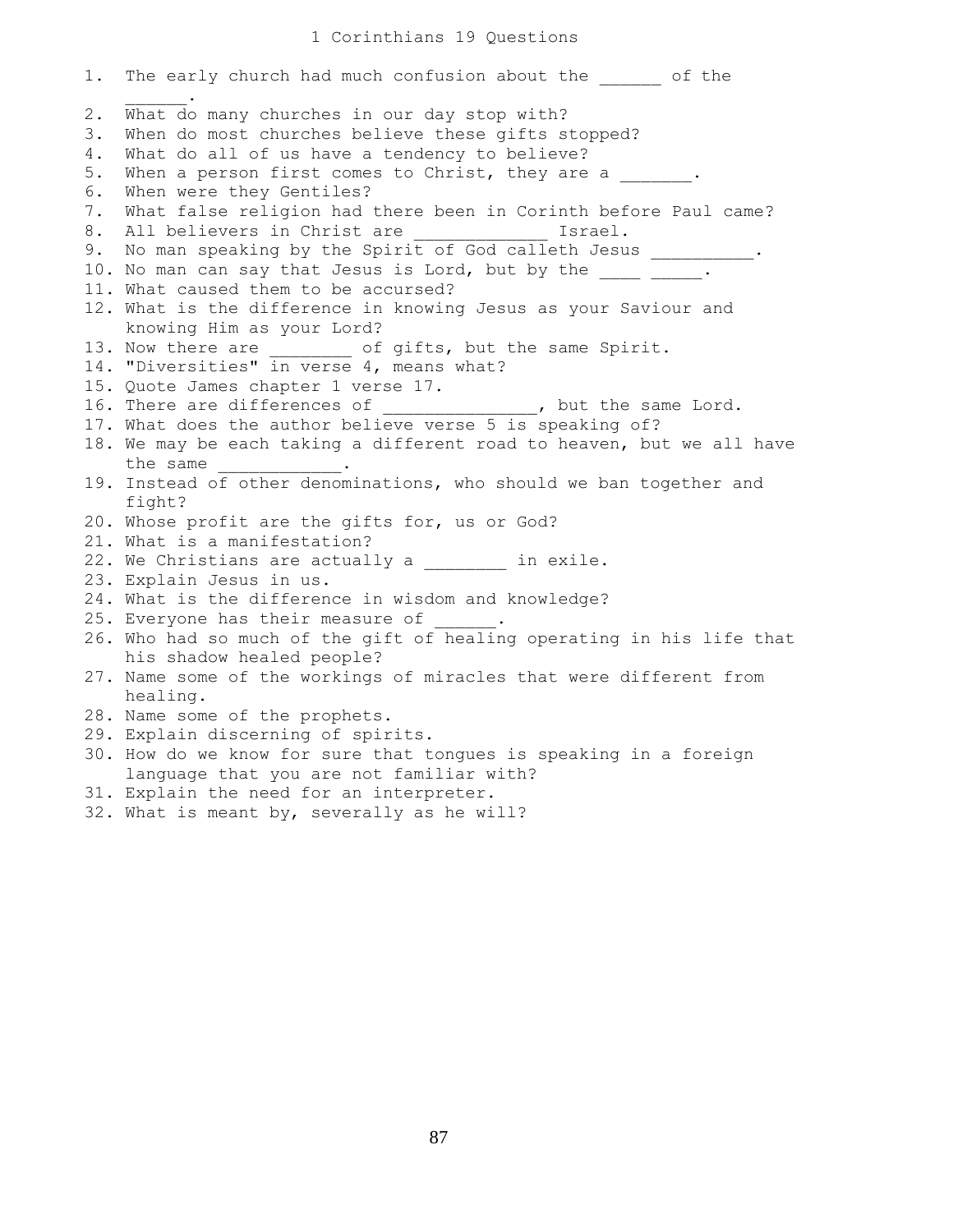# 1 Corinthians 19 Questions

1. The early church had much confusion about the ______ of the ______.
2. What do many churches in our day stop with?
3. When do most churches believe these gifts stopped?
4. What do all of us have a tendency to believe?
5. When a person first comes to Christ, they are a _______.
6. When were they Gentiles?
7. What false religion had there been in Corinth before Paul came?
8. All believers in Christ are _____________ Israel.
9. No man speaking by the Spirit of God calleth Jesus __________.
10. No man can say that Jesus is Lord, but by the ____ _____.
11. What caused them to be accursed?
12. What is the difference in knowing Jesus as your Saviour and knowing Him as your Lord?
13. Now there are ________ of gifts, but the same Spirit.
14. "Diversities" in verse 4, means what?
15. Quote James chapter 1 verse 17.
16. There are differences of _______________, but the same Lord.
17. What does the author believe verse 5 is speaking of?
18. We may be each taking a different road to heaven, but we all have the same ____________.
19. Instead of other denominations, who should we ban together and fight?
20. Whose profit are the gifts for, us or God?
21. What is a manifestation?
22. We Christians are actually a ________ in exile.
23. Explain Jesus in us.
24. What is the difference in wisdom and knowledge?
25. Everyone has their measure of ______.
26. Who had so much of the gift of healing operating in his life that his shadow healed people?
27. Name some of the workings of miracles that were different from healing.
28. Name some of the prophets.
29. Explain discerning of spirits.
30. How do we know for sure that tongues is speaking in a foreign language that you are not familiar with?
31. Explain the need for an interpreter.
32. What is meant by, severally as he will?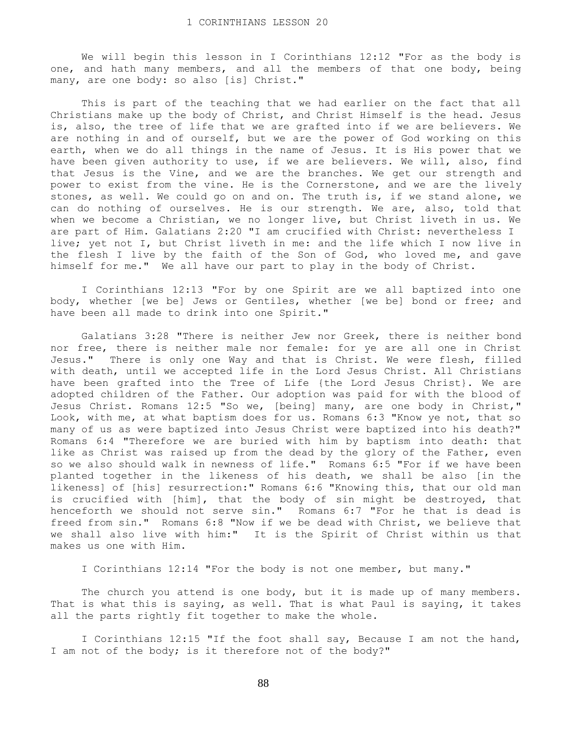# 1 CORINTHIANS LESSON 20

We will begin this lesson in I Corinthians 12:12 "For as the body is one, and hath many members, and all the members of that one body, being many, are one body: so also [is] Christ."

This is part of the teaching that we had earlier on the fact that all Christians make up the body of Christ, and Christ Himself is the head. Jesus is, also, the tree of life that we are grafted into if we are believers. We are nothing in and of ourself, but we are the power of God working on this earth, when we do all things in the name of Jesus. It is His power that we have been given authority to use, if we are believers. We will, also, find that Jesus is the Vine, and we are the branches. We get our strength and power to exist from the vine. He is the Cornerstone, and we are the lively stones, as well. We could go on and on. The truth is, if we stand alone, we can do nothing of ourselves. He is our strength. We are, also, told that when we become a Christian, we no longer live, but Christ liveth in us. We are part of Him. Galatians 2:20 "I am crucified with Christ: nevertheless I live; yet not I, but Christ liveth in me: and the life which I now live in the flesh I live by the faith of the Son of God, who loved me, and gave himself for me." We all have our part to play in the body of Christ.

I Corinthians 12:13 "For by one Spirit are we all baptized into one body, whether [we be] Jews or Gentiles, whether [we be] bond or free; and have been all made to drink into one Spirit."

Galatians 3:28 "There is neither Jew nor Greek, there is neither bond nor free, there is neither male nor female: for ye are all one in Christ Jesus." There is only one Way and that is Christ. We were flesh, filled with death, until we accepted life in the Lord Jesus Christ. All Christians have been grafted into the Tree of Life {the Lord Jesus Christ}. We are adopted children of the Father. Our adoption was paid for with the blood of Jesus Christ. Romans 12:5 "So we, [being] many, are one body in Christ," Look, with me, at what baptism does for us. Romans 6:3 "Know ye not, that so many of us as were baptized into Jesus Christ were baptized into his death?" Romans 6:4 "Therefore we are buried with him by baptism into death: that like as Christ was raised up from the dead by the glory of the Father, even so we also should walk in newness of life." Romans 6:5 "For if we have been planted together in the likeness of his death, we shall be also [in the likeness] of [his] resurrection:" Romans 6:6 "Knowing this, that our old man is crucified with [him], that the body of sin might be destroyed, that henceforth we should not serve sin." Romans 6:7 "For he that is dead is freed from sin." Romans 6:8 "Now if we be dead with Christ, we believe that we shall also live with him:" It is the Spirit of Christ within us that makes us one with Him.

I Corinthians 12:14 "For the body is not one member, but many."

The church you attend is one body, but it is made up of many members. That is what this is saying, as well. That is what Paul is saying, it takes all the parts rightly fit together to make the whole.

I Corinthians 12:15 "If the foot shall say, Because I am not the hand, I am not of the body; is it therefore not of the body?"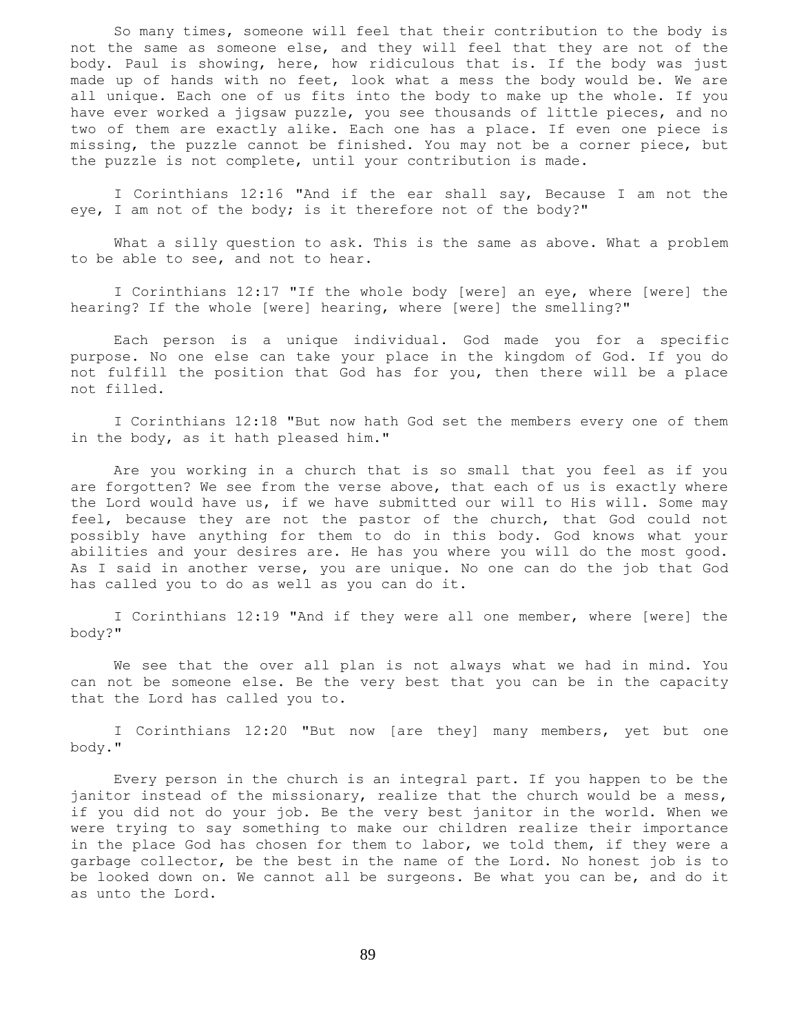So many times, someone will feel that their contribution to the body is not the same as someone else, and they will feel that they are not of the body. Paul is showing, here, how ridiculous that is. If the body was just made up of hands with no feet, look what a mess the body would be. We are all unique. Each one of us fits into the body to make up the whole. If you have ever worked a jigsaw puzzle, you see thousands of little pieces, and no two of them are exactly alike. Each one has a place. If even one piece is missing, the puzzle cannot be finished. You may not be a corner piece, but the puzzle is not complete, until your contribution is made.

I Corinthians 12:16 "And if the ear shall say, Because I am not the eye, I am not of the body; is it therefore not of the body?"

What a silly question to ask. This is the same as above. What a problem to be able to see, and not to hear.

I Corinthians 12:17 "If the whole body [were] an eye, where [were] the hearing? If the whole [were] hearing, where [were] the smelling?"

Each person is a unique individual. God made you for a specific purpose. No one else can take your place in the kingdom of God. If you do not fulfill the position that God has for you, then there will be a place not filled.

I Corinthians 12:18 "But now hath God set the members every one of them in the body, as it hath pleased him."

Are you working in a church that is so small that you feel as if you are forgotten? We see from the verse above, that each of us is exactly where the Lord would have us, if we have submitted our will to His will. Some may feel, because they are not the pastor of the church, that God could not possibly have anything for them to do in this body. God knows what your abilities and your desires are. He has you where you will do the most good. As I said in another verse, you are unique. No one can do the job that God has called you to do as well as you can do it.

I Corinthians 12:19 "And if they were all one member, where [were] the body?"

We see that the over all plan is not always what we had in mind. You can not be someone else. Be the very best that you can be in the capacity that the Lord has called you to.

I Corinthians 12:20 "But now [are they] many members, yet but one body."

Every person in the church is an integral part. If you happen to be the janitor instead of the missionary, realize that the church would be a mess, if you did not do your job. Be the very best janitor in the world. When we were trying to say something to make our children realize their importance in the place God has chosen for them to labor, we told them, if they were a garbage collector, be the best in the name of the Lord. No honest job is to be looked down on. We cannot all be surgeons. Be what you can be, and do it as unto the Lord.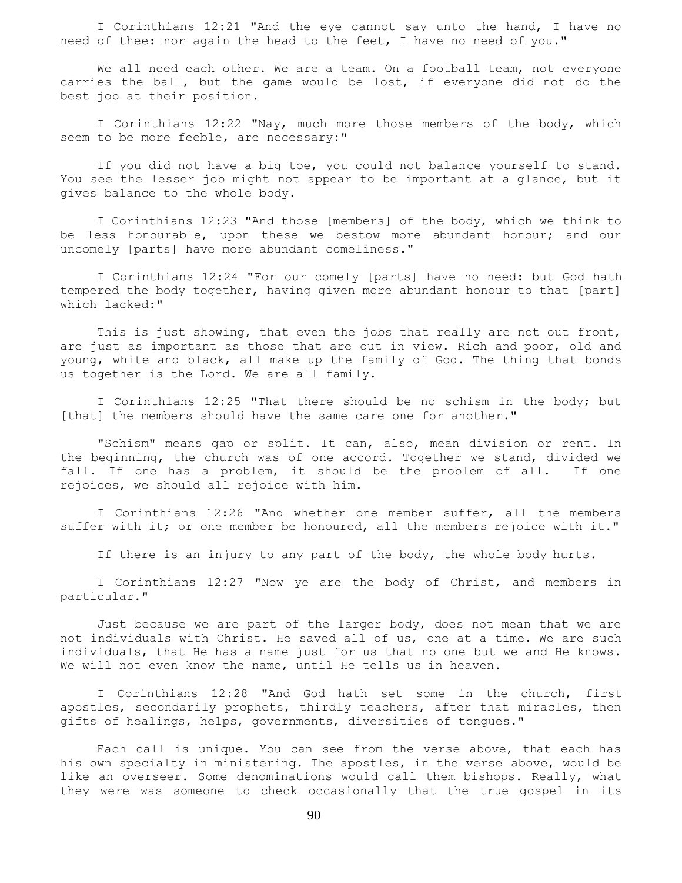I Corinthians 12:21 "And the eye cannot say unto the hand, I have no need of thee: nor again the head to the feet, I have no need of you."

We all need each other. We are a team. On a football team, not everyone carries the ball, but the game would be lost, if everyone did not do the best job at their position.

I Corinthians 12:22 "Nay, much more those members of the body, which seem to be more feeble, are necessary:"

If you did not have a big toe, you could not balance yourself to stand. You see the lesser job might not appear to be important at a glance, but it gives balance to the whole body.

I Corinthians 12:23 "And those [members] of the body, which we think to be less honourable, upon these we bestow more abundant honour; and our uncomely [parts] have more abundant comeliness."

I Corinthians 12:24 "For our comely [parts] have no need: but God hath tempered the body together, having given more abundant honour to that [part] which lacked:"

This is just showing, that even the jobs that really are not out front, are just as important as those that are out in view. Rich and poor, old and young, white and black, all make up the family of God. The thing that bonds us together is the Lord. We are all family.

I Corinthians 12:25 "That there should be no schism in the body; but [that] the members should have the same care one for another."

"Schism" means gap or split. It can, also, mean division or rent. In the beginning, the church was of one accord. Together we stand, divided we fall. If one has a problem, it should be the problem of all. If one rejoices, we should all rejoice with him.

I Corinthians 12:26 "And whether one member suffer, all the members suffer with it; or one member be honoured, all the members rejoice with it."

If there is an injury to any part of the body, the whole body hurts.

I Corinthians 12:27 "Now ye are the body of Christ, and members in particular."

Just because we are part of the larger body, does not mean that we are not individuals with Christ. He saved all of us, one at a time. We are such individuals, that He has a name just for us that no one but we and He knows. We will not even know the name, until He tells us in heaven.

I Corinthians 12:28 "And God hath set some in the church, first apostles, secondarily prophets, thirdly teachers, after that miracles, then gifts of healings, helps, governments, diversities of tongues."

Each call is unique. You can see from the verse above, that each has his own specialty in ministering. The apostles, in the verse above, would be like an overseer. Some denominations would call them bishops. Really, what they were was someone to check occasionally that the true gospel in its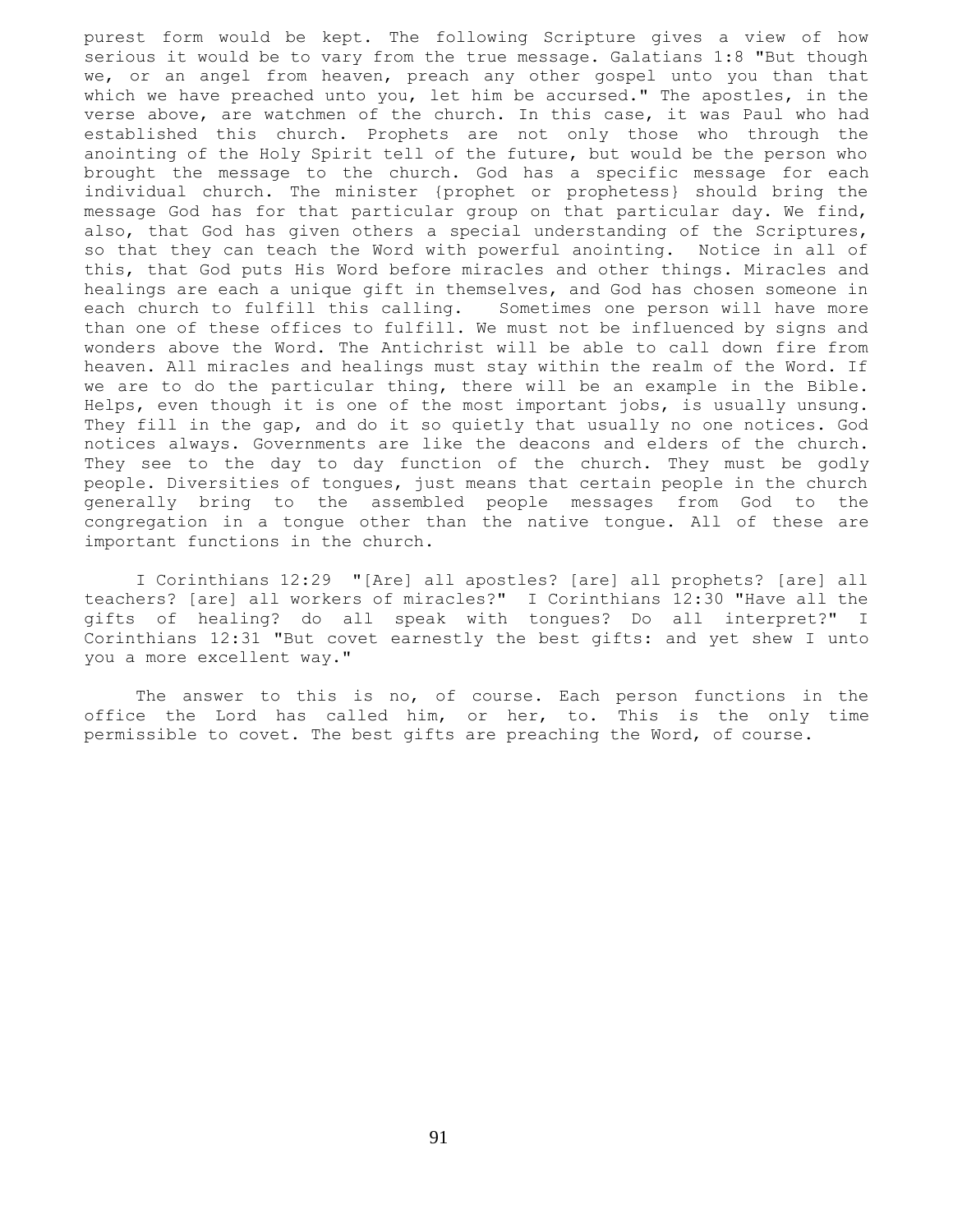purest form would be kept. The following Scripture gives a view of how serious it would be to vary from the true message. Galatians 1:8 "But though we, or an angel from heaven, preach any other gospel unto you than that which we have preached unto you, let him be accursed." The apostles, in the verse above, are watchmen of the church. In this case, it was Paul who had established this church. Prophets are not only those who through the anointing of the Holy Spirit tell of the future, but would be the person who brought the message to the church. God has a specific message for each individual church. The minister {prophet or prophetess} should bring the message God has for that particular group on that particular day. We find, also, that God has given others a special understanding of the Scriptures, so that they can teach the Word with powerful anointing. Notice in all of this, that God puts His Word before miracles and other things. Miracles and healings are each a unique gift in themselves, and God has chosen someone in each church to fulfill this calling. Sometimes one person will have more than one of these offices to fulfill. We must not be influenced by signs and wonders above the Word. The Antichrist will be able to call down fire from heaven. All miracles and healings must stay within the realm of the Word. If we are to do the particular thing, there will be an example in the Bible. Helps, even though it is one of the most important jobs, is usually unsung. They fill in the gap, and do it so quietly that usually no one notices. God notices always. Governments are like the deacons and elders of the church. They see to the day to day function of the church. They must be godly people. Diversities of tongues, just means that certain people in the church generally bring to the assembled people messages from God to the congregation in a tongue other than the native tongue. All of these are important functions in the church.

I Corinthians 12:29 "[Are] all apostles? [are] all prophets? [are] all teachers? [are] all workers of miracles?" I Corinthians 12:30 "Have all the gifts of healing? do all speak with tongues? Do all interpret?" I Corinthians 12:31 "But covet earnestly the best gifts: and yet shew I unto you a more excellent way."

The answer to this is no, of course. Each person functions in the office the Lord has called him, or her, to. This is the only time permissible to covet. The best gifts are preaching the Word, of course.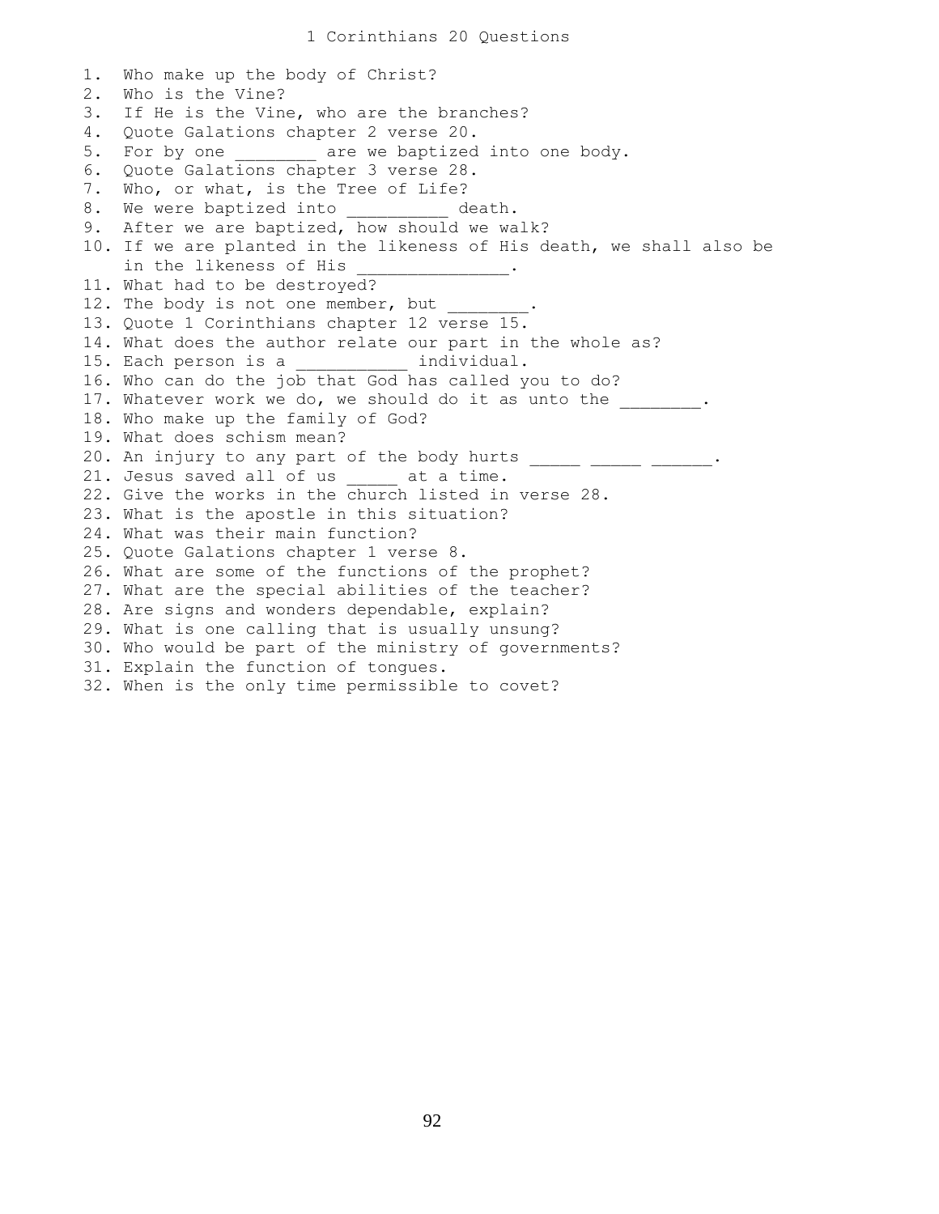# 1 Corinthians 20 Questions

1. Who make up the body of Christ?
2. Who is the Vine?
3. If He is the Vine, who are the branches?
4. Quote Galations chapter 2 verse 20.
5. For by one ________ are we baptized into one body.
6. Quote Galations chapter 3 verse 28.
7. Who, or what, is the Tree of Life?
8. We were baptized into __________ death.
9. After we are baptized, how should we walk?
10. If we are planted in the likeness of His death, we shall also be in the likeness of His _______________.
11. What had to be destroyed?
12. The body is not one member, but ________.
13. Quote 1 Corinthians chapter 12 verse 15.
14. What does the author relate our part in the whole as?
15. Each person is a ___________ individual.
16. Who can do the job that God has called you to do?
17. Whatever work we do, we should do it as unto the ________.
18. Who make up the family of God?
19. What does schism mean?
20. An injury to any part of the body hurts _____ _____ ______.
21. Jesus saved all of us _____ at a time.
22. Give the works in the church listed in verse 28.
23. What is the apostle in this situation?
24. What was their main function?
25. Quote Galations chapter 1 verse 8.
26. What are some of the functions of the prophet?
27. What are the special abilities of the teacher?
28. Are signs and wonders dependable, explain?
29. What is one calling that is usually unsung?
30. Who would be part of the ministry of governments?
31. Explain the function of tongues.
32. When is the only time permissible to covet?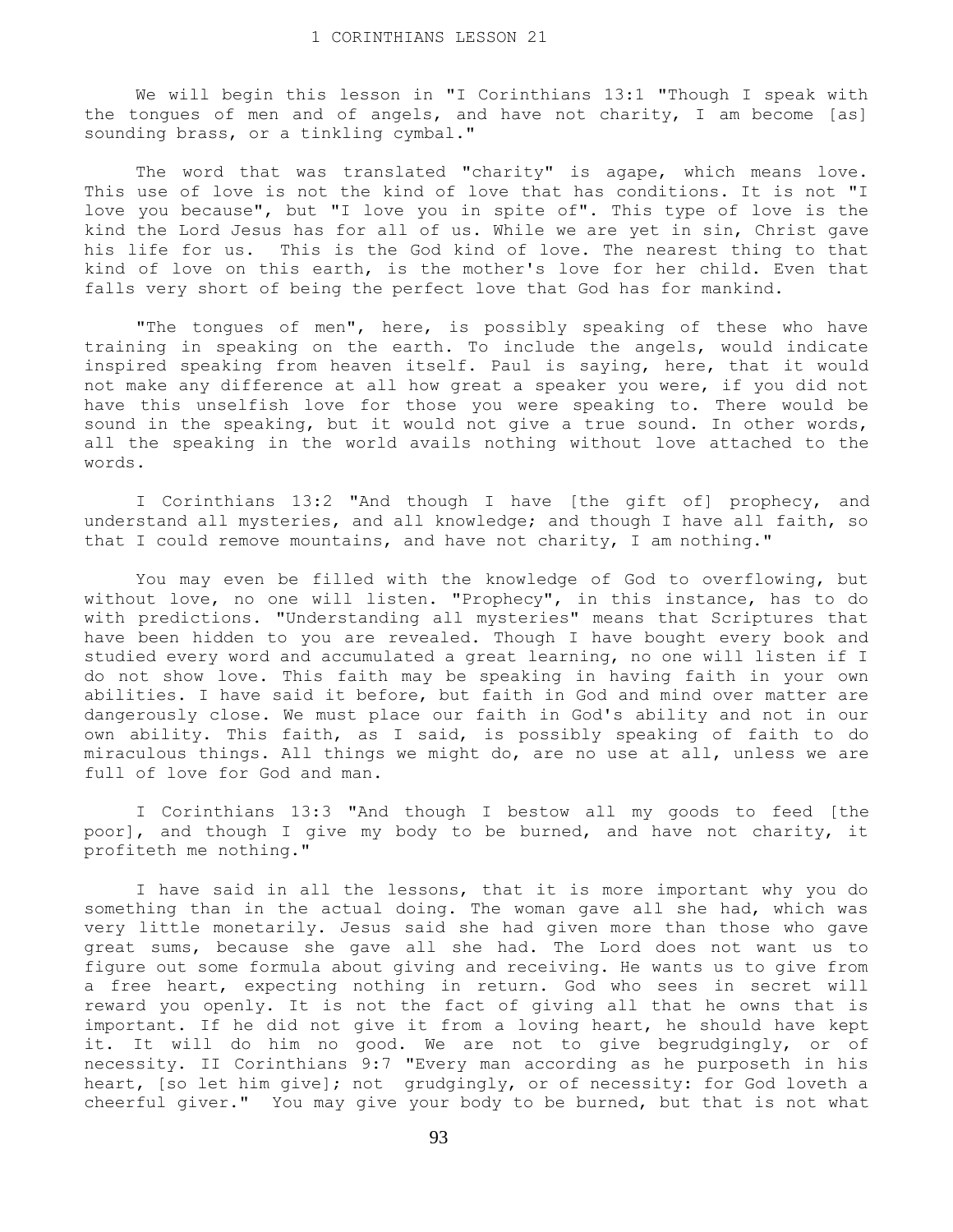# 1 CORINTHIANS LESSON 21

We will begin this lesson in "I Corinthians 13:1 "Though I speak with the tongues of men and of angels, and have not charity, I am become [as] sounding brass, or a tinkling cymbal."

The word that was translated "charity" is agape, which means love. This use of love is not the kind of love that has conditions. It is not "I love you because", but "I love you in spite of". This type of love is the kind the Lord Jesus has for all of us. While we are yet in sin, Christ gave his life for us. This is the God kind of love. The nearest thing to that kind of love on this earth, is the mother's love for her child. Even that falls very short of being the perfect love that God has for mankind.

"The tongues of men", here, is possibly speaking of these who have training in speaking on the earth. To include the angels, would indicate inspired speaking from heaven itself. Paul is saying, here, that it would not make any difference at all how great a speaker you were, if you did not have this unselfish love for those you were speaking to. There would be sound in the speaking, but it would not give a true sound. In other words, all the speaking in the world avails nothing without love attached to the words.

I Corinthians 13:2 "And though I have [the gift of] prophecy, and understand all mysteries, and all knowledge; and though I have all faith, so that I could remove mountains, and have not charity, I am nothing."

You may even be filled with the knowledge of God to overflowing, but without love, no one will listen. "Prophecy", in this instance, has to do with predictions. "Understanding all mysteries" means that Scriptures that have been hidden to you are revealed. Though I have bought every book and studied every word and accumulated a great learning, no one will listen if I do not show love. This faith may be speaking in having faith in your own abilities. I have said it before, but faith in God and mind over matter are dangerously close. We must place our faith in God's ability and not in our own ability. This faith, as I said, is possibly speaking of faith to do miraculous things. All things we might do, are no use at all, unless we are full of love for God and man.

I Corinthians 13:3 "And though I bestow all my goods to feed [the poor], and though I give my body to be burned, and have not charity, it profiteth me nothing."

I have said in all the lessons, that it is more important why you do something than in the actual doing. The woman gave all she had, which was very little monetarily. Jesus said she had given more than those who gave great sums, because she gave all she had. The Lord does not want us to figure out some formula about giving and receiving. He wants us to give from a free heart, expecting nothing in return. God who sees in secret will reward you openly. It is not the fact of giving all that he owns that is important. If he did not give it from a loving heart, he should have kept it. It will do him no good. We are not to give begrudgingly, or of necessity. II Corinthians 9:7 "Every man according as he purposeth in his heart, [so let him give]; not grudgingly, or of necessity: for God loveth a cheerful giver." You may give your body to be burned, but that is not what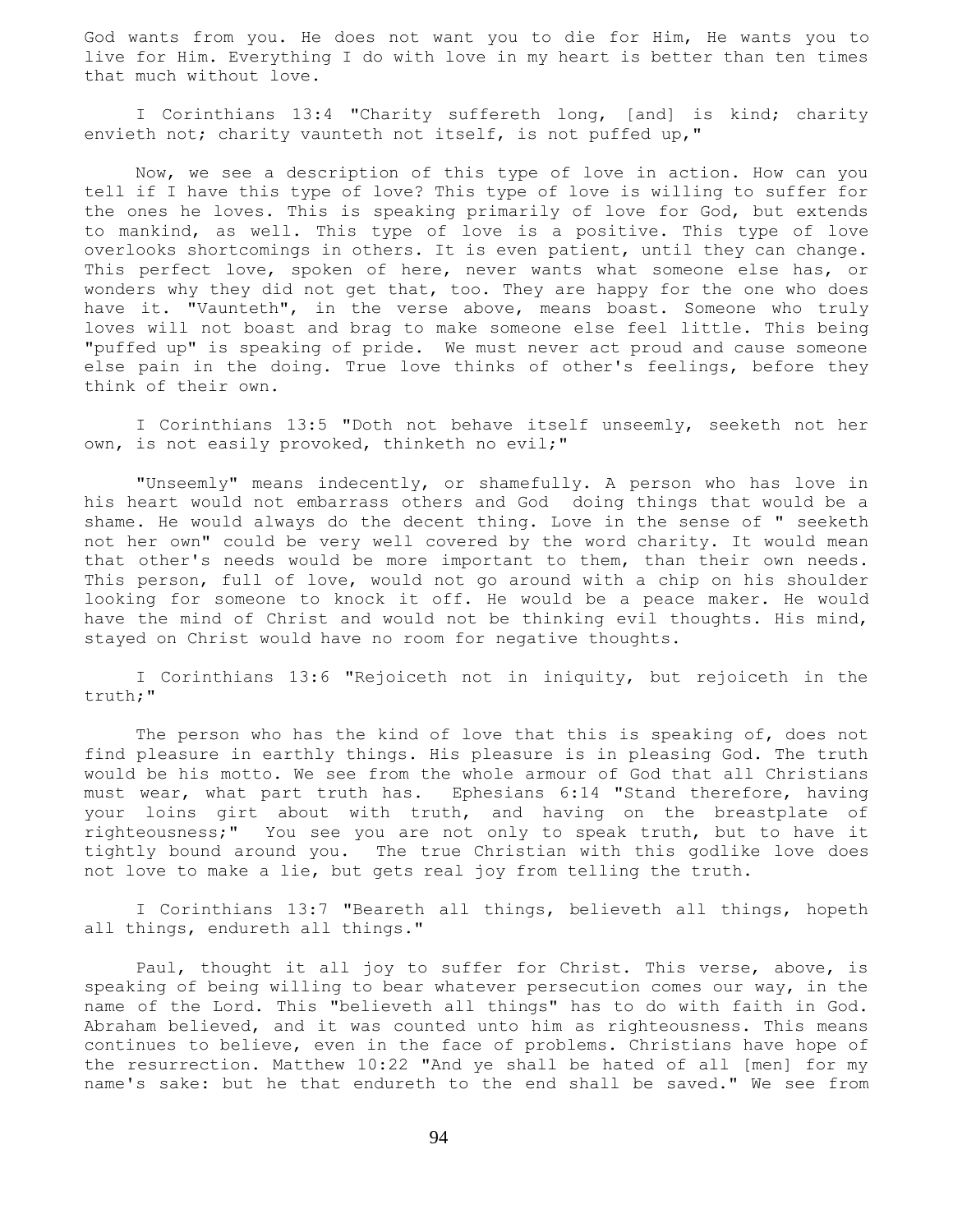God wants from you. He does not want you to die for Him, He wants you to live for Him. Everything I do with love in my heart is better than ten times that much without love.

I Corinthians 13:4 "Charity suffereth long, [and] is kind; charity envieth not; charity vaunteth not itself, is not puffed up,"

Now, we see a description of this type of love in action. How can you tell if I have this type of love? This type of love is willing to suffer for the ones he loves. This is speaking primarily of love for God, but extends to mankind, as well. This type of love is a positive. This type of love overlooks shortcomings in others. It is even patient, until they can change. This perfect love, spoken of here, never wants what someone else has, or wonders why they did not get that, too. They are happy for the one who does have it. "Vaunteth", in the verse above, means boast. Someone who truly loves will not boast and brag to make someone else feel little. This being "puffed up" is speaking of pride. We must never act proud and cause someone else pain in the doing. True love thinks of other's feelings, before they think of their own.

I Corinthians 13:5 "Doth not behave itself unseemly, seeketh not her own, is not easily provoked, thinketh no evil;"

"Unseemly" means indecently, or shamefully. A person who has love in his heart would not embarrass others and God doing things that would be a shame. He would always do the decent thing. Love in the sense of " seeketh not her own" could be very well covered by the word charity. It would mean that other's needs would be more important to them, than their own needs. This person, full of love, would not go around with a chip on his shoulder looking for someone to knock it off. He would be a peace maker. He would have the mind of Christ and would not be thinking evil thoughts. His mind, stayed on Christ would have no room for negative thoughts.

I Corinthians 13:6 "Rejoiceth not in iniquity, but rejoiceth in the truth;"

The person who has the kind of love that this is speaking of, does not find pleasure in earthly things. His pleasure is in pleasing God. The truth would be his motto. We see from the whole armour of God that all Christians must wear, what part truth has. Ephesians 6:14 "Stand therefore, having your loins girt about with truth, and having on the breastplate of righteousness;" You see you are not only to speak truth, but to have it tightly bound around you. The true Christian with this godlike love does not love to make a lie, but gets real joy from telling the truth.

I Corinthians 13:7 "Beareth all things, believeth all things, hopeth all things, endureth all things."

Paul, thought it all joy to suffer for Christ. This verse, above, is speaking of being willing to bear whatever persecution comes our way, in the name of the Lord. This "believeth all things" has to do with faith in God. Abraham believed, and it was counted unto him as righteousness. This means continues to believe, even in the face of problems. Christians have hope of the resurrection. Matthew 10:22 "And ye shall be hated of all [men] for my name's sake: but he that endureth to the end shall be saved." We see from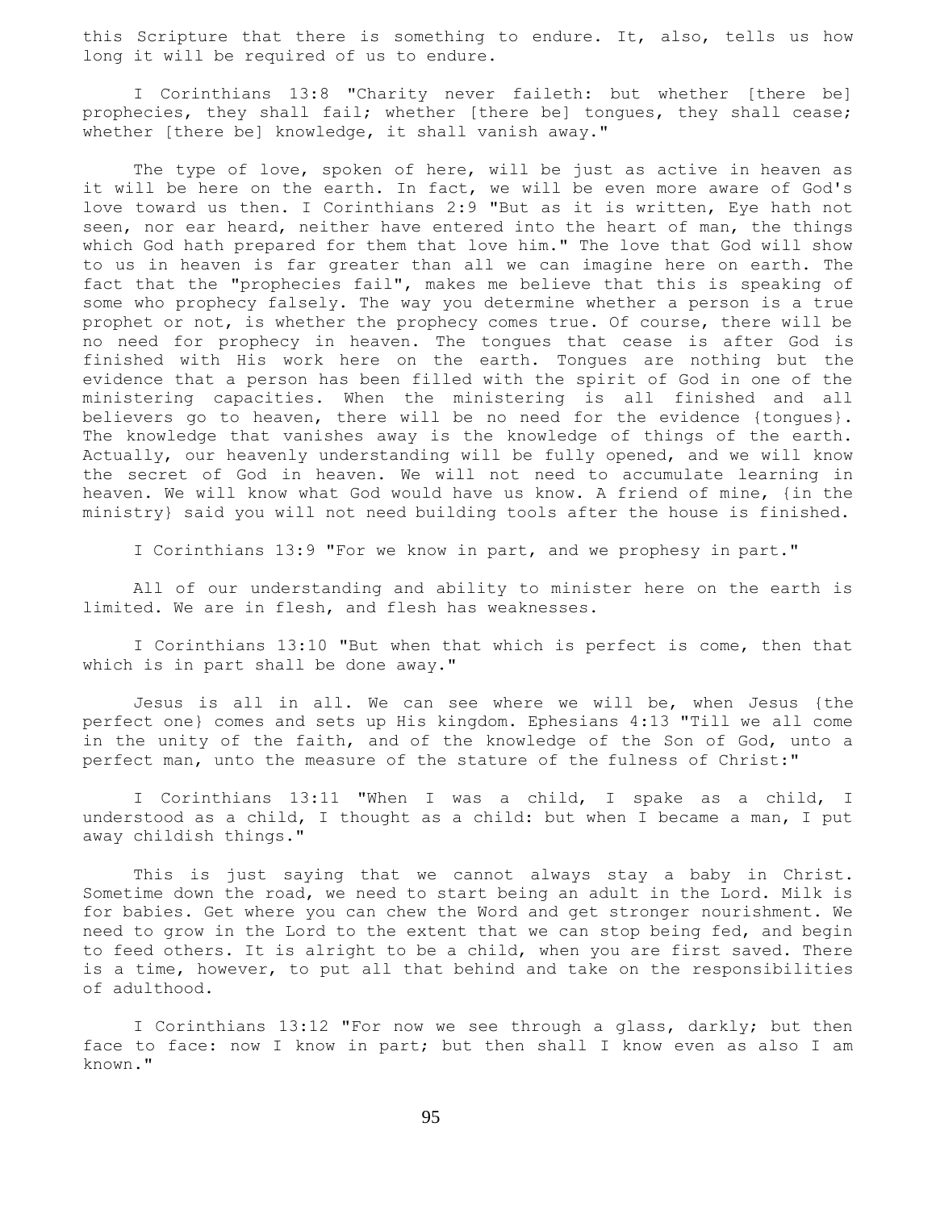this Scripture that there is something to endure. It, also, tells us how long it will be required of us to endure.

I Corinthians 13:8 "Charity never faileth: but whether [there be] prophecies, they shall fail; whether [there be] tongues, they shall cease; whether [there be] knowledge, it shall vanish away."

The type of love, spoken of here, will be just as active in heaven as it will be here on the earth. In fact, we will be even more aware of God's love toward us then. I Corinthians 2:9 "But as it is written, Eye hath not seen, nor ear heard, neither have entered into the heart of man, the things which God hath prepared for them that love him." The love that God will show to us in heaven is far greater than all we can imagine here on earth. The fact that the "prophecies fail", makes me believe that this is speaking of some who prophecy falsely. The way you determine whether a person is a true prophet or not, is whether the prophecy comes true. Of course, there will be no need for prophecy in heaven. The tongues that cease is after God is finished with His work here on the earth. Tongues are nothing but the evidence that a person has been filled with the spirit of God in one of the ministering capacities. When the ministering is all finished and all believers go to heaven, there will be no need for the evidence {tongues}. The knowledge that vanishes away is the knowledge of things of the earth. Actually, our heavenly understanding will be fully opened, and we will know the secret of God in heaven. We will not need to accumulate learning in heaven. We will know what God would have us know. A friend of mine, {in the ministry} said you will not need building tools after the house is finished.

I Corinthians 13:9 "For we know in part, and we prophesy in part."

All of our understanding and ability to minister here on the earth is limited. We are in flesh, and flesh has weaknesses.

I Corinthians 13:10 "But when that which is perfect is come, then that which is in part shall be done away."

Jesus is all in all. We can see where we will be, when Jesus {the perfect one} comes and sets up His kingdom. Ephesians 4:13 "Till we all come in the unity of the faith, and of the knowledge of the Son of God, unto a perfect man, unto the measure of the stature of the fulness of Christ:"

I Corinthians 13:11 "When I was a child, I spake as a child, I understood as a child, I thought as a child: but when I became a man, I put away childish things."

This is just saying that we cannot always stay a baby in Christ. Sometime down the road, we need to start being an adult in the Lord. Milk is for babies. Get where you can chew the Word and get stronger nourishment. We need to grow in the Lord to the extent that we can stop being fed, and begin to feed others. It is alright to be a child, when you are first saved. There is a time, however, to put all that behind and take on the responsibilities of adulthood.

I Corinthians 13:12 "For now we see through a glass, darkly; but then face to face: now I know in part; but then shall I know even as also I am known."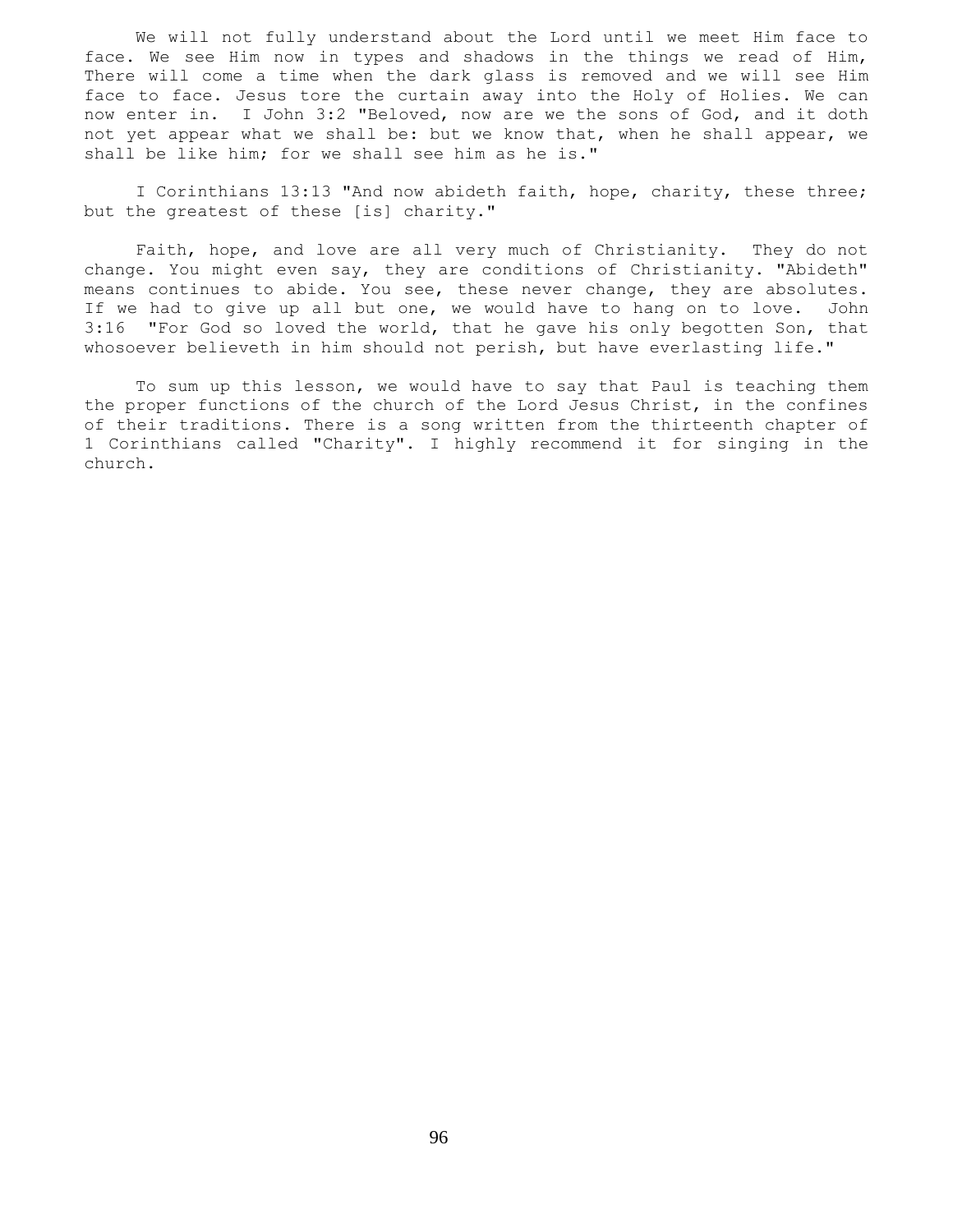We will not fully understand about the Lord until we meet Him face to face. We see Him now in types and shadows in the things we read of Him, There will come a time when the dark glass is removed and we will see Him face to face. Jesus tore the curtain away into the Holy of Holies. We can now enter in. I John 3:2 "Beloved, now are we the sons of God, and it doth not yet appear what we shall be: but we know that, when he shall appear, we shall be like him; for we shall see him as he is."

I Corinthians 13:13 "And now abideth faith, hope, charity, these three; but the greatest of these [is] charity."

Faith, hope, and love are all very much of Christianity. They do not change. You might even say, they are conditions of Christianity. "Abideth" means continues to abide. You see, these never change, they are absolutes. If we had to give up all but one, we would have to hang on to love. John 3:16 "For God so loved the world, that he gave his only begotten Son, that whosoever believeth in him should not perish, but have everlasting life."

To sum up this lesson, we would have to say that Paul is teaching them the proper functions of the church of the Lord Jesus Christ, in the confines of their traditions. There is a song written from the thirteenth chapter of 1 Corinthians called "Charity". I highly recommend it for singing in the church.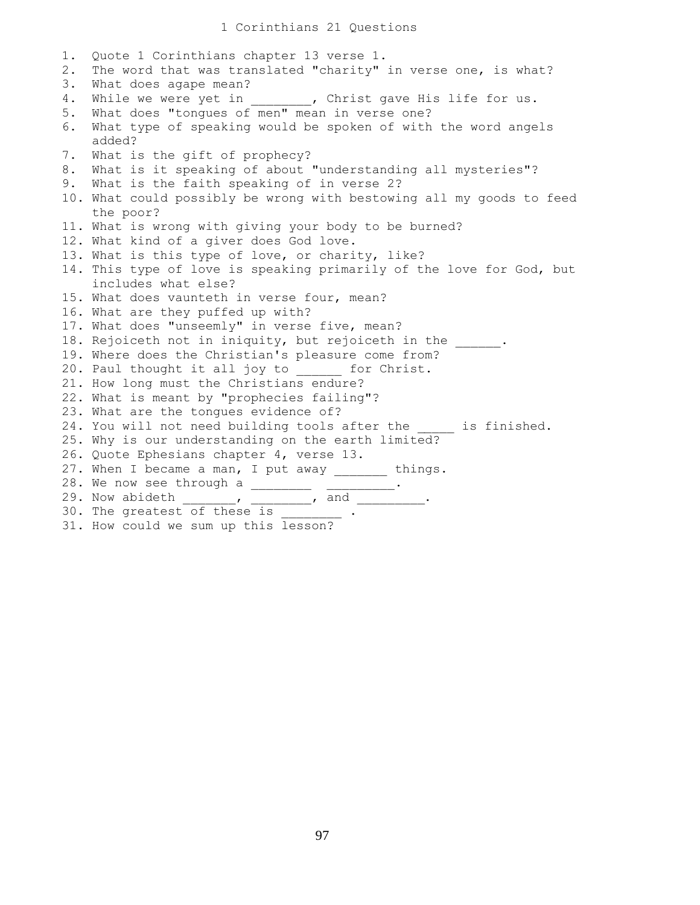# 1 Corinthians 21 Questions

1. Quote 1 Corinthians chapter 13 verse 1.
2. The word that was translated "charity" in verse one, is what?
3. What does agape mean?
4. While we were yet in ________, Christ gave His life for us.
5. What does "tongues of men" mean in verse one?
6. What type of speaking would be spoken of with the word angels added?
7. What is the gift of prophecy?
8. What is it speaking of about "understanding all mysteries"?
9. What is the faith speaking of in verse 2?
10. What could possibly be wrong with bestowing all my goods to feed the poor?
11. What is wrong with giving your body to be burned?
12. What kind of a giver does God love.
13. What is this type of love, or charity, like?
14. This type of love is speaking primarily of the love for God, but includes what else?
15. What does vaunteth in verse four, mean?
16. What are they puffed up with?
17. What does "unseemly" in verse five, mean?
18. Rejoiceth not in iniquity, but rejoiceth in the ______.
19. Where does the Christian's pleasure come from?
20. Paul thought it all joy to ______ for Christ.
21. How long must the Christians endure?
22. What is meant by "prophecies failing"?
23. What are the tongues evidence of?
24. You will not need building tools after the _____ is finished.
25. Why is our understanding on the earth limited?
26. Quote Ephesians chapter 4, verse 13.
27. When I became a man, I put away _______ things.
28. We now see through a ________ _________.
29. Now abideth _______, ________, and _________.
30. The greatest of these is ________ .
31. How could we sum up this lesson?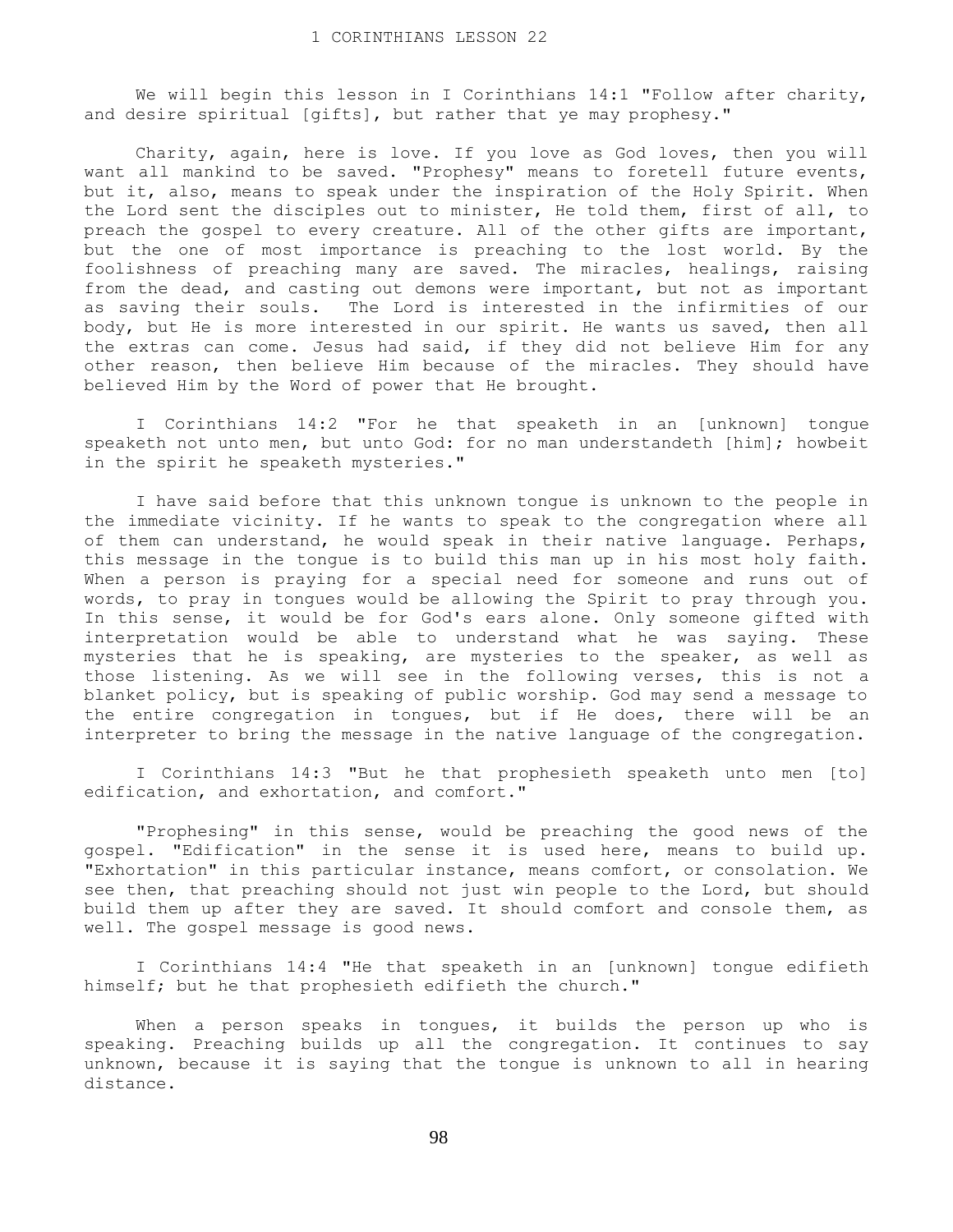# 1 CORINTHIANS LESSON 22

We will begin this lesson in I Corinthians 14:1 "Follow after charity, and desire spiritual [gifts], but rather that ye may prophesy."

Charity, again, here is love. If you love as God loves, then you will want all mankind to be saved. "Prophesy" means to foretell future events, but it, also, means to speak under the inspiration of the Holy Spirit. When the Lord sent the disciples out to minister, He told them, first of all, to preach the gospel to every creature. All of the other gifts are important, but the one of most importance is preaching to the lost world. By the foolishness of preaching many are saved. The miracles, healings, raising from the dead, and casting out demons were important, but not as important as saving their souls. The Lord is interested in the infirmities of our body, but He is more interested in our spirit. He wants us saved, then all the extras can come. Jesus had said, if they did not believe Him for any other reason, then believe Him because of the miracles. They should have believed Him by the Word of power that He brought.

I Corinthians 14:2 "For he that speaketh in an [unknown] tongue speaketh not unto men, but unto God: for no man understandeth [him]; howbeit in the spirit he speaketh mysteries."

I have said before that this unknown tongue is unknown to the people in the immediate vicinity. If he wants to speak to the congregation where all of them can understand, he would speak in their native language. Perhaps, this message in the tongue is to build this man up in his most holy faith. When a person is praying for a special need for someone and runs out of words, to pray in tongues would be allowing the Spirit to pray through you. In this sense, it would be for God's ears alone. Only someone gifted with interpretation would be able to understand what he was saying. These mysteries that he is speaking, are mysteries to the speaker, as well as those listening. As we will see in the following verses, this is not a blanket policy, but is speaking of public worship. God may send a message to the entire congregation in tongues, but if He does, there will be an interpreter to bring the message in the native language of the congregation.

I Corinthians 14:3 "But he that prophesieth speaketh unto men [to] edification, and exhortation, and comfort."

"Prophesing" in this sense, would be preaching the good news of the gospel. "Edification" in the sense it is used here, means to build up. "Exhortation" in this particular instance, means comfort, or consolation. We see then, that preaching should not just win people to the Lord, but should build them up after they are saved. It should comfort and console them, as well. The gospel message is good news.

I Corinthians 14:4 "He that speaketh in an [unknown] tongue edifieth himself; but he that prophesieth edifieth the church."

When a person speaks in tongues, it builds the person up who is speaking. Preaching builds up all the congregation. It continues to say unknown, because it is saying that the tongue is unknown to all in hearing distance.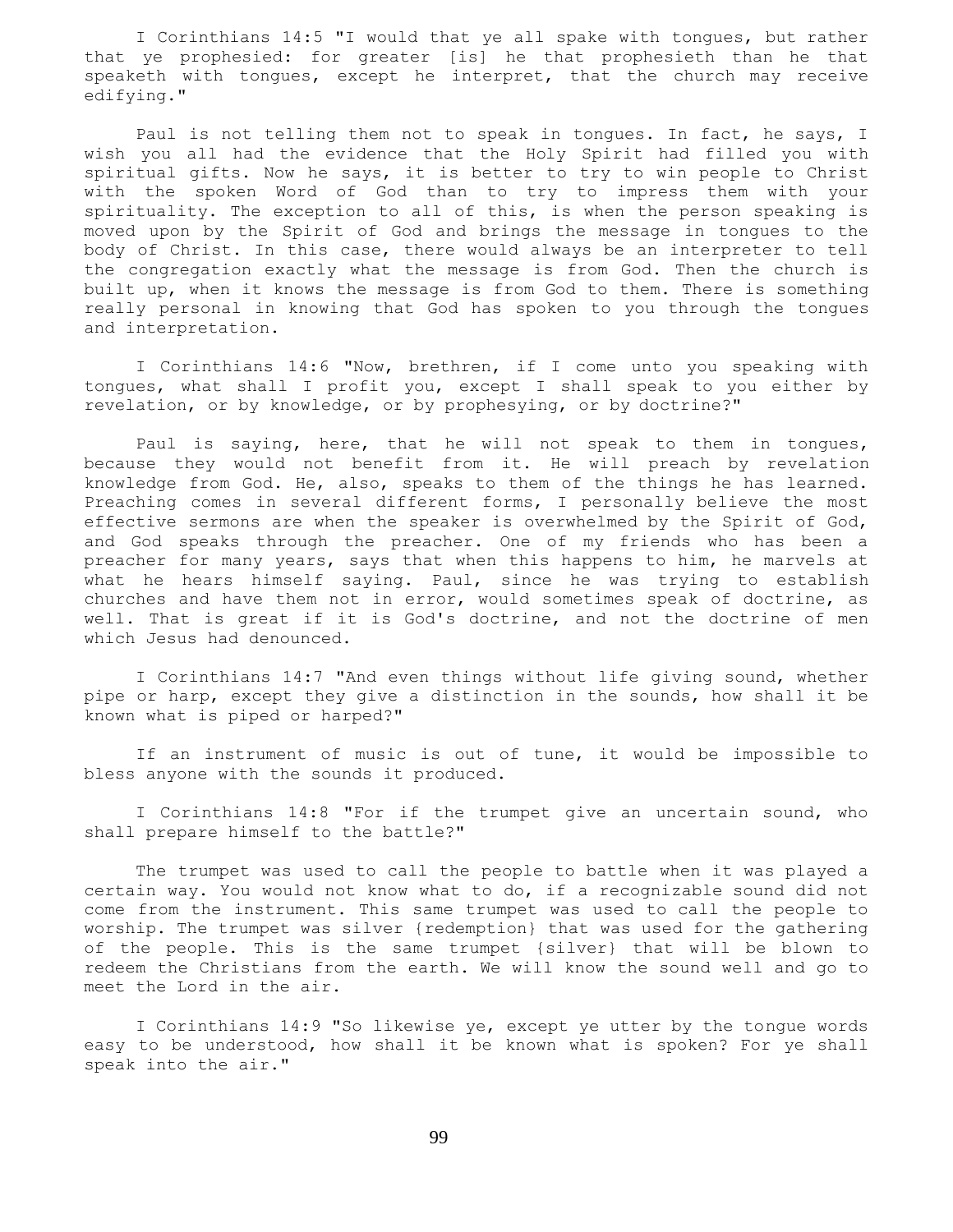I Corinthians 14:5 "I would that ye all spake with tongues, but rather that ye prophesied: for greater [is] he that prophesieth than he that speaketh with tongues, except he interpret, that the church may receive edifying."

Paul is not telling them not to speak in tongues. In fact, he says, I wish you all had the evidence that the Holy Spirit had filled you with spiritual gifts. Now he says, it is better to try to win people to Christ with the spoken Word of God than to try to impress them with your spirituality. The exception to all of this, is when the person speaking is moved upon by the Spirit of God and brings the message in tongues to the body of Christ. In this case, there would always be an interpreter to tell the congregation exactly what the message is from God. Then the church is built up, when it knows the message is from God to them. There is something really personal in knowing that God has spoken to you through the tongues and interpretation.

I Corinthians 14:6 "Now, brethren, if I come unto you speaking with tongues, what shall I profit you, except I shall speak to you either by revelation, or by knowledge, or by prophesying, or by doctrine?"

Paul is saying, here, that he will not speak to them in tongues, because they would not benefit from it. He will preach by revelation knowledge from God. He, also, speaks to them of the things he has learned. Preaching comes in several different forms, I personally believe the most effective sermons are when the speaker is overwhelmed by the Spirit of God, and God speaks through the preacher. One of my friends who has been a preacher for many years, says that when this happens to him, he marvels at what he hears himself saying. Paul, since he was trying to establish churches and have them not in error, would sometimes speak of doctrine, as well. That is great if it is God's doctrine, and not the doctrine of men which Jesus had denounced.

I Corinthians 14:7 "And even things without life giving sound, whether pipe or harp, except they give a distinction in the sounds, how shall it be known what is piped or harped?"

If an instrument of music is out of tune, it would be impossible to bless anyone with the sounds it produced.

I Corinthians 14:8 "For if the trumpet give an uncertain sound, who shall prepare himself to the battle?"

The trumpet was used to call the people to battle when it was played a certain way. You would not know what to do, if a recognizable sound did not come from the instrument. This same trumpet was used to call the people to worship. The trumpet was silver {redemption} that was used for the gathering of the people. This is the same trumpet {silver} that will be blown to redeem the Christians from the earth. We will know the sound well and go to meet the Lord in the air.

I Corinthians 14:9 "So likewise ye, except ye utter by the tongue words easy to be understood, how shall it be known what is spoken? For ye shall speak into the air."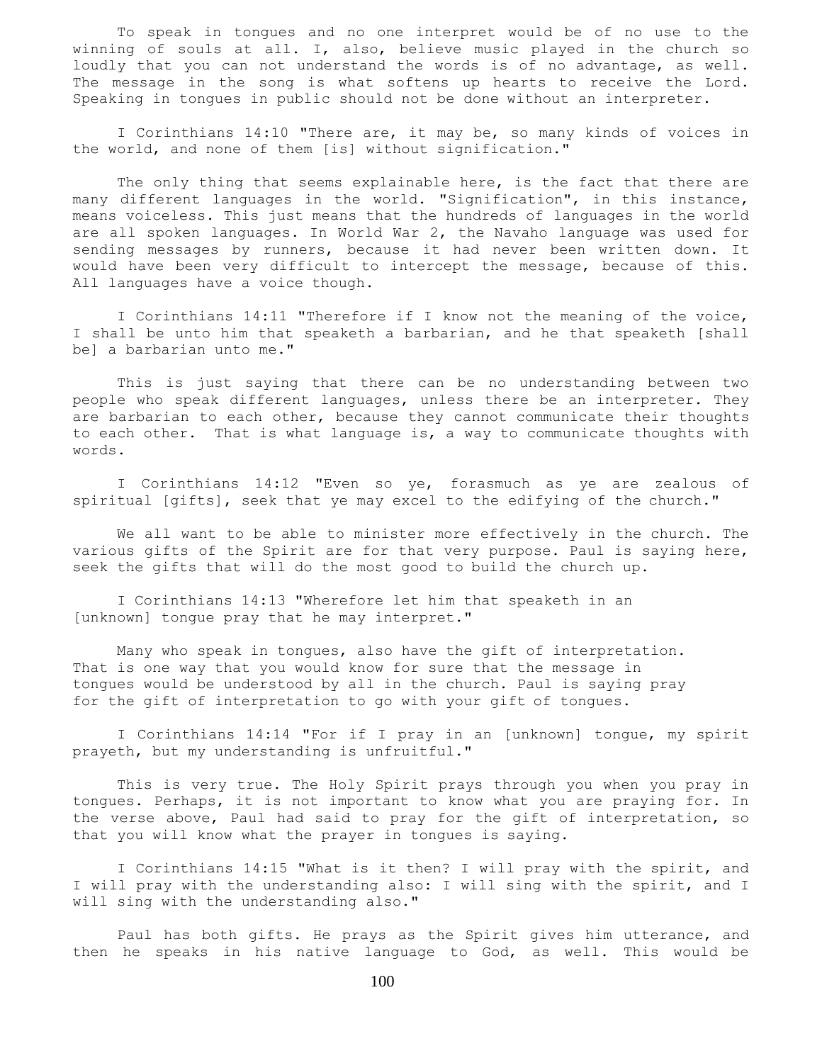To speak in tongues and no one interpret would be of no use to the winning of souls at all. I, also, believe music played in the church so loudly that you can not understand the words is of no advantage, as well. The message in the song is what softens up hearts to receive the Lord. Speaking in tongues in public should not be done without an interpreter.

I Corinthians 14:10 "There are, it may be, so many kinds of voices in the world, and none of them [is] without signification."

The only thing that seems explainable here, is the fact that there are many different languages in the world. "Signification", in this instance, means voiceless. This just means that the hundreds of languages in the world are all spoken languages. In World War 2, the Navaho language was used for sending messages by runners, because it had never been written down. It would have been very difficult to intercept the message, because of this. All languages have a voice though.

I Corinthians 14:11 "Therefore if I know not the meaning of the voice, I shall be unto him that speaketh a barbarian, and he that speaketh [shall be] a barbarian unto me."

This is just saying that there can be no understanding between two people who speak different languages, unless there be an interpreter. They are barbarian to each other, because they cannot communicate their thoughts to each other. That is what language is, a way to communicate thoughts with words.

I Corinthians 14:12 "Even so ye, forasmuch as ye are zealous of spiritual [gifts], seek that ye may excel to the edifying of the church."

We all want to be able to minister more effectively in the church. The various gifts of the Spirit are for that very purpose. Paul is saying here, seek the gifts that will do the most good to build the church up.

I Corinthians 14:13 "Wherefore let him that speaketh in an [unknown] tongue pray that he may interpret."

Many who speak in tongues, also have the gift of interpretation. That is one way that you would know for sure that the message in tongues would be understood by all in the church. Paul is saying pray for the gift of interpretation to go with your gift of tongues.

I Corinthians 14:14 "For if I pray in an [unknown] tongue, my spirit prayeth, but my understanding is unfruitful."

This is very true. The Holy Spirit prays through you when you pray in tongues. Perhaps, it is not important to know what you are praying for. In the verse above, Paul had said to pray for the gift of interpretation, so that you will know what the prayer in tongues is saying.

I Corinthians 14:15 "What is it then? I will pray with the spirit, and I will pray with the understanding also: I will sing with the spirit, and I will sing with the understanding also."

Paul has both gifts. He prays as the Spirit gives him utterance, and then he speaks in his native language to God, as well. This would be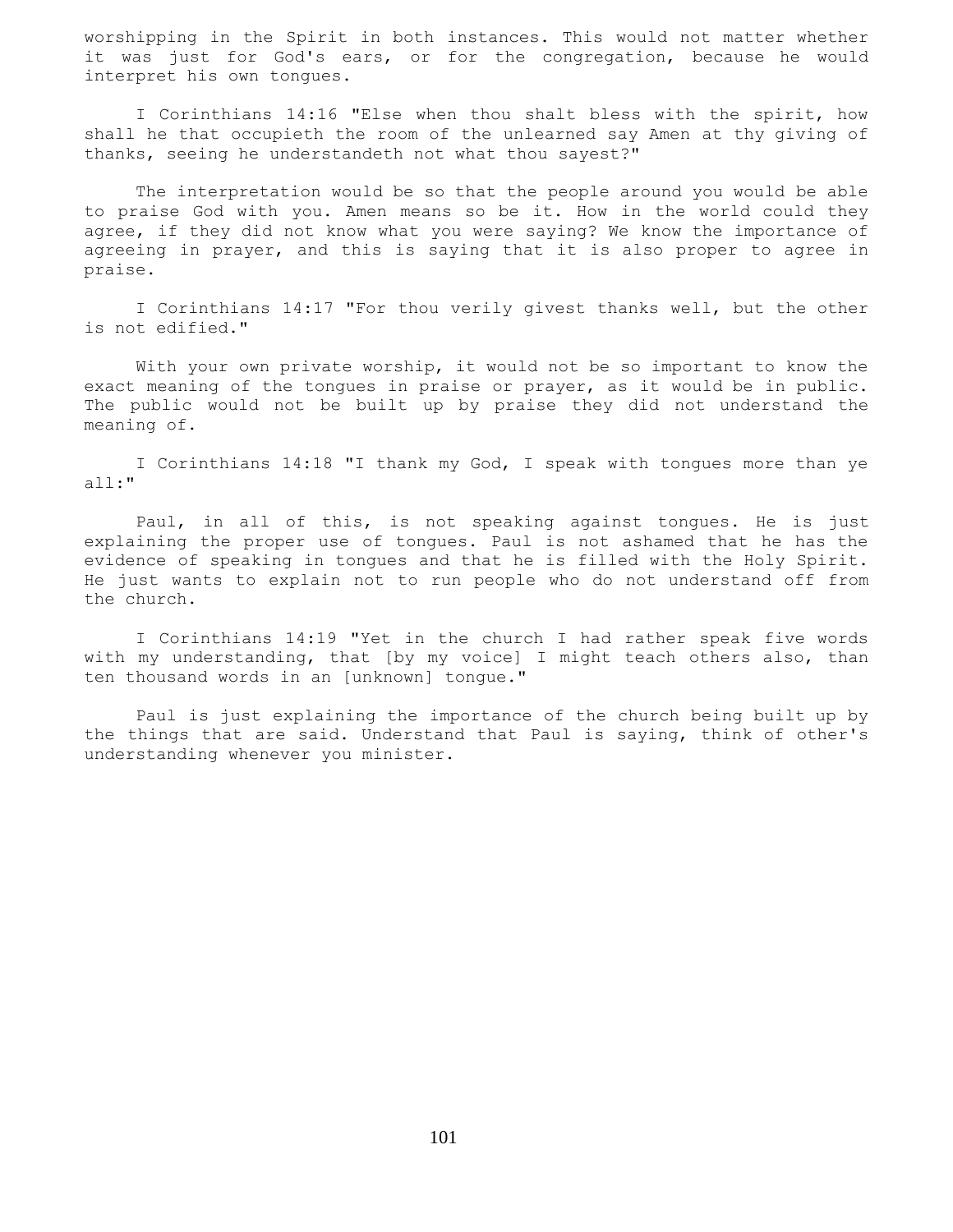worshipping in the Spirit in both instances. This would not matter whether it was just for God's ears, or for the congregation, because he would interpret his own tongues.

I Corinthians 14:16 "Else when thou shalt bless with the spirit, how shall he that occupieth the room of the unlearned say Amen at thy giving of thanks, seeing he understandeth not what thou sayest?"

The interpretation would be so that the people around you would be able to praise God with you. Amen means so be it. How in the world could they agree, if they did not know what you were saying? We know the importance of agreeing in prayer, and this is saying that it is also proper to agree in praise.

I Corinthians 14:17 "For thou verily givest thanks well, but the other is not edified."

With your own private worship, it would not be so important to know the exact meaning of the tongues in praise or prayer, as it would be in public. The public would not be built up by praise they did not understand the meaning of.

I Corinthians 14:18 "I thank my God, I speak with tongues more than ye all:"

Paul, in all of this, is not speaking against tongues. He is just explaining the proper use of tongues. Paul is not ashamed that he has the evidence of speaking in tongues and that he is filled with the Holy Spirit. He just wants to explain not to run people who do not understand off from the church.

I Corinthians 14:19 "Yet in the church I had rather speak five words with my understanding, that [by my voice] I might teach others also, than ten thousand words in an [unknown] tongue."

Paul is just explaining the importance of the church being built up by the things that are said. Understand that Paul is saying, think of other's understanding whenever you minister.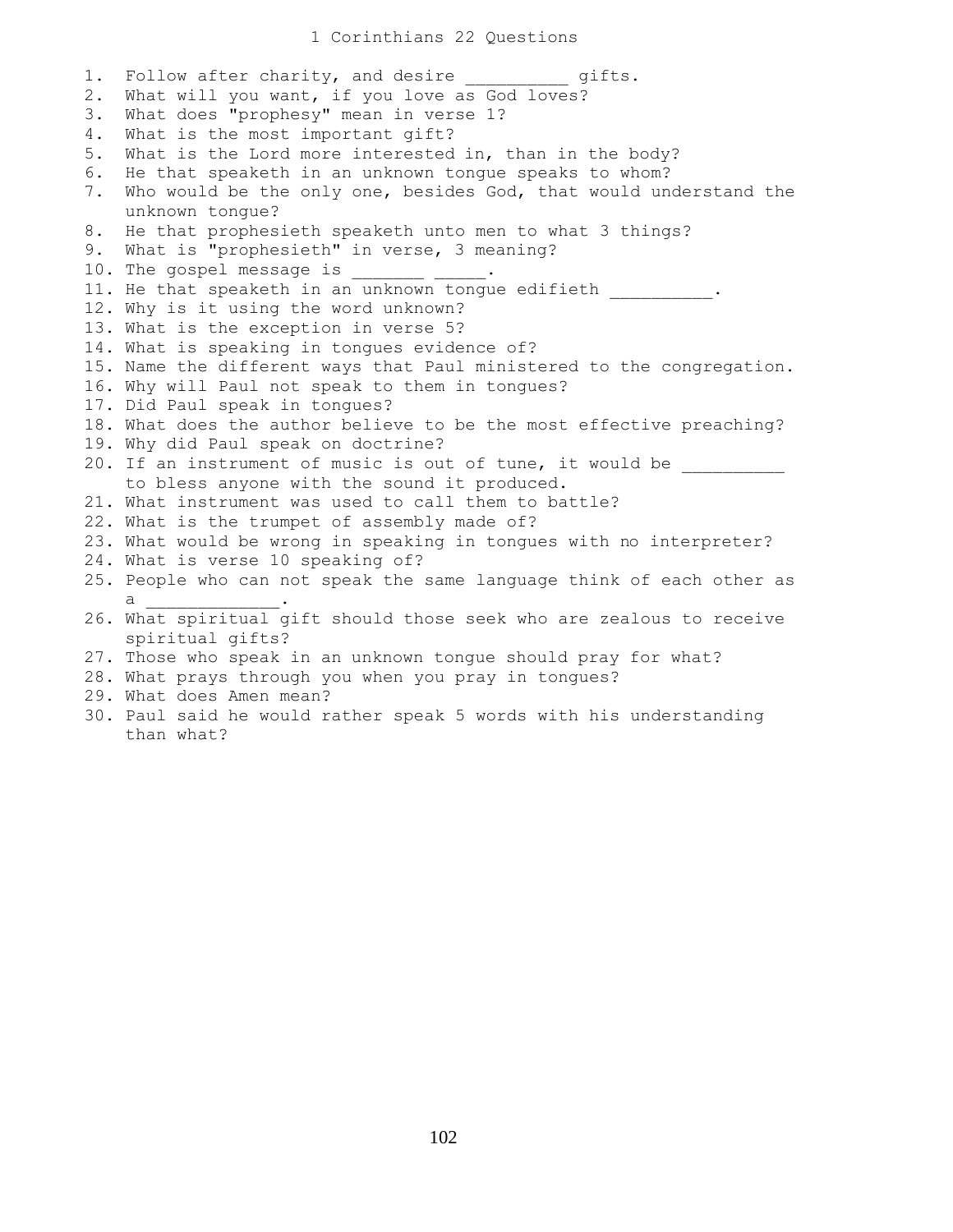# 1 Corinthians 22 Questions

1. Follow after charity, and desire __________ gifts.
2. What will you want, if you love as God loves?
3. What does "prophesy" mean in verse 1?
4. What is the most important gift?
5. What is the Lord more interested in, than in the body?
6. He that speaketh in an unknown tongue speaks to whom?
7. Who would be the only one, besides God, that would understand the unknown tongue?
8. He that prophesieth speaketh unto men to what 3 things?
9. What is "prophesieth" in verse, 3 meaning?
10. The gospel message is _______ _____.
11. He that speaketh in an unknown tongue edifieth __________.
12. Why is it using the word unknown?
13. What is the exception in verse 5?
14. What is speaking in tongues evidence of?
15. Name the different ways that Paul ministered to the congregation.
16. Why will Paul not speak to them in tongues?
17. Did Paul speak in tongues?
18. What does the author believe to be the most effective preaching?
19. Why did Paul speak on doctrine?
20. If an instrument of music is out of tune, it would be __________ to bless anyone with the sound it produced.
21. What instrument was used to call them to battle?
22. What is the trumpet of assembly made of?
23. What would be wrong in speaking in tongues with no interpreter?
24. What is verse 10 speaking of?
25. People who can not speak the same language think of each other as a _____________.
26. What spiritual gift should those seek who are zealous to receive spiritual gifts?
27. Those who speak in an unknown tongue should pray for what?
28. What prays through you when you pray in tongues?
29. What does Amen mean?
30. Paul said he would rather speak 5 words with his understanding than what?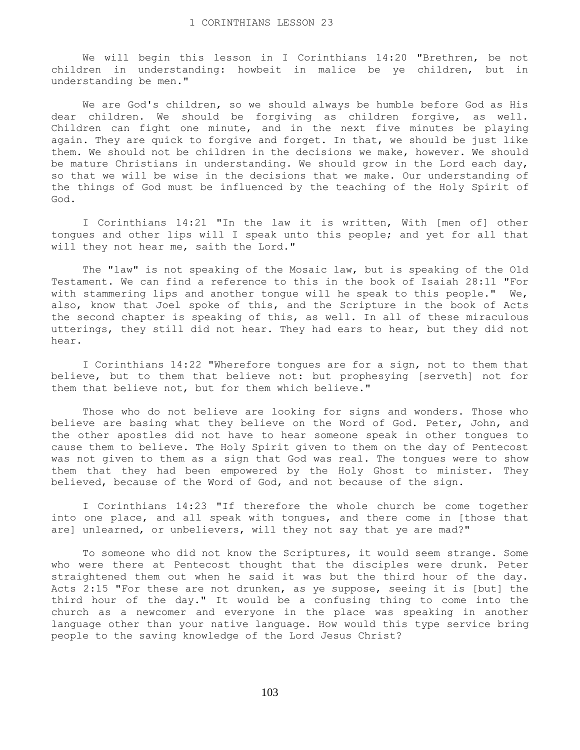# 1 CORINTHIANS LESSON 23

We will begin this lesson in I Corinthians 14:20 "Brethren, be not children in understanding: howbeit in malice be ye children, but in understanding be men."

We are God's children, so we should always be humble before God as His dear children. We should be forgiving as children forgive, as well. Children can fight one minute, and in the next five minutes be playing again. They are quick to forgive and forget. In that, we should be just like them. We should not be children in the decisions we make, however. We should be mature Christians in understanding. We should grow in the Lord each day, so that we will be wise in the decisions that we make. Our understanding of the things of God must be influenced by the teaching of the Holy Spirit of God.

I Corinthians 14:21 "In the law it is written, With [men of] other tongues and other lips will I speak unto this people; and yet for all that will they not hear me, saith the Lord."

The "law" is not speaking of the Mosaic law, but is speaking of the Old Testament. We can find a reference to this in the book of Isaiah 28:11 "For with stammering lips and another tongue will he speak to this people." We, also, know that Joel spoke of this, and the Scripture in the book of Acts the second chapter is speaking of this, as well. In all of these miraculous utterings, they still did not hear. They had ears to hear, but they did not hear.

I Corinthians 14:22 "Wherefore tongues are for a sign, not to them that believe, but to them that believe not: but prophesying [serveth] not for them that believe not, but for them which believe."

Those who do not believe are looking for signs and wonders. Those who believe are basing what they believe on the Word of God. Peter, John, and the other apostles did not have to hear someone speak in other tongues to cause them to believe. The Holy Spirit given to them on the day of Pentecost was not given to them as a sign that God was real. The tongues were to show them that they had been empowered by the Holy Ghost to minister. They believed, because of the Word of God, and not because of the sign.

I Corinthians 14:23 "If therefore the whole church be come together into one place, and all speak with tongues, and there come in [those that are] unlearned, or unbelievers, will they not say that ye are mad?"

To someone who did not know the Scriptures, it would seem strange. Some who were there at Pentecost thought that the disciples were drunk. Peter straightened them out when he said it was but the third hour of the day. Acts 2:15 "For these are not drunken, as ye suppose, seeing it is [but] the third hour of the day." It would be a confusing thing to come into the church as a newcomer and everyone in the place was speaking in another language other than your native language. How would this type service bring people to the saving knowledge of the Lord Jesus Christ?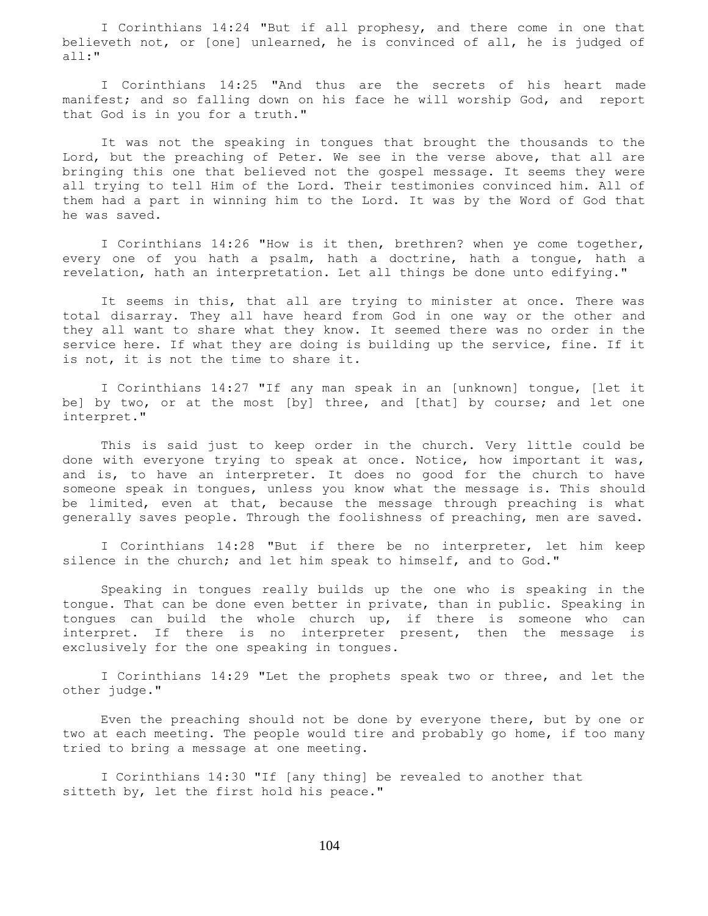I Corinthians 14:24 "But if all prophesy, and there come in one that believeth not, or [one] unlearned, he is convinced of all, he is judged of all:"

I Corinthians 14:25 "And thus are the secrets of his heart made manifest; and so falling down on his face he will worship God, and report that God is in you for a truth."

It was not the speaking in tongues that brought the thousands to the Lord, but the preaching of Peter. We see in the verse above, that all are bringing this one that believed not the gospel message. It seems they were all trying to tell Him of the Lord. Their testimonies convinced him. All of them had a part in winning him to the Lord. It was by the Word of God that he was saved.

I Corinthians 14:26 "How is it then, brethren? when ye come together, every one of you hath a psalm, hath a doctrine, hath a tongue, hath a revelation, hath an interpretation. Let all things be done unto edifying."

It seems in this, that all are trying to minister at once. There was total disarray. They all have heard from God in one way or the other and they all want to share what they know. It seemed there was no order in the service here. If what they are doing is building up the service, fine. If it is not, it is not the time to share it.

I Corinthians 14:27 "If any man speak in an [unknown] tongue, [let it be] by two, or at the most [by] three, and [that] by course; and let one interpret."

This is said just to keep order in the church. Very little could be done with everyone trying to speak at once. Notice, how important it was, and is, to have an interpreter. It does no good for the church to have someone speak in tongues, unless you know what the message is. This should be limited, even at that, because the message through preaching is what generally saves people. Through the foolishness of preaching, men are saved.

I Corinthians 14:28 "But if there be no interpreter, let him keep silence in the church; and let him speak to himself, and to God."

Speaking in tongues really builds up the one who is speaking in the tongue. That can be done even better in private, than in public. Speaking in tongues can build the whole church up, if there is someone who can interpret. If there is no interpreter present, then the message is exclusively for the one speaking in tongues.

I Corinthians 14:29 "Let the prophets speak two or three, and let the other judge."

Even the preaching should not be done by everyone there, but by one or two at each meeting. The people would tire and probably go home, if too many tried to bring a message at one meeting.

I Corinthians 14:30 "If [any thing] be revealed to another that sitteth by, let the first hold his peace."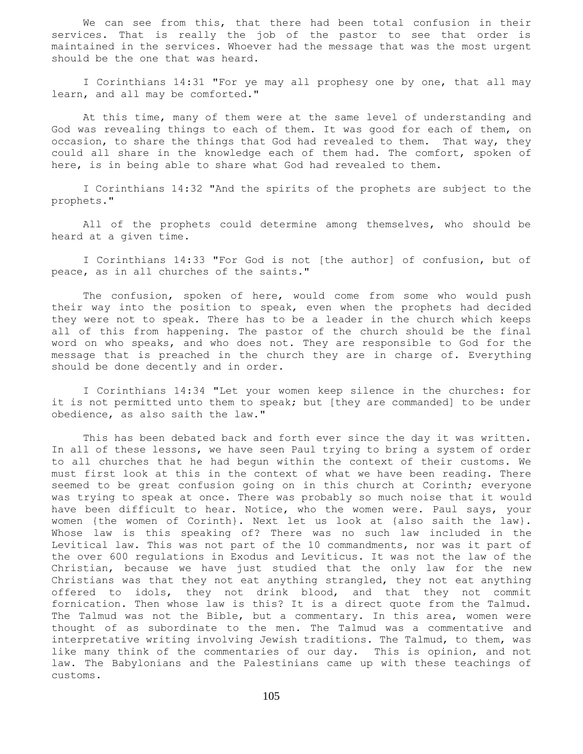We can see from this, that there had been total confusion in their services. That is really the job of the pastor to see that order is maintained in the services. Whoever had the message that was the most urgent should be the one that was heard.

I Corinthians 14:31 "For ye may all prophesy one by one, that all may learn, and all may be comforted."

At this time, many of them were at the same level of understanding and God was revealing things to each of them. It was good for each of them, on occasion, to share the things that God had revealed to them. That way, they could all share in the knowledge each of them had. The comfort, spoken of here, is in being able to share what God had revealed to them.

I Corinthians 14:32 "And the spirits of the prophets are subject to the prophets."

All of the prophets could determine among themselves, who should be heard at a given time.

I Corinthians 14:33 "For God is not [the author] of confusion, but of peace, as in all churches of the saints."

The confusion, spoken of here, would come from some who would push their way into the position to speak, even when the prophets had decided they were not to speak. There has to be a leader in the church which keeps all of this from happening. The pastor of the church should be the final word on who speaks, and who does not. They are responsible to God for the message that is preached in the church they are in charge of. Everything should be done decently and in order.

I Corinthians 14:34 "Let your women keep silence in the churches: for it is not permitted unto them to speak; but [they are commanded] to be under obedience, as also saith the law."

This has been debated back and forth ever since the day it was written. In all of these lessons, we have seen Paul trying to bring a system of order to all churches that he had begun within the context of their customs. We must first look at this in the context of what we have been reading. There seemed to be great confusion going on in this church at Corinth; everyone was trying to speak at once. There was probably so much noise that it would have been difficult to hear. Notice, who the women were. Paul says, your women {the women of Corinth}. Next let us look at {also saith the law}. Whose law is this speaking of? There was no such law included in the Levitical law. This was not part of the 10 commandments, nor was it part of the over 600 regulations in Exodus and Leviticus. It was not the law of the Christian, because we have just studied that the only law for the new Christians was that they not eat anything strangled, they not eat anything offered to idols, they not drink blood, and that they not commit fornication. Then whose law is this? It is a direct quote from the Talmud. The Talmud was not the Bible, but a commentary. In this area, women were thought of as subordinate to the men. The Talmud was a commentative and interpretative writing involving Jewish traditions. The Talmud, to them, was like many think of the commentaries of our day. This is opinion, and not law. The Babylonians and the Palestinians came up with these teachings of customs.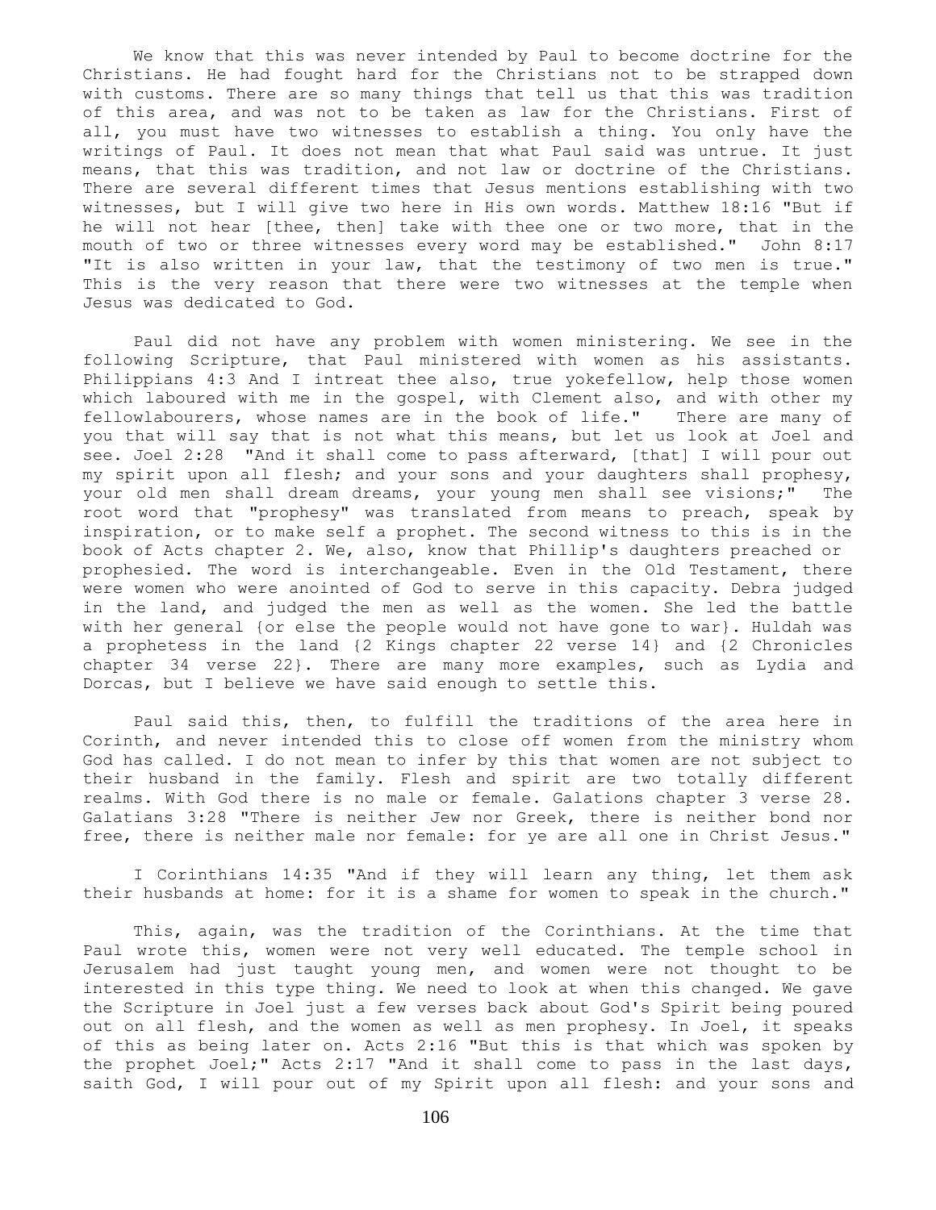We know that this was never intended by Paul to become doctrine for the Christians. He had fought hard for the Christians not to be strapped down with customs. There are so many things that tell us that this was tradition of this area, and was not to be taken as law for the Christians. First of all, you must have two witnesses to establish a thing. You only have the writings of Paul. It does not mean that what Paul said was untrue. It just means, that this was tradition, and not law or doctrine of the Christians. There are several different times that Jesus mentions establishing with two witnesses, but I will give two here in His own words. Matthew 18:16 "But if he will not hear [thee, then] take with thee one or two more, that in the mouth of two or three witnesses every word may be established." John 8:17 "It is also written in your law, that the testimony of two men is true." This is the very reason that there were two witnesses at the temple when Jesus was dedicated to God.

Paul did not have any problem with women ministering. We see in the following Scripture, that Paul ministered with women as his assistants. Philippians 4:3 And I intreat thee also, true yokefellow, help those women which laboured with me in the gospel, with Clement also, and with other my fellowlabourers, whose names are in the book of life." There are many of you that will say that is not what this means, but let us look at Joel and see. Joel 2:28 "And it shall come to pass afterward, [that] I will pour out my spirit upon all flesh; and your sons and your daughters shall prophesy, your old men shall dream dreams, your young men shall see visions;" The root word that "prophesy" was translated from means to preach, speak by inspiration, or to make self a prophet. The second witness to this is in the book of Acts chapter 2. We, also, know that Phillip's daughters preached or prophesied. The word is interchangeable. Even in the Old Testament, there were women who were anointed of God to serve in this capacity. Debra judged in the land, and judged the men as well as the women. She led the battle with her general {or else the people would not have gone to war}. Huldah was a prophetess in the land {2 Kings chapter 22 verse 14} and {2 Chronicles chapter 34 verse 22}. There are many more examples, such as Lydia and Dorcas, but I believe we have said enough to settle this.

Paul said this, then, to fulfill the traditions of the area here in Corinth, and never intended this to close off women from the ministry whom God has called. I do not mean to infer by this that women are not subject to their husband in the family. Flesh and spirit are two totally different realms. With God there is no male or female. Galations chapter 3 verse 28. Galatians 3:28 "There is neither Jew nor Greek, there is neither bond nor free, there is neither male nor female: for ye are all one in Christ Jesus."

I Corinthians 14:35 "And if they will learn any thing, let them ask their husbands at home: for it is a shame for women to speak in the church."

This, again, was the tradition of the Corinthians. At the time that Paul wrote this, women were not very well educated. The temple school in Jerusalem had just taught young men, and women were not thought to be interested in this type thing. We need to look at when this changed. We gave the Scripture in Joel just a few verses back about God's Spirit being poured out on all flesh, and the women as well as men prophesy. In Joel, it speaks of this as being later on. Acts 2:16 "But this is that which was spoken by the prophet Joel;" Acts 2:17 "And it shall come to pass in the last days, saith God, I will pour out of my Spirit upon all flesh: and your sons and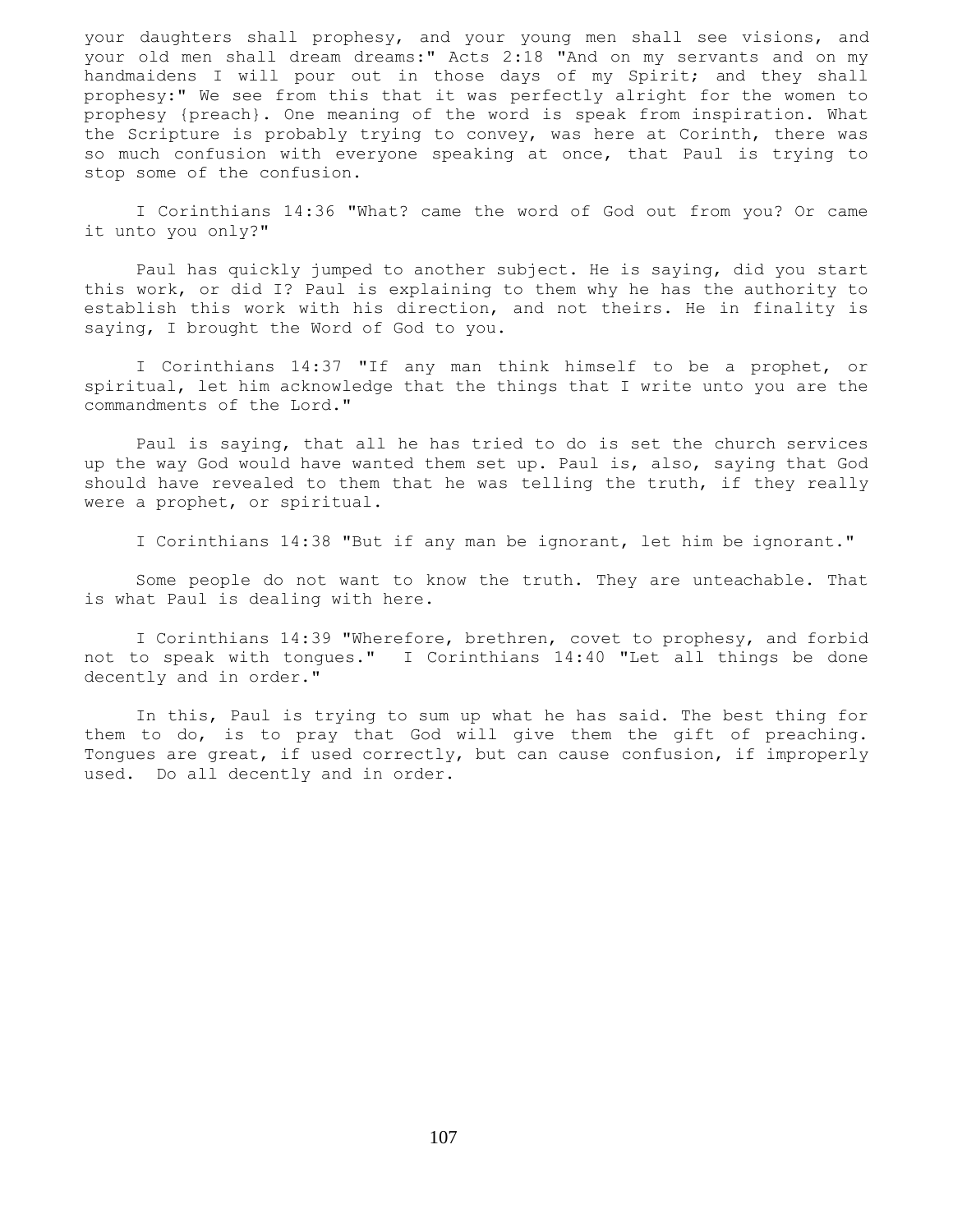your daughters shall prophesy, and your young men shall see visions, and your old men shall dream dreams:" Acts 2:18 "And on my servants and on my handmaidens I will pour out in those days of my Spirit; and they shall prophesy:" We see from this that it was perfectly alright for the women to prophesy {preach}. One meaning of the word is speak from inspiration. What the Scripture is probably trying to convey, was here at Corinth, there was so much confusion with everyone speaking at once, that Paul is trying to stop some of the confusion.

I Corinthians 14:36 "What? came the word of God out from you? Or came it unto you only?"

Paul has quickly jumped to another subject. He is saying, did you start this work, or did I? Paul is explaining to them why he has the authority to establish this work with his direction, and not theirs. He in finality is saying, I brought the Word of God to you.

I Corinthians 14:37 "If any man think himself to be a prophet, or spiritual, let him acknowledge that the things that I write unto you are the commandments of the Lord."

Paul is saying, that all he has tried to do is set the church services up the way God would have wanted them set up. Paul is, also, saying that God should have revealed to them that he was telling the truth, if they really were a prophet, or spiritual.

I Corinthians 14:38 "But if any man be ignorant, let him be ignorant."

Some people do not want to know the truth. They are unteachable. That is what Paul is dealing with here.

I Corinthians 14:39 "Wherefore, brethren, covet to prophesy, and forbid not to speak with tongues." I Corinthians 14:40 "Let all things be done decently and in order."

In this, Paul is trying to sum up what he has said. The best thing for them to do, is to pray that God will give them the gift of preaching. Tongues are great, if used correctly, but can cause confusion, if improperly used. Do all decently and in order.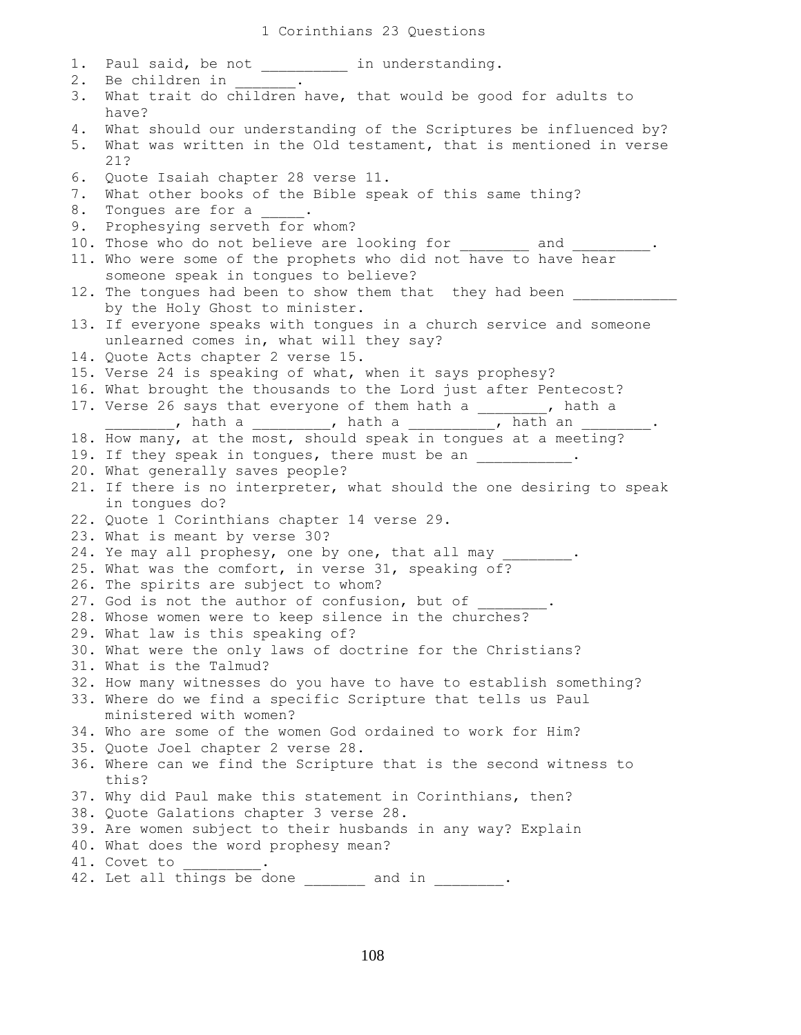# 1 Corinthians 23 Questions

1. Paul said, be not __________ in understanding.
2. Be children in _______.
3. What trait do children have, that would be good for adults to have?
4. What should our understanding of the Scriptures be influenced by?
5. What was written in the Old testament, that is mentioned in verse 21?
6. Quote Isaiah chapter 28 verse 11.
7. What other books of the Bible speak of this same thing?
8. Tongues are for a _____.
9. Prophesying serveth for whom?
10. Those who do not believe are looking for ________ and _________.
11. Who were some of the prophets who did not have to have hear someone speak in tongues to believe?
12. The tongues had been to show them that they had been ____________ by the Holy Ghost to minister.
13. If everyone speaks with tongues in a church service and someone unlearned comes in, what will they say?
14. Quote Acts chapter 2 verse 15.
15. Verse 24 is speaking of what, when it says prophesy?
16. What brought the thousands to the Lord just after Pentecost?
17. Verse 26 says that everyone of them hath a ________, hath a ________, hath a _________, hath a __________, hath an ________.
18. How many, at the most, should speak in tongues at a meeting?
19. If they speak in tongues, there must be an ___________.
20. What generally saves people?
21. If there is no interpreter, what should the one desiring to speak in tongues do?
22. Quote 1 Corinthians chapter 14 verse 29.
23. What is meant by verse 30?
24. Ye may all prophesy, one by one, that all may ________.
25. What was the comfort, in verse 31, speaking of?
26. The spirits are subject to whom?
27. God is not the author of confusion, but of ________.
28. Whose women were to keep silence in the churches?
29. What law is this speaking of?
30. What were the only laws of doctrine for the Christians?
31. What is the Talmud?
32. How many witnesses do you have to have to establish something?
33. Where do we find a specific Scripture that tells us Paul ministered with women?
34. Who are some of the women God ordained to work for Him?
35. Quote Joel chapter 2 verse 28.
36. Where can we find the Scripture that is the second witness to this?
37. Why did Paul make this statement in Corinthians, then?
38. Quote Galations chapter 3 verse 28.
39. Are women subject to their husbands in any way? Explain
40. What does the word prophesy mean?
41. Covet to _________.
42. Let all things be done _______ and in ________.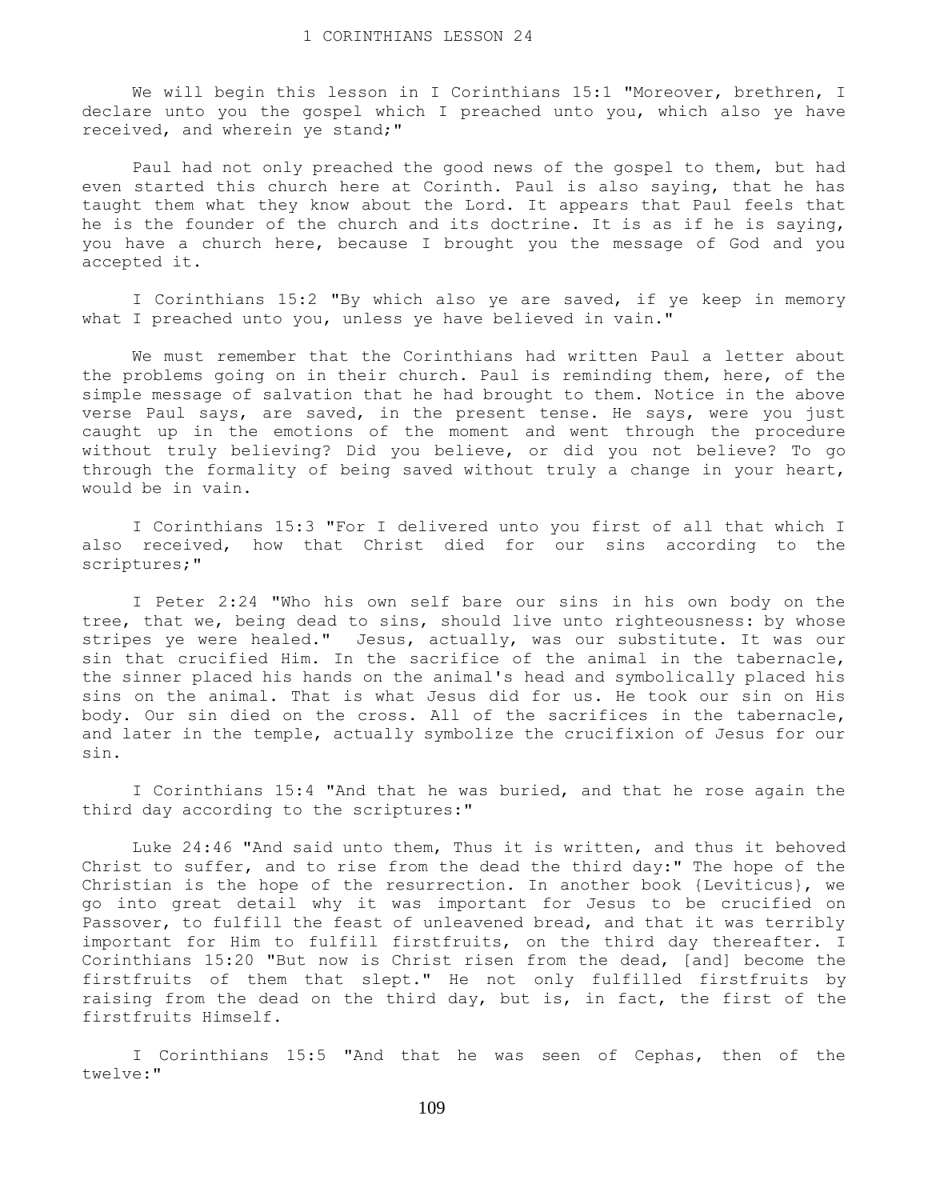# 1 CORINTHIANS LESSON 24

We will begin this lesson in I Corinthians 15:1 "Moreover, brethren, I declare unto you the gospel which I preached unto you, which also ye have received, and wherein ye stand;"

Paul had not only preached the good news of the gospel to them, but had even started this church here at Corinth. Paul is also saying, that he has taught them what they know about the Lord. It appears that Paul feels that he is the founder of the church and its doctrine. It is as if he is saying, you have a church here, because I brought you the message of God and you accepted it.

I Corinthians 15:2 "By which also ye are saved, if ye keep in memory what I preached unto you, unless ye have believed in vain."

We must remember that the Corinthians had written Paul a letter about the problems going on in their church. Paul is reminding them, here, of the simple message of salvation that he had brought to them. Notice in the above verse Paul says, are saved, in the present tense. He says, were you just caught up in the emotions of the moment and went through the procedure without truly believing? Did you believe, or did you not believe? To go through the formality of being saved without truly a change in your heart, would be in vain.

I Corinthians 15:3 "For I delivered unto you first of all that which I also received, how that Christ died for our sins according to the scriptures;"

I Peter 2:24 "Who his own self bare our sins in his own body on the tree, that we, being dead to sins, should live unto righteousness: by whose stripes ye were healed." Jesus, actually, was our substitute. It was our sin that crucified Him. In the sacrifice of the animal in the tabernacle, the sinner placed his hands on the animal's head and symbolically placed his sins on the animal. That is what Jesus did for us. He took our sin on His body. Our sin died on the cross. All of the sacrifices in the tabernacle, and later in the temple, actually symbolize the crucifixion of Jesus for our sin.

I Corinthians 15:4 "And that he was buried, and that he rose again the third day according to the scriptures:"

Luke 24:46 "And said unto them, Thus it is written, and thus it behoved Christ to suffer, and to rise from the dead the third day:" The hope of the Christian is the hope of the resurrection. In another book {Leviticus}, we go into great detail why it was important for Jesus to be crucified on Passover, to fulfill the feast of unleavened bread, and that it was terribly important for Him to fulfill firstfruits, on the third day thereafter. I Corinthians 15:20 "But now is Christ risen from the dead, [and] become the firstfruits of them that slept." He not only fulfilled firstfruits by raising from the dead on the third day, but is, in fact, the first of the firstfruits Himself.

I Corinthians 15:5 "And that he was seen of Cephas, then of the twelve:"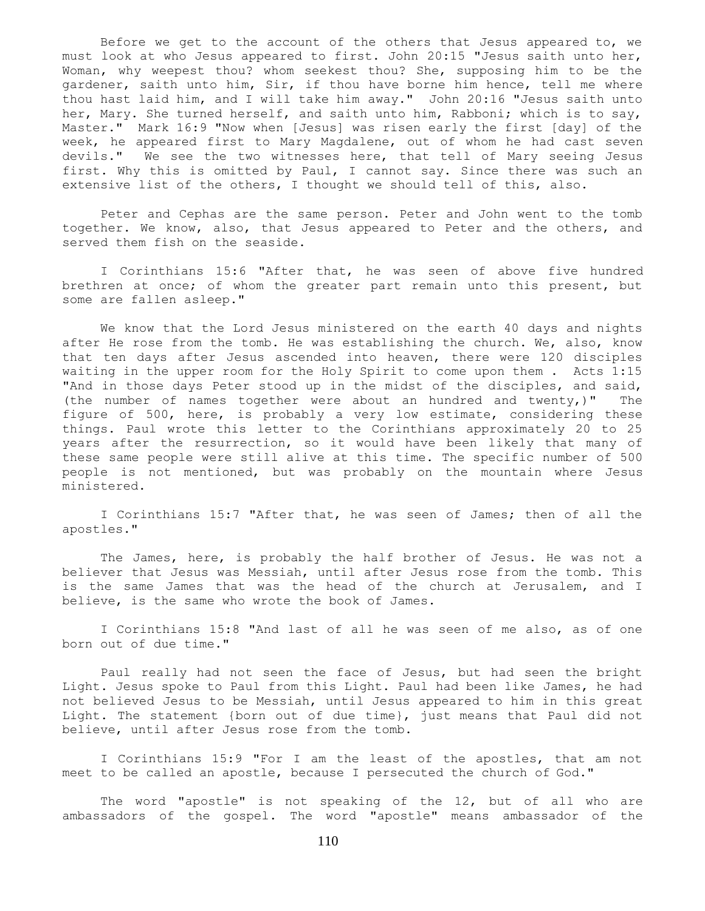Before we get to the account of the others that Jesus appeared to, we must look at who Jesus appeared to first. John 20:15 "Jesus saith unto her, Woman, why weepest thou? whom seekest thou? She, supposing him to be the gardener, saith unto him, Sir, if thou have borne him hence, tell me where thou hast laid him, and I will take him away." John 20:16 "Jesus saith unto her, Mary. She turned herself, and saith unto him, Rabboni; which is to say, Master." Mark 16:9 "Now when [Jesus] was risen early the first [day] of the week, he appeared first to Mary Magdalene, out of whom he had cast seven devils." We see the two witnesses here, that tell of Mary seeing Jesus first. Why this is omitted by Paul, I cannot say. Since there was such an extensive list of the others, I thought we should tell of this, also.

Peter and Cephas are the same person. Peter and John went to the tomb together. We know, also, that Jesus appeared to Peter and the others, and served them fish on the seaside.

I Corinthians 15:6 "After that, he was seen of above five hundred brethren at once; of whom the greater part remain unto this present, but some are fallen asleep."

We know that the Lord Jesus ministered on the earth 40 days and nights after He rose from the tomb. He was establishing the church. We, also, know that ten days after Jesus ascended into heaven, there were 120 disciples waiting in the upper room for the Holy Spirit to come upon them . Acts 1:15 "And in those days Peter stood up in the midst of the disciples, and said, (the number of names together were about an hundred and twenty,)" The figure of 500, here, is probably a very low estimate, considering these things. Paul wrote this letter to the Corinthians approximately 20 to 25 years after the resurrection, so it would have been likely that many of these same people were still alive at this time. The specific number of 500 people is not mentioned, but was probably on the mountain where Jesus ministered.

I Corinthians 15:7 "After that, he was seen of James; then of all the apostles."

The James, here, is probably the half brother of Jesus. He was not a believer that Jesus was Messiah, until after Jesus rose from the tomb. This is the same James that was the head of the church at Jerusalem, and I believe, is the same who wrote the book of James.

I Corinthians 15:8 "And last of all he was seen of me also, as of one born out of due time."

Paul really had not seen the face of Jesus, but had seen the bright Light. Jesus spoke to Paul from this Light. Paul had been like James, he had not believed Jesus to be Messiah, until Jesus appeared to him in this great Light. The statement {born out of due time}, just means that Paul did not believe, until after Jesus rose from the tomb.

I Corinthians 15:9 "For I am the least of the apostles, that am not meet to be called an apostle, because I persecuted the church of God."

The word "apostle" is not speaking of the 12, but of all who are ambassadors of the gospel. The word "apostle" means ambassador of the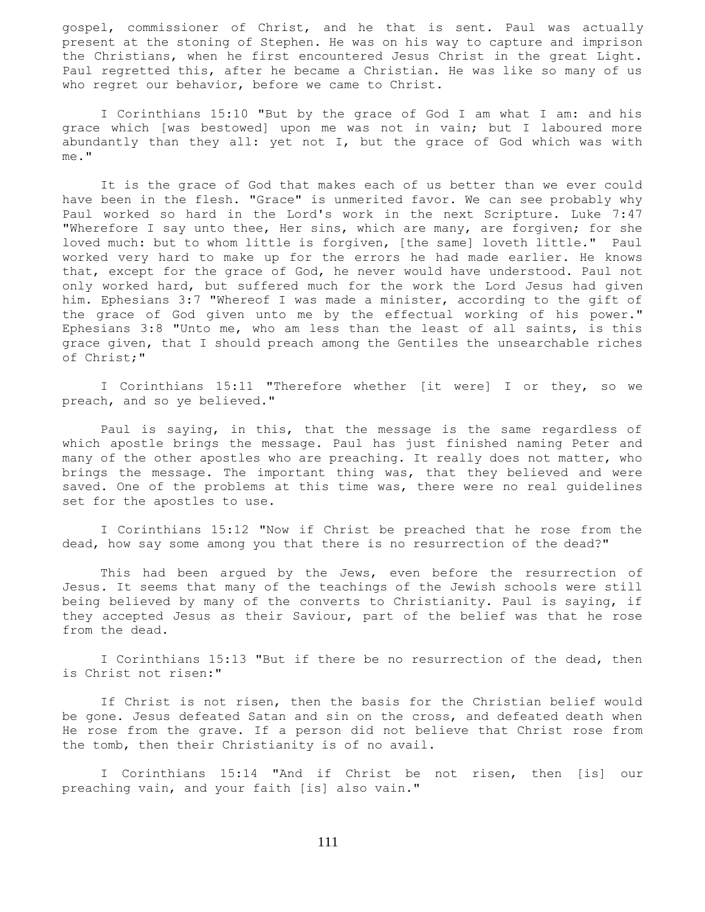gospel, commissioner of Christ, and he that is sent. Paul was actually present at the stoning of Stephen. He was on his way to capture and imprison the Christians, when he first encountered Jesus Christ in the great Light. Paul regretted this, after he became a Christian. He was like so many of us who regret our behavior, before we came to Christ.

I Corinthians 15:10 "But by the grace of God I am what I am: and his grace which [was bestowed] upon me was not in vain; but I laboured more abundantly than they all: yet not I, but the grace of God which was with me."

It is the grace of God that makes each of us better than we ever could have been in the flesh. "Grace" is unmerited favor. We can see probably why Paul worked so hard in the Lord's work in the next Scripture. Luke 7:47 "Wherefore I say unto thee, Her sins, which are many, are forgiven; for she loved much: but to whom little is forgiven, [the same] loveth little." Paul worked very hard to make up for the errors he had made earlier. He knows that, except for the grace of God, he never would have understood. Paul not only worked hard, but suffered much for the work the Lord Jesus had given him. Ephesians 3:7 "Whereof I was made a minister, according to the gift of the grace of God given unto me by the effectual working of his power." Ephesians 3:8 "Unto me, who am less than the least of all saints, is this grace given, that I should preach among the Gentiles the unsearchable riches of Christ;"

I Corinthians 15:11 "Therefore whether [it were] I or they, so we preach, and so ye believed."

Paul is saying, in this, that the message is the same regardless of which apostle brings the message. Paul has just finished naming Peter and many of the other apostles who are preaching. It really does not matter, who brings the message. The important thing was, that they believed and were saved. One of the problems at this time was, there were no real guidelines set for the apostles to use.

I Corinthians 15:12 "Now if Christ be preached that he rose from the dead, how say some among you that there is no resurrection of the dead?"

This had been argued by the Jews, even before the resurrection of Jesus. It seems that many of the teachings of the Jewish schools were still being believed by many of the converts to Christianity. Paul is saying, if they accepted Jesus as their Saviour, part of the belief was that he rose from the dead.

I Corinthians 15:13 "But if there be no resurrection of the dead, then is Christ not risen:"

If Christ is not risen, then the basis for the Christian belief would be gone. Jesus defeated Satan and sin on the cross, and defeated death when He rose from the grave. If a person did not believe that Christ rose from the tomb, then their Christianity is of no avail.

I Corinthians 15:14 "And if Christ be not risen, then [is] our preaching vain, and your faith [is] also vain."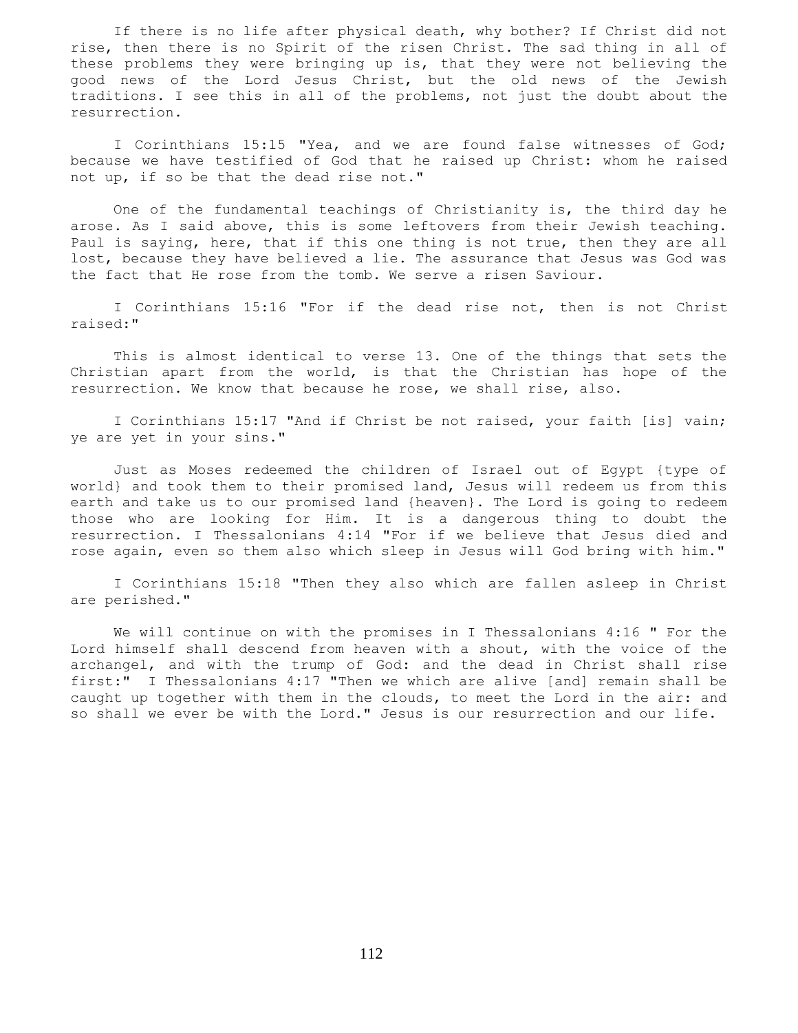If there is no life after physical death, why bother? If Christ did not rise, then there is no Spirit of the risen Christ. The sad thing in all of these problems they were bringing up is, that they were not believing the good news of the Lord Jesus Christ, but the old news of the Jewish traditions. I see this in all of the problems, not just the doubt about the resurrection.

I Corinthians 15:15 "Yea, and we are found false witnesses of God; because we have testified of God that he raised up Christ: whom he raised not up, if so be that the dead rise not."

One of the fundamental teachings of Christianity is, the third day he arose. As I said above, this is some leftovers from their Jewish teaching. Paul is saying, here, that if this one thing is not true, then they are all lost, because they have believed a lie. The assurance that Jesus was God was the fact that He rose from the tomb. We serve a risen Saviour.

I Corinthians 15:16 "For if the dead rise not, then is not Christ raised:"

This is almost identical to verse 13. One of the things that sets the Christian apart from the world, is that the Christian has hope of the resurrection. We know that because he rose, we shall rise, also.

I Corinthians 15:17 "And if Christ be not raised, your faith [is] vain; ye are yet in your sins."

Just as Moses redeemed the children of Israel out of Egypt {type of world} and took them to their promised land, Jesus will redeem us from this earth and take us to our promised land {heaven}. The Lord is going to redeem those who are looking for Him. It is a dangerous thing to doubt the resurrection. I Thessalonians 4:14 "For if we believe that Jesus died and rose again, even so them also which sleep in Jesus will God bring with him."

I Corinthians 15:18 "Then they also which are fallen asleep in Christ are perished."

We will continue on with the promises in I Thessalonians 4:16 " For the Lord himself shall descend from heaven with a shout, with the voice of the archangel, and with the trump of God: and the dead in Christ shall rise first:" I Thessalonians 4:17 "Then we which are alive [and] remain shall be caught up together with them in the clouds, to meet the Lord in the air: and so shall we ever be with the Lord." Jesus is our resurrection and our life.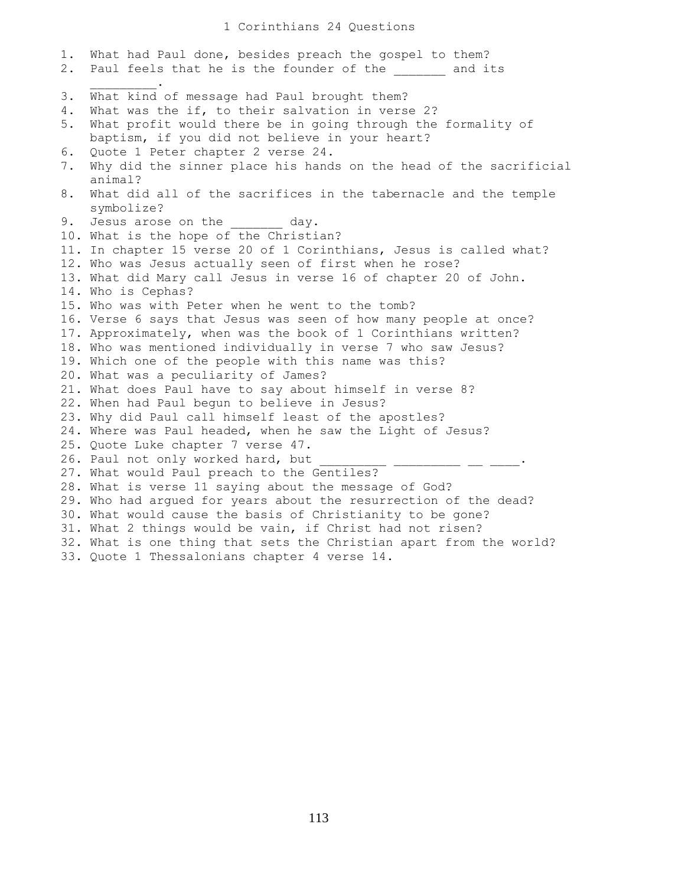# 1 Corinthians 24 Questions

1. What had Paul done, besides preach the gospel to them?
2. Paul feels that he is the founder of the _______ and its _________.
3. What kind of message had Paul brought them?
4. What was the if, to their salvation in verse 2?
5. What profit would there be in going through the formality of baptism, if you did not believe in your heart?
6. Quote 1 Peter chapter 2 verse 24.
7. Why did the sinner place his hands on the head of the sacrificial animal?
8. What did all of the sacrifices in the tabernacle and the temple symbolize?
9. Jesus arose on the _______ day.
10. What is the hope of the Christian?
11. In chapter 15 verse 20 of 1 Corinthians, Jesus is called what?
12. Who was Jesus actually seen of first when he rose?
13. What did Mary call Jesus in verse 16 of chapter 20 of John.
14. Who is Cephas?
15. Who was with Peter when he went to the tomb?
16. Verse 6 says that Jesus was seen of how many people at once?
17. Approximately, when was the book of 1 Corinthians written?
18. Who was mentioned individually in verse 7 who saw Jesus?
19. Which one of the people with this name was this?
20. What was a peculiarity of James?
21. What does Paul have to say about himself in verse 8?
22. When had Paul begun to believe in Jesus?
23. Why did Paul call himself least of the apostles?
24. Where was Paul headed, when he saw the Light of Jesus?
25. Quote Luke chapter 7 verse 47.
26. Paul not only worked hard, but _________ _________ __ ____.
27. What would Paul preach to the Gentiles?
28. What is verse 11 saying about the message of God?
29. Who had argued for years about the resurrection of the dead?
30. What would cause the basis of Christianity to be gone?
31. What 2 things would be vain, if Christ had not risen?
32. What is one thing that sets the Christian apart from the world?
33. Quote 1 Thessalonians chapter 4 verse 14.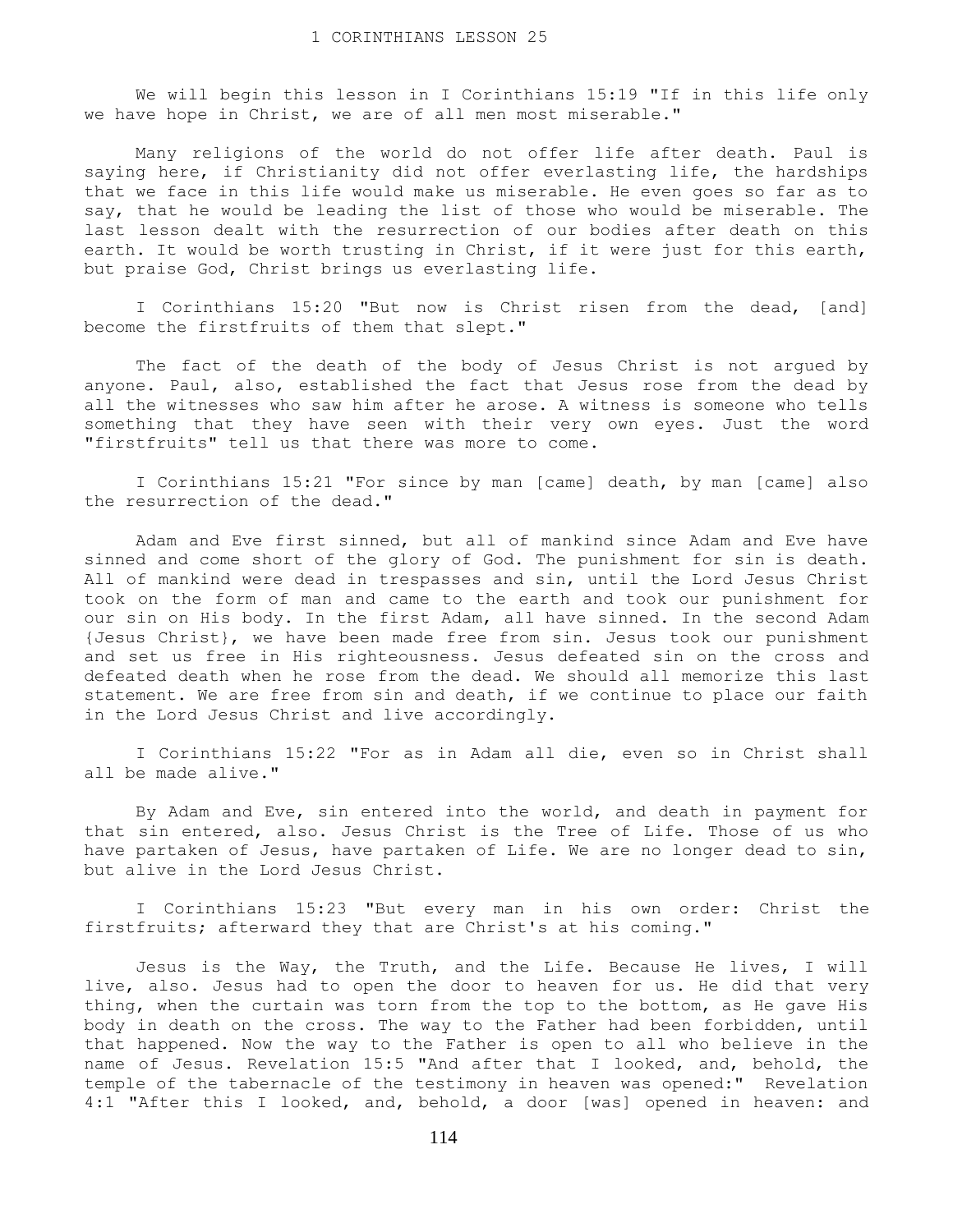# 1 CORINTHIANS LESSON 25

We will begin this lesson in I Corinthians 15:19 "If in this life only we have hope in Christ, we are of all men most miserable."

Many religions of the world do not offer life after death. Paul is saying here, if Christianity did not offer everlasting life, the hardships that we face in this life would make us miserable. He even goes so far as to say, that he would be leading the list of those who would be miserable. The last lesson dealt with the resurrection of our bodies after death on this earth. It would be worth trusting in Christ, if it were just for this earth, but praise God, Christ brings us everlasting life.

I Corinthians 15:20 "But now is Christ risen from the dead, [and] become the firstfruits of them that slept."

The fact of the death of the body of Jesus Christ is not argued by anyone. Paul, also, established the fact that Jesus rose from the dead by all the witnesses who saw him after he arose. A witness is someone who tells something that they have seen with their very own eyes. Just the word "firstfruits" tell us that there was more to come.

I Corinthians 15:21 "For since by man [came] death, by man [came] also the resurrection of the dead."

Adam and Eve first sinned, but all of mankind since Adam and Eve have sinned and come short of the glory of God. The punishment for sin is death. All of mankind were dead in trespasses and sin, until the Lord Jesus Christ took on the form of man and came to the earth and took our punishment for our sin on His body. In the first Adam, all have sinned. In the second Adam {Jesus Christ}, we have been made free from sin. Jesus took our punishment and set us free in His righteousness. Jesus defeated sin on the cross and defeated death when he rose from the dead. We should all memorize this last statement. We are free from sin and death, if we continue to place our faith in the Lord Jesus Christ and live accordingly.

I Corinthians 15:22 "For as in Adam all die, even so in Christ shall all be made alive."

By Adam and Eve, sin entered into the world, and death in payment for that sin entered, also. Jesus Christ is the Tree of Life. Those of us who have partaken of Jesus, have partaken of Life. We are no longer dead to sin, but alive in the Lord Jesus Christ.

I Corinthians 15:23 "But every man in his own order: Christ the firstfruits; afterward they that are Christ's at his coming."

Jesus is the Way, the Truth, and the Life. Because He lives, I will live, also. Jesus had to open the door to heaven for us. He did that very thing, when the curtain was torn from the top to the bottom, as He gave His body in death on the cross. The way to the Father had been forbidden, until that happened. Now the way to the Father is open to all who believe in the name of Jesus. Revelation 15:5 "And after that I looked, and, behold, the temple of the tabernacle of the testimony in heaven was opened:" Revelation 4:1 "After this I looked, and, behold, a door [was] opened in heaven: and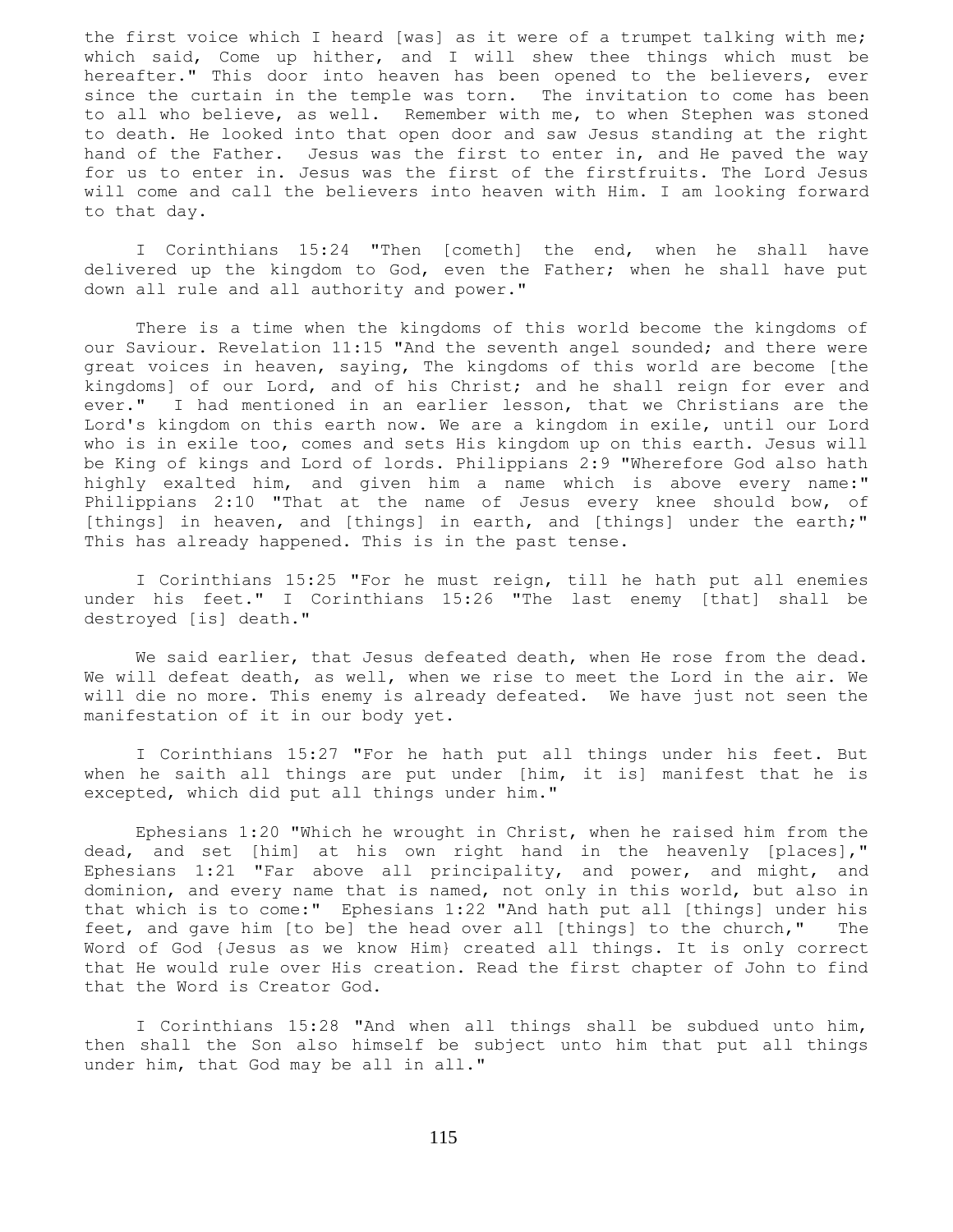the first voice which I heard [was] as it were of a trumpet talking with me; which said, Come up hither, and I will shew thee things which must be hereafter." This door into heaven has been opened to the believers, ever since the curtain in the temple was torn. The invitation to come has been to all who believe, as well. Remember with me, to when Stephen was stoned to death. He looked into that open door and saw Jesus standing at the right hand of the Father. Jesus was the first to enter in, and He paved the way for us to enter in. Jesus was the first of the firstfruits. The Lord Jesus will come and call the believers into heaven with Him. I am looking forward to that day.

I Corinthians 15:24 "Then [cometh] the end, when he shall have delivered up the kingdom to God, even the Father; when he shall have put down all rule and all authority and power."

There is a time when the kingdoms of this world become the kingdoms of our Saviour. Revelation 11:15 "And the seventh angel sounded; and there were great voices in heaven, saying, The kingdoms of this world are become [the kingdoms] of our Lord, and of his Christ; and he shall reign for ever and ever." I had mentioned in an earlier lesson, that we Christians are the Lord's kingdom on this earth now. We are a kingdom in exile, until our Lord who is in exile too, comes and sets His kingdom up on this earth. Jesus will be King of kings and Lord of lords. Philippians 2:9 "Wherefore God also hath highly exalted him, and given him a name which is above every name:" Philippians 2:10 "That at the name of Jesus every knee should bow, of [things] in heaven, and [things] in earth, and [things] under the earth;" This has already happened. This is in the past tense.

I Corinthians 15:25 "For he must reign, till he hath put all enemies under his feet." I Corinthians 15:26 "The last enemy [that] shall be destroyed [is] death."

We said earlier, that Jesus defeated death, when He rose from the dead. We will defeat death, as well, when we rise to meet the Lord in the air. We will die no more. This enemy is already defeated. We have just not seen the manifestation of it in our body yet.

I Corinthians 15:27 "For he hath put all things under his feet. But when he saith all things are put under [him, it is] manifest that he is excepted, which did put all things under him."

Ephesians 1:20 "Which he wrought in Christ, when he raised him from the dead, and set [him] at his own right hand in the heavenly [places]," Ephesians 1:21 "Far above all principality, and power, and might, and dominion, and every name that is named, not only in this world, but also in that which is to come:" Ephesians 1:22 "And hath put all [things] under his feet, and gave him [to be] the head over all [things] to the church," The Word of God {Jesus as we know Him} created all things. It is only correct that He would rule over His creation. Read the first chapter of John to find that the Word is Creator God.

I Corinthians 15:28 "And when all things shall be subdued unto him, then shall the Son also himself be subject unto him that put all things under him, that God may be all in all."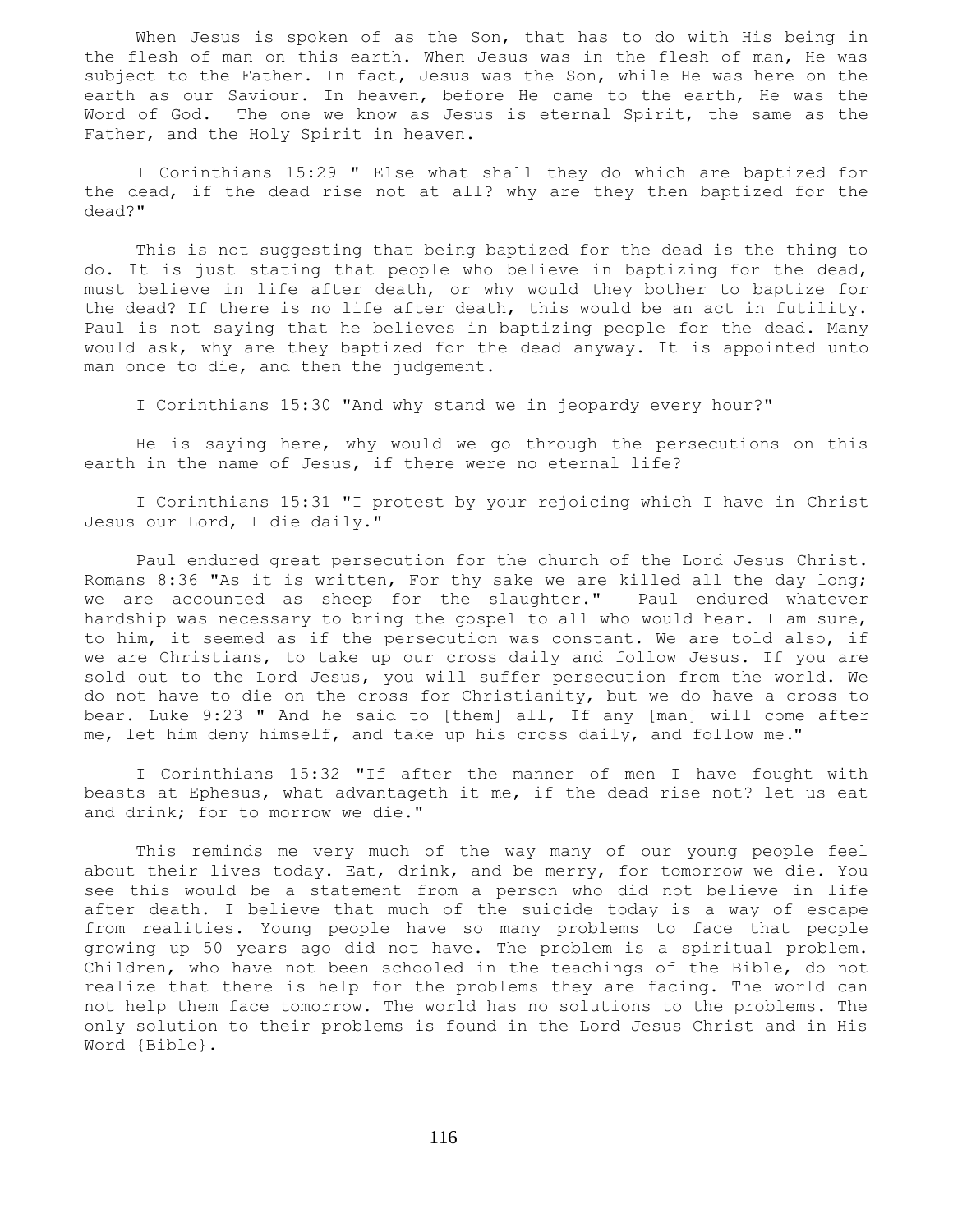When Jesus is spoken of as the Son, that has to do with His being in the flesh of man on this earth. When Jesus was in the flesh of man, He was subject to the Father. In fact, Jesus was the Son, while He was here on the earth as our Saviour. In heaven, before He came to the earth, He was the Word of God. The one we know as Jesus is eternal Spirit, the same as the Father, and the Holy Spirit in heaven.

I Corinthians 15:29 " Else what shall they do which are baptized for the dead, if the dead rise not at all? why are they then baptized for the dead?"

This is not suggesting that being baptized for the dead is the thing to do. It is just stating that people who believe in baptizing for the dead, must believe in life after death, or why would they bother to baptize for the dead? If there is no life after death, this would be an act in futility. Paul is not saying that he believes in baptizing people for the dead. Many would ask, why are they baptized for the dead anyway. It is appointed unto man once to die, and then the judgement.

I Corinthians 15:30 "And why stand we in jeopardy every hour?"

He is saying here, why would we go through the persecutions on this earth in the name of Jesus, if there were no eternal life?

I Corinthians 15:31 "I protest by your rejoicing which I have in Christ Jesus our Lord, I die daily."

Paul endured great persecution for the church of the Lord Jesus Christ. Romans 8:36 "As it is written, For thy sake we are killed all the day long; we are accounted as sheep for the slaughter." Paul endured whatever hardship was necessary to bring the gospel to all who would hear. I am sure, to him, it seemed as if the persecution was constant. We are told also, if we are Christians, to take up our cross daily and follow Jesus. If you are sold out to the Lord Jesus, you will suffer persecution from the world. We do not have to die on the cross for Christianity, but we do have a cross to bear. Luke 9:23 " And he said to [them] all, If any [man] will come after me, let him deny himself, and take up his cross daily, and follow me."

I Corinthians 15:32 "If after the manner of men I have fought with beasts at Ephesus, what advantageth it me, if the dead rise not? let us eat and drink; for to morrow we die."

This reminds me very much of the way many of our young people feel about their lives today. Eat, drink, and be merry, for tomorrow we die. You see this would be a statement from a person who did not believe in life after death. I believe that much of the suicide today is a way of escape from realities. Young people have so many problems to face that people growing up 50 years ago did not have. The problem is a spiritual problem. Children, who have not been schooled in the teachings of the Bible, do not realize that there is help for the problems they are facing. The world can not help them face tomorrow. The world has no solutions to the problems. The only solution to their problems is found in the Lord Jesus Christ and in His Word {Bible}.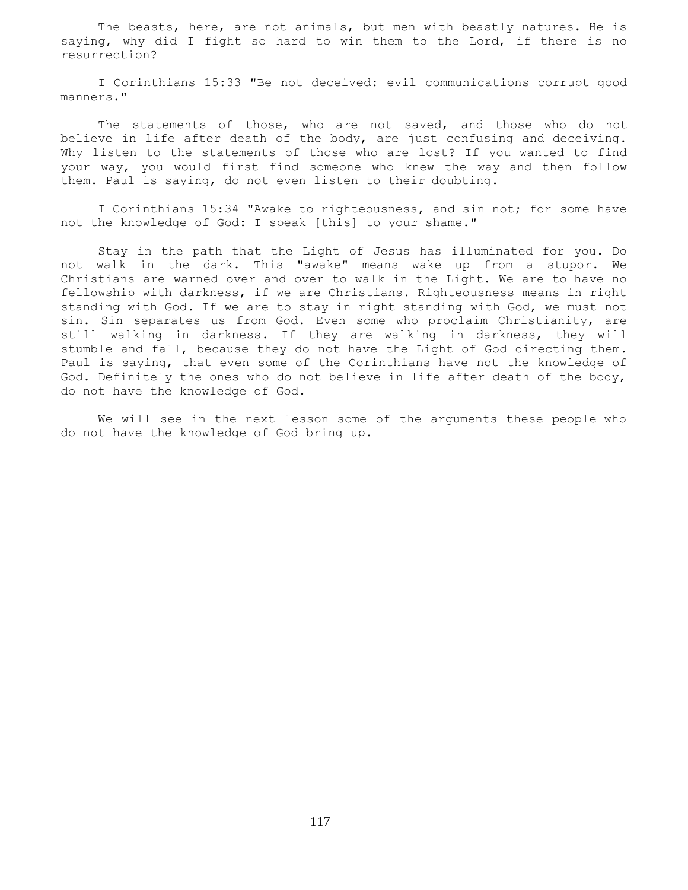The beasts, here, are not animals, but men with beastly natures. He is saying, why did I fight so hard to win them to the Lord, if there is no resurrection?

I Corinthians 15:33 "Be not deceived: evil communications corrupt good manners."

The statements of those, who are not saved, and those who do not believe in life after death of the body, are just confusing and deceiving. Why listen to the statements of those who are lost? If you wanted to find your way, you would first find someone who knew the way and then follow them. Paul is saying, do not even listen to their doubting.

I Corinthians 15:34 "Awake to righteousness, and sin not; for some have not the knowledge of God: I speak [this] to your shame."

Stay in the path that the Light of Jesus has illuminated for you. Do not walk in the dark. This "awake" means wake up from a stupor. We Christians are warned over and over to walk in the Light. We are to have no fellowship with darkness, if we are Christians. Righteousness means in right standing with God. If we are to stay in right standing with God, we must not sin. Sin separates us from God. Even some who proclaim Christianity, are still walking in darkness. If they are walking in darkness, they will stumble and fall, because they do not have the Light of God directing them. Paul is saying, that even some of the Corinthians have not the knowledge of God. Definitely the ones who do not believe in life after death of the body, do not have the knowledge of God.

We will see in the next lesson some of the arguments these people who do not have the knowledge of God bring up.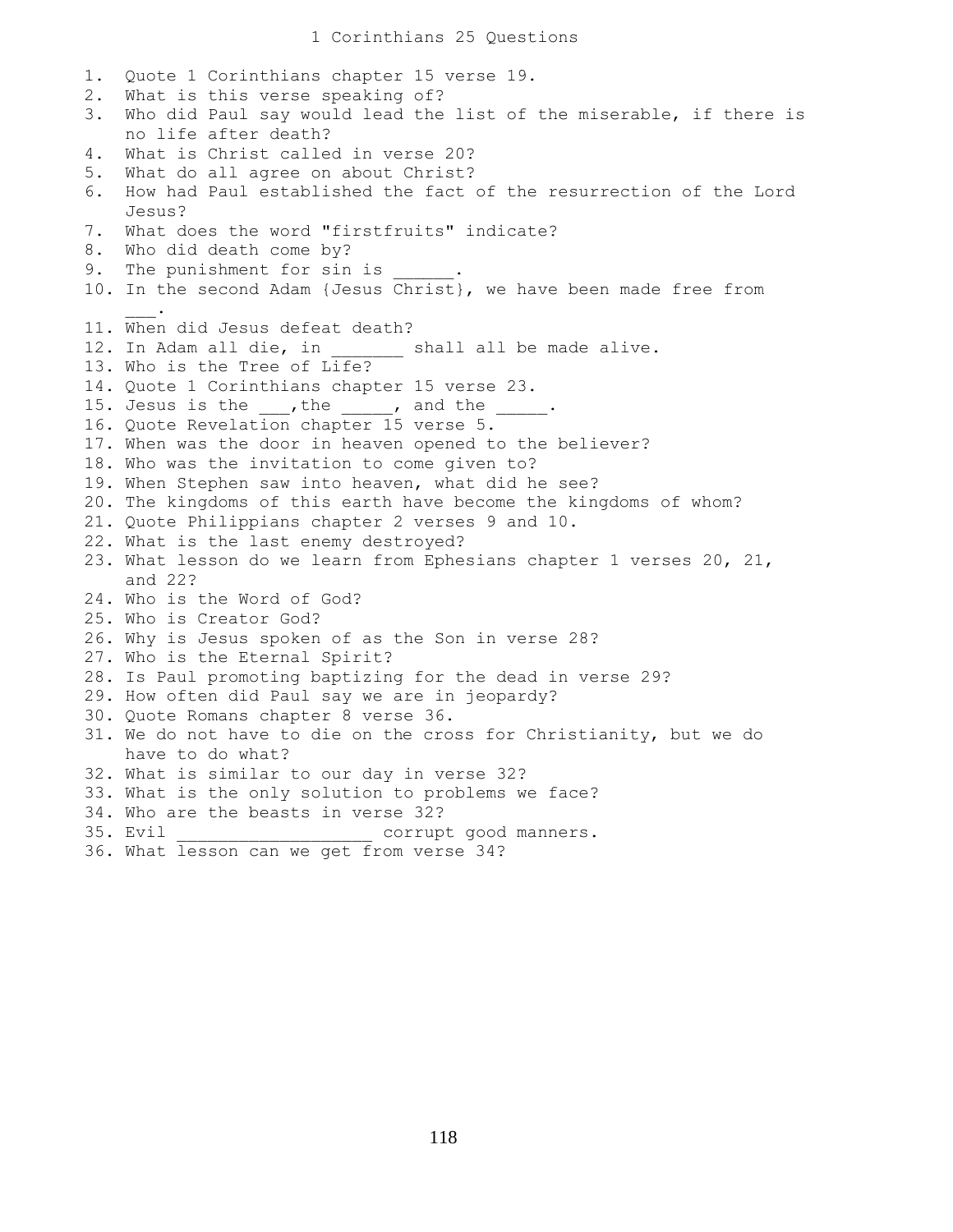# 1 Corinthians 25 Questions

1. Quote 1 Corinthians chapter 15 verse 19.
2. What is this verse speaking of?
3. Who did Paul say would lead the list of the miserable, if there is no life after death?
4. What is Christ called in verse 20?
5. What do all agree on about Christ?
6. How had Paul established the fact of the resurrection of the Lord Jesus?
7. What does the word "firstfruits" indicate?
8. Who did death come by?
9. The punishment for sin is ______.
10. In the second Adam {Jesus Christ}, we have been made free from ___.
11. When did Jesus defeat death?
12. In Adam all die, in _______ shall all be made alive.
13. Who is the Tree of Life?
14. Quote 1 Corinthians chapter 15 verse 23.
15. Jesus is the ___,the _____, and the _____.
16. Quote Revelation chapter 15 verse 5.
17. When was the door in heaven opened to the believer?
18. Who was the invitation to come given to?
19. When Stephen saw into heaven, what did he see?
20. The kingdoms of this earth have become the kingdoms of whom?
21. Quote Philippians chapter 2 verses 9 and 10.
22. What is the last enemy destroyed?
23. What lesson do we learn from Ephesians chapter 1 verses 20, 21, and 22?
24. Who is the Word of God?
25. Who is Creator God?
26. Why is Jesus spoken of as the Son in verse 28?
27. Who is the Eternal Spirit?
28. Is Paul promoting baptizing for the dead in verse 29?
29. How often did Paul say we are in jeopardy?
30. Quote Romans chapter 8 verse 36.
31. We do not have to die on the cross for Christianity, but we do have to do what?
32. What is similar to our day in verse 32?
33. What is the only solution to problems we face?
34. Who are the beasts in verse 32?
35. Evil ___________________ corrupt good manners.
36. What lesson can we get from verse 34?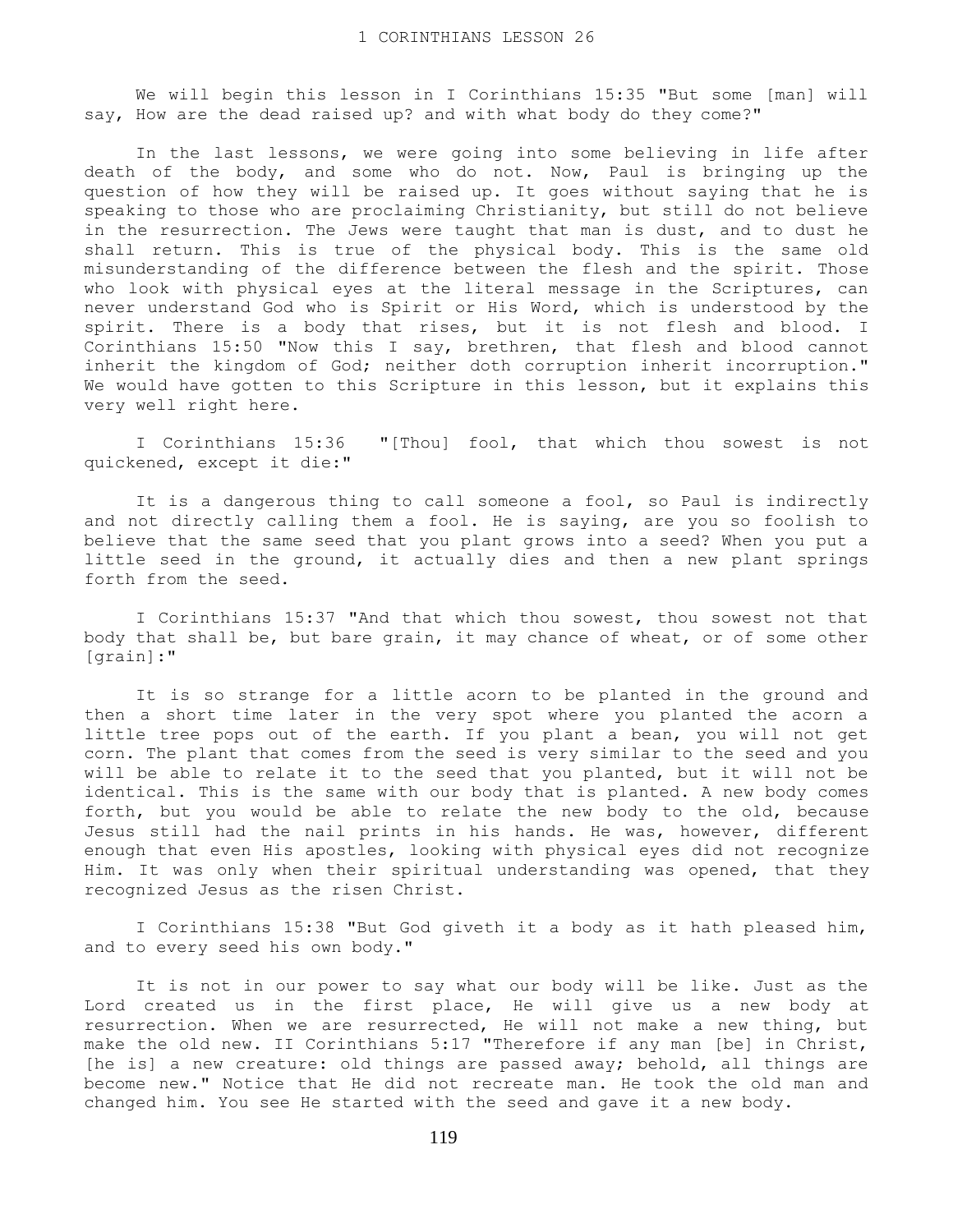# 1 CORINTHIANS LESSON 26

We will begin this lesson in I Corinthians 15:35 "But some [man] will say, How are the dead raised up? and with what body do they come?"

In the last lessons, we were going into some believing in life after death of the body, and some who do not. Now, Paul is bringing up the question of how they will be raised up. It goes without saying that he is speaking to those who are proclaiming Christianity, but still do not believe in the resurrection. The Jews were taught that man is dust, and to dust he shall return. This is true of the physical body. This is the same old misunderstanding of the difference between the flesh and the spirit. Those who look with physical eyes at the literal message in the Scriptures, can never understand God who is Spirit or His Word, which is understood by the spirit. There is a body that rises, but it is not flesh and blood. I Corinthians 15:50 "Now this I say, brethren, that flesh and blood cannot inherit the kingdom of God; neither doth corruption inherit incorruption." We would have gotten to this Scripture in this lesson, but it explains this very well right here.

I Corinthians 15:36 "[Thou] fool, that which thou sowest is not quickened, except it die:"

It is a dangerous thing to call someone a fool, so Paul is indirectly and not directly calling them a fool. He is saying, are you so foolish to believe that the same seed that you plant grows into a seed? When you put a little seed in the ground, it actually dies and then a new plant springs forth from the seed.

I Corinthians 15:37 "And that which thou sowest, thou sowest not that body that shall be, but bare grain, it may chance of wheat, or of some other [grain]:"

It is so strange for a little acorn to be planted in the ground and then a short time later in the very spot where you planted the acorn a little tree pops out of the earth. If you plant a bean, you will not get corn. The plant that comes from the seed is very similar to the seed and you will be able to relate it to the seed that you planted, but it will not be identical. This is the same with our body that is planted. A new body comes forth, but you would be able to relate the new body to the old, because Jesus still had the nail prints in his hands. He was, however, different enough that even His apostles, looking with physical eyes did not recognize Him. It was only when their spiritual understanding was opened, that they recognized Jesus as the risen Christ.

I Corinthians 15:38 "But God giveth it a body as it hath pleased him, and to every seed his own body."

It is not in our power to say what our body will be like. Just as the Lord created us in the first place, He will give us a new body at resurrection. When we are resurrected, He will not make a new thing, but make the old new. II Corinthians 5:17 "Therefore if any man [be] in Christ, [he is] a new creature: old things are passed away; behold, all things are become new." Notice that He did not recreate man. He took the old man and changed him. You see He started with the seed and gave it a new body.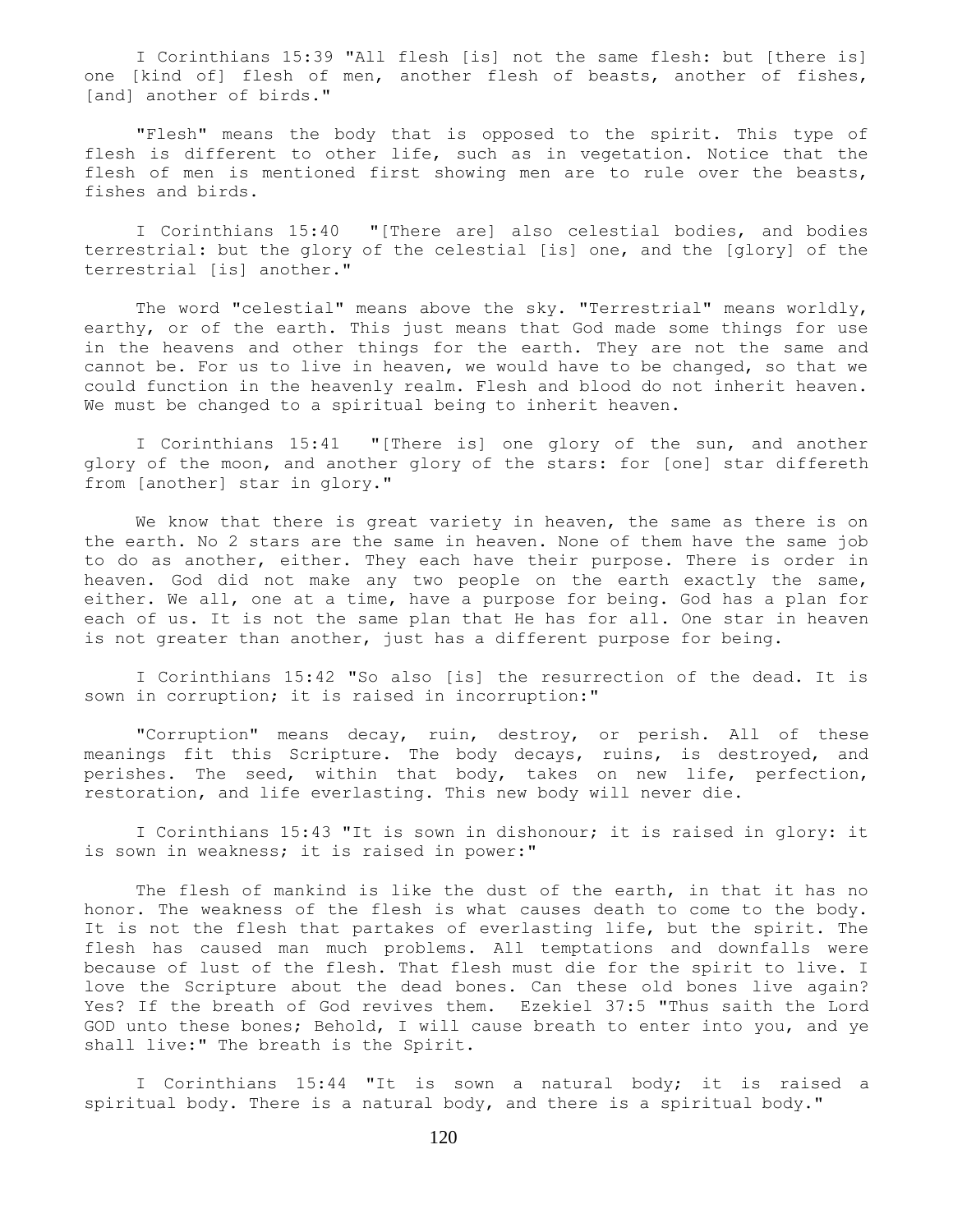I Corinthians 15:39 "All flesh [is] not the same flesh: but [there is] one [kind of] flesh of men, another flesh of beasts, another of fishes, [and] another of birds."

"Flesh" means the body that is opposed to the spirit. This type of flesh is different to other life, such as in vegetation. Notice that the flesh of men is mentioned first showing men are to rule over the beasts, fishes and birds.

I Corinthians 15:40 "[There are] also celestial bodies, and bodies terrestrial: but the glory of the celestial [is] one, and the [glory] of the terrestrial [is] another."

The word "celestial" means above the sky. "Terrestrial" means worldly, earthy, or of the earth. This just means that God made some things for use in the heavens and other things for the earth. They are not the same and cannot be. For us to live in heaven, we would have to be changed, so that we could function in the heavenly realm. Flesh and blood do not inherit heaven. We must be changed to a spiritual being to inherit heaven.

I Corinthians 15:41 "[There is] one glory of the sun, and another glory of the moon, and another glory of the stars: for [one] star differeth from [another] star in glory."

We know that there is great variety in heaven, the same as there is on the earth. No 2 stars are the same in heaven. None of them have the same job to do as another, either. They each have their purpose. There is order in heaven. God did not make any two people on the earth exactly the same, either. We all, one at a time, have a purpose for being. God has a plan for each of us. It is not the same plan that He has for all. One star in heaven is not greater than another, just has a different purpose for being.

I Corinthians 15:42 "So also [is] the resurrection of the dead. It is sown in corruption; it is raised in incorruption:"

"Corruption" means decay, ruin, destroy, or perish. All of these meanings fit this Scripture. The body decays, ruins, is destroyed, and perishes. The seed, within that body, takes on new life, perfection, restoration, and life everlasting. This new body will never die.

I Corinthians 15:43 "It is sown in dishonour; it is raised in glory: it is sown in weakness; it is raised in power:"

The flesh of mankind is like the dust of the earth, in that it has no honor. The weakness of the flesh is what causes death to come to the body. It is not the flesh that partakes of everlasting life, but the spirit. The flesh has caused man much problems. All temptations and downfalls were because of lust of the flesh. That flesh must die for the spirit to live. I love the Scripture about the dead bones. Can these old bones live again? Yes? If the breath of God revives them. Ezekiel 37:5 "Thus saith the Lord GOD unto these bones; Behold, I will cause breath to enter into you, and ye shall live:" The breath is the Spirit.

I Corinthians 15:44 "It is sown a natural body; it is raised a spiritual body. There is a natural body, and there is a spiritual body."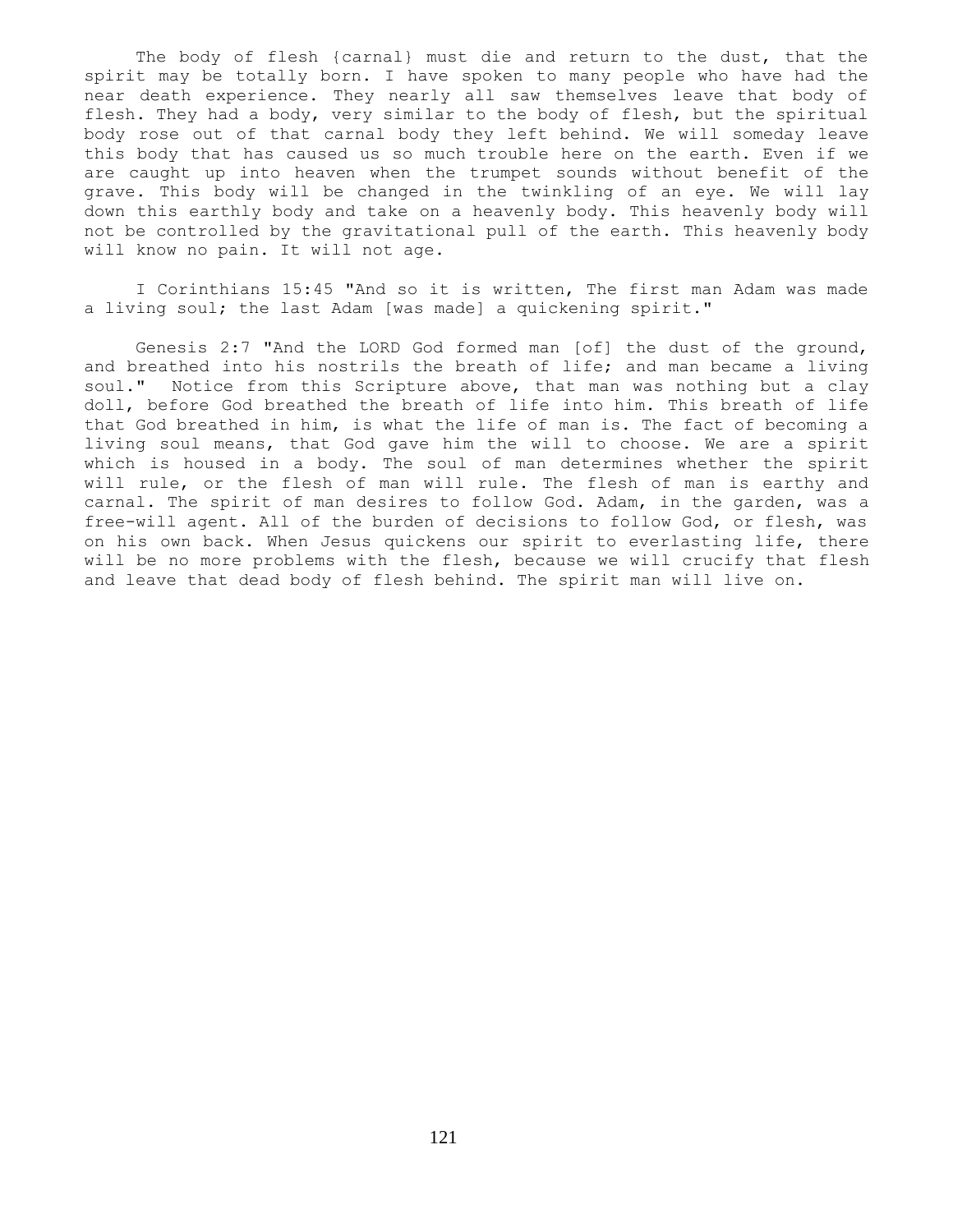The body of flesh {carnal} must die and return to the dust, that the spirit may be totally born. I have spoken to many people who have had the near death experience. They nearly all saw themselves leave that body of flesh. They had a body, very similar to the body of flesh, but the spiritual body rose out of that carnal body they left behind. We will someday leave this body that has caused us so much trouble here on the earth. Even if we are caught up into heaven when the trumpet sounds without benefit of the grave. This body will be changed in the twinkling of an eye. We will lay down this earthly body and take on a heavenly body. This heavenly body will not be controlled by the gravitational pull of the earth. This heavenly body will know no pain. It will not age.

I Corinthians 15:45 "And so it is written, The first man Adam was made a living soul; the last Adam [was made] a quickening spirit."

Genesis 2:7 "And the LORD God formed man [of] the dust of the ground, and breathed into his nostrils the breath of life; and man became a living soul." Notice from this Scripture above, that man was nothing but a clay doll, before God breathed the breath of life into him. This breath of life that God breathed in him, is what the life of man is. The fact of becoming a living soul means, that God gave him the will to choose. We are a spirit which is housed in a body. The soul of man determines whether the spirit will rule, or the flesh of man will rule. The flesh of man is earthy and carnal. The spirit of man desires to follow God. Adam, in the garden, was a free-will agent. All of the burden of decisions to follow God, or flesh, was on his own back. When Jesus quickens our spirit to everlasting life, there will be no more problems with the flesh, because we will crucify that flesh and leave that dead body of flesh behind. The spirit man will live on.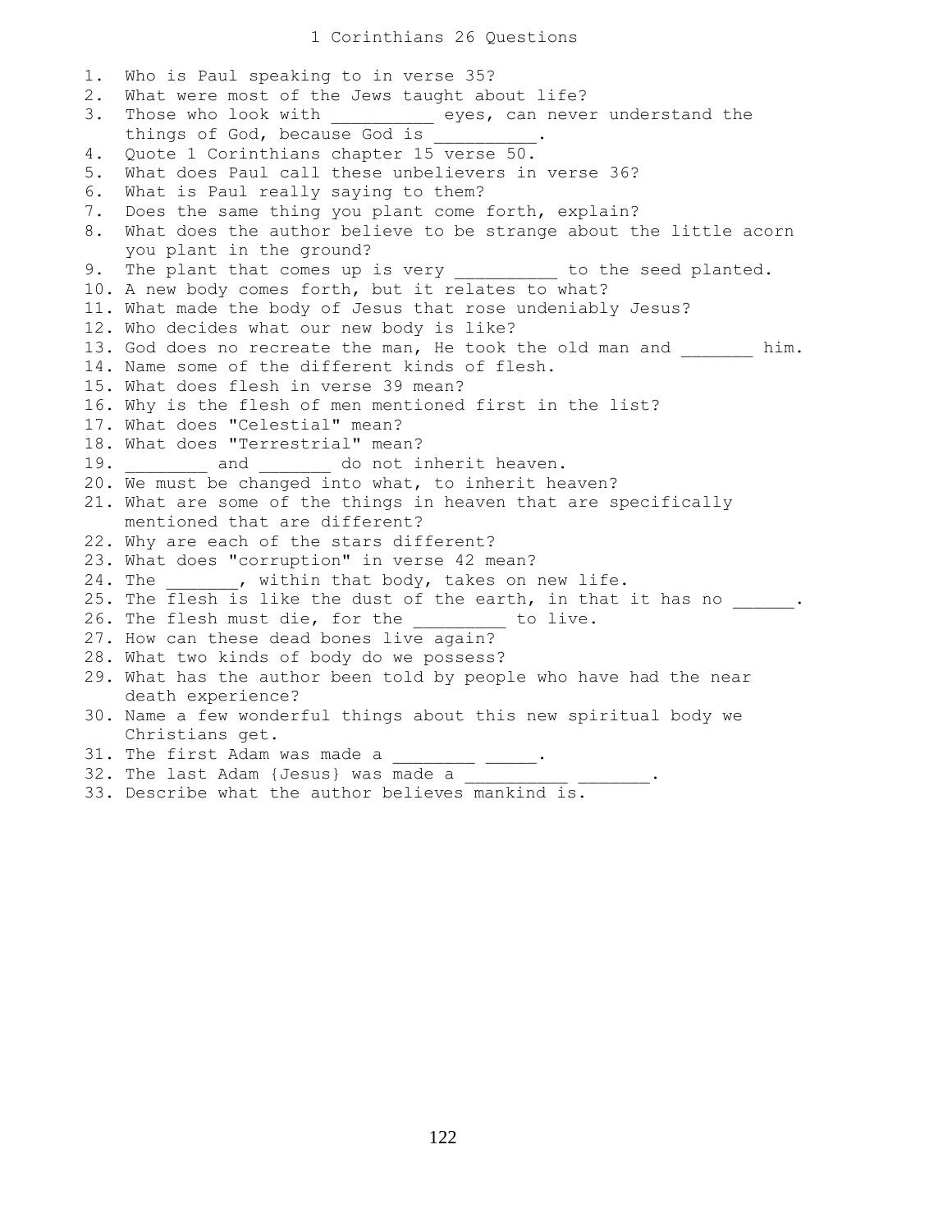# 1 Corinthians 26 Questions

1. Who is Paul speaking to in verse 35?
2. What were most of the Jews taught about life?
3. Those who look with __________ eyes, can never understand the things of God, because God is __________.
4. Quote 1 Corinthians chapter 15 verse 50.
5. What does Paul call these unbelievers in verse 36?
6. What is Paul really saying to them?
7. Does the same thing you plant come forth, explain?
8. What does the author believe to be strange about the little acorn you plant in the ground?
9. The plant that comes up is very __________ to the seed planted.
10. A new body comes forth, but it relates to what?
11. What made the body of Jesus that rose undeniably Jesus?
12. Who decides what our new body is like?
13. God does no recreate the man, He took the old man and _______ him.
14. Name some of the different kinds of flesh.
15. What does flesh in verse 39 mean?
16. Why is the flesh of men mentioned first in the list?
17. What does "Celestial" mean?
18. What does "Terrestrial" mean?
19. ________ and _______ do not inherit heaven.
20. We must be changed into what, to inherit heaven?
21. What are some of the things in heaven that are specifically mentioned that are different?
22. Why are each of the stars different?
23. What does "corruption" in verse 42 mean?
24. The _______, within that body, takes on new life.
25. The flesh is like the dust of the earth, in that it has no ______.
26. The flesh must die, for the _________ to live.
27. How can these dead bones live again?
28. What two kinds of body do we possess?
29. What has the author been told by people who have had the near death experience?
30. Name a few wonderful things about this new spiritual body we Christians get.
31. The first Adam was made a ________ _____.
32. The last Adam {Jesus} was made a __________ _______.
33. Describe what the author believes mankind is.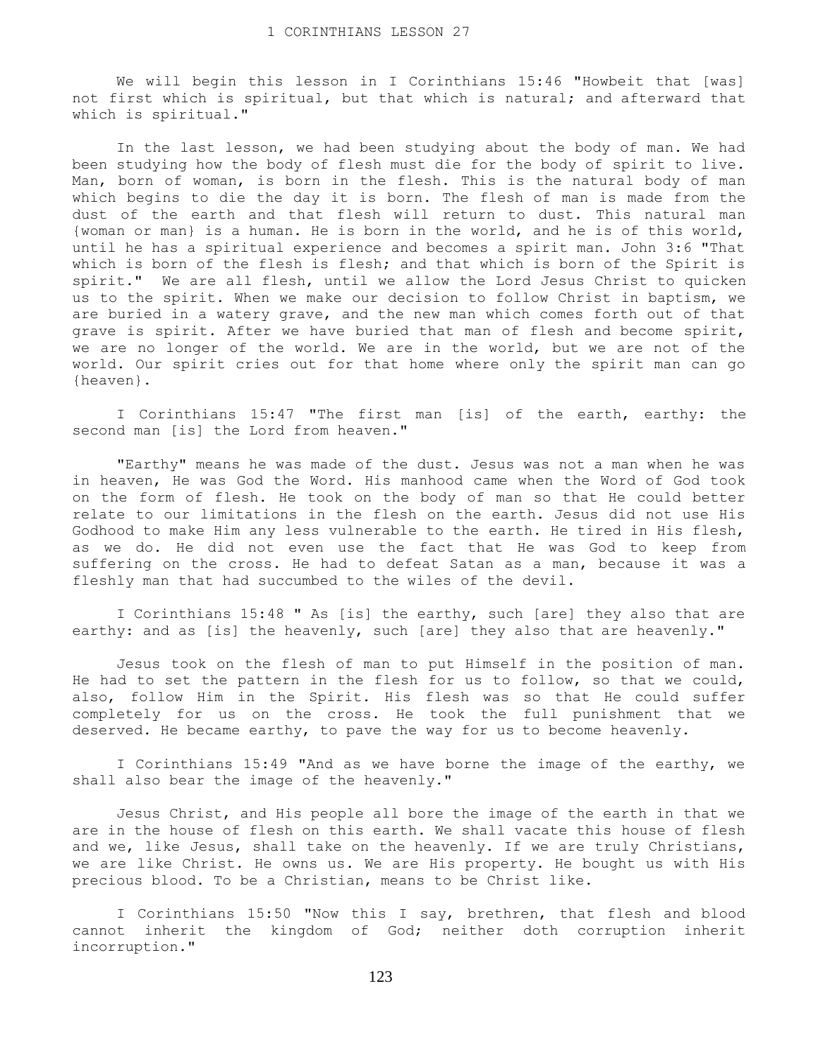# 1 CORINTHIANS LESSON 27

We will begin this lesson in I Corinthians 15:46 "Howbeit that [was] not first which is spiritual, but that which is natural; and afterward that which is spiritual."

In the last lesson, we had been studying about the body of man. We had been studying how the body of flesh must die for the body of spirit to live. Man, born of woman, is born in the flesh. This is the natural body of man which begins to die the day it is born. The flesh of man is made from the dust of the earth and that flesh will return to dust. This natural man {woman or man} is a human. He is born in the world, and he is of this world, until he has a spiritual experience and becomes a spirit man. John 3:6 "That which is born of the flesh is flesh; and that which is born of the Spirit is spirit." We are all flesh, until we allow the Lord Jesus Christ to quicken us to the spirit. When we make our decision to follow Christ in baptism, we are buried in a watery grave, and the new man which comes forth out of that grave is spirit. After we have buried that man of flesh and become spirit, we are no longer of the world. We are in the world, but we are not of the world. Our spirit cries out for that home where only the spirit man can go {heaven}.

I Corinthians 15:47 "The first man [is] of the earth, earthy: the second man [is] the Lord from heaven."

"Earthy" means he was made of the dust. Jesus was not a man when he was in heaven, He was God the Word. His manhood came when the Word of God took on the form of flesh. He took on the body of man so that He could better relate to our limitations in the flesh on the earth. Jesus did not use His Godhood to make Him any less vulnerable to the earth. He tired in His flesh, as we do. He did not even use the fact that He was God to keep from suffering on the cross. He had to defeat Satan as a man, because it was a fleshly man that had succumbed to the wiles of the devil.

I Corinthians 15:48 " As [is] the earthy, such [are] they also that are earthy: and as [is] the heavenly, such [are] they also that are heavenly."

Jesus took on the flesh of man to put Himself in the position of man. He had to set the pattern in the flesh for us to follow, so that we could, also, follow Him in the Spirit. His flesh was so that He could suffer completely for us on the cross. He took the full punishment that we deserved. He became earthy, to pave the way for us to become heavenly.

I Corinthians 15:49 "And as we have borne the image of the earthy, we shall also bear the image of the heavenly."

Jesus Christ, and His people all bore the image of the earth in that we are in the house of flesh on this earth. We shall vacate this house of flesh and we, like Jesus, shall take on the heavenly. If we are truly Christians, we are like Christ. He owns us. We are His property. He bought us with His precious blood. To be a Christian, means to be Christ like.

I Corinthians 15:50 "Now this I say, brethren, that flesh and blood cannot inherit the kingdom of God; neither doth corruption inherit incorruption."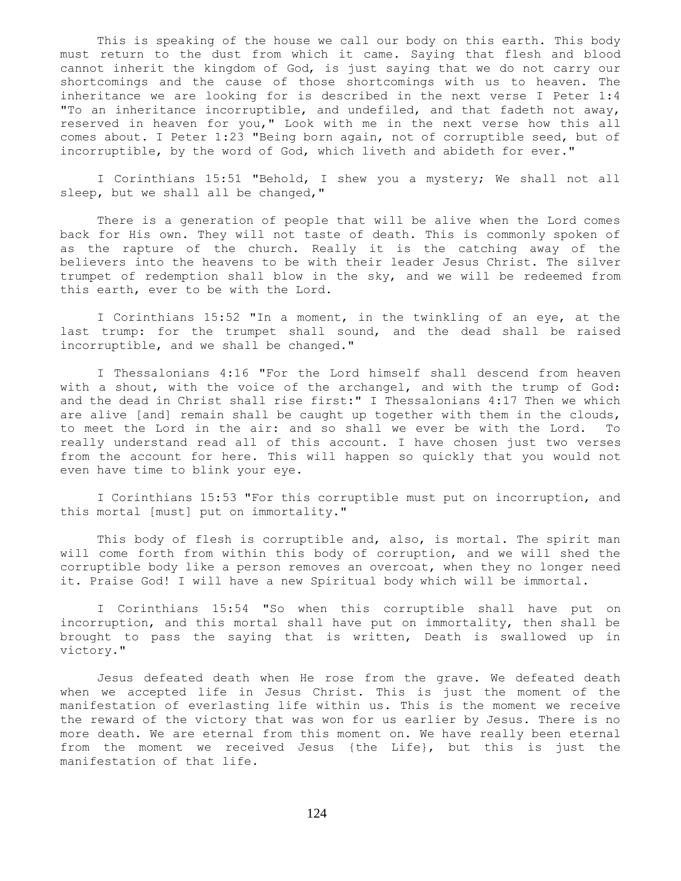This is speaking of the house we call our body on this earth. This body must return to the dust from which it came. Saying that flesh and blood cannot inherit the kingdom of God, is just saying that we do not carry our shortcomings and the cause of those shortcomings with us to heaven. The inheritance we are looking for is described in the next verse I Peter 1:4 "To an inheritance incorruptible, and undefiled, and that fadeth not away, reserved in heaven for you," Look with me in the next verse how this all comes about. I Peter 1:23 "Being born again, not of corruptible seed, but of incorruptible, by the word of God, which liveth and abideth for ever."

I Corinthians 15:51 "Behold, I shew you a mystery; We shall not all sleep, but we shall all be changed,"

There is a generation of people that will be alive when the Lord comes back for His own. They will not taste of death. This is commonly spoken of as the rapture of the church. Really it is the catching away of the believers into the heavens to be with their leader Jesus Christ. The silver trumpet of redemption shall blow in the sky, and we will be redeemed from this earth, ever to be with the Lord.

I Corinthians 15:52 "In a moment, in the twinkling of an eye, at the last trump: for the trumpet shall sound, and the dead shall be raised incorruptible, and we shall be changed."

I Thessalonians 4:16 "For the Lord himself shall descend from heaven with a shout, with the voice of the archangel, and with the trump of God: and the dead in Christ shall rise first:" I Thessalonians 4:17 Then we which are alive [and] remain shall be caught up together with them in the clouds, to meet the Lord in the air: and so shall we ever be with the Lord. To really understand read all of this account. I have chosen just two verses from the account for here. This will happen so quickly that you would not even have time to blink your eye.

I Corinthians 15:53 "For this corruptible must put on incorruption, and this mortal [must] put on immortality."

This body of flesh is corruptible and, also, is mortal. The spirit man will come forth from within this body of corruption, and we will shed the corruptible body like a person removes an overcoat, when they no longer need it. Praise God! I will have a new Spiritual body which will be immortal.

I Corinthians 15:54 "So when this corruptible shall have put on incorruption, and this mortal shall have put on immortality, then shall be brought to pass the saying that is written, Death is swallowed up in victory."

Jesus defeated death when He rose from the grave. We defeated death when we accepted life in Jesus Christ. This is just the moment of the manifestation of everlasting life within us. This is the moment we receive the reward of the victory that was won for us earlier by Jesus. There is no more death. We are eternal from this moment on. We have really been eternal from the moment we received Jesus {the Life}, but this is just the manifestation of that life.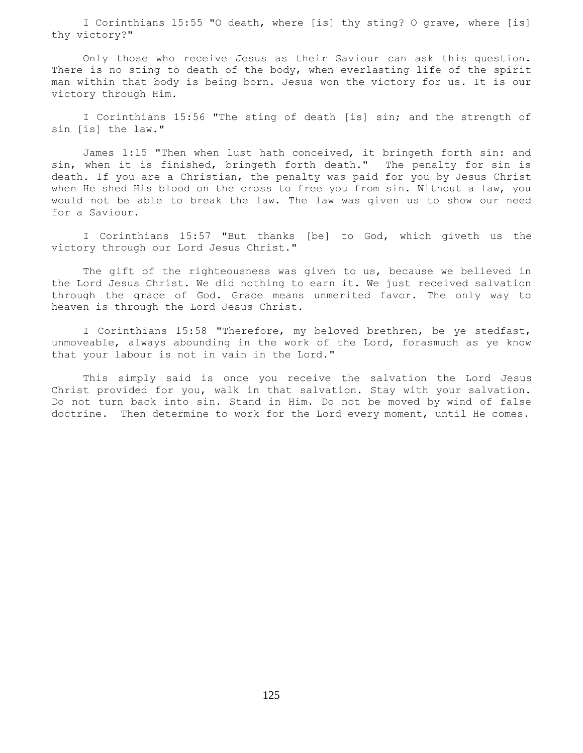I Corinthians 15:55 "O death, where [is] thy sting? O grave, where [is] thy victory?"

Only those who receive Jesus as their Saviour can ask this question. There is no sting to death of the body, when everlasting life of the spirit man within that body is being born. Jesus won the victory for us. It is our victory through Him.

I Corinthians 15:56 "The sting of death [is] sin; and the strength of sin [is] the law."

James 1:15 "Then when lust hath conceived, it bringeth forth sin: and sin, when it is finished, bringeth forth death." The penalty for sin is death. If you are a Christian, the penalty was paid for you by Jesus Christ when He shed His blood on the cross to free you from sin. Without a law, you would not be able to break the law. The law was given us to show our need for a Saviour.

I Corinthians 15:57 "But thanks [be] to God, which giveth us the victory through our Lord Jesus Christ."

The gift of the righteousness was given to us, because we believed in the Lord Jesus Christ. We did nothing to earn it. We just received salvation through the grace of God. Grace means unmerited favor. The only way to heaven is through the Lord Jesus Christ.

I Corinthians 15:58 "Therefore, my beloved brethren, be ye stedfast, unmoveable, always abounding in the work of the Lord, forasmuch as ye know that your labour is not in vain in the Lord."

This simply said is once you receive the salvation the Lord Jesus Christ provided for you, walk in that salvation. Stay with your salvation. Do not turn back into sin. Stand in Him. Do not be moved by wind of false doctrine. Then determine to work for the Lord every moment, until He comes.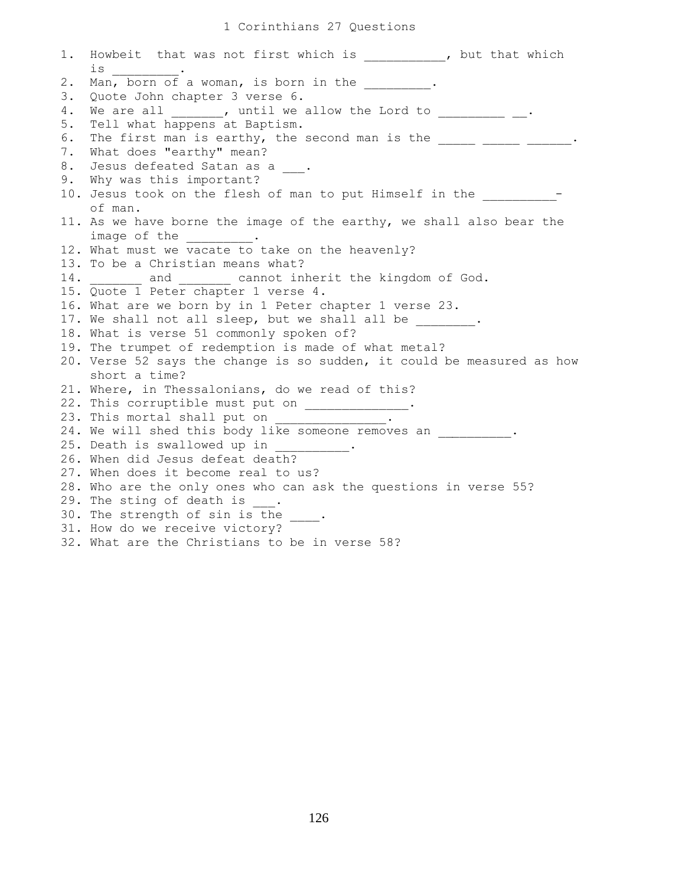# 1 Corinthians 27 Questions

1. Howbeit that was not first which is __________, but that which is _________.
2. Man, born of a woman, is born in the _________.
3. Quote John chapter 3 verse 6.
4. We are all _______, until we allow the Lord to _________ __.
5. Tell what happens at Baptism.
6. The first man is earthy, the second man is the _____ _____ ______.
7. What does "earthy" mean?
8. Jesus defeated Satan as a ___.
9. Why was this important?
10. Jesus took on the flesh of man to put Himself in the _________-of man.
11. As we have borne the image of the earthy, we shall also bear the image of the _________.
12. What must we vacate to take on the heavenly?
13. To be a Christian means what?
14. _______ and _______ cannot inherit the kingdom of God.
15. Quote 1 Peter chapter 1 verse 4.
16. What are we born by in 1 Peter chapter 1 verse 23.
17. We shall not all sleep, but we shall all be ________.
18. What is verse 51 commonly spoken of?
19. The trumpet of redemption is made of what metal?
20. Verse 52 says the change is so sudden, it could be measured as how short a time?
21. Where, in Thessalonians, do we read of this?
22. This corruptible must put on ______________.
23. This mortal shall put on _______________.
24. We will shed this body like someone removes an __________.
25. Death is swallowed up in __________.
26. When did Jesus defeat death?
27. When does it become real to us?
28. Who are the only ones who can ask the questions in verse 55?
29. The sting of death is ___.
30. The strength of sin is the ____.
31. How do we receive victory?
32. What are the Christians to be in verse 58?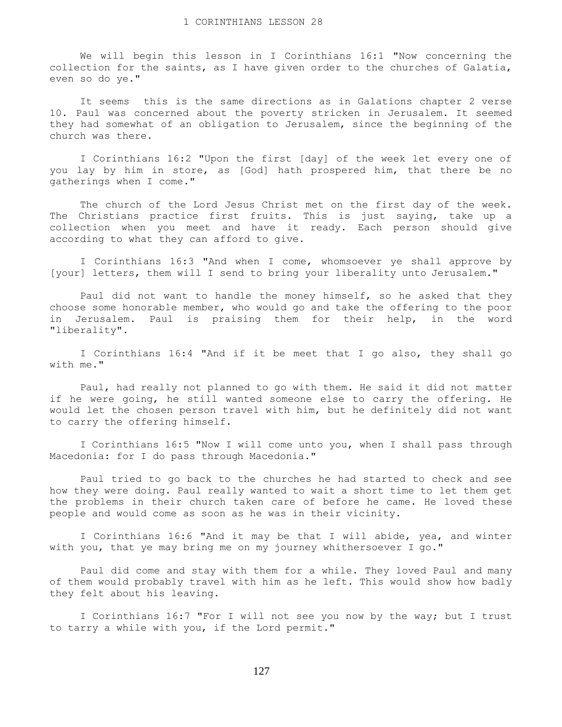# 1 CORINTHIANS LESSON 28

We will begin this lesson in I Corinthians 16:1 "Now concerning the collection for the saints, as I have given order to the churches of Galatia, even so do ye."

It seems this is the same directions as in Galations chapter 2 verse 10. Paul was concerned about the poverty stricken in Jerusalem. It seemed they had somewhat of an obligation to Jerusalem, since the beginning of the church was there.

I Corinthians 16:2 "Upon the first [day] of the week let every one of you lay by him in store, as [God] hath prospered him, that there be no gatherings when I come."

The church of the Lord Jesus Christ met on the first day of the week. The Christians practice first fruits. This is just saying, take up a collection when you meet and have it ready. Each person should give according to what they can afford to give.

I Corinthians 16:3 "And when I come, whomsoever ye shall approve by [your] letters, them will I send to bring your liberality unto Jerusalem."

Paul did not want to handle the money himself, so he asked that they choose some honorable member, who would go and take the offering to the poor in Jerusalem. Paul is praising them for their help, in the word "liberality".

I Corinthians 16:4 "And if it be meet that I go also, they shall go with me."

Paul, had really not planned to go with them. He said it did not matter if he were going, he still wanted someone else to carry the offering. He would let the chosen person travel with him, but he definitely did not want to carry the offering himself.

I Corinthians 16:5 "Now I will come unto you, when I shall pass through Macedonia: for I do pass through Macedonia."

Paul tried to go back to the churches he had started to check and see how they were doing. Paul really wanted to wait a short time to let them get the problems in their church taken care of before he came. He loved these people and would come as soon as he was in their vicinity.

I Corinthians 16:6 "And it may be that I will abide, yea, and winter with you, that ye may bring me on my journey whithersoever I go."

Paul did come and stay with them for a while. They loved Paul and many of them would probably travel with him as he left. This would show how badly they felt about his leaving.

I Corinthians 16:7 "For I will not see you now by the way; but I trust to tarry a while with you, if the Lord permit."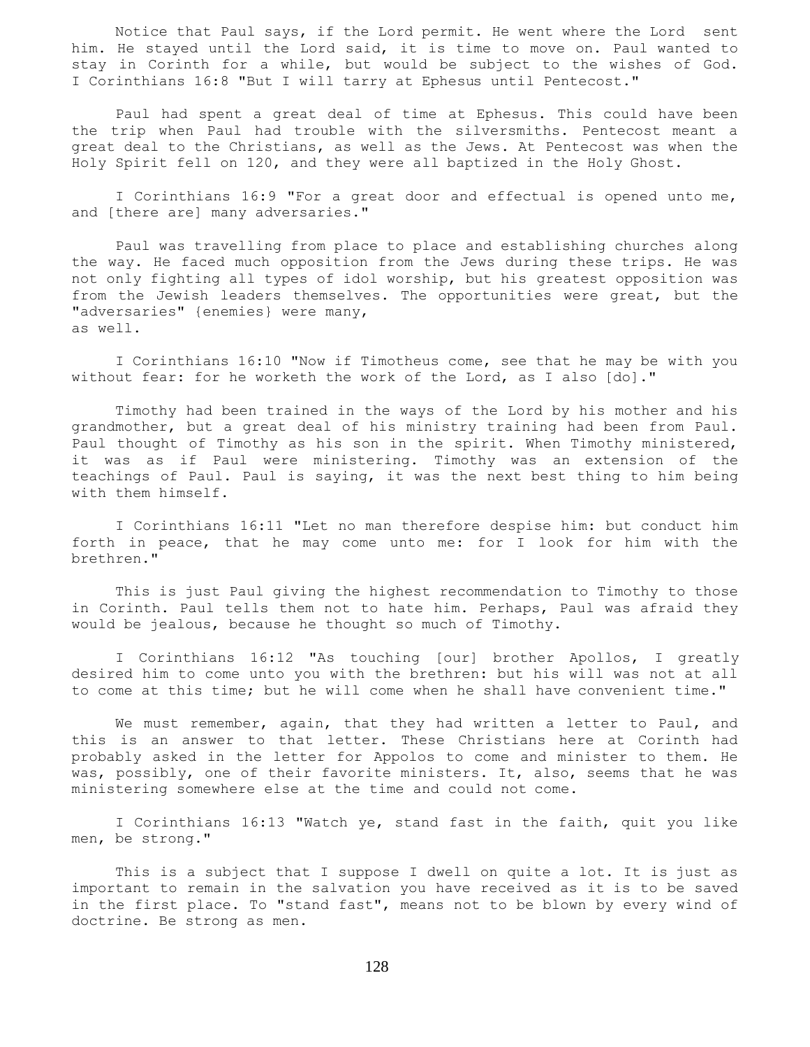Notice that Paul says, if the Lord permit. He went where the Lord sent him. He stayed until the Lord said, it is time to move on. Paul wanted to stay in Corinth for a while, but would be subject to the wishes of God. I Corinthians 16:8 "But I will tarry at Ephesus until Pentecost."

Paul had spent a great deal of time at Ephesus. This could have been the trip when Paul had trouble with the silversmiths. Pentecost meant a great deal to the Christians, as well as the Jews. At Pentecost was when the Holy Spirit fell on 120, and they were all baptized in the Holy Ghost.

I Corinthians 16:9 "For a great door and effectual is opened unto me, and [there are] many adversaries."

Paul was travelling from place to place and establishing churches along the way. He faced much opposition from the Jews during these trips. He was not only fighting all types of idol worship, but his greatest opposition was from the Jewish leaders themselves. The opportunities were great, but the "adversaries" {enemies} were many, as well.

I Corinthians 16:10 "Now if Timotheus come, see that he may be with you without fear: for he worketh the work of the Lord, as I also [do]."

Timothy had been trained in the ways of the Lord by his mother and his grandmother, but a great deal of his ministry training had been from Paul. Paul thought of Timothy as his son in the spirit. When Timothy ministered, it was as if Paul were ministering. Timothy was an extension of the teachings of Paul. Paul is saying, it was the next best thing to him being with them himself.

I Corinthians 16:11 "Let no man therefore despise him: but conduct him forth in peace, that he may come unto me: for I look for him with the brethren."

This is just Paul giving the highest recommendation to Timothy to those in Corinth. Paul tells them not to hate him. Perhaps, Paul was afraid they would be jealous, because he thought so much of Timothy.

I Corinthians 16:12 "As touching [our] brother Apollos, I greatly desired him to come unto you with the brethren: but his will was not at all to come at this time; but he will come when he shall have convenient time."

We must remember, again, that they had written a letter to Paul, and this is an answer to that letter. These Christians here at Corinth had probably asked in the letter for Appolos to come and minister to them. He was, possibly, one of their favorite ministers. It, also, seems that he was ministering somewhere else at the time and could not come.

I Corinthians 16:13 "Watch ye, stand fast in the faith, quit you like men, be strong."

This is a subject that I suppose I dwell on quite a lot. It is just as important to remain in the salvation you have received as it is to be saved in the first place. To "stand fast", means not to be blown by every wind of doctrine. Be strong as men.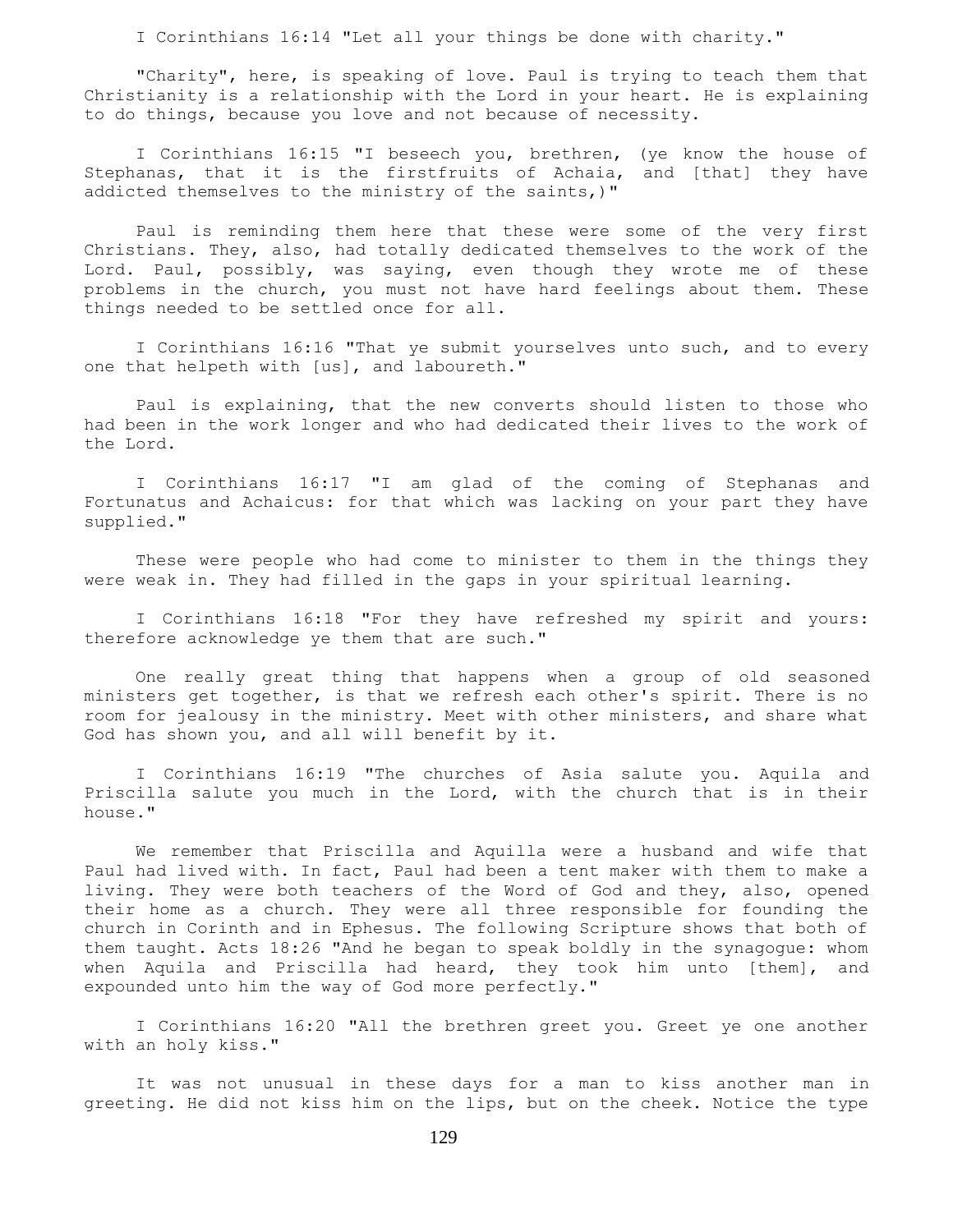I Corinthians 16:14 "Let all your things be done with charity."

"Charity", here, is speaking of love. Paul is trying to teach them that Christianity is a relationship with the Lord in your heart. He is explaining to do things, because you love and not because of necessity.

I Corinthians 16:15 "I beseech you, brethren, (ye know the house of Stephanas, that it is the firstfruits of Achaia, and [that] they have addicted themselves to the ministry of the saints,)"

Paul is reminding them here that these were some of the very first Christians. They, also, had totally dedicated themselves to the work of the Lord. Paul, possibly, was saying, even though they wrote me of these problems in the church, you must not have hard feelings about them. These things needed to be settled once for all.

I Corinthians 16:16 "That ye submit yourselves unto such, and to every one that helpeth with [us], and laboureth."

Paul is explaining, that the new converts should listen to those who had been in the work longer and who had dedicated their lives to the work of the Lord.

I Corinthians 16:17 "I am glad of the coming of Stephanas and Fortunatus and Achaicus: for that which was lacking on your part they have supplied."

These were people who had come to minister to them in the things they were weak in. They had filled in the gaps in your spiritual learning.

I Corinthians 16:18 "For they have refreshed my spirit and yours: therefore acknowledge ye them that are such."

One really great thing that happens when a group of old seasoned ministers get together, is that we refresh each other's spirit. There is no room for jealousy in the ministry. Meet with other ministers, and share what God has shown you, and all will benefit by it.

I Corinthians 16:19 "The churches of Asia salute you. Aquila and Priscilla salute you much in the Lord, with the church that is in their house."

We remember that Priscilla and Aquilla were a husband and wife that Paul had lived with. In fact, Paul had been a tent maker with them to make a living. They were both teachers of the Word of God and they, also, opened their home as a church. They were all three responsible for founding the church in Corinth and in Ephesus. The following Scripture shows that both of them taught. Acts 18:26 "And he began to speak boldly in the synagogue: whom when Aquila and Priscilla had heard, they took him unto [them], and expounded unto him the way of God more perfectly."

I Corinthians 16:20 "All the brethren greet you. Greet ye one another with an holy kiss."

It was not unusual in these days for a man to kiss another man in greeting. He did not kiss him on the lips, but on the cheek. Notice the type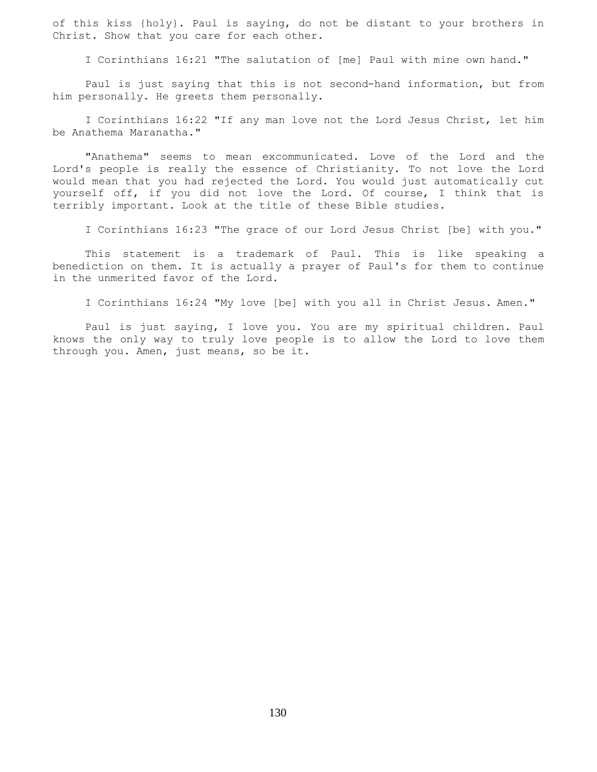of this kiss {holy}. Paul is saying, do not be distant to your brothers in Christ. Show that you care for each other.

I Corinthians 16:21 "The salutation of [me] Paul with mine own hand."

Paul is just saying that this is not second-hand information, but from him personally. He greets them personally.

I Corinthians 16:22 "If any man love not the Lord Jesus Christ, let him be Anathema Maranatha."

"Anathema" seems to mean excommunicated. Love of the Lord and the Lord's people is really the essence of Christianity. To not love the Lord would mean that you had rejected the Lord. You would just automatically cut yourself off, if you did not love the Lord. Of course, I think that is terribly important. Look at the title of these Bible studies.

I Corinthians 16:23 "The grace of our Lord Jesus Christ [be] with you."

This statement is a trademark of Paul. This is like speaking a benediction on them. It is actually a prayer of Paul's for them to continue in the unmerited favor of the Lord.

I Corinthians 16:24 "My love [be] with you all in Christ Jesus. Amen."

Paul is just saying, I love you. You are my spiritual children. Paul knows the only way to truly love people is to allow the Lord to love them through you. Amen, just means, so be it.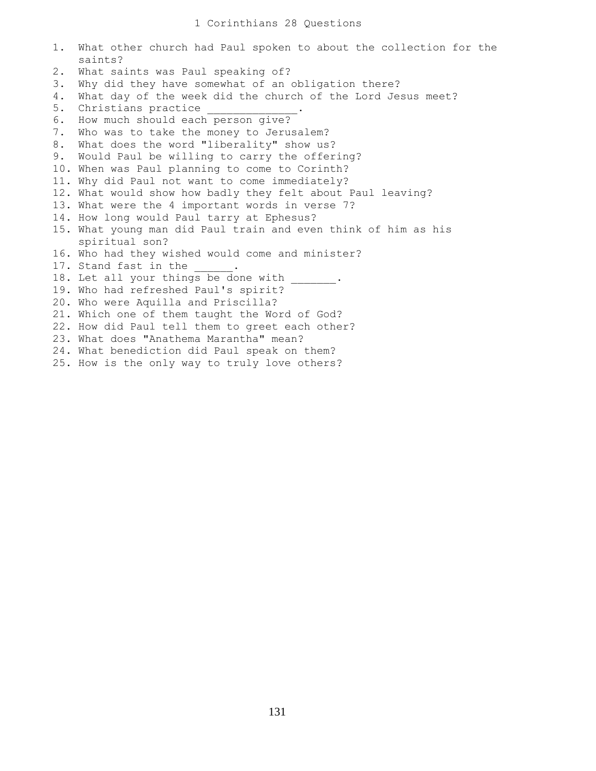# 1 Corinthians 28 Questions

1. What other church had Paul spoken to about the collection for the saints?
2. What saints was Paul speaking of?
3. Why did they have somewhat of an obligation there?
4. What day of the week did the church of the Lord Jesus meet?
5. Christians practice _____________.
6. How much should each person give?
7. Who was to take the money to Jerusalem?
8. What does the word "liberality" show us?
9. Would Paul be willing to carry the offering?
10. When was Paul planning to come to Corinth?
11. Why did Paul not want to come immediately?
12. What would show how badly they felt about Paul leaving?
13. What were the 4 important words in verse 7?
14. How long would Paul tarry at Ephesus?
15. What young man did Paul train and even think of him as his spiritual son?
16. Who had they wished would come and minister?
17. Stand fast in the ______.
18. Let all your things be done with _______.
19. Who had refreshed Paul's spirit?
20. Who were Aquilla and Priscilla?
21. Which one of them taught the Word of God?
22. How did Paul tell them to greet each other?
23. What does "Anathema Marantha" mean?
24. What benediction did Paul speak on them?
25. How is the only way to truly love others?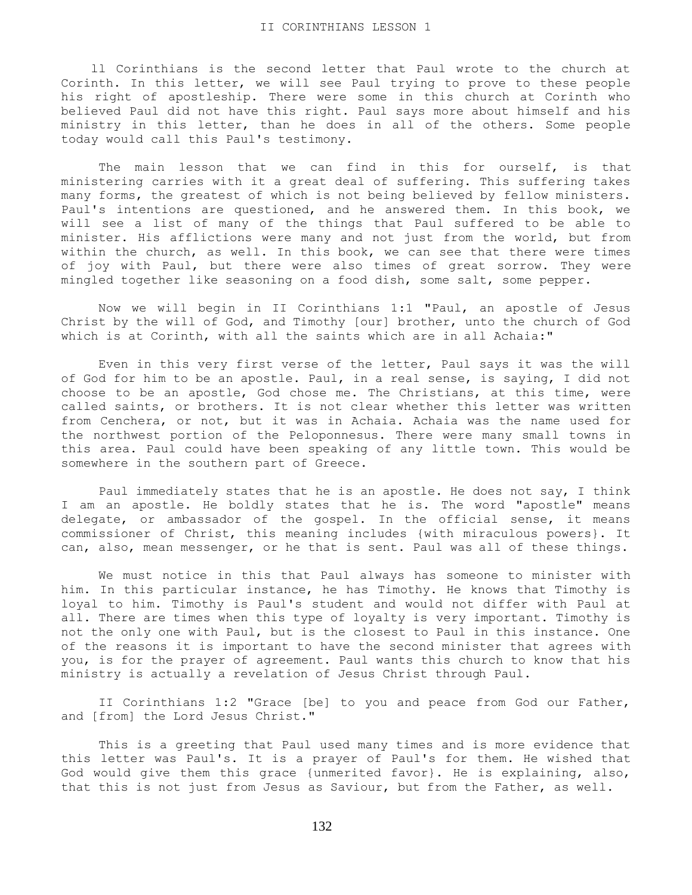# II CORINTHIANS LESSON 1

ll Corinthians is the second letter that Paul wrote to the church at Corinth. In this letter, we will see Paul trying to prove to these people his right of apostleship. There were some in this church at Corinth who believed Paul did not have this right. Paul says more about himself and his ministry in this letter, than he does in all of the others. Some people today would call this Paul's testimony.

The main lesson that we can find in this for ourself, is that ministering carries with it a great deal of suffering. This suffering takes many forms, the greatest of which is not being believed by fellow ministers. Paul's intentions are questioned, and he answered them. In this book, we will see a list of many of the things that Paul suffered to be able to minister. His afflictions were many and not just from the world, but from within the church, as well. In this book, we can see that there were times of joy with Paul, but there were also times of great sorrow. They were mingled together like seasoning on a food dish, some salt, some pepper.

Now we will begin in II Corinthians 1:1 "Paul, an apostle of Jesus Christ by the will of God, and Timothy [our] brother, unto the church of God which is at Corinth, with all the saints which are in all Achaia:"

Even in this very first verse of the letter, Paul says it was the will of God for him to be an apostle. Paul, in a real sense, is saying, I did not choose to be an apostle, God chose me. The Christians, at this time, were called saints, or brothers. It is not clear whether this letter was written from Cenchera, or not, but it was in Achaia. Achaia was the name used for the northwest portion of the Peloponnesus. There were many small towns in this area. Paul could have been speaking of any little town. This would be somewhere in the southern part of Greece.

Paul immediately states that he is an apostle. He does not say, I think I am an apostle. He boldly states that he is. The word "apostle" means delegate, or ambassador of the gospel. In the official sense, it means commissioner of Christ, this meaning includes {with miraculous powers}. It can, also, mean messenger, or he that is sent. Paul was all of these things.

We must notice in this that Paul always has someone to minister with him. In this particular instance, he has Timothy. He knows that Timothy is loyal to him. Timothy is Paul's student and would not differ with Paul at all. There are times when this type of loyalty is very important. Timothy is not the only one with Paul, but is the closest to Paul in this instance. One of the reasons it is important to have the second minister that agrees with you, is for the prayer of agreement. Paul wants this church to know that his ministry is actually a revelation of Jesus Christ through Paul.

II Corinthians 1:2 "Grace [be] to you and peace from God our Father, and [from] the Lord Jesus Christ."

This is a greeting that Paul used many times and is more evidence that this letter was Paul's. It is a prayer of Paul's for them. He wished that God would give them this grace {unmerited favor}. He is explaining, also, that this is not just from Jesus as Saviour, but from the Father, as well.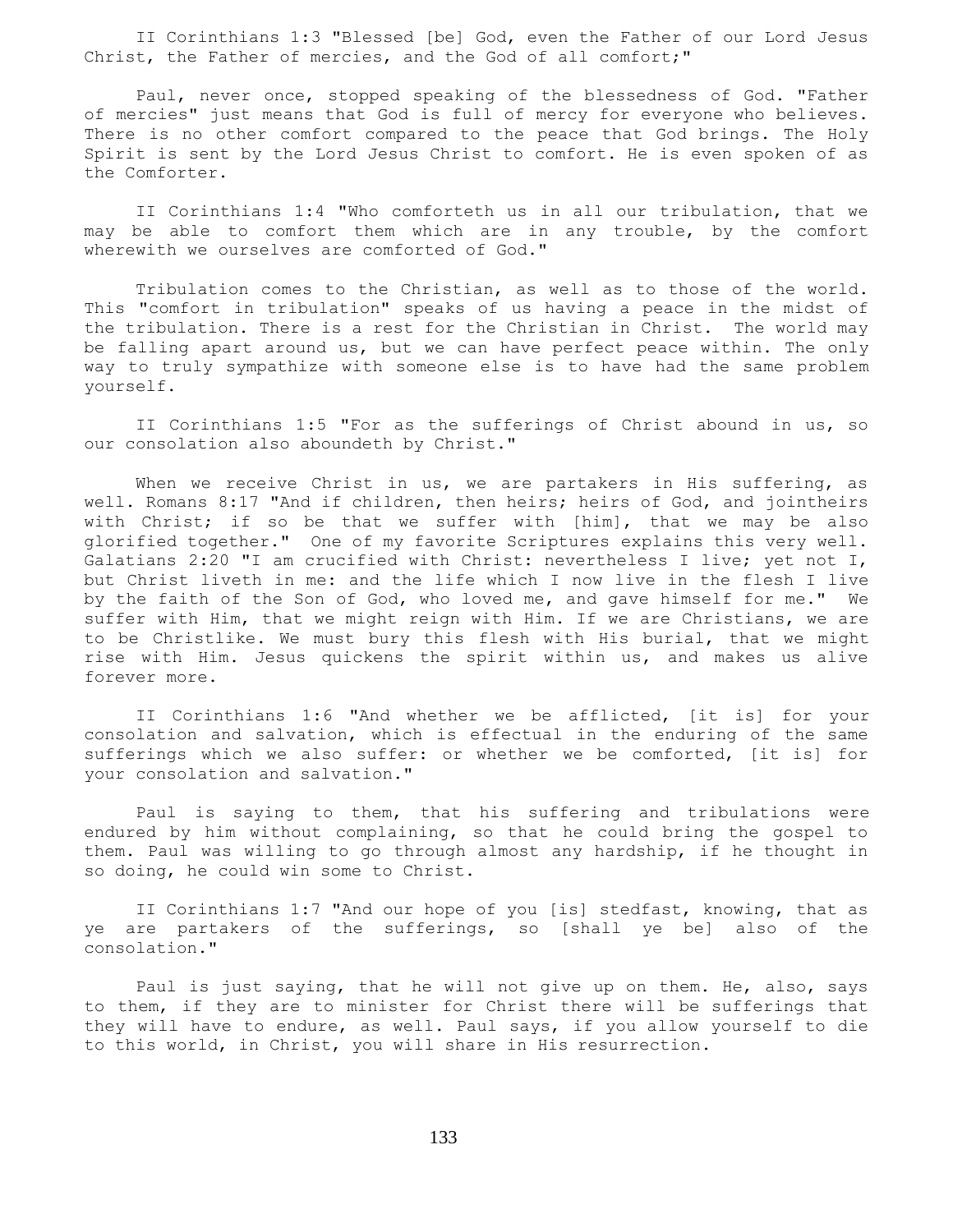II Corinthians 1:3 "Blessed [be] God, even the Father of our Lord Jesus Christ, the Father of mercies, and the God of all comfort;"

Paul, never once, stopped speaking of the blessedness of God. "Father of mercies" just means that God is full of mercy for everyone who believes. There is no other comfort compared to the peace that God brings. The Holy Spirit is sent by the Lord Jesus Christ to comfort. He is even spoken of as the Comforter.

II Corinthians 1:4 "Who comforteth us in all our tribulation, that we may be able to comfort them which are in any trouble, by the comfort wherewith we ourselves are comforted of God."

Tribulation comes to the Christian, as well as to those of the world. This "comfort in tribulation" speaks of us having a peace in the midst of the tribulation. There is a rest for the Christian in Christ. The world may be falling apart around us, but we can have perfect peace within. The only way to truly sympathize with someone else is to have had the same problem yourself.

II Corinthians 1:5 "For as the sufferings of Christ abound in us, so our consolation also aboundeth by Christ."

When we receive Christ in us, we are partakers in His suffering, as well. Romans 8:17 "And if children, then heirs; heirs of God, and jointheirs with Christ; if so be that we suffer with [him], that we may be also glorified together." One of my favorite Scriptures explains this very well. Galatians 2:20 "I am crucified with Christ: nevertheless I live; yet not I, but Christ liveth in me: and the life which I now live in the flesh I live by the faith of the Son of God, who loved me, and gave himself for me." We suffer with Him, that we might reign with Him. If we are Christians, we are to be Christlike. We must bury this flesh with His burial, that we might rise with Him. Jesus quickens the spirit within us, and makes us alive forever more.

II Corinthians 1:6 "And whether we be afflicted, [it is] for your consolation and salvation, which is effectual in the enduring of the same sufferings which we also suffer: or whether we be comforted, [it is] for your consolation and salvation."

Paul is saying to them, that his suffering and tribulations were endured by him without complaining, so that he could bring the gospel to them. Paul was willing to go through almost any hardship, if he thought in so doing, he could win some to Christ.

II Corinthians 1:7 "And our hope of you [is] stedfast, knowing, that as ye are partakers of the sufferings, so [shall ye be] also of the consolation."

Paul is just saying, that he will not give up on them. He, also, says to them, if they are to minister for Christ there will be sufferings that they will have to endure, as well. Paul says, if you allow yourself to die to this world, in Christ, you will share in His resurrection.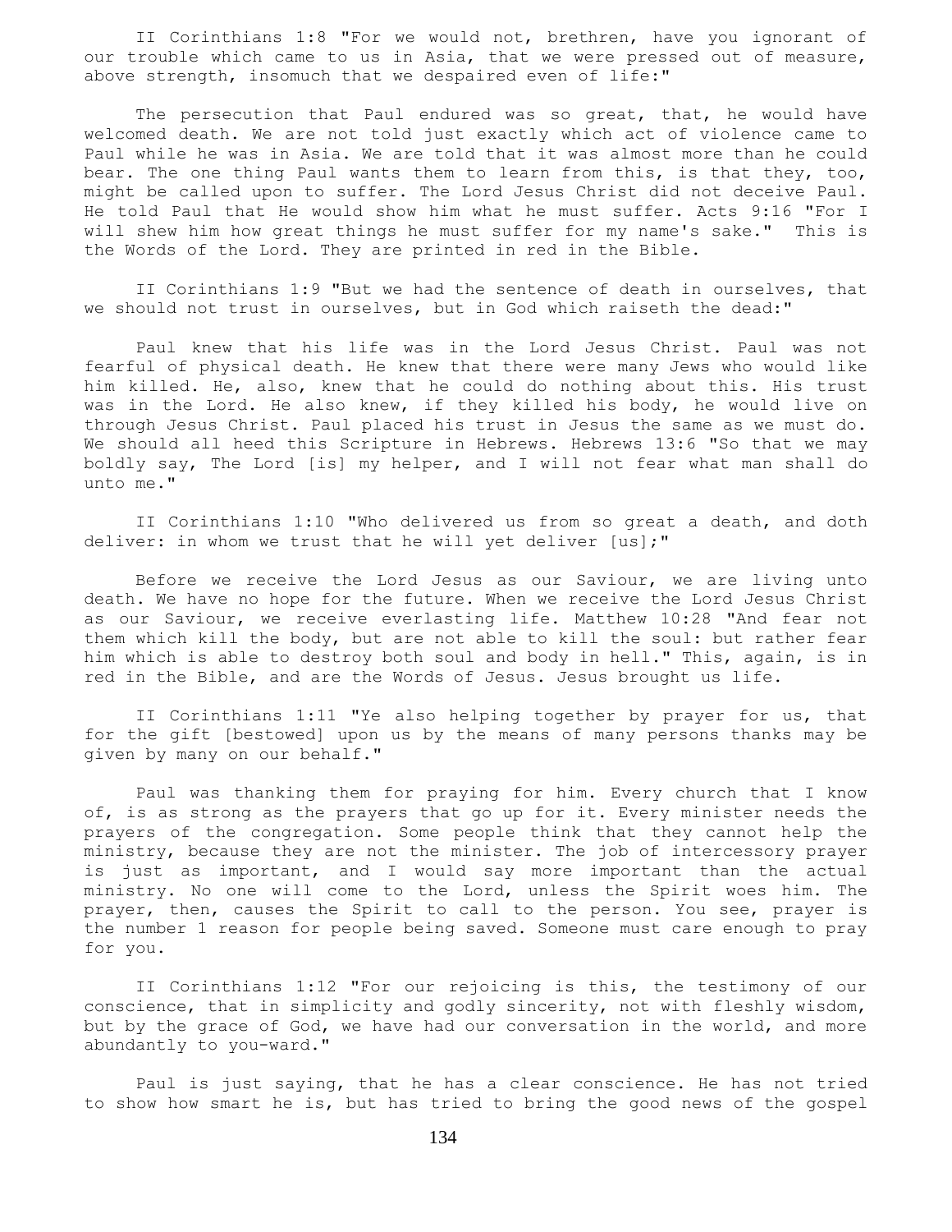II Corinthians 1:8 "For we would not, brethren, have you ignorant of our trouble which came to us in Asia, that we were pressed out of measure, above strength, insomuch that we despaired even of life:"

The persecution that Paul endured was so great, that, he would have welcomed death. We are not told just exactly which act of violence came to Paul while he was in Asia. We are told that it was almost more than he could bear. The one thing Paul wants them to learn from this, is that they, too, might be called upon to suffer. The Lord Jesus Christ did not deceive Paul. He told Paul that He would show him what he must suffer. Acts 9:16 "For I will shew him how great things he must suffer for my name's sake." This is the Words of the Lord. They are printed in red in the Bible.

II Corinthians 1:9 "But we had the sentence of death in ourselves, that we should not trust in ourselves, but in God which raiseth the dead:"

Paul knew that his life was in the Lord Jesus Christ. Paul was not fearful of physical death. He knew that there were many Jews who would like him killed. He, also, knew that he could do nothing about this. His trust was in the Lord. He also knew, if they killed his body, he would live on through Jesus Christ. Paul placed his trust in Jesus the same as we must do. We should all heed this Scripture in Hebrews. Hebrews 13:6 "So that we may boldly say, The Lord [is] my helper, and I will not fear what man shall do unto me."

II Corinthians 1:10 "Who delivered us from so great a death, and doth deliver: in whom we trust that he will yet deliver [us];"

Before we receive the Lord Jesus as our Saviour, we are living unto death. We have no hope for the future. When we receive the Lord Jesus Christ as our Saviour, we receive everlasting life. Matthew 10:28 "And fear not them which kill the body, but are not able to kill the soul: but rather fear him which is able to destroy both soul and body in hell." This, again, is in red in the Bible, and are the Words of Jesus. Jesus brought us life.

II Corinthians 1:11 "Ye also helping together by prayer for us, that for the gift [bestowed] upon us by the means of many persons thanks may be given by many on our behalf."

Paul was thanking them for praying for him. Every church that I know of, is as strong as the prayers that go up for it. Every minister needs the prayers of the congregation. Some people think that they cannot help the ministry, because they are not the minister. The job of intercessory prayer is just as important, and I would say more important than the actual ministry. No one will come to the Lord, unless the Spirit woes him. The prayer, then, causes the Spirit to call to the person. You see, prayer is the number 1 reason for people being saved. Someone must care enough to pray for you.

II Corinthians 1:12 "For our rejoicing is this, the testimony of our conscience, that in simplicity and godly sincerity, not with fleshly wisdom, but by the grace of God, we have had our conversation in the world, and more abundantly to you-ward."

Paul is just saying, that he has a clear conscience. He has not tried to show how smart he is, but has tried to bring the good news of the gospel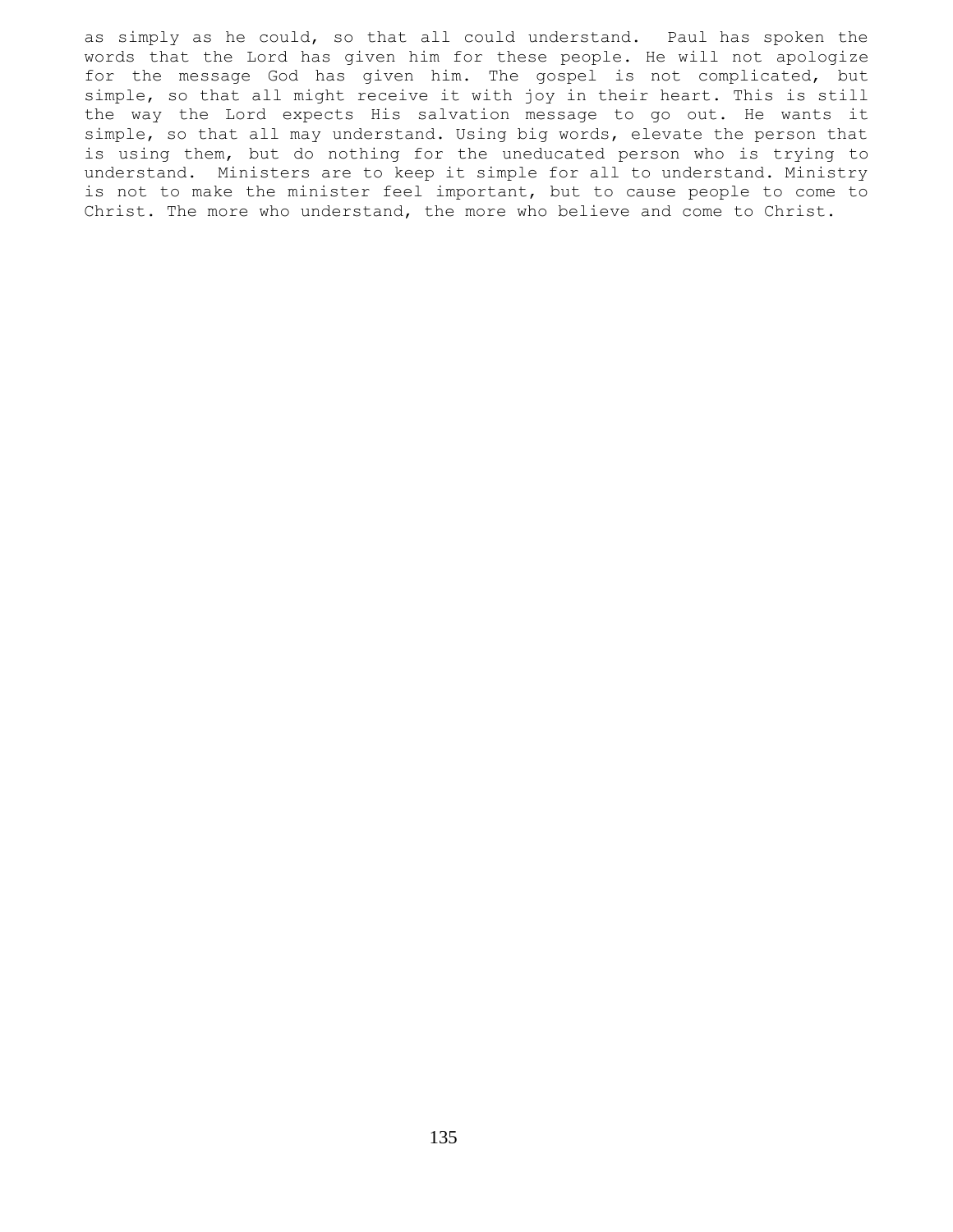as simply as he could, so that all could understand. Paul has spoken the words that the Lord has given him for these people. He will not apologize for the message God has given him. The gospel is not complicated, but simple, so that all might receive it with joy in their heart. This is still the way the Lord expects His salvation message to go out. He wants it simple, so that all may understand. Using big words, elevate the person that is using them, but do nothing for the uneducated person who is trying to understand. Ministers are to keep it simple for all to understand. Ministry is not to make the minister feel important, but to cause people to come to Christ. The more who understand, the more who believe and come to Christ.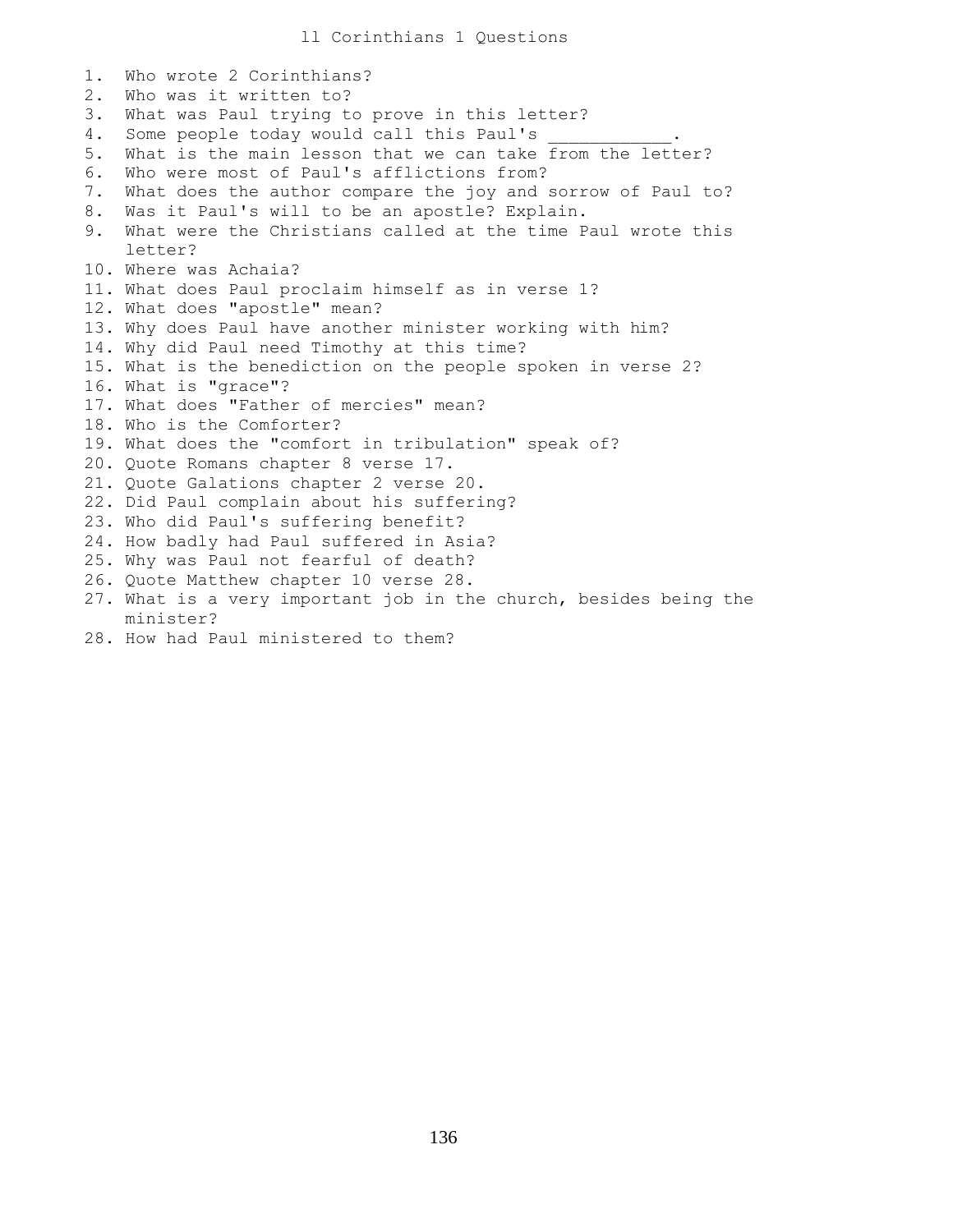# ll Corinthians 1 Questions

1. Who wrote 2 Corinthians?
2. Who was it written to?
3. What was Paul trying to prove in this letter?
4. Some people today would call this Paul's ____________.
5. What is the main lesson that we can take from the letter?
6. Who were most of Paul's afflictions from?
7. What does the author compare the joy and sorrow of Paul to?
8. Was it Paul's will to be an apostle? Explain.
9. What were the Christians called at the time Paul wrote this letter?
10. Where was Achaia?
11. What does Paul proclaim himself as in verse 1?
12. What does "apostle" mean?
13. Why does Paul have another minister working with him?
14. Why did Paul need Timothy at this time?
15. What is the benediction on the people spoken in verse 2?
16. What is "grace"?
17. What does "Father of mercies" mean?
18. Who is the Comforter?
19. What does the "comfort in tribulation" speak of?
20. Quote Romans chapter 8 verse 17.
21. Quote Galations chapter 2 verse 20.
22. Did Paul complain about his suffering?
23. Who did Paul's suffering benefit?
24. How badly had Paul suffered in Asia?
25. Why was Paul not fearful of death?
26. Quote Matthew chapter 10 verse 28.
27. What is a very important job in the church, besides being the minister?
28. How had Paul ministered to them?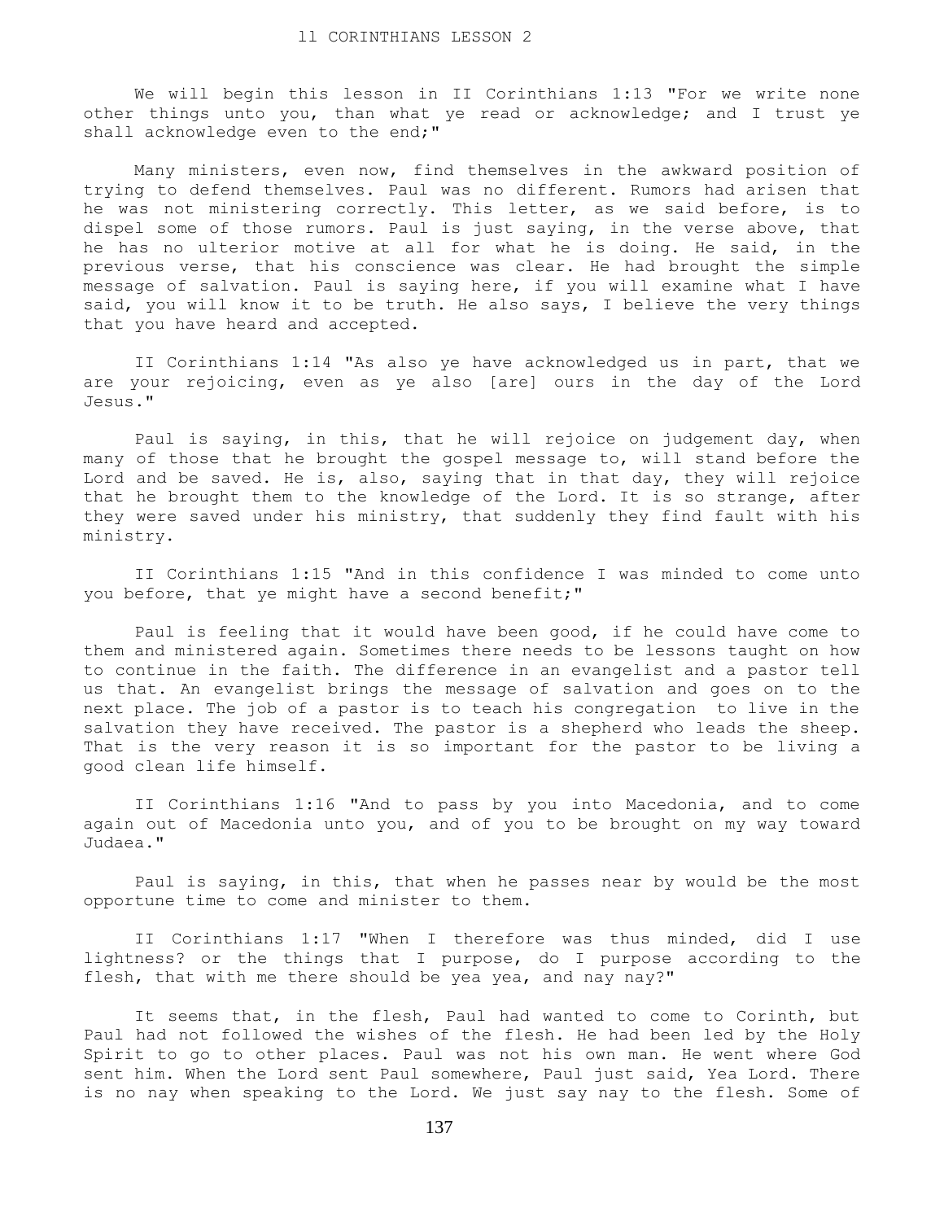# II CORINTHIANS LESSON 2

We will begin this lesson in II Corinthians 1:13 "For we write none other things unto you, than what ye read or acknowledge; and I trust ye shall acknowledge even to the end;"

Many ministers, even now, find themselves in the awkward position of trying to defend themselves. Paul was no different. Rumors had arisen that he was not ministering correctly. This letter, as we said before, is to dispel some of those rumors. Paul is just saying, in the verse above, that he has no ulterior motive at all for what he is doing. He said, in the previous verse, that his conscience was clear. He had brought the simple message of salvation. Paul is saying here, if you will examine what I have said, you will know it to be truth. He also says, I believe the very things that you have heard and accepted.

II Corinthians 1:14 "As also ye have acknowledged us in part, that we are your rejoicing, even as ye also [are] ours in the day of the Lord Jesus."

Paul is saying, in this, that he will rejoice on judgement day, when many of those that he brought the gospel message to, will stand before the Lord and be saved. He is, also, saying that in that day, they will rejoice that he brought them to the knowledge of the Lord. It is so strange, after they were saved under his ministry, that suddenly they find fault with his ministry.

II Corinthians 1:15 "And in this confidence I was minded to come unto you before, that ye might have a second benefit;"

Paul is feeling that it would have been good, if he could have come to them and ministered again. Sometimes there needs to be lessons taught on how to continue in the faith. The difference in an evangelist and a pastor tell us that. An evangelist brings the message of salvation and goes on to the next place. The job of a pastor is to teach his congregation to live in the salvation they have received. The pastor is a shepherd who leads the sheep. That is the very reason it is so important for the pastor to be living a good clean life himself.

II Corinthians 1:16 "And to pass by you into Macedonia, and to come again out of Macedonia unto you, and of you to be brought on my way toward Judaea."

Paul is saying, in this, that when he passes near by would be the most opportune time to come and minister to them.

II Corinthians 1:17 "When I therefore was thus minded, did I use lightness? or the things that I purpose, do I purpose according to the flesh, that with me there should be yea yea, and nay nay?"

It seems that, in the flesh, Paul had wanted to come to Corinth, but Paul had not followed the wishes of the flesh. He had been led by the Holy Spirit to go to other places. Paul was not his own man. He went where God sent him. When the Lord sent Paul somewhere, Paul just said, Yea Lord. There is no nay when speaking to the Lord. We just say nay to the flesh. Some of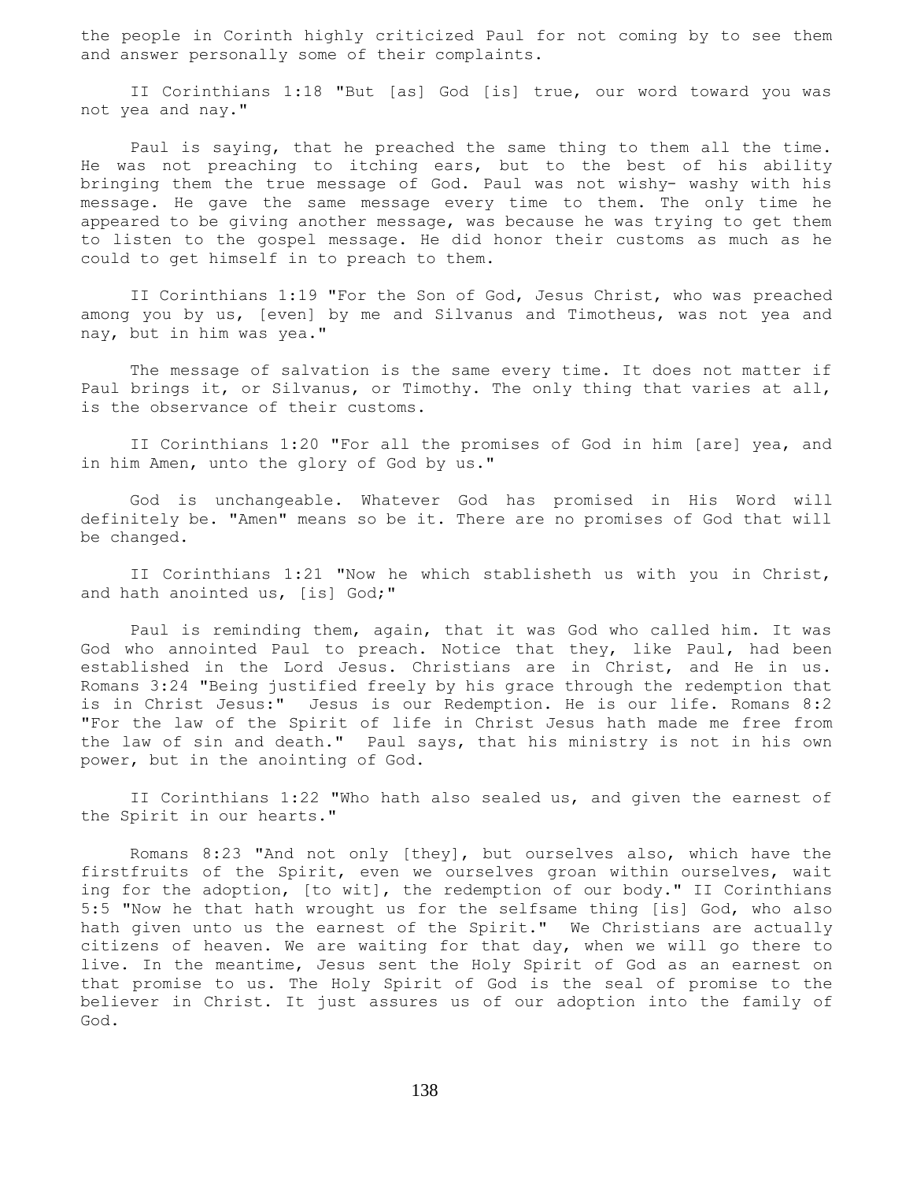the people in Corinth highly criticized Paul for not coming by to see them and answer personally some of their complaints.

II Corinthians 1:18 "But [as] God [is] true, our word toward you was not yea and nay."

Paul is saying, that he preached the same thing to them all the time. He was not preaching to itching ears, but to the best of his ability bringing them the true message of God. Paul was not wishy- washy with his message. He gave the same message every time to them. The only time he appeared to be giving another message, was because he was trying to get them to listen to the gospel message. He did honor their customs as much as he could to get himself in to preach to them.

II Corinthians 1:19 "For the Son of God, Jesus Christ, who was preached among you by us, [even] by me and Silvanus and Timotheus, was not yea and nay, but in him was yea."

The message of salvation is the same every time. It does not matter if Paul brings it, or Silvanus, or Timothy. The only thing that varies at all, is the observance of their customs.

II Corinthians 1:20 "For all the promises of God in him [are] yea, and in him Amen, unto the glory of God by us."

God is unchangeable. Whatever God has promised in His Word will definitely be. "Amen" means so be it. There are no promises of God that will be changed.

II Corinthians 1:21 "Now he which stablisheth us with you in Christ, and hath anointed us, [is] God;"

Paul is reminding them, again, that it was God who called him. It was God who annointed Paul to preach. Notice that they, like Paul, had been established in the Lord Jesus. Christians are in Christ, and He in us. Romans 3:24 "Being justified freely by his grace through the redemption that is in Christ Jesus:" Jesus is our Redemption. He is our life. Romans 8:2 "For the law of the Spirit of life in Christ Jesus hath made me free from the law of sin and death." Paul says, that his ministry is not in his own power, but in the anointing of God.

II Corinthians 1:22 "Who hath also sealed us, and given the earnest of the Spirit in our hearts."

Romans 8:23 "And not only [they], but ourselves also, which have the firstfruits of the Spirit, even we ourselves groan within ourselves, wait ing for the adoption, [to wit], the redemption of our body." II Corinthians 5:5 "Now he that hath wrought us for the selfsame thing [is] God, who also hath given unto us the earnest of the Spirit." We Christians are actually citizens of heaven. We are waiting for that day, when we will go there to live. In the meantime, Jesus sent the Holy Spirit of God as an earnest on that promise to us. The Holy Spirit of God is the seal of promise to the believer in Christ. It just assures us of our adoption into the family of God.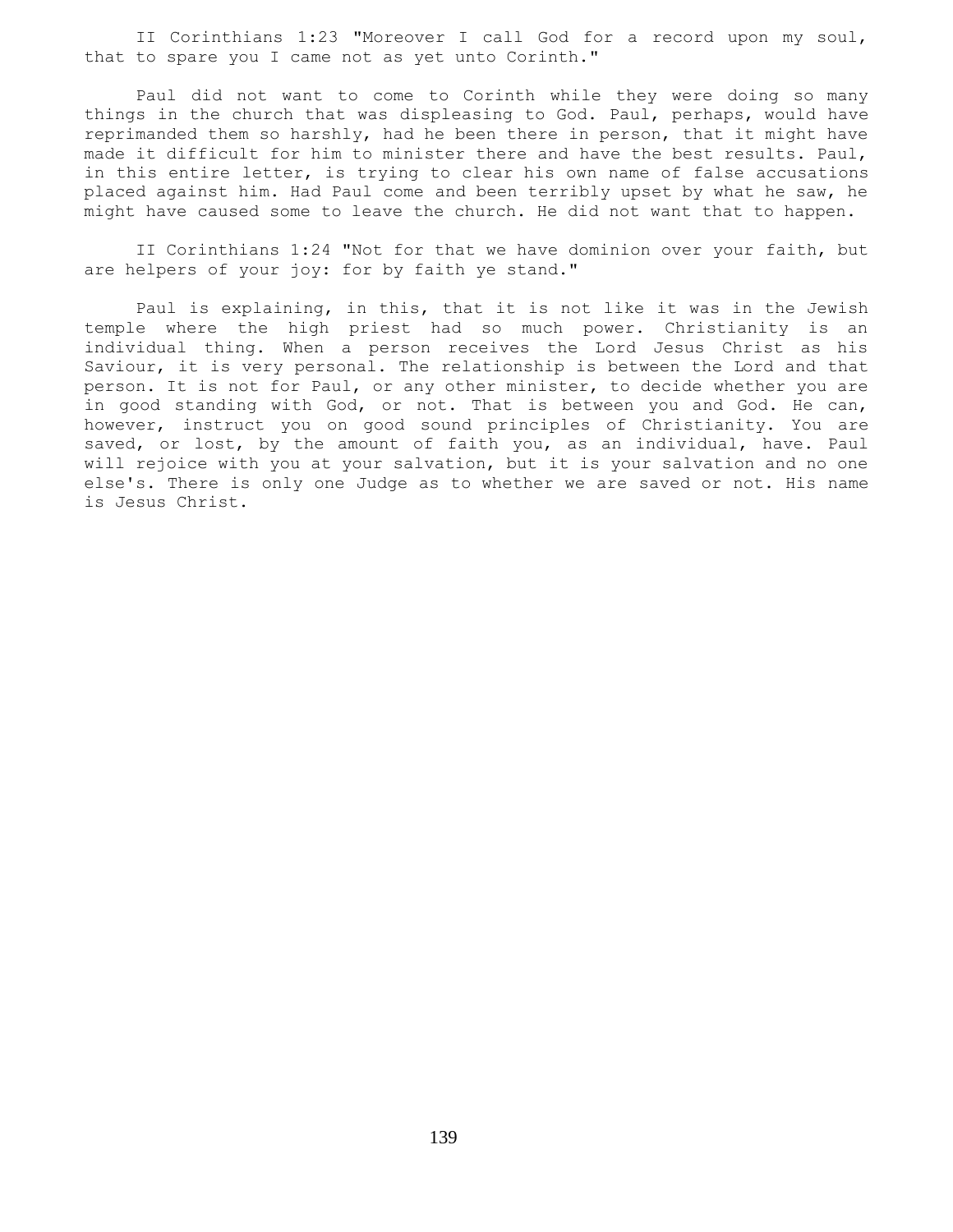II Corinthians 1:23 "Moreover I call God for a record upon my soul, that to spare you I came not as yet unto Corinth."

Paul did not want to come to Corinth while they were doing so many things in the church that was displeasing to God. Paul, perhaps, would have reprimanded them so harshly, had he been there in person, that it might have made it difficult for him to minister there and have the best results. Paul, in this entire letter, is trying to clear his own name of false accusations placed against him. Had Paul come and been terribly upset by what he saw, he might have caused some to leave the church. He did not want that to happen.

II Corinthians 1:24 "Not for that we have dominion over your faith, but are helpers of your joy: for by faith ye stand."

Paul is explaining, in this, that it is not like it was in the Jewish temple where the high priest had so much power. Christianity is an individual thing. When a person receives the Lord Jesus Christ as his Saviour, it is very personal. The relationship is between the Lord and that person. It is not for Paul, or any other minister, to decide whether you are in good standing with God, or not. That is between you and God. He can, however, instruct you on good sound principles of Christianity. You are saved, or lost, by the amount of faith you, as an individual, have. Paul will rejoice with you at your salvation, but it is your salvation and no one else's. There is only one Judge as to whether we are saved or not. His name is Jesus Christ.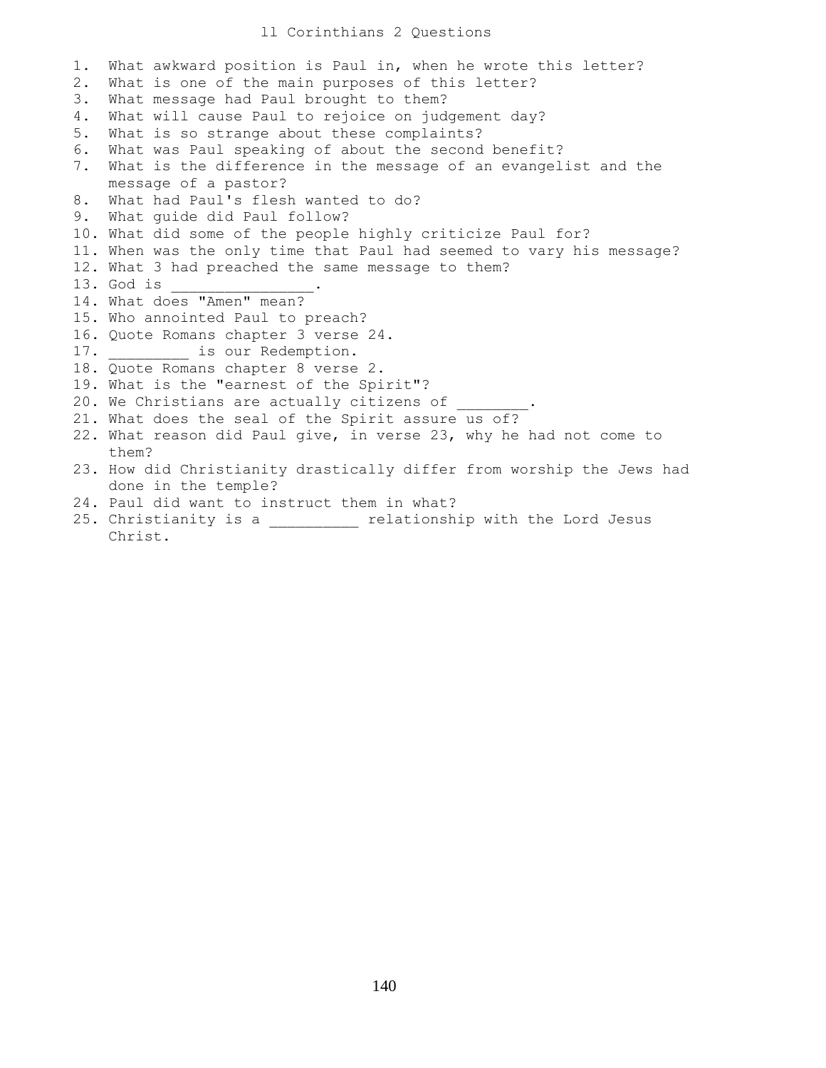# ll Corinthians 2 Questions

1. What awkward position is Paul in, when he wrote this letter?
2. What is one of the main purposes of this letter?
3. What message had Paul brought to them?
4. What will cause Paul to rejoice on judgement day?
5. What is so strange about these complaints?
6. What was Paul speaking of about the second benefit?
7. What is the difference in the message of an evangelist and the message of a pastor?
8. What had Paul's flesh wanted to do?
9. What guide did Paul follow?
10. What did some of the people highly criticize Paul for?
11. When was the only time that Paul had seemed to vary his message?
12. What 3 had preached the same message to them?
13. God is ________________.
14. What does "Amen" mean?
15. Who annointed Paul to preach?
16. Quote Romans chapter 3 verse 24.
17. _________ is our Redemption.
18. Quote Romans chapter 8 verse 2.
19. What is the "earnest of the Spirit"?
20. We Christians are actually citizens of ________.
21. What does the seal of the Spirit assure us of?
22. What reason did Paul give, in verse 23, why he had not come to them?
23. How did Christianity drastically differ from worship the Jews had done in the temple?
24. Paul did want to instruct them in what?
25. Christianity is a __________ relationship with the Lord Jesus Christ.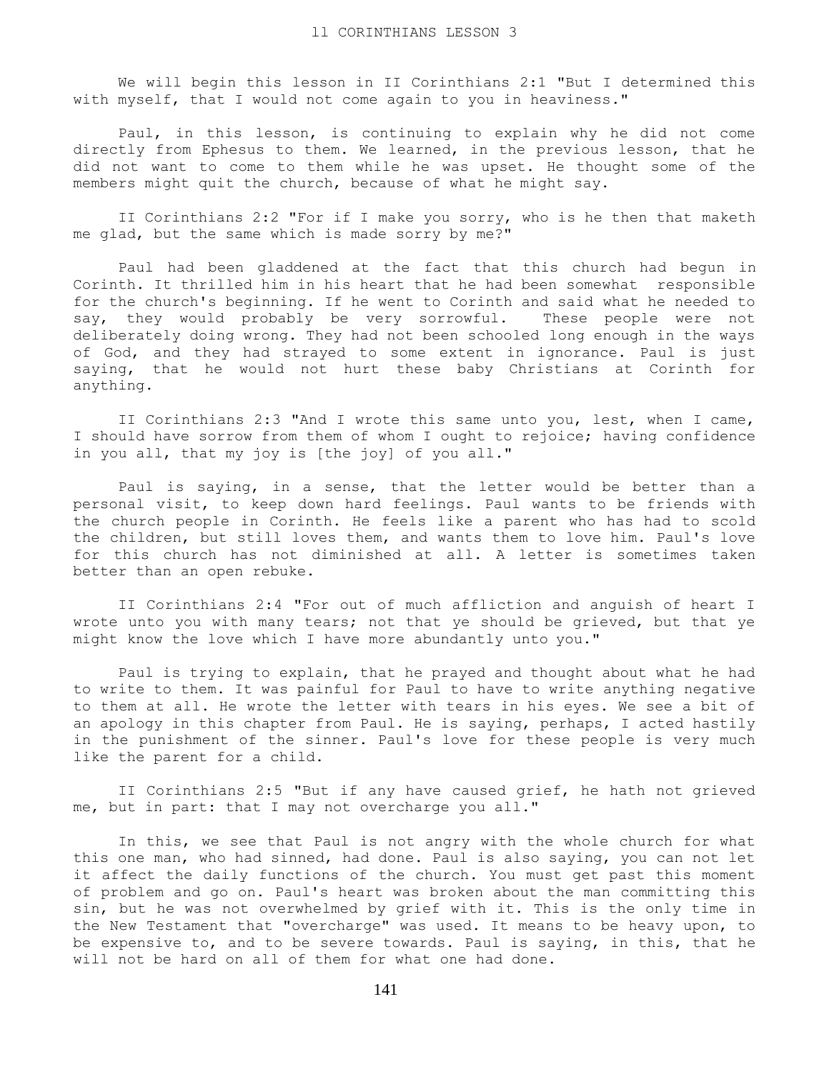# II CORINTHIANS LESSON 3

We will begin this lesson in II Corinthians 2:1 "But I determined this with myself, that I would not come again to you in heaviness."

Paul, in this lesson, is continuing to explain why he did not come directly from Ephesus to them. We learned, in the previous lesson, that he did not want to come to them while he was upset. He thought some of the members might quit the church, because of what he might say.

II Corinthians 2:2 "For if I make you sorry, who is he then that maketh me glad, but the same which is made sorry by me?"

Paul had been gladdened at the fact that this church had begun in Corinth. It thrilled him in his heart that he had been somewhat responsible for the church's beginning. If he went to Corinth and said what he needed to say, they would probably be very sorrowful. These people were not deliberately doing wrong. They had not been schooled long enough in the ways of God, and they had strayed to some extent in ignorance. Paul is just saying, that he would not hurt these baby Christians at Corinth for anything.

II Corinthians 2:3 "And I wrote this same unto you, lest, when I came, I should have sorrow from them of whom I ought to rejoice; having confidence in you all, that my joy is [the joy] of you all."

Paul is saying, in a sense, that the letter would be better than a personal visit, to keep down hard feelings. Paul wants to be friends with the church people in Corinth. He feels like a parent who has had to scold the children, but still loves them, and wants them to love him. Paul's love for this church has not diminished at all. A letter is sometimes taken better than an open rebuke.

II Corinthians 2:4 "For out of much affliction and anguish of heart I wrote unto you with many tears; not that ye should be grieved, but that ye might know the love which I have more abundantly unto you."

Paul is trying to explain, that he prayed and thought about what he had to write to them. It was painful for Paul to have to write anything negative to them at all. He wrote the letter with tears in his eyes. We see a bit of an apology in this chapter from Paul. He is saying, perhaps, I acted hastily in the punishment of the sinner. Paul's love for these people is very much like the parent for a child.

II Corinthians 2:5 "But if any have caused grief, he hath not grieved me, but in part: that I may not overcharge you all."

In this, we see that Paul is not angry with the whole church for what this one man, who had sinned, had done. Paul is also saying, you can not let it affect the daily functions of the church. You must get past this moment of problem and go on. Paul's heart was broken about the man committing this sin, but he was not overwhelmed by grief with it. This is the only time in the New Testament that "overcharge" was used. It means to be heavy upon, to be expensive to, and to be severe towards. Paul is saying, in this, that he will not be hard on all of them for what one had done.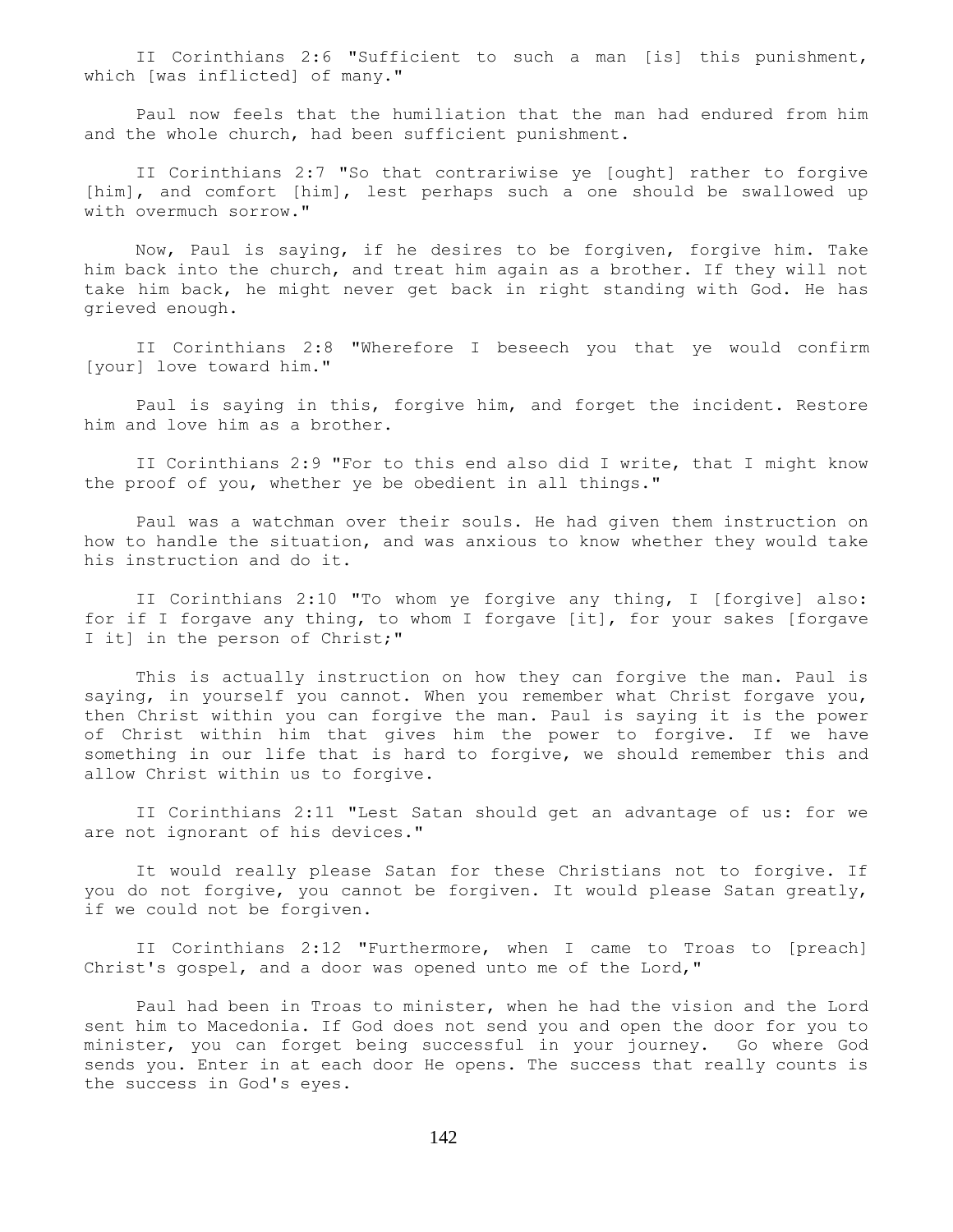II Corinthians 2:6 "Sufficient to such a man [is] this punishment, which [was inflicted] of many."

Paul now feels that the humiliation that the man had endured from him and the whole church, had been sufficient punishment.

II Corinthians 2:7 "So that contrariwise ye [ought] rather to forgive [him], and comfort [him], lest perhaps such a one should be swallowed up with overmuch sorrow."

Now, Paul is saying, if he desires to be forgiven, forgive him. Take him back into the church, and treat him again as a brother. If they will not take him back, he might never get back in right standing with God. He has grieved enough.

II Corinthians 2:8 "Wherefore I beseech you that ye would confirm [your] love toward him."

Paul is saying in this, forgive him, and forget the incident. Restore him and love him as a brother.

II Corinthians 2:9 "For to this end also did I write, that I might know the proof of you, whether ye be obedient in all things."

Paul was a watchman over their souls. He had given them instruction on how to handle the situation, and was anxious to know whether they would take his instruction and do it.

II Corinthians 2:10 "To whom ye forgive any thing, I [forgive] also: for if I forgave any thing, to whom I forgave [it], for your sakes [forgave I it] in the person of Christ;"

This is actually instruction on how they can forgive the man. Paul is saying, in yourself you cannot. When you remember what Christ forgave you, then Christ within you can forgive the man. Paul is saying it is the power of Christ within him that gives him the power to forgive. If we have something in our life that is hard to forgive, we should remember this and allow Christ within us to forgive.

II Corinthians 2:11 "Lest Satan should get an advantage of us: for we are not ignorant of his devices."

It would really please Satan for these Christians not to forgive. If you do not forgive, you cannot be forgiven. It would please Satan greatly, if we could not be forgiven.

II Corinthians 2:12 "Furthermore, when I came to Troas to [preach] Christ's gospel, and a door was opened unto me of the Lord,"

Paul had been in Troas to minister, when he had the vision and the Lord sent him to Macedonia. If God does not send you and open the door for you to minister, you can forget being successful in your journey. Go where God sends you. Enter in at each door He opens. The success that really counts is the success in God's eyes.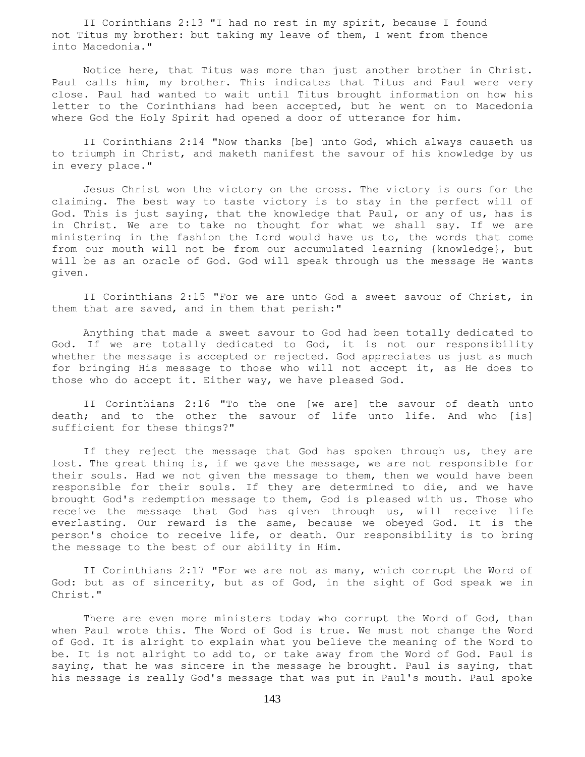II Corinthians 2:13 "I had no rest in my spirit, because I found not Titus my brother: but taking my leave of them, I went from thence into Macedonia."

Notice here, that Titus was more than just another brother in Christ. Paul calls him, my brother. This indicates that Titus and Paul were very close. Paul had wanted to wait until Titus brought information on how his letter to the Corinthians had been accepted, but he went on to Macedonia where God the Holy Spirit had opened a door of utterance for him.

II Corinthians 2:14 "Now thanks [be] unto God, which always causeth us to triumph in Christ, and maketh manifest the savour of his knowledge by us in every place."

Jesus Christ won the victory on the cross. The victory is ours for the claiming. The best way to taste victory is to stay in the perfect will of God. This is just saying, that the knowledge that Paul, or any of us, has is in Christ. We are to take no thought for what we shall say. If we are ministering in the fashion the Lord would have us to, the words that come from our mouth will not be from our accumulated learning {knowledge}, but will be as an oracle of God. God will speak through us the message He wants given.

II Corinthians 2:15 "For we are unto God a sweet savour of Christ, in them that are saved, and in them that perish:"

Anything that made a sweet savour to God had been totally dedicated to God. If we are totally dedicated to God, it is not our responsibility whether the message is accepted or rejected. God appreciates us just as much for bringing His message to those who will not accept it, as He does to those who do accept it. Either way, we have pleased God.

II Corinthians 2:16 "To the one [we are] the savour of death unto death; and to the other the savour of life unto life. And who [is] sufficient for these things?"

If they reject the message that God has spoken through us, they are lost. The great thing is, if we gave the message, we are not responsible for their souls. Had we not given the message to them, then we would have been responsible for their souls. If they are determined to die, and we have brought God's redemption message to them, God is pleased with us. Those who receive the message that God has given through us, will receive life everlasting. Our reward is the same, because we obeyed God. It is the person's choice to receive life, or death. Our responsibility is to bring the message to the best of our ability in Him.

II Corinthians 2:17 "For we are not as many, which corrupt the Word of God: but as of sincerity, but as of God, in the sight of God speak we in Christ."

There are even more ministers today who corrupt the Word of God, than when Paul wrote this. The Word of God is true. We must not change the Word of God. It is alright to explain what you believe the meaning of the Word to be. It is not alright to add to, or take away from the Word of God. Paul is saying, that he was sincere in the message he brought. Paul is saying, that his message is really God's message that was put in Paul's mouth. Paul spoke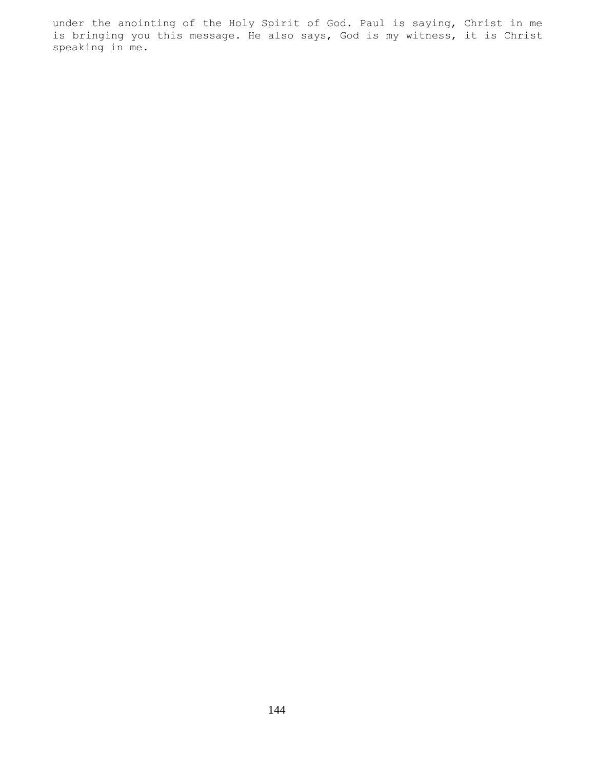under the anointing of the Holy Spirit of God. Paul is saying, Christ in me is bringing you this message. He also says, God is my witness, it is Christ speaking in me.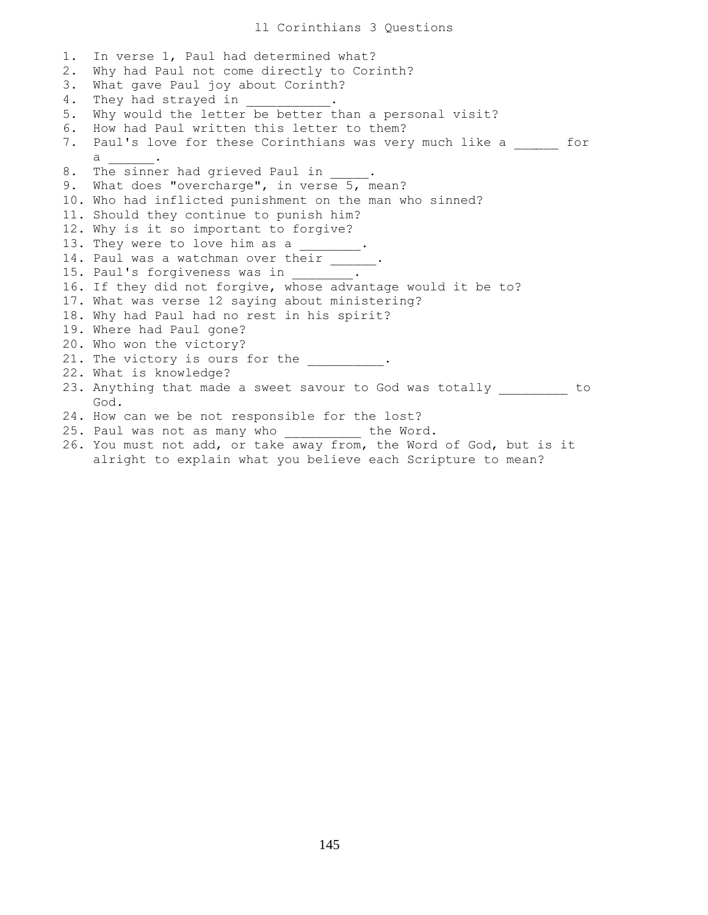# ll Corinthians 3 Questions

1. In verse 1, Paul had determined what?
2. Why had Paul not come directly to Corinth?
3. What gave Paul joy about Corinth?
4. They had strayed in ___________.
5. Why would the letter be better than a personal visit?
6. How had Paul written this letter to them?
7. Paul's love for these Corinthians was very much like a ______ for a ______.
8. The sinner had grieved Paul in _____.
9. What does "overcharge", in verse 5, mean?
10. Who had inflicted punishment on the man who sinned?
11. Should they continue to punish him?
12. Why is it so important to forgive?
13. They were to love him as a ________.
14. Paul was a watchman over their ______.
15. Paul's forgiveness was in ________.
16. If they did not forgive, whose advantage would it be to?
17. What was verse 12 saying about ministering?
18. Why had Paul had no rest in his spirit?
19. Where had Paul gone?
20. Who won the victory?
21. The victory is ours for the __________.
22. What is knowledge?
23. Anything that made a sweet savour to God was totally _________ to God.
24. How can we be not responsible for the lost?
25. Paul was not as many who __________ the Word.
26. You must not add, or take away from, the Word of God, but is it alright to explain what you believe each Scripture to mean?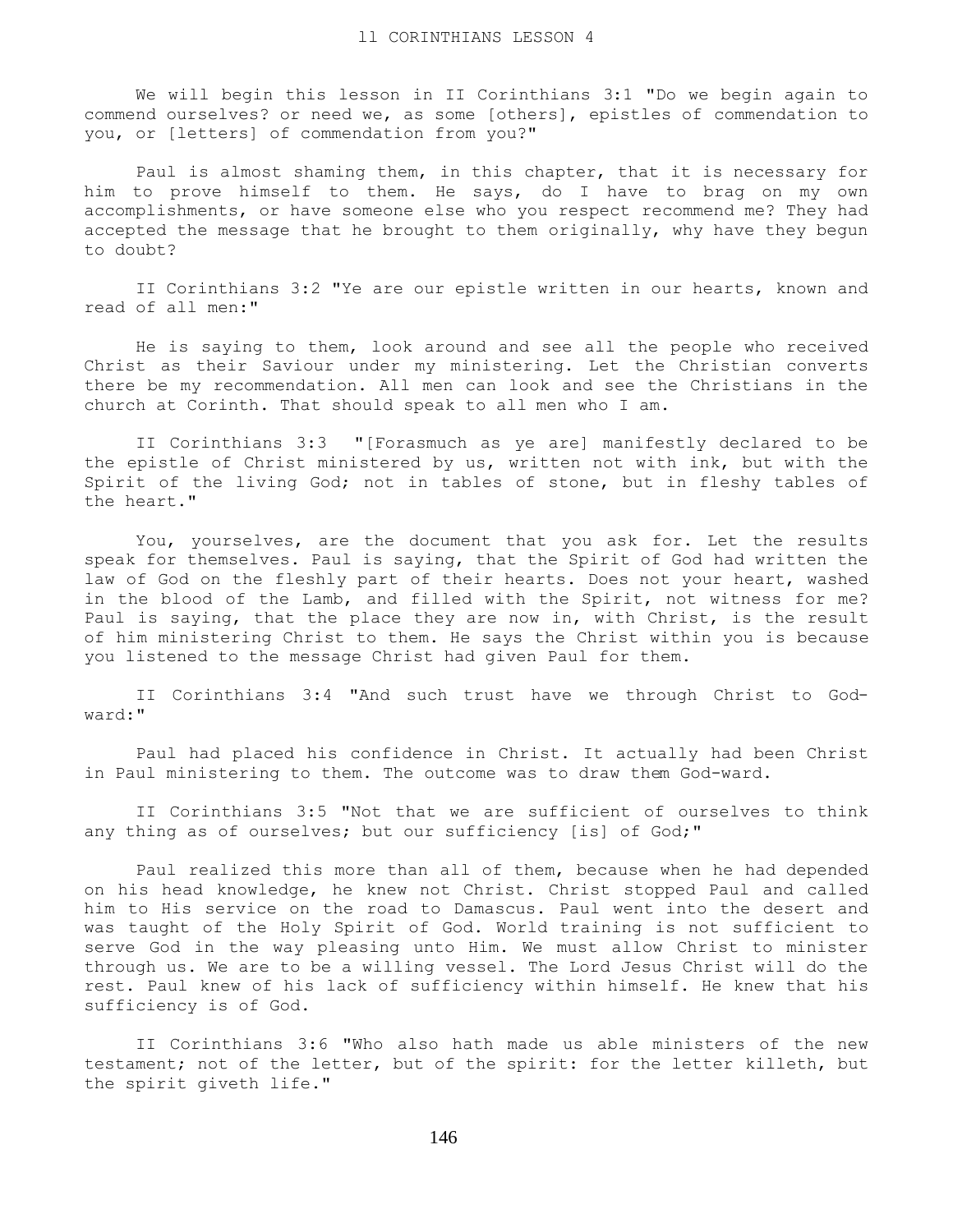We will begin this lesson in II Corinthians 3:1 "Do we begin again to commend ourselves? or need we, as some [others], epistles of commendation to you, or [letters] of commendation from you?"

Paul is almost shaming them, in this chapter, that it is necessary for him to prove himself to them. He says, do I have to brag on my own accomplishments, or have someone else who you respect recommend me? They had accepted the message that he brought to them originally, why have they begun to doubt?

II Corinthians 3:2 "Ye are our epistle written in our hearts, known and read of all men:"

He is saying to them, look around and see all the people who received Christ as their Saviour under my ministering. Let the Christian converts there be my recommendation. All men can look and see the Christians in the church at Corinth. That should speak to all men who I am.

II Corinthians 3:3 "[Forasmuch as ye are] manifestly declared to be the epistle of Christ ministered by us, written not with ink, but with the Spirit of the living God; not in tables of stone, but in fleshy tables of the heart."

You, yourselves, are the document that you ask for. Let the results speak for themselves. Paul is saying, that the Spirit of God had written the law of God on the fleshly part of their hearts. Does not your heart, washed in the blood of the Lamb, and filled with the Spirit, not witness for me? Paul is saying, that the place they are now in, with Christ, is the result of him ministering Christ to them. He says the Christ within you is because you listened to the message Christ had given Paul for them.

II Corinthians 3:4 "And such trust have we through Christ to God-ward:"

Paul had placed his confidence in Christ. It actually had been Christ in Paul ministering to them. The outcome was to draw them God-ward.

II Corinthians 3:5 "Not that we are sufficient of ourselves to think any thing as of ourselves; but our sufficiency [is] of God;"

Paul realized this more than all of them, because when he had depended on his head knowledge, he knew not Christ. Christ stopped Paul and called him to His service on the road to Damascus. Paul went into the desert and was taught of the Holy Spirit of God. World training is not sufficient to serve God in the way pleasing unto Him. We must allow Christ to minister through us. We are to be a willing vessel. The Lord Jesus Christ will do the rest. Paul knew of his lack of sufficiency within himself. He knew that his sufficiency is of God.

II Corinthians 3:6 "Who also hath made us able ministers of the new testament; not of the letter, but of the spirit: for the letter killeth, but the spirit giveth life."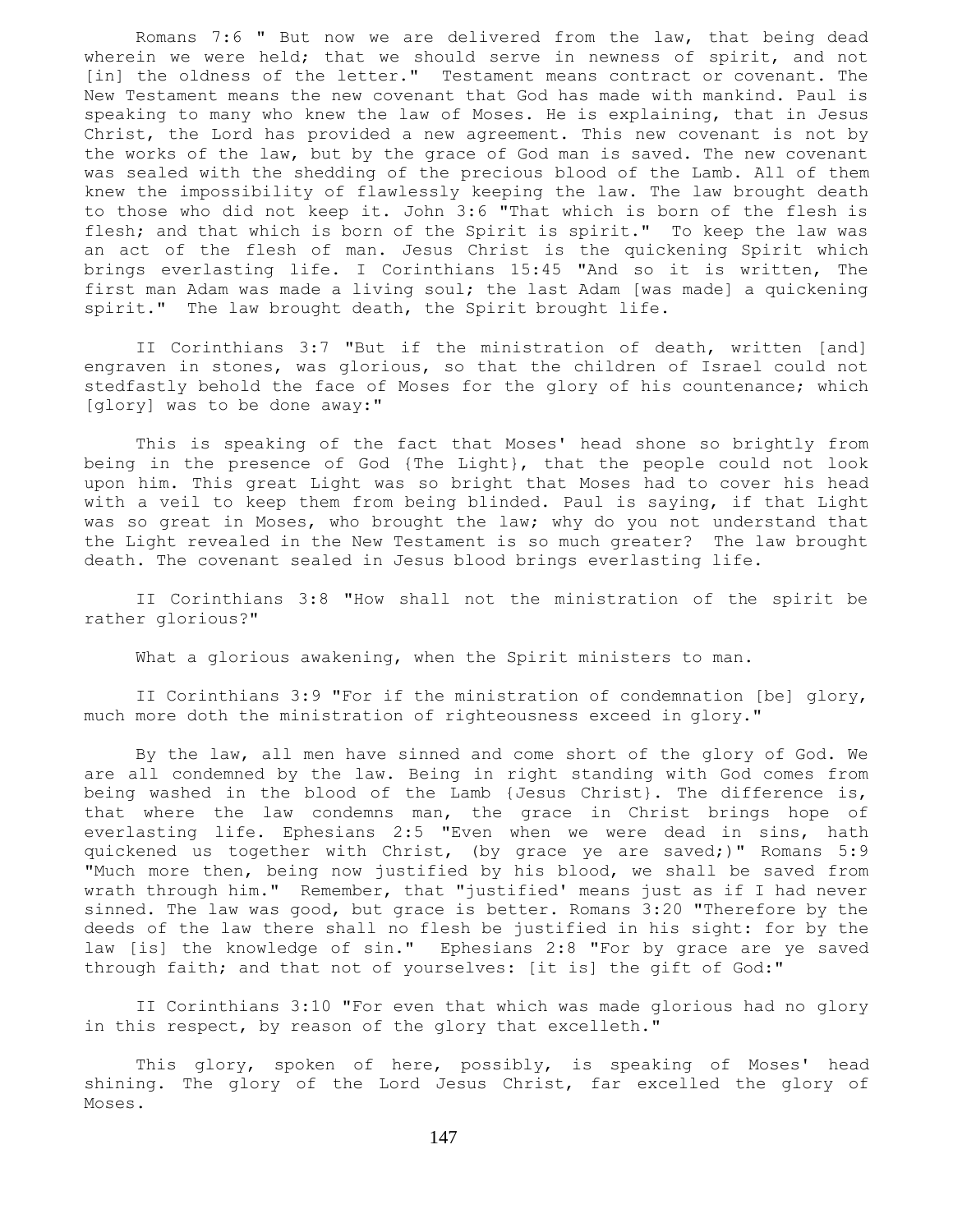Romans 7:6 " But now we are delivered from the law, that being dead wherein we were held; that we should serve in newness of spirit, and not [in] the oldness of the letter." Testament means contract or covenant. The New Testament means the new covenant that God has made with mankind. Paul is speaking to many who knew the law of Moses. He is explaining, that in Jesus Christ, the Lord has provided a new agreement. This new covenant is not by the works of the law, but by the grace of God man is saved. The new covenant was sealed with the shedding of the precious blood of the Lamb. All of them knew the impossibility of flawlessly keeping the law. The law brought death to those who did not keep it. John 3:6 "That which is born of the flesh is flesh; and that which is born of the Spirit is spirit." To keep the law was an act of the flesh of man. Jesus Christ is the quickening Spirit which brings everlasting life. I Corinthians 15:45 "And so it is written, The first man Adam was made a living soul; the last Adam [was made] a quickening spirit." The law brought death, the Spirit brought life.

II Corinthians 3:7 "But if the ministration of death, written [and] engraven in stones, was glorious, so that the children of Israel could not stedfastly behold the face of Moses for the glory of his countenance; which [glory] was to be done away:"

This is speaking of the fact that Moses' head shone so brightly from being in the presence of God {The Light}, that the people could not look upon him. This great Light was so bright that Moses had to cover his head with a veil to keep them from being blinded. Paul is saying, if that Light was so great in Moses, who brought the law; why do you not understand that the Light revealed in the New Testament is so much greater? The law brought death. The covenant sealed in Jesus blood brings everlasting life.

II Corinthians 3:8 "How shall not the ministration of the spirit be rather glorious?"

What a glorious awakening, when the Spirit ministers to man.

II Corinthians 3:9 "For if the ministration of condemnation [be] glory, much more doth the ministration of righteousness exceed in glory."

By the law, all men have sinned and come short of the glory of God. We are all condemned by the law. Being in right standing with God comes from being washed in the blood of the Lamb {Jesus Christ}. The difference is, that where the law condemns man, the grace in Christ brings hope of everlasting life. Ephesians 2:5 "Even when we were dead in sins, hath quickened us together with Christ, (by grace ye are saved;)" Romans 5:9 "Much more then, being now justified by his blood, we shall be saved from wrath through him." Remember, that "justified' means just as if I had never sinned. The law was good, but grace is better. Romans 3:20 "Therefore by the deeds of the law there shall no flesh be justified in his sight: for by the law [is] the knowledge of sin." Ephesians 2:8 "For by grace are ye saved through faith; and that not of yourselves: [it is] the gift of God:"

II Corinthians 3:10 "For even that which was made glorious had no glory in this respect, by reason of the glory that excelleth."

This glory, spoken of here, possibly, is speaking of Moses' head shining. The glory of the Lord Jesus Christ, far excelled the glory of Moses.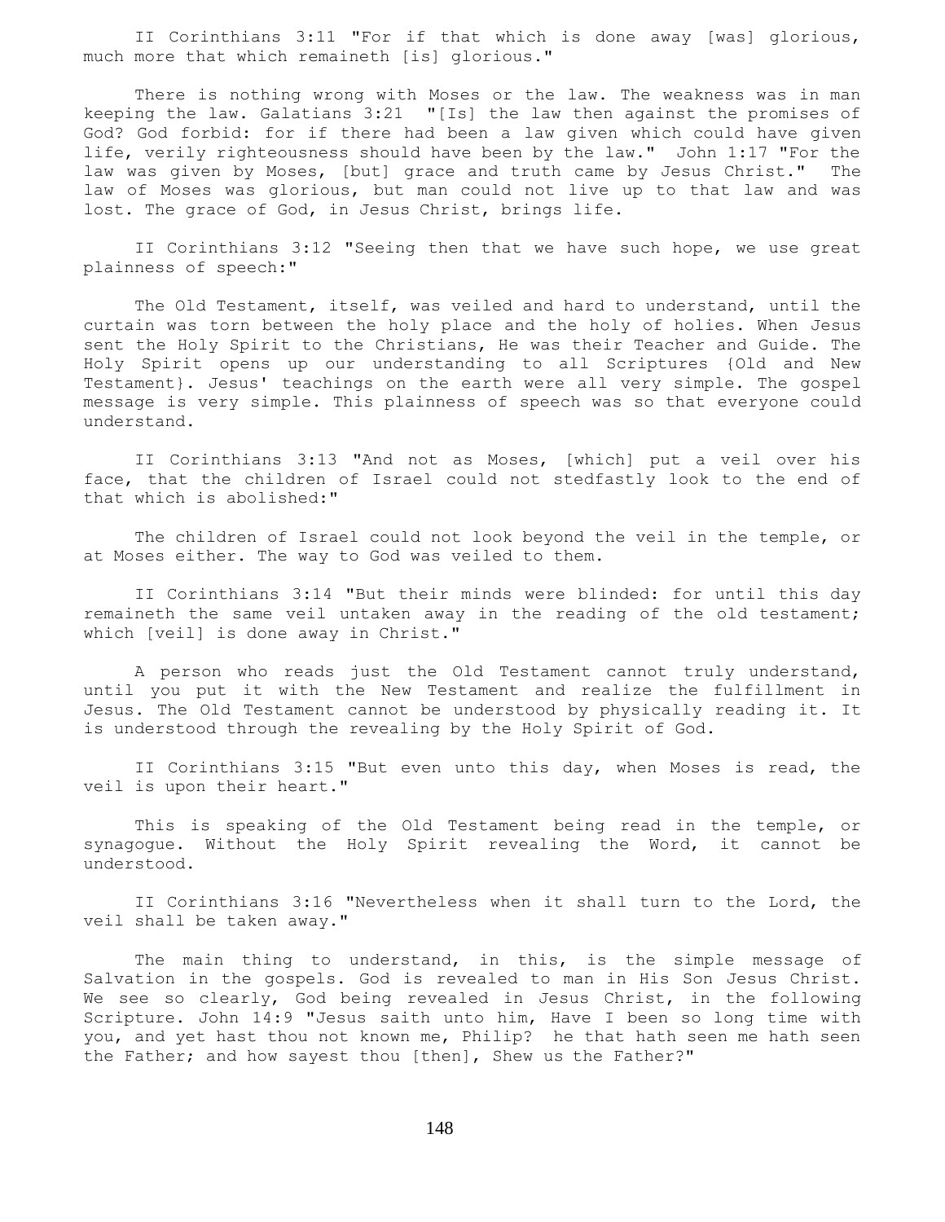II Corinthians 3:11 "For if that which is done away [was] glorious, much more that which remaineth [is] glorious."

There is nothing wrong with Moses or the law. The weakness was in man keeping the law. Galatians 3:21 "[Is] the law then against the promises of God? God forbid: for if there had been a law given which could have given life, verily righteousness should have been by the law." John 1:17 "For the law was given by Moses, [but] grace and truth came by Jesus Christ." The law of Moses was glorious, but man could not live up to that law and was lost. The grace of God, in Jesus Christ, brings life.

II Corinthians 3:12 "Seeing then that we have such hope, we use great plainness of speech:"

The Old Testament, itself, was veiled and hard to understand, until the curtain was torn between the holy place and the holy of holies. When Jesus sent the Holy Spirit to the Christians, He was their Teacher and Guide. The Holy Spirit opens up our understanding to all Scriptures {Old and New Testament}. Jesus' teachings on the earth were all very simple. The gospel message is very simple. This plainness of speech was so that everyone could understand.

II Corinthians 3:13 "And not as Moses, [which] put a veil over his face, that the children of Israel could not stedfastly look to the end of that which is abolished:"

The children of Israel could not look beyond the veil in the temple, or at Moses either. The way to God was veiled to them.

II Corinthians 3:14 "But their minds were blinded: for until this day remaineth the same veil untaken away in the reading of the old testament; which [veil] is done away in Christ."

A person who reads just the Old Testament cannot truly understand, until you put it with the New Testament and realize the fulfillment in Jesus. The Old Testament cannot be understood by physically reading it. It is understood through the revealing by the Holy Spirit of God.

II Corinthians 3:15 "But even unto this day, when Moses is read, the veil is upon their heart."

This is speaking of the Old Testament being read in the temple, or synagogue. Without the Holy Spirit revealing the Word, it cannot be understood.

II Corinthians 3:16 "Nevertheless when it shall turn to the Lord, the veil shall be taken away."

The main thing to understand, in this, is the simple message of Salvation in the gospels. God is revealed to man in His Son Jesus Christ. We see so clearly, God being revealed in Jesus Christ, in the following Scripture. John 14:9 "Jesus saith unto him, Have I been so long time with you, and yet hast thou not known me, Philip? he that hath seen me hath seen the Father; and how sayest thou [then], Shew us the Father?"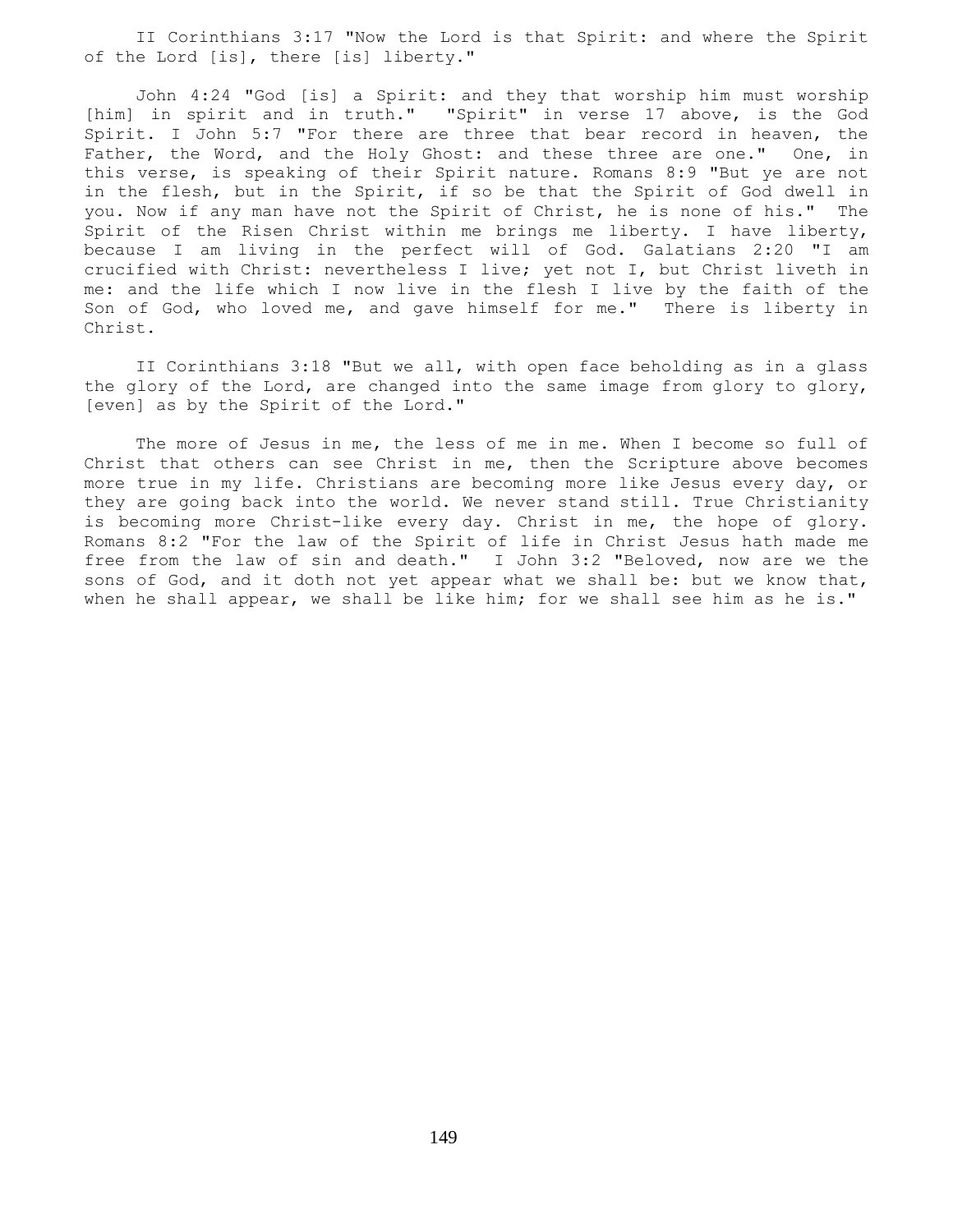II Corinthians 3:17 "Now the Lord is that Spirit: and where the Spirit of the Lord [is], there [is] liberty."

John 4:24 "God [is] a Spirit: and they that worship him must worship [him] in spirit and in truth." "Spirit" in verse 17 above, is the God Spirit. I John 5:7 "For there are three that bear record in heaven, the Father, the Word, and the Holy Ghost: and these three are one." One, in this verse, is speaking of their Spirit nature. Romans 8:9 "But ye are not in the flesh, but in the Spirit, if so be that the Spirit of God dwell in you. Now if any man have not the Spirit of Christ, he is none of his." The Spirit of the Risen Christ within me brings me liberty. I have liberty, because I am living in the perfect will of God. Galatians 2:20 "I am crucified with Christ: nevertheless I live; yet not I, but Christ liveth in me: and the life which I now live in the flesh I live by the faith of the Son of God, who loved me, and gave himself for me." There is liberty in Christ.

II Corinthians 3:18 "But we all, with open face beholding as in a glass the glory of the Lord, are changed into the same image from glory to glory, [even] as by the Spirit of the Lord."

The more of Jesus in me, the less of me in me. When I become so full of Christ that others can see Christ in me, then the Scripture above becomes more true in my life. Christians are becoming more like Jesus every day, or they are going back into the world. We never stand still. True Christianity is becoming more Christ-like every day. Christ in me, the hope of glory. Romans 8:2 "For the law of the Spirit of life in Christ Jesus hath made me free from the law of sin and death." I John 3:2 "Beloved, now are we the sons of God, and it doth not yet appear what we shall be: but we know that, when he shall appear, we shall be like him; for we shall see him as he is."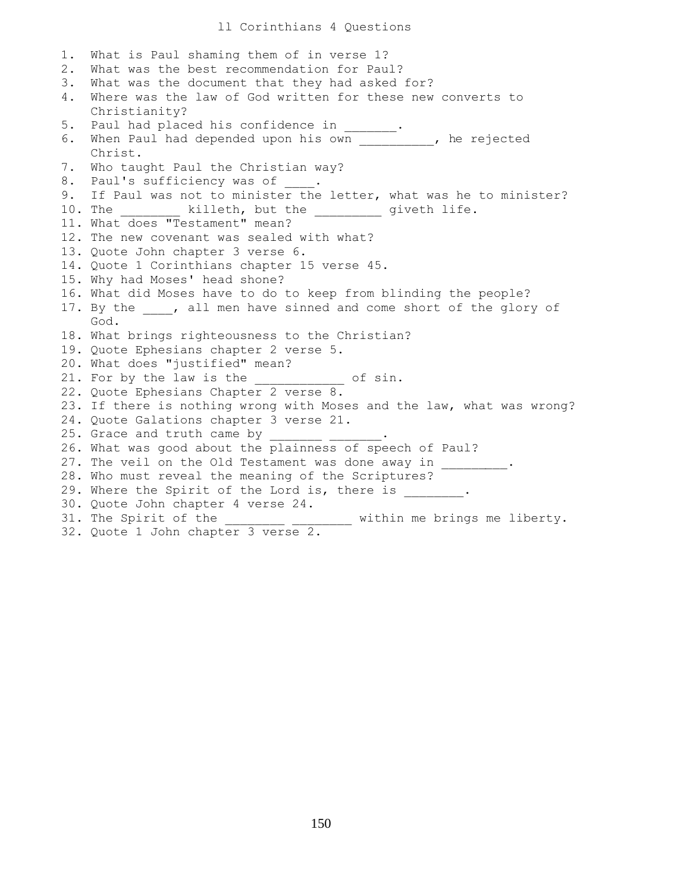# ll Corinthians 4 Questions

1. What is Paul shaming them of in verse 1?
2. What was the best recommendation for Paul?
3. What was the document that they had asked for?
4. Where was the law of God written for these new converts to Christianity?
5. Paul had placed his confidence in _______.
6. When Paul had depended upon his own __________, he rejected Christ.
7. Who taught Paul the Christian way?
8. Paul's sufficiency was of ____.
9. If Paul was not to minister the letter, what was he to minister?
10. The ________ killeth, but the _________ giveth life.
11. What does "Testament" mean?
12. The new covenant was sealed with what?
13. Quote John chapter 3 verse 6.
14. Quote 1 Corinthians chapter 15 verse 45.
15. Why had Moses' head shone?
16. What did Moses have to do to keep from blinding the people?
17. By the ____, all men have sinned and come short of the glory of God.
18. What brings righteousness to the Christian?
19. Quote Ephesians chapter 2 verse 5.
20. What does "justified" mean?
21. For by the law is the ____________ of sin.
22. Quote Ephesians Chapter 2 verse 8.
23. If there is nothing wrong with Moses and the law, what was wrong?
24. Quote Galations chapter 3 verse 21.
25. Grace and truth came by _______ _______.
26. What was good about the plainness of speech of Paul?
27. The veil on the Old Testament was done away in _________.
28. Who must reveal the meaning of the Scriptures?
29. Where the Spirit of the Lord is, there is ________.
30. Quote John chapter 4 verse 24.
31. The Spirit of the ________ ________ within me brings me liberty.
32. Quote 1 John chapter 3 verse 2.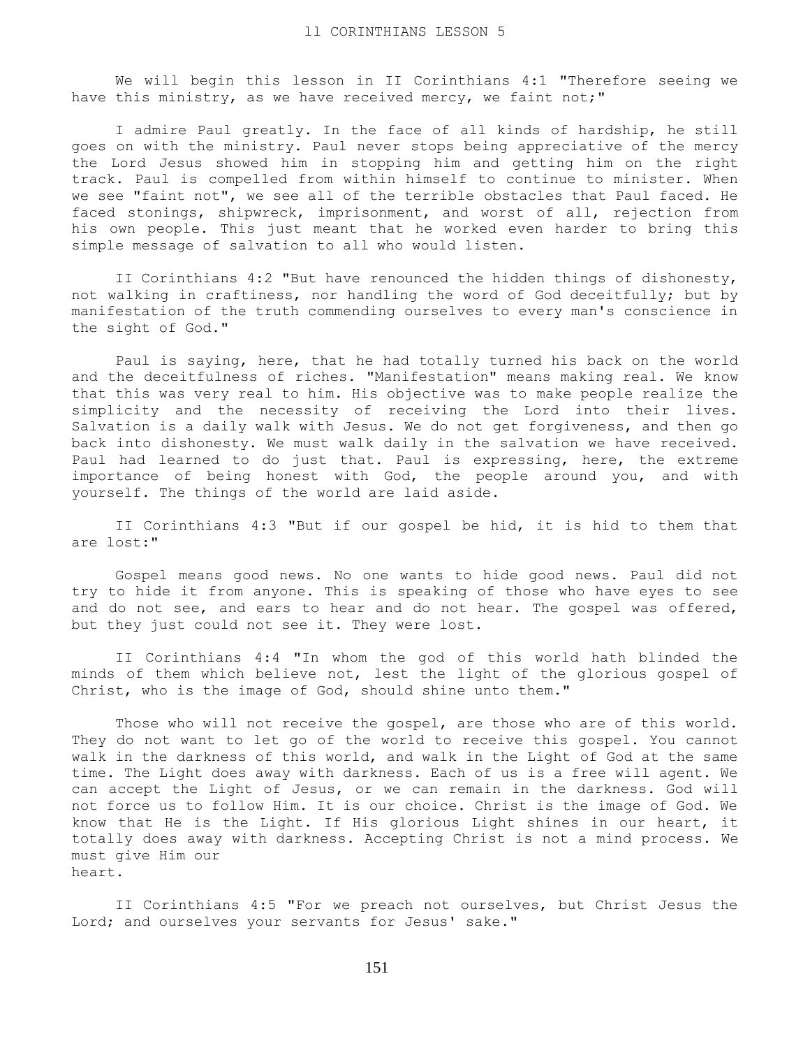# II CORINTHIANS LESSON 5

We will begin this lesson in II Corinthians 4:1 "Therefore seeing we have this ministry, as we have received mercy, we faint not;"

I admire Paul greatly. In the face of all kinds of hardship, he still goes on with the ministry. Paul never stops being appreciative of the mercy the Lord Jesus showed him in stopping him and getting him on the right track. Paul is compelled from within himself to continue to minister. When we see "faint not", we see all of the terrible obstacles that Paul faced. He faced stonings, shipwreck, imprisonment, and worst of all, rejection from his own people. This just meant that he worked even harder to bring this simple message of salvation to all who would listen.

II Corinthians 4:2 "But have renounced the hidden things of dishonesty, not walking in craftiness, nor handling the word of God deceitfully; but by manifestation of the truth commending ourselves to every man's conscience in the sight of God."

Paul is saying, here, that he had totally turned his back on the world and the deceitfulness of riches. "Manifestation" means making real. We know that this was very real to him. His objective was to make people realize the simplicity and the necessity of receiving the Lord into their lives. Salvation is a daily walk with Jesus. We do not get forgiveness, and then go back into dishonesty. We must walk daily in the salvation we have received. Paul had learned to do just that. Paul is expressing, here, the extreme importance of being honest with God, the people around you, and with yourself. The things of the world are laid aside.

II Corinthians 4:3 "But if our gospel be hid, it is hid to them that are lost:"

Gospel means good news. No one wants to hide good news. Paul did not try to hide it from anyone. This is speaking of those who have eyes to see and do not see, and ears to hear and do not hear. The gospel was offered, but they just could not see it. They were lost.

II Corinthians 4:4 "In whom the god of this world hath blinded the minds of them which believe not, lest the light of the glorious gospel of Christ, who is the image of God, should shine unto them."

Those who will not receive the gospel, are those who are of this world. They do not want to let go of the world to receive this gospel. You cannot walk in the darkness of this world, and walk in the Light of God at the same time. The Light does away with darkness. Each of us is a free will agent. We can accept the Light of Jesus, or we can remain in the darkness. God will not force us to follow Him. It is our choice. Christ is the image of God. We know that He is the Light. If His glorious Light shines in our heart, it totally does away with darkness. Accepting Christ is not a mind process. We must give Him our heart.

II Corinthians 4:5 "For we preach not ourselves, but Christ Jesus the Lord; and ourselves your servants for Jesus' sake."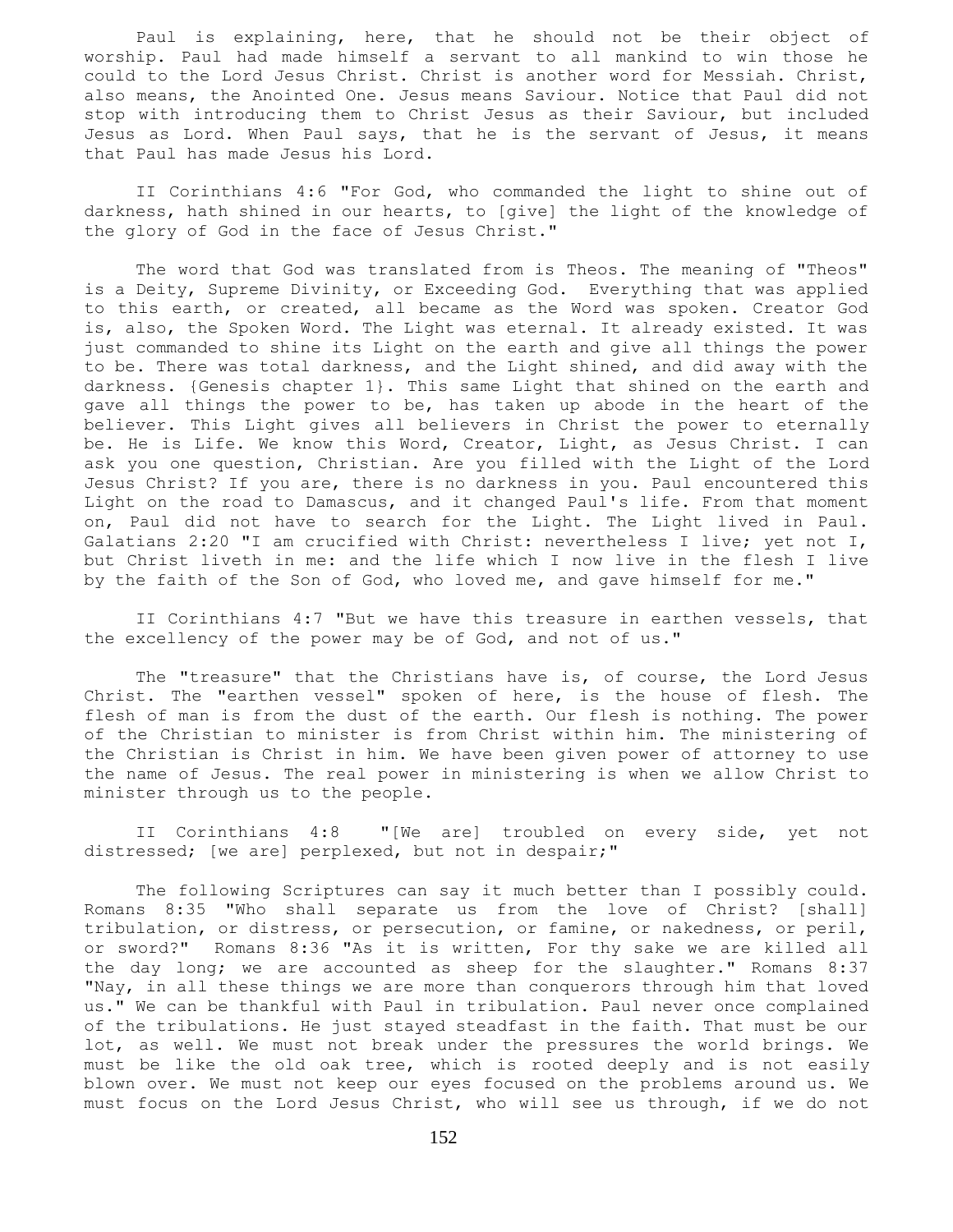Paul is explaining, here, that he should not be their object of worship. Paul had made himself a servant to all mankind to win those he could to the Lord Jesus Christ. Christ is another word for Messiah. Christ, also means, the Anointed One. Jesus means Saviour. Notice that Paul did not stop with introducing them to Christ Jesus as their Saviour, but included Jesus as Lord. When Paul says, that he is the servant of Jesus, it means that Paul has made Jesus his Lord.

II Corinthians 4:6 "For God, who commanded the light to shine out of darkness, hath shined in our hearts, to [give] the light of the knowledge of the glory of God in the face of Jesus Christ."

The word that God was translated from is Theos. The meaning of "Theos" is a Deity, Supreme Divinity, or Exceeding God. Everything that was applied to this earth, or created, all became as the Word was spoken. Creator God is, also, the Spoken Word. The Light was eternal. It already existed. It was just commanded to shine its Light on the earth and give all things the power to be. There was total darkness, and the Light shined, and did away with the darkness. {Genesis chapter 1}. This same Light that shined on the earth and gave all things the power to be, has taken up abode in the heart of the believer. This Light gives all believers in Christ the power to eternally be. He is Life. We know this Word, Creator, Light, as Jesus Christ. I can ask you one question, Christian. Are you filled with the Light of the Lord Jesus Christ? If you are, there is no darkness in you. Paul encountered this Light on the road to Damascus, and it changed Paul's life. From that moment on, Paul did not have to search for the Light. The Light lived in Paul. Galatians 2:20 "I am crucified with Christ: nevertheless I live; yet not I, but Christ liveth in me: and the life which I now live in the flesh I live by the faith of the Son of God, who loved me, and gave himself for me."

II Corinthians 4:7 "But we have this treasure in earthen vessels, that the excellency of the power may be of God, and not of us."

The "treasure" that the Christians have is, of course, the Lord Jesus Christ. The "earthen vessel" spoken of here, is the house of flesh. The flesh of man is from the dust of the earth. Our flesh is nothing. The power of the Christian to minister is from Christ within him. The ministering of the Christian is Christ in him. We have been given power of attorney to use the name of Jesus. The real power in ministering is when we allow Christ to minister through us to the people.

II Corinthians 4:8 "[We are] troubled on every side, yet not distressed; [we are] perplexed, but not in despair;"

The following Scriptures can say it much better than I possibly could. Romans 8:35 "Who shall separate us from the love of Christ? [shall] tribulation, or distress, or persecution, or famine, or nakedness, or peril, or sword?" Romans 8:36 "As it is written, For thy sake we are killed all the day long; we are accounted as sheep for the slaughter." Romans 8:37 "Nay, in all these things we are more than conquerors through him that loved us." We can be thankful with Paul in tribulation. Paul never once complained of the tribulations. He just stayed steadfast in the faith. That must be our lot, as well. We must not break under the pressures the world brings. We must be like the old oak tree, which is rooted deeply and is not easily blown over. We must not keep our eyes focused on the problems around us. We must focus on the Lord Jesus Christ, who will see us through, if we do not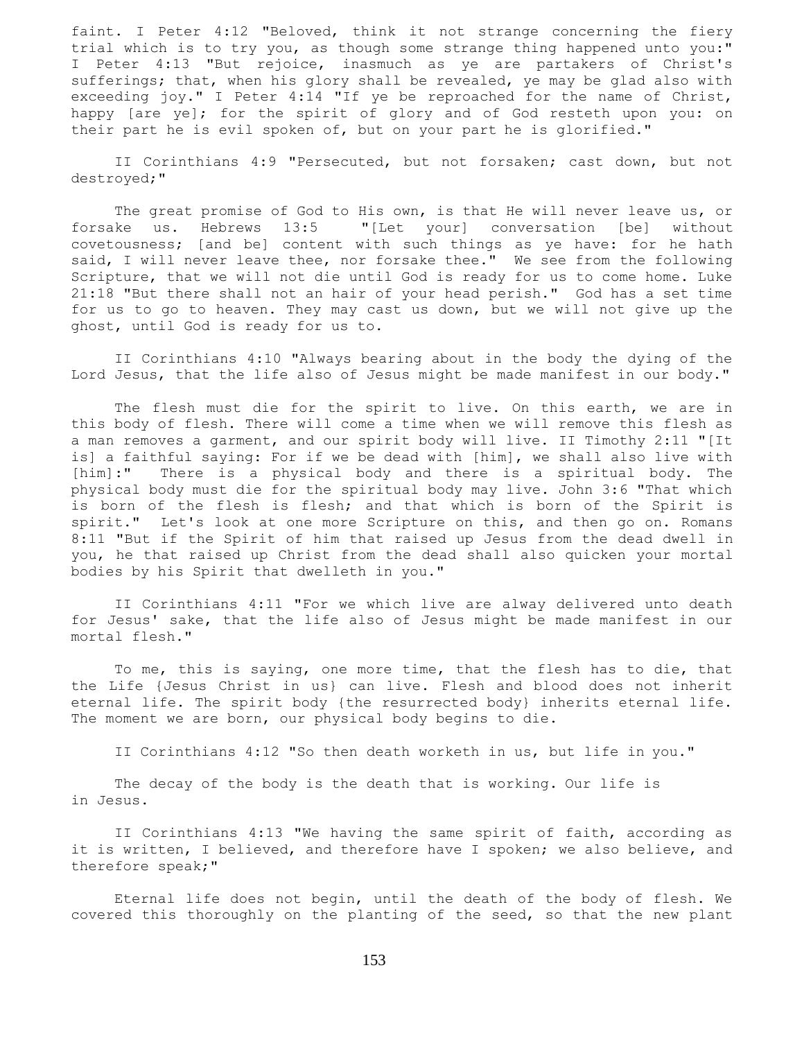faint. I Peter 4:12 "Beloved, think it not strange concerning the fiery trial which is to try you, as though some strange thing happened unto you:" I Peter 4:13 "But rejoice, inasmuch as ye are partakers of Christ's sufferings; that, when his glory shall be revealed, ye may be glad also with exceeding joy." I Peter 4:14 "If ye be reproached for the name of Christ, happy [are ye]; for the spirit of glory and of God resteth upon you: on their part he is evil spoken of, but on your part he is glorified."

II Corinthians 4:9 "Persecuted, but not forsaken; cast down, but not destroyed;"

The great promise of God to His own, is that He will never leave us, or forsake us. Hebrews 13:5 "[Let your] conversation [be] without covetousness; [and be] content with such things as ye have: for he hath said, I will never leave thee, nor forsake thee." We see from the following Scripture, that we will not die until God is ready for us to come home. Luke 21:18 "But there shall not an hair of your head perish." God has a set time for us to go to heaven. They may cast us down, but we will not give up the ghost, until God is ready for us to.

II Corinthians 4:10 "Always bearing about in the body the dying of the Lord Jesus, that the life also of Jesus might be made manifest in our body."

The flesh must die for the spirit to live. On this earth, we are in this body of flesh. There will come a time when we will remove this flesh as a man removes a garment, and our spirit body will live. II Timothy 2:11 "[It is] a faithful saying: For if we be dead with [him], we shall also live with [him]:" There is a physical body and there is a spiritual body. The physical body must die for the spiritual body may live. John 3:6 "That which is born of the flesh is flesh; and that which is born of the Spirit is spirit." Let's look at one more Scripture on this, and then go on. Romans 8:11 "But if the Spirit of him that raised up Jesus from the dead dwell in you, he that raised up Christ from the dead shall also quicken your mortal bodies by his Spirit that dwelleth in you."

II Corinthians 4:11 "For we which live are alway delivered unto death for Jesus' sake, that the life also of Jesus might be made manifest in our mortal flesh."

To me, this is saying, one more time, that the flesh has to die, that the Life {Jesus Christ in us} can live. Flesh and blood does not inherit eternal life. The spirit body {the resurrected body} inherits eternal life. The moment we are born, our physical body begins to die.

II Corinthians 4:12 "So then death worketh in us, but life in you."

The decay of the body is the death that is working. Our life is in Jesus.

II Corinthians 4:13 "We having the same spirit of faith, according as it is written, I believed, and therefore have I spoken; we also believe, and therefore speak;"

Eternal life does not begin, until the death of the body of flesh. We covered this thoroughly on the planting of the seed, so that the new plant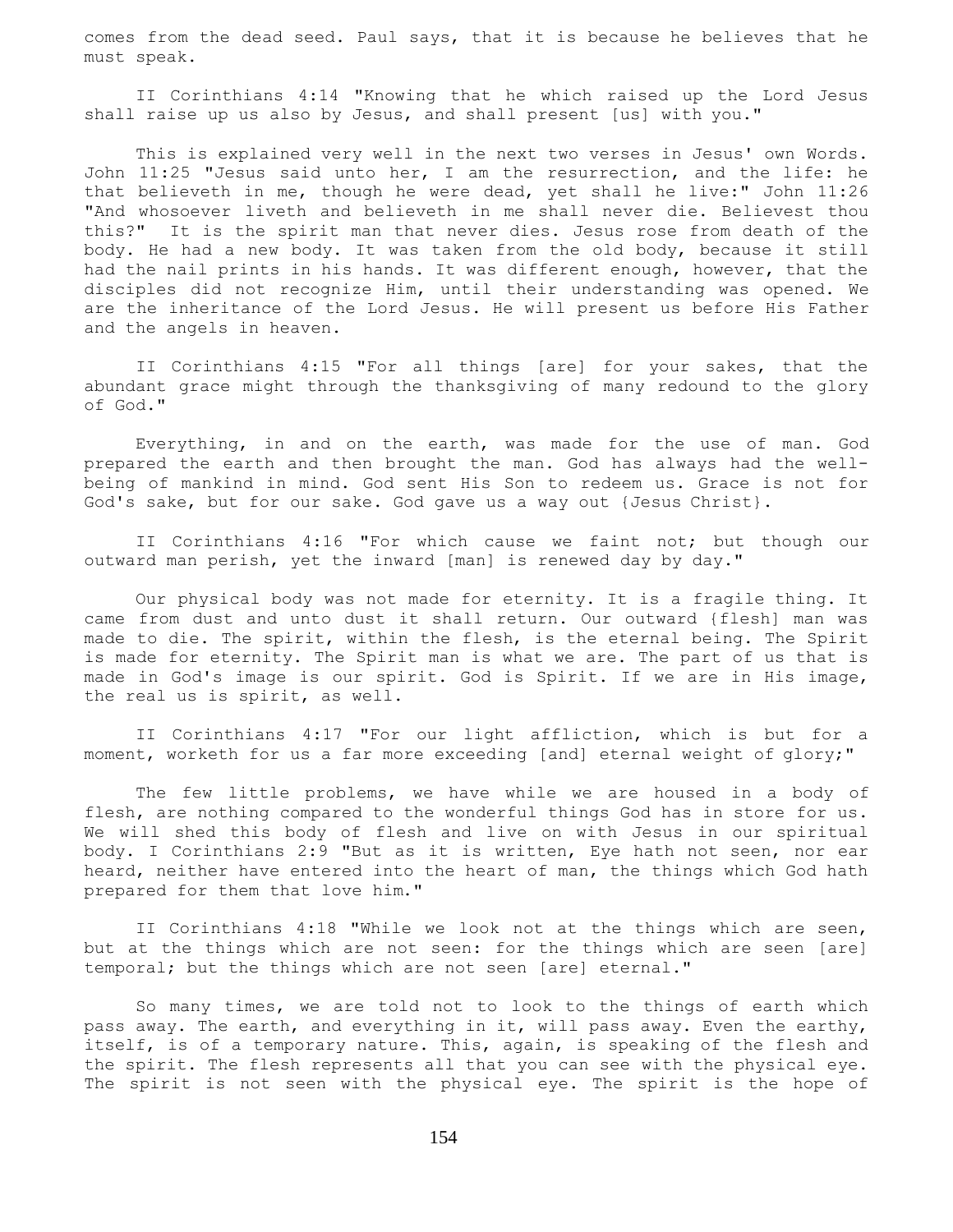comes from the dead seed. Paul says, that it is because he believes that he must speak.

II Corinthians 4:14 "Knowing that he which raised up the Lord Jesus shall raise up us also by Jesus, and shall present [us] with you."

This is explained very well in the next two verses in Jesus' own Words. John 11:25 "Jesus said unto her, I am the resurrection, and the life: he that believeth in me, though he were dead, yet shall he live:" John 11:26 "And whosoever liveth and believeth in me shall never die. Believest thou this?" It is the spirit man that never dies. Jesus rose from death of the body. He had a new body. It was taken from the old body, because it still had the nail prints in his hands. It was different enough, however, that the disciples did not recognize Him, until their understanding was opened. We are the inheritance of the Lord Jesus. He will present us before His Father and the angels in heaven.

II Corinthians 4:15 "For all things [are] for your sakes, that the abundant grace might through the thanksgiving of many redound to the glory of God."

Everything, in and on the earth, was made for the use of man. God prepared the earth and then brought the man. God has always had the well-being of mankind in mind. God sent His Son to redeem us. Grace is not for God's sake, but for our sake. God gave us a way out {Jesus Christ}.

II Corinthians 4:16 "For which cause we faint not; but though our outward man perish, yet the inward [man] is renewed day by day."

Our physical body was not made for eternity. It is a fragile thing. It came from dust and unto dust it shall return. Our outward {flesh] man was made to die. The spirit, within the flesh, is the eternal being. The Spirit is made for eternity. The Spirit man is what we are. The part of us that is made in God's image is our spirit. God is Spirit. If we are in His image, the real us is spirit, as well.

II Corinthians 4:17 "For our light affliction, which is but for a moment, worketh for us a far more exceeding [and] eternal weight of glory;"

The few little problems, we have while we are housed in a body of flesh, are nothing compared to the wonderful things God has in store for us. We will shed this body of flesh and live on with Jesus in our spiritual body. I Corinthians 2:9 "But as it is written, Eye hath not seen, nor ear heard, neither have entered into the heart of man, the things which God hath prepared for them that love him."

II Corinthians 4:18 "While we look not at the things which are seen, but at the things which are not seen: for the things which are seen [are] temporal; but the things which are not seen [are] eternal."

So many times, we are told not to look to the things of earth which pass away. The earth, and everything in it, will pass away. Even the earthy, itself, is of a temporary nature. This, again, is speaking of the flesh and the spirit. The flesh represents all that you can see with the physical eye. The spirit is not seen with the physical eye. The spirit is the hope of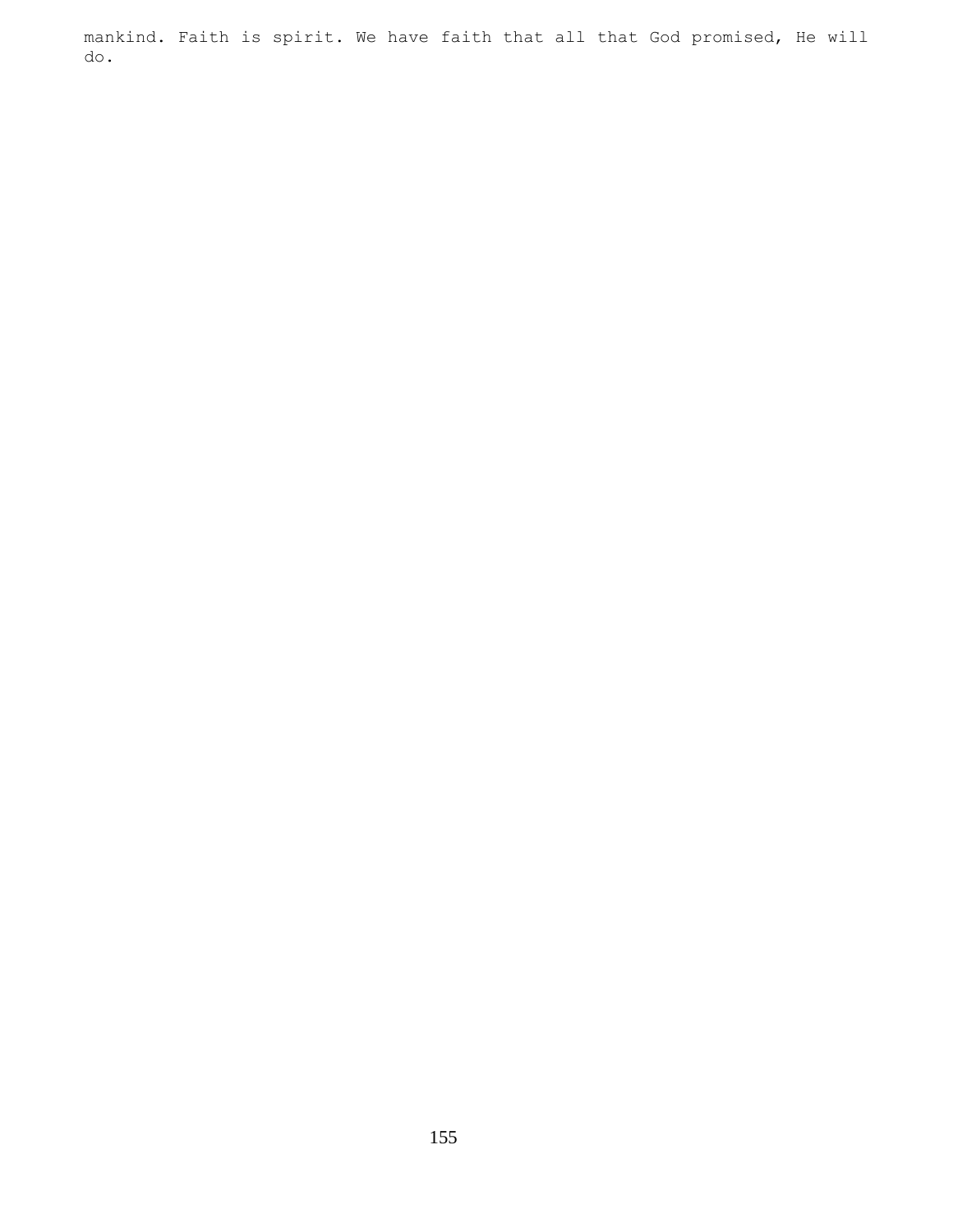mankind. Faith is spirit. We have faith that all that God promised, He will do.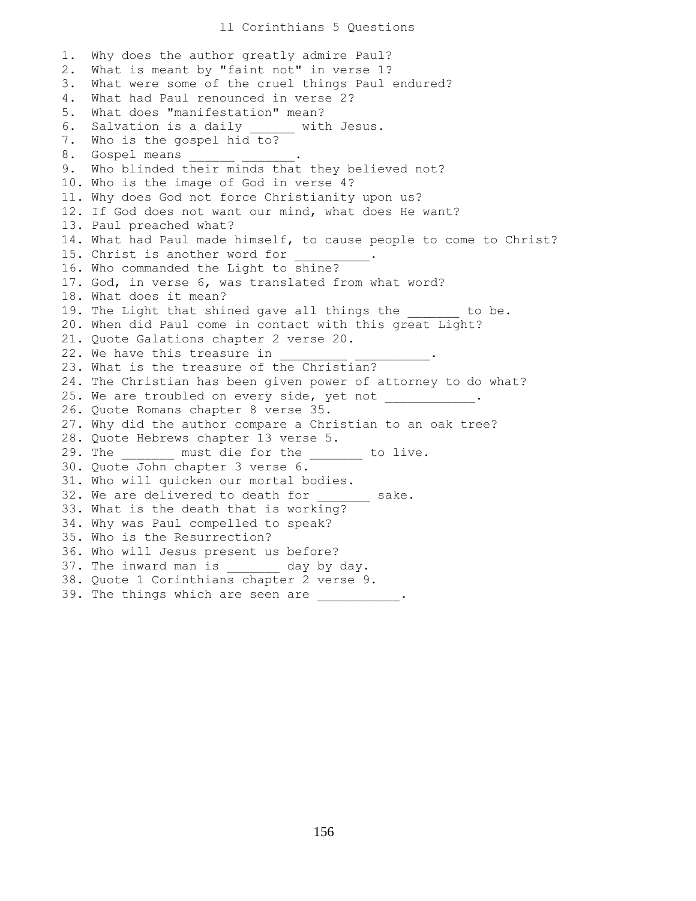# ll Corinthians 5 Questions

1. Why does the author greatly admire Paul?
2. What is meant by "faint not" in verse 1?
3. What were some of the cruel things Paul endured?
4. What had Paul renounced in verse 2?
5. What does "manifestation" mean?
6. Salvation is a daily ______ with Jesus.
7. Who is the gospel hid to?
8. Gospel means ______ _______.
9. Who blinded their minds that they believed not?
10. Who is the image of God in verse 4?
11. Why does God not force Christianity upon us?
12. If God does not want our mind, what does He want?
13. Paul preached what?
14. What had Paul made himself, to cause people to come to Christ?
15. Christ is another word for __________.
16. Who commanded the Light to shine?
17. God, in verse 6, was translated from what word?
18. What does it mean?
19. The Light that shined gave all things the _______ to be.
20. When did Paul come in contact with this great Light?
21. Quote Galations chapter 2 verse 20.
22. We have this treasure in _________ __________.
23. What is the treasure of the Christian?
24. The Christian has been given power of attorney to do what?
25. We are troubled on every side, yet not ____________.
26. Quote Romans chapter 8 verse 35.
27. Why did the author compare a Christian to an oak tree?
28. Quote Hebrews chapter 13 verse 5.
29. The _______ must die for the _______ to live.
30. Quote John chapter 3 verse 6.
31. Who will quicken our mortal bodies.
32. We are delivered to death for _______ sake.
33. What is the death that is working?
34. Why was Paul compelled to speak?
35. Who is the Resurrection?
36. Who will Jesus present us before?
37. The inward man is _______ day by day.
38. Quote 1 Corinthians chapter 2 verse 9.
39. The things which are seen are ___________.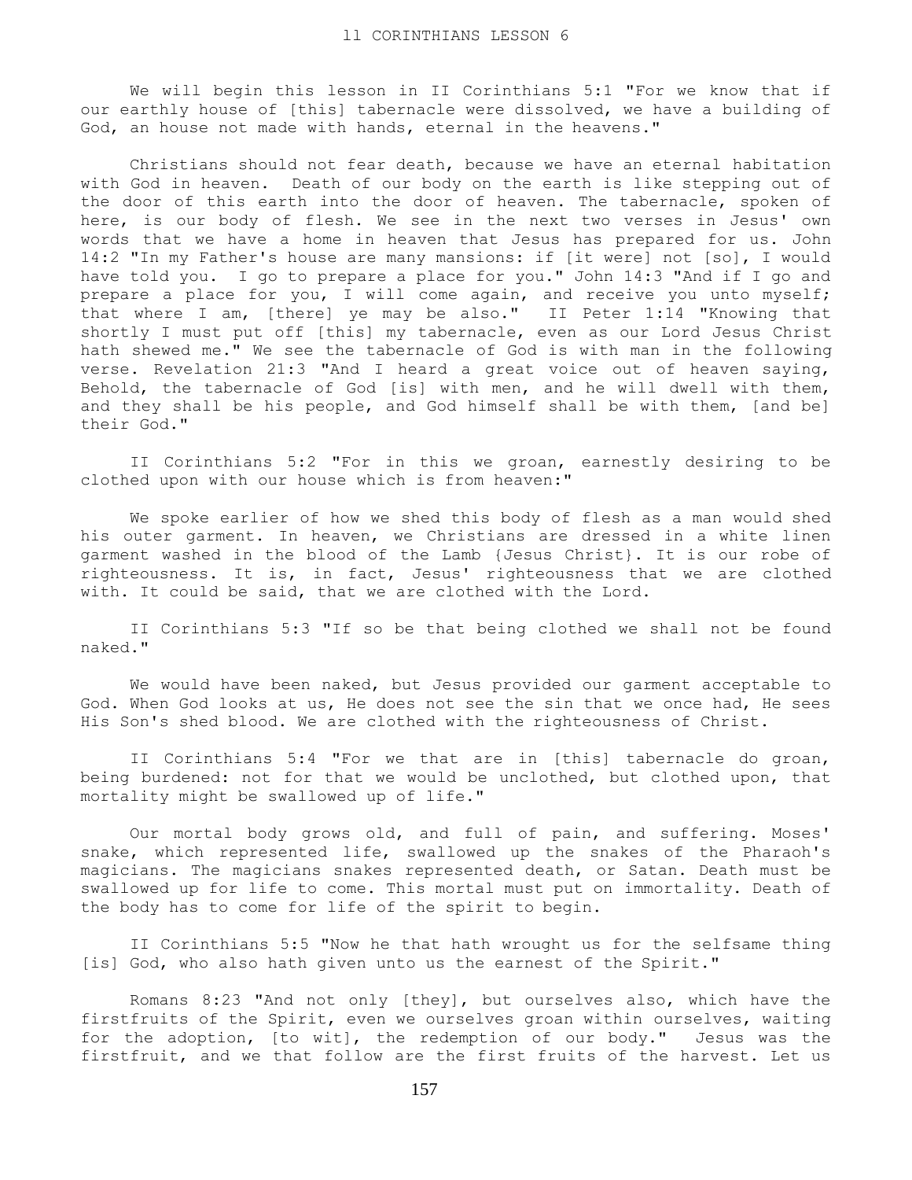We will begin this lesson in II Corinthians 5:1 "For we know that if our earthly house of [this] tabernacle were dissolved, we have a building of God, an house not made with hands, eternal in the heavens."

Christians should not fear death, because we have an eternal habitation with God in heaven. Death of our body on the earth is like stepping out of the door of this earth into the door of heaven. The tabernacle, spoken of here, is our body of flesh. We see in the next two verses in Jesus' own words that we have a home in heaven that Jesus has prepared for us. John 14:2 "In my Father's house are many mansions: if [it were] not [so], I would have told you. I go to prepare a place for you." John 14:3 "And if I go and prepare a place for you, I will come again, and receive you unto myself; that where I am, [there] ye may be also." II Peter 1:14 "Knowing that shortly I must put off [this] my tabernacle, even as our Lord Jesus Christ hath shewed me." We see the tabernacle of God is with man in the following verse. Revelation 21:3 "And I heard a great voice out of heaven saying, Behold, the tabernacle of God [is] with men, and he will dwell with them, and they shall be his people, and God himself shall be with them, [and be] their God."

II Corinthians 5:2 "For in this we groan, earnestly desiring to be clothed upon with our house which is from heaven:"

We spoke earlier of how we shed this body of flesh as a man would shed his outer garment. In heaven, we Christians are dressed in a white linen garment washed in the blood of the Lamb {Jesus Christ}. It is our robe of righteousness. It is, in fact, Jesus' righteousness that we are clothed with. It could be said, that we are clothed with the Lord.

II Corinthians 5:3 "If so be that being clothed we shall not be found naked."

We would have been naked, but Jesus provided our garment acceptable to God. When God looks at us, He does not see the sin that we once had, He sees His Son's shed blood. We are clothed with the righteousness of Christ.

II Corinthians 5:4 "For we that are in [this] tabernacle do groan, being burdened: not for that we would be unclothed, but clothed upon, that mortality might be swallowed up of life."

Our mortal body grows old, and full of pain, and suffering. Moses' snake, which represented life, swallowed up the snakes of the Pharaoh's magicians. The magicians snakes represented death, or Satan. Death must be swallowed up for life to come. This mortal must put on immortality. Death of the body has to come for life of the spirit to begin.

II Corinthians 5:5 "Now he that hath wrought us for the selfsame thing [is] God, who also hath given unto us the earnest of the Spirit."

Romans 8:23 "And not only [they], but ourselves also, which have the firstfruits of the Spirit, even we ourselves groan within ourselves, waiting for the adoption, [to wit], the redemption of our body." Jesus was the firstfruit, and we that follow are the first fruits of the harvest. Let us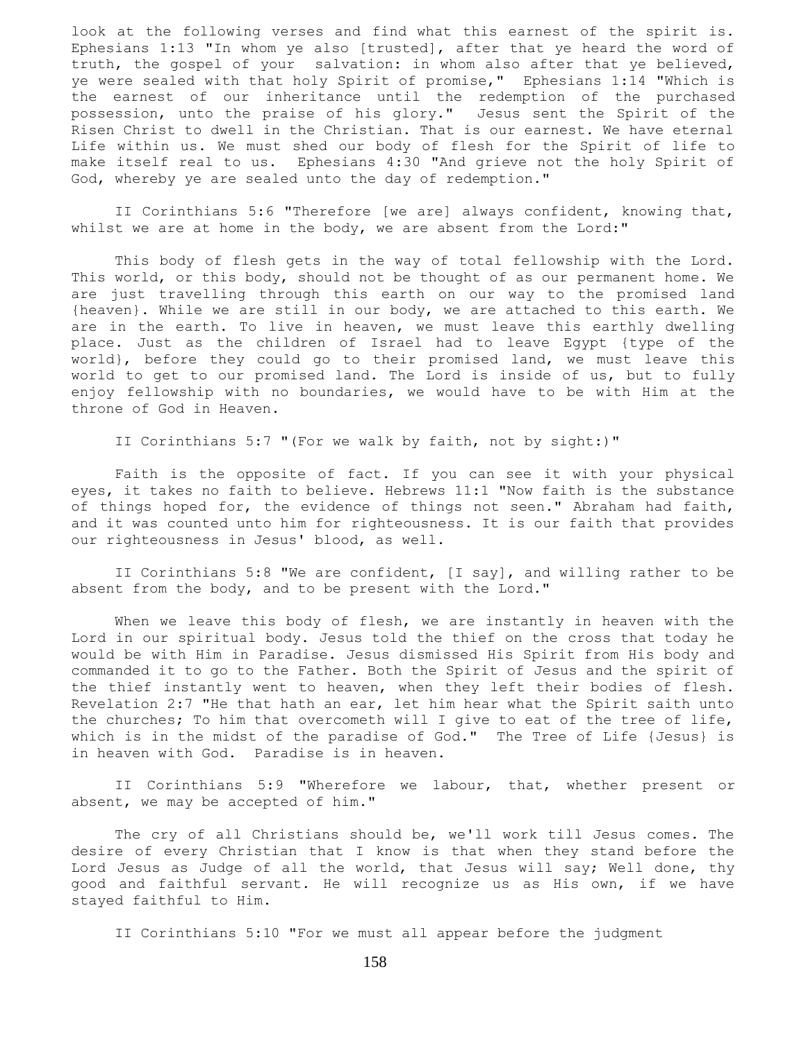look at the following verses and find what this earnest of the spirit is. Ephesians 1:13 "In whom ye also [trusted], after that ye heard the word of truth, the gospel of your salvation: in whom also after that ye believed, ye were sealed with that holy Spirit of promise," Ephesians 1:14 "Which is the earnest of our inheritance until the redemption of the purchased possession, unto the praise of his glory." Jesus sent the Spirit of the Risen Christ to dwell in the Christian. That is our earnest. We have eternal Life within us. We must shed our body of flesh for the Spirit of life to make itself real to us. Ephesians 4:30 "And grieve not the holy Spirit of God, whereby ye are sealed unto the day of redemption."

II Corinthians 5:6 "Therefore [we are] always confident, knowing that, whilst we are at home in the body, we are absent from the Lord:"

This body of flesh gets in the way of total fellowship with the Lord. This world, or this body, should not be thought of as our permanent home. We are just travelling through this earth on our way to the promised land {heaven}. While we are still in our body, we are attached to this earth. We are in the earth. To live in heaven, we must leave this earthly dwelling place. Just as the children of Israel had to leave Egypt {type of the world}, before they could go to their promised land, we must leave this world to get to our promised land. The Lord is inside of us, but to fully enjoy fellowship with no boundaries, we would have to be with Him at the throne of God in Heaven.

II Corinthians 5:7 "(For we walk by faith, not by sight:)"

Faith is the opposite of fact. If you can see it with your physical eyes, it takes no faith to believe. Hebrews 11:1 "Now faith is the substance of things hoped for, the evidence of things not seen." Abraham had faith, and it was counted unto him for righteousness. It is our faith that provides our righteousness in Jesus' blood, as well.

II Corinthians 5:8 "We are confident, [I say], and willing rather to be absent from the body, and to be present with the Lord."

When we leave this body of flesh, we are instantly in heaven with the Lord in our spiritual body. Jesus told the thief on the cross that today he would be with Him in Paradise. Jesus dismissed His Spirit from His body and commanded it to go to the Father. Both the Spirit of Jesus and the spirit of the thief instantly went to heaven, when they left their bodies of flesh. Revelation 2:7 "He that hath an ear, let him hear what the Spirit saith unto the churches; To him that overcometh will I give to eat of the tree of life, which is in the midst of the paradise of God." The Tree of Life {Jesus} is in heaven with God. Paradise is in heaven.

II Corinthians 5:9 "Wherefore we labour, that, whether present or absent, we may be accepted of him."

The cry of all Christians should be, we'll work till Jesus comes. The desire of every Christian that I know is that when they stand before the Lord Jesus as Judge of all the world, that Jesus will say; Well done, thy good and faithful servant. He will recognize us as His own, if we have stayed faithful to Him.

II Corinthians 5:10 "For we must all appear before the judgment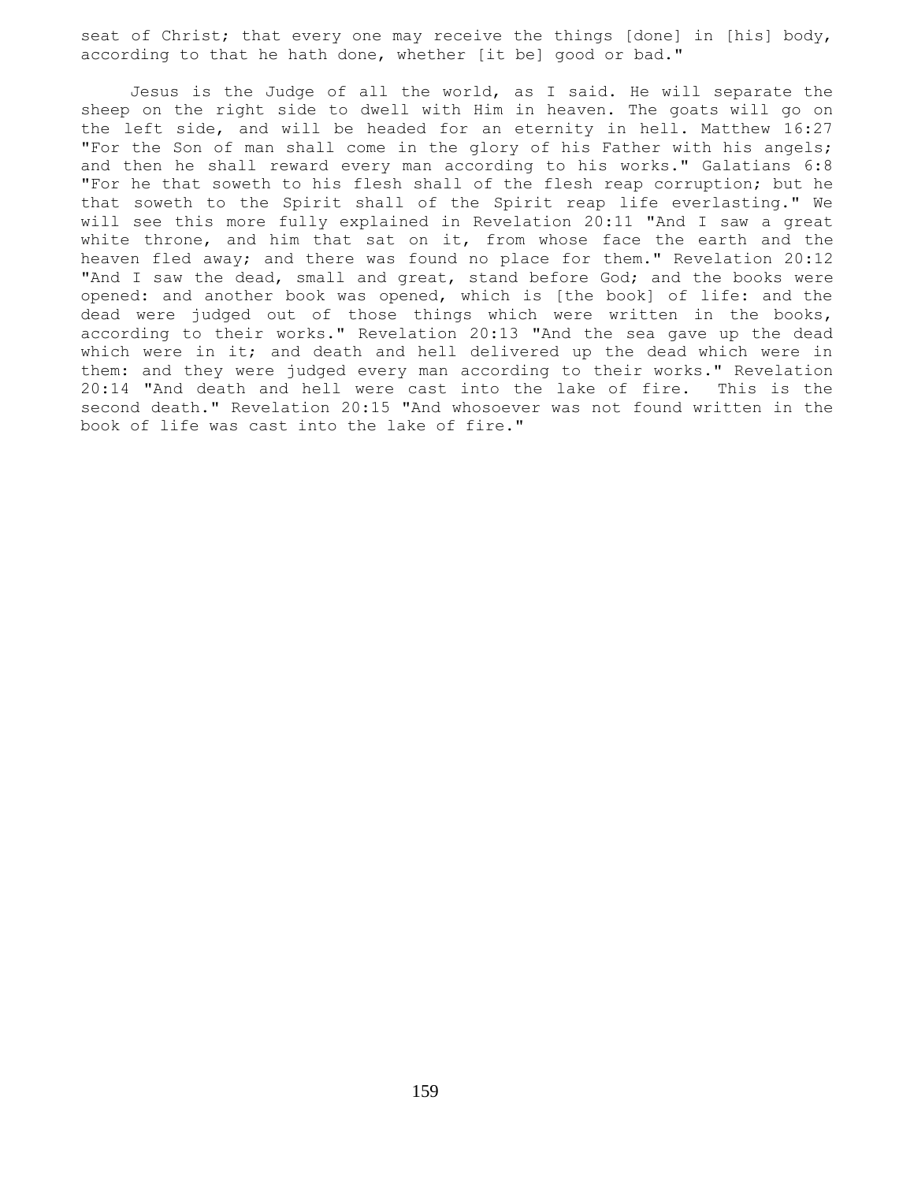seat of Christ; that every one may receive the things [done] in [his] body, according to that he hath done, whether [it be] good or bad."

Jesus is the Judge of all the world, as I said. He will separate the sheep on the right side to dwell with Him in heaven. The goats will go on the left side, and will be headed for an eternity in hell. Matthew 16:27 "For the Son of man shall come in the glory of his Father with his angels; and then he shall reward every man according to his works." Galatians 6:8 "For he that soweth to his flesh shall of the flesh reap corruption; but he that soweth to the Spirit shall of the Spirit reap life everlasting." We will see this more fully explained in Revelation 20:11 "And I saw a great white throne, and him that sat on it, from whose face the earth and the heaven fled away; and there was found no place for them." Revelation 20:12 "And I saw the dead, small and great, stand before God; and the books were opened: and another book was opened, which is [the book] of life: and the dead were judged out of those things which were written in the books, according to their works." Revelation 20:13 "And the sea gave up the dead which were in it; and death and hell delivered up the dead which were in them: and they were judged every man according to their works." Revelation 20:14 "And death and hell were cast into the lake of fire. This is the second death." Revelation 20:15 "And whosoever was not found written in the book of life was cast into the lake of fire."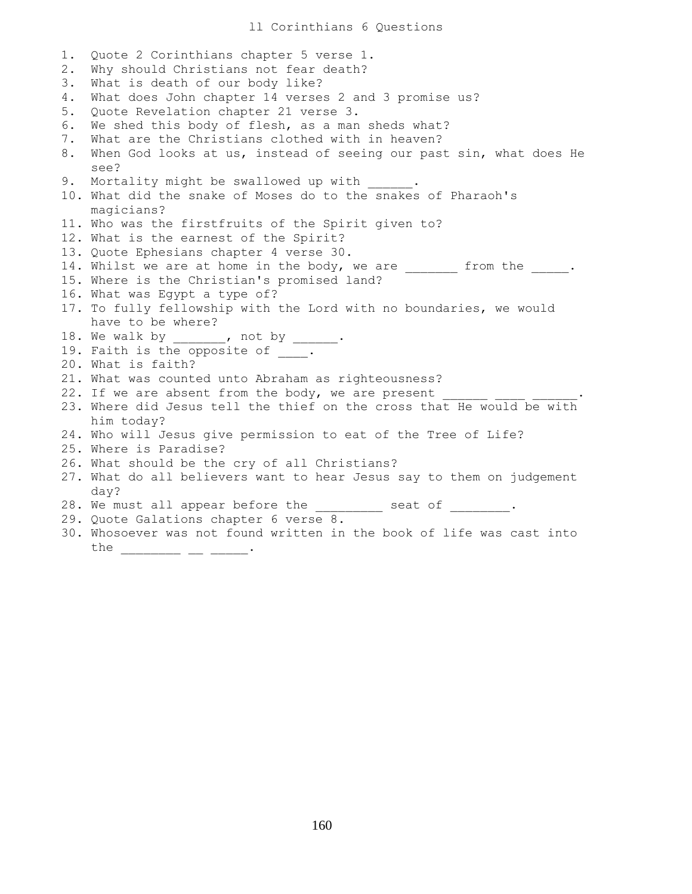# ll Corinthians 6 Questions

1. Quote 2 Corinthians chapter 5 verse 1.
2. Why should Christians not fear death?
3. What is death of our body like?
4. What does John chapter 14 verses 2 and 3 promise us?
5. Quote Revelation chapter 21 verse 3.
6. We shed this body of flesh, as a man sheds what?
7. What are the Christians clothed with in heaven?
8. When God looks at us, instead of seeing our past sin, what does He see?
9. Mortality might be swallowed up with ______.
10. What did the snake of Moses do to the snakes of Pharaoh's magicians?
11. Who was the firstfruits of the Spirit given to?
12. What is the earnest of the Spirit?
13. Quote Ephesians chapter 4 verse 30.
14. Whilst we are at home in the body, we are _______ from the _____.
15. Where is the Christian's promised land?
16. What was Egypt a type of?
17. To fully fellowship with the Lord with no boundaries, we would have to be where?
18. We walk by _______, not by ______.
19. Faith is the opposite of ____.
20. What is faith?
21. What was counted unto Abraham as righteousness?
22. If we are absent from the body, we are present ______ ____ ______.
23. Where did Jesus tell the thief on the cross that He would be with him today?
24. Who will Jesus give permission to eat of the Tree of Life?
25. Where is Paradise?
26. What should be the cry of all Christians?
27. What do all believers want to hear Jesus say to them on judgement day?
28. We must all appear before the _________ seat of ________.
29. Quote Galations chapter 6 verse 8.
30. Whosoever was not found written in the book of life was cast into the ________ __ _____.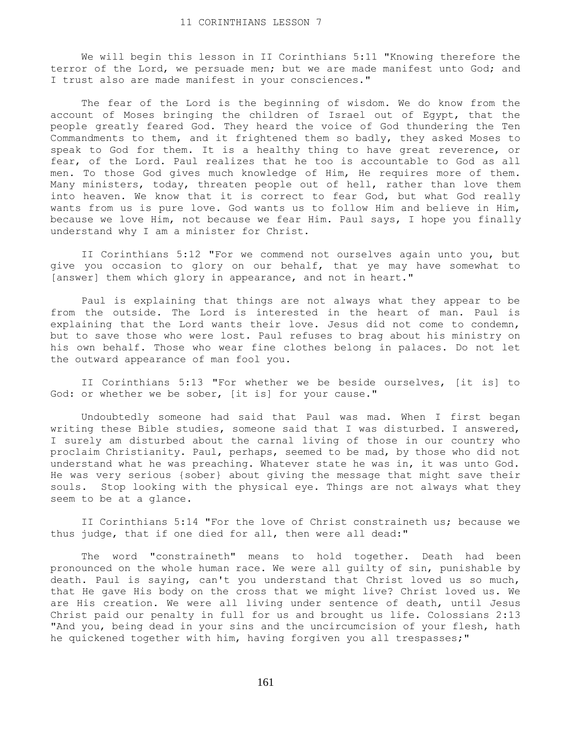# 11 CORINTHIANS LESSON 7

We will begin this lesson in II Corinthians 5:11 "Knowing therefore the terror of the Lord, we persuade men; but we are made manifest unto God; and I trust also are made manifest in your consciences."

The fear of the Lord is the beginning of wisdom. We do know from the account of Moses bringing the children of Israel out of Egypt, that the people greatly feared God. They heard the voice of God thundering the Ten Commandments to them, and it frightened them so badly, they asked Moses to speak to God for them. It is a healthy thing to have great reverence, or fear, of the Lord. Paul realizes that he too is accountable to God as all men. To those God gives much knowledge of Him, He requires more of them. Many ministers, today, threaten people out of hell, rather than love them into heaven. We know that it is correct to fear God, but what God really wants from us is pure love. God wants us to follow Him and believe in Him, because we love Him, not because we fear Him. Paul says, I hope you finally understand why I am a minister for Christ.

II Corinthians 5:12 "For we commend not ourselves again unto you, but give you occasion to glory on our behalf, that ye may have somewhat to [answer] them which glory in appearance, and not in heart."

Paul is explaining that things are not always what they appear to be from the outside. The Lord is interested in the heart of man. Paul is explaining that the Lord wants their love. Jesus did not come to condemn, but to save those who were lost. Paul refuses to brag about his ministry on his own behalf. Those who wear fine clothes belong in palaces. Do not let the outward appearance of man fool you.

II Corinthians 5:13 "For whether we be beside ourselves, [it is] to God: or whether we be sober, [it is] for your cause."

Undoubtedly someone had said that Paul was mad. When I first began writing these Bible studies, someone said that I was disturbed. I answered, I surely am disturbed about the carnal living of those in our country who proclaim Christianity. Paul, perhaps, seemed to be mad, by those who did not understand what he was preaching. Whatever state he was in, it was unto God. He was very serious {sober} about giving the message that might save their souls. Stop looking with the physical eye. Things are not always what they seem to be at a glance.

II Corinthians 5:14 "For the love of Christ constraineth us; because we thus judge, that if one died for all, then were all dead:"

The word "constraineth" means to hold together. Death had been pronounced on the whole human race. We were all guilty of sin, punishable by death. Paul is saying, can't you understand that Christ loved us so much, that He gave His body on the cross that we might live? Christ loved us. We are His creation. We were all living under sentence of death, until Jesus Christ paid our penalty in full for us and brought us life. Colossians 2:13 "And you, being dead in your sins and the uncircumcision of your flesh, hath he quickened together with him, having forgiven you all trespasses;"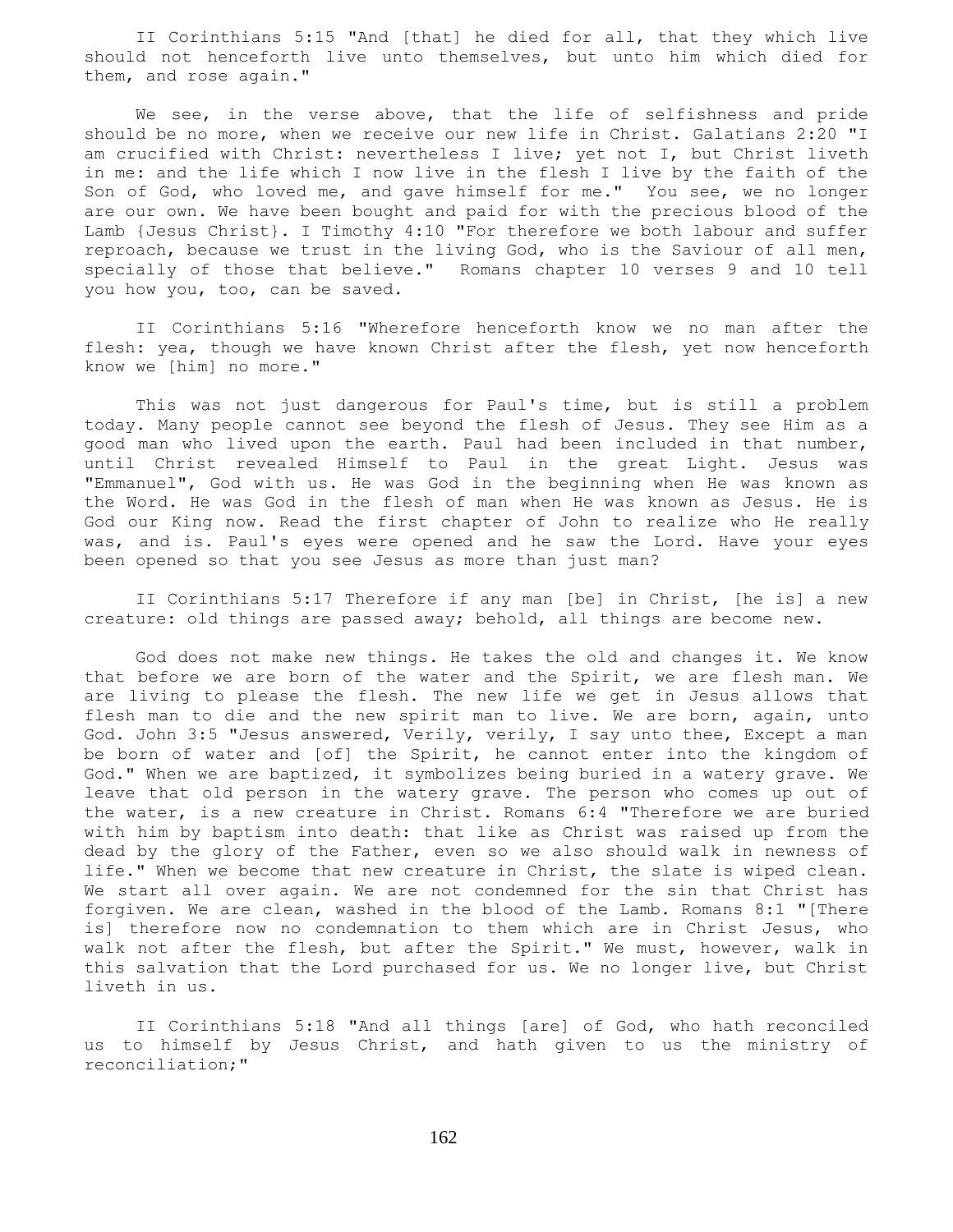II Corinthians 5:15 "And [that] he died for all, that they which live should not henceforth live unto themselves, but unto him which died for them, and rose again."

We see, in the verse above, that the life of selfishness and pride should be no more, when we receive our new life in Christ. Galatians 2:20 "I am crucified with Christ: nevertheless I live; yet not I, but Christ liveth in me: and the life which I now live in the flesh I live by the faith of the Son of God, who loved me, and gave himself for me." You see, we no longer are our own. We have been bought and paid for with the precious blood of the Lamb {Jesus Christ}. I Timothy 4:10 "For therefore we both labour and suffer reproach, because we trust in the living God, who is the Saviour of all men, specially of those that believe." Romans chapter 10 verses 9 and 10 tell you how you, too, can be saved.

II Corinthians 5:16 "Wherefore henceforth know we no man after the flesh: yea, though we have known Christ after the flesh, yet now henceforth know we [him] no more."

This was not just dangerous for Paul's time, but is still a problem today. Many people cannot see beyond the flesh of Jesus. They see Him as a good man who lived upon the earth. Paul had been included in that number, until Christ revealed Himself to Paul in the great Light. Jesus was "Emmanuel", God with us. He was God in the beginning when He was known as the Word. He was God in the flesh of man when He was known as Jesus. He is God our King now. Read the first chapter of John to realize who He really was, and is. Paul's eyes were opened and he saw the Lord. Have your eyes been opened so that you see Jesus as more than just man?

II Corinthians 5:17 Therefore if any man [be] in Christ, [he is] a new creature: old things are passed away; behold, all things are become new.

God does not make new things. He takes the old and changes it. We know that before we are born of the water and the Spirit, we are flesh man. We are living to please the flesh. The new life we get in Jesus allows that flesh man to die and the new spirit man to live. We are born, again, unto God. John 3:5 "Jesus answered, Verily, verily, I say unto thee, Except a man be born of water and [of] the Spirit, he cannot enter into the kingdom of God." When we are baptized, it symbolizes being buried in a watery grave. We leave that old person in the watery grave. The person who comes up out of the water, is a new creature in Christ. Romans 6:4 "Therefore we are buried with him by baptism into death: that like as Christ was raised up from the dead by the glory of the Father, even so we also should walk in newness of life." When we become that new creature in Christ, the slate is wiped clean. We start all over again. We are not condemned for the sin that Christ has forgiven. We are clean, washed in the blood of the Lamb. Romans 8:1 "[There is] therefore now no condemnation to them which are in Christ Jesus, who walk not after the flesh, but after the Spirit." We must, however, walk in this salvation that the Lord purchased for us. We no longer live, but Christ liveth in us.

II Corinthians 5:18 "And all things [are] of God, who hath reconciled us to himself by Jesus Christ, and hath given to us the ministry of reconciliation;"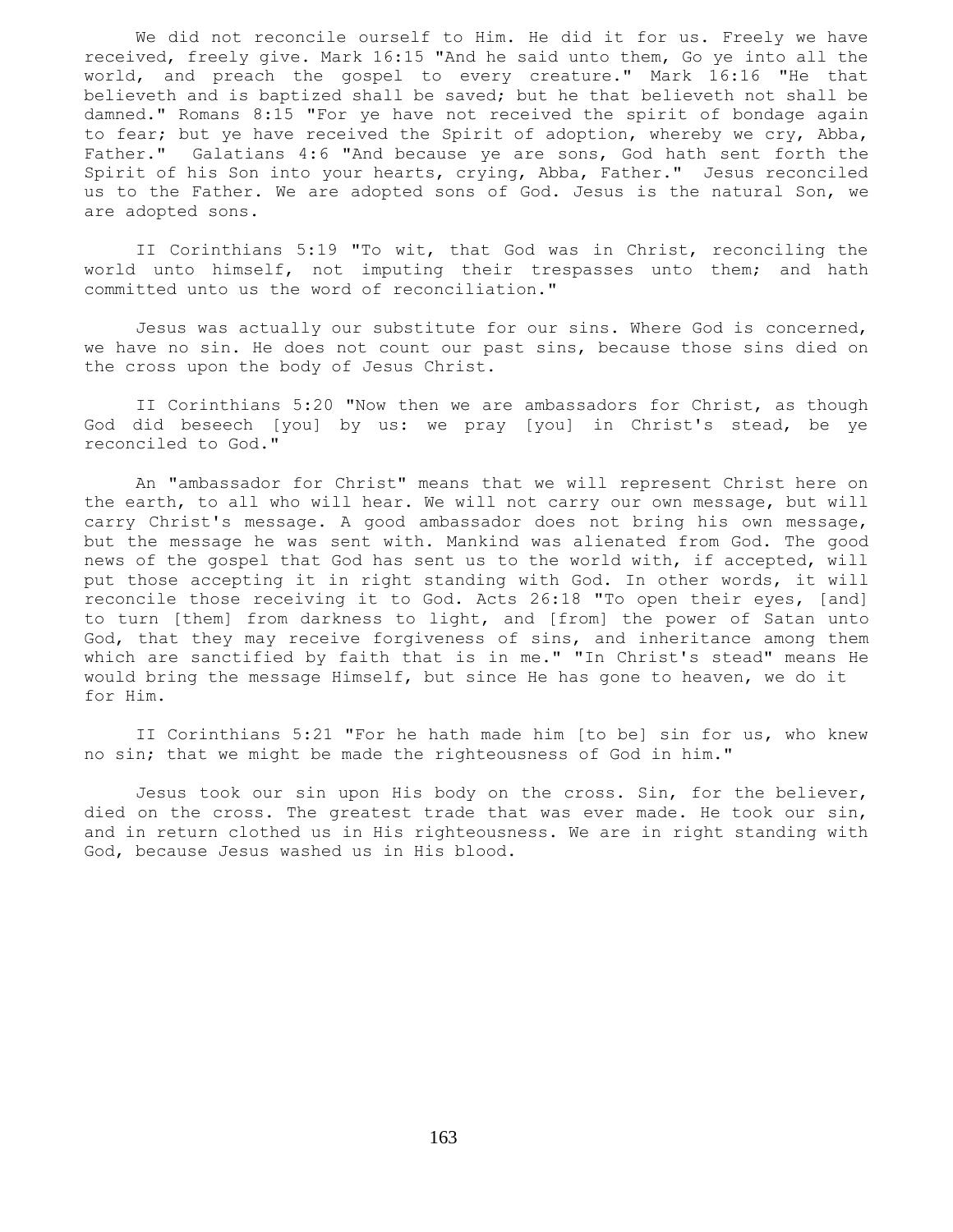We did not reconcile ourself to Him. He did it for us. Freely we have received, freely give. Mark 16:15 "And he said unto them, Go ye into all the world, and preach the gospel to every creature." Mark 16:16 "He that believeth and is baptized shall be saved; but he that believeth not shall be damned." Romans 8:15 "For ye have not received the spirit of bondage again to fear; but ye have received the Spirit of adoption, whereby we cry, Abba, Father." Galatians 4:6 "And because ye are sons, God hath sent forth the Spirit of his Son into your hearts, crying, Abba, Father." Jesus reconciled us to the Father. We are adopted sons of God. Jesus is the natural Son, we are adopted sons.

II Corinthians 5:19 "To wit, that God was in Christ, reconciling the world unto himself, not imputing their trespasses unto them; and hath committed unto us the word of reconciliation."

Jesus was actually our substitute for our sins. Where God is concerned, we have no sin. He does not count our past sins, because those sins died on the cross upon the body of Jesus Christ.

II Corinthians 5:20 "Now then we are ambassadors for Christ, as though God did beseech [you] by us: we pray [you] in Christ's stead, be ye reconciled to God."

An "ambassador for Christ" means that we will represent Christ here on the earth, to all who will hear. We will not carry our own message, but will carry Christ's message. A good ambassador does not bring his own message, but the message he was sent with. Mankind was alienated from God. The good news of the gospel that God has sent us to the world with, if accepted, will put those accepting it in right standing with God. In other words, it will reconcile those receiving it to God. Acts 26:18 "To open their eyes, [and] to turn [them] from darkness to light, and [from] the power of Satan unto God, that they may receive forgiveness of sins, and inheritance among them which are sanctified by faith that is in me." "In Christ's stead" means He would bring the message Himself, but since He has gone to heaven, we do it for Him.

II Corinthians 5:21 "For he hath made him [to be] sin for us, who knew no sin; that we might be made the righteousness of God in him."

Jesus took our sin upon His body on the cross. Sin, for the believer, died on the cross. The greatest trade that was ever made. He took our sin, and in return clothed us in His righteousness. We are in right standing with God, because Jesus washed us in His blood.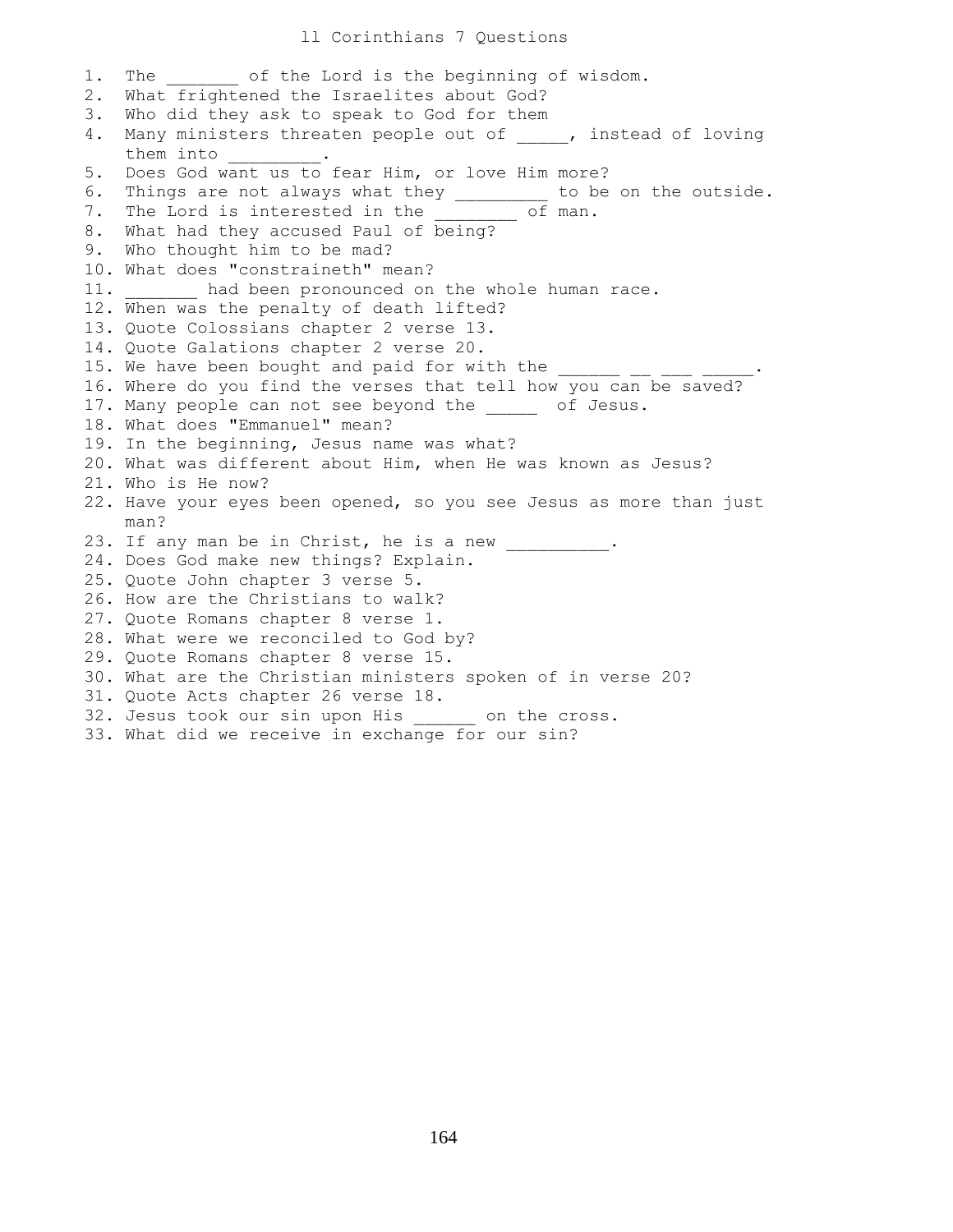# ll Corinthians 7 Questions

1. The _______ of the Lord is the beginning of wisdom.
2. What frightened the Israelites about God?
3. Who did they ask to speak to God for them
4. Many ministers threaten people out of _____, instead of loving them into _________.
5. Does God want us to fear Him, or love Him more?
6. Things are not always what they _________ to be on the outside.
7. The Lord is interested in the ________ of man.
8. What had they accused Paul of being?
9. Who thought him to be mad?
10. What does "constraineth" mean?
11. _______ had been pronounced on the whole human race.
12. When was the penalty of death lifted?
13. Quote Colossians chapter 2 verse 13.
14. Quote Galations chapter 2 verse 20.
15. We have been bought and paid for with the ______ __ ___ _____.
16. Where do you find the verses that tell how you can be saved?
17. Many people can not see beyond the _____ of Jesus.
18. What does "Emmanuel" mean?
19. In the beginning, Jesus name was what?
20. What was different about Him, when He was known as Jesus?
21. Who is He now?
22. Have your eyes been opened, so you see Jesus as more than just man?
23. If any man be in Christ, he is a new __________.
24. Does God make new things? Explain.
25. Quote John chapter 3 verse 5.
26. How are the Christians to walk?
27. Quote Romans chapter 8 verse 1.
28. What were we reconciled to God by?
29. Quote Romans chapter 8 verse 15.
30. What are the Christian ministers spoken of in verse 20?
31. Quote Acts chapter 26 verse 18.
32. Jesus took our sin upon His ______ on the cross.
33. What did we receive in exchange for our sin?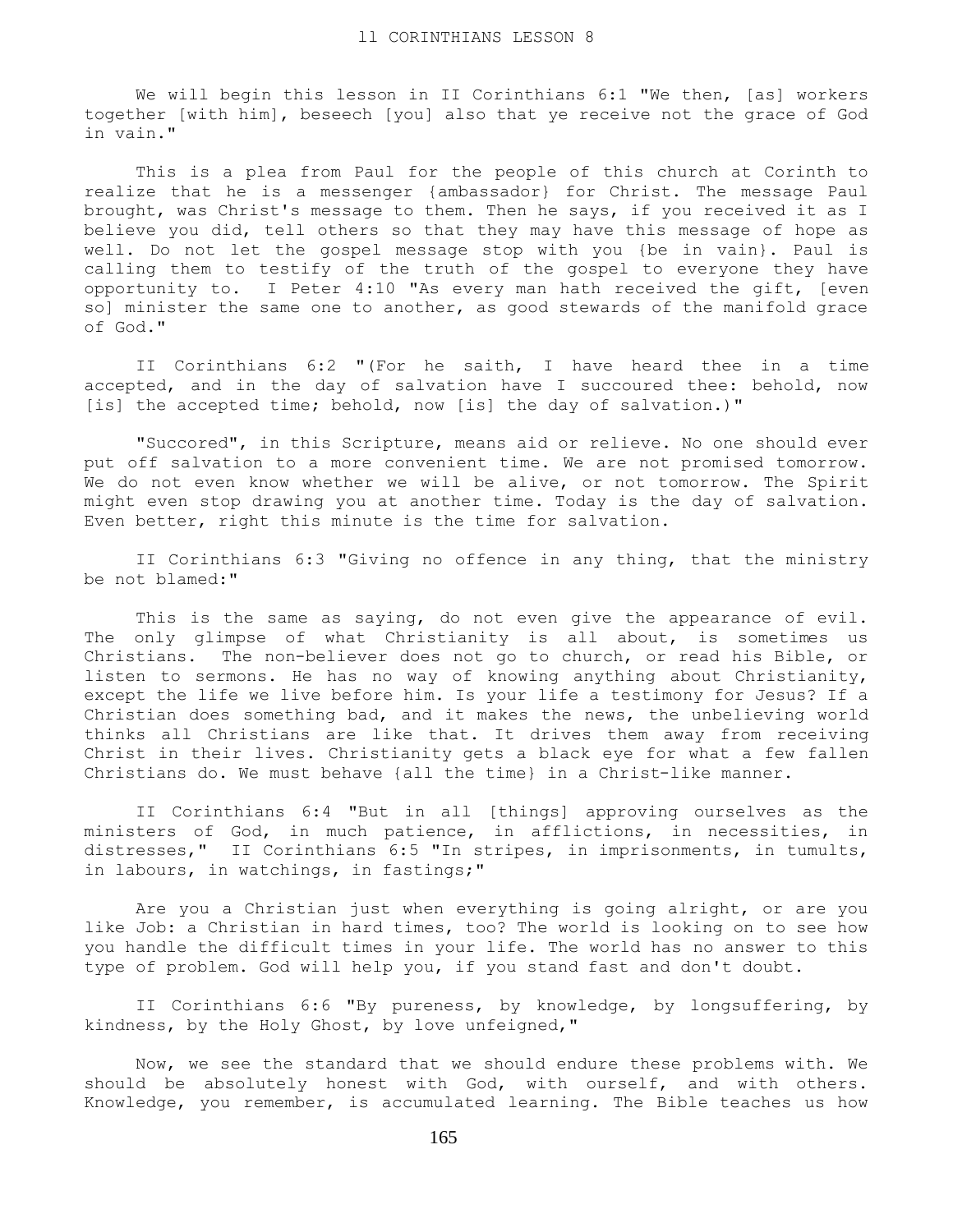# II CORINTHIANS LESSON 8

We will begin this lesson in II Corinthians 6:1 "We then, [as] workers together [with him], beseech [you] also that ye receive not the grace of God in vain."

This is a plea from Paul for the people of this church at Corinth to realize that he is a messenger {ambassador} for Christ. The message Paul brought, was Christ's message to them. Then he says, if you received it as I believe you did, tell others so that they may have this message of hope as well. Do not let the gospel message stop with you {be in vain}. Paul is calling them to testify of the truth of the gospel to everyone they have opportunity to. I Peter 4:10 "As every man hath received the gift, [even so] minister the same one to another, as good stewards of the manifold grace of God."

II Corinthians 6:2 "(For he saith, I have heard thee in a time accepted, and in the day of salvation have I succoured thee: behold, now [is] the accepted time; behold, now [is] the day of salvation.)"

"Succored", in this Scripture, means aid or relieve. No one should ever put off salvation to a more convenient time. We are not promised tomorrow. We do not even know whether we will be alive, or not tomorrow. The Spirit might even stop drawing you at another time. Today is the day of salvation. Even better, right this minute is the time for salvation.

II Corinthians 6:3 "Giving no offence in any thing, that the ministry be not blamed:"

This is the same as saying, do not even give the appearance of evil. The only glimpse of what Christianity is all about, is sometimes us Christians. The non-believer does not go to church, or read his Bible, or listen to sermons. He has no way of knowing anything about Christianity, except the life we live before him. Is your life a testimony for Jesus? If a Christian does something bad, and it makes the news, the unbelieving world thinks all Christians are like that. It drives them away from receiving Christ in their lives. Christianity gets a black eye for what a few fallen Christians do. We must behave {all the time} in a Christ-like manner.

II Corinthians 6:4 "But in all [things] approving ourselves as the ministers of God, in much patience, in afflictions, in necessities, in distresses," II Corinthians 6:5 "In stripes, in imprisonments, in tumults, in labours, in watchings, in fastings;"

Are you a Christian just when everything is going alright, or are you like Job: a Christian in hard times, too? The world is looking on to see how you handle the difficult times in your life. The world has no answer to this type of problem. God will help you, if you stand fast and don't doubt.

II Corinthians 6:6 "By pureness, by knowledge, by longsuffering, by kindness, by the Holy Ghost, by love unfeigned,"

Now, we see the standard that we should endure these problems with. We should be absolutely honest with God, with ourself, and with others. Knowledge, you remember, is accumulated learning. The Bible teaches us how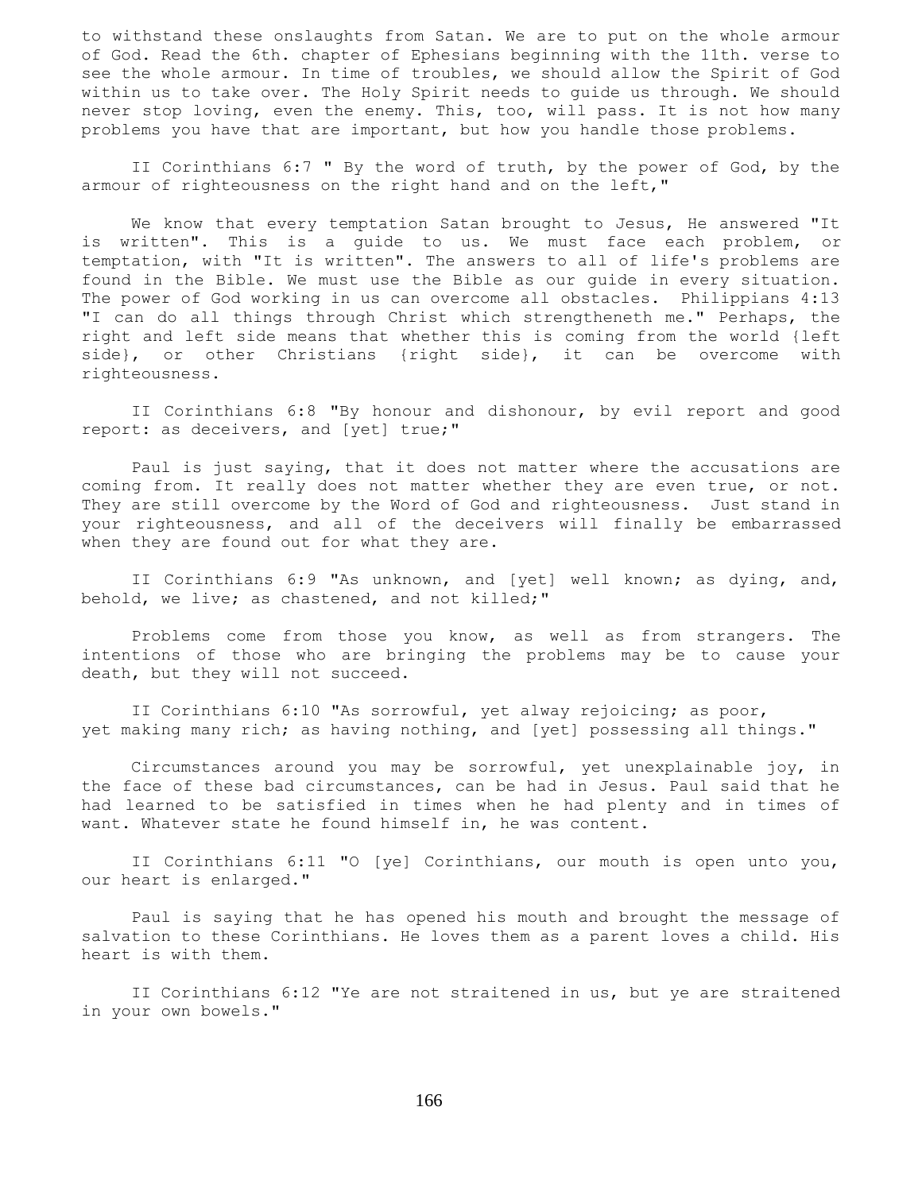to withstand these onslaughts from Satan. We are to put on the whole armour of God. Read the 6th. chapter of Ephesians beginning with the 11th. verse to see the whole armour. In time of troubles, we should allow the Spirit of God within us to take over. The Holy Spirit needs to guide us through. We should never stop loving, even the enemy. This, too, will pass. It is not how many problems you have that are important, but how you handle those problems.

II Corinthians 6:7 " By the word of truth, by the power of God, by the armour of righteousness on the right hand and on the left,"

We know that every temptation Satan brought to Jesus, He answered "It is written". This is a guide to us. We must face each problem, or temptation, with "It is written". The answers to all of life's problems are found in the Bible. We must use the Bible as our guide in every situation. The power of God working in us can overcome all obstacles. Philippians 4:13 "I can do all things through Christ which strengtheneth me." Perhaps, the right and left side means that whether this is coming from the world {left side}, or other Christians {right side}, it can be overcome with righteousness.

II Corinthians 6:8 "By honour and dishonour, by evil report and good report: as deceivers, and [yet] true;"

Paul is just saying, that it does not matter where the accusations are coming from. It really does not matter whether they are even true, or not. They are still overcome by the Word of God and righteousness. Just stand in your righteousness, and all of the deceivers will finally be embarrassed when they are found out for what they are.

II Corinthians 6:9 "As unknown, and [yet] well known; as dying, and, behold, we live; as chastened, and not killed;"

Problems come from those you know, as well as from strangers. The intentions of those who are bringing the problems may be to cause your death, but they will not succeed.

II Corinthians 6:10 "As sorrowful, yet alway rejoicing; as poor, yet making many rich; as having nothing, and [yet] possessing all things."

Circumstances around you may be sorrowful, yet unexplainable joy, in the face of these bad circumstances, can be had in Jesus. Paul said that he had learned to be satisfied in times when he had plenty and in times of want. Whatever state he found himself in, he was content.

II Corinthians 6:11 "O [ye] Corinthians, our mouth is open unto you, our heart is enlarged."

Paul is saying that he has opened his mouth and brought the message of salvation to these Corinthians. He loves them as a parent loves a child. His heart is with them.

II Corinthians 6:12 "Ye are not straitened in us, but ye are straitened in your own bowels."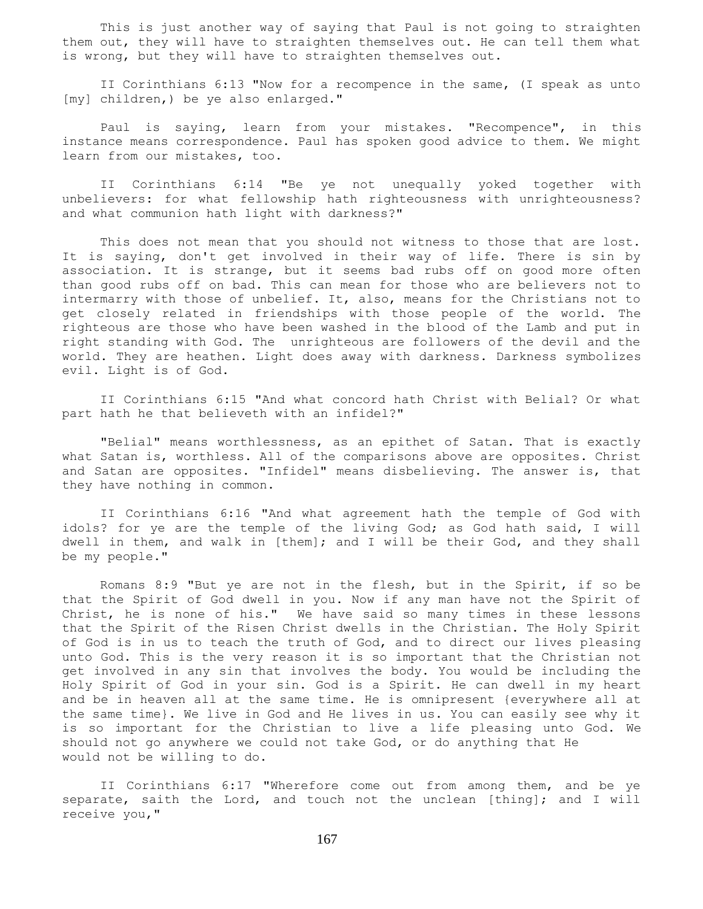This is just another way of saying that Paul is not going to straighten them out, they will have to straighten themselves out. He can tell them what is wrong, but they will have to straighten themselves out.

II Corinthians 6:13 "Now for a recompence in the same, (I speak as unto [my] children,) be ye also enlarged."

Paul is saying, learn from your mistakes. "Recompence", in this instance means correspondence. Paul has spoken good advice to them. We might learn from our mistakes, too.

II Corinthians 6:14 "Be ye not unequally yoked together with unbelievers: for what fellowship hath righteousness with unrighteousness? and what communion hath light with darkness?"

This does not mean that you should not witness to those that are lost. It is saying, don't get involved in their way of life. There is sin by association. It is strange, but it seems bad rubs off on good more often than good rubs off on bad. This can mean for those who are believers not to intermarry with those of unbelief. It, also, means for the Christians not to get closely related in friendships with those people of the world. The righteous are those who have been washed in the blood of the Lamb and put in right standing with God. The unrighteous are followers of the devil and the world. They are heathen. Light does away with darkness. Darkness symbolizes evil. Light is of God.

II Corinthians 6:15 "And what concord hath Christ with Belial? Or what part hath he that believeth with an infidel?"

"Belial" means worthlessness, as an epithet of Satan. That is exactly what Satan is, worthless. All of the comparisons above are opposites. Christ and Satan are opposites. "Infidel" means disbelieving. The answer is, that they have nothing in common.

II Corinthians 6:16 "And what agreement hath the temple of God with idols? for ye are the temple of the living God; as God hath said, I will dwell in them, and walk in [them]; and I will be their God, and they shall be my people."

Romans 8:9 "But ye are not in the flesh, but in the Spirit, if so be that the Spirit of God dwell in you. Now if any man have not the Spirit of Christ, he is none of his." We have said so many times in these lessons that the Spirit of the Risen Christ dwells in the Christian. The Holy Spirit of God is in us to teach the truth of God, and to direct our lives pleasing unto God. This is the very reason it is so important that the Christian not get involved in any sin that involves the body. You would be including the Holy Spirit of God in your sin. God is a Spirit. He can dwell in my heart and be in heaven all at the same time. He is omnipresent {everywhere all at the same time}. We live in God and He lives in us. You can easily see why it is so important for the Christian to live a life pleasing unto God. We should not go anywhere we could not take God, or do anything that He would not be willing to do.

II Corinthians 6:17 "Wherefore come out from among them, and be ye separate, saith the Lord, and touch not the unclean [thing]; and I will receive you,"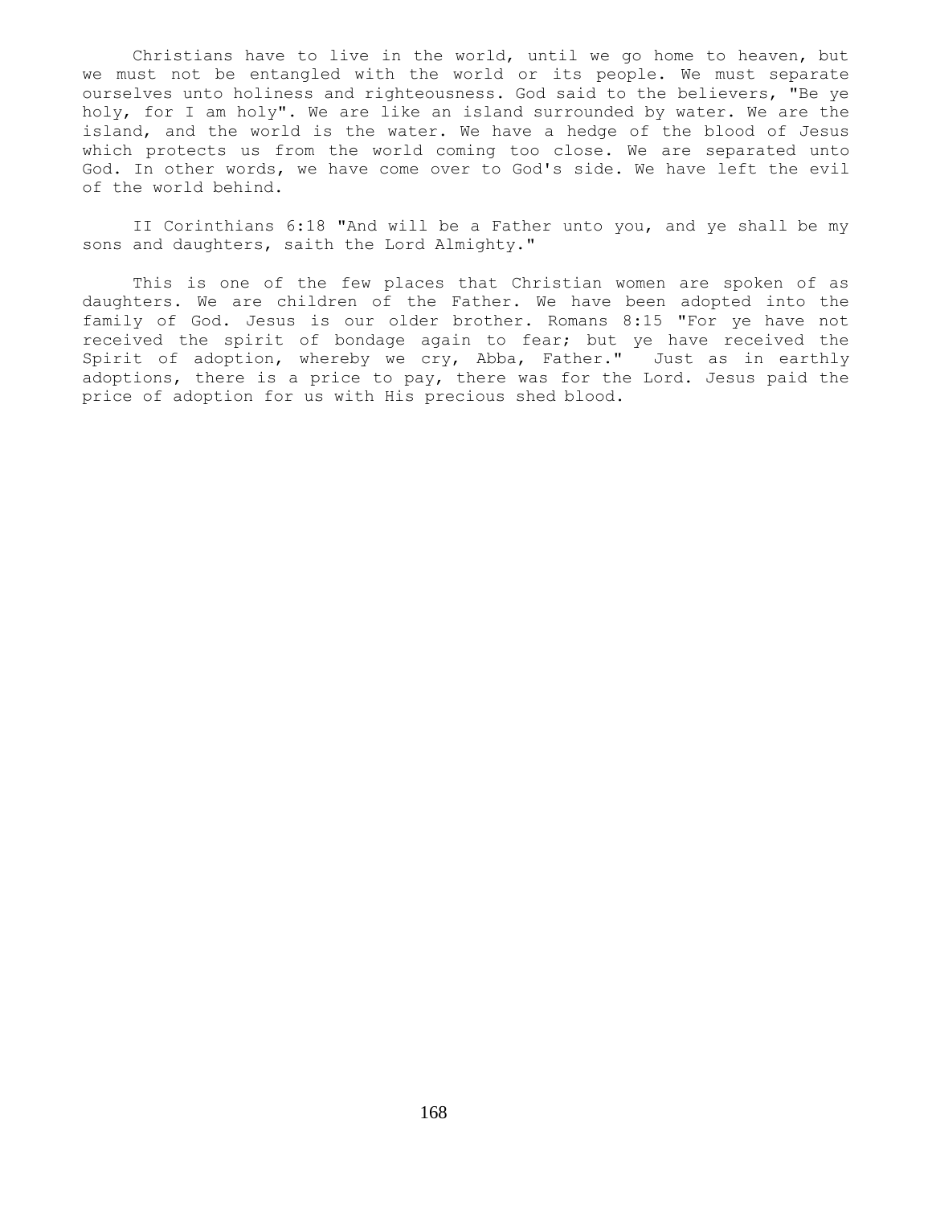Christians have to live in the world, until we go home to heaven, but we must not be entangled with the world or its people. We must separate ourselves unto holiness and righteousness. God said to the believers, "Be ye holy, for I am holy". We are like an island surrounded by water. We are the island, and the world is the water. We have a hedge of the blood of Jesus which protects us from the world coming too close. We are separated unto God. In other words, we have come over to God's side. We have left the evil of the world behind.

II Corinthians 6:18 "And will be a Father unto you, and ye shall be my sons and daughters, saith the Lord Almighty."

This is one of the few places that Christian women are spoken of as daughters. We are children of the Father. We have been adopted into the family of God. Jesus is our older brother. Romans 8:15 "For ye have not received the spirit of bondage again to fear; but ye have received the Spirit of adoption, whereby we cry, Abba, Father." Just as in earthly adoptions, there is a price to pay, there was for the Lord. Jesus paid the price of adoption for us with His precious shed blood.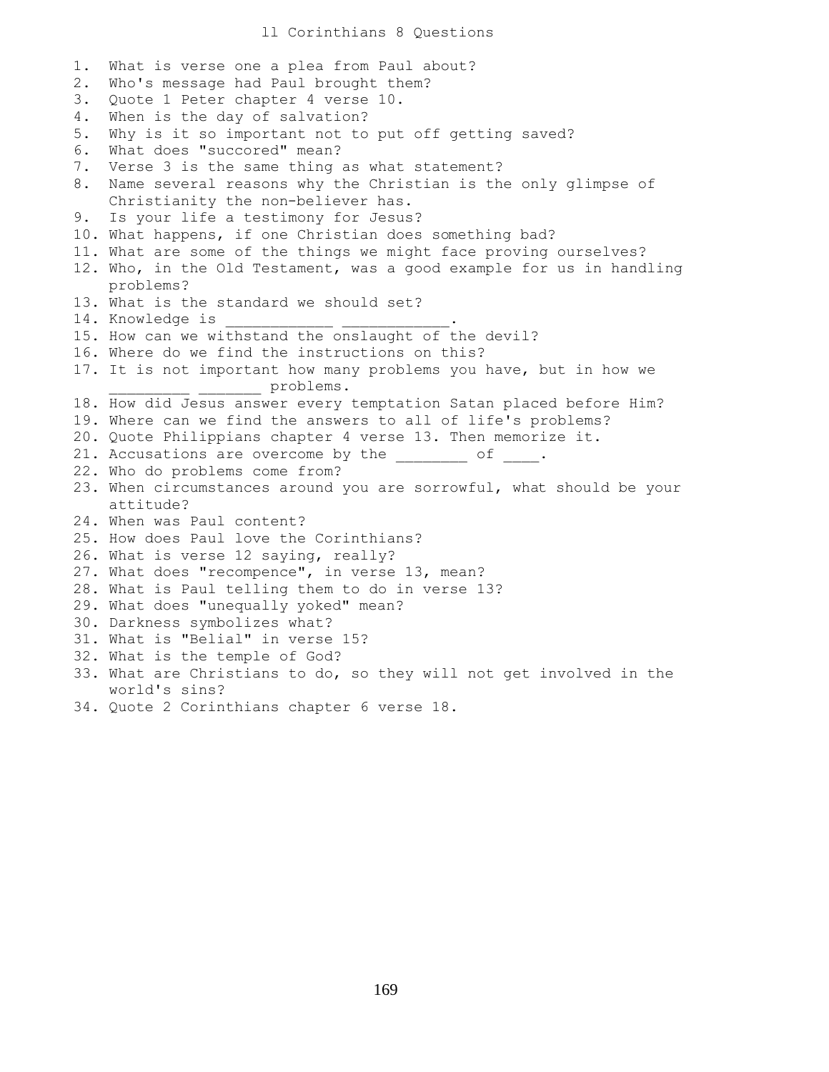# ll Corinthians 8 Questions

1. What is verse one a plea from Paul about?
2. Who's message had Paul brought them?
3. Quote 1 Peter chapter 4 verse 10.
4. When is the day of salvation?
5. Why is it so important not to put off getting saved?
6. What does "succored" mean?
7. Verse 3 is the same thing as what statement?
8. Name several reasons why the Christian is the only glimpse of Christianity the non-believer has.
9. Is your life a testimony for Jesus?
10. What happens, if one Christian does something bad?
11. What are some of the things we might face proving ourselves?
12. Who, in the Old Testament, was a good example for us in handling problems?
13. What is the standard we should set?
14. Knowledge is ____________ ____________.
15. How can we withstand the onslaught of the devil?
16. Where do we find the instructions on this?
17. It is not important how many problems you have, but in how we _________ _______ problems.
18. How did Jesus answer every temptation Satan placed before Him?
19. Where can we find the answers to all of life's problems?
20. Quote Philippians chapter 4 verse 13. Then memorize it.
21. Accusations are overcome by the ________ of ____.
22. Who do problems come from?
23. When circumstances around you are sorrowful, what should be your attitude?
24. When was Paul content?
25. How does Paul love the Corinthians?
26. What is verse 12 saying, really?
27. What does "recompence", in verse 13, mean?
28. What is Paul telling them to do in verse 13?
29. What does "unequally yoked" mean?
30. Darkness symbolizes what?
31. What is "Belial" in verse 15?
32. What is the temple of God?
33. What are Christians to do, so they will not get involved in the world's sins?
34. Quote 2 Corinthians chapter 6 verse 18.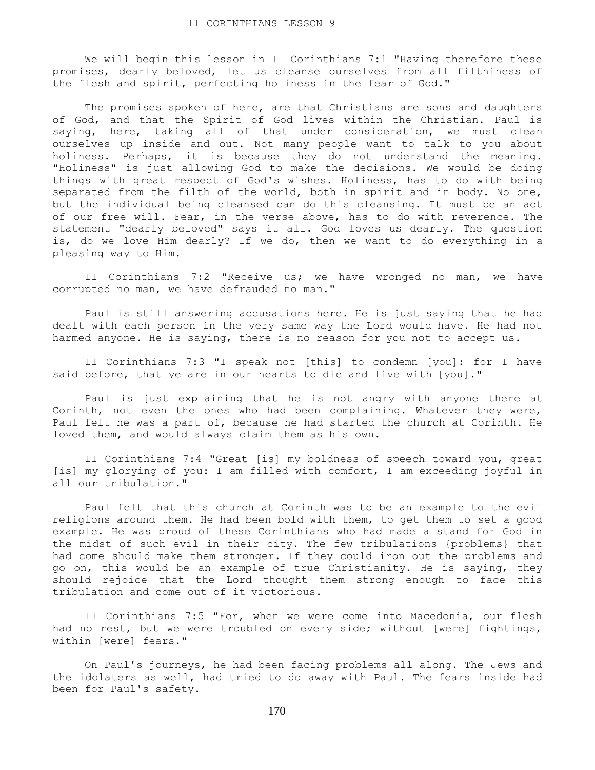# ll CORINTHIANS LESSON 9

We will begin this lesson in II Corinthians 7:1 "Having therefore these promises, dearly beloved, let us cleanse ourselves from all filthiness of the flesh and spirit, perfecting holiness in the fear of God."

The promises spoken of here, are that Christians are sons and daughters of God, and that the Spirit of God lives within the Christian. Paul is saying, here, taking all of that under consideration, we must clean ourselves up inside and out. Not many people want to talk to you about holiness. Perhaps, it is because they do not understand the meaning. "Holiness" is just allowing God to make the decisions. We would be doing things with great respect of God's wishes. Holiness, has to do with being separated from the filth of the world, both in spirit and in body. No one, but the individual being cleansed can do this cleansing. It must be an act of our free will. Fear, in the verse above, has to do with reverence. The statement "dearly beloved" says it all. God loves us dearly. The question is, do we love Him dearly? If we do, then we want to do everything in a pleasing way to Him.

II Corinthians 7:2 "Receive us; we have wronged no man, we have corrupted no man, we have defrauded no man."

Paul is still answering accusations here. He is just saying that he had dealt with each person in the very same way the Lord would have. He had not harmed anyone. He is saying, there is no reason for you not to accept us.

II Corinthians 7:3 "I speak not [this] to condemn [you]: for I have said before, that ye are in our hearts to die and live with [you]."

Paul is just explaining that he is not angry with anyone there at Corinth, not even the ones who had been complaining. Whatever they were, Paul felt he was a part of, because he had started the church at Corinth. He loved them, and would always claim them as his own.

II Corinthians 7:4 "Great [is] my boldness of speech toward you, great [is] my glorying of you: I am filled with comfort, I am exceeding joyful in all our tribulation."

Paul felt that this church at Corinth was to be an example to the evil religions around them. He had been bold with them, to get them to set a good example. He was proud of these Corinthians who had made a stand for God in the midst of such evil in their city. The few tribulations {problems} that had come should make them stronger. If they could iron out the problems and go on, this would be an example of true Christianity. He is saying, they should rejoice that the Lord thought them strong enough to face this tribulation and come out of it victorious.

II Corinthians 7:5 "For, when we were come into Macedonia, our flesh had no rest, but we were troubled on every side; without [were] fightings, within [were] fears."

On Paul's journeys, he had been facing problems all along. The Jews and the idolaters as well, had tried to do away with Paul. The fears inside had been for Paul's safety.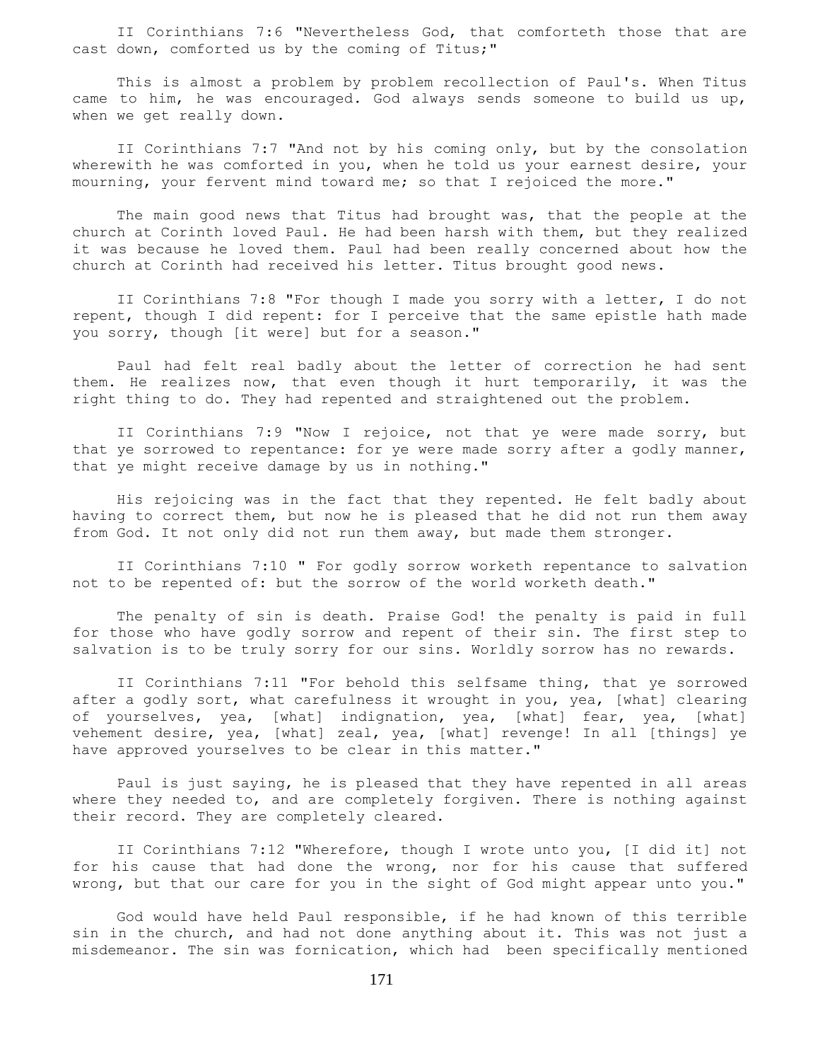II Corinthians 7:6 "Nevertheless God, that comforteth those that are cast down, comforted us by the coming of Titus;"

This is almost a problem by problem recollection of Paul's. When Titus came to him, he was encouraged. God always sends someone to build us up, when we get really down.

II Corinthians 7:7 "And not by his coming only, but by the consolation wherewith he was comforted in you, when he told us your earnest desire, your mourning, your fervent mind toward me; so that I rejoiced the more."

The main good news that Titus had brought was, that the people at the church at Corinth loved Paul. He had been harsh with them, but they realized it was because he loved them. Paul had been really concerned about how the church at Corinth had received his letter. Titus brought good news.

II Corinthians 7:8 "For though I made you sorry with a letter, I do not repent, though I did repent: for I perceive that the same epistle hath made you sorry, though [it were] but for a season."

Paul had felt real badly about the letter of correction he had sent them. He realizes now, that even though it hurt temporarily, it was the right thing to do. They had repented and straightened out the problem.

II Corinthians 7:9 "Now I rejoice, not that ye were made sorry, but that ye sorrowed to repentance: for ye were made sorry after a godly manner, that ye might receive damage by us in nothing."

His rejoicing was in the fact that they repented. He felt badly about having to correct them, but now he is pleased that he did not run them away from God. It not only did not run them away, but made them stronger.

II Corinthians 7:10 " For godly sorrow worketh repentance to salvation not to be repented of: but the sorrow of the world worketh death."

The penalty of sin is death. Praise God! the penalty is paid in full for those who have godly sorrow and repent of their sin. The first step to salvation is to be truly sorry for our sins. Worldly sorrow has no rewards.

II Corinthians 7:11 "For behold this selfsame thing, that ye sorrowed after a godly sort, what carefulness it wrought in you, yea, [what] clearing of yourselves, yea, [what] indignation, yea, [what] fear, yea, [what] vehement desire, yea, [what] zeal, yea, [what] revenge! In all [things] ye have approved yourselves to be clear in this matter."

Paul is just saying, he is pleased that they have repented in all areas where they needed to, and are completely forgiven. There is nothing against their record. They are completely cleared.

II Corinthians 7:12 "Wherefore, though I wrote unto you, [I did it] not for his cause that had done the wrong, nor for his cause that suffered wrong, but that our care for you in the sight of God might appear unto you."

God would have held Paul responsible, if he had known of this terrible sin in the church, and had not done anything about it. This was not just a misdemeanor. The sin was fornication, which had been specifically mentioned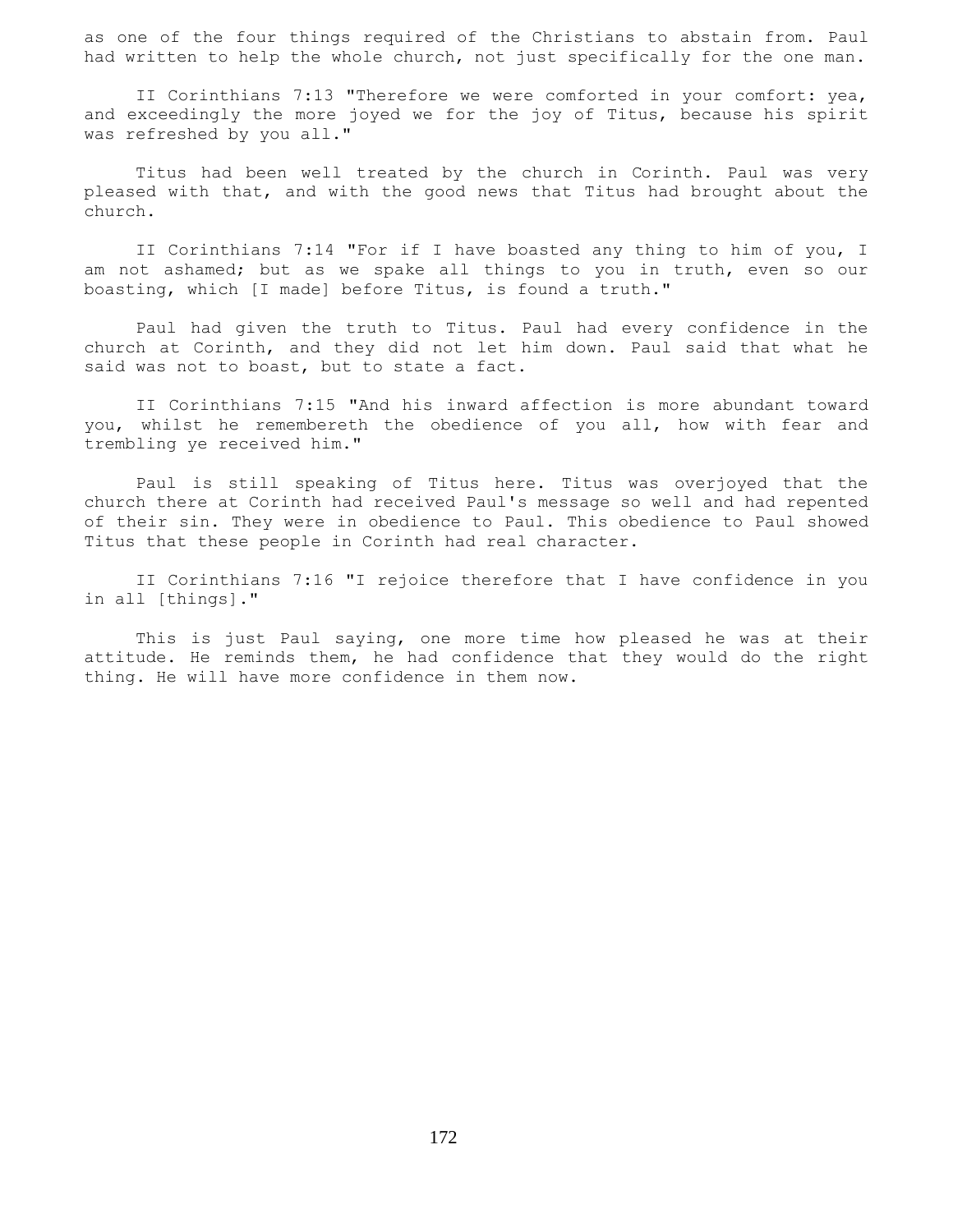as one of the four things required of the Christians to abstain from. Paul had written to help the whole church, not just specifically for the one man.

II Corinthians 7:13 "Therefore we were comforted in your comfort: yea, and exceedingly the more joyed we for the joy of Titus, because his spirit was refreshed by you all."

Titus had been well treated by the church in Corinth. Paul was very pleased with that, and with the good news that Titus had brought about the church.

II Corinthians 7:14 "For if I have boasted any thing to him of you, I am not ashamed; but as we spake all things to you in truth, even so our boasting, which [I made] before Titus, is found a truth."

Paul had given the truth to Titus. Paul had every confidence in the church at Corinth, and they did not let him down. Paul said that what he said was not to boast, but to state a fact.

II Corinthians 7:15 "And his inward affection is more abundant toward you, whilst he remembereth the obedience of you all, how with fear and trembling ye received him."

Paul is still speaking of Titus here. Titus was overjoyed that the church there at Corinth had received Paul's message so well and had repented of their sin. They were in obedience to Paul. This obedience to Paul showed Titus that these people in Corinth had real character.

II Corinthians 7:16 "I rejoice therefore that I have confidence in you in all [things]."

This is just Paul saying, one more time how pleased he was at their attitude. He reminds them, he had confidence that they would do the right thing. He will have more confidence in them now.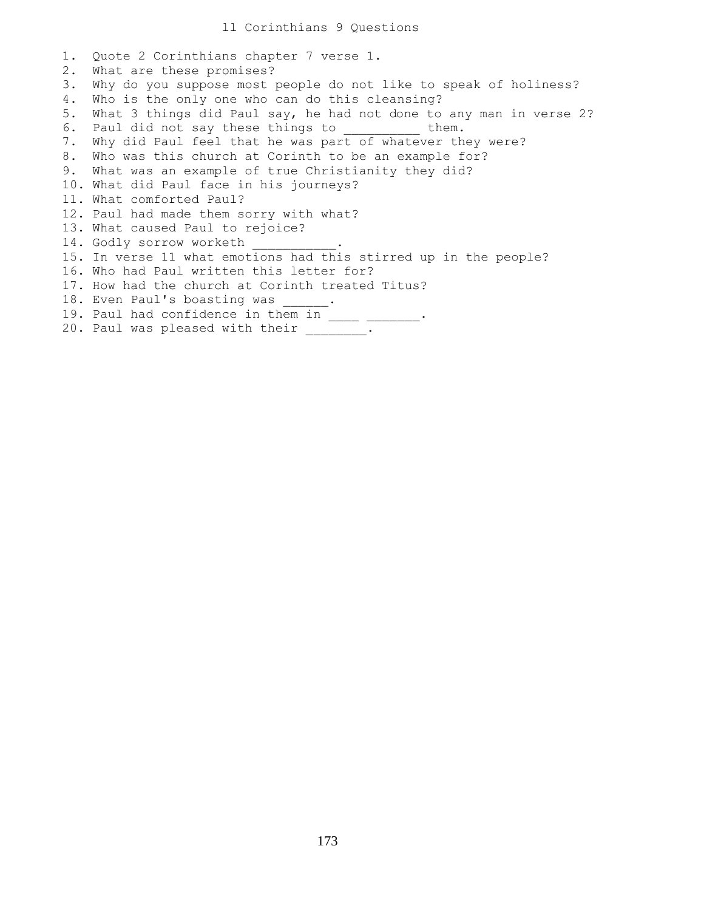# ll Corinthians 9 Questions

1. Quote 2 Corinthians chapter 7 verse 1.
2. What are these promises?
3. Why do you suppose most people do not like to speak of holiness?
4. Who is the only one who can do this cleansing?
5. What 3 things did Paul say, he had not done to any man in verse 2?
6. Paul did not say these things to __________ them.
7. Why did Paul feel that he was part of whatever they were?
8. Who was this church at Corinth to be an example for?
9. What was an example of true Christianity they did?
10. What did Paul face in his journeys?
11. What comforted Paul?
12. Paul had made them sorry with what?
13. What caused Paul to rejoice?
14. Godly sorrow worketh ___________.
15. In verse 11 what emotions had this stirred up in the people?
16. Who had Paul written this letter for?
17. How had the church at Corinth treated Titus?
18. Even Paul's boasting was ______.
19. Paul had confidence in them in ____ _______.
20. Paul was pleased with their ________.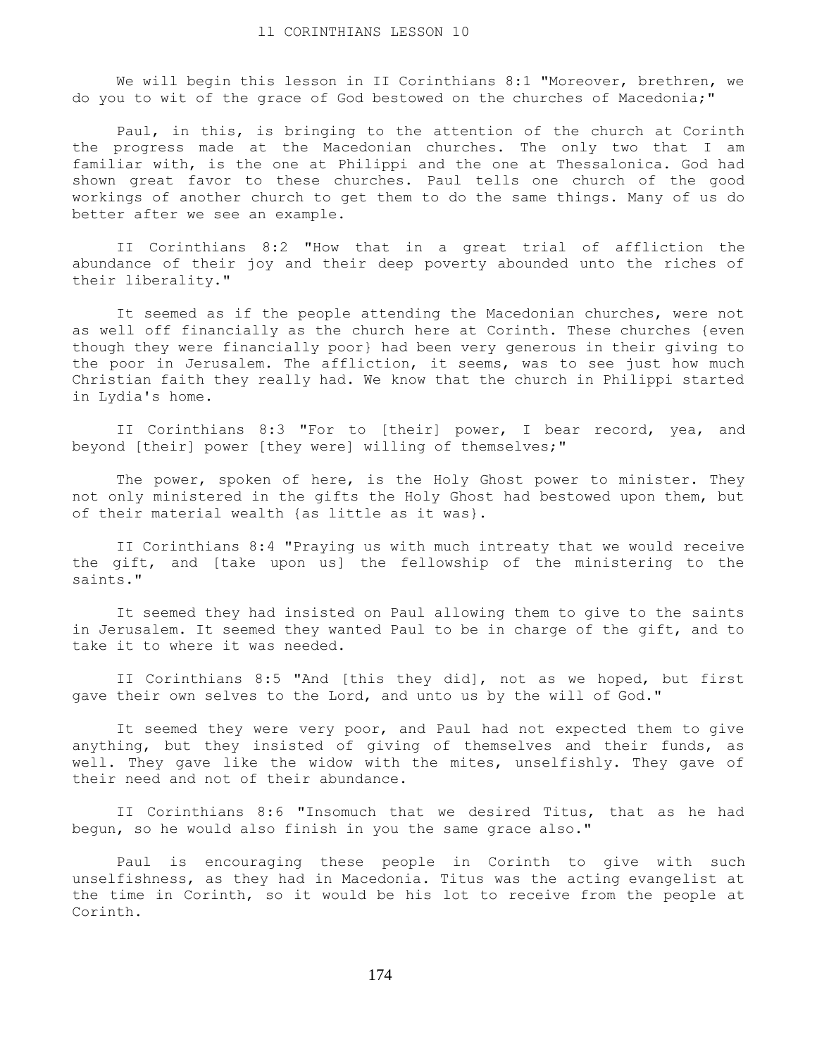# II CORINTHIANS LESSON 10

We will begin this lesson in II Corinthians 8:1 "Moreover, brethren, we do you to wit of the grace of God bestowed on the churches of Macedonia;"

Paul, in this, is bringing to the attention of the church at Corinth the progress made at the Macedonian churches. The only two that I am familiar with, is the one at Philippi and the one at Thessalonica. God had shown great favor to these churches. Paul tells one church of the good workings of another church to get them to do the same things. Many of us do better after we see an example.

II Corinthians 8:2 "How that in a great trial of affliction the abundance of their joy and their deep poverty abounded unto the riches of their liberality."

It seemed as if the people attending the Macedonian churches, were not as well off financially as the church here at Corinth. These churches {even though they were financially poor} had been very generous in their giving to the poor in Jerusalem. The affliction, it seems, was to see just how much Christian faith they really had. We know that the church in Philippi started in Lydia's home.

II Corinthians 8:3 "For to [their] power, I bear record, yea, and beyond [their] power [they were] willing of themselves;"

The power, spoken of here, is the Holy Ghost power to minister. They not only ministered in the gifts the Holy Ghost had bestowed upon them, but of their material wealth {as little as it was}.

II Corinthians 8:4 "Praying us with much intreaty that we would receive the gift, and [take upon us] the fellowship of the ministering to the saints."

It seemed they had insisted on Paul allowing them to give to the saints in Jerusalem. It seemed they wanted Paul to be in charge of the gift, and to take it to where it was needed.

II Corinthians 8:5 "And [this they did], not as we hoped, but first gave their own selves to the Lord, and unto us by the will of God."

It seemed they were very poor, and Paul had not expected them to give anything, but they insisted of giving of themselves and their funds, as well. They gave like the widow with the mites, unselfishly. They gave of their need and not of their abundance.

II Corinthians 8:6 "Insomuch that we desired Titus, that as he had begun, so he would also finish in you the same grace also."

Paul is encouraging these people in Corinth to give with such unselfishness, as they had in Macedonia. Titus was the acting evangelist at the time in Corinth, so it would be his lot to receive from the people at Corinth.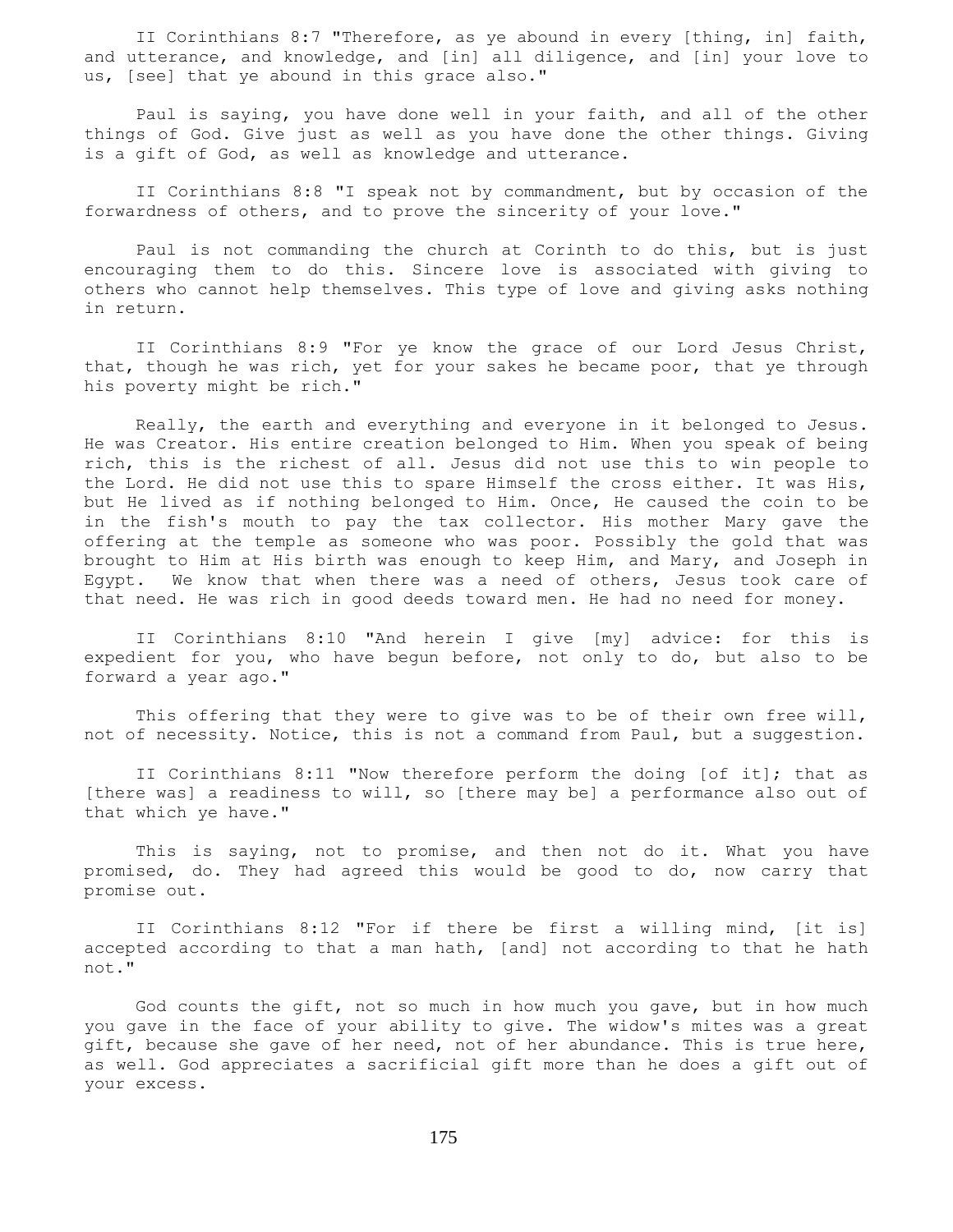II Corinthians 8:7 "Therefore, as ye abound in every [thing, in] faith, and utterance, and knowledge, and [in] all diligence, and [in] your love to us, [see] that ye abound in this grace also."

Paul is saying, you have done well in your faith, and all of the other things of God. Give just as well as you have done the other things. Giving is a gift of God, as well as knowledge and utterance.

II Corinthians 8:8 "I speak not by commandment, but by occasion of the forwardness of others, and to prove the sincerity of your love."

Paul is not commanding the church at Corinth to do this, but is just encouraging them to do this. Sincere love is associated with giving to others who cannot help themselves. This type of love and giving asks nothing in return.

II Corinthians 8:9 "For ye know the grace of our Lord Jesus Christ, that, though he was rich, yet for your sakes he became poor, that ye through his poverty might be rich."

Really, the earth and everything and everyone in it belonged to Jesus. He was Creator. His entire creation belonged to Him. When you speak of being rich, this is the richest of all. Jesus did not use this to win people to the Lord. He did not use this to spare Himself the cross either. It was His, but He lived as if nothing belonged to Him. Once, He caused the coin to be in the fish's mouth to pay the tax collector. His mother Mary gave the offering at the temple as someone who was poor. Possibly the gold that was brought to Him at His birth was enough to keep Him, and Mary, and Joseph in Egypt. We know that when there was a need of others, Jesus took care of that need. He was rich in good deeds toward men. He had no need for money.

II Corinthians 8:10 "And herein I give [my] advice: for this is expedient for you, who have begun before, not only to do, but also to be forward a year ago."

This offering that they were to give was to be of their own free will, not of necessity. Notice, this is not a command from Paul, but a suggestion.

II Corinthians 8:11 "Now therefore perform the doing [of it]; that as [there was] a readiness to will, so [there may be] a performance also out of that which ye have."

This is saying, not to promise, and then not do it. What you have promised, do. They had agreed this would be good to do, now carry that promise out.

II Corinthians 8:12 "For if there be first a willing mind, [it is] accepted according to that a man hath, [and] not according to that he hath not."

God counts the gift, not so much in how much you gave, but in how much you gave in the face of your ability to give. The widow's mites was a great gift, because she gave of her need, not of her abundance. This is true here, as well. God appreciates a sacrificial gift more than he does a gift out of your excess.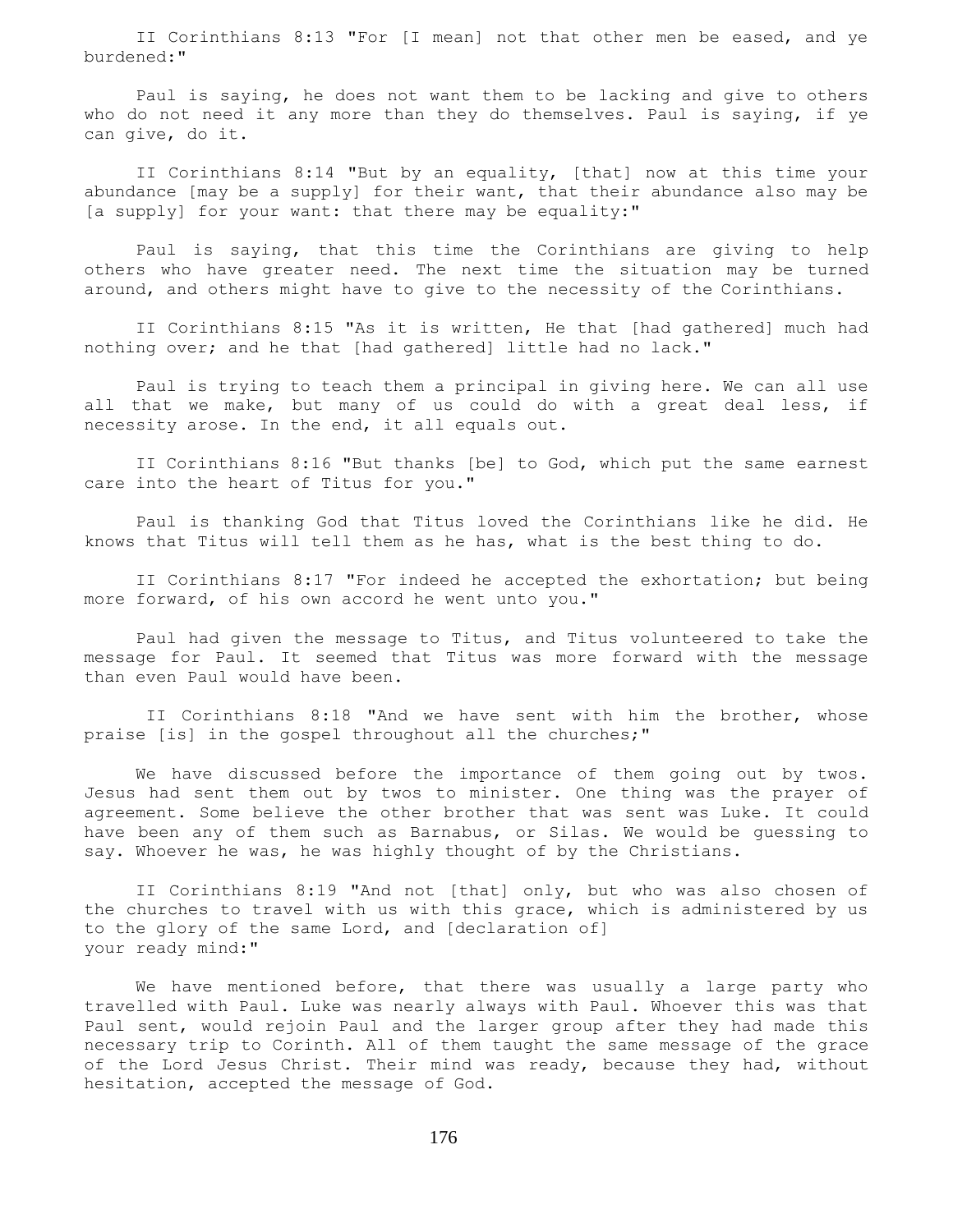II Corinthians 8:13 "For [I mean] not that other men be eased, and ye burdened:"

Paul is saying, he does not want them to be lacking and give to others who do not need it any more than they do themselves. Paul is saying, if ye can give, do it.

II Corinthians 8:14 "But by an equality, [that] now at this time your abundance [may be a supply] for their want, that their abundance also may be [a supply] for your want: that there may be equality:"

Paul is saying, that this time the Corinthians are giving to help others who have greater need. The next time the situation may be turned around, and others might have to give to the necessity of the Corinthians.

II Corinthians 8:15 "As it is written, He that [had gathered] much had nothing over; and he that [had gathered] little had no lack."

Paul is trying to teach them a principal in giving here. We can all use all that we make, but many of us could do with a great deal less, if necessity arose. In the end, it all equals out.

II Corinthians 8:16 "But thanks [be] to God, which put the same earnest care into the heart of Titus for you."

Paul is thanking God that Titus loved the Corinthians like he did. He knows that Titus will tell them as he has, what is the best thing to do.

II Corinthians 8:17 "For indeed he accepted the exhortation; but being more forward, of his own accord he went unto you."

Paul had given the message to Titus, and Titus volunteered to take the message for Paul. It seemed that Titus was more forward with the message than even Paul would have been.

II Corinthians 8:18 "And we have sent with him the brother, whose praise [is] in the gospel throughout all the churches;"

We have discussed before the importance of them going out by twos. Jesus had sent them out by twos to minister. One thing was the prayer of agreement. Some believe the other brother that was sent was Luke. It could have been any of them such as Barnabus, or Silas. We would be guessing to say. Whoever he was, he was highly thought of by the Christians.

II Corinthians 8:19 "And not [that] only, but who was also chosen of the churches to travel with us with this grace, which is administered by us to the glory of the same Lord, and [declaration of] your ready mind:"

We have mentioned before, that there was usually a large party who travelled with Paul. Luke was nearly always with Paul. Whoever this was that Paul sent, would rejoin Paul and the larger group after they had made this necessary trip to Corinth. All of them taught the same message of the grace of the Lord Jesus Christ. Their mind was ready, because they had, without hesitation, accepted the message of God.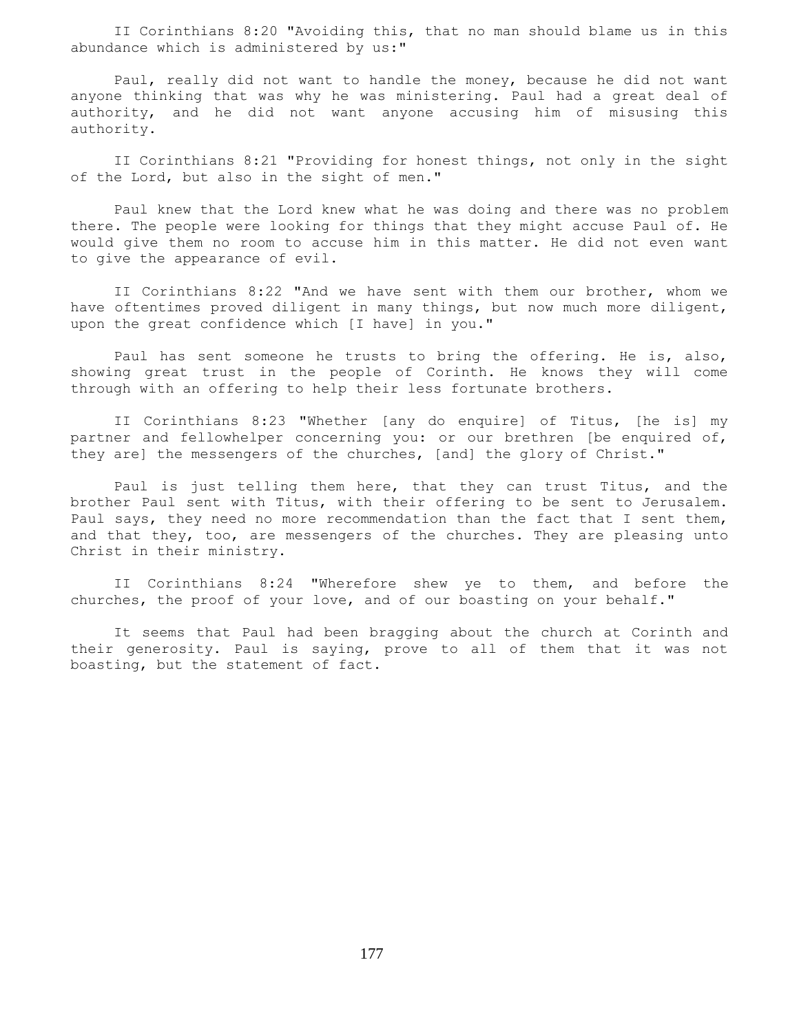II Corinthians 8:20 "Avoiding this, that no man should blame us in this abundance which is administered by us:"

Paul, really did not want to handle the money, because he did not want anyone thinking that was why he was ministering. Paul had a great deal of authority, and he did not want anyone accusing him of misusing this authority.

II Corinthians 8:21 "Providing for honest things, not only in the sight of the Lord, but also in the sight of men."

Paul knew that the Lord knew what he was doing and there was no problem there. The people were looking for things that they might accuse Paul of. He would give them no room to accuse him in this matter. He did not even want to give the appearance of evil.

II Corinthians 8:22 "And we have sent with them our brother, whom we have oftentimes proved diligent in many things, but now much more diligent, upon the great confidence which [I have] in you."

Paul has sent someone he trusts to bring the offering. He is, also, showing great trust in the people of Corinth. He knows they will come through with an offering to help their less fortunate brothers.

II Corinthians 8:23 "Whether [any do enquire] of Titus, [he is] my partner and fellowhelper concerning you: or our brethren [be enquired of, they are] the messengers of the churches, [and] the glory of Christ."

Paul is just telling them here, that they can trust Titus, and the brother Paul sent with Titus, with their offering to be sent to Jerusalem. Paul says, they need no more recommendation than the fact that I sent them, and that they, too, are messengers of the churches. They are pleasing unto Christ in their ministry.

II Corinthians 8:24 "Wherefore shew ye to them, and before the churches, the proof of your love, and of our boasting on your behalf."

It seems that Paul had been bragging about the church at Corinth and their generosity. Paul is saying, prove to all of them that it was not boasting, but the statement of fact.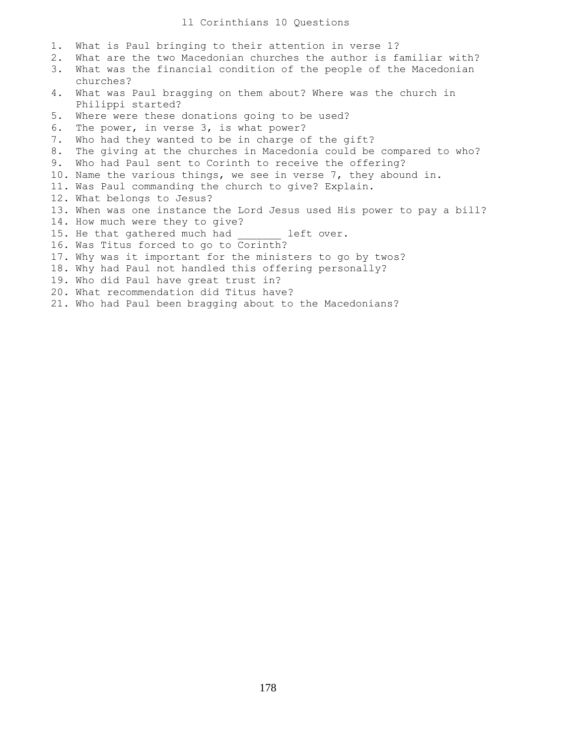# ll Corinthians 10 Questions

1. What is Paul bringing to their attention in verse 1?
2. What are the two Macedonian churches the author is familiar with?
3. What was the financial condition of the people of the Macedonian churches?
4. What was Paul bragging on them about? Where was the church in Philippi started?
5. Where were these donations going to be used?
6. The power, in verse 3, is what power?
7. Who had they wanted to be in charge of the gift?
8. The giving at the churches in Macedonia could be compared to who?
9. Who had Paul sent to Corinth to receive the offering?
10. Name the various things, we see in verse 7, they abound in.
11. Was Paul commanding the church to give? Explain.
12. What belongs to Jesus?
13. When was one instance the Lord Jesus used His power to pay a bill?
14. How much were they to give?
15. He that gathered much had _______ left over.
16. Was Titus forced to go to Corinth?
17. Why was it important for the ministers to go by twos?
18. Why had Paul not handled this offering personally?
19. Who did Paul have great trust in?
20. What recommendation did Titus have?
21. Who had Paul been bragging about to the Macedonians?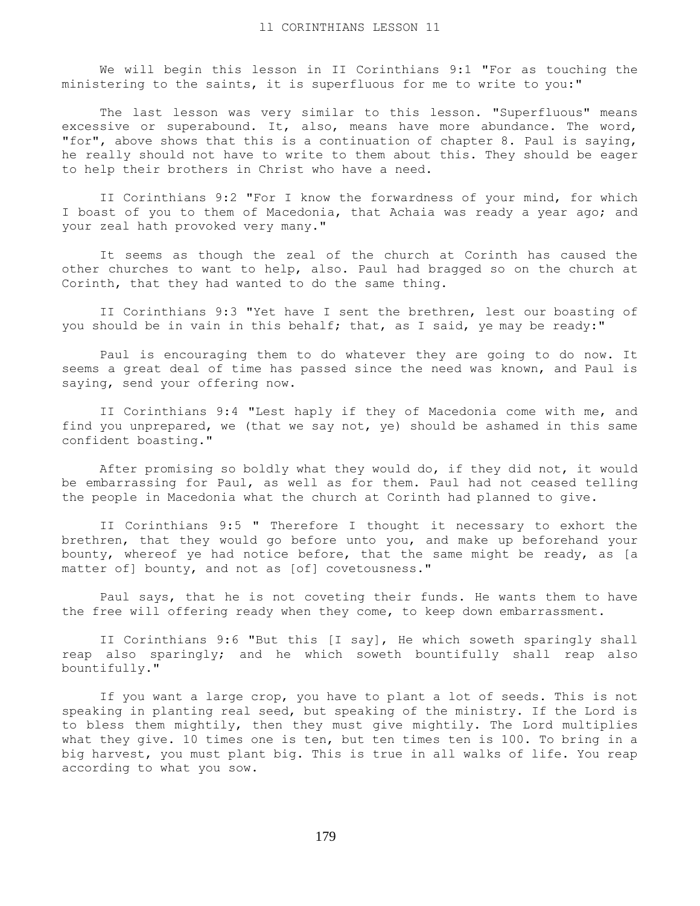# ll CORINTHIANS LESSON 11

We will begin this lesson in II Corinthians 9:1 "For as touching the ministering to the saints, it is superfluous for me to write to you:"

The last lesson was very similar to this lesson. "Superfluous" means excessive or superabound. It, also, means have more abundance. The word, "for", above shows that this is a continuation of chapter 8. Paul is saying, he really should not have to write to them about this. They should be eager to help their brothers in Christ who have a need.

II Corinthians 9:2 "For I know the forwardness of your mind, for which I boast of you to them of Macedonia, that Achaia was ready a year ago; and your zeal hath provoked very many."

It seems as though the zeal of the church at Corinth has caused the other churches to want to help, also. Paul had bragged so on the church at Corinth, that they had wanted to do the same thing.

II Corinthians 9:3 "Yet have I sent the brethren, lest our boasting of you should be in vain in this behalf; that, as I said, ye may be ready:"

Paul is encouraging them to do whatever they are going to do now. It seems a great deal of time has passed since the need was known, and Paul is saying, send your offering now.

II Corinthians 9:4 "Lest haply if they of Macedonia come with me, and find you unprepared, we (that we say not, ye) should be ashamed in this same confident boasting."

After promising so boldly what they would do, if they did not, it would be embarrassing for Paul, as well as for them. Paul had not ceased telling the people in Macedonia what the church at Corinth had planned to give.

II Corinthians 9:5 " Therefore I thought it necessary to exhort the brethren, that they would go before unto you, and make up beforehand your bounty, whereof ye had notice before, that the same might be ready, as [a matter of] bounty, and not as [of] covetousness."

Paul says, that he is not coveting their funds. He wants them to have the free will offering ready when they come, to keep down embarrassment.

II Corinthians 9:6 "But this [I say], He which soweth sparingly shall reap also sparingly; and he which soweth bountifully shall reap also bountifully."

If you want a large crop, you have to plant a lot of seeds. This is not speaking in planting real seed, but speaking of the ministry. If the Lord is to bless them mightily, then they must give mightily. The Lord multiplies what they give. 10 times one is ten, but ten times ten is 100. To bring in a big harvest, you must plant big. This is true in all walks of life. You reap according to what you sow.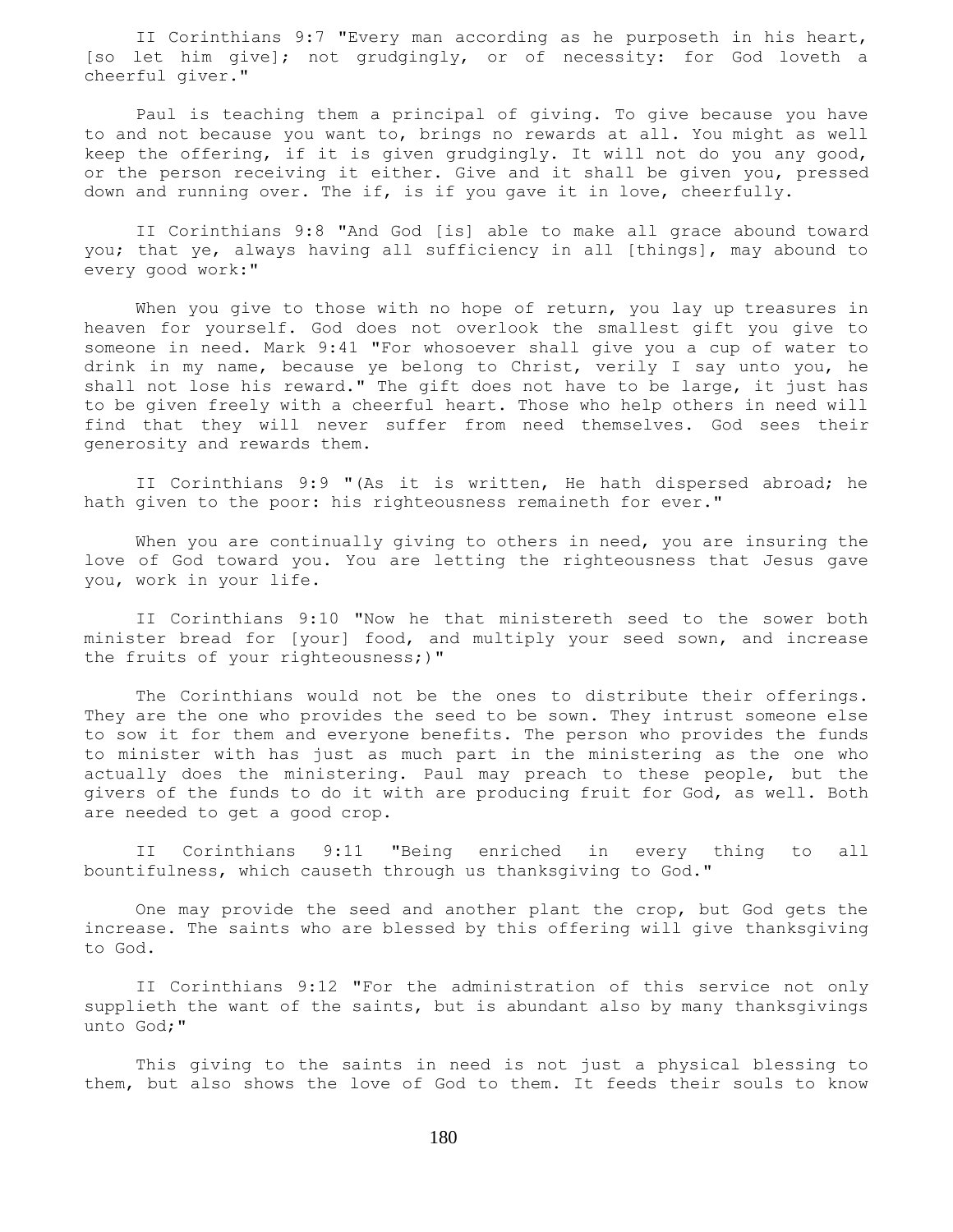II Corinthians 9:7 "Every man according as he purposeth in his heart, [so let him give]; not grudgingly, or of necessity: for God loveth a cheerful giver."

Paul is teaching them a principal of giving. To give because you have to and not because you want to, brings no rewards at all. You might as well keep the offering, if it is given grudgingly. It will not do you any good, or the person receiving it either. Give and it shall be given you, pressed down and running over. The if, is if you gave it in love, cheerfully.

II Corinthians 9:8 "And God [is] able to make all grace abound toward you; that ye, always having all sufficiency in all [things], may abound to every good work:"

When you give to those with no hope of return, you lay up treasures in heaven for yourself. God does not overlook the smallest gift you give to someone in need. Mark 9:41 "For whosoever shall give you a cup of water to drink in my name, because ye belong to Christ, verily I say unto you, he shall not lose his reward." The gift does not have to be large, it just has to be given freely with a cheerful heart. Those who help others in need will find that they will never suffer from need themselves. God sees their generosity and rewards them.

II Corinthians 9:9 "(As it is written, He hath dispersed abroad; he hath given to the poor: his righteousness remaineth for ever."

When you are continually giving to others in need, you are insuring the love of God toward you. You are letting the righteousness that Jesus gave you, work in your life.

II Corinthians 9:10 "Now he that ministereth seed to the sower both minister bread for [your] food, and multiply your seed sown, and increase the fruits of your righteousness;)"

The Corinthians would not be the ones to distribute their offerings. They are the one who provides the seed to be sown. They intrust someone else to sow it for them and everyone benefits. The person who provides the funds to minister with has just as much part in the ministering as the one who actually does the ministering. Paul may preach to these people, but the givers of the funds to do it with are producing fruit for God, as well. Both are needed to get a good crop.

II Corinthians 9:11 "Being enriched in every thing to all bountifulness, which causeth through us thanksgiving to God."

One may provide the seed and another plant the crop, but God gets the increase. The saints who are blessed by this offering will give thanksgiving to God.

II Corinthians 9:12 "For the administration of this service not only supplieth the want of the saints, but is abundant also by many thanksgivings unto God;"

This giving to the saints in need is not just a physical blessing to them, but also shows the love of God to them. It feeds their souls to know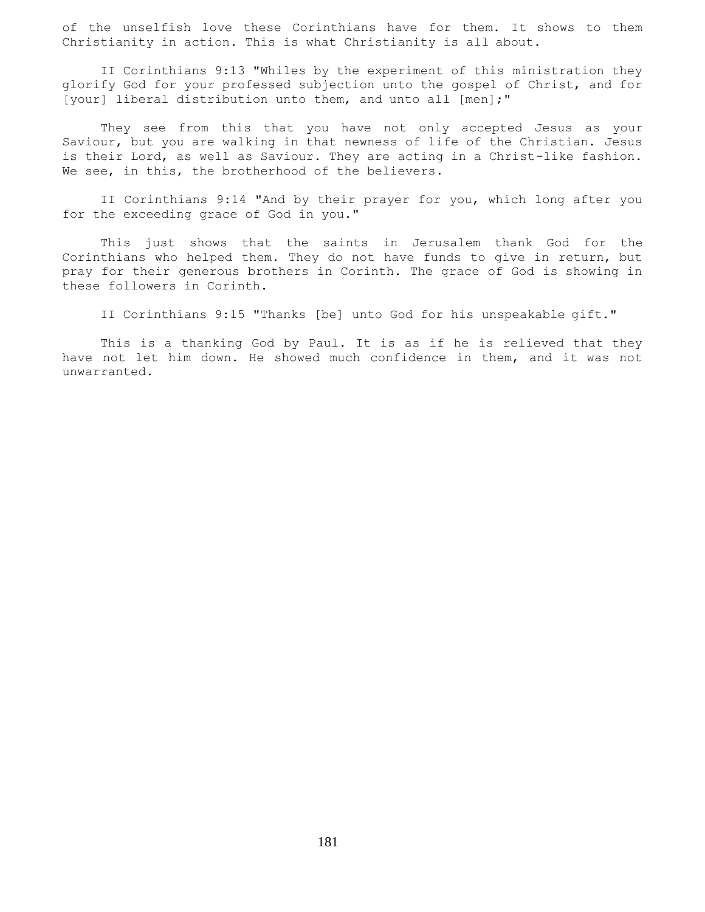of the unselfish love these Corinthians have for them. It shows to them Christianity in action. This is what Christianity is all about.

II Corinthians 9:13 "Whiles by the experiment of this ministration they glorify God for your professed subjection unto the gospel of Christ, and for [your] liberal distribution unto them, and unto all [men];"

They see from this that you have not only accepted Jesus as your Saviour, but you are walking in that newness of life of the Christian. Jesus is their Lord, as well as Saviour. They are acting in a Christ-like fashion. We see, in this, the brotherhood of the believers.

II Corinthians 9:14 "And by their prayer for you, which long after you for the exceeding grace of God in you."

This just shows that the saints in Jerusalem thank God for the Corinthians who helped them. They do not have funds to give in return, but pray for their generous brothers in Corinth. The grace of God is showing in these followers in Corinth.

II Corinthians 9:15 "Thanks [be] unto God for his unspeakable gift."

This is a thanking God by Paul. It is as if he is relieved that they have not let him down. He showed much confidence in them, and it was not unwarranted.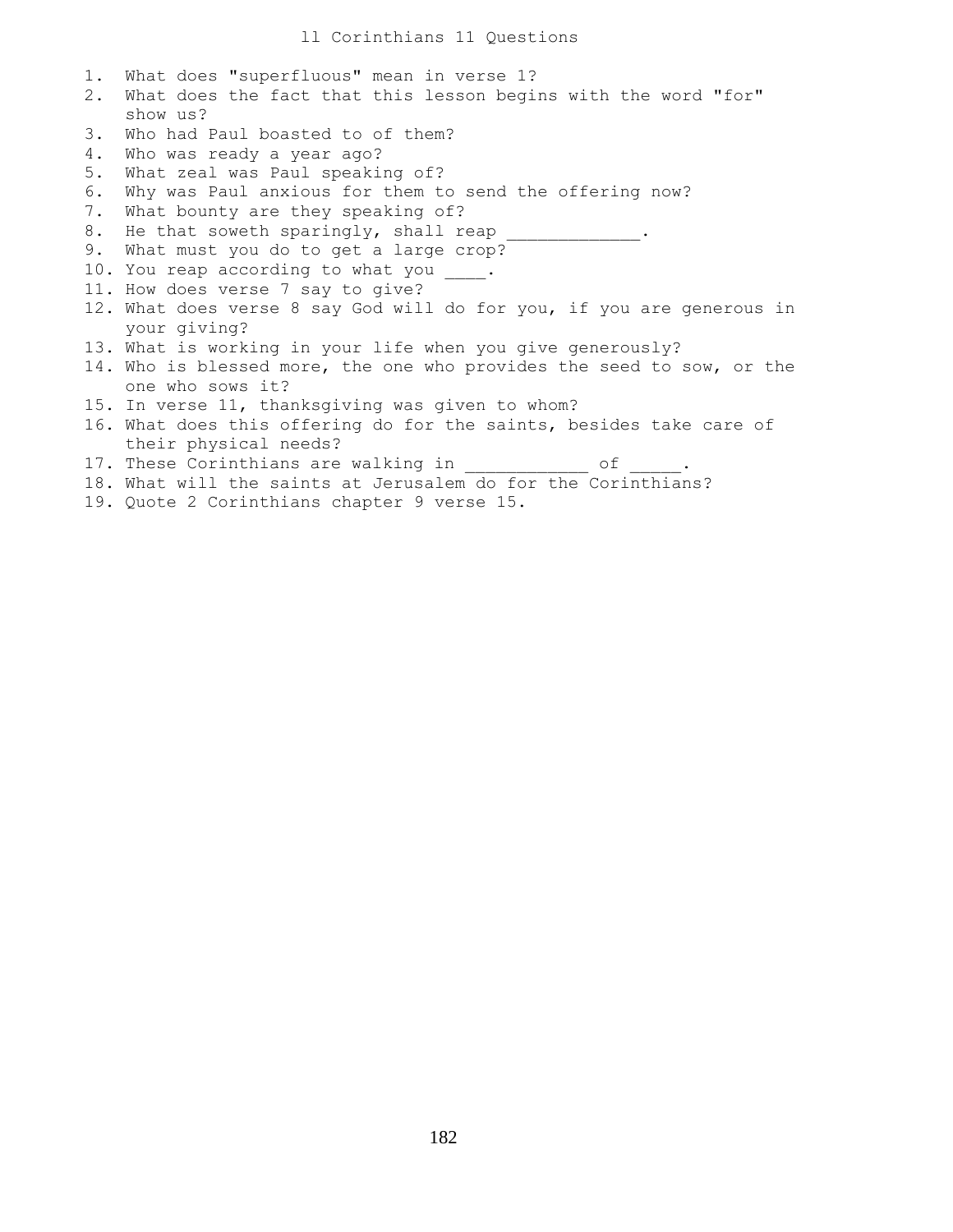# ll Corinthians 11 Questions

1. What does "superfluous" mean in verse 1?
2. What does the fact that this lesson begins with the word "for" show us?
3. Who had Paul boasted to of them?
4. Who was ready a year ago?
5. What zeal was Paul speaking of?
6. Why was Paul anxious for them to send the offering now?
7. What bounty are they speaking of?
8. He that soweth sparingly, shall reap _____________.
9. What must you do to get a large crop?
10. You reap according to what you ____.
11. How does verse 7 say to give?
12. What does verse 8 say God will do for you, if you are generous in your giving?
13. What is working in your life when you give generously?
14. Who is blessed more, the one who provides the seed to sow, or the one who sows it?
15. In verse 11, thanksgiving was given to whom?
16. What does this offering do for the saints, besides take care of their physical needs?
17. These Corinthians are walking in ____________ of _____.
18. What will the saints at Jerusalem do for the Corinthians?
19. Quote 2 Corinthians chapter 9 verse 15.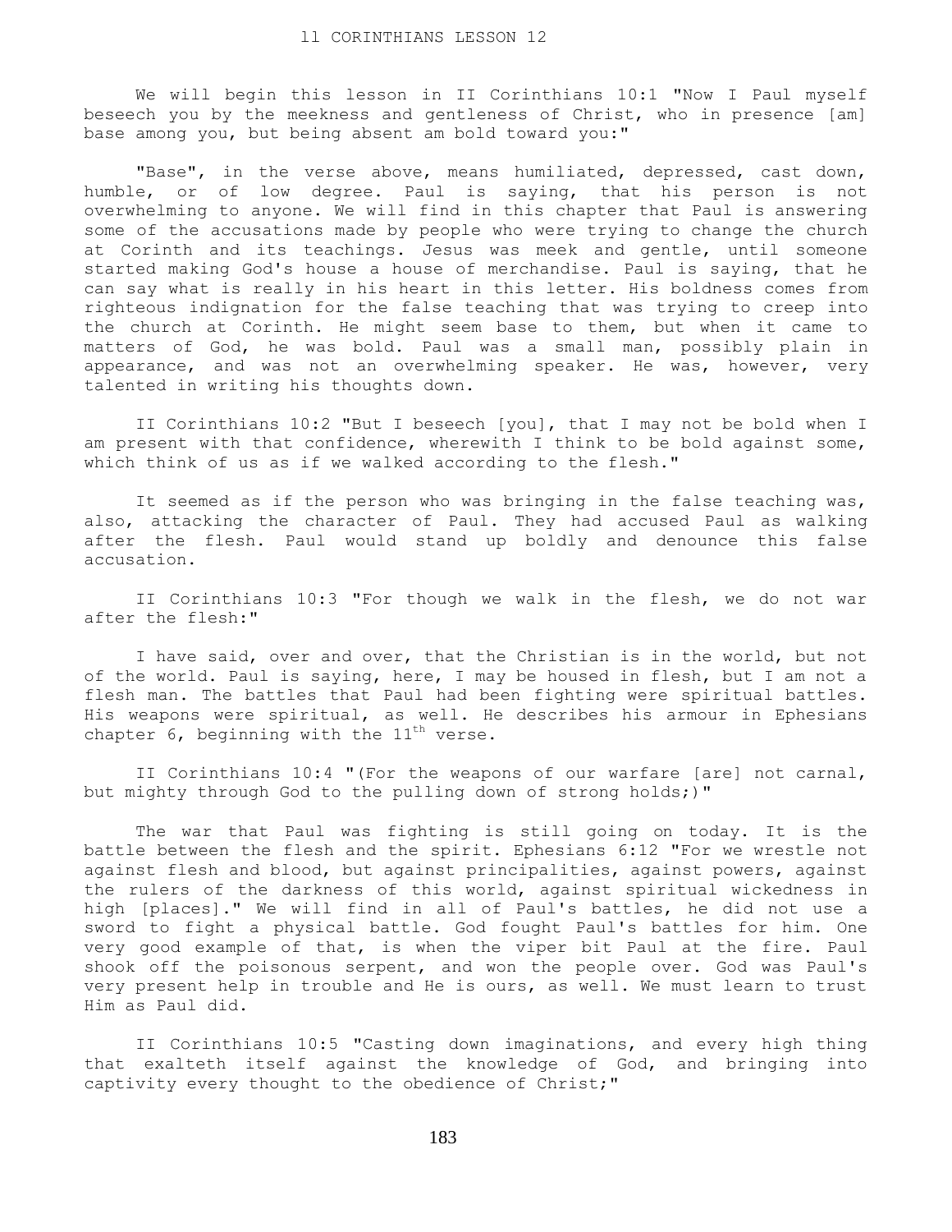# II CORINTHIANS LESSON 12

We will begin this lesson in II Corinthians 10:1 "Now I Paul myself beseech you by the meekness and gentleness of Christ, who in presence [am] base among you, but being absent am bold toward you:"

"Base", in the verse above, means humiliated, depressed, cast down, humble, or of low degree. Paul is saying, that his person is not overwhelming to anyone. We will find in this chapter that Paul is answering some of the accusations made by people who were trying to change the church at Corinth and its teachings. Jesus was meek and gentle, until someone started making God's house a house of merchandise. Paul is saying, that he can say what is really in his heart in this letter. His boldness comes from righteous indignation for the false teaching that was trying to creep into the church at Corinth. He might seem base to them, but when it came to matters of God, he was bold. Paul was a small man, possibly plain in appearance, and was not an overwhelming speaker. He was, however, very talented in writing his thoughts down.

II Corinthians 10:2 "But I beseech [you], that I may not be bold when I am present with that confidence, wherewith I think to be bold against some, which think of us as if we walked according to the flesh."

It seemed as if the person who was bringing in the false teaching was, also, attacking the character of Paul. They had accused Paul as walking after the flesh. Paul would stand up boldly and denounce this false accusation.

II Corinthians 10:3 "For though we walk in the flesh, we do not war after the flesh:"

I have said, over and over, that the Christian is in the world, but not of the world. Paul is saying, here, I may be housed in flesh, but I am not a flesh man. The battles that Paul had been fighting were spiritual battles. His weapons were spiritual, as well. He describes his armour in Ephesians chapter 6, beginning with the 11th verse.

II Corinthians 10:4 "(For the weapons of our warfare [are] not carnal, but mighty through God to the pulling down of strong holds;)"

The war that Paul was fighting is still going on today. It is the battle between the flesh and the spirit. Ephesians 6:12 "For we wrestle not against flesh and blood, but against principalities, against powers, against the rulers of the darkness of this world, against spiritual wickedness in high [places]." We will find in all of Paul's battles, he did not use a sword to fight a physical battle. God fought Paul's battles for him. One very good example of that, is when the viper bit Paul at the fire. Paul shook off the poisonous serpent, and won the people over. God was Paul's very present help in trouble and He is ours, as well. We must learn to trust Him as Paul did.

II Corinthians 10:5 "Casting down imaginations, and every high thing that exalteth itself against the knowledge of God, and bringing into captivity every thought to the obedience of Christ;"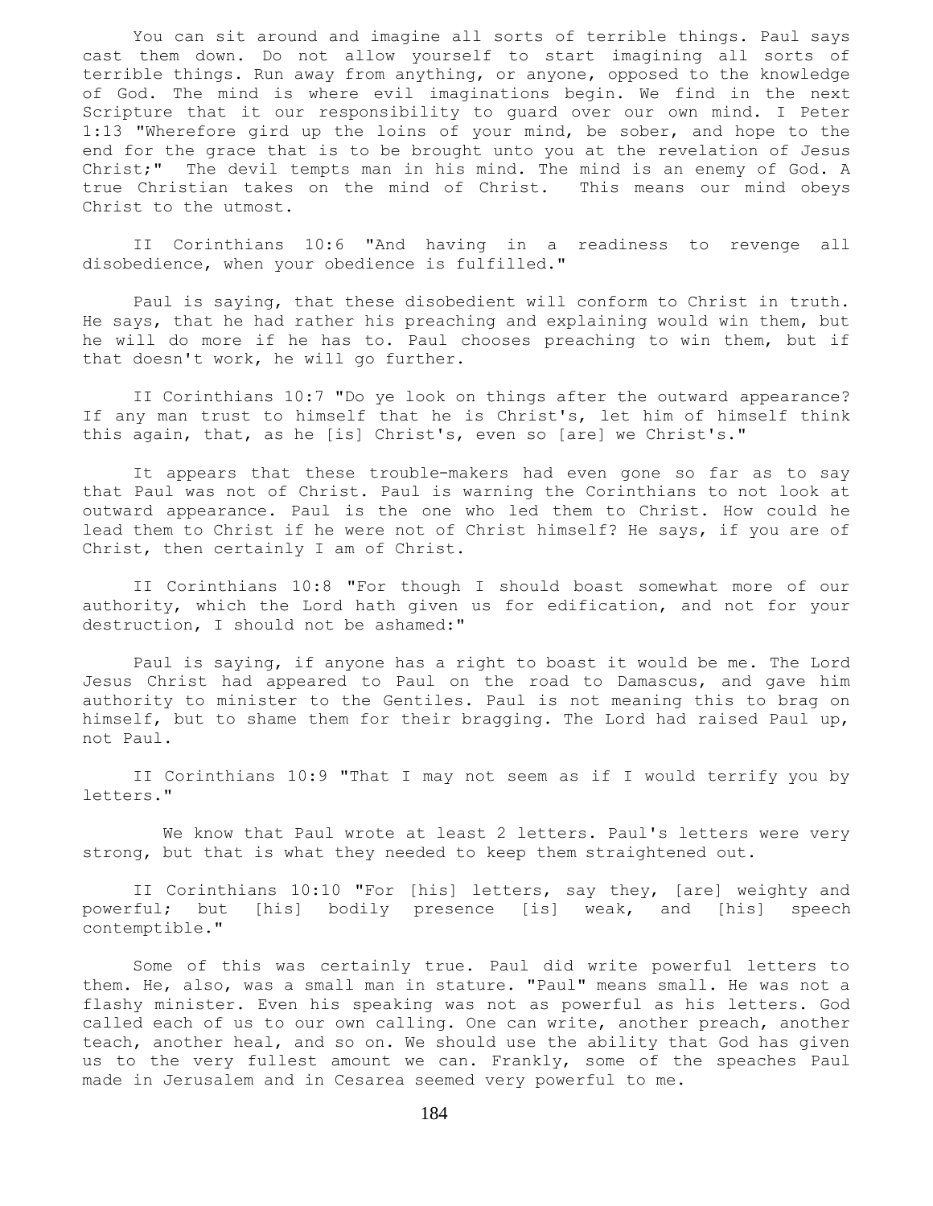You can sit around and imagine all sorts of terrible things. Paul says cast them down. Do not allow yourself to start imagining all sorts of terrible things. Run away from anything, or anyone, opposed to the knowledge of God. The mind is where evil imaginations begin. We find in the next Scripture that it our responsibility to guard over our own mind. I Peter 1:13 "Wherefore gird up the loins of your mind, be sober, and hope to the end for the grace that is to be brought unto you at the revelation of Jesus Christ;" The devil tempts man in his mind. The mind is an enemy of God. A true Christian takes on the mind of Christ. This means our mind obeys Christ to the utmost.

II Corinthians 10:6 "And having in a readiness to revenge all disobedience, when your obedience is fulfilled."

Paul is saying, that these disobedient will conform to Christ in truth. He says, that he had rather his preaching and explaining would win them, but he will do more if he has to. Paul chooses preaching to win them, but if that doesn't work, he will go further.

II Corinthians 10:7 "Do ye look on things after the outward appearance? If any man trust to himself that he is Christ's, let him of himself think this again, that, as he [is] Christ's, even so [are] we Christ's."

It appears that these trouble-makers had even gone so far as to say that Paul was not of Christ. Paul is warning the Corinthians to not look at outward appearance. Paul is the one who led them to Christ. How could he lead them to Christ if he were not of Christ himself? He says, if you are of Christ, then certainly I am of Christ.

II Corinthians 10:8 "For though I should boast somewhat more of our authority, which the Lord hath given us for edification, and not for your destruction, I should not be ashamed:"

Paul is saying, if anyone has a right to boast it would be me. The Lord Jesus Christ had appeared to Paul on the road to Damascus, and gave him authority to minister to the Gentiles. Paul is not meaning this to brag on himself, but to shame them for their bragging. The Lord had raised Paul up, not Paul.

II Corinthians 10:9 "That I may not seem as if I would terrify you by letters."

We know that Paul wrote at least 2 letters. Paul's letters were very strong, but that is what they needed to keep them straightened out.

II Corinthians 10:10 "For [his] letters, say they, [are] weighty and powerful; but [his] bodily presence [is] weak, and [his] speech contemptible."

Some of this was certainly true. Paul did write powerful letters to them. He, also, was a small man in stature. "Paul" means small. He was not a flashy minister. Even his speaking was not as powerful as his letters. God called each of us to our own calling. One can write, another preach, another teach, another heal, and so on. We should use the ability that God has given us to the very fullest amount we can. Frankly, some of the speaches Paul made in Jerusalem and in Cesarea seemed very powerful to me.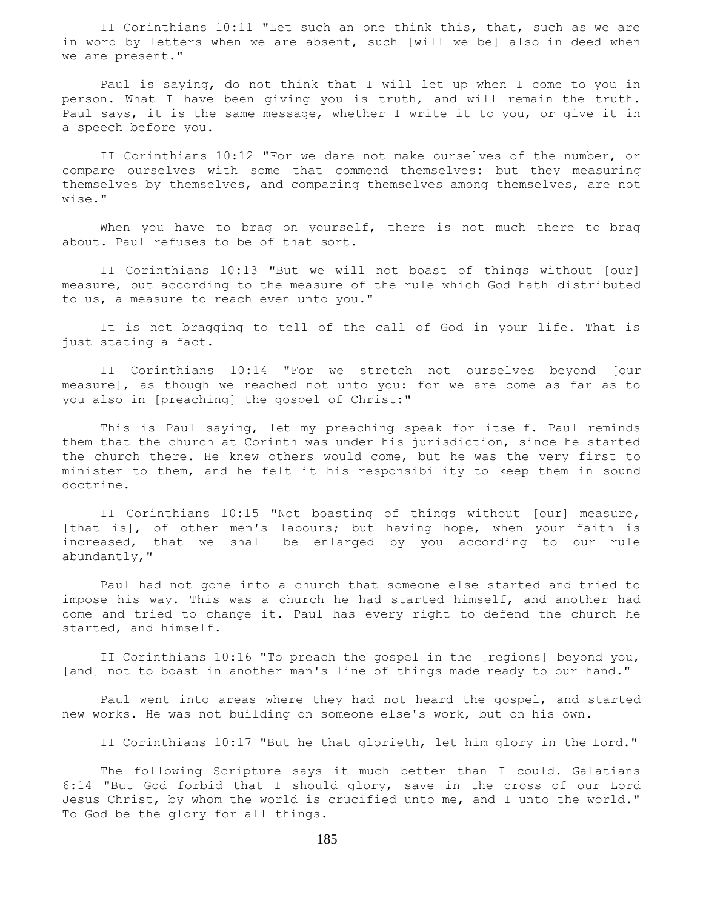II Corinthians 10:11 "Let such an one think this, that, such as we are in word by letters when we are absent, such [will we be] also in deed when we are present."

Paul is saying, do not think that I will let up when I come to you in person. What I have been giving you is truth, and will remain the truth. Paul says, it is the same message, whether I write it to you, or give it in a speech before you.

II Corinthians 10:12 "For we dare not make ourselves of the number, or compare ourselves with some that commend themselves: but they measuring themselves by themselves, and comparing themselves among themselves, are not wise."

When you have to brag on yourself, there is not much there to brag about. Paul refuses to be of that sort.

II Corinthians 10:13 "But we will not boast of things without [our] measure, but according to the measure of the rule which God hath distributed to us, a measure to reach even unto you."

It is not bragging to tell of the call of God in your life. That is just stating a fact.

II Corinthians 10:14 "For we stretch not ourselves beyond [our measure], as though we reached not unto you: for we are come as far as to you also in [preaching] the gospel of Christ:"

This is Paul saying, let my preaching speak for itself. Paul reminds them that the church at Corinth was under his jurisdiction, since he started the church there. He knew others would come, but he was the very first to minister to them, and he felt it his responsibility to keep them in sound doctrine.

II Corinthians 10:15 "Not boasting of things without [our] measure, [that is], of other men's labours; but having hope, when your faith is increased, that we shall be enlarged by you according to our rule abundantly,"

Paul had not gone into a church that someone else started and tried to impose his way. This was a church he had started himself, and another had come and tried to change it. Paul has every right to defend the church he started, and himself.

II Corinthians 10:16 "To preach the gospel in the [regions] beyond you, [and] not to boast in another man's line of things made ready to our hand."

Paul went into areas where they had not heard the gospel, and started new works. He was not building on someone else's work, but on his own.

II Corinthians 10:17 "But he that glorieth, let him glory in the Lord."

The following Scripture says it much better than I could. Galatians 6:14 "But God forbid that I should glory, save in the cross of our Lord Jesus Christ, by whom the world is crucified unto me, and I unto the world." To God be the glory for all things.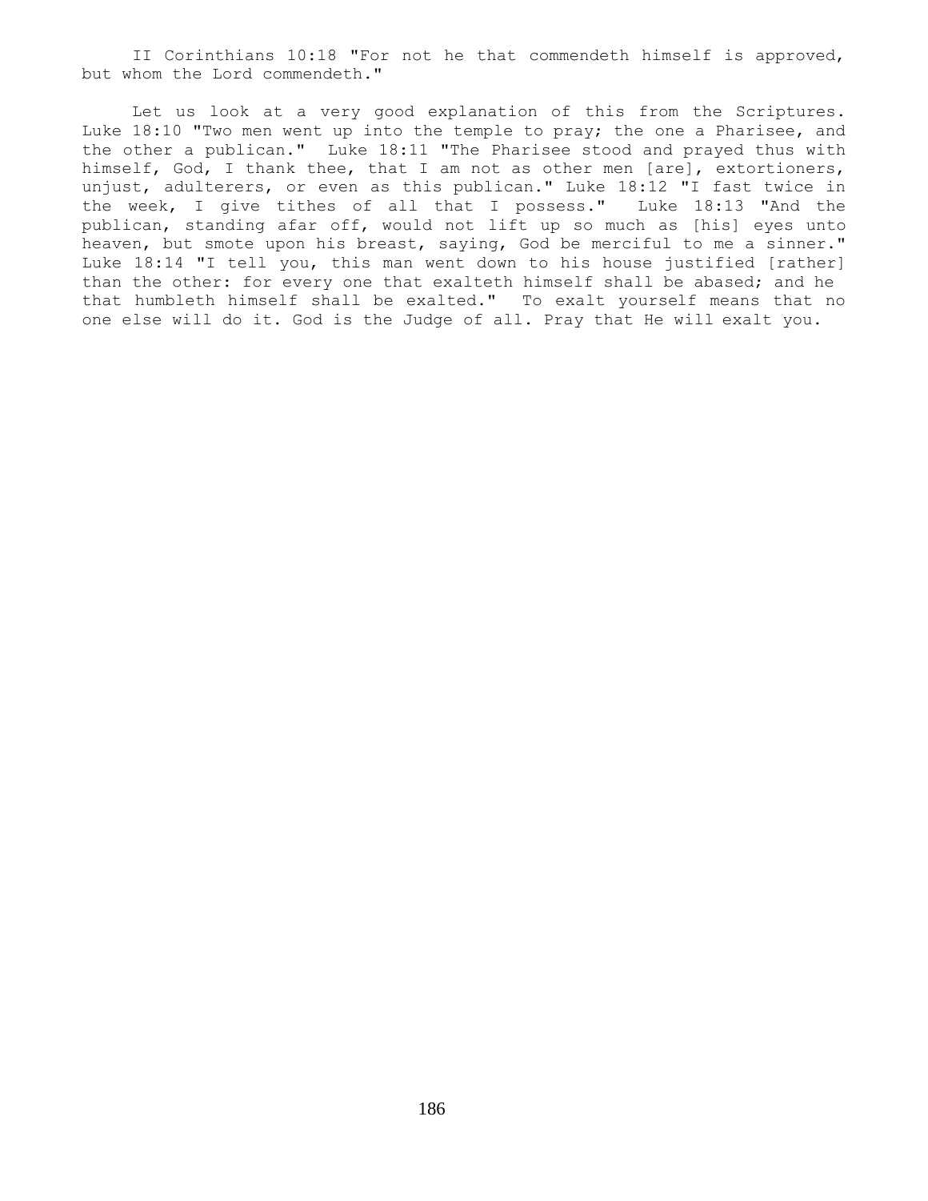II Corinthians 10:18 "For not he that commendeth himself is approved, but whom the Lord commendeth."

Let us look at a very good explanation of this from the Scriptures. Luke 18:10 "Two men went up into the temple to pray; the one a Pharisee, and the other a publican." Luke 18:11 "The Pharisee stood and prayed thus with himself, God, I thank thee, that I am not as other men [are], extortioners, unjust, adulterers, or even as this publican." Luke 18:12 "I fast twice in the week, I give tithes of all that I possess." Luke 18:13 "And the publican, standing afar off, would not lift up so much as [his] eyes unto heaven, but smote upon his breast, saying, God be merciful to me a sinner." Luke 18:14 "I tell you, this man went down to his house justified [rather] than the other: for every one that exalteth himself shall be abased; and he that humbleth himself shall be exalted." To exalt yourself means that no one else will do it. God is the Judge of all. Pray that He will exalt you.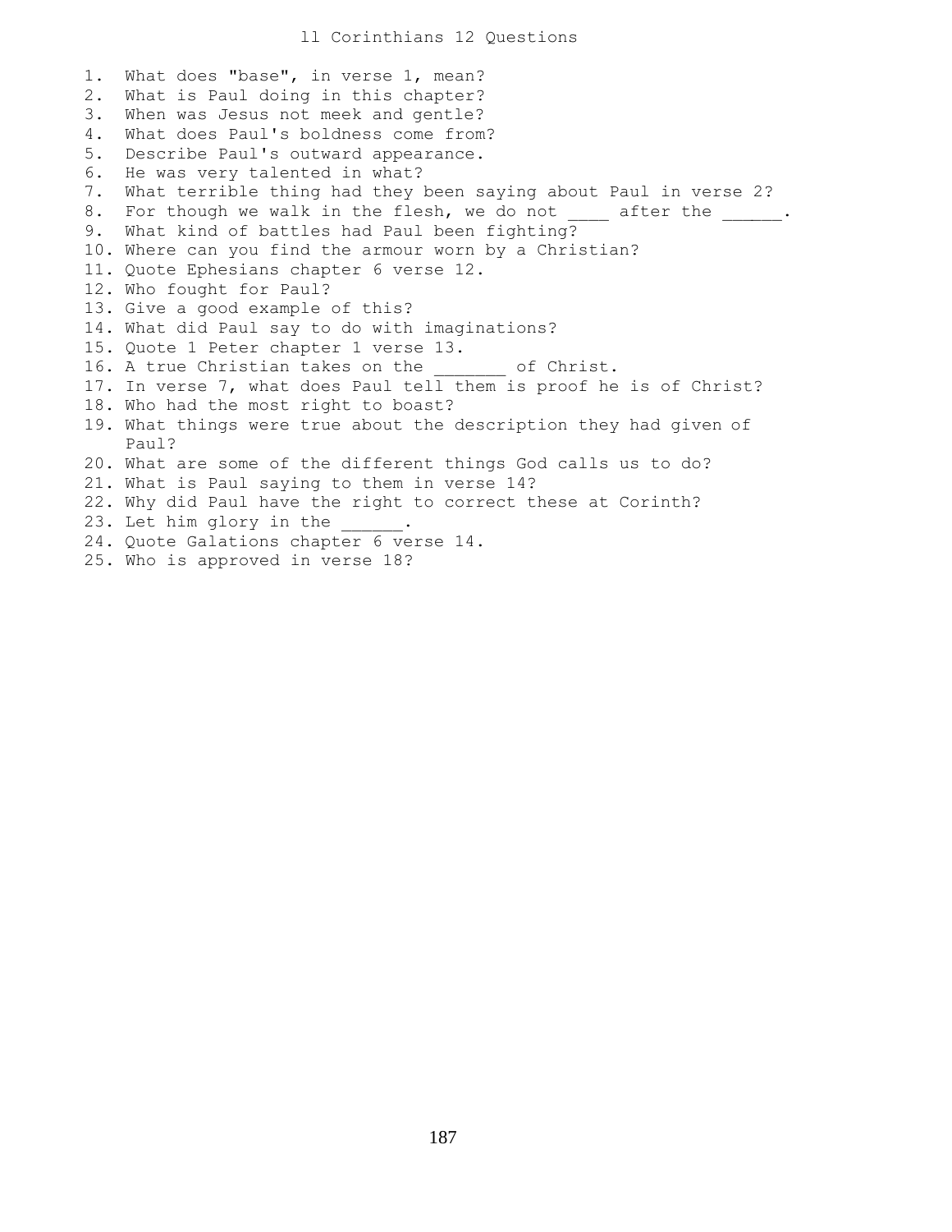# ll Corinthians 12 Questions

1. What does "base", in verse 1, mean?
2. What is Paul doing in this chapter?
3. When was Jesus not meek and gentle?
4. What does Paul's boldness come from?
5. Describe Paul's outward appearance.
6. He was very talented in what?
7. What terrible thing had they been saying about Paul in verse 2?
8. For though we walk in the flesh, we do not ____ after the ______.
9. What kind of battles had Paul been fighting?
10. Where can you find the armour worn by a Christian?
11. Quote Ephesians chapter 6 verse 12.
12. Who fought for Paul?
13. Give a good example of this?
14. What did Paul say to do with imaginations?
15. Quote 1 Peter chapter 1 verse 13.
16. A true Christian takes on the _______ of Christ.
17. In verse 7, what does Paul tell them is proof he is of Christ?
18. Who had the most right to boast?
19. What things were true about the description they had given of Paul?
20. What are some of the different things God calls us to do?
21. What is Paul saying to them in verse 14?
22. Why did Paul have the right to correct these at Corinth?
23. Let him glory in the ______.
24. Quote Galations chapter 6 verse 14.
25. Who is approved in verse 18?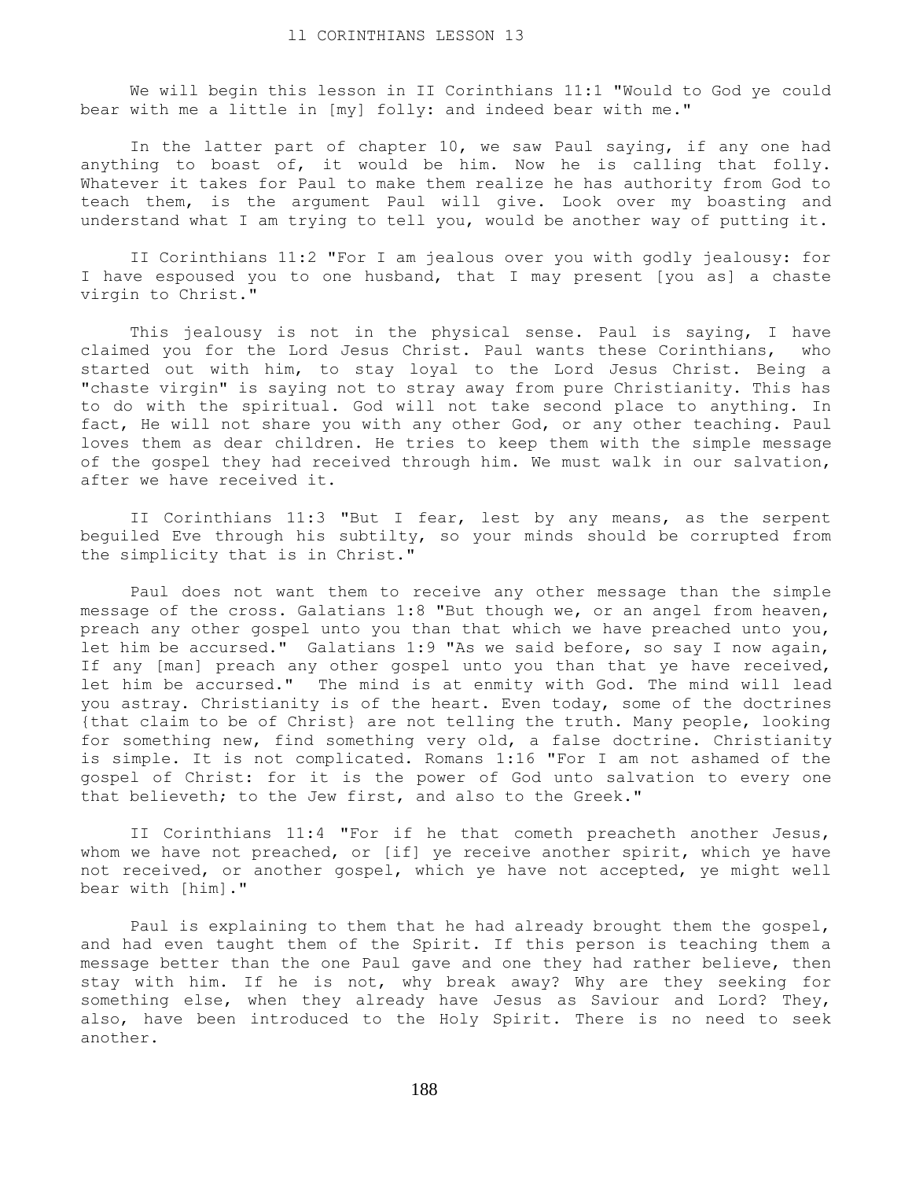# ll CORINTHIANS LESSON 13

We will begin this lesson in II Corinthians 11:1 "Would to God ye could bear with me a little in [my] folly: and indeed bear with me."

In the latter part of chapter 10, we saw Paul saying, if any one had anything to boast of, it would be him. Now he is calling that folly. Whatever it takes for Paul to make them realize he has authority from God to teach them, is the argument Paul will give. Look over my boasting and understand what I am trying to tell you, would be another way of putting it.

II Corinthians 11:2 "For I am jealous over you with godly jealousy: for I have espoused you to one husband, that I may present [you as] a chaste virgin to Christ."

This jealousy is not in the physical sense. Paul is saying, I have claimed you for the Lord Jesus Christ. Paul wants these Corinthians, who started out with him, to stay loyal to the Lord Jesus Christ. Being a "chaste virgin" is saying not to stray away from pure Christianity. This has to do with the spiritual. God will not take second place to anything. In fact, He will not share you with any other God, or any other teaching. Paul loves them as dear children. He tries to keep them with the simple message of the gospel they had received through him. We must walk in our salvation, after we have received it.

II Corinthians 11:3 "But I fear, lest by any means, as the serpent beguiled Eve through his subtilty, so your minds should be corrupted from the simplicity that is in Christ."

Paul does not want them to receive any other message than the simple message of the cross. Galatians 1:8 "But though we, or an angel from heaven, preach any other gospel unto you than that which we have preached unto you, let him be accursed." Galatians 1:9 "As we said before, so say I now again, If any [man] preach any other gospel unto you than that ye have received, let him be accursed." The mind is at enmity with God. The mind will lead you astray. Christianity is of the heart. Even today, some of the doctrines {that claim to be of Christ} are not telling the truth. Many people, looking for something new, find something very old, a false doctrine. Christianity is simple. It is not complicated. Romans 1:16 "For I am not ashamed of the gospel of Christ: for it is the power of God unto salvation to every one that believeth; to the Jew first, and also to the Greek."

II Corinthians 11:4 "For if he that cometh preacheth another Jesus, whom we have not preached, or [if] ye receive another spirit, which ye have not received, or another gospel, which ye have not accepted, ye might well bear with [him]."

Paul is explaining to them that he had already brought them the gospel, and had even taught them of the Spirit. If this person is teaching them a message better than the one Paul gave and one they had rather believe, then stay with him. If he is not, why break away? Why are they seeking for something else, when they already have Jesus as Saviour and Lord? They, also, have been introduced to the Holy Spirit. There is no need to seek another.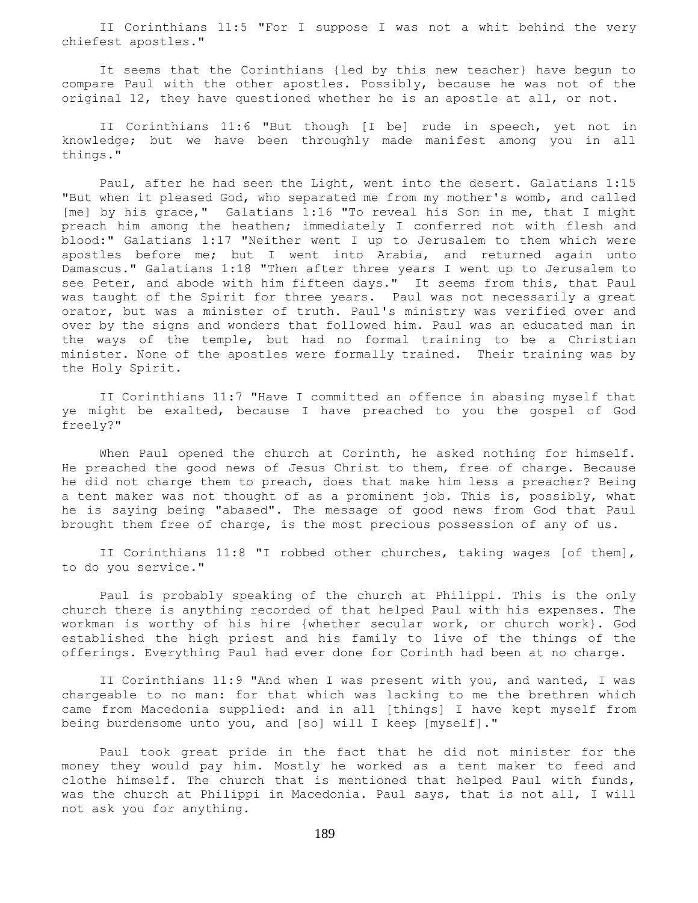II Corinthians 11:5 "For I suppose I was not a whit behind the very chiefest apostles."

It seems that the Corinthians {led by this new teacher} have begun to compare Paul with the other apostles. Possibly, because he was not of the original 12, they have questioned whether he is an apostle at all, or not.

II Corinthians 11:6 "But though [I be] rude in speech, yet not in knowledge; but we have been throughly made manifest among you in all things."

Paul, after he had seen the Light, went into the desert. Galatians 1:15 "But when it pleased God, who separated me from my mother's womb, and called [me] by his grace," Galatians 1:16 "To reveal his Son in me, that I might preach him among the heathen; immediately I conferred not with flesh and blood:" Galatians 1:17 "Neither went I up to Jerusalem to them which were apostles before me; but I went into Arabia, and returned again unto Damascus." Galatians 1:18 "Then after three years I went up to Jerusalem to see Peter, and abode with him fifteen days." It seems from this, that Paul was taught of the Spirit for three years. Paul was not necessarily a great orator, but was a minister of truth. Paul's ministry was verified over and over by the signs and wonders that followed him. Paul was an educated man in the ways of the temple, but had no formal training to be a Christian minister. None of the apostles were formally trained. Their training was by the Holy Spirit.

II Corinthians 11:7 "Have I committed an offence in abasing myself that ye might be exalted, because I have preached to you the gospel of God freely?"

When Paul opened the church at Corinth, he asked nothing for himself. He preached the good news of Jesus Christ to them, free of charge. Because he did not charge them to preach, does that make him less a preacher? Being a tent maker was not thought of as a prominent job. This is, possibly, what he is saying being "abased". The message of good news from God that Paul brought them free of charge, is the most precious possession of any of us.

II Corinthians 11:8 "I robbed other churches, taking wages [of them], to do you service."

Paul is probably speaking of the church at Philippi. This is the only church there is anything recorded of that helped Paul with his expenses. The workman is worthy of his hire {whether secular work, or church work}. God established the high priest and his family to live of the things of the offerings. Everything Paul had ever done for Corinth had been at no charge.

II Corinthians 11:9 "And when I was present with you, and wanted, I was chargeable to no man: for that which was lacking to me the brethren which came from Macedonia supplied: and in all [things] I have kept myself from being burdensome unto you, and [so] will I keep [myself]."

Paul took great pride in the fact that he did not minister for the money they would pay him. Mostly he worked as a tent maker to feed and clothe himself. The church that is mentioned that helped Paul with funds, was the church at Philippi in Macedonia. Paul says, that is not all, I will not ask you for anything.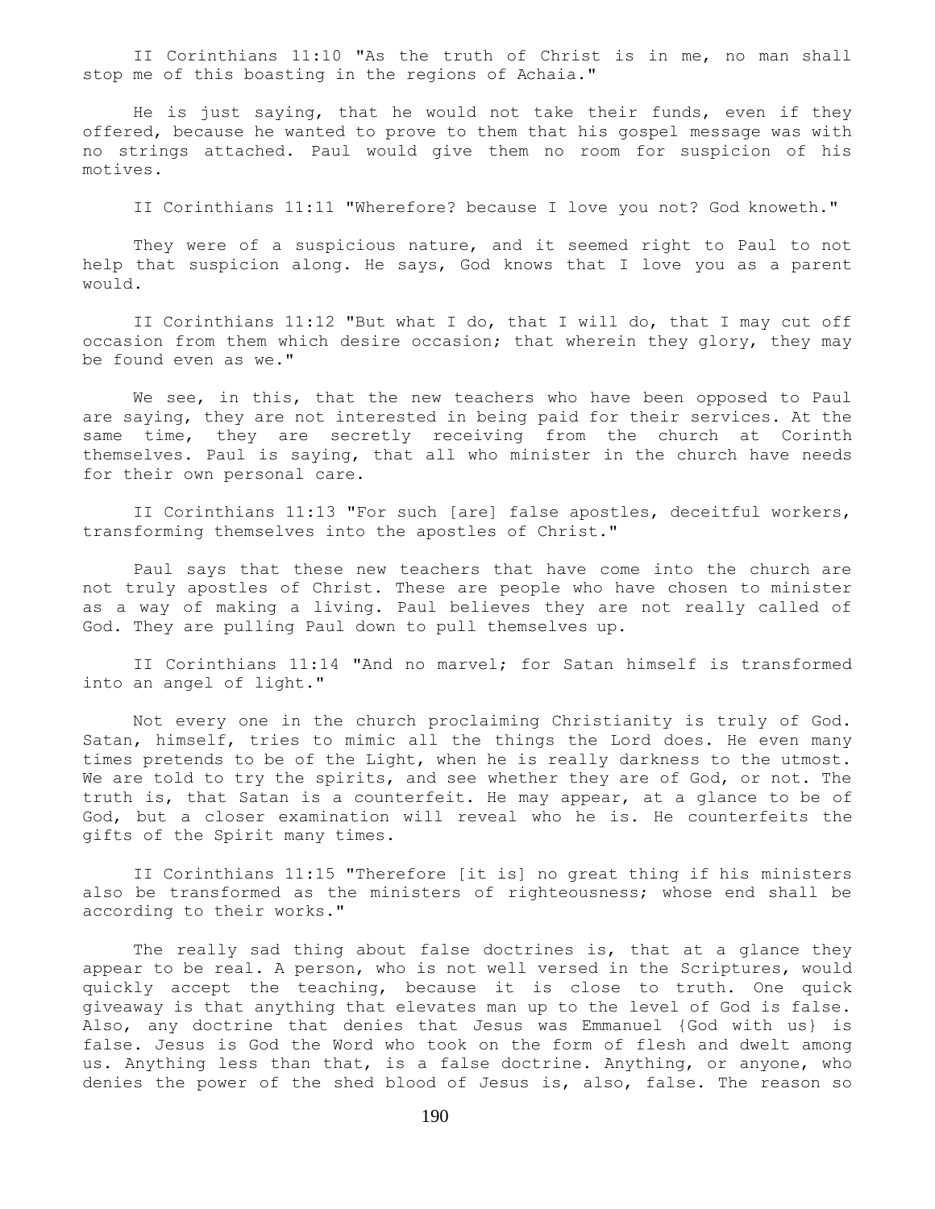II Corinthians 11:10 "As the truth of Christ is in me, no man shall stop me of this boasting in the regions of Achaia."

He is just saying, that he would not take their funds, even if they offered, because he wanted to prove to them that his gospel message was with no strings attached. Paul would give them no room for suspicion of his motives.

II Corinthians 11:11 "Wherefore? because I love you not? God knoweth."

They were of a suspicious nature, and it seemed right to Paul to not help that suspicion along. He says, God knows that I love you as a parent would.

II Corinthians 11:12 "But what I do, that I will do, that I may cut off occasion from them which desire occasion; that wherein they glory, they may be found even as we."

We see, in this, that the new teachers who have been opposed to Paul are saying, they are not interested in being paid for their services. At the same time, they are secretly receiving from the church at Corinth themselves. Paul is saying, that all who minister in the church have needs for their own personal care.

II Corinthians 11:13 "For such [are] false apostles, deceitful workers, transforming themselves into the apostles of Christ."

Paul says that these new teachers that have come into the church are not truly apostles of Christ. These are people who have chosen to minister as a way of making a living. Paul believes they are not really called of God. They are pulling Paul down to pull themselves up.

II Corinthians 11:14 "And no marvel; for Satan himself is transformed into an angel of light."

Not every one in the church proclaiming Christianity is truly of God. Satan, himself, tries to mimic all the things the Lord does. He even many times pretends to be of the Light, when he is really darkness to the utmost. We are told to try the spirits, and see whether they are of God, or not. The truth is, that Satan is a counterfeit. He may appear, at a glance to be of God, but a closer examination will reveal who he is. He counterfeits the gifts of the Spirit many times.

II Corinthians 11:15 "Therefore [it is] no great thing if his ministers also be transformed as the ministers of righteousness; whose end shall be according to their works."

The really sad thing about false doctrines is, that at a glance they appear to be real. A person, who is not well versed in the Scriptures, would quickly accept the teaching, because it is close to truth. One quick giveaway is that anything that elevates man up to the level of God is false. Also, any doctrine that denies that Jesus was Emmanuel {God with us} is false. Jesus is God the Word who took on the form of flesh and dwelt among us. Anything less than that, is a false doctrine. Anything, or anyone, who denies the power of the shed blood of Jesus is, also, false. The reason so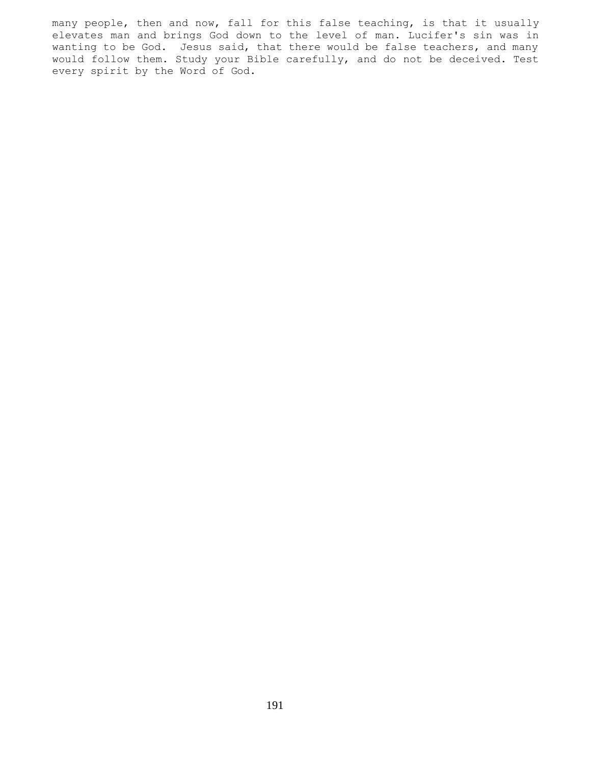many people, then and now, fall for this false teaching, is that it usually elevates man and brings God down to the level of man. Lucifer's sin was in wanting to be God. Jesus said, that there would be false teachers, and many would follow them. Study your Bible carefully, and do not be deceived. Test every spirit by the Word of God.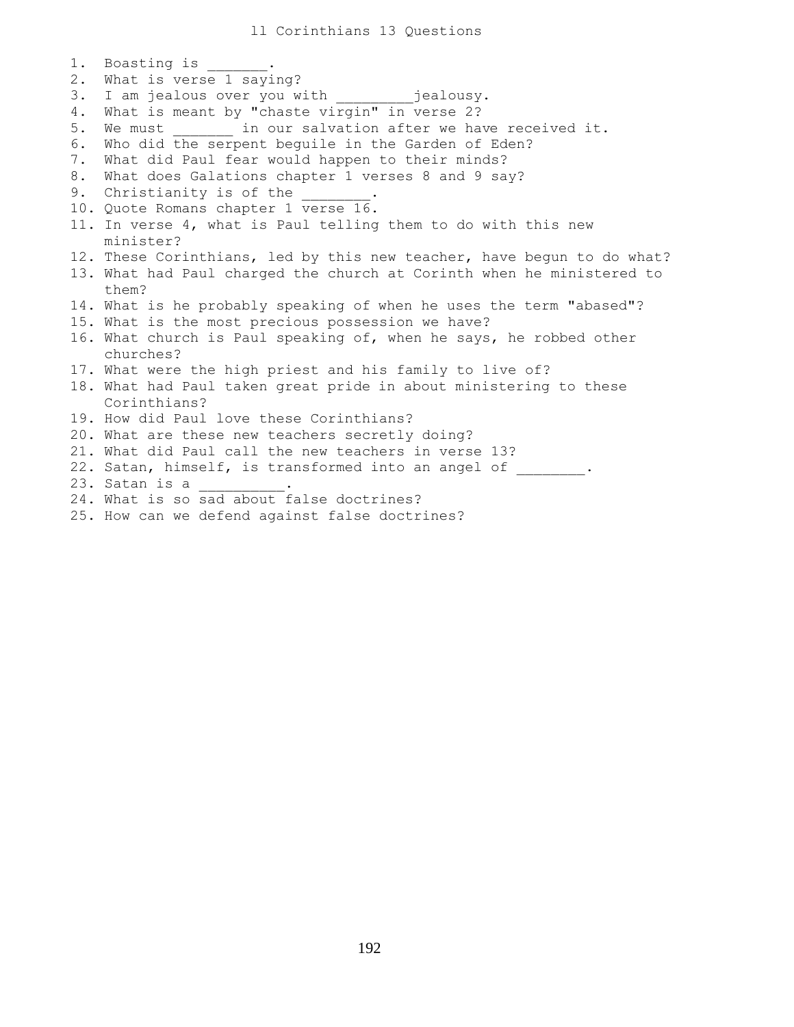# ll Corinthians 13 Questions

1. Boasting is _______.
2. What is verse 1 saying?
3. I am jealous over you with _________jealousy.
4. What is meant by "chaste virgin" in verse 2?
5. We must _______ in our salvation after we have received it.
6. Who did the serpent beguile in the Garden of Eden?
7. What did Paul fear would happen to their minds?
8. What does Galations chapter 1 verses 8 and 9 say?
9. Christianity is of the ________.
10. Quote Romans chapter 1 verse 16.
11. In verse 4, what is Paul telling them to do with this new minister?
12. These Corinthians, led by this new teacher, have begun to do what?
13. What had Paul charged the church at Corinth when he ministered to them?
14. What is he probably speaking of when he uses the term "abased"?
15. What is the most precious possession we have?
16. What church is Paul speaking of, when he says, he robbed other churches?
17. What were the high priest and his family to live of?
18. What had Paul taken great pride in about ministering to these Corinthians?
19. How did Paul love these Corinthians?
20. What are these new teachers secretly doing?
21. What did Paul call the new teachers in verse 13?
22. Satan, himself, is transformed into an angel of ________.
23. Satan is a __________.
24. What is so sad about false doctrines?
25. How can we defend against false doctrines?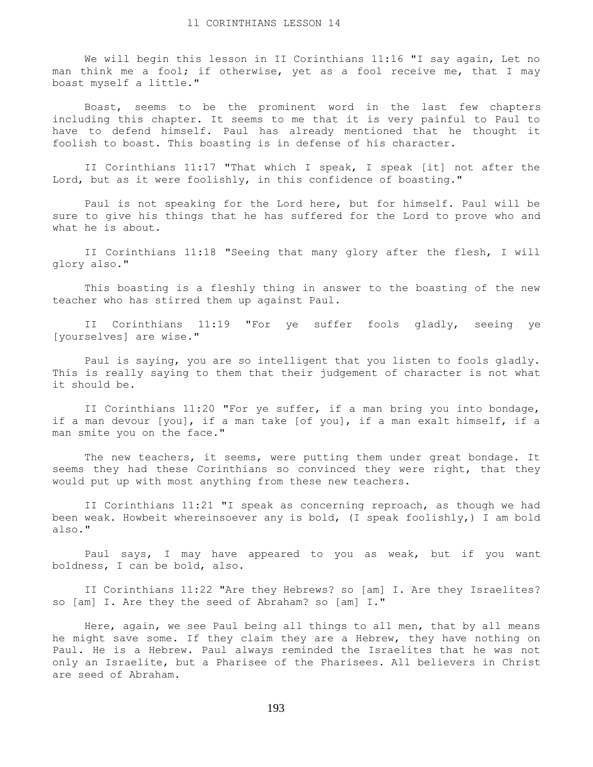# II CORINTHIANS LESSON 14

We will begin this lesson in II Corinthians 11:16 "I say again, Let no man think me a fool; if otherwise, yet as a fool receive me, that I may boast myself a little."

Boast, seems to be the prominent word in the last few chapters including this chapter. It seems to me that it is very painful to Paul to have to defend himself. Paul has already mentioned that he thought it foolish to boast. This boasting is in defense of his character.

II Corinthians 11:17 "That which I speak, I speak [it] not after the Lord, but as it were foolishly, in this confidence of boasting."

Paul is not speaking for the Lord here, but for himself. Paul will be sure to give his things that he has suffered for the Lord to prove who and what he is about.

II Corinthians 11:18 "Seeing that many glory after the flesh, I will glory also."

This boasting is a fleshly thing in answer to the boasting of the new teacher who has stirred them up against Paul.

II Corinthians 11:19 "For ye suffer fools gladly, seeing ye [yourselves] are wise."

Paul is saying, you are so intelligent that you listen to fools gladly. This is really saying to them that their judgement of character is not what it should be.

II Corinthians 11:20 "For ye suffer, if a man bring you into bondage, if a man devour [you], if a man take [of you], if a man exalt himself, if a man smite you on the face."

The new teachers, it seems, were putting them under great bondage. It seems they had these Corinthians so convinced they were right, that they would put up with most anything from these new teachers.

II Corinthians 11:21 "I speak as concerning reproach, as though we had been weak. Howbeit whereinsoever any is bold, (I speak foolishly,) I am bold also."

Paul says, I may have appeared to you as weak, but if you want boldness, I can be bold, also.

II Corinthians 11:22 "Are they Hebrews? so [am] I. Are they Israelites? so [am] I. Are they the seed of Abraham? so [am] I."

Here, again, we see Paul being all things to all men, that by all means he might save some. If they claim they are a Hebrew, they have nothing on Paul. He is a Hebrew. Paul always reminded the Israelites that he was not only an Israelite, but a Pharisee of the Pharisees. All believers in Christ are seed of Abraham.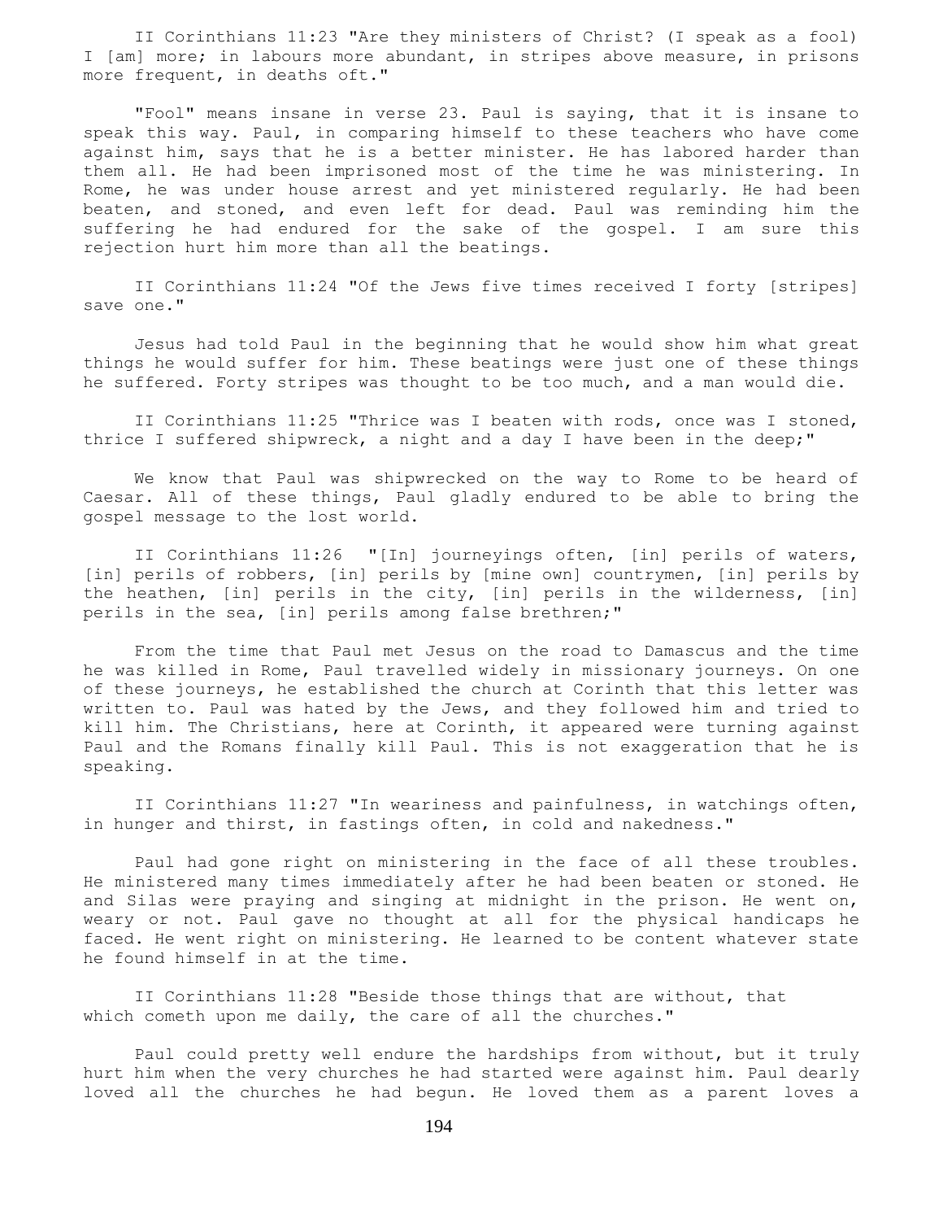II Corinthians 11:23 "Are they ministers of Christ? (I speak as a fool) I [am] more; in labours more abundant, in stripes above measure, in prisons more frequent, in deaths oft."

"Fool" means insane in verse 23. Paul is saying, that it is insane to speak this way. Paul, in comparing himself to these teachers who have come against him, says that he is a better minister. He has labored harder than them all. He had been imprisoned most of the time he was ministering. In Rome, he was under house arrest and yet ministered regularly. He had been beaten, and stoned, and even left for dead. Paul was reminding him the suffering he had endured for the sake of the gospel. I am sure this rejection hurt him more than all the beatings.

II Corinthians 11:24 "Of the Jews five times received I forty [stripes] save one."

Jesus had told Paul in the beginning that he would show him what great things he would suffer for him. These beatings were just one of these things he suffered. Forty stripes was thought to be too much, and a man would die.

II Corinthians 11:25 "Thrice was I beaten with rods, once was I stoned, thrice I suffered shipwreck, a night and a day I have been in the deep;"

We know that Paul was shipwrecked on the way to Rome to be heard of Caesar. All of these things, Paul gladly endured to be able to bring the gospel message to the lost world.

II Corinthians 11:26 "[In] journeyings often, [in] perils of waters, [in] perils of robbers, [in] perils by [mine own] countrymen, [in] perils by the heathen, [in] perils in the city, [in] perils in the wilderness, [in] perils in the sea, [in] perils among false brethren;"

From the time that Paul met Jesus on the road to Damascus and the time he was killed in Rome, Paul travelled widely in missionary journeys. On one of these journeys, he established the church at Corinth that this letter was written to. Paul was hated by the Jews, and they followed him and tried to kill him. The Christians, here at Corinth, it appeared were turning against Paul and the Romans finally kill Paul. This is not exaggeration that he is speaking.

II Corinthians 11:27 "In weariness and painfulness, in watchings often, in hunger and thirst, in fastings often, in cold and nakedness."

Paul had gone right on ministering in the face of all these troubles. He ministered many times immediately after he had been beaten or stoned. He and Silas were praying and singing at midnight in the prison. He went on, weary or not. Paul gave no thought at all for the physical handicaps he faced. He went right on ministering. He learned to be content whatever state he found himself in at the time.

II Corinthians 11:28 "Beside those things that are without, that which cometh upon me daily, the care of all the churches."

Paul could pretty well endure the hardships from without, but it truly hurt him when the very churches he had started were against him. Paul dearly loved all the churches he had begun. He loved them as a parent loves a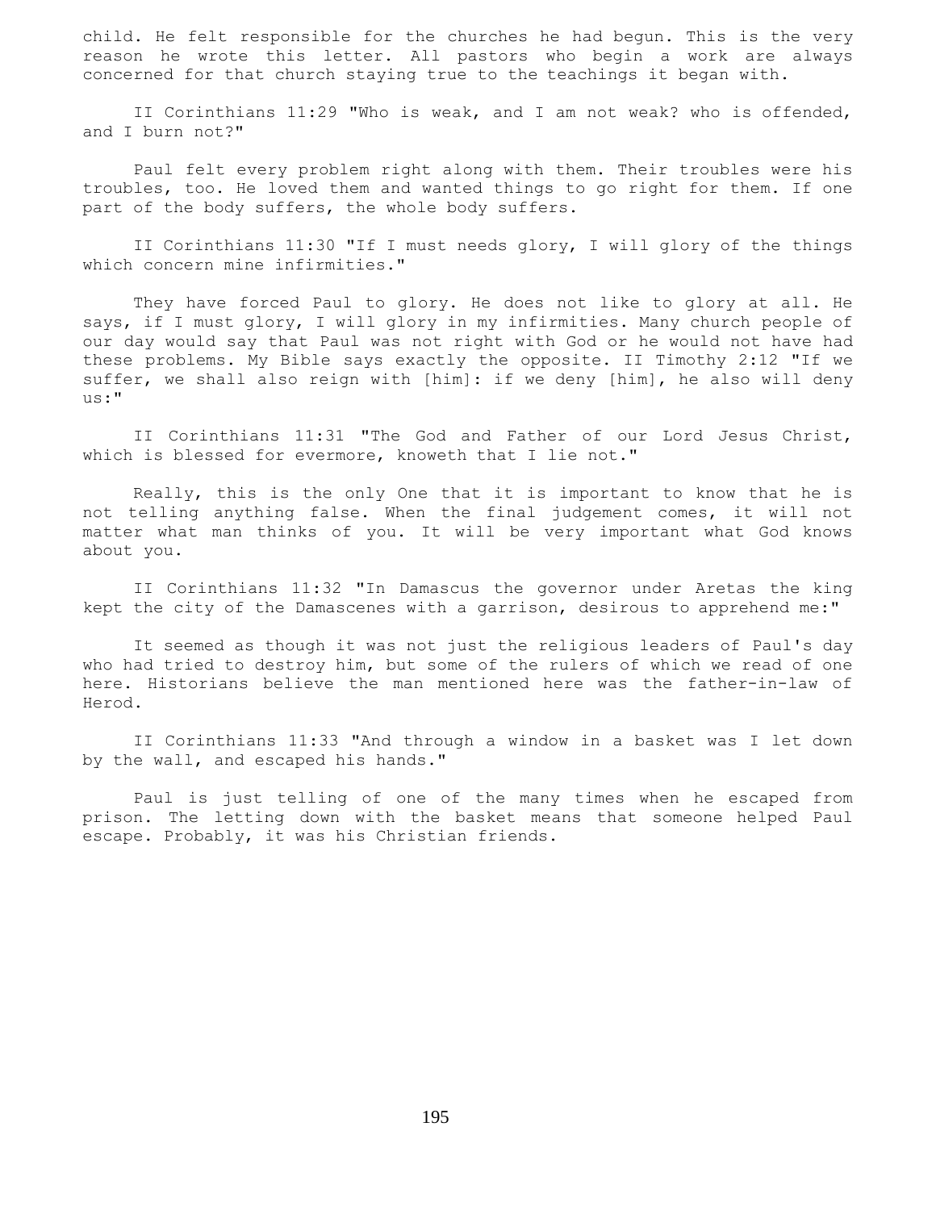child. He felt responsible for the churches he had begun. This is the very reason he wrote this letter. All pastors who begin a work are always concerned for that church staying true to the teachings it began with.

II Corinthians 11:29 "Who is weak, and I am not weak? who is offended, and I burn not?"

Paul felt every problem right along with them. Their troubles were his troubles, too. He loved them and wanted things to go right for them. If one part of the body suffers, the whole body suffers.

II Corinthians 11:30 "If I must needs glory, I will glory of the things which concern mine infirmities."

They have forced Paul to glory. He does not like to glory at all. He says, if I must glory, I will glory in my infirmities. Many church people of our day would say that Paul was not right with God or he would not have had these problems. My Bible says exactly the opposite. II Timothy 2:12 "If we suffer, we shall also reign with [him]: if we deny [him], he also will deny us:"

II Corinthians 11:31 "The God and Father of our Lord Jesus Christ, which is blessed for evermore, knoweth that I lie not."

Really, this is the only One that it is important to know that he is not telling anything false. When the final judgement comes, it will not matter what man thinks of you. It will be very important what God knows about you.

II Corinthians 11:32 "In Damascus the governor under Aretas the king kept the city of the Damascenes with a garrison, desirous to apprehend me:"

It seemed as though it was not just the religious leaders of Paul's day who had tried to destroy him, but some of the rulers of which we read of one here. Historians believe the man mentioned here was the father-in-law of Herod.

II Corinthians 11:33 "And through a window in a basket was I let down by the wall, and escaped his hands."

Paul is just telling of one of the many times when he escaped from prison. The letting down with the basket means that someone helped Paul escape. Probably, it was his Christian friends.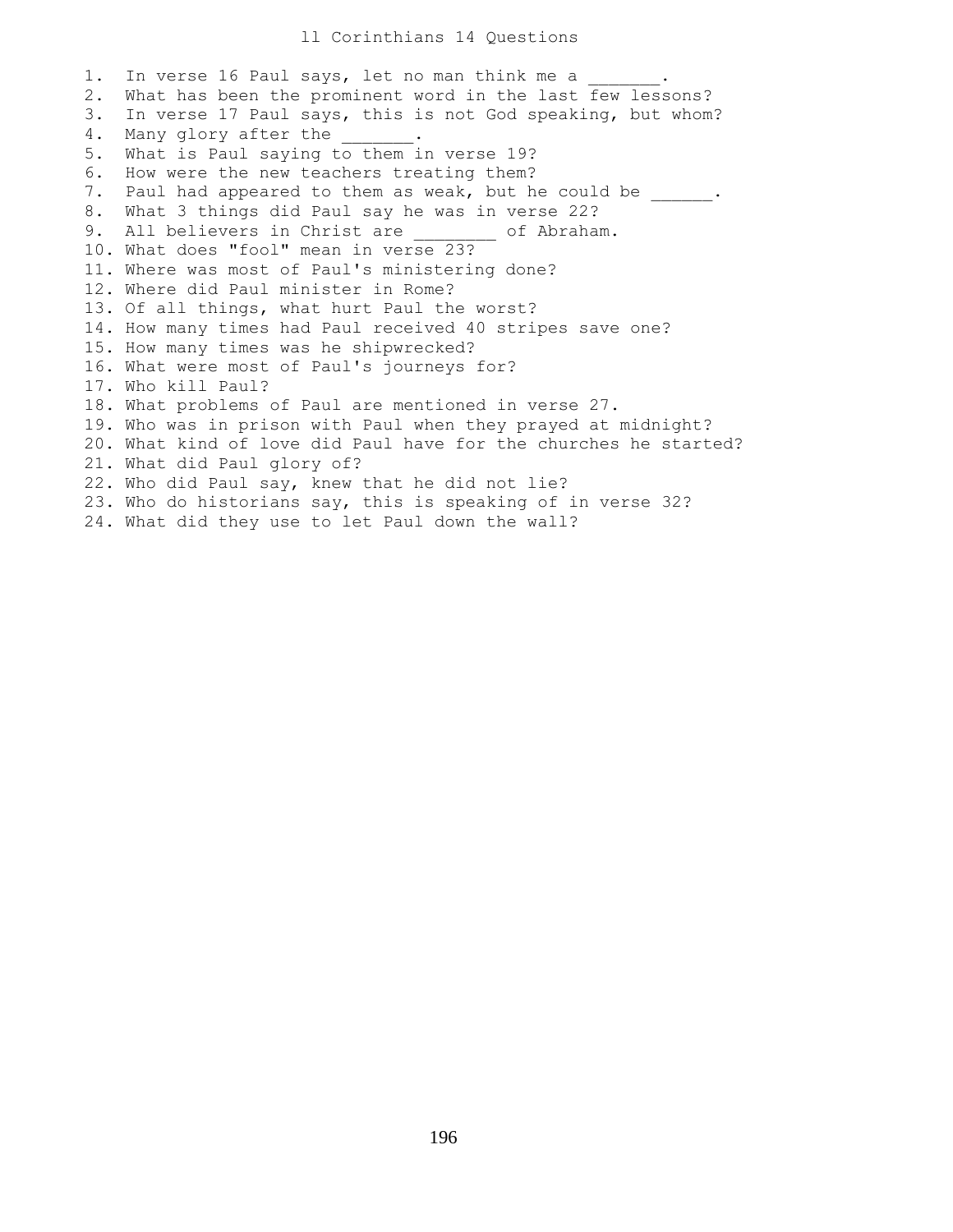# ll Corinthians 14 Questions

1. In verse 16 Paul says, let no man think me a _______.
2. What has been the prominent word in the last few lessons?
3. In verse 17 Paul says, this is not God speaking, but whom?
4. Many glory after the _______.
5. What is Paul saying to them in verse 19?
6. How were the new teachers treating them?
7. Paul had appeared to them as weak, but he could be ______.
8. What 3 things did Paul say he was in verse 22?
9. All believers in Christ are ________ of Abraham.
10. What does "fool" mean in verse 23?
11. Where was most of Paul's ministering done?
12. Where did Paul minister in Rome?
13. Of all things, what hurt Paul the worst?
14. How many times had Paul received 40 stripes save one?
15. How many times was he shipwrecked?
16. What were most of Paul's journeys for?
17. Who kill Paul?
18. What problems of Paul are mentioned in verse 27.
19. Who was in prison with Paul when they prayed at midnight?
20. What kind of love did Paul have for the churches he started?
21. What did Paul glory of?
22. Who did Paul say, knew that he did not lie?
23. Who do historians say, this is speaking of in verse 32?
24. What did they use to let Paul down the wall?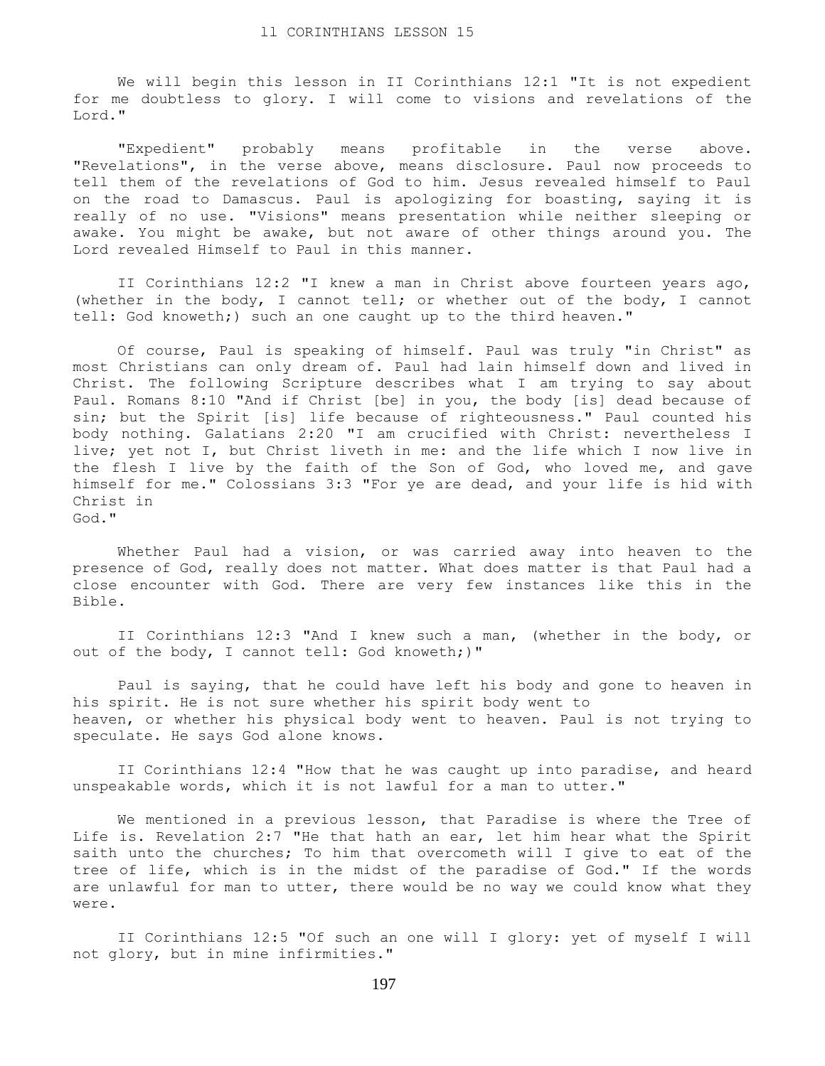# II CORINTHIANS LESSON 15

We will begin this lesson in II Corinthians 12:1 "It is not expedient for me doubtless to glory. I will come to visions and revelations of the Lord."

"Expedient" probably means profitable in the verse above. "Revelations", in the verse above, means disclosure. Paul now proceeds to tell them of the revelations of God to him. Jesus revealed himself to Paul on the road to Damascus. Paul is apologizing for boasting, saying it is really of no use. "Visions" means presentation while neither sleeping or awake. You might be awake, but not aware of other things around you. The Lord revealed Himself to Paul in this manner.

II Corinthians 12:2 "I knew a man in Christ above fourteen years ago, (whether in the body, I cannot tell; or whether out of the body, I cannot tell: God knoweth;) such an one caught up to the third heaven."

Of course, Paul is speaking of himself. Paul was truly "in Christ" as most Christians can only dream of. Paul had lain himself down and lived in Christ. The following Scripture describes what I am trying to say about Paul. Romans 8:10 "And if Christ [be] in you, the body [is] dead because of sin; but the Spirit [is] life because of righteousness." Paul counted his body nothing. Galatians 2:20 "I am crucified with Christ: nevertheless I live; yet not I, but Christ liveth in me: and the life which I now live in the flesh I live by the faith of the Son of God, who loved me, and gave himself for me." Colossians 3:3 "For ye are dead, and your life is hid with Christ in God."

Whether Paul had a vision, or was carried away into heaven to the presence of God, really does not matter. What does matter is that Paul had a close encounter with God. There are very few instances like this in the Bible.

II Corinthians 12:3 "And I knew such a man, (whether in the body, or out of the body, I cannot tell: God knoweth;)"

Paul is saying, that he could have left his body and gone to heaven in his spirit. He is not sure whether his spirit body went to heaven, or whether his physical body went to heaven. Paul is not trying to speculate. He says God alone knows.

II Corinthians 12:4 "How that he was caught up into paradise, and heard unspeakable words, which it is not lawful for a man to utter."

We mentioned in a previous lesson, that Paradise is where the Tree of Life is. Revelation 2:7 "He that hath an ear, let him hear what the Spirit saith unto the churches; To him that overcometh will I give to eat of the tree of life, which is in the midst of the paradise of God." If the words are unlawful for man to utter, there would be no way we could know what they were.

II Corinthians 12:5 "Of such an one will I glory: yet of myself I will not glory, but in mine infirmities."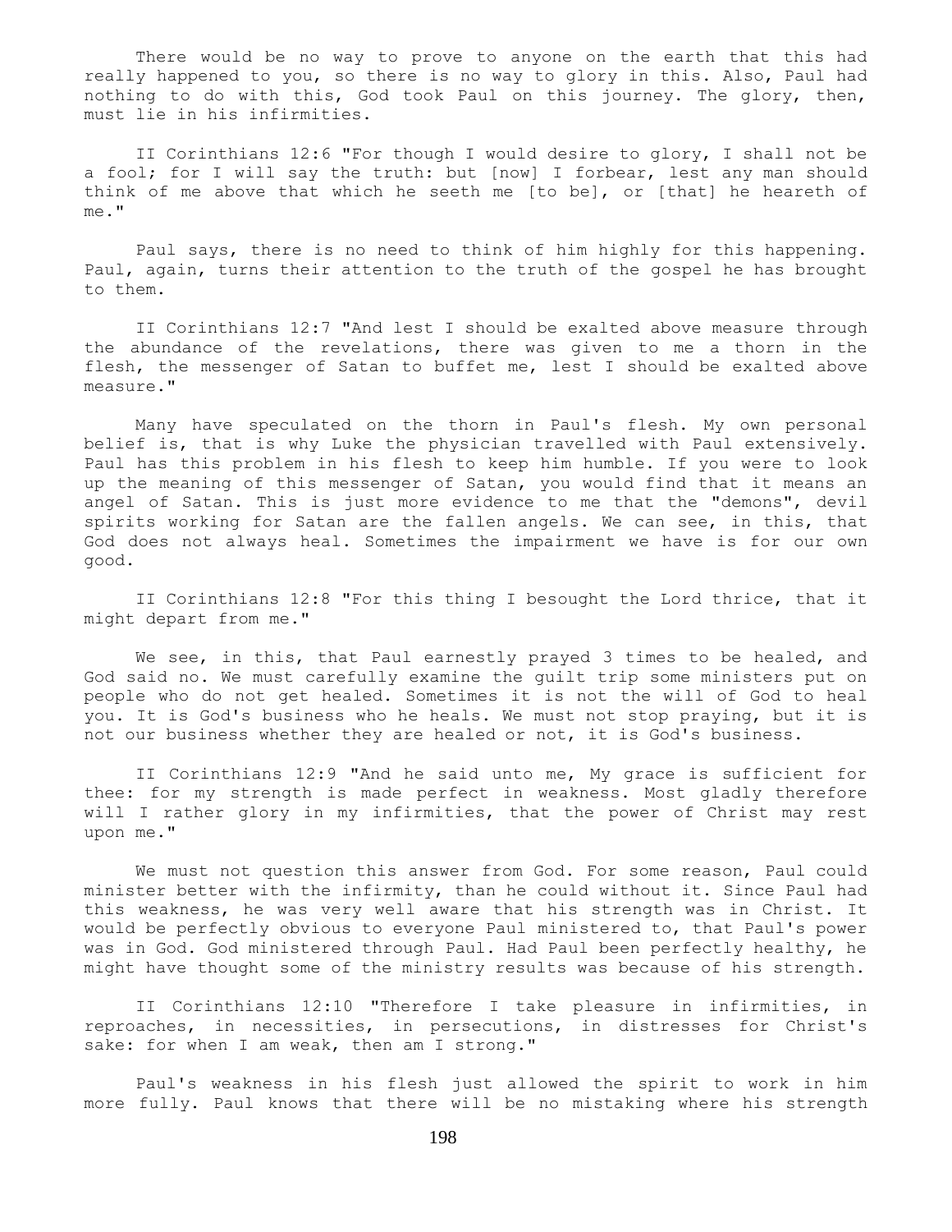There would be no way to prove to anyone on the earth that this had really happened to you, so there is no way to glory in this. Also, Paul had nothing to do with this, God took Paul on this journey. The glory, then, must lie in his infirmities.

II Corinthians 12:6 "For though I would desire to glory, I shall not be a fool; for I will say the truth: but [now] I forbear, lest any man should think of me above that which he seeth me [to be], or [that] he heareth of me."

Paul says, there is no need to think of him highly for this happening. Paul, again, turns their attention to the truth of the gospel he has brought to them.

II Corinthians 12:7 "And lest I should be exalted above measure through the abundance of the revelations, there was given to me a thorn in the flesh, the messenger of Satan to buffet me, lest I should be exalted above measure."

Many have speculated on the thorn in Paul's flesh. My own personal belief is, that is why Luke the physician travelled with Paul extensively. Paul has this problem in his flesh to keep him humble. If you were to look up the meaning of this messenger of Satan, you would find that it means an angel of Satan. This is just more evidence to me that the "demons", devil spirits working for Satan are the fallen angels. We can see, in this, that God does not always heal. Sometimes the impairment we have is for our own good.

II Corinthians 12:8 "For this thing I besought the Lord thrice, that it might depart from me."

We see, in this, that Paul earnestly prayed 3 times to be healed, and God said no. We must carefully examine the guilt trip some ministers put on people who do not get healed. Sometimes it is not the will of God to heal you. It is God's business who he heals. We must not stop praying, but it is not our business whether they are healed or not, it is God's business.

II Corinthians 12:9 "And he said unto me, My grace is sufficient for thee: for my strength is made perfect in weakness. Most gladly therefore will I rather glory in my infirmities, that the power of Christ may rest upon me."

We must not question this answer from God. For some reason, Paul could minister better with the infirmity, than he could without it. Since Paul had this weakness, he was very well aware that his strength was in Christ. It would be perfectly obvious to everyone Paul ministered to, that Paul's power was in God. God ministered through Paul. Had Paul been perfectly healthy, he might have thought some of the ministry results was because of his strength.

II Corinthians 12:10 "Therefore I take pleasure in infirmities, in reproaches, in necessities, in persecutions, in distresses for Christ's sake: for when I am weak, then am I strong."

Paul's weakness in his flesh just allowed the spirit to work in him more fully. Paul knows that there will be no mistaking where his strength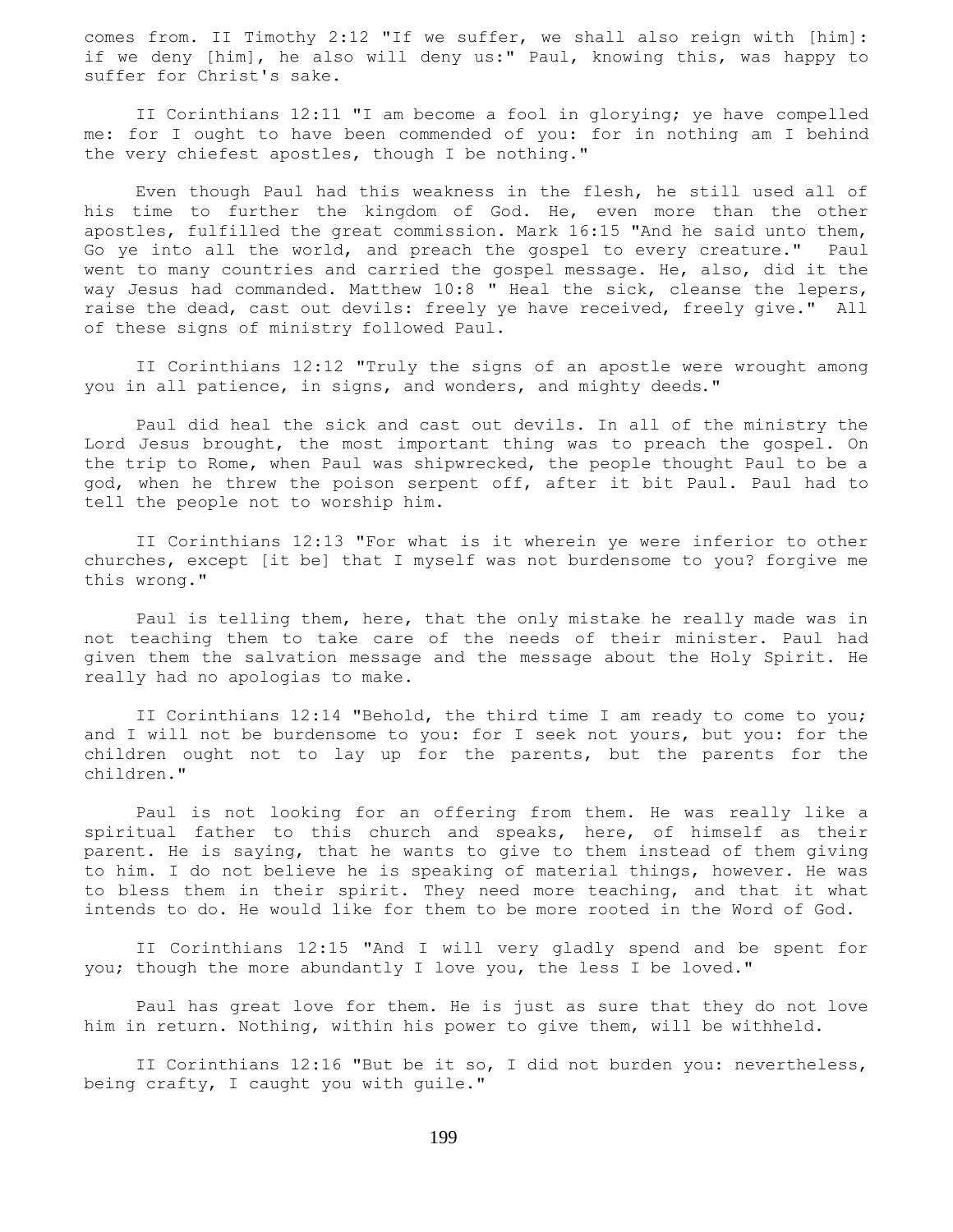comes from. II Timothy 2:12 "If we suffer, we shall also reign with [him]: if we deny [him], he also will deny us:" Paul, knowing this, was happy to suffer for Christ's sake.

II Corinthians 12:11 "I am become a fool in glorying; ye have compelled me: for I ought to have been commended of you: for in nothing am I behind the very chiefest apostles, though I be nothing."

Even though Paul had this weakness in the flesh, he still used all of his time to further the kingdom of God. He, even more than the other apostles, fulfilled the great commission. Mark 16:15 "And he said unto them, Go ye into all the world, and preach the gospel to every creature." Paul went to many countries and carried the gospel message. He, also, did it the way Jesus had commanded. Matthew 10:8 " Heal the sick, cleanse the lepers, raise the dead, cast out devils: freely ye have received, freely give." All of these signs of ministry followed Paul.

II Corinthians 12:12 "Truly the signs of an apostle were wrought among you in all patience, in signs, and wonders, and mighty deeds."

Paul did heal the sick and cast out devils. In all of the ministry the Lord Jesus brought, the most important thing was to preach the gospel. On the trip to Rome, when Paul was shipwrecked, the people thought Paul to be a god, when he threw the poison serpent off, after it bit Paul. Paul had to tell the people not to worship him.

II Corinthians 12:13 "For what is it wherein ye were inferior to other churches, except [it be] that I myself was not burdensome to you? forgive me this wrong."

Paul is telling them, here, that the only mistake he really made was in not teaching them to take care of the needs of their minister. Paul had given them the salvation message and the message about the Holy Spirit. He really had no apologias to make.

II Corinthians 12:14 "Behold, the third time I am ready to come to you; and I will not be burdensome to you: for I seek not yours, but you: for the children ought not to lay up for the parents, but the parents for the children."

Paul is not looking for an offering from them. He was really like a spiritual father to this church and speaks, here, of himself as their parent. He is saying, that he wants to give to them instead of them giving to him. I do not believe he is speaking of material things, however. He was to bless them in their spirit. They need more teaching, and that it what intends to do. He would like for them to be more rooted in the Word of God.

II Corinthians 12:15 "And I will very gladly spend and be spent for you; though the more abundantly I love you, the less I be loved."

Paul has great love for them. He is just as sure that they do not love him in return. Nothing, within his power to give them, will be withheld.

II Corinthians 12:16 "But be it so, I did not burden you: nevertheless, being crafty, I caught you with guile."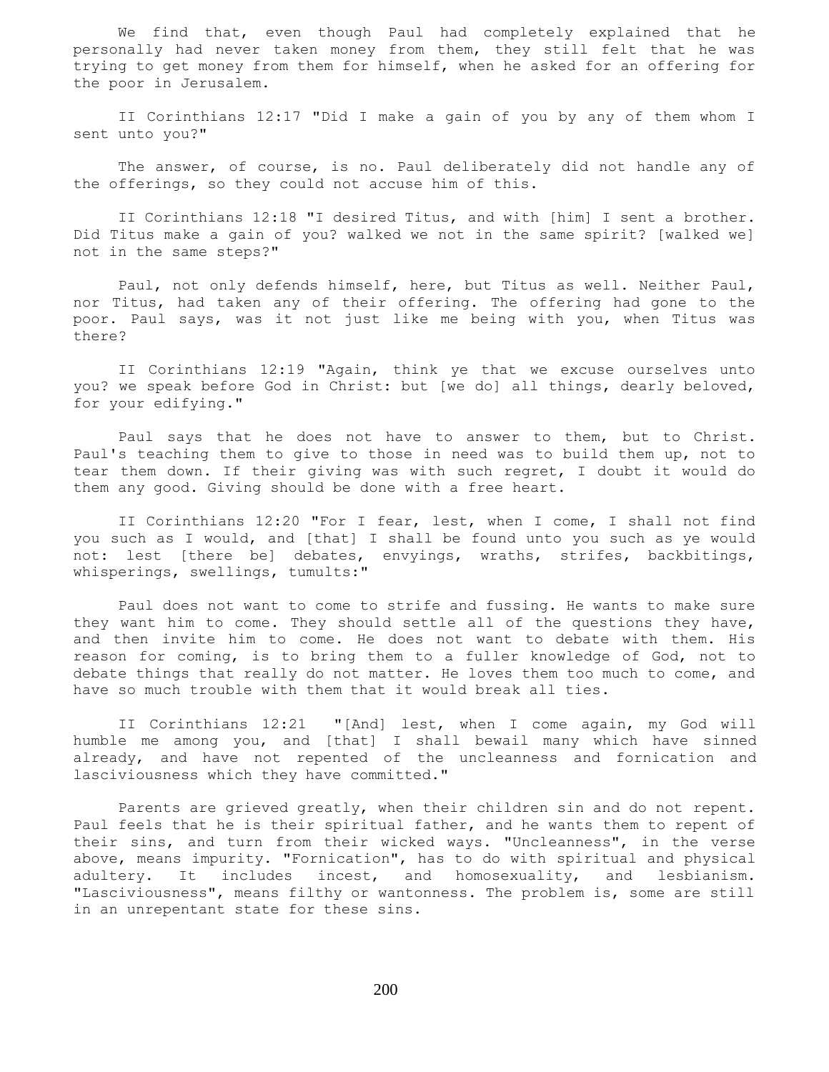We find that, even though Paul had completely explained that he personally had never taken money from them, they still felt that he was trying to get money from them for himself, when he asked for an offering for the poor in Jerusalem.

II Corinthians 12:17 "Did I make a gain of you by any of them whom I sent unto you?"

The answer, of course, is no. Paul deliberately did not handle any of the offerings, so they could not accuse him of this.

II Corinthians 12:18 "I desired Titus, and with [him] I sent a brother. Did Titus make a gain of you? walked we not in the same spirit? [walked we] not in the same steps?"

Paul, not only defends himself, here, but Titus as well. Neither Paul, nor Titus, had taken any of their offering. The offering had gone to the poor. Paul says, was it not just like me being with you, when Titus was there?

II Corinthians 12:19 "Again, think ye that we excuse ourselves unto you? we speak before God in Christ: but [we do] all things, dearly beloved, for your edifying."

Paul says that he does not have to answer to them, but to Christ. Paul's teaching them to give to those in need was to build them up, not to tear them down. If their giving was with such regret, I doubt it would do them any good. Giving should be done with a free heart.

II Corinthians 12:20 "For I fear, lest, when I come, I shall not find you such as I would, and [that] I shall be found unto you such as ye would not: lest [there be] debates, envyings, wraths, strifes, backbitings, whisperings, swellings, tumults:"

Paul does not want to come to strife and fussing. He wants to make sure they want him to come. They should settle all of the questions they have, and then invite him to come. He does not want to debate with them. His reason for coming, is to bring them to a fuller knowledge of God, not to debate things that really do not matter. He loves them too much to come, and have so much trouble with them that it would break all ties.

II Corinthians 12:21 "[And] lest, when I come again, my God will humble me among you, and [that] I shall bewail many which have sinned already, and have not repented of the uncleanness and fornication and lasciviousness which they have committed."

Parents are grieved greatly, when their children sin and do not repent. Paul feels that he is their spiritual father, and he wants them to repent of their sins, and turn from their wicked ways. "Uncleanness", in the verse above, means impurity. "Fornication", has to do with spiritual and physical adultery. It includes incest, and homosexuality, and lesbianism. "Lasciviousness", means filthy or wantonness. The problem is, some are still in an unrepentant state for these sins.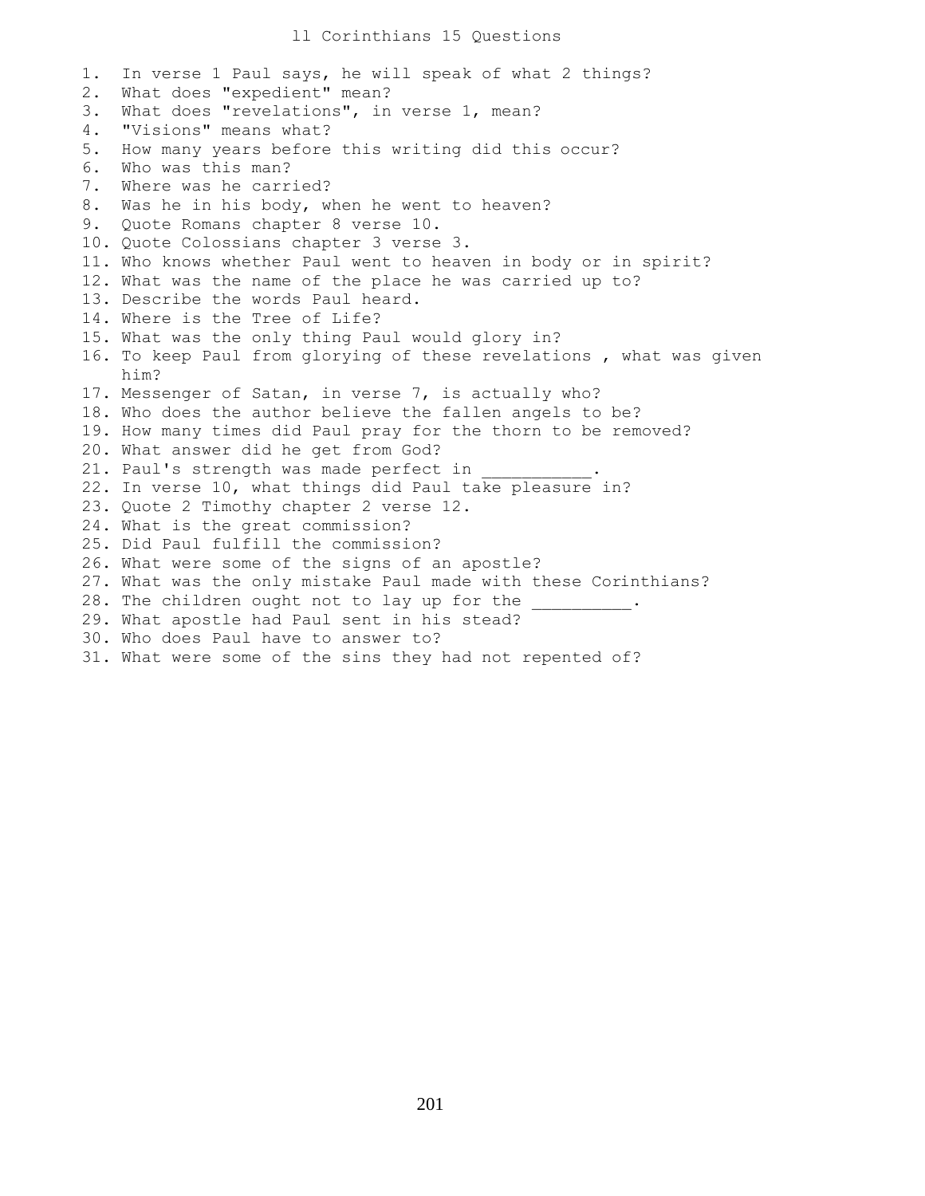# ll Corinthians 15 Questions

1. In verse 1 Paul says, he will speak of what 2 things?
2. What does "expedient" mean?
3. What does "revelations", in verse 1, mean?
4. "Visions" means what?
5. How many years before this writing did this occur?
6. Who was this man?
7. Where was he carried?
8. Was he in his body, when he went to heaven?
9. Quote Romans chapter 8 verse 10.
10. Quote Colossians chapter 3 verse 3.
11. Who knows whether Paul went to heaven in body or in spirit?
12. What was the name of the place he was carried up to?
13. Describe the words Paul heard.
14. Where is the Tree of Life?
15. What was the only thing Paul would glory in?
16. To keep Paul from glorying of these revelations , what was given him?
17. Messenger of Satan, in verse 7, is actually who?
18. Who does the author believe the fallen angels to be?
19. How many times did Paul pray for the thorn to be removed?
20. What answer did he get from God?
21. Paul's strength was made perfect in ___________.
22. In verse 10, what things did Paul take pleasure in?
23. Quote 2 Timothy chapter 2 verse 12.
24. What is the great commission?
25. Did Paul fulfill the commission?
26. What were some of the signs of an apostle?
27. What was the only mistake Paul made with these Corinthians?
28. The children ought not to lay up for the __________.
29. What apostle had Paul sent in his stead?
30. Who does Paul have to answer to?
31. What were some of the sins they had not repented of?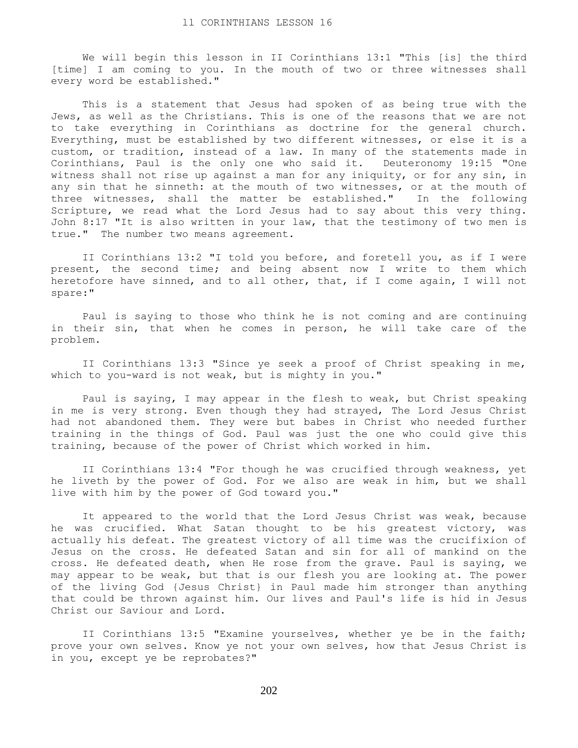# ll CORINTHIANS LESSON 16

We will begin this lesson in II Corinthians 13:1 "This [is] the third [time] I am coming to you. In the mouth of two or three witnesses shall every word be established."

This is a statement that Jesus had spoken of as being true with the Jews, as well as the Christians. This is one of the reasons that we are not to take everything in Corinthians as doctrine for the general church. Everything, must be established by two different witnesses, or else it is a custom, or tradition, instead of a law. In many of the statements made in Corinthians, Paul is the only one who said it. Deuteronomy 19:15 "One witness shall not rise up against a man for any iniquity, or for any sin, in any sin that he sinneth: at the mouth of two witnesses, or at the mouth of three witnesses, shall the matter be established." In the following Scripture, we read what the Lord Jesus had to say about this very thing. John 8:17 "It is also written in your law, that the testimony of two men is true." The number two means agreement.

II Corinthians 13:2 "I told you before, and foretell you, as if I were present, the second time; and being absent now I write to them which heretofore have sinned, and to all other, that, if I come again, I will not spare:"

Paul is saying to those who think he is not coming and are continuing in their sin, that when he comes in person, he will take care of the problem.

II Corinthians 13:3 "Since ye seek a proof of Christ speaking in me, which to you-ward is not weak, but is mighty in you."

Paul is saying, I may appear in the flesh to weak, but Christ speaking in me is very strong. Even though they had strayed, The Lord Jesus Christ had not abandoned them. They were but babes in Christ who needed further training in the things of God. Paul was just the one who could give this training, because of the power of Christ which worked in him.

II Corinthians 13:4 "For though he was crucified through weakness, yet he liveth by the power of God. For we also are weak in him, but we shall live with him by the power of God toward you."

It appeared to the world that the Lord Jesus Christ was weak, because he was crucified. What Satan thought to be his greatest victory, was actually his defeat. The greatest victory of all time was the crucifixion of Jesus on the cross. He defeated Satan and sin for all of mankind on the cross. He defeated death, when He rose from the grave. Paul is saying, we may appear to be weak, but that is our flesh you are looking at. The power of the living God {Jesus Christ} in Paul made him stronger than anything that could be thrown against him. Our lives and Paul's life is hid in Jesus Christ our Saviour and Lord.

II Corinthians 13:5 "Examine yourselves, whether ye be in the faith; prove your own selves. Know ye not your own selves, how that Jesus Christ is in you, except ye be reprobates?"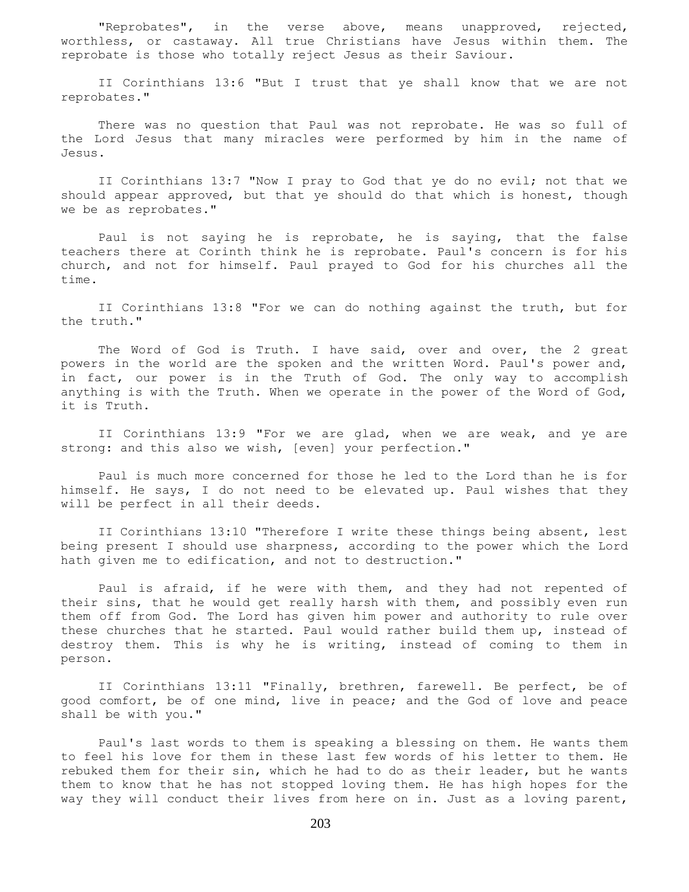"Reprobates", in the verse above, means unapproved, rejected, worthless, or castaway. All true Christians have Jesus within them. The reprobate is those who totally reject Jesus as their Saviour.

II Corinthians 13:6 "But I trust that ye shall know that we are not reprobates."

There was no question that Paul was not reprobate. He was so full of the Lord Jesus that many miracles were performed by him in the name of Jesus.

II Corinthians 13:7 "Now I pray to God that ye do no evil; not that we should appear approved, but that ye should do that which is honest, though we be as reprobates."

Paul is not saying he is reprobate, he is saying, that the false teachers there at Corinth think he is reprobate. Paul's concern is for his church, and not for himself. Paul prayed to God for his churches all the time.

II Corinthians 13:8 "For we can do nothing against the truth, but for the truth."

The Word of God is Truth. I have said, over and over, the 2 great powers in the world are the spoken and the written Word. Paul's power and, in fact, our power is in the Truth of God. The only way to accomplish anything is with the Truth. When we operate in the power of the Word of God, it is Truth.

II Corinthians 13:9 "For we are glad, when we are weak, and ye are strong: and this also we wish, [even] your perfection."

Paul is much more concerned for those he led to the Lord than he is for himself. He says, I do not need to be elevated up. Paul wishes that they will be perfect in all their deeds.

II Corinthians 13:10 "Therefore I write these things being absent, lest being present I should use sharpness, according to the power which the Lord hath given me to edification, and not to destruction."

Paul is afraid, if he were with them, and they had not repented of their sins, that he would get really harsh with them, and possibly even run them off from God. The Lord has given him power and authority to rule over these churches that he started. Paul would rather build them up, instead of destroy them. This is why he is writing, instead of coming to them in person.

II Corinthians 13:11 "Finally, brethren, farewell. Be perfect, be of good comfort, be of one mind, live in peace; and the God of love and peace shall be with you."

Paul's last words to them is speaking a blessing on them. He wants them to feel his love for them in these last few words of his letter to them. He rebuked them for their sin, which he had to do as their leader, but he wants them to know that he has not stopped loving them. He has high hopes for the way they will conduct their lives from here on in. Just as a loving parent,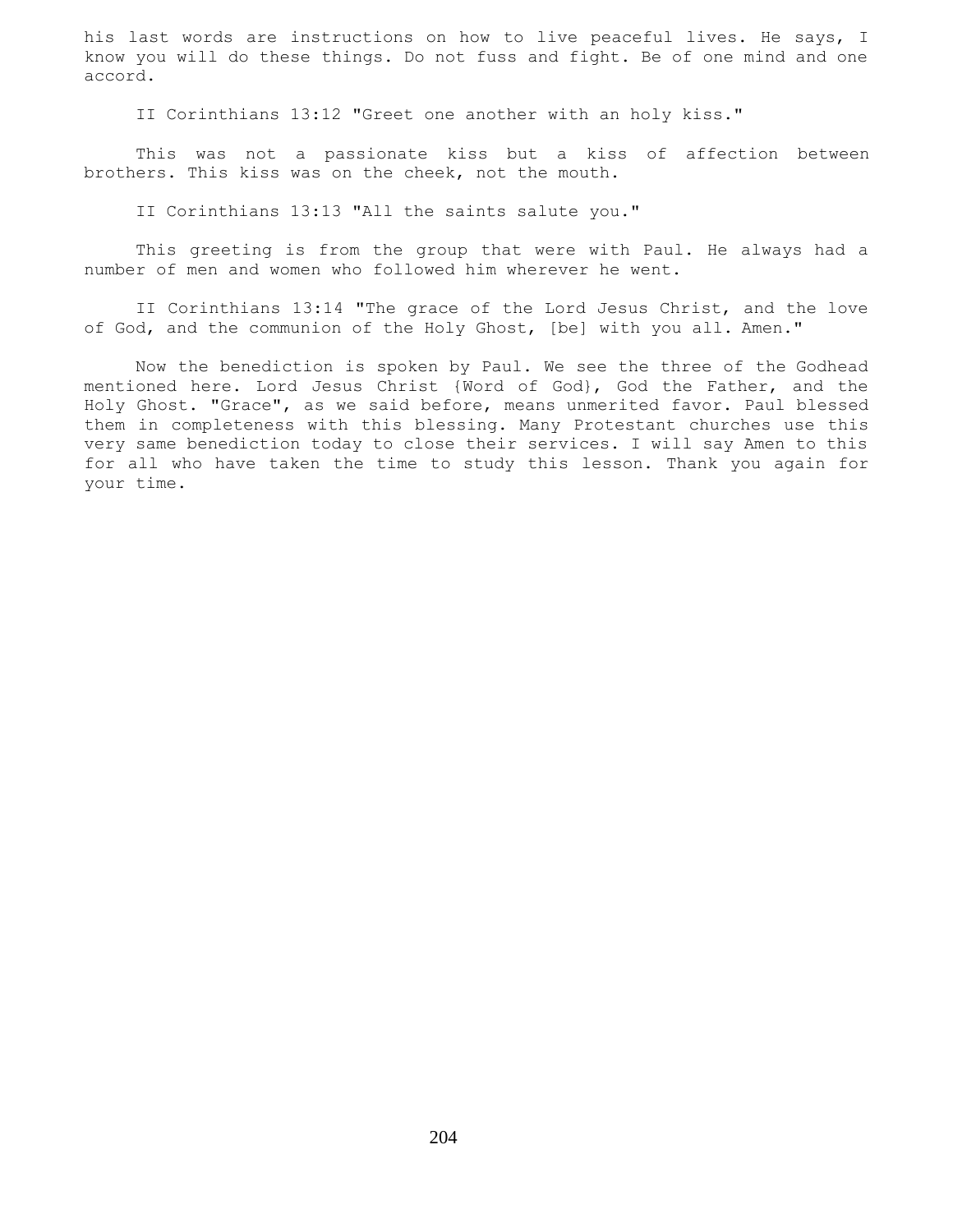his last words are instructions on how to live peaceful lives. He says, I know you will do these things. Do not fuss and fight. Be of one mind and one accord.

II Corinthians 13:12 "Greet one another with an holy kiss."

This was not a passionate kiss but a kiss of affection between brothers. This kiss was on the cheek, not the mouth.

II Corinthians 13:13 "All the saints salute you."

This greeting is from the group that were with Paul. He always had a number of men and women who followed him wherever he went.

II Corinthians 13:14 "The grace of the Lord Jesus Christ, and the love of God, and the communion of the Holy Ghost, [be] with you all. Amen."

Now the benediction is spoken by Paul. We see the three of the Godhead mentioned here. Lord Jesus Christ {Word of God}, God the Father, and the Holy Ghost. "Grace", as we said before, means unmerited favor. Paul blessed them in completeness with this blessing. Many Protestant churches use this very same benediction today to close their services. I will say Amen to this for all who have taken the time to study this lesson. Thank you again for your time.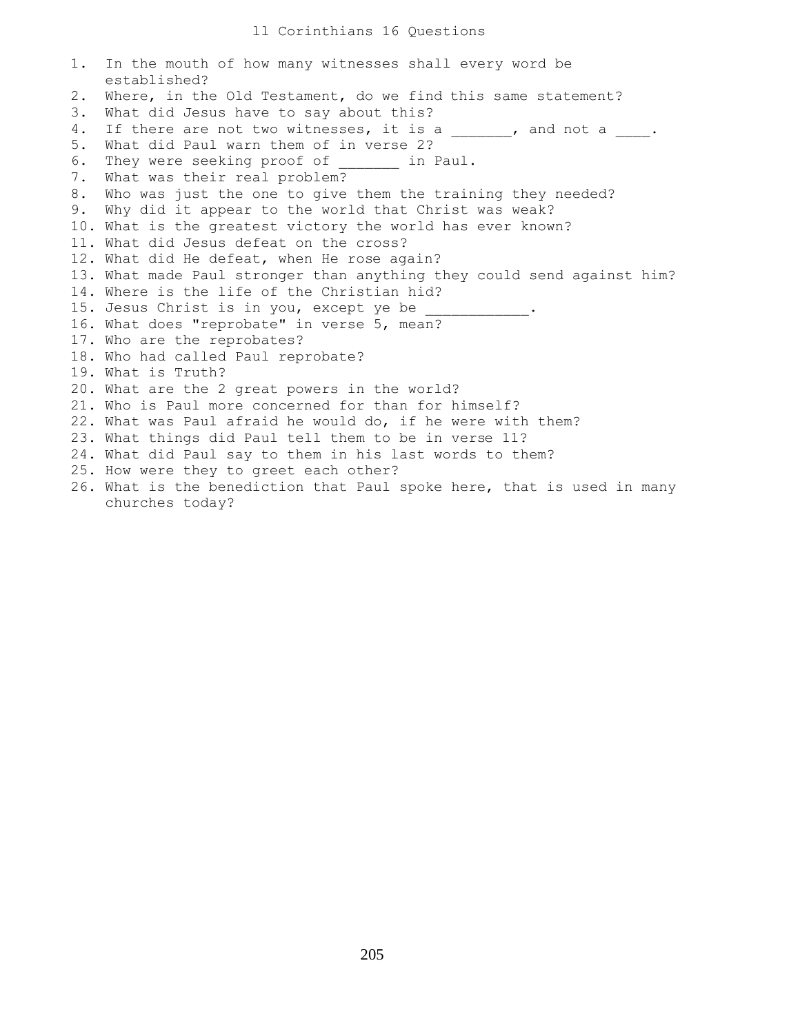# ll Corinthians 16 Questions

1. In the mouth of how many witnesses shall every word be established?
2. Where, in the Old Testament, do we find this same statement?
3. What did Jesus have to say about this?
4. If there are not two witnesses, it is a _______, and not a ____.
5. What did Paul warn them of in verse 2?
6. They were seeking proof of _______ in Paul.
7. What was their real problem?
8. Who was just the one to give them the training they needed?
9. Why did it appear to the world that Christ was weak?
10. What is the greatest victory the world has ever known?
11. What did Jesus defeat on the cross?
12. What did He defeat, when He rose again?
13. What made Paul stronger than anything they could send against him?
14. Where is the life of the Christian hid?
15. Jesus Christ is in you, except ye be ____________.
16. What does "reprobate" in verse 5, mean?
17. Who are the reprobates?
18. Who had called Paul reprobate?
19. What is Truth?
20. What are the 2 great powers in the world?
21. Who is Paul more concerned for than for himself?
22. What was Paul afraid he would do, if he were with them?
23. What things did Paul tell them to be in verse 11?
24. What did Paul say to them in his last words to them?
25. How were they to greet each other?
26. What is the benediction that Paul spoke here, that is used in many churches today?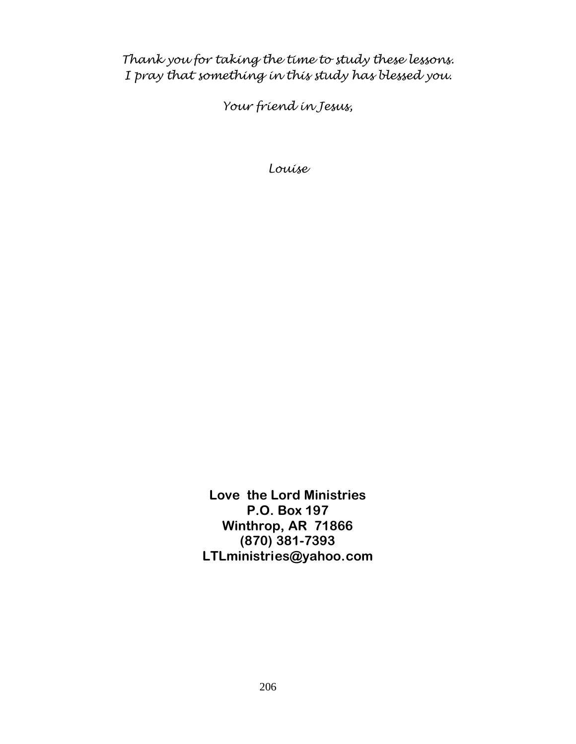*Thank you for taking the time to study these lessons.*
*I pray that something in this study has blessed you.*

*Your friend in Jesus,*

*Louise*

**Love the Lord Ministries**
**P.O. Box 197**
**Winthrop, AR 71866**
**(870) 381-7393**
**LTLministries@yahoo.com**